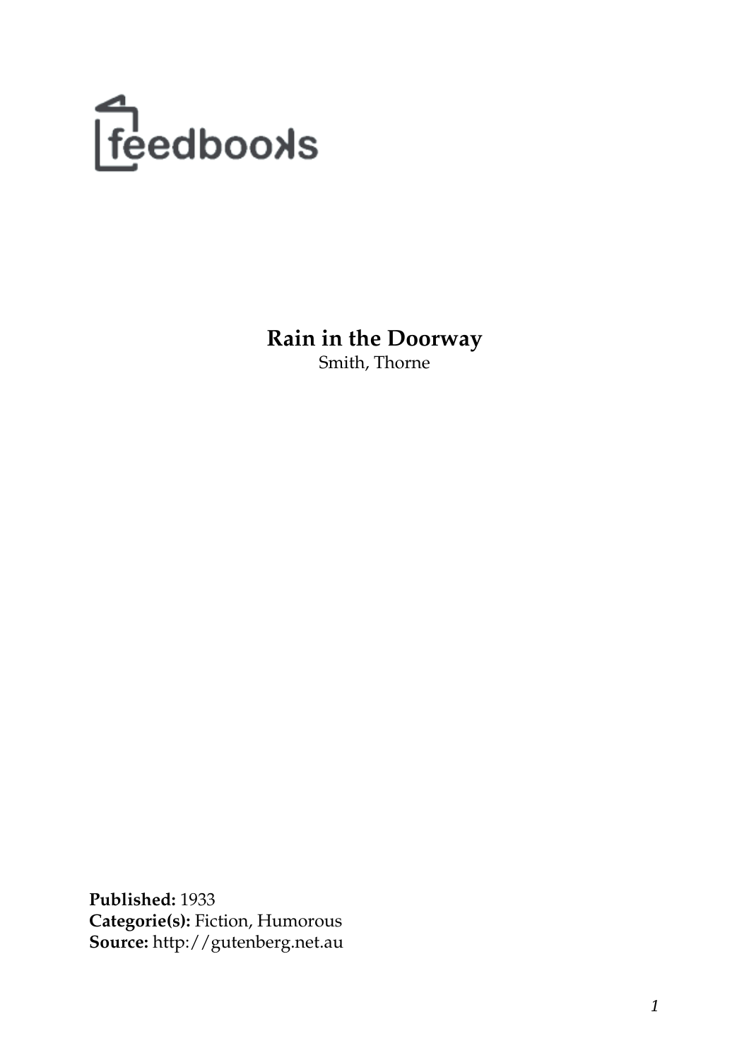feedbooks

# Rain in the Doorway

Smith, Thorne

**Published:** 1933
**Categorie(s):** Fiction, Humorous
**Source:** http://gutenberg.net.au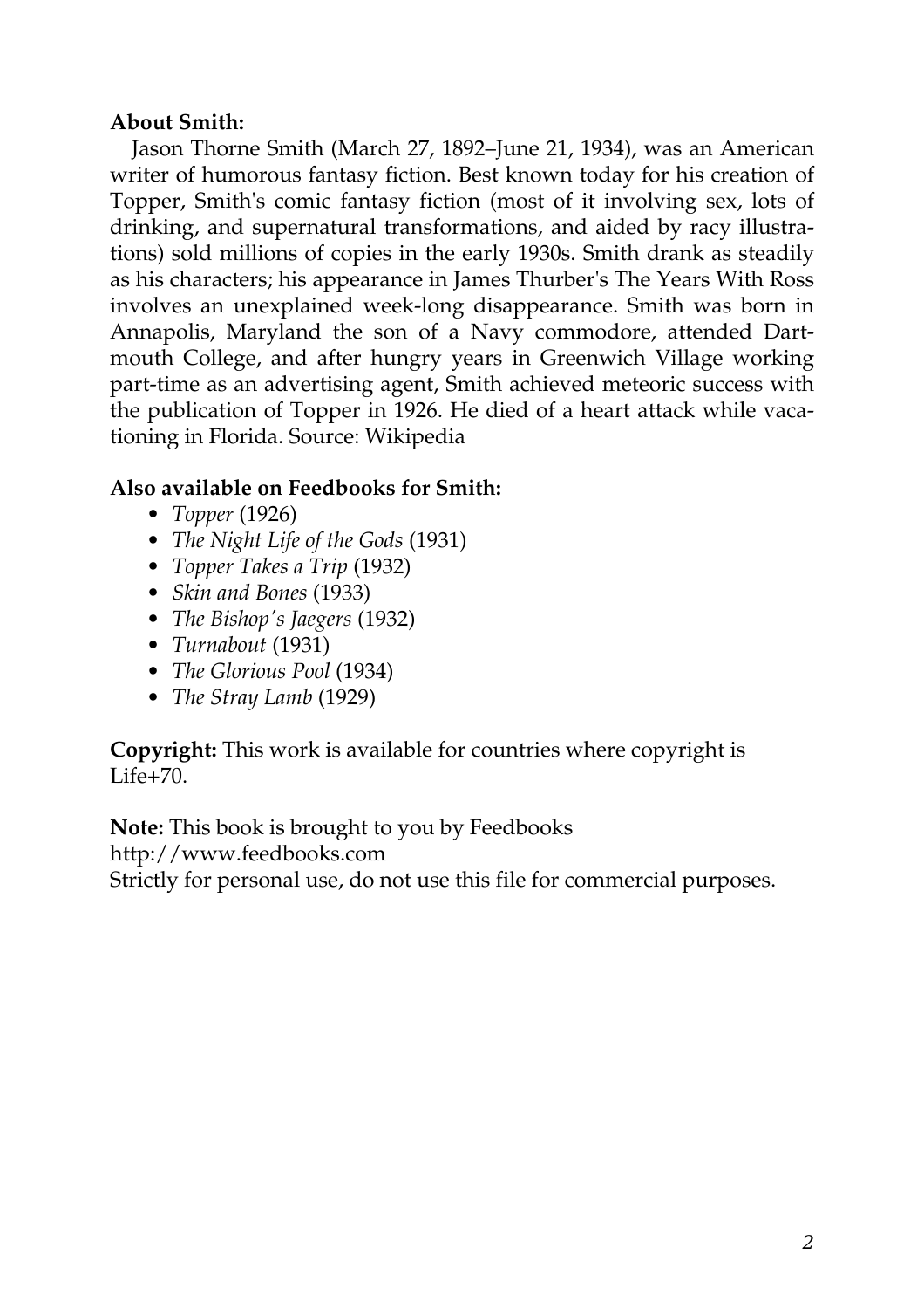**About Smith:**

Jason Thorne Smith (March 27, 1892–June 21, 1934), was an American writer of humorous fantasy fiction. Best known today for his creation of Topper, Smith's comic fantasy fiction (most of it involving sex, lots of drinking, and supernatural transformations, and aided by racy illustrations) sold millions of copies in the early 1930s. Smith drank as steadily as his characters; his appearance in James Thurber's The Years With Ross involves an unexplained week-long disappearance. Smith was born in Annapolis, Maryland the son of a Navy commodore, attended Dartmouth College, and after hungry years in Greenwich Village working part-time as an advertising agent, Smith achieved meteoric success with the publication of Topper in 1926. He died of a heart attack while vacationing in Florida. Source: Wikipedia

**Also available on Feedbooks for Smith:**

- *Topper* (1926)
- *The Night Life of the Gods* (1931)
- *Topper Takes a Trip* (1932)
- *Skin and Bones* (1933)
- *The Bishop's Jaegers* (1932)
- *Turnabout* (1931)
- *The Glorious Pool* (1934)
- *The Stray Lamb* (1929)

**Copyright:** This work is available for countries where copyright is Life+70.

**Note:** This book is brought to you by Feedbooks
http://www.feedbooks.com
Strictly for personal use, do not use this file for commercial purposes.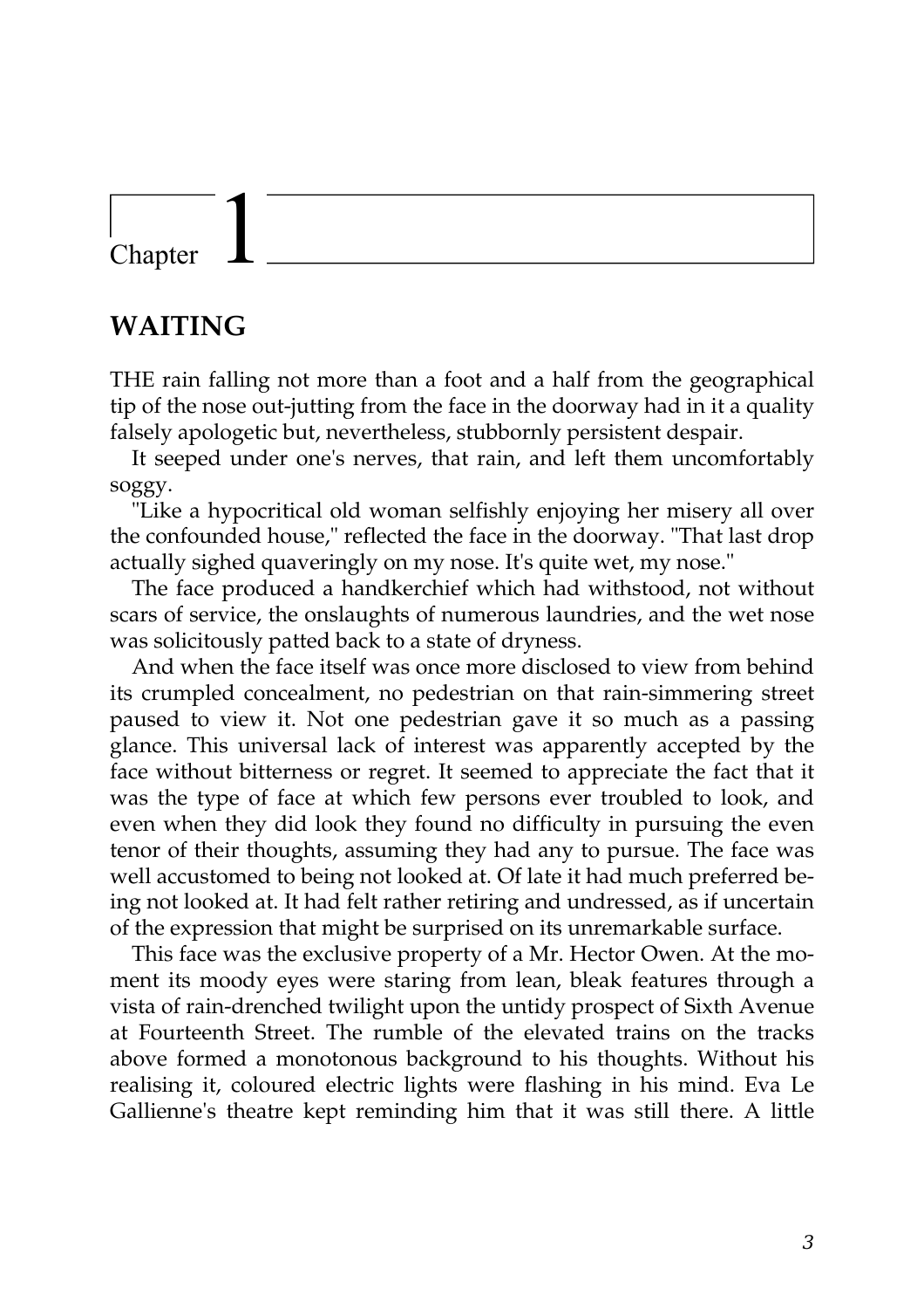# Chapter 1

## WAITING

THE rain falling not more than a foot and a half from the geographical tip of the nose out-jutting from the face in the doorway had in it a quality falsely apologetic but, nevertheless, stubbornly persistent despair.

It seeped under one's nerves, that rain, and left them uncomfortably soggy.

"Like a hypocritical old woman selfishly enjoying her misery all over the confounded house," reflected the face in the doorway. "That last drop actually sighed quaveringly on my nose. It's quite wet, my nose."

The face produced a handkerchief which had withstood, not without scars of service, the onslaughts of numerous laundries, and the wet nose was solicitously patted back to a state of dryness.

And when the face itself was once more disclosed to view from behind its crumpled concealment, no pedestrian on that rain-simmering street paused to view it. Not one pedestrian gave it so much as a passing glance. This universal lack of interest was apparently accepted by the face without bitterness or regret. It seemed to appreciate the fact that it was the type of face at which few persons ever troubled to look, and even when they did look they found no difficulty in pursuing the even tenor of their thoughts, assuming they had any to pursue. The face was well accustomed to being not looked at. Of late it had much preferred being not looked at. It had felt rather retiring and undressed, as if uncertain of the expression that might be surprised on its unremarkable surface.

This face was the exclusive property of a Mr. Hector Owen. At the moment its moody eyes were staring from lean, bleak features through a vista of rain-drenched twilight upon the untidy prospect of Sixth Avenue at Fourteenth Street. The rumble of the elevated trains on the tracks above formed a monotonous background to his thoughts. Without his realising it, coloured electric lights were flashing in his mind. Eva Le Gallienne's theatre kept reminding him that it was still there. A little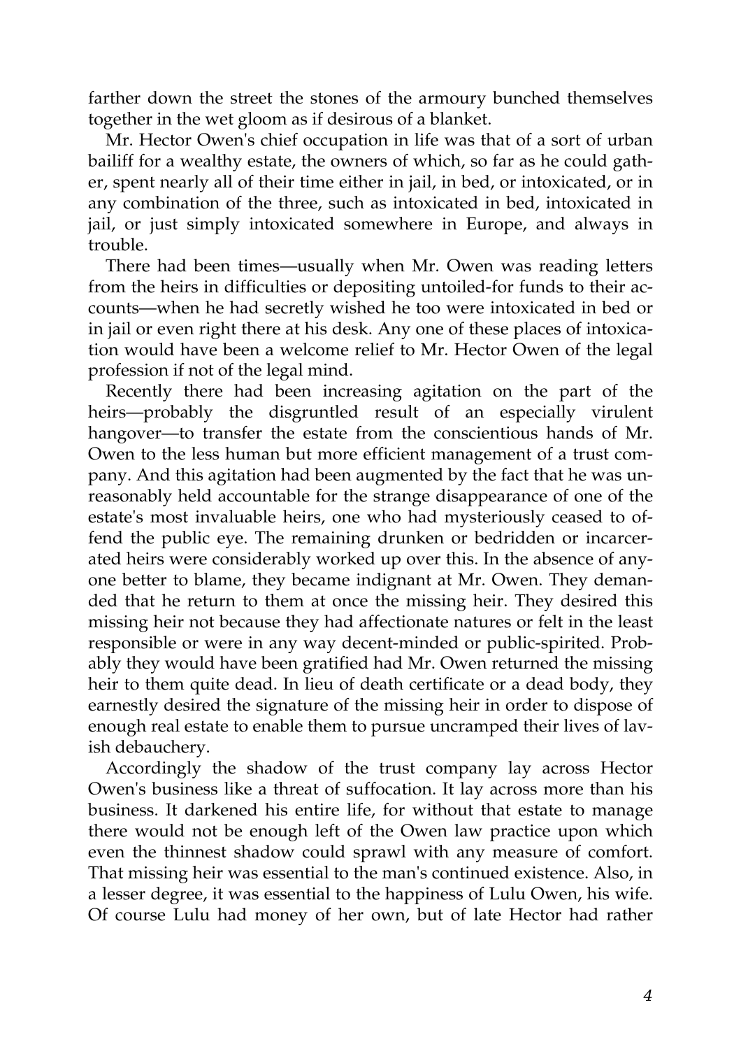farther down the street the stones of the armoury bunched themselves together in the wet gloom as if desirous of a blanket.

Mr. Hector Owen's chief occupation in life was that of a sort of urban bailiff for a wealthy estate, the owners of which, so far as he could gather, spent nearly all of their time either in jail, in bed, or intoxicated, or in any combination of the three, such as intoxicated in bed, intoxicated in jail, or just simply intoxicated somewhere in Europe, and always in trouble.

There had been times—usually when Mr. Owen was reading letters from the heirs in difficulties or depositing untoiled-for funds to their accounts—when he had secretly wished he too were intoxicated in bed or in jail or even right there at his desk. Any one of these places of intoxication would have been a welcome relief to Mr. Hector Owen of the legal profession if not of the legal mind.

Recently there had been increasing agitation on the part of the heirs—probably the disgruntled result of an especially virulent hangover—to transfer the estate from the conscientious hands of Mr. Owen to the less human but more efficient management of a trust company. And this agitation had been augmented by the fact that he was unreasonably held accountable for the strange disappearance of one of the estate's most invaluable heirs, one who had mysteriously ceased to offend the public eye. The remaining drunken or bedridden or incarcerated heirs were considerably worked up over this. In the absence of anyone better to blame, they became indignant at Mr. Owen. They demanded that he return to them at once the missing heir. They desired this missing heir not because they had affectionate natures or felt in the least responsible or were in any way decent-minded or public-spirited. Probably they would have been gratified had Mr. Owen returned the missing heir to them quite dead. In lieu of death certificate or a dead body, they earnestly desired the signature of the missing heir in order to dispose of enough real estate to enable them to pursue uncramped their lives of lavish debauchery.

Accordingly the shadow of the trust company lay across Hector Owen's business like a threat of suffocation. It lay across more than his business. It darkened his entire life, for without that estate to manage there would not be enough left of the Owen law practice upon which even the thinnest shadow could sprawl with any measure of comfort. That missing heir was essential to the man's continued existence. Also, in a lesser degree, it was essential to the happiness of Lulu Owen, his wife. Of course Lulu had money of her own, but of late Hector had rather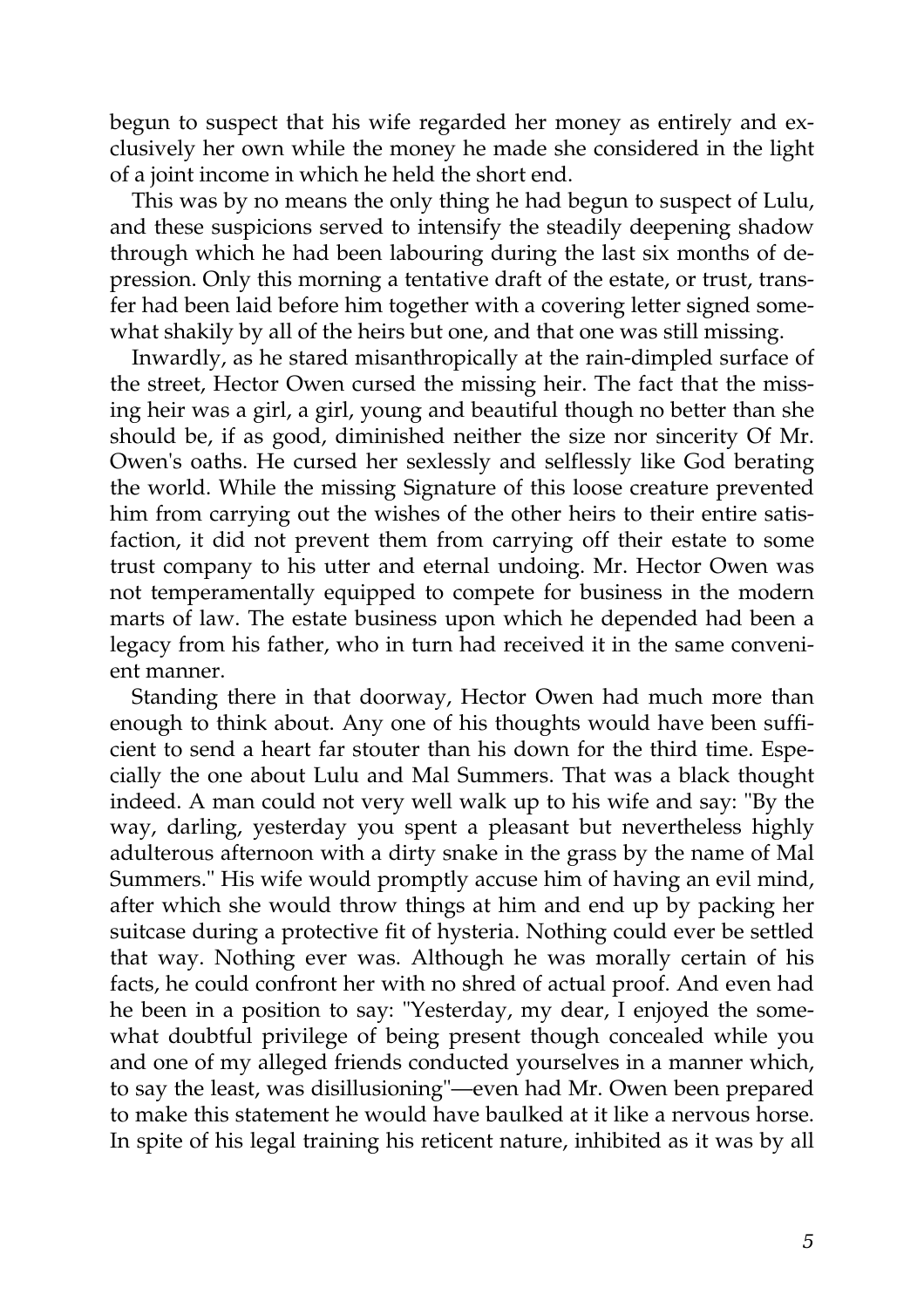begun to suspect that his wife regarded her money as entirely and exclusively her own while the money he made she considered in the light of a joint income in which he held the short end.

This was by no means the only thing he had begun to suspect of Lulu, and these suspicions served to intensify the steadily deepening shadow through which he had been labouring during the last six months of depression. Only this morning a tentative draft of the estate, or trust, transfer had been laid before him together with a covering letter signed somewhat shakily by all of the heirs but one, and that one was still missing.

Inwardly, as he stared misanthropically at the rain-dimpled surface of the street, Hector Owen cursed the missing heir. The fact that the missing heir was a girl, a girl, young and beautiful though no better than she should be, if as good, diminished neither the size nor sincerity Of Mr. Owen's oaths. He cursed her sexlessly and selflessly like God berating the world. While the missing Signature of this loose creature prevented him from carrying out the wishes of the other heirs to their entire satisfaction, it did not prevent them from carrying off their estate to some trust company to his utter and eternal undoing. Mr. Hector Owen was not temperamentally equipped to compete for business in the modern marts of law. The estate business upon which he depended had been a legacy from his father, who in turn had received it in the same convenient manner.

Standing there in that doorway, Hector Owen had much more than enough to think about. Any one of his thoughts would have been sufficient to send a heart far stouter than his down for the third time. Especially the one about Lulu and Mal Summers. That was a black thought indeed. A man could not very well walk up to his wife and say: "By the way, darling, yesterday you spent a pleasant but nevertheless highly adulterous afternoon with a dirty snake in the grass by the name of Mal Summers." His wife would promptly accuse him of having an evil mind, after which she would throw things at him and end up by packing her suitcase during a protective fit of hysteria. Nothing could ever be settled that way. Nothing ever was. Although he was morally certain of his facts, he could confront her with no shred of actual proof. And even had he been in a position to say: "Yesterday, my dear, I enjoyed the somewhat doubtful privilege of being present though concealed while you and one of my alleged friends conducted yourselves in a manner which, to say the least, was disillusioning"—even had Mr. Owen been prepared to make this statement he would have baulked at it like a nervous horse. In spite of his legal training his reticent nature, inhibited as it was by all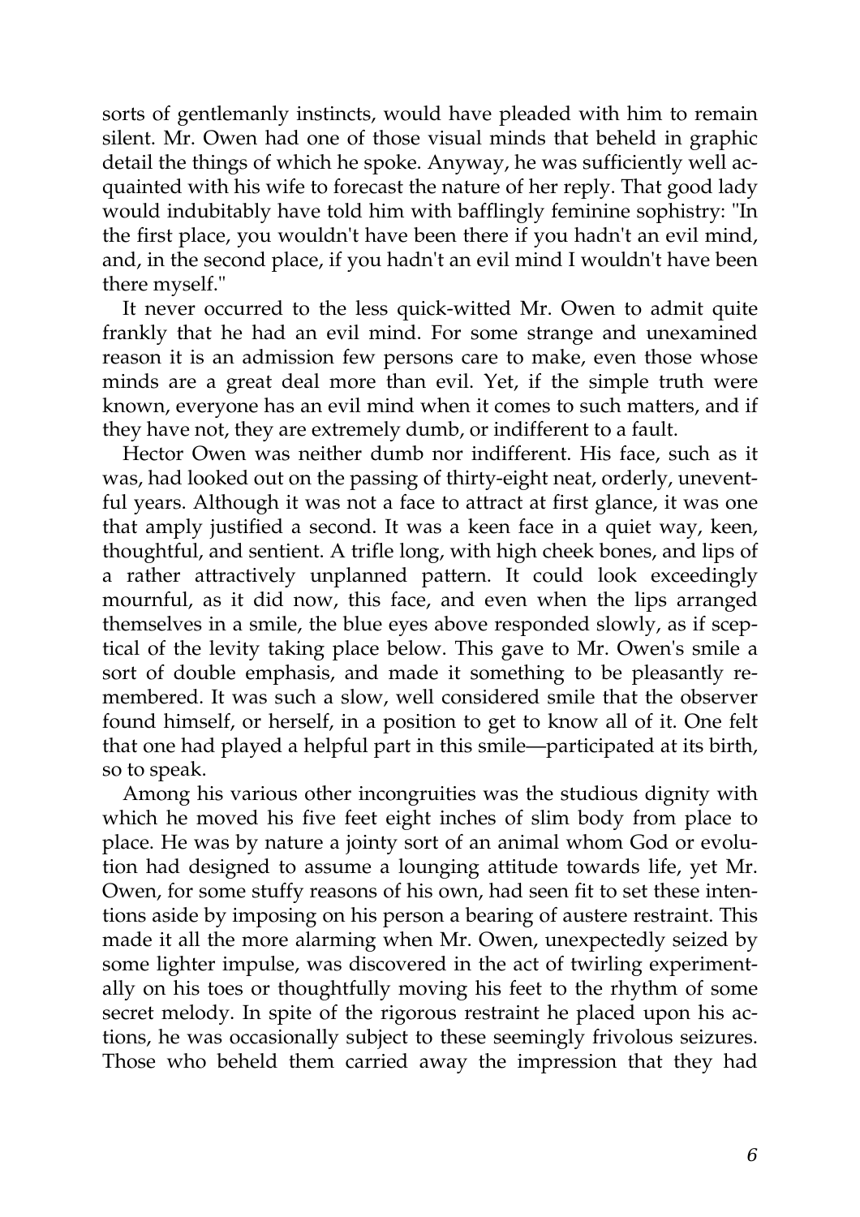sorts of gentlemanly instincts, would have pleaded with him to remain silent. Mr. Owen had one of those visual minds that beheld in graphic detail the things of which he spoke. Anyway, he was sufficiently well acquainted with his wife to forecast the nature of her reply. That good lady would indubitably have told him with bafflingly feminine sophistry: "In the first place, you wouldn't have been there if you hadn't an evil mind, and, in the second place, if you hadn't an evil mind I wouldn't have been there myself."

It never occurred to the less quick-witted Mr. Owen to admit quite frankly that he had an evil mind. For some strange and unexamined reason it is an admission few persons care to make, even those whose minds are a great deal more than evil. Yet, if the simple truth were known, everyone has an evil mind when it comes to such matters, and if they have not, they are extremely dumb, or indifferent to a fault.

Hector Owen was neither dumb nor indifferent. His face, such as it was, had looked out on the passing of thirty-eight neat, orderly, uneventful years. Although it was not a face to attract at first glance, it was one that amply justified a second. It was a keen face in a quiet way, keen, thoughtful, and sentient. A trifle long, with high cheek bones, and lips of a rather attractively unplanned pattern. It could look exceedingly mournful, as it did now, this face, and even when the lips arranged themselves in a smile, the blue eyes above responded slowly, as if sceptical of the levity taking place below. This gave to Mr. Owen's smile a sort of double emphasis, and made it something to be pleasantly remembered. It was such a slow, well considered smile that the observer found himself, or herself, in a position to get to know all of it. One felt that one had played a helpful part in this smile—participated at its birth, so to speak.

Among his various other incongruities was the studious dignity with which he moved his five feet eight inches of slim body from place to place. He was by nature a jointy sort of an animal whom God or evolution had designed to assume a lounging attitude towards life, yet Mr. Owen, for some stuffy reasons of his own, had seen fit to set these intentions aside by imposing on his person a bearing of austere restraint. This made it all the more alarming when Mr. Owen, unexpectedly seized by some lighter impulse, was discovered in the act of twirling experimentally on his toes or thoughtfully moving his feet to the rhythm of some secret melody. In spite of the rigorous restraint he placed upon his actions, he was occasionally subject to these seemingly frivolous seizures. Those who beheld them carried away the impression that they had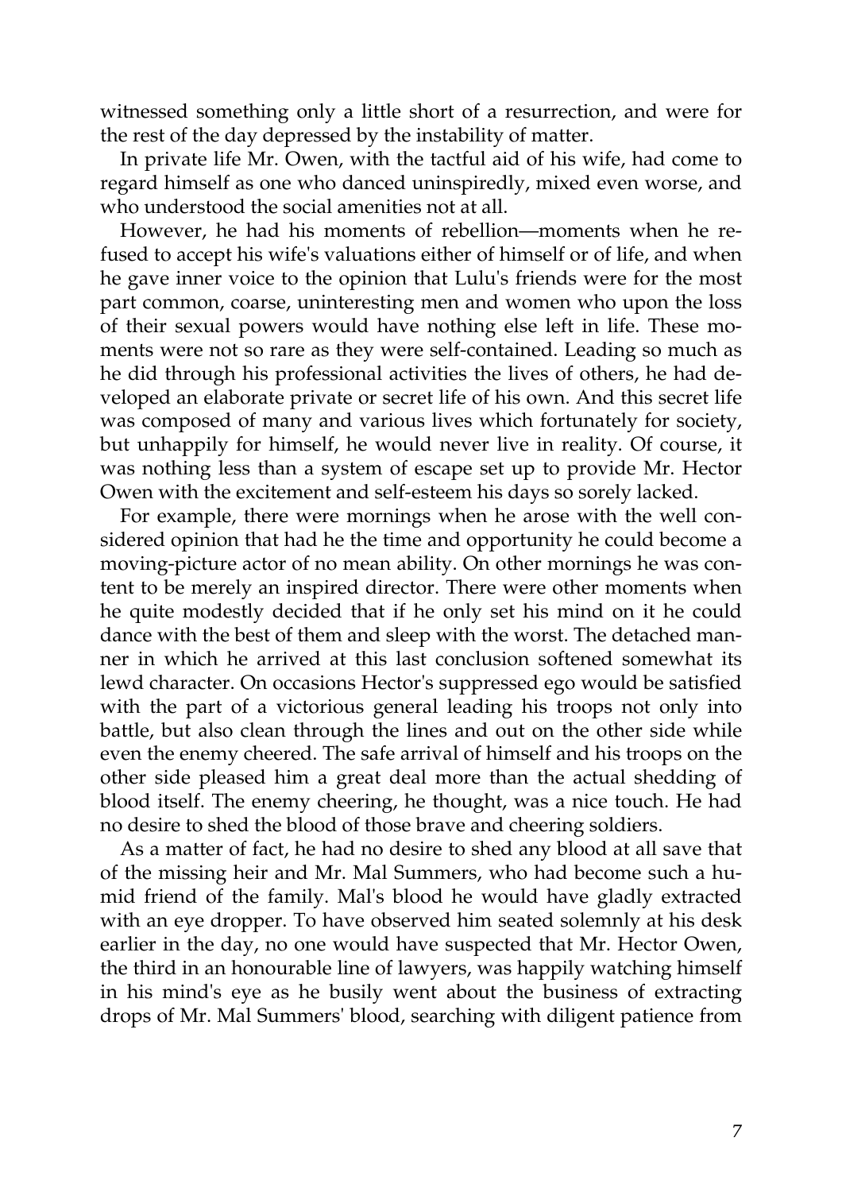witnessed something only a little short of a resurrection, and were for the rest of the day depressed by the instability of matter.

In private life Mr. Owen, with the tactful aid of his wife, had come to regard himself as one who danced uninspiredly, mixed even worse, and who understood the social amenities not at all.

However, he had his moments of rebellion—moments when he refused to accept his wife's valuations either of himself or of life, and when he gave inner voice to the opinion that Lulu's friends were for the most part common, coarse, uninteresting men and women who upon the loss of their sexual powers would have nothing else left in life. These moments were not so rare as they were self-contained. Leading so much as he did through his professional activities the lives of others, he had developed an elaborate private or secret life of his own. And this secret life was composed of many and various lives which fortunately for society, but unhappily for himself, he would never live in reality. Of course, it was nothing less than a system of escape set up to provide Mr. Hector Owen with the excitement and self-esteem his days so sorely lacked.

For example, there were mornings when he arose with the well considered opinion that had he the time and opportunity he could become a moving-picture actor of no mean ability. On other mornings he was content to be merely an inspired director. There were other moments when he quite modestly decided that if he only set his mind on it he could dance with the best of them and sleep with the worst. The detached manner in which he arrived at this last conclusion softened somewhat its lewd character. On occasions Hector's suppressed ego would be satisfied with the part of a victorious general leading his troops not only into battle, but also clean through the lines and out on the other side while even the enemy cheered. The safe arrival of himself and his troops on the other side pleased him a great deal more than the actual shedding of blood itself. The enemy cheering, he thought, was a nice touch. He had no desire to shed the blood of those brave and cheering soldiers.

As a matter of fact, he had no desire to shed any blood at all save that of the missing heir and Mr. Mal Summers, who had become such a humid friend of the family. Mal's blood he would have gladly extracted with an eye dropper. To have observed him seated solemnly at his desk earlier in the day, no one would have suspected that Mr. Hector Owen, the third in an honourable line of lawyers, was happily watching himself in his mind's eye as he busily went about the business of extracting drops of Mr. Mal Summers' blood, searching with diligent patience from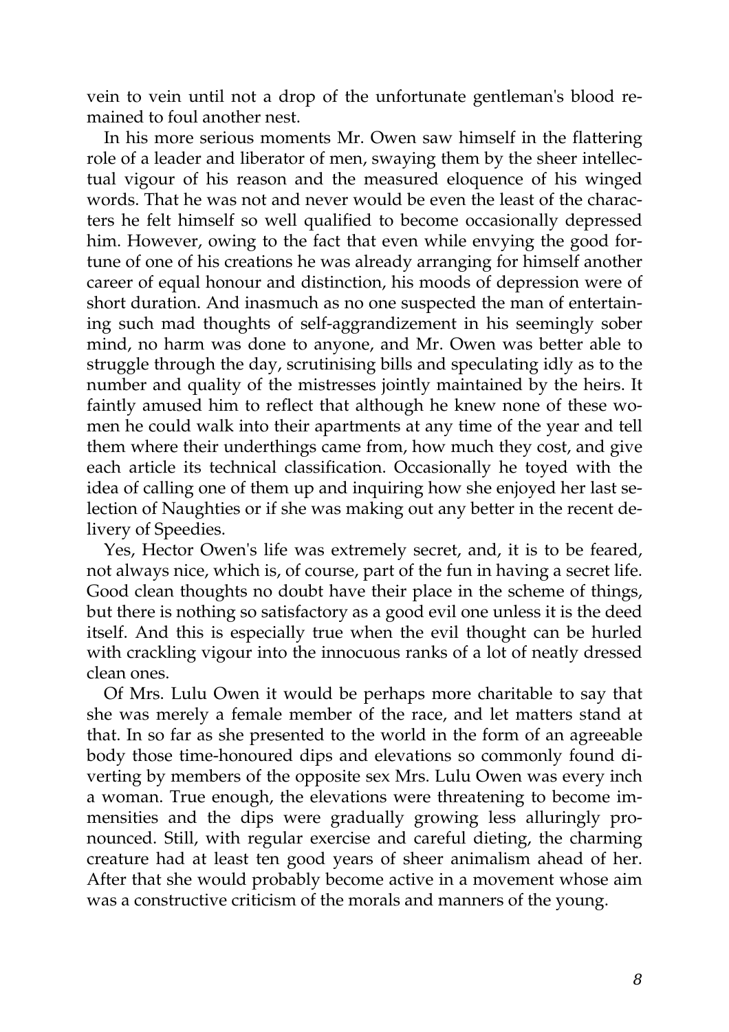vein to vein until not a drop of the unfortunate gentleman's blood remained to foul another nest.

In his more serious moments Mr. Owen saw himself in the flattering role of a leader and liberator of men, swaying them by the sheer intellectual vigour of his reason and the measured eloquence of his winged words. That he was not and never would be even the least of the characters he felt himself so well qualified to become occasionally depressed him. However, owing to the fact that even while envying the good fortune of one of his creations he was already arranging for himself another career of equal honour and distinction, his moods of depression were of short duration. And inasmuch as no one suspected the man of entertaining such mad thoughts of self-aggrandizement in his seemingly sober mind, no harm was done to anyone, and Mr. Owen was better able to struggle through the day, scrutinising bills and speculating idly as to the number and quality of the mistresses jointly maintained by the heirs. It faintly amused him to reflect that although he knew none of these women he could walk into their apartments at any time of the year and tell them where their underthings came from, how much they cost, and give each article its technical classification. Occasionally he toyed with the idea of calling one of them up and inquiring how she enjoyed her last selection of Naughties or if she was making out any better in the recent delivery of Speedies.

Yes, Hector Owen's life was extremely secret, and, it is to be feared, not always nice, which is, of course, part of the fun in having a secret life. Good clean thoughts no doubt have their place in the scheme of things, but there is nothing so satisfactory as a good evil one unless it is the deed itself. And this is especially true when the evil thought can be hurled with crackling vigour into the innocuous ranks of a lot of neatly dressed clean ones.

Of Mrs. Lulu Owen it would be perhaps more charitable to say that she was merely a female member of the race, and let matters stand at that. In so far as she presented to the world in the form of an agreeable body those time-honoured dips and elevations so commonly found diverting by members of the opposite sex Mrs. Lulu Owen was every inch a woman. True enough, the elevations were threatening to become immensities and the dips were gradually growing less alluringly pronounced. Still, with regular exercise and careful dieting, the charming creature had at least ten good years of sheer animalism ahead of her. After that she would probably become active in a movement whose aim was a constructive criticism of the morals and manners of the young.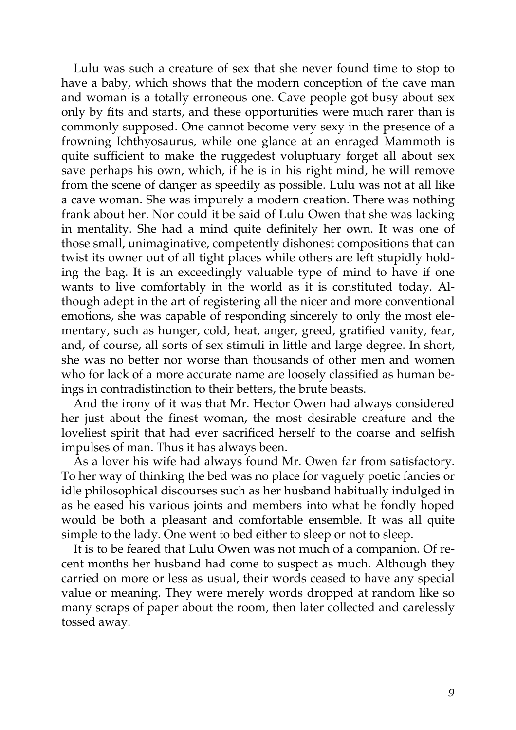Lulu was such a creature of sex that she never found time to stop to have a baby, which shows that the modern conception of the cave man and woman is a totally erroneous one. Cave people got busy about sex only by fits and starts, and these opportunities were much rarer than is commonly supposed. One cannot become very sexy in the presence of a frowning Ichthyosaurus, while one glance at an enraged Mammoth is quite sufficient to make the ruggedest voluptuary forget all about sex save perhaps his own, which, if he is in his right mind, he will remove from the scene of danger as speedily as possible. Lulu was not at all like a cave woman. She was impurely a modern creation. There was nothing frank about her. Nor could it be said of Lulu Owen that she was lacking in mentality. She had a mind quite definitely her own. It was one of those small, unimaginative, competently dishonest compositions that can twist its owner out of all tight places while others are left stupidly holding the bag. It is an exceedingly valuable type of mind to have if one wants to live comfortably in the world as it is constituted today. Although adept in the art of registering all the nicer and more conventional emotions, she was capable of responding sincerely to only the most elementary, such as hunger, cold, heat, anger, greed, gratified vanity, fear, and, of course, all sorts of sex stimuli in little and large degree. In short, she was no better nor worse than thousands of other men and women who for lack of a more accurate name are loosely classified as human beings in contradistinction to their betters, the brute beasts.

And the irony of it was that Mr. Hector Owen had always considered her just about the finest woman, the most desirable creature and the loveliest spirit that had ever sacrificed herself to the coarse and selfish impulses of man. Thus it has always been.

As a lover his wife had always found Mr. Owen far from satisfactory. To her way of thinking the bed was no place for vaguely poetic fancies or idle philosophical discourses such as her husband habitually indulged in as he eased his various joints and members into what he fondly hoped would be both a pleasant and comfortable ensemble. It was all quite simple to the lady. One went to bed either to sleep or not to sleep.

It is to be feared that Lulu Owen was not much of a companion. Of recent months her husband had come to suspect as much. Although they carried on more or less as usual, their words ceased to have any special value or meaning. They were merely words dropped at random like so many scraps of paper about the room, then later collected and carelessly tossed away.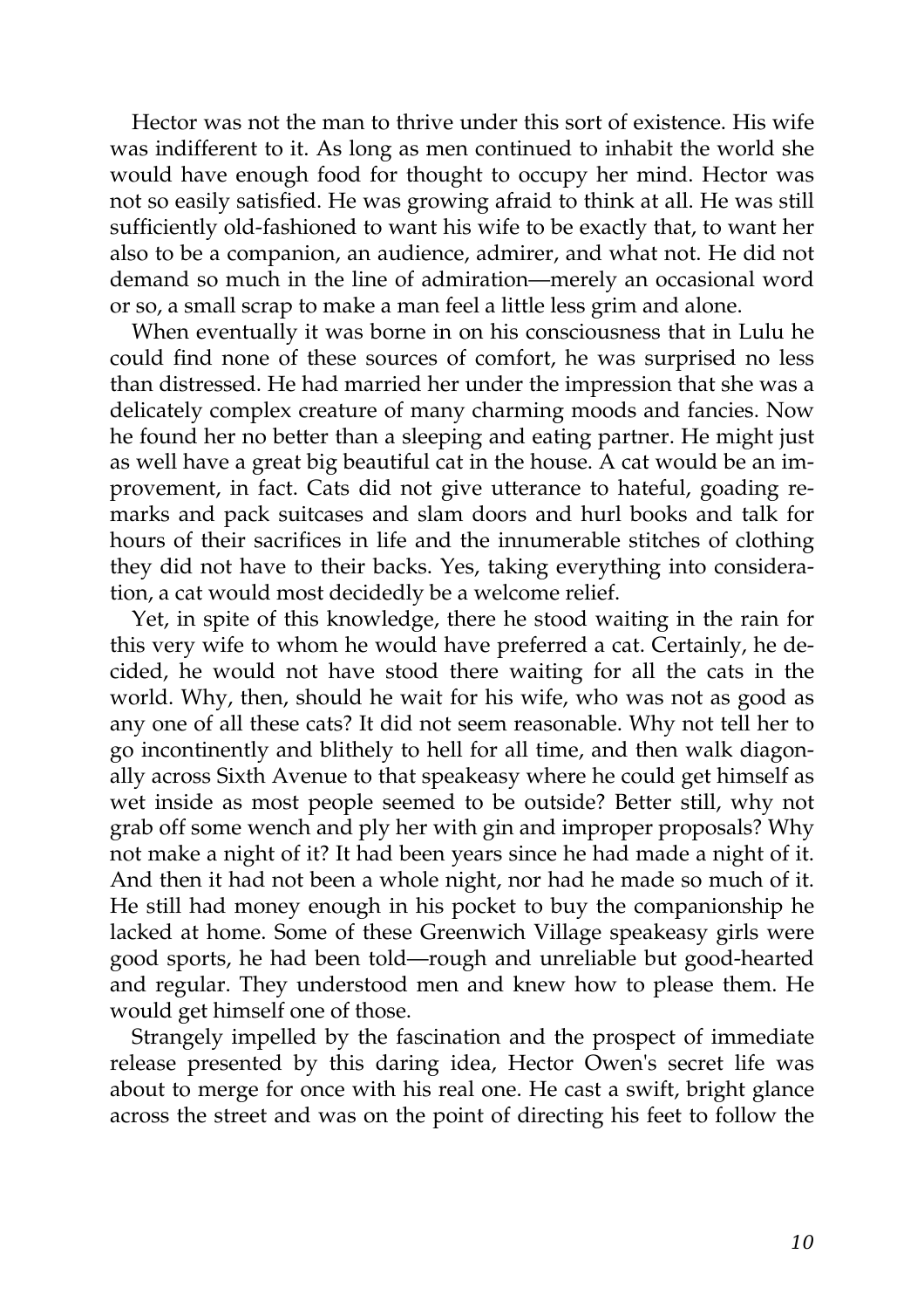Hector was not the man to thrive under this sort of existence. His wife was indifferent to it. As long as men continued to inhabit the world she would have enough food for thought to occupy her mind. Hector was not so easily satisfied. He was growing afraid to think at all. He was still sufficiently old-fashioned to want his wife to be exactly that, to want her also to be a companion, an audience, admirer, and what not. He did not demand so much in the line of admiration—merely an occasional word or so, a small scrap to make a man feel a little less grim and alone.

When eventually it was borne in on his consciousness that in Lulu he could find none of these sources of comfort, he was surprised no less than distressed. He had married her under the impression that she was a delicately complex creature of many charming moods and fancies. Now he found her no better than a sleeping and eating partner. He might just as well have a great big beautiful cat in the house. A cat would be an improvement, in fact. Cats did not give utterance to hateful, goading remarks and pack suitcases and slam doors and hurl books and talk for hours of their sacrifices in life and the innumerable stitches of clothing they did not have to their backs. Yes, taking everything into consideration, a cat would most decidedly be a welcome relief.

Yet, in spite of this knowledge, there he stood waiting in the rain for this very wife to whom he would have preferred a cat. Certainly, he decided, he would not have stood there waiting for all the cats in the world. Why, then, should he wait for his wife, who was not as good as any one of all these cats? It did not seem reasonable. Why not tell her to go incontinently and blithely to hell for all time, and then walk diagonally across Sixth Avenue to that speakeasy where he could get himself as wet inside as most people seemed to be outside? Better still, why not grab off some wench and ply her with gin and improper proposals? Why not make a night of it? It had been years since he had made a night of it. And then it had not been a whole night, nor had he made so much of it. He still had money enough in his pocket to buy the companionship he lacked at home. Some of these Greenwich Village speakeasy girls were good sports, he had been told—rough and unreliable but good-hearted and regular. They understood men and knew how to please them. He would get himself one of those.

Strangely impelled by the fascination and the prospect of immediate release presented by this daring idea, Hector Owen's secret life was about to merge for once with his real one. He cast a swift, bright glance across the street and was on the point of directing his feet to follow the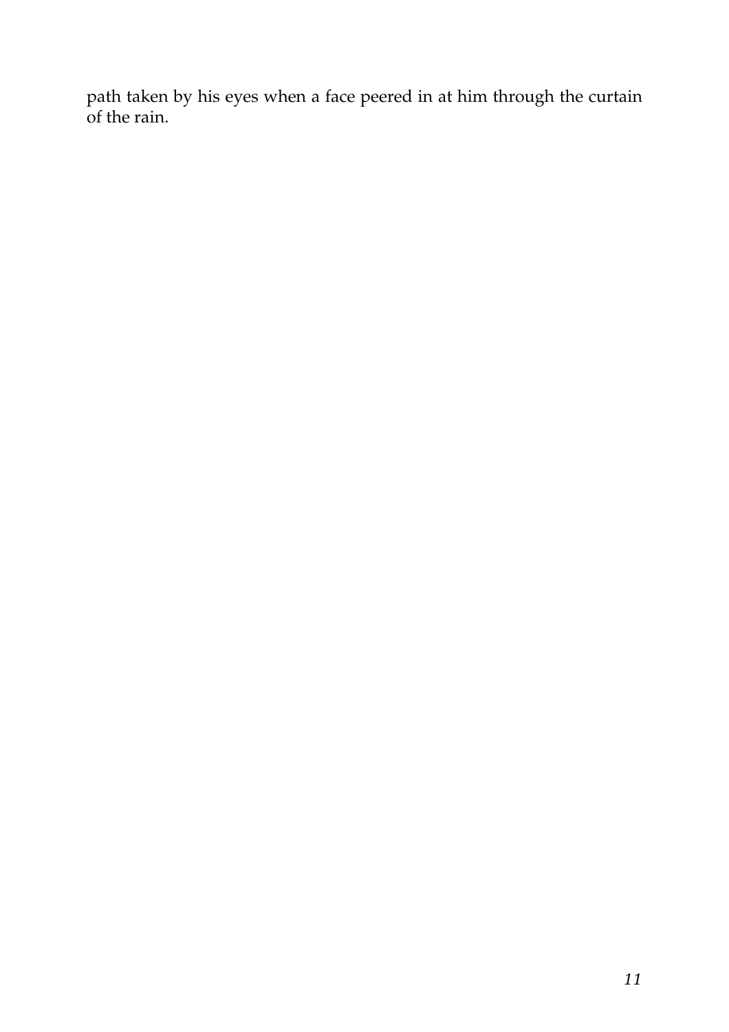path taken by his eyes when a face peered in at him through the curtain of the rain.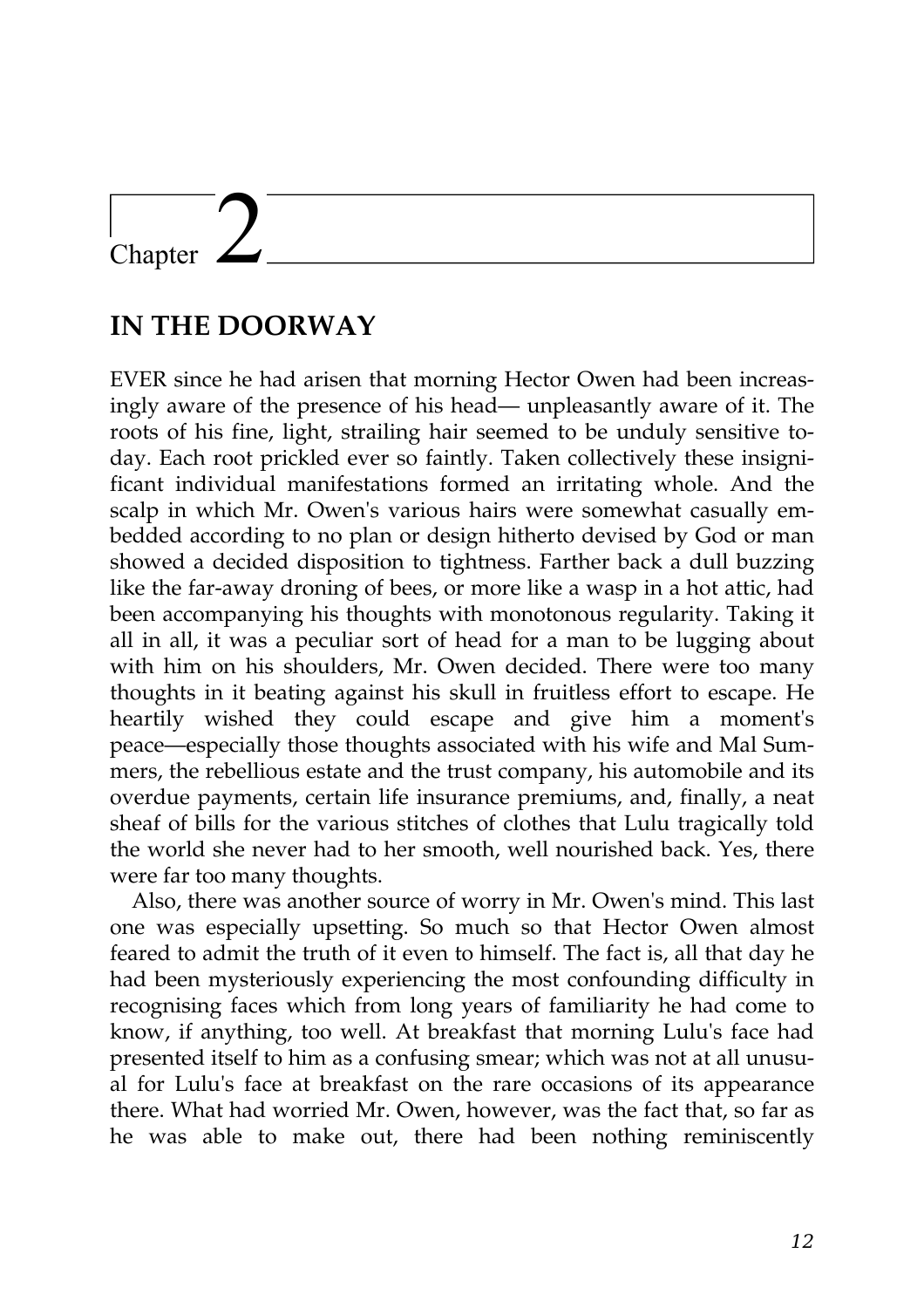# Chapter 2

## IN THE DOORWAY

EVER since he had arisen that morning Hector Owen had been increasingly aware of the presence of his head— unpleasantly aware of it. The roots of his fine, light, strailing hair seemed to be unduly sensitive today. Each root prickled ever so faintly. Taken collectively these insignificant individual manifestations formed an irritating whole. And the scalp in which Mr. Owen's various hairs were somewhat casually embedded according to no plan or design hitherto devised by God or man showed a decided disposition to tightness. Farther back a dull buzzing like the far-away droning of bees, or more like a wasp in a hot attic, had been accompanying his thoughts with monotonous regularity. Taking it all in all, it was a peculiar sort of head for a man to be lugging about with him on his shoulders, Mr. Owen decided. There were too many thoughts in it beating against his skull in fruitless effort to escape. He heartily wished they could escape and give him a moment's peace—especially those thoughts associated with his wife and Mal Summers, the rebellious estate and the trust company, his automobile and its overdue payments, certain life insurance premiums, and, finally, a neat sheaf of bills for the various stitches of clothes that Lulu tragically told the world she never had to her smooth, well nourished back. Yes, there were far too many thoughts.

Also, there was another source of worry in Mr. Owen's mind. This last one was especially upsetting. So much so that Hector Owen almost feared to admit the truth of it even to himself. The fact is, all that day he had been mysteriously experiencing the most confounding difficulty in recognising faces which from long years of familiarity he had come to know, if anything, too well. At breakfast that morning Lulu's face had presented itself to him as a confusing smear; which was not at all unusual for Lulu's face at breakfast on the rare occasions of its appearance there. What had worried Mr. Owen, however, was the fact that, so far as he was able to make out, there had been nothing reminiscently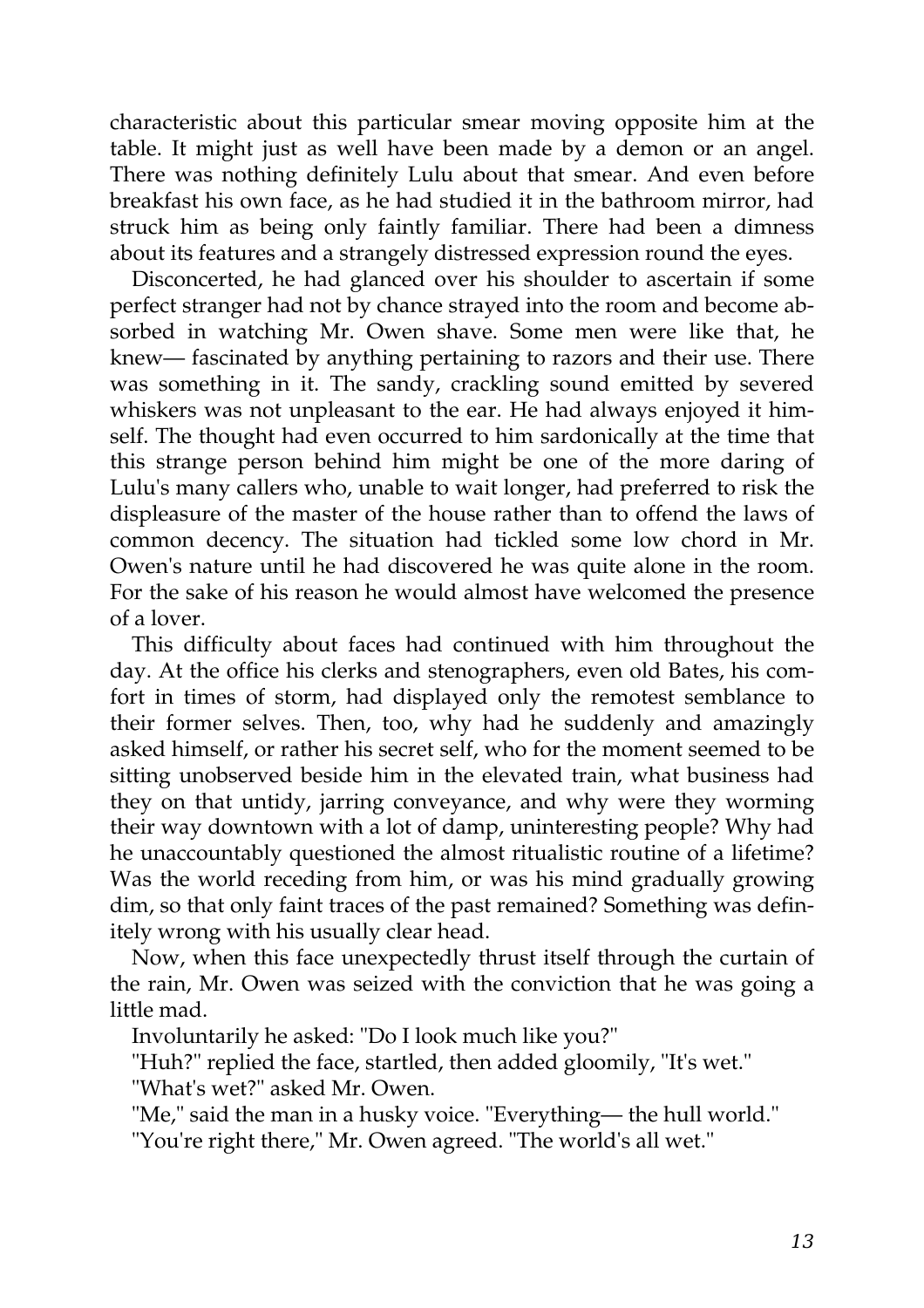characteristic about this particular smear moving opposite him at the table. It might just as well have been made by a demon or an angel. There was nothing definitely Lulu about that smear. And even before breakfast his own face, as he had studied it in the bathroom mirror, had struck him as being only faintly familiar. There had been a dimness about its features and a strangely distressed expression round the eyes.

Disconcerted, he had glanced over his shoulder to ascertain if some perfect stranger had not by chance strayed into the room and become absorbed in watching Mr. Owen shave. Some men were like that, he knew— fascinated by anything pertaining to razors and their use. There was something in it. The sandy, crackling sound emitted by severed whiskers was not unpleasant to the ear. He had always enjoyed it himself. The thought had even occurred to him sardonically at the time that this strange person behind him might be one of the more daring of Lulu's many callers who, unable to wait longer, had preferred to risk the displeasure of the master of the house rather than to offend the laws of common decency. The situation had tickled some low chord in Mr. Owen's nature until he had discovered he was quite alone in the room. For the sake of his reason he would almost have welcomed the presence of a lover.

This difficulty about faces had continued with him throughout the day. At the office his clerks and stenographers, even old Bates, his comfort in times of storm, had displayed only the remotest semblance to their former selves. Then, too, why had he suddenly and amazingly asked himself, or rather his secret self, who for the moment seemed to be sitting unobserved beside him in the elevated train, what business had they on that untidy, jarring conveyance, and why were they worming their way downtown with a lot of damp, uninteresting people? Why had he unaccountably questioned the almost ritualistic routine of a lifetime? Was the world receding from him, or was his mind gradually growing dim, so that only faint traces of the past remained? Something was definitely wrong with his usually clear head.

Now, when this face unexpectedly thrust itself through the curtain of the rain, Mr. Owen was seized with the conviction that he was going a little mad.

Involuntarily he asked: "Do I look much like you?"

"Huh?" replied the face, startled, then added gloomily, "It's wet."

"What's wet?" asked Mr. Owen.

"Me," said the man in a husky voice. "Everything— the hull world."

"You're right there," Mr. Owen agreed. "The world's all wet."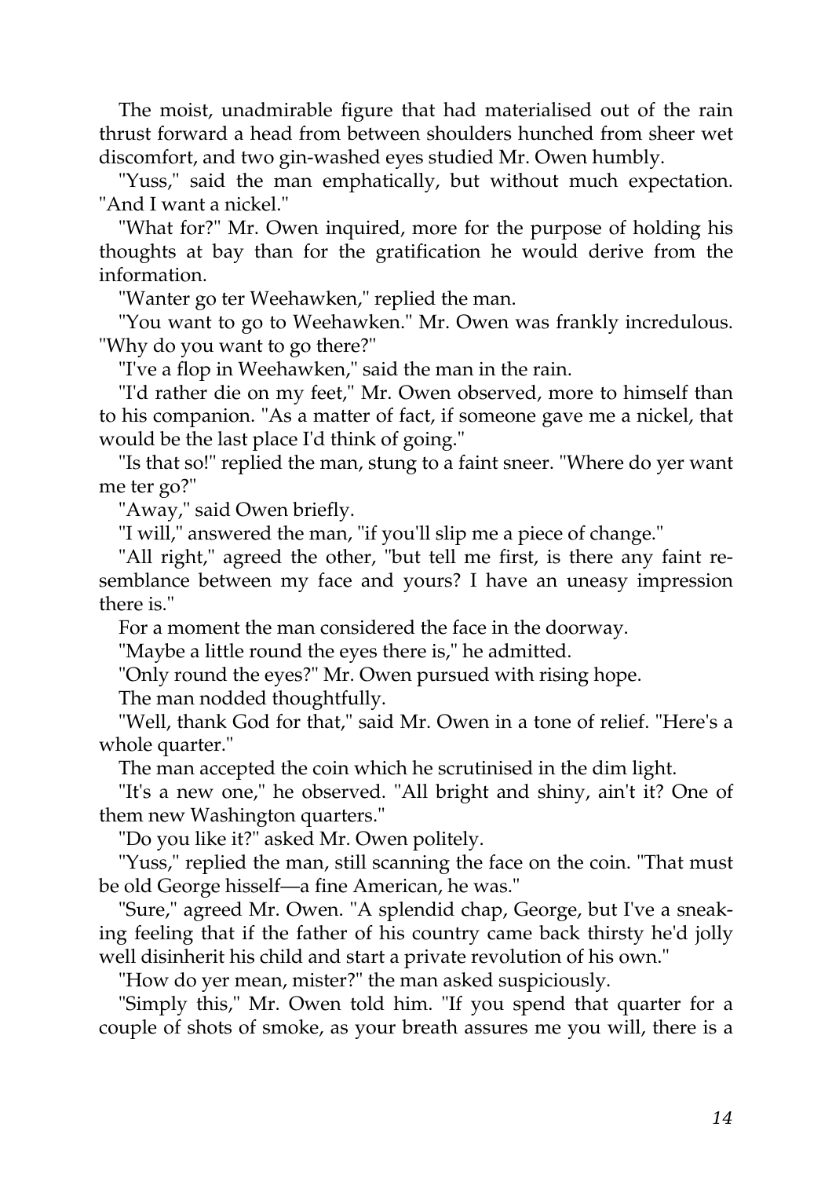The moist, unadmirable figure that had materialised out of the rain thrust forward a head from between shoulders hunched from sheer wet discomfort, and two gin-washed eyes studied Mr. Owen humbly.

"Yuss," said the man emphatically, but without much expectation. "And I want a nickel."

"What for?" Mr. Owen inquired, more for the purpose of holding his thoughts at bay than for the gratification he would derive from the information.

"Wanter go ter Weehawken," replied the man.

"You want to go to Weehawken." Mr. Owen was frankly incredulous. "Why do you want to go there?"

"I've a flop in Weehawken," said the man in the rain.

"I'd rather die on my feet," Mr. Owen observed, more to himself than to his companion. "As a matter of fact, if someone gave me a nickel, that would be the last place I'd think of going."

"Is that so!" replied the man, stung to a faint sneer. "Where do yer want me ter go?"

"Away," said Owen briefly.

"I will," answered the man, "if you'll slip me a piece of change."

"All right," agreed the other, "but tell me first, is there any faint resemblance between my face and yours? I have an uneasy impression there is."

For a moment the man considered the face in the doorway.

"Maybe a little round the eyes there is," he admitted.

"Only round the eyes?" Mr. Owen pursued with rising hope.

The man nodded thoughtfully.

"Well, thank God for that," said Mr. Owen in a tone of relief. "Here's a whole quarter."

The man accepted the coin which he scrutinised in the dim light.

"It's a new one," he observed. "All bright and shiny, ain't it? One of them new Washington quarters."

"Do you like it?" asked Mr. Owen politely.

"Yuss," replied the man, still scanning the face on the coin. "That must be old George hisself—a fine American, he was."

"Sure," agreed Mr. Owen. "A splendid chap, George, but I've a sneaking feeling that if the father of his country came back thirsty he'd jolly well disinherit his child and start a private revolution of his own."

"How do yer mean, mister?" the man asked suspiciously.

"Simply this," Mr. Owen told him. "If you spend that quarter for a couple of shots of smoke, as your breath assures me you will, there is a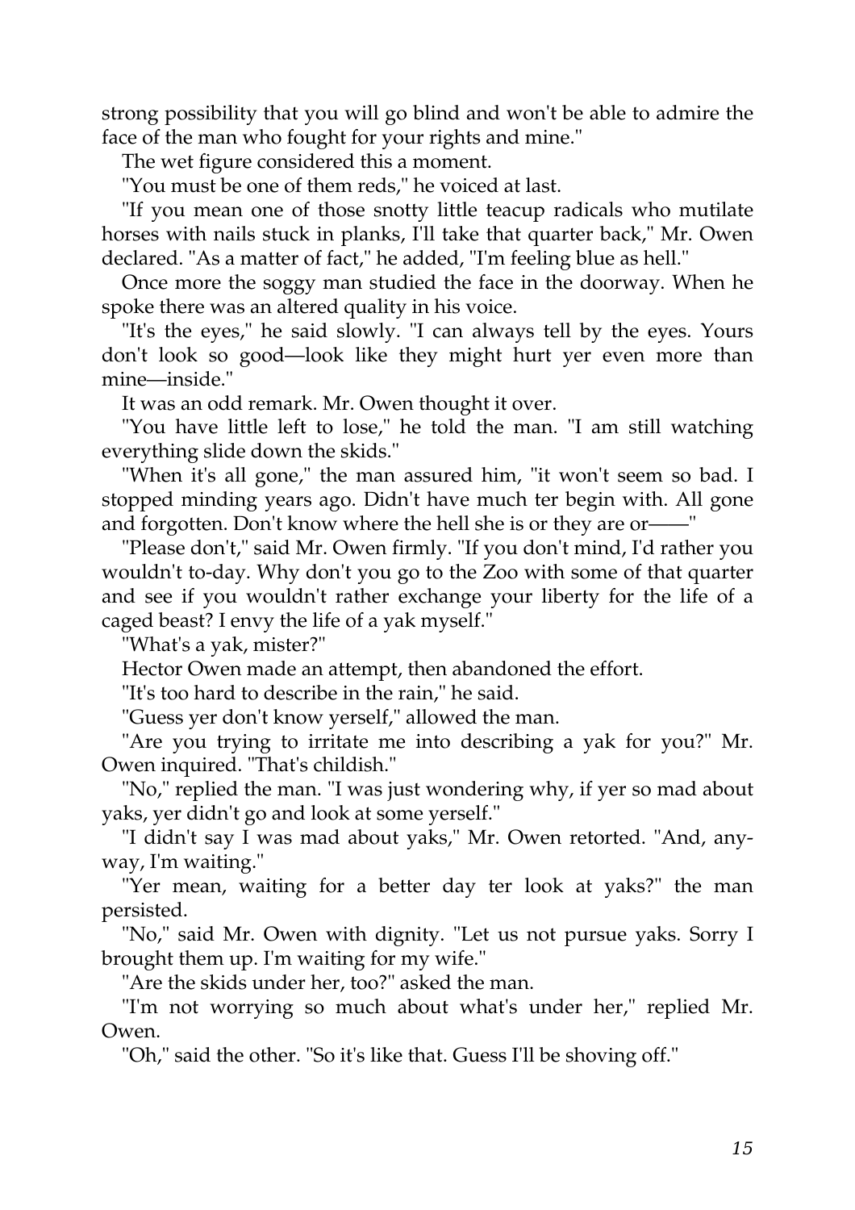strong possibility that you will go blind and won't be able to admire the face of the man who fought for your rights and mine."

The wet figure considered this a moment.

"You must be one of them reds," he voiced at last.

"If you mean one of those snotty little teacup radicals who mutilate horses with nails stuck in planks, I'll take that quarter back," Mr. Owen declared. "As a matter of fact," he added, "I'm feeling blue as hell."

Once more the soggy man studied the face in the doorway. When he spoke there was an altered quality in his voice.

"It's the eyes," he said slowly. "I can always tell by the eyes. Yours don't look so good—look like they might hurt yer even more than mine—inside."

It was an odd remark. Mr. Owen thought it over.

"You have little left to lose," he told the man. "I am still watching everything slide down the skids."

"When it's all gone," the man assured him, "it won't seem so bad. I stopped minding years ago. Didn't have much ter begin with. All gone and forgotten. Don't know where the hell she is or they are or——"

"Please don't," said Mr. Owen firmly. "If you don't mind, I'd rather you wouldn't to-day. Why don't you go to the Zoo with some of that quarter and see if you wouldn't rather exchange your liberty for the life of a caged beast? I envy the life of a yak myself."

"What's a yak, mister?"

Hector Owen made an attempt, then abandoned the effort.

"It's too hard to describe in the rain," he said.

"Guess yer don't know yerself," allowed the man.

"Are you trying to irritate me into describing a yak for you?" Mr. Owen inquired. "That's childish."

"No," replied the man. "I was just wondering why, if yer so mad about yaks, yer didn't go and look at some yerself."

"I didn't say I was mad about yaks," Mr. Owen retorted. "And, anyway, I'm waiting."

"Yer mean, waiting for a better day ter look at yaks?" the man persisted.

"No," said Mr. Owen with dignity. "Let us not pursue yaks. Sorry I brought them up. I'm waiting for my wife."

"Are the skids under her, too?" asked the man.

"I'm not worrying so much about what's under her," replied Mr. Owen.

"Oh," said the other. "So it's like that. Guess I'll be shoving off."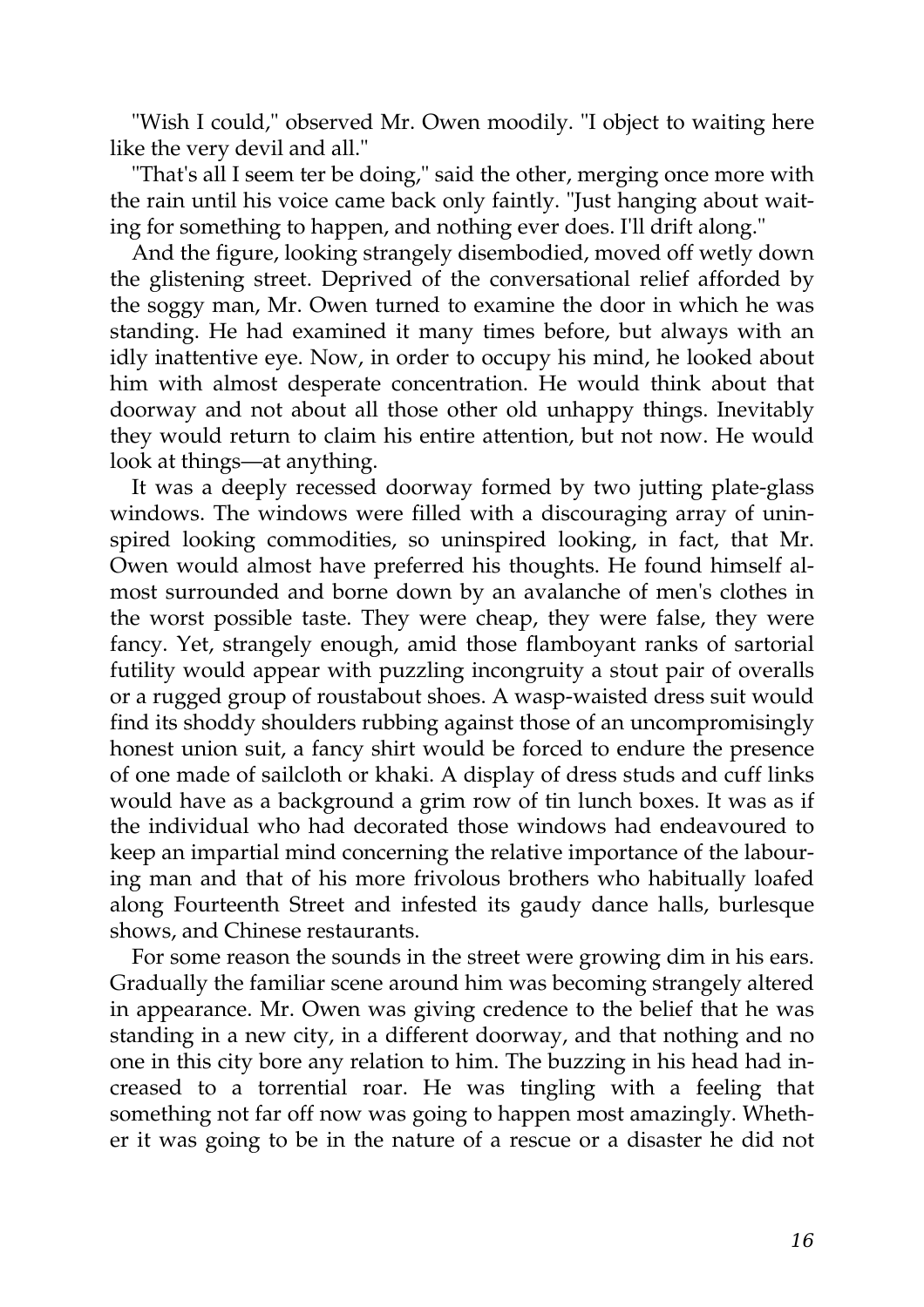"Wish I could," observed Mr. Owen moodily. "I object to waiting here like the very devil and all."

"That's all I seem ter be doing," said the other, merging once more with the rain until his voice came back only faintly. "Just hanging about waiting for something to happen, and nothing ever does. I'll drift along."

And the figure, looking strangely disembodied, moved off wetly down the glistening street. Deprived of the conversational relief afforded by the soggy man, Mr. Owen turned to examine the door in which he was standing. He had examined it many times before, but always with an idly inattentive eye. Now, in order to occupy his mind, he looked about him with almost desperate concentration. He would think about that doorway and not about all those other old unhappy things. Inevitably they would return to claim his entire attention, but not now. He would look at things—at anything.

It was a deeply recessed doorway formed by two jutting plate-glass windows. The windows were filled with a discouraging array of uninspired looking commodities, so uninspired looking, in fact, that Mr. Owen would almost have preferred his thoughts. He found himself almost surrounded and borne down by an avalanche of men's clothes in the worst possible taste. They were cheap, they were false, they were fancy. Yet, strangely enough, amid those flamboyant ranks of sartorial futility would appear with puzzling incongruity a stout pair of overalls or a rugged group of roustabout shoes. A wasp-waisted dress suit would find its shoddy shoulders rubbing against those of an uncompromisingly honest union suit, a fancy shirt would be forced to endure the presence of one made of sailcloth or khaki. A display of dress studs and cuff links would have as a background a grim row of tin lunch boxes. It was as if the individual who had decorated those windows had endeavoured to keep an impartial mind concerning the relative importance of the labouring man and that of his more frivolous brothers who habitually loafed along Fourteenth Street and infested its gaudy dance halls, burlesque shows, and Chinese restaurants.

For some reason the sounds in the street were growing dim in his ears. Gradually the familiar scene around him was becoming strangely altered in appearance. Mr. Owen was giving credence to the belief that he was standing in a new city, in a different doorway, and that nothing and no one in this city bore any relation to him. The buzzing in his head had increased to a torrential roar. He was tingling with a feeling that something not far off now was going to happen most amazingly. Whether it was going to be in the nature of a rescue or a disaster he did not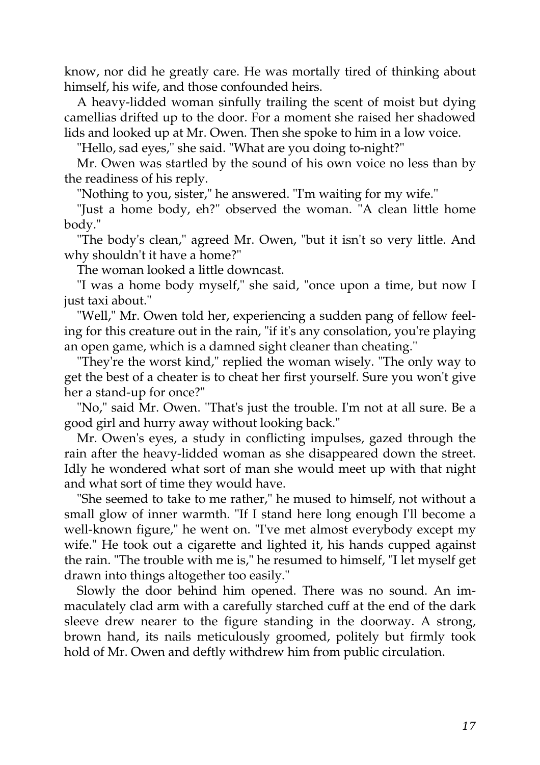know, nor did he greatly care. He was mortally tired of thinking about himself, his wife, and those confounded heirs.

A heavy-lidded woman sinfully trailing the scent of moist but dying camellias drifted up to the door. For a moment she raised her shadowed lids and looked up at Mr. Owen. Then she spoke to him in a low voice.

"Hello, sad eyes," she said. "What are you doing to-night?"

Mr. Owen was startled by the sound of his own voice no less than by the readiness of his reply.

"Nothing to you, sister," he answered. "I'm waiting for my wife."

"Just a home body, eh?" observed the woman. "A clean little home body."

"The body's clean," agreed Mr. Owen, "but it isn't so very little. And why shouldn't it have a home?"

The woman looked a little downcast.

"I was a home body myself," she said, "once upon a time, but now I just taxi about."

"Well," Mr. Owen told her, experiencing a sudden pang of fellow feeling for this creature out in the rain, "if it's any consolation, you're playing an open game, which is a damned sight cleaner than cheating."

"They're the worst kind," replied the woman wisely. "The only way to get the best of a cheater is to cheat her first yourself. Sure you won't give her a stand-up for once?"

"No," said Mr. Owen. "That's just the trouble. I'm not at all sure. Be a good girl and hurry away without looking back."

Mr. Owen's eyes, a study in conflicting impulses, gazed through the rain after the heavy-lidded woman as she disappeared down the street. Idly he wondered what sort of man she would meet up with that night and what sort of time they would have.

"She seemed to take to me rather," he mused to himself, not without a small glow of inner warmth. "If I stand here long enough I'll become a well-known figure," he went on. "I've met almost everybody except my wife." He took out a cigarette and lighted it, his hands cupped against the rain. "The trouble with me is," he resumed to himself, "I let myself get drawn into things altogether too easily."

Slowly the door behind him opened. There was no sound. An immaculately clad arm with a carefully starched cuff at the end of the dark sleeve drew nearer to the figure standing in the doorway. A strong, brown hand, its nails meticulously groomed, politely but firmly took hold of Mr. Owen and deftly withdrew him from public circulation.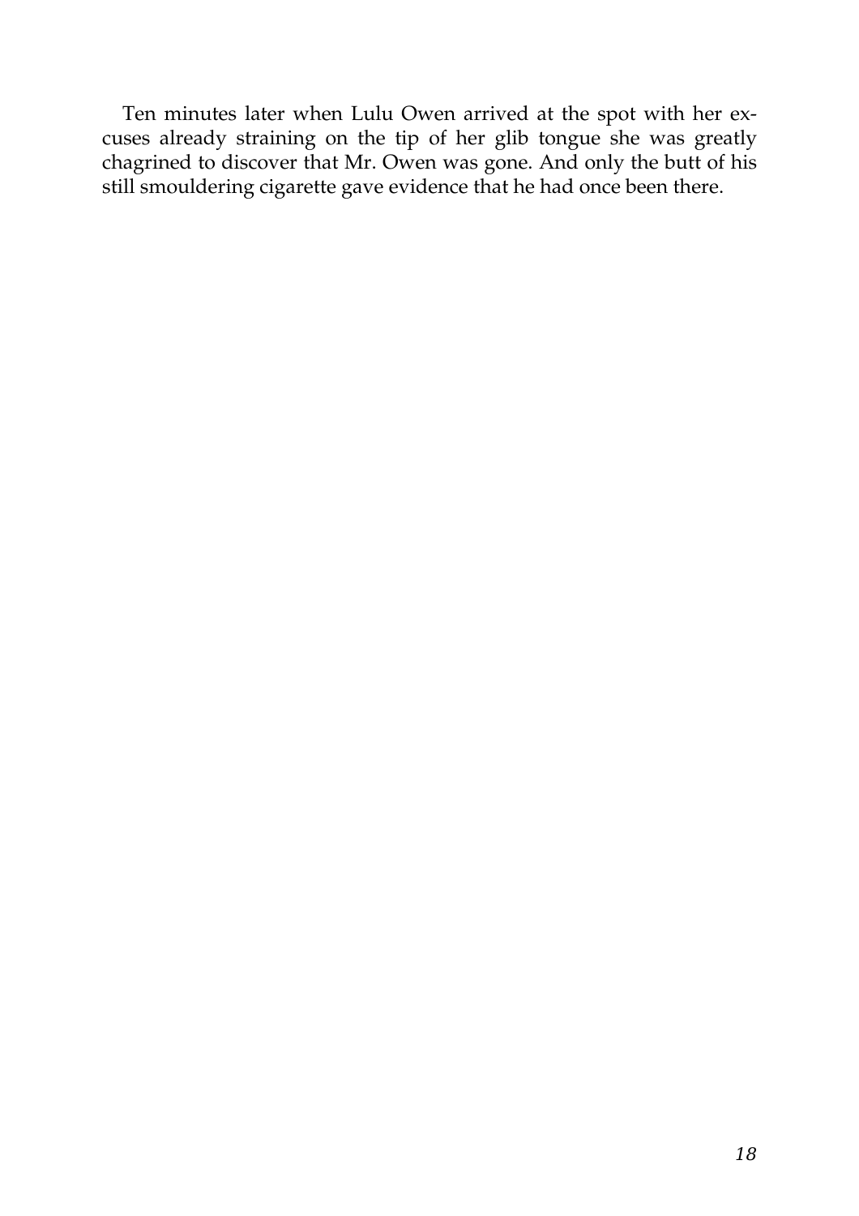Ten minutes later when Lulu Owen arrived at the spot with her excuses already straining on the tip of her glib tongue she was greatly chagrined to discover that Mr. Owen was gone. And only the butt of his still smouldering cigarette gave evidence that he had once been there.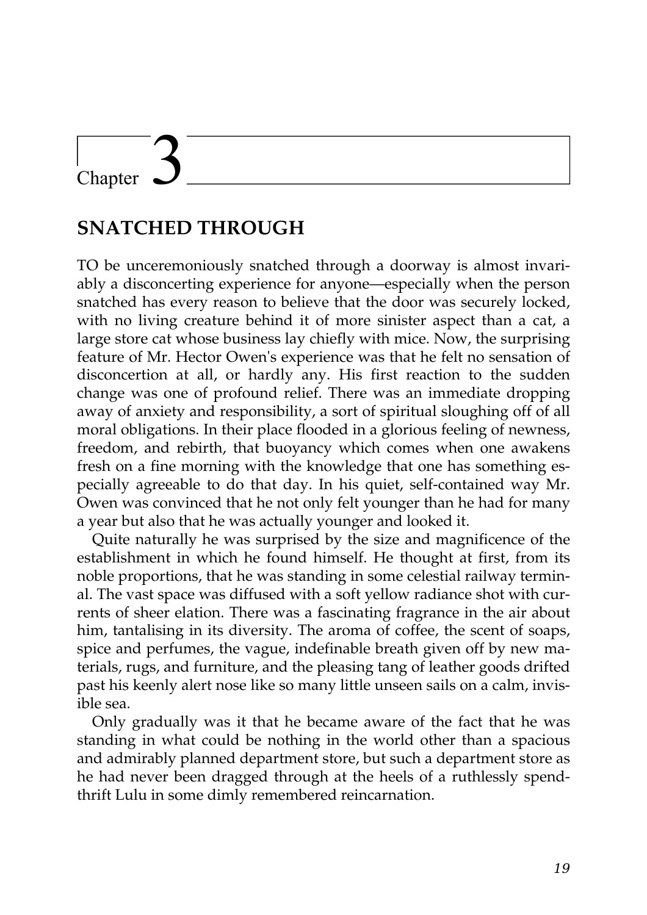# Chapter 3

## SNATCHED THROUGH

TO be unceremoniously snatched through a doorway is almost invariably a disconcerting experience for anyone—especially when the person snatched has every reason to believe that the door was securely locked, with no living creature behind it of more sinister aspect than a cat, a large store cat whose business lay chiefly with mice. Now, the surprising feature of Mr. Hector Owen's experience was that he felt no sensation of disconcertion at all, or hardly any. His first reaction to the sudden change was one of profound relief. There was an immediate dropping away of anxiety and responsibility, a sort of spiritual sloughing off of all moral obligations. In their place flooded in a glorious feeling of newness, freedom, and rebirth, that buoyancy which comes when one awakens fresh on a fine morning with the knowledge that one has something especially agreeable to do that day. In his quiet, self-contained way Mr. Owen was convinced that he not only felt younger than he had for many a year but also that he was actually younger and looked it.

Quite naturally he was surprised by the size and magnificence of the establishment in which he found himself. He thought at first, from its noble proportions, that he was standing in some celestial railway terminal. The vast space was diffused with a soft yellow radiance shot with currents of sheer elation. There was a fascinating fragrance in the air about him, tantalising in its diversity. The aroma of coffee, the scent of soaps, spice and perfumes, the vague, indefinable breath given off by new materials, rugs, and furniture, and the pleasing tang of leather goods drifted past his keenly alert nose like so many little unseen sails on a calm, invisible sea.

Only gradually was it that he became aware of the fact that he was standing in what could be nothing in the world other than a spacious and admirably planned department store, but such a department store as he had never been dragged through at the heels of a ruthlessly spendthrift Lulu in some dimly remembered reincarnation.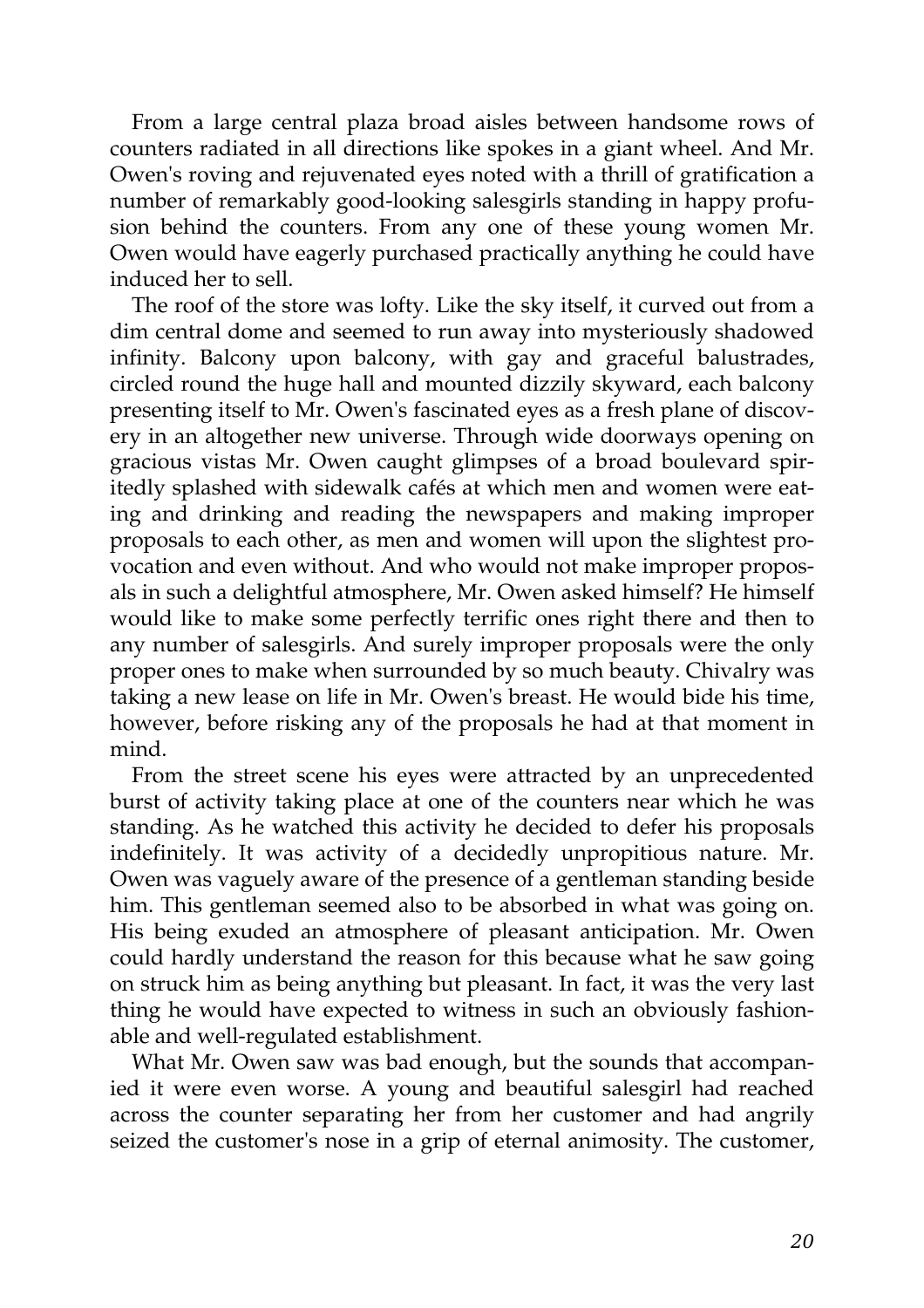From a large central plaza broad aisles between handsome rows of counters radiated in all directions like spokes in a giant wheel. And Mr. Owen's roving and rejuvenated eyes noted with a thrill of gratification a number of remarkably good-looking salesgirls standing in happy profusion behind the counters. From any one of these young women Mr. Owen would have eagerly purchased practically anything he could have induced her to sell.

The roof of the store was lofty. Like the sky itself, it curved out from a dim central dome and seemed to run away into mysteriously shadowed infinity. Balcony upon balcony, with gay and graceful balustrades, circled round the huge hall and mounted dizzily skyward, each balcony presenting itself to Mr. Owen's fascinated eyes as a fresh plane of discovery in an altogether new universe. Through wide doorways opening on gracious vistas Mr. Owen caught glimpses of a broad boulevard spiritedly splashed with sidewalk cafés at which men and women were eating and drinking and reading the newspapers and making improper proposals to each other, as men and women will upon the slightest provocation and even without. And who would not make improper proposals in such a delightful atmosphere, Mr. Owen asked himself? He himself would like to make some perfectly terrific ones right there and then to any number of salesgirls. And surely improper proposals were the only proper ones to make when surrounded by so much beauty. Chivalry was taking a new lease on life in Mr. Owen's breast. He would bide his time, however, before risking any of the proposals he had at that moment in mind.

From the street scene his eyes were attracted by an unprecedented burst of activity taking place at one of the counters near which he was standing. As he watched this activity he decided to defer his proposals indefinitely. It was activity of a decidedly unpropitious nature. Mr. Owen was vaguely aware of the presence of a gentleman standing beside him. This gentleman seemed also to be absorbed in what was going on. His being exuded an atmosphere of pleasant anticipation. Mr. Owen could hardly understand the reason for this because what he saw going on struck him as being anything but pleasant. In fact, it was the very last thing he would have expected to witness in such an obviously fashionable and well-regulated establishment.

What Mr. Owen saw was bad enough, but the sounds that accompanied it were even worse. A young and beautiful salesgirl had reached across the counter separating her from her customer and had angrily seized the customer's nose in a grip of eternal animosity. The customer,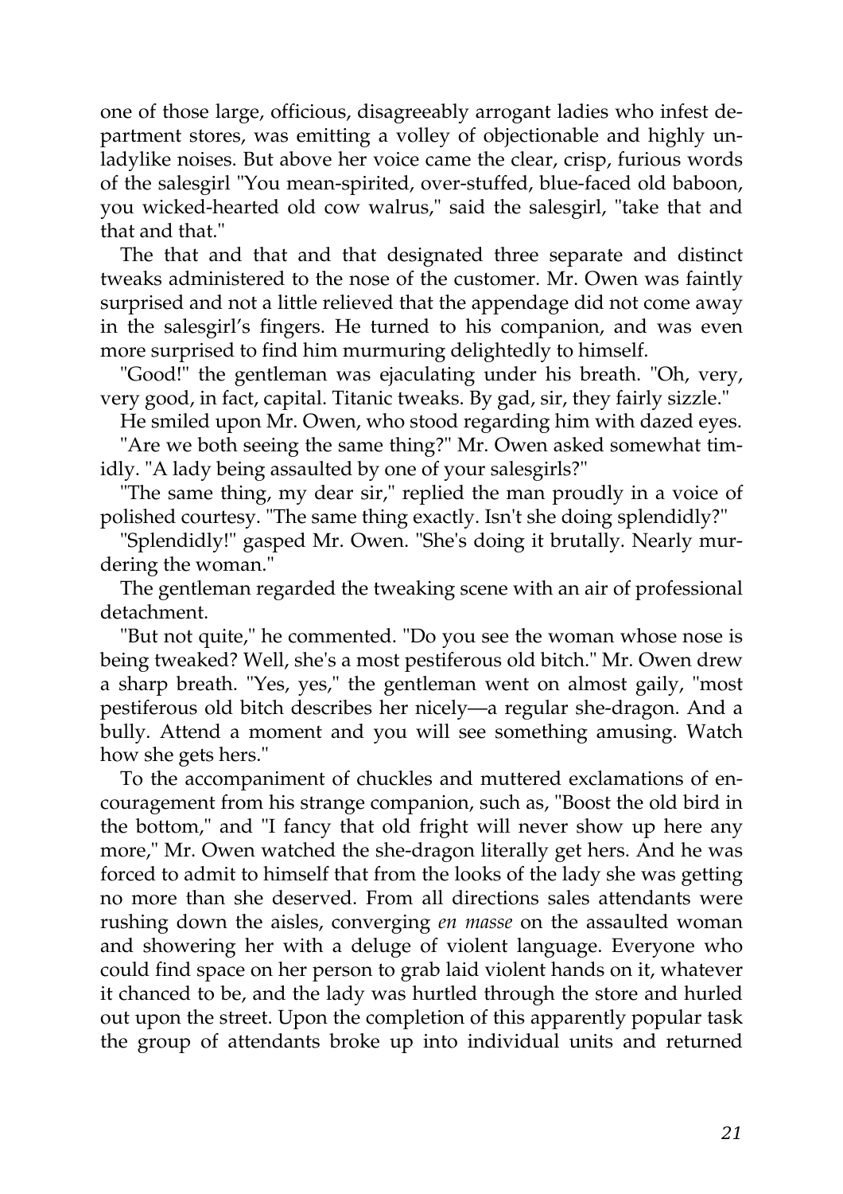one of those large, officious, disagreeably arrogant ladies who infest department stores, was emitting a volley of objectionable and highly unladylike noises. But above her voice came the clear, crisp, furious words of the salesgirl "You mean-spirited, over-stuffed, blue-faced old baboon, you wicked-hearted old cow walrus," said the salesgirl, "take that and that and that."

The that and that and that designated three separate and distinct tweaks administered to the nose of the customer. Mr. Owen was faintly surprised and not a little relieved that the appendage did not come away in the salesgirl's fingers. He turned to his companion, and was even more surprised to find him murmuring delightedly to himself.

"Good!" the gentleman was ejaculating under his breath. "Oh, very, very good, in fact, capital. Titanic tweaks. By gad, sir, they fairly sizzle."

He smiled upon Mr. Owen, who stood regarding him with dazed eyes.

"Are we both seeing the same thing?" Mr. Owen asked somewhat timidly. "A lady being assaulted by one of your salesgirls?"

"The same thing, my dear sir," replied the man proudly in a voice of polished courtesy. "The same thing exactly. Isn't she doing splendidly?"

"Splendidly!" gasped Mr. Owen. "She's doing it brutally. Nearly murdering the woman."

The gentleman regarded the tweaking scene with an air of professional detachment.

"But not quite," he commented. "Do you see the woman whose nose is being tweaked? Well, she's a most pestiferous old bitch." Mr. Owen drew a sharp breath. "Yes, yes," the gentleman went on almost gaily, "most pestiferous old bitch describes her nicely—a regular she-dragon. And a bully. Attend a moment and you will see something amusing. Watch how she gets hers."

To the accompaniment of chuckles and muttered exclamations of encouragement from his strange companion, such as, "Boost the old bird in the bottom," and "I fancy that old fright will never show up here any more," Mr. Owen watched the she-dragon literally get hers. And he was forced to admit to himself that from the looks of the lady she was getting no more than she deserved. From all directions sales attendants were rushing down the aisles, converging *en masse* on the assaulted woman and showering her with a deluge of violent language. Everyone who could find space on her person to grab laid violent hands on it, whatever it chanced to be, and the lady was hurtled through the store and hurled out upon the street. Upon the completion of this apparently popular task the group of attendants broke up into individual units and returned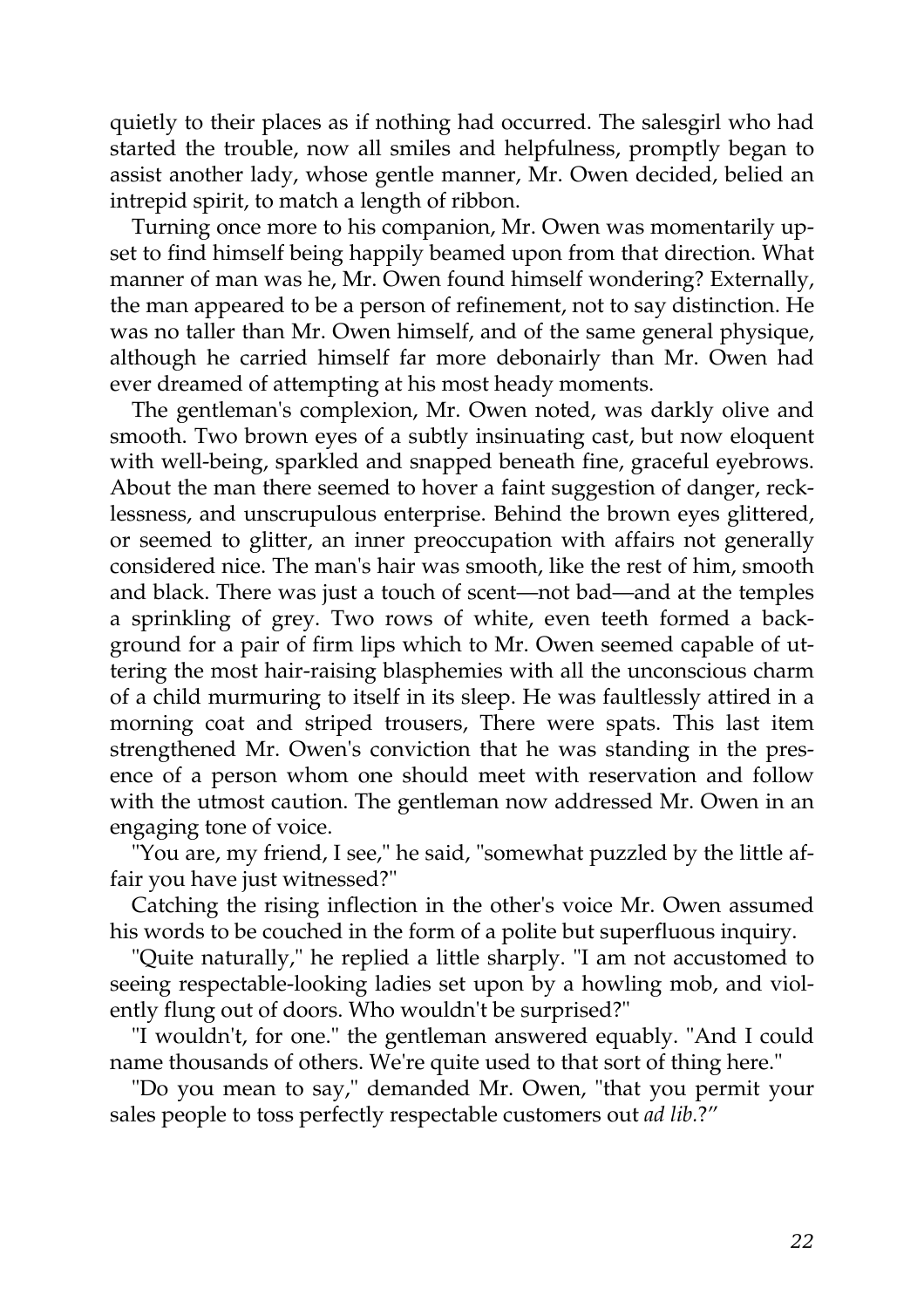quietly to their places as if nothing had occurred. The salesgirl who had started the trouble, now all smiles and helpfulness, promptly began to assist another lady, whose gentle manner, Mr. Owen decided, belied an intrepid spirit, to match a length of ribbon.

Turning once more to his companion, Mr. Owen was momentarily upset to find himself being happily beamed upon from that direction. What manner of man was he, Mr. Owen found himself wondering? Externally, the man appeared to be a person of refinement, not to say distinction. He was no taller than Mr. Owen himself, and of the same general physique, although he carried himself far more debonairly than Mr. Owen had ever dreamed of attempting at his most heady moments.

The gentleman's complexion, Mr. Owen noted, was darkly olive and smooth. Two brown eyes of a subtly insinuating cast, but now eloquent with well-being, sparkled and snapped beneath fine, graceful eyebrows. About the man there seemed to hover a faint suggestion of danger, recklessness, and unscrupulous enterprise. Behind the brown eyes glittered, or seemed to glitter, an inner preoccupation with affairs not generally considered nice. The man's hair was smooth, like the rest of him, smooth and black. There was just a touch of scent—not bad—and at the temples a sprinkling of grey. Two rows of white, even teeth formed a background for a pair of firm lips which to Mr. Owen seemed capable of uttering the most hair-raising blasphemies with all the unconscious charm of a child murmuring to itself in its sleep. He was faultlessly attired in a morning coat and striped trousers, There were spats. This last item strengthened Mr. Owen's conviction that he was standing in the presence of a person whom one should meet with reservation and follow with the utmost caution. The gentleman now addressed Mr. Owen in an engaging tone of voice.

"You are, my friend, I see," he said, "somewhat puzzled by the little affair you have just witnessed?"

Catching the rising inflection in the other's voice Mr. Owen assumed his words to be couched in the form of a polite but superfluous inquiry.

"Quite naturally," he replied a little sharply. "I am not accustomed to seeing respectable-looking ladies set upon by a howling mob, and violently flung out of doors. Who wouldn't be surprised?"

"I wouldn't, for one." the gentleman answered equably. "And I could name thousands of others. We're quite used to that sort of thing here."

"Do you mean to say," demanded Mr. Owen, "that you permit your sales people to toss perfectly respectable customers out *ad lib.*?"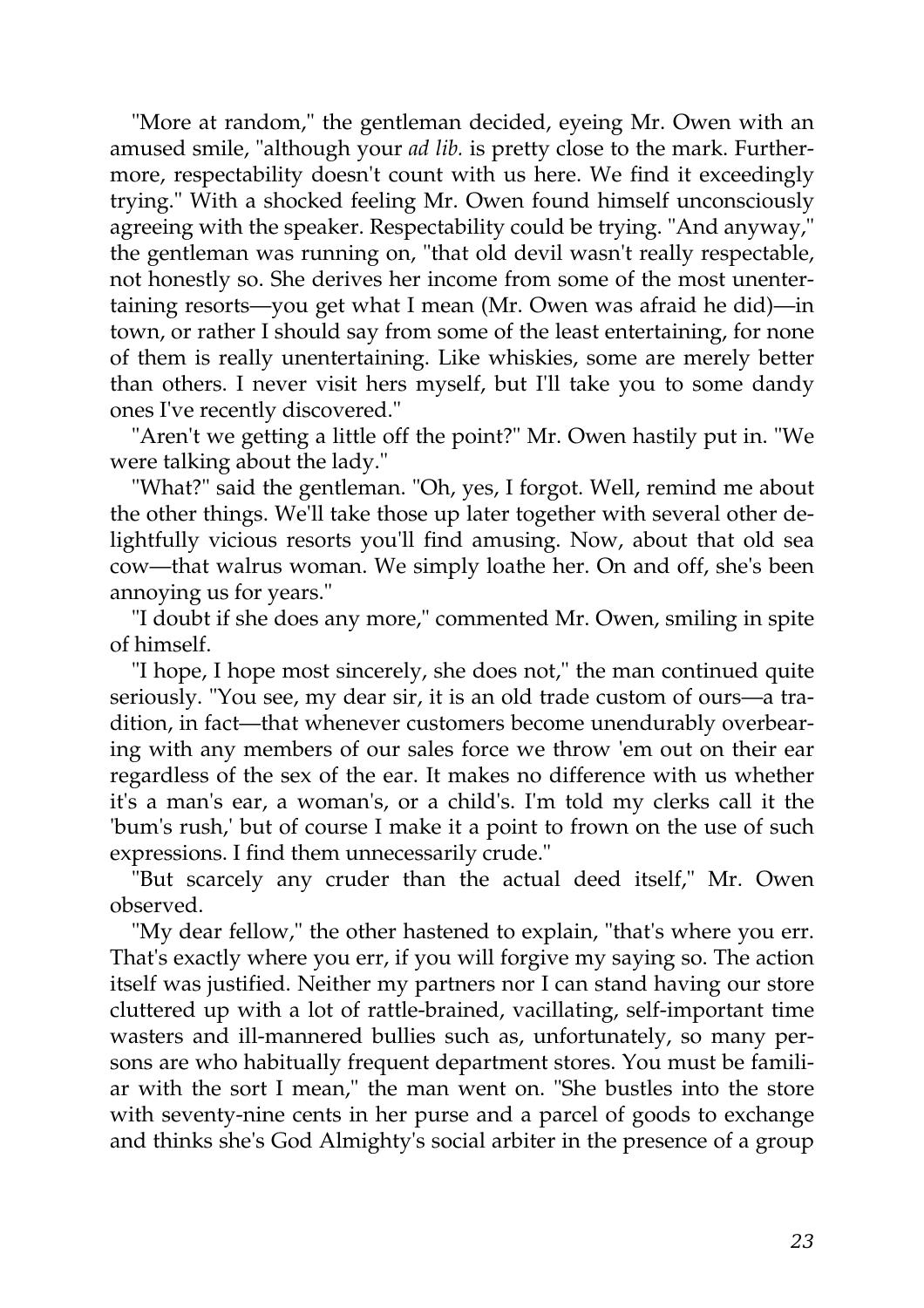"More at random," the gentleman decided, eyeing Mr. Owen with an amused smile, "although your *ad lib.* is pretty close to the mark. Furthermore, respectability doesn't count with us here. We find it exceedingly trying." With a shocked feeling Mr. Owen found himself unconsciously agreeing with the speaker. Respectability could be trying. "And anyway," the gentleman was running on, "that old devil wasn't really respectable, not honestly so. She derives her income from some of the most unentertaining resorts—you get what I mean (Mr. Owen was afraid he did)—in town, or rather I should say from some of the least entertaining, for none of them is really unentertaining. Like whiskies, some are merely better than others. I never visit hers myself, but I'll take you to some dandy ones I've recently discovered."

"Aren't we getting a little off the point?" Mr. Owen hastily put in. "We were talking about the lady."

"What?" said the gentleman. "Oh, yes, I forgot. Well, remind me about the other things. We'll take those up later together with several other delightfully vicious resorts you'll find amusing. Now, about that old sea cow—that walrus woman. We simply loathe her. On and off, she's been annoying us for years."

"I doubt if she does any more," commented Mr. Owen, smiling in spite of himself.

"I hope, I hope most sincerely, she does not," the man continued quite seriously. "You see, my dear sir, it is an old trade custom of ours—a tradition, in fact—that whenever customers become unendurably overbearing with any members of our sales force we throw 'em out on their ear regardless of the sex of the ear. It makes no difference with us whether it's a man's ear, a woman's, or a child's. I'm told my clerks call it the 'bum's rush,' but of course I make it a point to frown on the use of such expressions. I find them unnecessarily crude."

"But scarcely any cruder than the actual deed itself," Mr. Owen observed.

"My dear fellow," the other hastened to explain, "that's where you err. That's exactly where you err, if you will forgive my saying so. The action itself was justified. Neither my partners nor I can stand having our store cluttered up with a lot of rattle-brained, vacillating, self-important time wasters and ill-mannered bullies such as, unfortunately, so many persons are who habitually frequent department stores. You must be familiar with the sort I mean," the man went on. "She bustles into the store with seventy-nine cents in her purse and a parcel of goods to exchange and thinks she's God Almighty's social arbiter in the presence of a group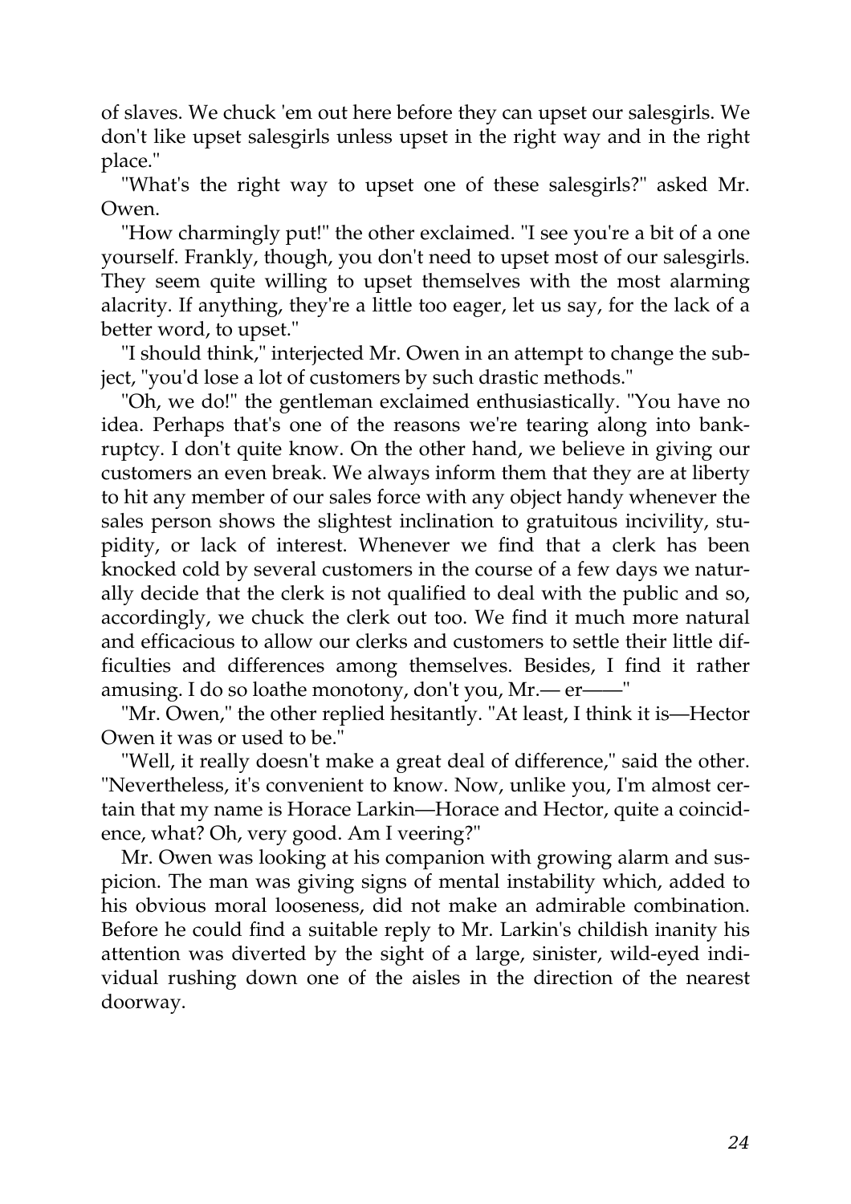of slaves. We chuck 'em out here before they can upset our salesgirls. We don't like upset salesgirls unless upset in the right way and in the right place."

"What's the right way to upset one of these salesgirls?" asked Mr. Owen.

"How charmingly put!" the other exclaimed. "I see you're a bit of a one yourself. Frankly, though, you don't need to upset most of our salesgirls. They seem quite willing to upset themselves with the most alarming alacrity. If anything, they're a little too eager, let us say, for the lack of a better word, to upset."

"I should think," interjected Mr. Owen in an attempt to change the subject, "you'd lose a lot of customers by such drastic methods."

"Oh, we do!" the gentleman exclaimed enthusiastically. "You have no idea. Perhaps that's one of the reasons we're tearing along into bankruptcy. I don't quite know. On the other hand, we believe in giving our customers an even break. We always inform them that they are at liberty to hit any member of our sales force with any object handy whenever the sales person shows the slightest inclination to gratuitous incivility, stupidity, or lack of interest. Whenever we find that a clerk has been knocked cold by several customers in the course of a few days we naturally decide that the clerk is not qualified to deal with the public and so, accordingly, we chuck the clerk out too. We find it much more natural and efficacious to allow our clerks and customers to settle their little difficulties and differences among themselves. Besides, I find it rather amusing. I do so loathe monotony, don't you, Mr.— er——"

"Mr. Owen," the other replied hesitantly. "At least, I think it is—Hector Owen it was or used to be."

"Well, it really doesn't make a great deal of difference," said the other. "Nevertheless, it's convenient to know. Now, unlike you, I'm almost certain that my name is Horace Larkin—Horace and Hector, quite a coincidence, what? Oh, very good. Am I veering?"

Mr. Owen was looking at his companion with growing alarm and suspicion. The man was giving signs of mental instability which, added to his obvious moral looseness, did not make an admirable combination. Before he could find a suitable reply to Mr. Larkin's childish inanity his attention was diverted by the sight of a large, sinister, wild-eyed individual rushing down one of the aisles in the direction of the nearest doorway.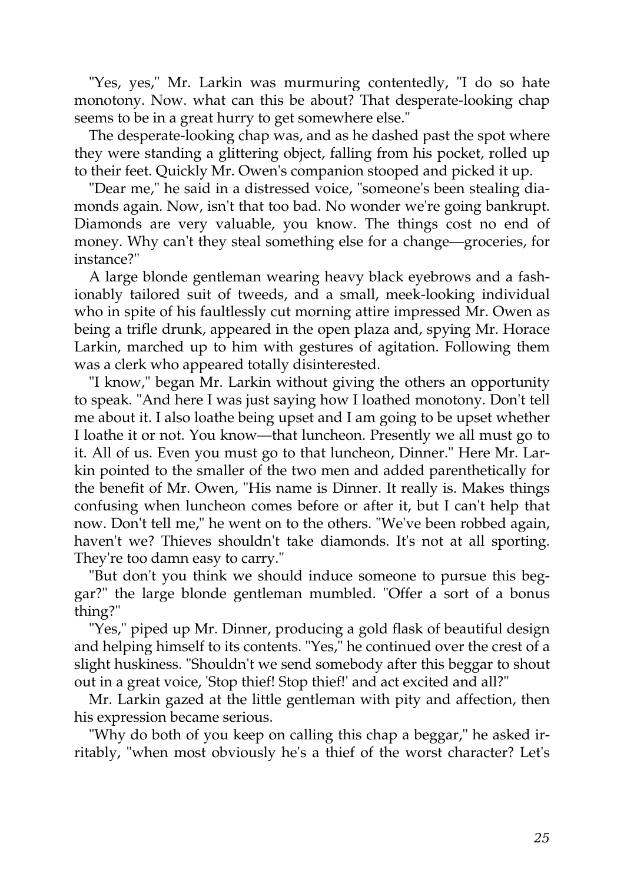"Yes, yes," Mr. Larkin was murmuring contentedly, "I do so hate monotony. Now. what can this be about? That desperate-looking chap seems to be in a great hurry to get somewhere else."

The desperate-looking chap was, and as he dashed past the spot where they were standing a glittering object, falling from his pocket, rolled up to their feet. Quickly Mr. Owen's companion stooped and picked it up.

"Dear me," he said in a distressed voice, "someone's been stealing diamonds again. Now, isn't that too bad. No wonder we're going bankrupt. Diamonds are very valuable, you know. The things cost no end of money. Why can't they steal something else for a change—groceries, for instance?"

A large blonde gentleman wearing heavy black eyebrows and a fashionably tailored suit of tweeds, and a small, meek-looking individual who in spite of his faultlessly cut morning attire impressed Mr. Owen as being a trifle drunk, appeared in the open plaza and, spying Mr. Horace Larkin, marched up to him with gestures of agitation. Following them was a clerk who appeared totally disinterested.

"I know," began Mr. Larkin without giving the others an opportunity to speak. "And here I was just saying how I loathed monotony. Don't tell me about it. I also loathe being upset and I am going to be upset whether I loathe it or not. You know—that luncheon. Presently we all must go to it. All of us. Even you must go to that luncheon, Dinner." Here Mr. Larkin pointed to the smaller of the two men and added parenthetically for the benefit of Mr. Owen, "His name is Dinner. It really is. Makes things confusing when luncheon comes before or after it, but I can't help that now. Don't tell me," he went on to the others. "We've been robbed again, haven't we? Thieves shouldn't take diamonds. It's not at all sporting. They're too damn easy to carry."

"But don't you think we should induce someone to pursue this beggar?" the large blonde gentleman mumbled. "Offer a sort of a bonus thing?"

"Yes," piped up Mr. Dinner, producing a gold flask of beautiful design and helping himself to its contents. "Yes," he continued over the crest of a slight huskiness. "Shouldn't we send somebody after this beggar to shout out in a great voice, 'Stop thief! Stop thief!' and act excited and all?"

Mr. Larkin gazed at the little gentleman with pity and affection, then his expression became serious.

"Why do both of you keep on calling this chap a beggar," he asked irritably, "when most obviously he's a thief of the worst character? Let's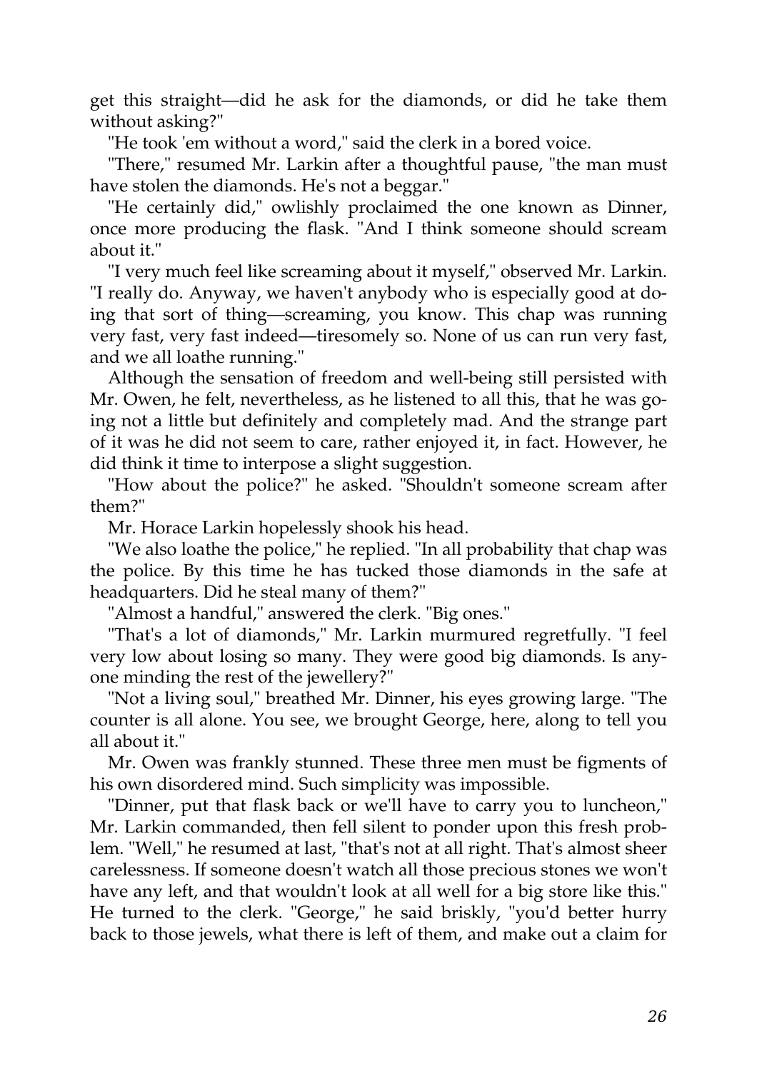get this straight—did he ask for the diamonds, or did he take them without asking?"

"He took 'em without a word," said the clerk in a bored voice.

"There," resumed Mr. Larkin after a thoughtful pause, "the man must have stolen the diamonds. He's not a beggar."

"He certainly did," owlishly proclaimed the one known as Dinner, once more producing the flask. "And I think someone should scream about it."

"I very much feel like screaming about it myself," observed Mr. Larkin. "I really do. Anyway, we haven't anybody who is especially good at doing that sort of thing—screaming, you know. This chap was running very fast, very fast indeed—tiresomely so. None of us can run very fast, and we all loathe running."

Although the sensation of freedom and well-being still persisted with Mr. Owen, he felt, nevertheless, as he listened to all this, that he was going not a little but definitely and completely mad. And the strange part of it was he did not seem to care, rather enjoyed it, in fact. However, he did think it time to interpose a slight suggestion.

"How about the police?" he asked. "Shouldn't someone scream after them?"

Mr. Horace Larkin hopelessly shook his head.

"We also loathe the police," he replied. "In all probability that chap was the police. By this time he has tucked those diamonds in the safe at headquarters. Did he steal many of them?"

"Almost a handful," answered the clerk. "Big ones."

"That's a lot of diamonds," Mr. Larkin murmured regretfully. "I feel very low about losing so many. They were good big diamonds. Is anyone minding the rest of the jewellery?"

"Not a living soul," breathed Mr. Dinner, his eyes growing large. "The counter is all alone. You see, we brought George, here, along to tell you all about it."

Mr. Owen was frankly stunned. These three men must be figments of his own disordered mind. Such simplicity was impossible.

"Dinner, put that flask back or we'll have to carry you to luncheon," Mr. Larkin commanded, then fell silent to ponder upon this fresh problem. "Well," he resumed at last, "that's not at all right. That's almost sheer carelessness. If someone doesn't watch all those precious stones we won't have any left, and that wouldn't look at all well for a big store like this." He turned to the clerk. "George," he said briskly, "you'd better hurry back to those jewels, what there is left of them, and make out a claim for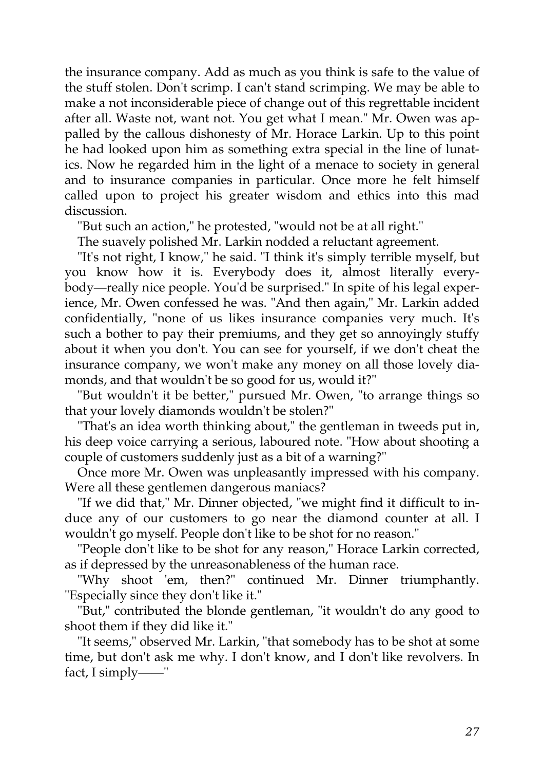the insurance company. Add as much as you think is safe to the value of the stuff stolen. Don't scrimp. I can't stand scrimping. We may be able to make a not inconsiderable piece of change out of this regrettable incident after all. Waste not, want not. You get what I mean." Mr. Owen was appalled by the callous dishonesty of Mr. Horace Larkin. Up to this point he had looked upon him as something extra special in the line of lunatics. Now he regarded him in the light of a menace to society in general and to insurance companies in particular. Once more he felt himself called upon to project his greater wisdom and ethics into this mad discussion.

"But such an action," he protested, "would not be at all right."

The suavely polished Mr. Larkin nodded a reluctant agreement.

"It's not right, I know," he said. "I think it's simply terrible myself, but you know how it is. Everybody does it, almost literally everybody—really nice people. You'd be surprised." In spite of his legal experience, Mr. Owen confessed he was. "And then again," Mr. Larkin added confidentially, "none of us likes insurance companies very much. It's such a bother to pay their premiums, and they get so annoyingly stuffy about it when you don't. You can see for yourself, if we don't cheat the insurance company, we won't make any money on all those lovely diamonds, and that wouldn't be so good for us, would it?"

"But wouldn't it be better," pursued Mr. Owen, "to arrange things so that your lovely diamonds wouldn't be stolen?"

"That's an idea worth thinking about," the gentleman in tweeds put in, his deep voice carrying a serious, laboured note. "How about shooting a couple of customers suddenly just as a bit of a warning?"

Once more Mr. Owen was unpleasantly impressed with his company. Were all these gentlemen dangerous maniacs?

"If we did that," Mr. Dinner objected, "we might find it difficult to induce any of our customers to go near the diamond counter at all. I wouldn't go myself. People don't like to be shot for no reason."

"People don't like to be shot for any reason," Horace Larkin corrected, as if depressed by the unreasonableness of the human race.

"Why shoot 'em, then?" continued Mr. Dinner triumphantly. "Especially since they don't like it."

"But," contributed the blonde gentleman, "it wouldn't do any good to shoot them if they did like it."

"It seems," observed Mr. Larkin, "that somebody has to be shot at some time, but don't ask me why. I don't know, and I don't like revolvers. In fact, I simply——"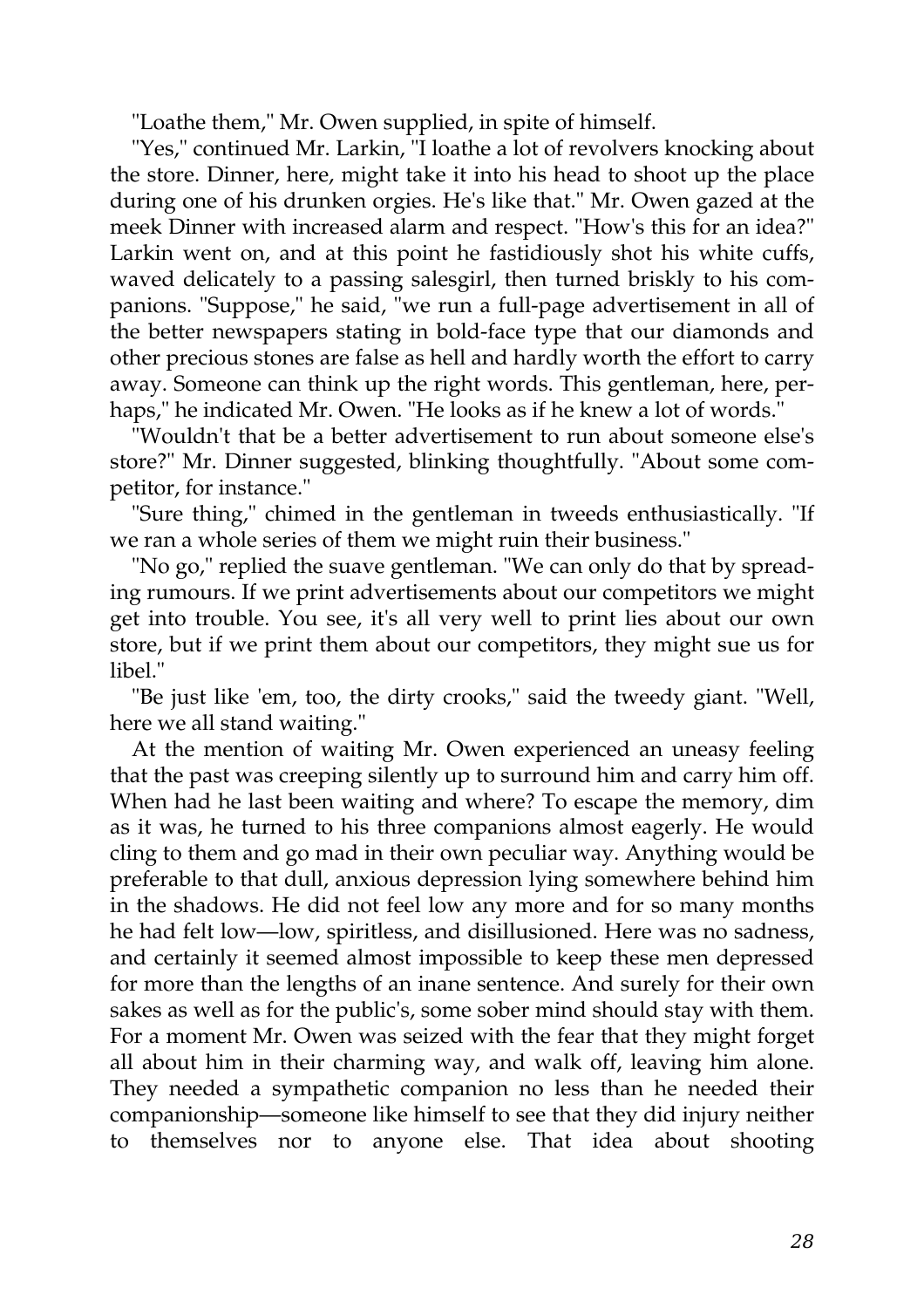"Loathe them," Mr. Owen supplied, in spite of himself.

"Yes," continued Mr. Larkin, "I loathe a lot of revolvers knocking about the store. Dinner, here, might take it into his head to shoot up the place during one of his drunken orgies. He's like that." Mr. Owen gazed at the meek Dinner with increased alarm and respect. "How's this for an idea?" Larkin went on, and at this point he fastidiously shot his white cuffs, waved delicately to a passing salesgirl, then turned briskly to his companions. "Suppose," he said, "we run a full-page advertisement in all of the better newspapers stating in bold-face type that our diamonds and other precious stones are false as hell and hardly worth the effort to carry away. Someone can think up the right words. This gentleman, here, perhaps," he indicated Mr. Owen. "He looks as if he knew a lot of words."

"Wouldn't that be a better advertisement to run about someone else's store?" Mr. Dinner suggested, blinking thoughtfully. "About some competitor, for instance."

"Sure thing," chimed in the gentleman in tweeds enthusiastically. "If we ran a whole series of them we might ruin their business."

"No go," replied the suave gentleman. "We can only do that by spreading rumours. If we print advertisements about our competitors we might get into trouble. You see, it's all very well to print lies about our own store, but if we print them about our competitors, they might sue us for libel."

"Be just like 'em, too, the dirty crooks," said the tweedy giant. "Well, here we all stand waiting."

At the mention of waiting Mr. Owen experienced an uneasy feeling that the past was creeping silently up to surround him and carry him off. When had he last been waiting and where? To escape the memory, dim as it was, he turned to his three companions almost eagerly. He would cling to them and go mad in their own peculiar way. Anything would be preferable to that dull, anxious depression lying somewhere behind him in the shadows. He did not feel low any more and for so many months he had felt low—low, spiritless, and disillusioned. Here was no sadness, and certainly it seemed almost impossible to keep these men depressed for more than the lengths of an inane sentence. And surely for their own sakes as well as for the public's, some sober mind should stay with them. For a moment Mr. Owen was seized with the fear that they might forget all about him in their charming way, and walk off, leaving him alone. They needed a sympathetic companion no less than he needed their companionship—someone like himself to see that they did injury neither to themselves nor to anyone else. That idea about shooting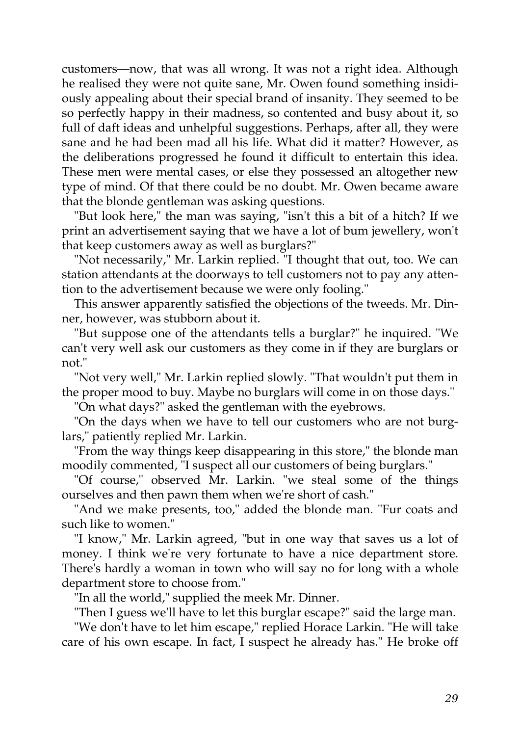customers—now, that was all wrong. It was not a right idea. Although he realised they were not quite sane, Mr. Owen found something insidiously appealing about their special brand of insanity. They seemed to be so perfectly happy in their madness, so contented and busy about it, so full of daft ideas and unhelpful suggestions. Perhaps, after all, they were sane and he had been mad all his life. What did it matter? However, as the deliberations progressed he found it difficult to entertain this idea. These men were mental cases, or else they possessed an altogether new type of mind. Of that there could be no doubt. Mr. Owen became aware that the blonde gentleman was asking questions.

"But look here," the man was saying, "isn't this a bit of a hitch? If we print an advertisement saying that we have a lot of bum jewellery, won't that keep customers away as well as burglars?"

"Not necessarily," Mr. Larkin replied. "I thought that out, too. We can station attendants at the doorways to tell customers not to pay any attention to the advertisement because we were only fooling."

This answer apparently satisfied the objections of the tweeds. Mr. Dinner, however, was stubborn about it.

"But suppose one of the attendants tells a burglar?" he inquired. "We can't very well ask our customers as they come in if they are burglars or not."

"Not very well," Mr. Larkin replied slowly. "That wouldn't put them in the proper mood to buy. Maybe no burglars will come in on those days."

"On what days?" asked the gentleman with the eyebrows.

"On the days when we have to tell our customers who are not burglars," patiently replied Mr. Larkin.

"From the way things keep disappearing in this store," the blonde man moodily commented, "I suspect all our customers of being burglars."

"Of course," observed Mr. Larkin. "we steal some of the things ourselves and then pawn them when we're short of cash."

"And we make presents, too," added the blonde man. "Fur coats and such like to women."

"I know," Mr. Larkin agreed, "but in one way that saves us a lot of money. I think we're very fortunate to have a nice department store. There's hardly a woman in town who will say no for long with a whole department store to choose from."

"In all the world," supplied the meek Mr. Dinner.

"Then I guess we'll have to let this burglar escape?" said the large man.

"We don't have to let him escape," replied Horace Larkin. "He will take care of his own escape. In fact, I suspect he already has." He broke off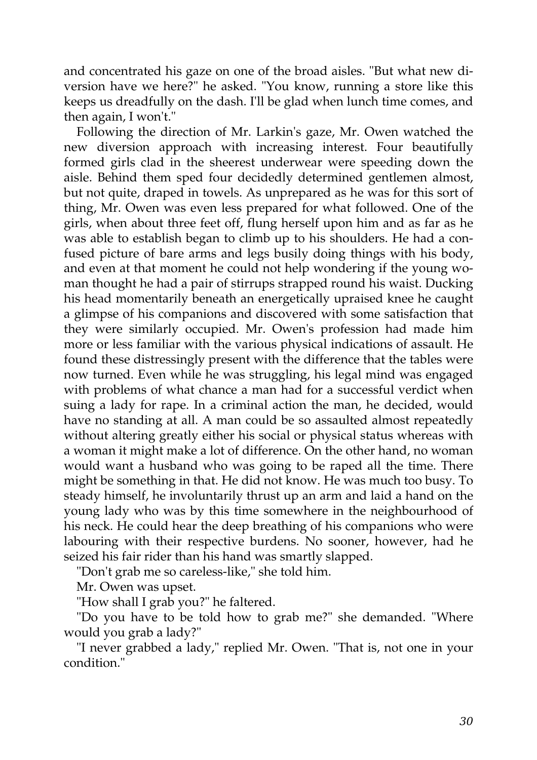and concentrated his gaze on one of the broad aisles. "But what new diversion have we here?" he asked. "You know, running a store like this keeps us dreadfully on the dash. I'll be glad when lunch time comes, and then again, I won't."

Following the direction of Mr. Larkin's gaze, Mr. Owen watched the new diversion approach with increasing interest. Four beautifully formed girls clad in the sheerest underwear were speeding down the aisle. Behind them sped four decidedly determined gentlemen almost, but not quite, draped in towels. As unprepared as he was for this sort of thing, Mr. Owen was even less prepared for what followed. One of the girls, when about three feet off, flung herself upon him and as far as he was able to establish began to climb up to his shoulders. He had a confused picture of bare arms and legs busily doing things with his body, and even at that moment he could not help wondering if the young woman thought he had a pair of stirrups strapped round his waist. Ducking his head momentarily beneath an energetically upraised knee he caught a glimpse of his companions and discovered with some satisfaction that they were similarly occupied. Mr. Owen's profession had made him more or less familiar with the various physical indications of assault. He found these distressingly present with the difference that the tables were now turned. Even while he was struggling, his legal mind was engaged with problems of what chance a man had for a successful verdict when suing a lady for rape. In a criminal action the man, he decided, would have no standing at all. A man could be so assaulted almost repeatedly without altering greatly either his social or physical status whereas with a woman it might make a lot of difference. On the other hand, no woman would want a husband who was going to be raped all the time. There might be something in that. He did not know. He was much too busy. To steady himself, he involuntarily thrust up an arm and laid a hand on the young lady who was by this time somewhere in the neighbourhood of his neck. He could hear the deep breathing of his companions who were labouring with their respective burdens. No sooner, however, had he seized his fair rider than his hand was smartly slapped.

"Don't grab me so careless-like," she told him.

Mr. Owen was upset.

"How shall I grab you?" he faltered.

"Do you have to be told how to grab me?" she demanded. "Where would you grab a lady?"

"I never grabbed a lady," replied Mr. Owen. "That is, not one in your condition."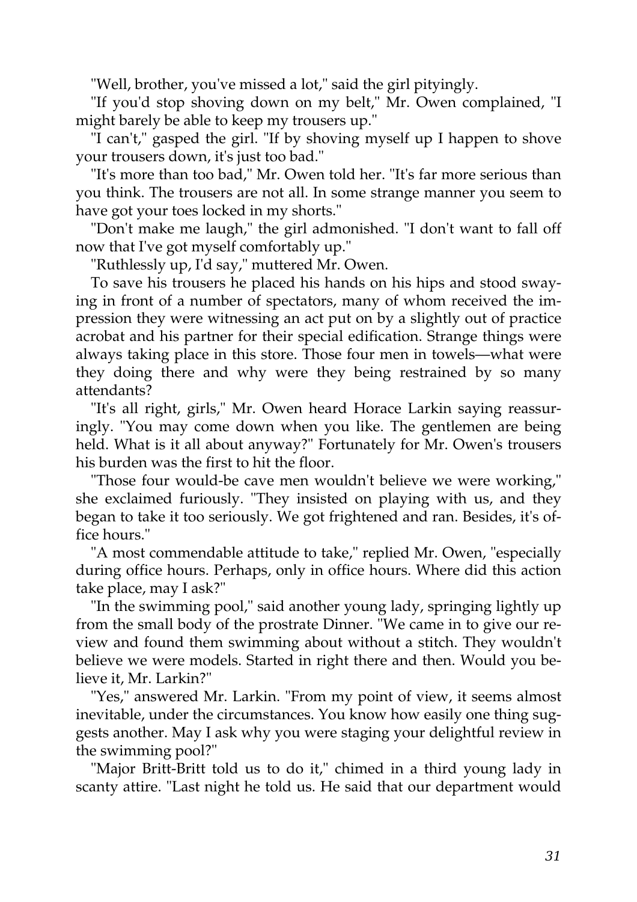"Well, brother, you've missed a lot," said the girl pityingly.

"If you'd stop shoving down on my belt," Mr. Owen complained, "I might barely be able to keep my trousers up."

"I can't," gasped the girl. "If by shoving myself up I happen to shove your trousers down, it's just too bad."

"It's more than too bad," Mr. Owen told her. "It's far more serious than you think. The trousers are not all. In some strange manner you seem to have got your toes locked in my shorts."

"Don't make me laugh," the girl admonished. "I don't want to fall off now that I've got myself comfortably up."

"Ruthlessly up, I'd say," muttered Mr. Owen.

To save his trousers he placed his hands on his hips and stood swaying in front of a number of spectators, many of whom received the impression they were witnessing an act put on by a slightly out of practice acrobat and his partner for their special edification. Strange things were always taking place in this store. Those four men in towels—what were they doing there and why were they being restrained by so many attendants?

"It's all right, girls," Mr. Owen heard Horace Larkin saying reassuringly. "You may come down when you like. The gentlemen are being held. What is it all about anyway?" Fortunately for Mr. Owen's trousers his burden was the first to hit the floor.

"Those four would-be cave men wouldn't believe we were working," she exclaimed furiously. "They insisted on playing with us, and they began to take it too seriously. We got frightened and ran. Besides, it's office hours."

"A most commendable attitude to take," replied Mr. Owen, "especially during office hours. Perhaps, only in office hours. Where did this action take place, may I ask?"

"In the swimming pool," said another young lady, springing lightly up from the small body of the prostrate Dinner. "We came in to give our review and found them swimming about without a stitch. They wouldn't believe we were models. Started in right there and then. Would you believe it, Mr. Larkin?"

"Yes," answered Mr. Larkin. "From my point of view, it seems almost inevitable, under the circumstances. You know how easily one thing suggests another. May I ask why you were staging your delightful review in the swimming pool?"

"Major Britt-Britt told us to do it," chimed in a third young lady in scanty attire. "Last night he told us. He said that our department would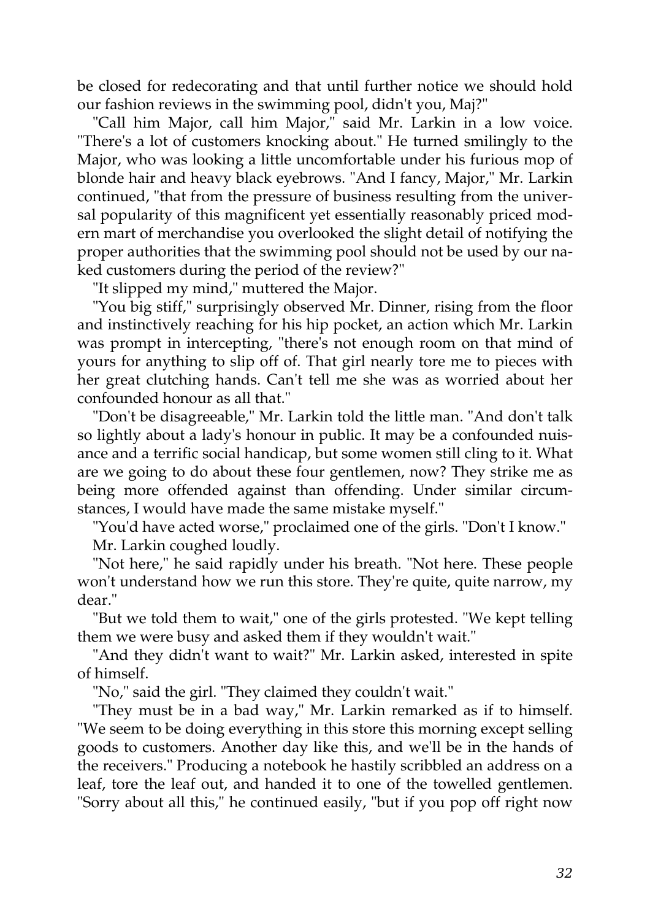be closed for redecorating and that until further notice we should hold our fashion reviews in the swimming pool, didn't you, Maj?"

"Call him Major, call him Major," said Mr. Larkin in a low voice. "There's a lot of customers knocking about." He turned smilingly to the Major, who was looking a little uncomfortable under his furious mop of blonde hair and heavy black eyebrows. "And I fancy, Major," Mr. Larkin continued, "that from the pressure of business resulting from the universal popularity of this magnificent yet essentially reasonably priced modern mart of merchandise you overlooked the slight detail of notifying the proper authorities that the swimming pool should not be used by our naked customers during the period of the review?"

"It slipped my mind," muttered the Major.

"You big stiff," surprisingly observed Mr. Dinner, rising from the floor and instinctively reaching for his hip pocket, an action which Mr. Larkin was prompt in intercepting, "there's not enough room on that mind of yours for anything to slip off of. That girl nearly tore me to pieces with her great clutching hands. Can't tell me she was as worried about her confounded honour as all that."

"Don't be disagreeable," Mr. Larkin told the little man. "And don't talk so lightly about a lady's honour in public. It may be a confounded nuisance and a terrific social handicap, but some women still cling to it. What are we going to do about these four gentlemen, now? They strike me as being more offended against than offending. Under similar circumstances, I would have made the same mistake myself."

"You'd have acted worse," proclaimed one of the girls. "Don't I know."

Mr. Larkin coughed loudly.

"Not here," he said rapidly under his breath. "Not here. These people won't understand how we run this store. They're quite, quite narrow, my dear."

"But we told them to wait," one of the girls protested. "We kept telling them we were busy and asked them if they wouldn't wait."

"And they didn't want to wait?" Mr. Larkin asked, interested in spite of himself.

"No," said the girl. "They claimed they couldn't wait."

"They must be in a bad way," Mr. Larkin remarked as if to himself. "We seem to be doing everything in this store this morning except selling goods to customers. Another day like this, and we'll be in the hands of the receivers." Producing a notebook he hastily scribbled an address on a leaf, tore the leaf out, and handed it to one of the towelled gentlemen. "Sorry about all this," he continued easily, "but if you pop off right now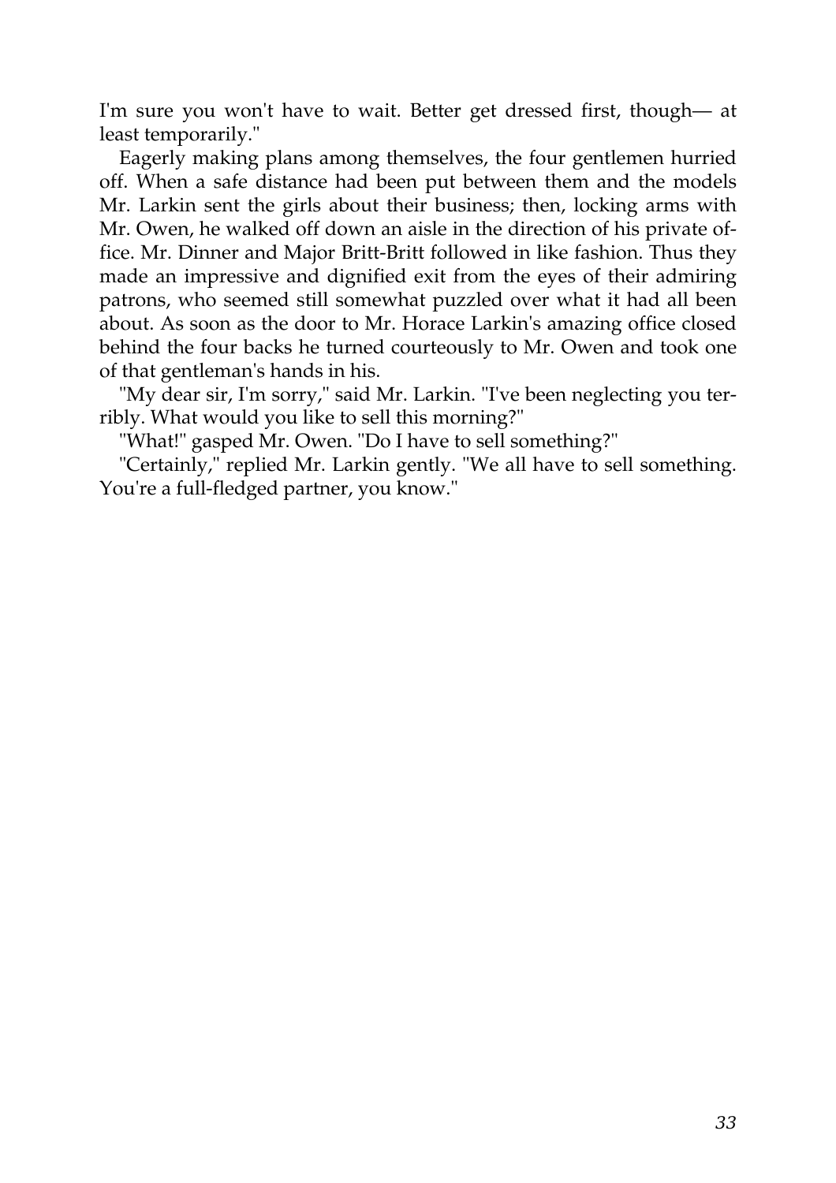I'm sure you won't have to wait. Better get dressed first, though— at least temporarily."

Eagerly making plans among themselves, the four gentlemen hurried off. When a safe distance had been put between them and the models Mr. Larkin sent the girls about their business; then, locking arms with Mr. Owen, he walked off down an aisle in the direction of his private office. Mr. Dinner and Major Britt-Britt followed in like fashion. Thus they made an impressive and dignified exit from the eyes of their admiring patrons, who seemed still somewhat puzzled over what it had all been about. As soon as the door to Mr. Horace Larkin's amazing office closed behind the four backs he turned courteously to Mr. Owen and took one of that gentleman's hands in his.

"My dear sir, I'm sorry," said Mr. Larkin. "I've been neglecting you terribly. What would you like to sell this morning?"

"What!" gasped Mr. Owen. "Do I have to sell something?"

"Certainly," replied Mr. Larkin gently. "We all have to sell something. You're a full-fledged partner, you know."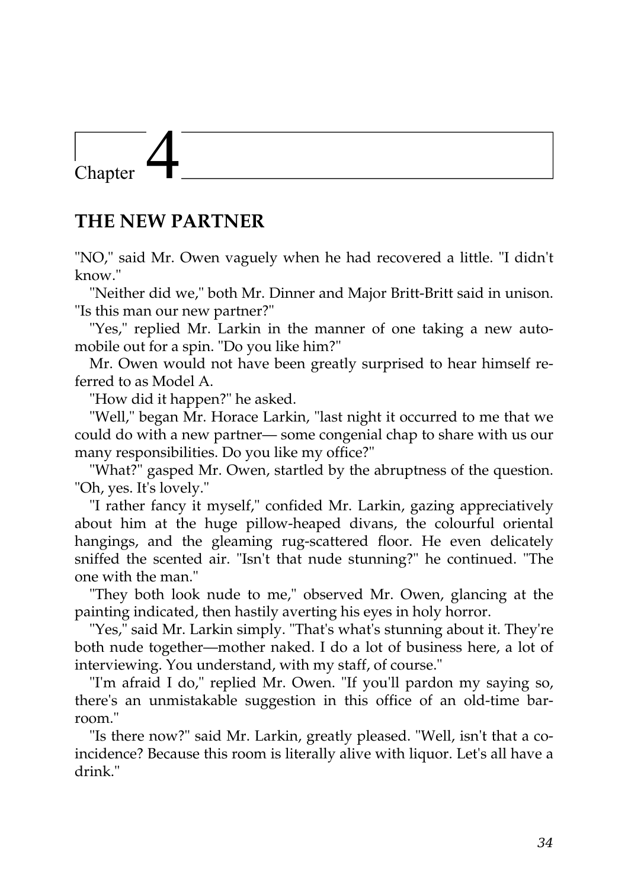# Chapter 4

## THE NEW PARTNER

"NO," said Mr. Owen vaguely when he had recovered a little. "I didn't know."

"Neither did we," both Mr. Dinner and Major Britt-Britt said in unison. "Is this man our new partner?"

"Yes," replied Mr. Larkin in the manner of one taking a new automobile out for a spin. "Do you like him?"

Mr. Owen would not have been greatly surprised to hear himself referred to as Model A.

"How did it happen?" he asked.

"Well," began Mr. Horace Larkin, "last night it occurred to me that we could do with a new partner— some congenial chap to share with us our many responsibilities. Do you like my office?"

"What?" gasped Mr. Owen, startled by the abruptness of the question. "Oh, yes. It's lovely."

"I rather fancy it myself," confided Mr. Larkin, gazing appreciatively about him at the huge pillow-heaped divans, the colourful oriental hangings, and the gleaming rug-scattered floor. He even delicately sniffed the scented air. "Isn't that nude stunning?" he continued. "The one with the man."

"They both look nude to me," observed Mr. Owen, glancing at the painting indicated, then hastily averting his eyes in holy horror.

"Yes," said Mr. Larkin simply. "That's what's stunning about it. They're both nude together—mother naked. I do a lot of business here, a lot of interviewing. You understand, with my staff, of course."

"I'm afraid I do," replied Mr. Owen. "If you'll pardon my saying so, there's an unmistakable suggestion in this office of an old-time barroom."

"Is there now?" said Mr. Larkin, greatly pleased. "Well, isn't that a coincidence? Because this room is literally alive with liquor. Let's all have a drink."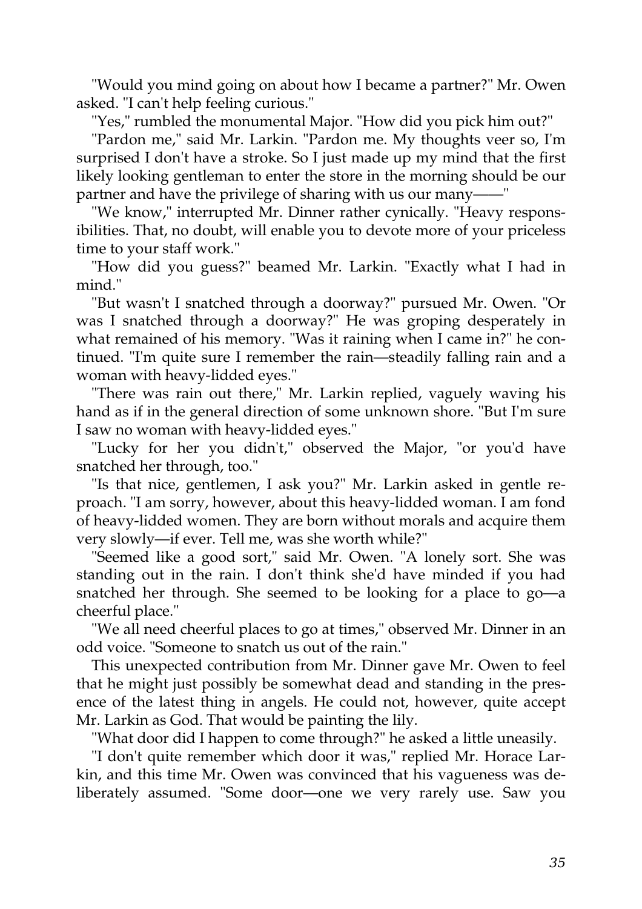"Would you mind going on about how I became a partner?" Mr. Owen asked. "I can't help feeling curious."

"Yes," rumbled the monumental Major. "How did you pick him out?"

"Pardon me," said Mr. Larkin. "Pardon me. My thoughts veer so, I'm surprised I don't have a stroke. So I just made up my mind that the first likely looking gentleman to enter the store in the morning should be our partner and have the privilege of sharing with us our many——"

"We know," interrupted Mr. Dinner rather cynically. "Heavy responsibilities. That, no doubt, will enable you to devote more of your priceless time to your staff work."

"How did you guess?" beamed Mr. Larkin. "Exactly what I had in mind."

"But wasn't I snatched through a doorway?" pursued Mr. Owen. "Or was I snatched through a doorway?" He was groping desperately in what remained of his memory. "Was it raining when I came in?" he continued. "I'm quite sure I remember the rain—steadily falling rain and a woman with heavy-lidded eyes."

"There was rain out there," Mr. Larkin replied, vaguely waving his hand as if in the general direction of some unknown shore. "But I'm sure I saw no woman with heavy-lidded eyes."

"Lucky for her you didn't," observed the Major, "or you'd have snatched her through, too."

"Is that nice, gentlemen, I ask you?" Mr. Larkin asked in gentle reproach. "I am sorry, however, about this heavy-lidded woman. I am fond of heavy-lidded women. They are born without morals and acquire them very slowly—if ever. Tell me, was she worth while?"

"Seemed like a good sort," said Mr. Owen. "A lonely sort. She was standing out in the rain. I don't think she'd have minded if you had snatched her through. She seemed to be looking for a place to go—a cheerful place."

"We all need cheerful places to go at times," observed Mr. Dinner in an odd voice. "Someone to snatch us out of the rain."

This unexpected contribution from Mr. Dinner gave Mr. Owen to feel that he might just possibly be somewhat dead and standing in the presence of the latest thing in angels. He could not, however, quite accept Mr. Larkin as God. That would be painting the lily.

"What door did I happen to come through?" he asked a little uneasily.

"I don't quite remember which door it was," replied Mr. Horace Larkin, and this time Mr. Owen was convinced that his vagueness was deliberately assumed. "Some door—one we very rarely use. Saw you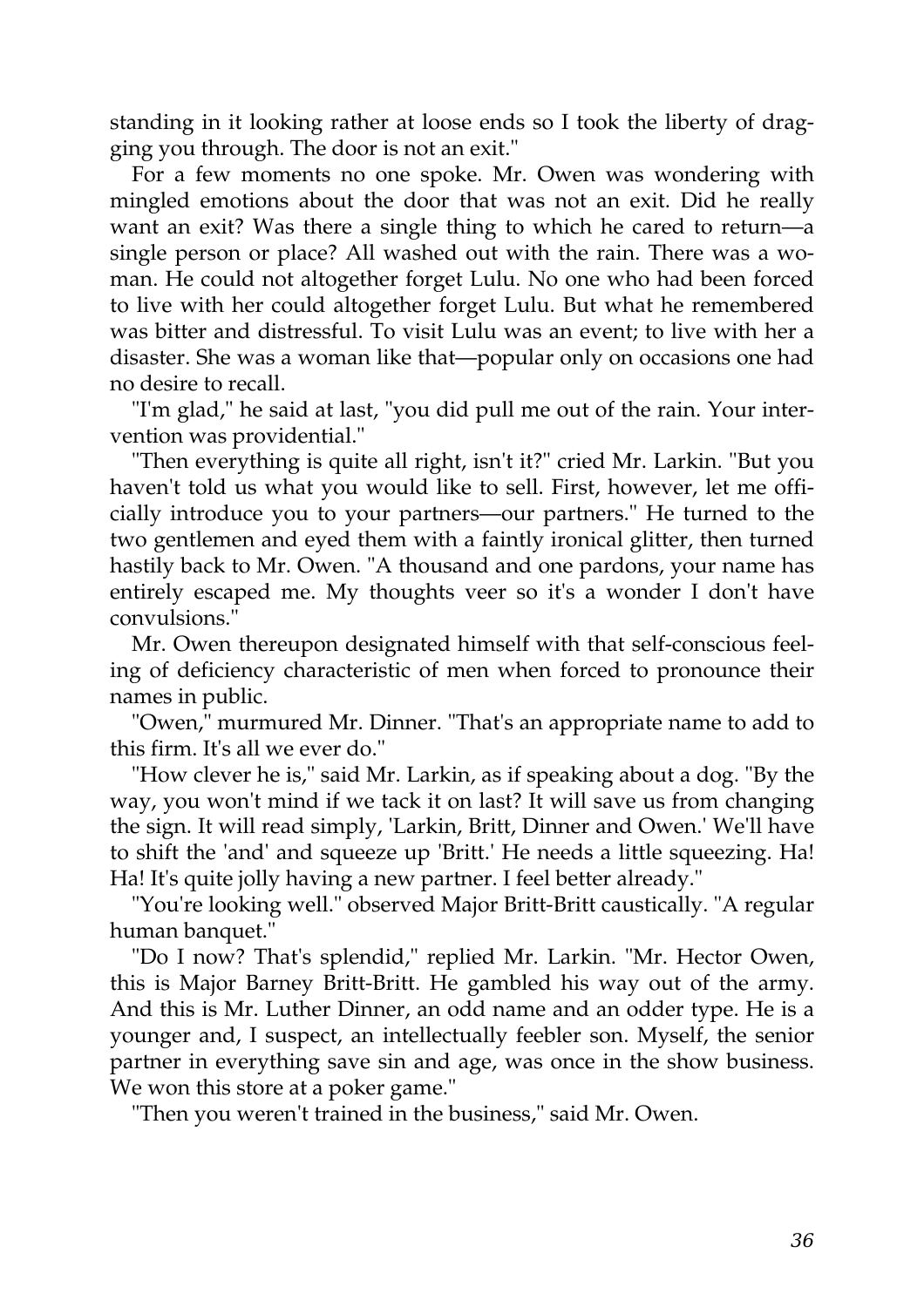standing in it looking rather at loose ends so I took the liberty of dragging you through. The door is not an exit."

For a few moments no one spoke. Mr. Owen was wondering with mingled emotions about the door that was not an exit. Did he really want an exit? Was there a single thing to which he cared to return—a single person or place? All washed out with the rain. There was a woman. He could not altogether forget Lulu. No one who had been forced to live with her could altogether forget Lulu. But what he remembered was bitter and distressful. To visit Lulu was an event; to live with her a disaster. She was a woman like that—popular only on occasions one had no desire to recall.

"I'm glad," he said at last, "you did pull me out of the rain. Your intervention was providential."

"Then everything is quite all right, isn't it?" cried Mr. Larkin. "But you haven't told us what you would like to sell. First, however, let me officially introduce you to your partners—our partners." He turned to the two gentlemen and eyed them with a faintly ironical glitter, then turned hastily back to Mr. Owen. "A thousand and one pardons, your name has entirely escaped me. My thoughts veer so it's a wonder I don't have convulsions."

Mr. Owen thereupon designated himself with that self-conscious feeling of deficiency characteristic of men when forced to pronounce their names in public.

"Owen," murmured Mr. Dinner. "That's an appropriate name to add to this firm. It's all we ever do."

"How clever he is," said Mr. Larkin, as if speaking about a dog. "By the way, you won't mind if we tack it on last? It will save us from changing the sign. It will read simply, 'Larkin, Britt, Dinner and Owen.' We'll have to shift the 'and' and squeeze up 'Britt.' He needs a little squeezing. Ha! Ha! It's quite jolly having a new partner. I feel better already."

"You're looking well." observed Major Britt-Britt caustically. "A regular human banquet."

"Do I now? That's splendid," replied Mr. Larkin. "Mr. Hector Owen, this is Major Barney Britt-Britt. He gambled his way out of the army. And this is Mr. Luther Dinner, an odd name and an odder type. He is a younger and, I suspect, an intellectually feebler son. Myself, the senior partner in everything save sin and age, was once in the show business. We won this store at a poker game."

"Then you weren't trained in the business," said Mr. Owen.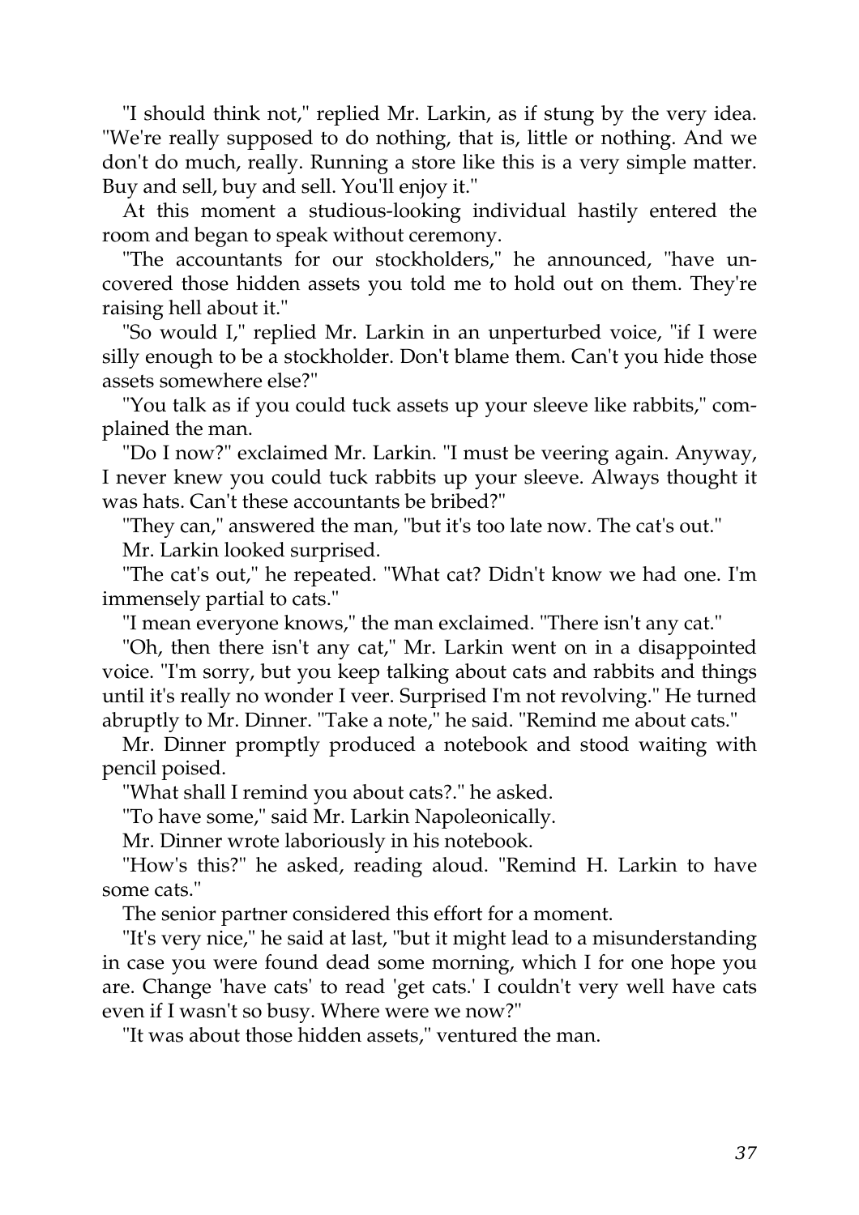"I should think not," replied Mr. Larkin, as if stung by the very idea. "We're really supposed to do nothing, that is, little or nothing. And we don't do much, really. Running a store like this is a very simple matter. Buy and sell, buy and sell. You'll enjoy it."

At this moment a studious-looking individual hastily entered the room and began to speak without ceremony.

"The accountants for our stockholders," he announced, "have uncovered those hidden assets you told me to hold out on them. They're raising hell about it."

"So would I," replied Mr. Larkin in an unperturbed voice, "if I were silly enough to be a stockholder. Don't blame them. Can't you hide those assets somewhere else?"

"You talk as if you could tuck assets up your sleeve like rabbits," complained the man.

"Do I now?" exclaimed Mr. Larkin. "I must be veering again. Anyway, I never knew you could tuck rabbits up your sleeve. Always thought it was hats. Can't these accountants be bribed?"

"They can," answered the man, "but it's too late now. The cat's out."

Mr. Larkin looked surprised.

"The cat's out," he repeated. "What cat? Didn't know we had one. I'm immensely partial to cats."

"I mean everyone knows," the man exclaimed. "There isn't any cat."

"Oh, then there isn't any cat," Mr. Larkin went on in a disappointed voice. "I'm sorry, but you keep talking about cats and rabbits and things until it's really no wonder I veer. Surprised I'm not revolving." He turned abruptly to Mr. Dinner. "Take a note," he said. "Remind me about cats."

Mr. Dinner promptly produced a notebook and stood waiting with pencil poised.

"What shall I remind you about cats?." he asked.

"To have some," said Mr. Larkin Napoleonically.

Mr. Dinner wrote laboriously in his notebook.

"How's this?" he asked, reading aloud. "Remind H. Larkin to have some cats."

The senior partner considered this effort for a moment.

"It's very nice," he said at last, "but it might lead to a misunderstanding in case you were found dead some morning, which I for one hope you are. Change 'have cats' to read 'get cats.' I couldn't very well have cats even if I wasn't so busy. Where were we now?"

"It was about those hidden assets," ventured the man.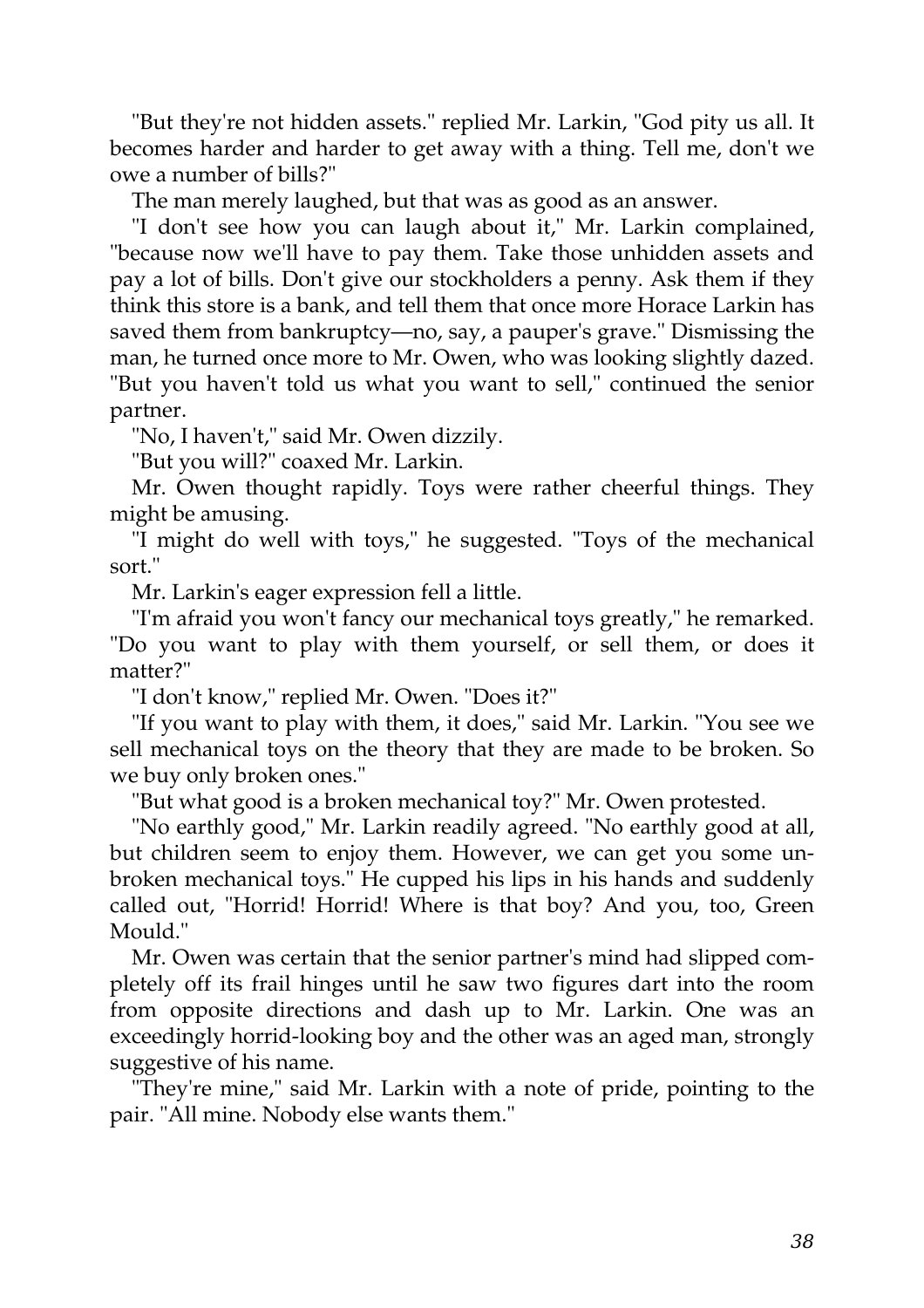"But they're not hidden assets." replied Mr. Larkin, "God pity us all. It becomes harder and harder to get away with a thing. Tell me, don't we owe a number of bills?"

The man merely laughed, but that was as good as an answer.

"I don't see how you can laugh about it," Mr. Larkin complained, "because now we'll have to pay them. Take those unhidden assets and pay a lot of bills. Don't give our stockholders a penny. Ask them if they think this store is a bank, and tell them that once more Horace Larkin has saved them from bankruptcy—no, say, a pauper's grave." Dismissing the man, he turned once more to Mr. Owen, who was looking slightly dazed. "But you haven't told us what you want to sell," continued the senior partner.

"No, I haven't," said Mr. Owen dizzily.

"But you will?" coaxed Mr. Larkin.

Mr. Owen thought rapidly. Toys were rather cheerful things. They might be amusing.

"I might do well with toys," he suggested. "Toys of the mechanical sort."

Mr. Larkin's eager expression fell a little.

"I'm afraid you won't fancy our mechanical toys greatly," he remarked. "Do you want to play with them yourself, or sell them, or does it matter?"

"I don't know," replied Mr. Owen. "Does it?"

"If you want to play with them, it does," said Mr. Larkin. "You see we sell mechanical toys on the theory that they are made to be broken. So we buy only broken ones."

"But what good is a broken mechanical toy?" Mr. Owen protested.

"No earthly good," Mr. Larkin readily agreed. "No earthly good at all, but children seem to enjoy them. However, we can get you some unbroken mechanical toys." He cupped his lips in his hands and suddenly called out, "Horrid! Horrid! Where is that boy? And you, too, Green Mould."

Mr. Owen was certain that the senior partner's mind had slipped completely off its frail hinges until he saw two figures dart into the room from opposite directions and dash up to Mr. Larkin. One was an exceedingly horrid-looking boy and the other was an aged man, strongly suggestive of his name.

"They're mine," said Mr. Larkin with a note of pride, pointing to the pair. "All mine. Nobody else wants them."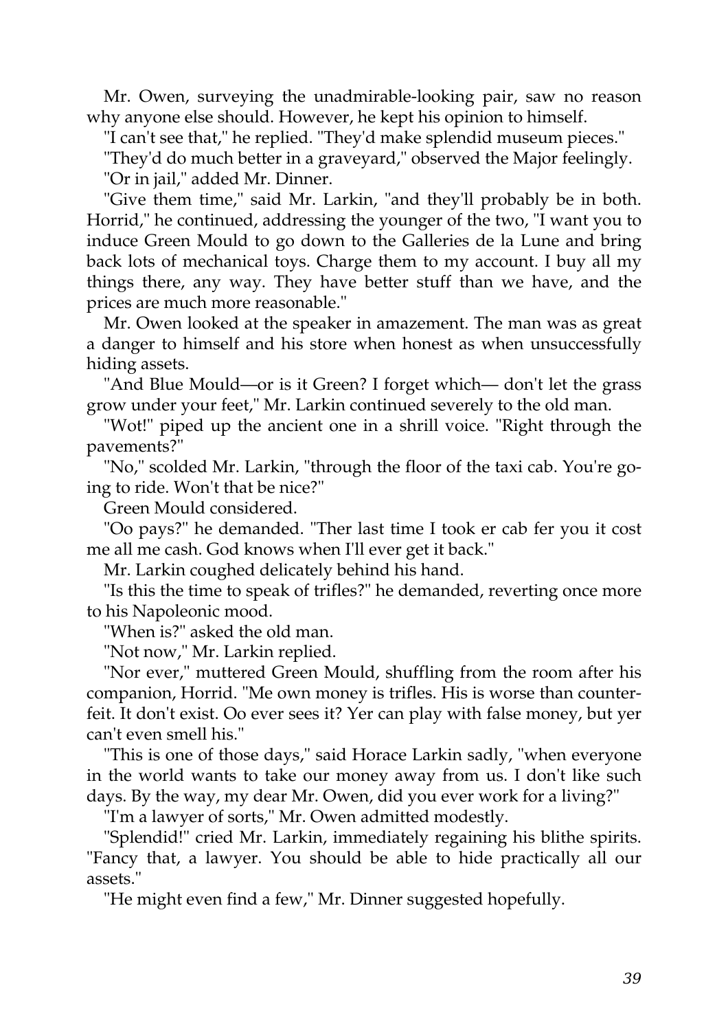Mr. Owen, surveying the unadmirable-looking pair, saw no reason why anyone else should. However, he kept his opinion to himself.

"I can't see that," he replied. "They'd make splendid museum pieces."

"They'd do much better in a graveyard," observed the Major feelingly.

"Or in jail," added Mr. Dinner.

"Give them time," said Mr. Larkin, "and they'll probably be in both. Horrid," he continued, addressing the younger of the two, "I want you to induce Green Mould to go down to the Galleries de la Lune and bring back lots of mechanical toys. Charge them to my account. I buy all my things there, any way. They have better stuff than we have, and the prices are much more reasonable."

Mr. Owen looked at the speaker in amazement. The man was as great a danger to himself and his store when honest as when unsuccessfully hiding assets.

"And Blue Mould—or is it Green? I forget which— don't let the grass grow under your feet," Mr. Larkin continued severely to the old man.

"Wot!" piped up the ancient one in a shrill voice. "Right through the pavements?"

"No," scolded Mr. Larkin, "through the floor of the taxi cab. You're going to ride. Won't that be nice?"

Green Mould considered.

"Oo pays?" he demanded. "Ther last time I took er cab fer you it cost me all me cash. God knows when I'll ever get it back."

Mr. Larkin coughed delicately behind his hand.

"Is this the time to speak of trifles?" he demanded, reverting once more to his Napoleonic mood.

"When is?" asked the old man.

"Not now," Mr. Larkin replied.

"Nor ever," muttered Green Mould, shuffling from the room after his companion, Horrid. "Me own money is trifles. His is worse than counterfeit. It don't exist. Oo ever sees it? Yer can play with false money, but yer can't even smell his."

"This is one of those days," said Horace Larkin sadly, "when everyone in the world wants to take our money away from us. I don't like such days. By the way, my dear Mr. Owen, did you ever work for a living?"

"I'm a lawyer of sorts," Mr. Owen admitted modestly.

"Splendid!" cried Mr. Larkin, immediately regaining his blithe spirits. "Fancy that, a lawyer. You should be able to hide practically all our assets."

"He might even find a few," Mr. Dinner suggested hopefully.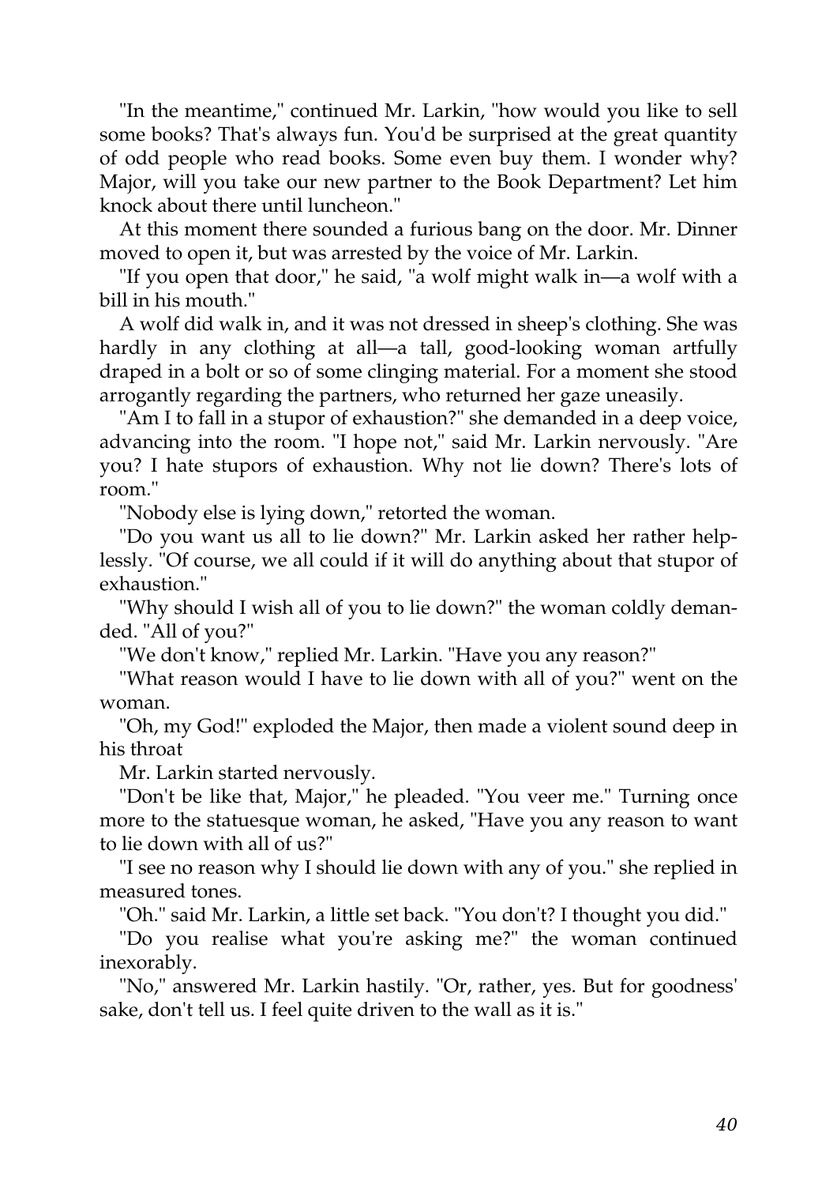"In the meantime," continued Mr. Larkin, "how would you like to sell some books? That's always fun. You'd be surprised at the great quantity of odd people who read books. Some even buy them. I wonder why? Major, will you take our new partner to the Book Department? Let him knock about there until luncheon."

At this moment there sounded a furious bang on the door. Mr. Dinner moved to open it, but was arrested by the voice of Mr. Larkin.

"If you open that door," he said, "a wolf might walk in—a wolf with a bill in his mouth."

A wolf did walk in, and it was not dressed in sheep's clothing. She was hardly in any clothing at all—a tall, good-looking woman artfully draped in a bolt or so of some clinging material. For a moment she stood arrogantly regarding the partners, who returned her gaze uneasily.

"Am I to fall in a stupor of exhaustion?" she demanded in a deep voice, advancing into the room. "I hope not," said Mr. Larkin nervously. "Are you? I hate stupors of exhaustion. Why not lie down? There's lots of room."

"Nobody else is lying down," retorted the woman.

"Do you want us all to lie down?" Mr. Larkin asked her rather helplessly. "Of course, we all could if it will do anything about that stupor of exhaustion."

"Why should I wish all of you to lie down?" the woman coldly demanded. "All of you?"

"We don't know," replied Mr. Larkin. "Have you any reason?"

"What reason would I have to lie down with all of you?" went on the woman.

"Oh, my God!" exploded the Major, then made a violent sound deep in his throat

Mr. Larkin started nervously.

"Don't be like that, Major," he pleaded. "You veer me." Turning once more to the statuesque woman, he asked, "Have you any reason to want to lie down with all of us?"

"I see no reason why I should lie down with any of you." she replied in measured tones.

"Oh." said Mr. Larkin, a little set back. "You don't? I thought you did."

"Do you realise what you're asking me?" the woman continued inexorably.

"No," answered Mr. Larkin hastily. "Or, rather, yes. But for goodness' sake, don't tell us. I feel quite driven to the wall as it is."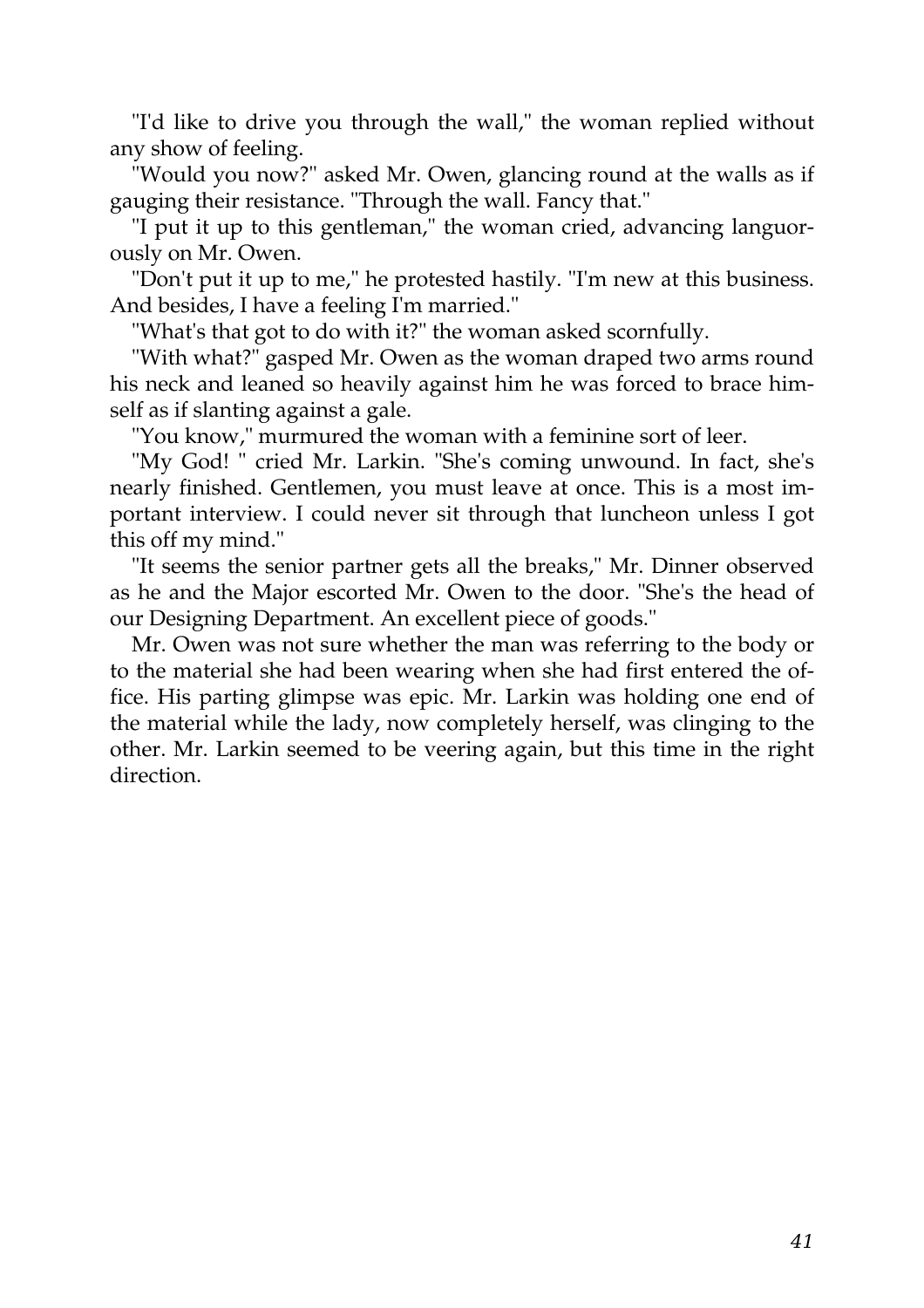"I'd like to drive you through the wall," the woman replied without any show of feeling.

"Would you now?" asked Mr. Owen, glancing round at the walls as if gauging their resistance. "Through the wall. Fancy that."

"I put it up to this gentleman," the woman cried, advancing languorously on Mr. Owen.

"Don't put it up to me," he protested hastily. "I'm new at this business. And besides, I have a feeling I'm married."

"What's that got to do with it?" the woman asked scornfully.

"With what?" gasped Mr. Owen as the woman draped two arms round his neck and leaned so heavily against him he was forced to brace himself as if slanting against a gale.

"You know," murmured the woman with a feminine sort of leer.

"My God! " cried Mr. Larkin. "She's coming unwound. In fact, she's nearly finished. Gentlemen, you must leave at once. This is a most important interview. I could never sit through that luncheon unless I got this off my mind."

"It seems the senior partner gets all the breaks," Mr. Dinner observed as he and the Major escorted Mr. Owen to the door. "She's the head of our Designing Department. An excellent piece of goods."

Mr. Owen was not sure whether the man was referring to the body or to the material she had been wearing when she had first entered the office. His parting glimpse was epic. Mr. Larkin was holding one end of the material while the lady, now completely herself, was clinging to the other. Mr. Larkin seemed to be veering again, but this time in the right direction.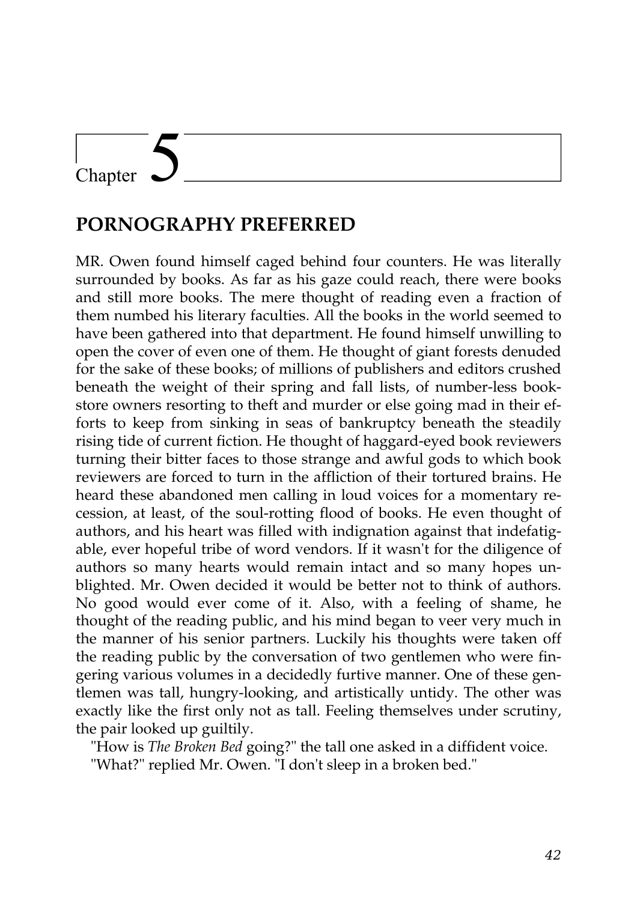# Chapter 5

## PORNOGRAPHY PREFERRED

MR. Owen found himself caged behind four counters. He was literally surrounded by books. As far as his gaze could reach, there were books and still more books. The mere thought of reading even a fraction of them numbed his literary faculties. All the books in the world seemed to have been gathered into that department. He found himself unwilling to open the cover of even one of them. He thought of giant forests denuded for the sake of these books; of millions of publishers and editors crushed beneath the weight of their spring and fall lists, of number-less bookstore owners resorting to theft and murder or else going mad in their efforts to keep from sinking in seas of bankruptcy beneath the steadily rising tide of current fiction. He thought of haggard-eyed book reviewers turning their bitter faces to those strange and awful gods to which book reviewers are forced to turn in the affliction of their tortured brains. He heard these abandoned men calling in loud voices for a momentary recession, at least, of the soul-rotting flood of books. He even thought of authors, and his heart was filled with indignation against that indefatigable, ever hopeful tribe of word vendors. If it wasn't for the diligence of authors so many hearts would remain intact and so many hopes unblighted. Mr. Owen decided it would be better not to think of authors. No good would ever come of it. Also, with a feeling of shame, he thought of the reading public, and his mind began to veer very much in the manner of his senior partners. Luckily his thoughts were taken off the reading public by the conversation of two gentlemen who were fingering various volumes in a decidedly furtive manner. One of these gentlemen was tall, hungry-looking, and artistically untidy. The other was exactly like the first only not as tall. Feeling themselves under scrutiny, the pair looked up guiltily.

"How is *The Broken Bed* going?" the tall one asked in a diffident voice.

"What?" replied Mr. Owen. "I don't sleep in a broken bed."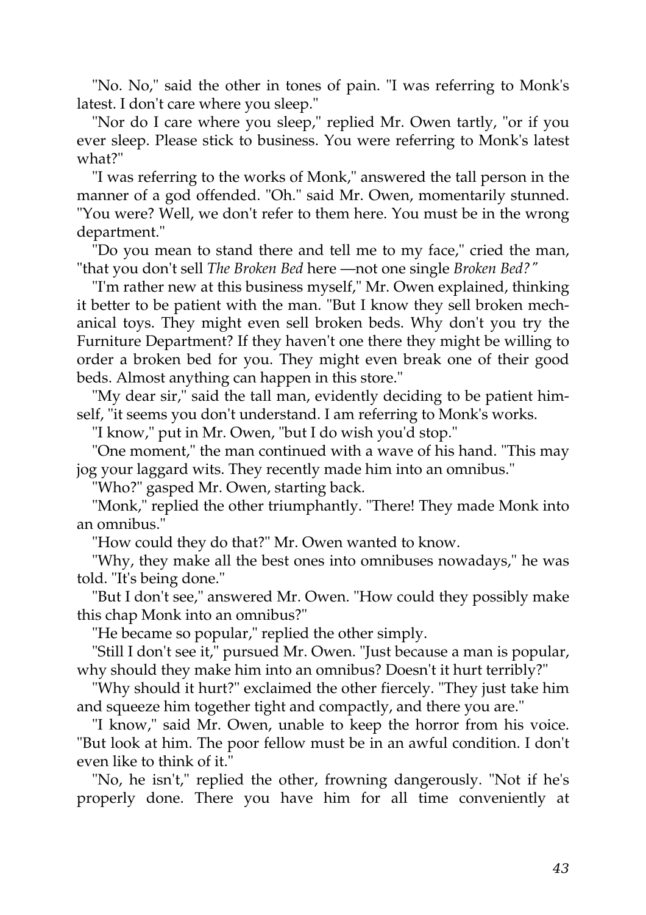"No. No," said the other in tones of pain. "I was referring to Monk's latest. I don't care where you sleep."

"Nor do I care where you sleep," replied Mr. Owen tartly, "or if you ever sleep. Please stick to business. You were referring to Monk's latest what?"

"I was referring to the works of Monk," answered the tall person in the manner of a god offended. "Oh." said Mr. Owen, momentarily stunned. "You were? Well, we don't refer to them here. You must be in the wrong department."

"Do you mean to stand there and tell me to my face," cried the man, "that you don't sell *The Broken Bed* here —not one single *Broken Bed?"*

"I'm rather new at this business myself," Mr. Owen explained, thinking it better to be patient with the man. "But I know they sell broken mechanical toys. They might even sell broken beds. Why don't you try the Furniture Department? If they haven't one there they might be willing to order a broken bed for you. They might even break one of their good beds. Almost anything can happen in this store."

"My dear sir," said the tall man, evidently deciding to be patient himself, "it seems you don't understand. I am referring to Monk's works.

"I know," put in Mr. Owen, "but I do wish you'd stop."

"One moment," the man continued with a wave of his hand. "This may jog your laggard wits. They recently made him into an omnibus."

"Who?" gasped Mr. Owen, starting back.

"Monk," replied the other triumphantly. "There! They made Monk into an omnibus."

"How could they do that?" Mr. Owen wanted to know.

"Why, they make all the best ones into omnibuses nowadays," he was told. "It's being done."

"But I don't see," answered Mr. Owen. "How could they possibly make this chap Monk into an omnibus?"

"He became so popular," replied the other simply.

"Still I don't see it," pursued Mr. Owen. "Just because a man is popular, why should they make him into an omnibus? Doesn't it hurt terribly?"

"Why should it hurt?" exclaimed the other fiercely. "They just take him and squeeze him together tight and compactly, and there you are."

"I know," said Mr. Owen, unable to keep the horror from his voice. "But look at him. The poor fellow must be in an awful condition. I don't even like to think of it."

"No, he isn't," replied the other, frowning dangerously. "Not if he's properly done. There you have him for all time conveniently at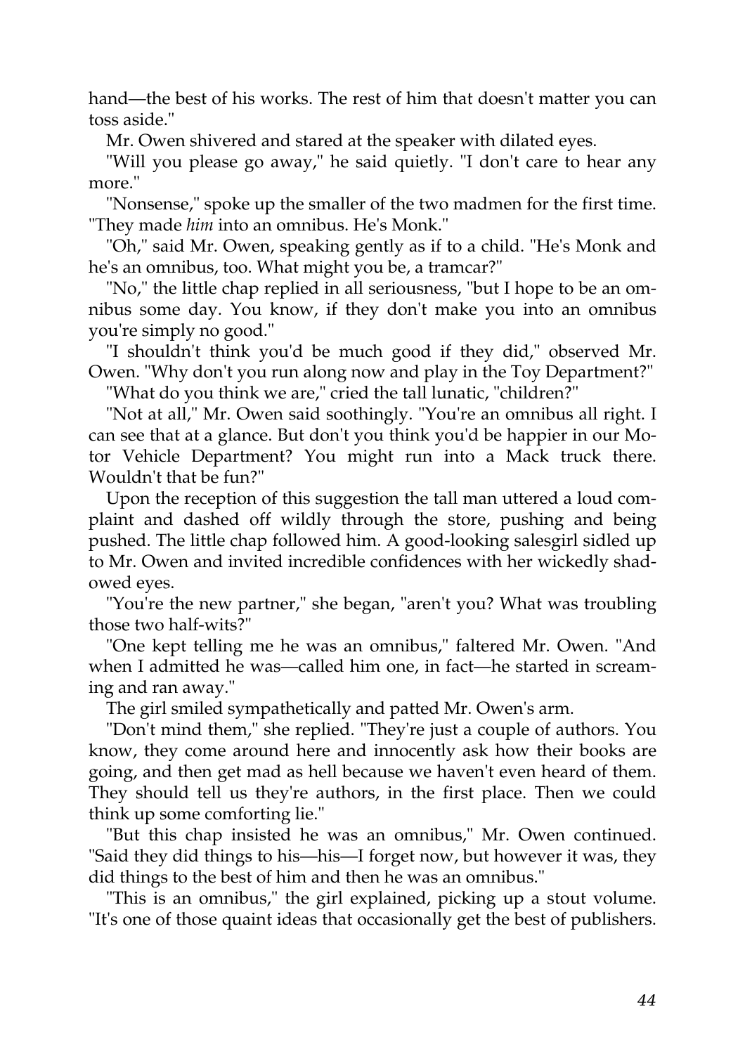hand—the best of his works. The rest of him that doesn't matter you can toss aside."

Mr. Owen shivered and stared at the speaker with dilated eyes.

"Will you please go away," he said quietly. "I don't care to hear any more."

"Nonsense," spoke up the smaller of the two madmen for the first time. "They made *him* into an omnibus. He's Monk."

"Oh," said Mr. Owen, speaking gently as if to a child. "He's Monk and he's an omnibus, too. What might you be, a tramcar?"

"No," the little chap replied in all seriousness, "but I hope to be an omnibus some day. You know, if they don't make you into an omnibus you're simply no good."

"I shouldn't think you'd be much good if they did," observed Mr. Owen. "Why don't you run along now and play in the Toy Department?"

"What do you think we are," cried the tall lunatic, "children?"

"Not at all," Mr. Owen said soothingly. "You're an omnibus all right. I can see that at a glance. But don't you think you'd be happier in our Motor Vehicle Department? You might run into a Mack truck there. Wouldn't that be fun?"

Upon the reception of this suggestion the tall man uttered a loud complaint and dashed off wildly through the store, pushing and being pushed. The little chap followed him. A good-looking salesgirl sidled up to Mr. Owen and invited incredible confidences with her wickedly shadowed eyes.

"You're the new partner," she began, "aren't you? What was troubling those two half-wits?"

"One kept telling me he was an omnibus," faltered Mr. Owen. "And when I admitted he was—called him one, in fact—he started in screaming and ran away."

The girl smiled sympathetically and patted Mr. Owen's arm.

"Don't mind them," she replied. "They're just a couple of authors. You know, they come around here and innocently ask how their books are going, and then get mad as hell because we haven't even heard of them. They should tell us they're authors, in the first place. Then we could think up some comforting lie."

"But this chap insisted he was an omnibus," Mr. Owen continued. "Said they did things to his—his—I forget now, but however it was, they did things to the best of him and then he was an omnibus."

"This is an omnibus," the girl explained, picking up a stout volume. "It's one of those quaint ideas that occasionally get the best of publishers.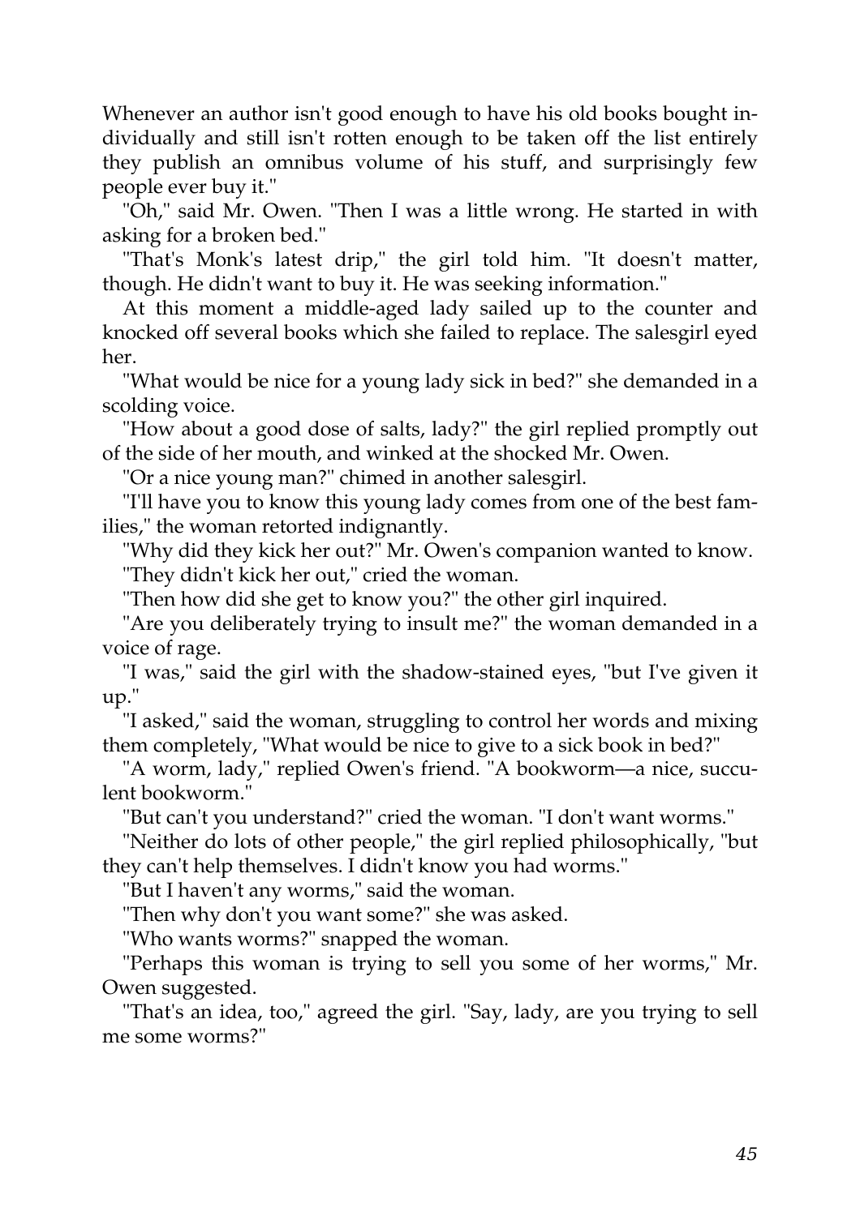Whenever an author isn't good enough to have his old books bought individually and still isn't rotten enough to be taken off the list entirely they publish an omnibus volume of his stuff, and surprisingly few people ever buy it."

"Oh," said Mr. Owen. "Then I was a little wrong. He started in with asking for a broken bed."

"That's Monk's latest drip," the girl told him. "It doesn't matter, though. He didn't want to buy it. He was seeking information."

At this moment a middle-aged lady sailed up to the counter and knocked off several books which she failed to replace. The salesgirl eyed her.

"What would be nice for a young lady sick in bed?" she demanded in a scolding voice.

"How about a good dose of salts, lady?" the girl replied promptly out of the side of her mouth, and winked at the shocked Mr. Owen.

"Or a nice young man?" chimed in another salesgirl.

"I'll have you to know this young lady comes from one of the best families," the woman retorted indignantly.

"Why did they kick her out?" Mr. Owen's companion wanted to know.

"They didn't kick her out," cried the woman.

"Then how did she get to know you?" the other girl inquired.

"Are you deliberately trying to insult me?" the woman demanded in a voice of rage.

"I was," said the girl with the shadow-stained eyes, "but I've given it up."

"I asked," said the woman, struggling to control her words and mixing them completely, "What would be nice to give to a sick book in bed?"

"A worm, lady," replied Owen's friend. "A bookworm—a nice, succulent bookworm."

"But can't you understand?" cried the woman. "I don't want worms."

"Neither do lots of other people," the girl replied philosophically, "but they can't help themselves. I didn't know you had worms."

"But I haven't any worms," said the woman.

"Then why don't you want some?" she was asked.

"Who wants worms?" snapped the woman.

"Perhaps this woman is trying to sell you some of her worms," Mr. Owen suggested.

"That's an idea, too," agreed the girl. "Say, lady, are you trying to sell me some worms?"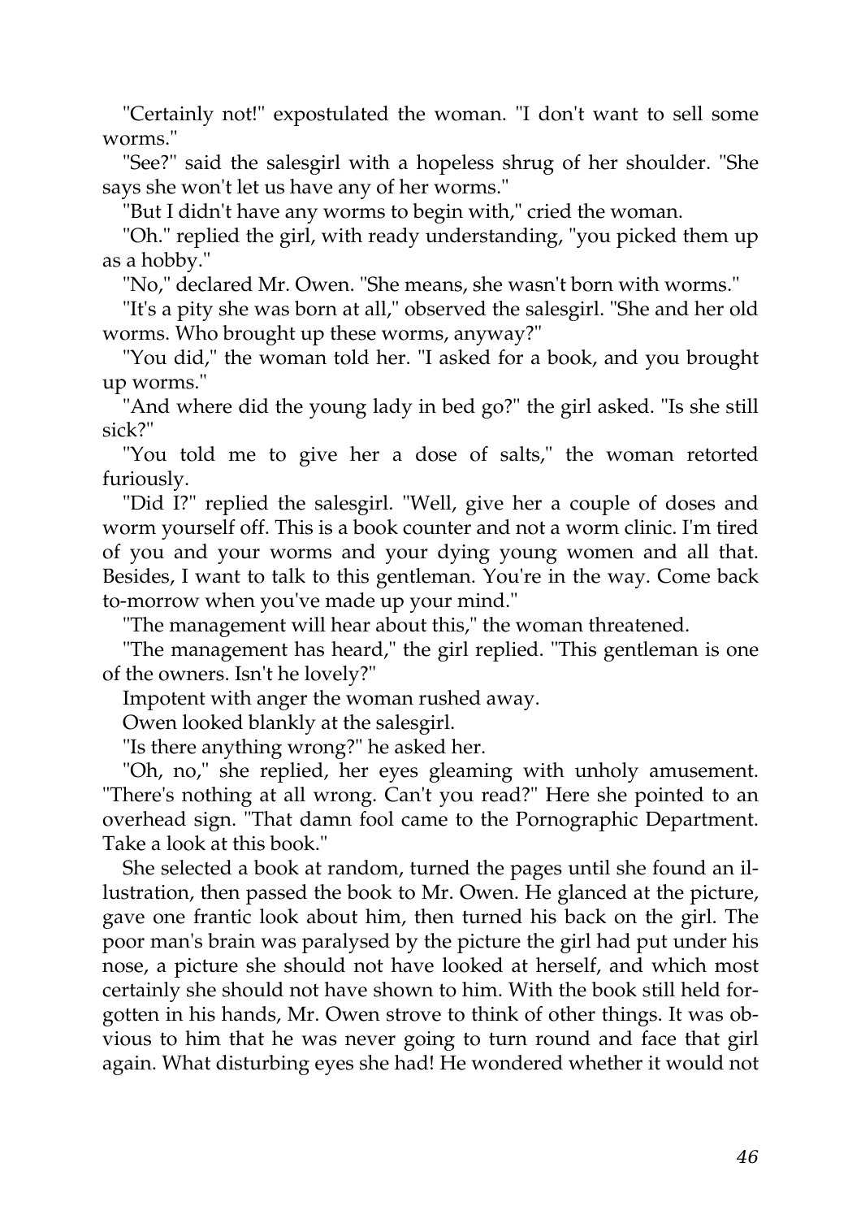"Certainly not!" expostulated the woman. "I don't want to sell some worms."

"See?" said the salesgirl with a hopeless shrug of her shoulder. "She says she won't let us have any of her worms."

"But I didn't have any worms to begin with," cried the woman.

"Oh." replied the girl, with ready understanding, "you picked them up as a hobby."

"No," declared Mr. Owen. "She means, she wasn't born with worms."

"It's a pity she was born at all," observed the salesgirl. "She and her old worms. Who brought up these worms, anyway?"

"You did," the woman told her. "I asked for a book, and you brought up worms."

"And where did the young lady in bed go?" the girl asked. "Is she still sick?"

"You told me to give her a dose of salts," the woman retorted furiously.

"Did I?" replied the salesgirl. "Well, give her a couple of doses and worm yourself off. This is a book counter and not a worm clinic. I'm tired of you and your worms and your dying young women and all that. Besides, I want to talk to this gentleman. You're in the way. Come back to-morrow when you've made up your mind."

"The management will hear about this," the woman threatened.

"The management has heard," the girl replied. "This gentleman is one of the owners. Isn't he lovely?"

Impotent with anger the woman rushed away.

Owen looked blankly at the salesgirl.

"Is there anything wrong?" he asked her.

"Oh, no," she replied, her eyes gleaming with unholy amusement. "There's nothing at all wrong. Can't you read?" Here she pointed to an overhead sign. "That damn fool came to the Pornographic Department. Take a look at this book."

She selected a book at random, turned the pages until she found an illustration, then passed the book to Mr. Owen. He glanced at the picture, gave one frantic look about him, then turned his back on the girl. The poor man's brain was paralysed by the picture the girl had put under his nose, a picture she should not have looked at herself, and which most certainly she should not have shown to him. With the book still held forgotten in his hands, Mr. Owen strove to think of other things. It was obvious to him that he was never going to turn round and face that girl again. What disturbing eyes she had! He wondered whether it would not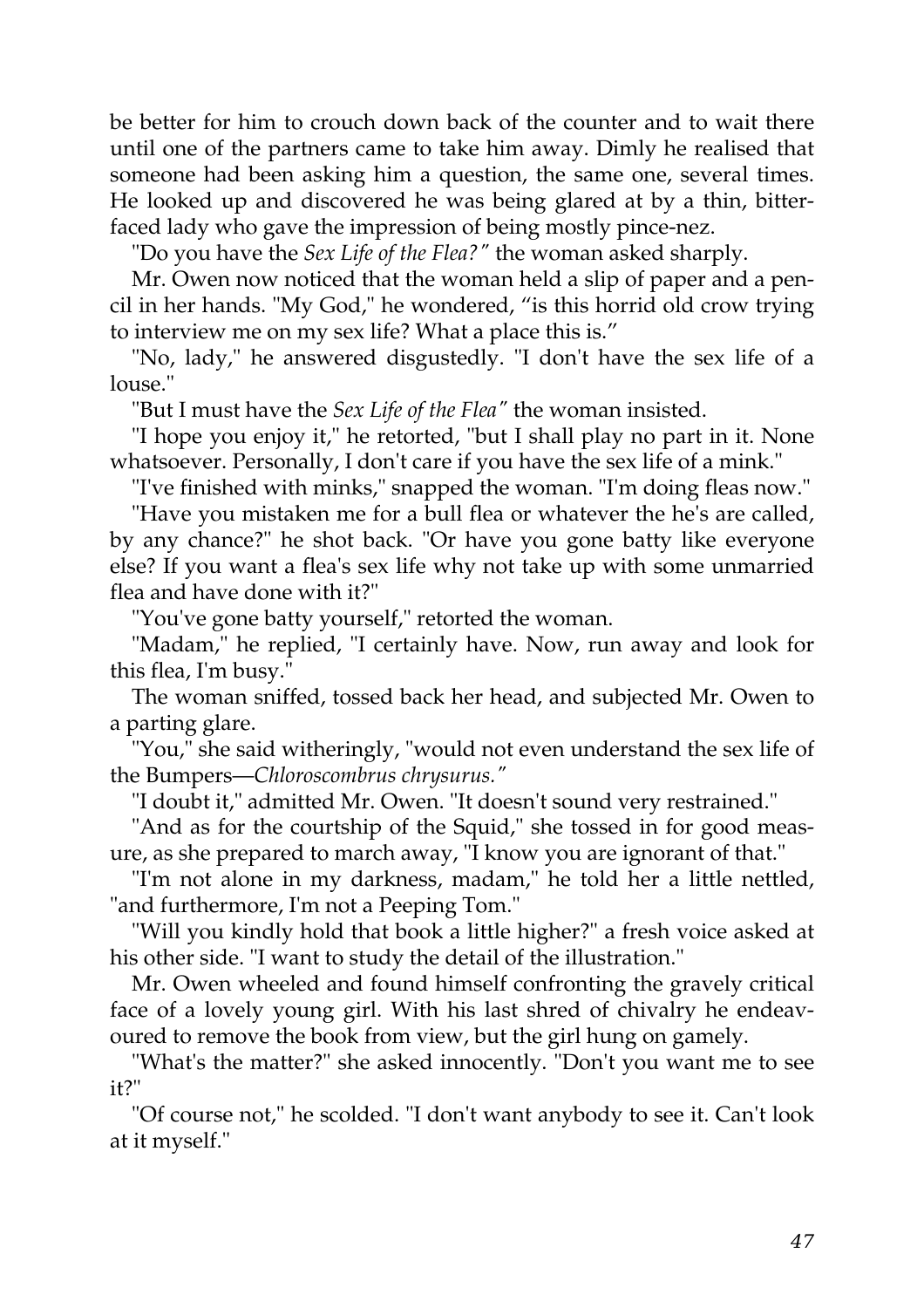be better for him to crouch down back of the counter and to wait there until one of the partners came to take him away. Dimly he realised that someone had been asking him a question, the same one, several times. He looked up and discovered he was being glared at by a thin, bitter-faced lady who gave the impression of being mostly pince-nez.

"Do you have the *Sex Life of the Flea?"* the woman asked sharply.

Mr. Owen now noticed that the woman held a slip of paper and a pencil in her hands. "My God," he wondered, "is this horrid old crow trying to interview me on my sex life? What a place this is."

"No, lady," he answered disgustedly. "I don't have the sex life of a louse."

"But I must have the *Sex Life of the Flea"* the woman insisted.

"I hope you enjoy it," he retorted, "but I shall play no part in it. None whatsoever. Personally, I don't care if you have the sex life of a mink."

"I've finished with minks," snapped the woman. "I'm doing fleas now."

"Have you mistaken me for a bull flea or whatever the he's are called, by any chance?" he shot back. "Or have you gone batty like everyone else? If you want a flea's sex life why not take up with some unmarried flea and have done with it?"

"You've gone batty yourself," retorted the woman.

"Madam," he replied, "I certainly have. Now, run away and look for this flea, I'm busy."

The woman sniffed, tossed back her head, and subjected Mr. Owen to a parting glare.

"You," she said witheringly, "would not even understand the sex life of the Bumpers—*Chloroscombrus chrysurus."*

"I doubt it," admitted Mr. Owen. "It doesn't sound very restrained."

"And as for the courtship of the Squid," she tossed in for good measure, as she prepared to march away, "I know you are ignorant of that."

"I'm not alone in my darkness, madam," he told her a little nettled, "and furthermore, I'm not a Peeping Tom."

"Will you kindly hold that book a little higher?" a fresh voice asked at his other side. "I want to study the detail of the illustration."

Mr. Owen wheeled and found himself confronting the gravely critical face of a lovely young girl. With his last shred of chivalry he endeavoured to remove the book from view, but the girl hung on gamely.

"What's the matter?" she asked innocently. "Don't you want me to see it?"

"Of course not," he scolded. "I don't want anybody to see it. Can't look at it myself."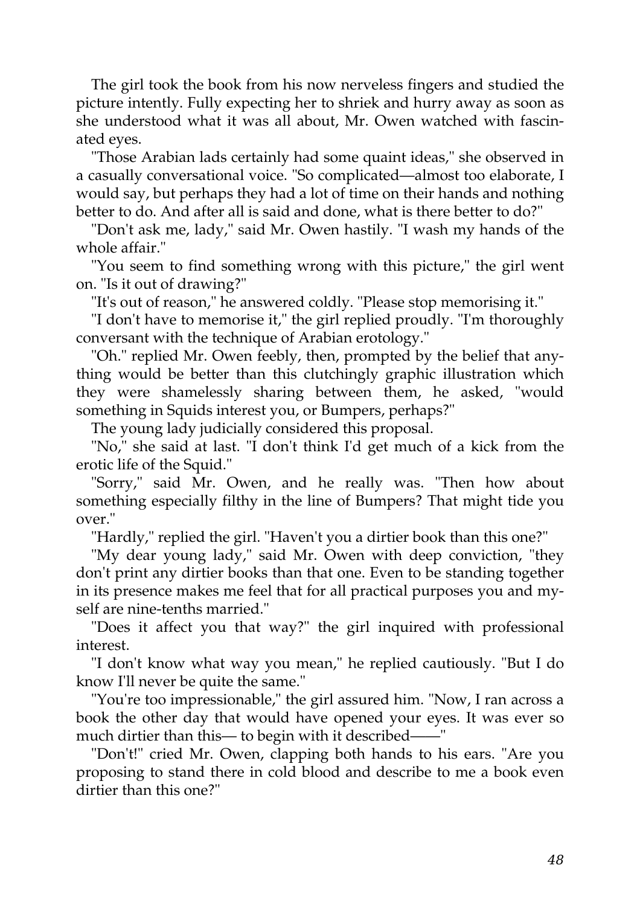The girl took the book from his now nerveless fingers and studied the picture intently. Fully expecting her to shriek and hurry away as soon as she understood what it was all about, Mr. Owen watched with fascinated eyes.

"Those Arabian lads certainly had some quaint ideas," she observed in a casually conversational voice. "So complicated—almost too elaborate, I would say, but perhaps they had a lot of time on their hands and nothing better to do. And after all is said and done, what is there better to do?"

"Don't ask me, lady," said Mr. Owen hastily. "I wash my hands of the whole affair."

"You seem to find something wrong with this picture," the girl went on. "Is it out of drawing?"

"It's out of reason," he answered coldly. "Please stop memorising it."

"I don't have to memorise it," the girl replied proudly. "I'm thoroughly conversant with the technique of Arabian erotology."

"Oh." replied Mr. Owen feebly, then, prompted by the belief that anything would be better than this clutchingly graphic illustration which they were shamelessly sharing between them, he asked, "would something in Squids interest you, or Bumpers, perhaps?"

The young lady judicially considered this proposal.

"No," she said at last. "I don't think I'd get much of a kick from the erotic life of the Squid."

"Sorry," said Mr. Owen, and he really was. "Then how about something especially filthy in the line of Bumpers? That might tide you over."

"Hardly," replied the girl. "Haven't you a dirtier book than this one?"

"My dear young lady," said Mr. Owen with deep conviction, "they don't print any dirtier books than that one. Even to be standing together in its presence makes me feel that for all practical purposes you and myself are nine-tenths married."

"Does it affect you that way?" the girl inquired with professional interest.

"I don't know what way you mean," he replied cautiously. "But I do know I'll never be quite the same."

"You're too impressionable," the girl assured him. "Now, I ran across a book the other day that would have opened your eyes. It was ever so much dirtier than this— to begin with it described——"

"Don't!" cried Mr. Owen, clapping both hands to his ears. "Are you proposing to stand there in cold blood and describe to me a book even dirtier than this one?"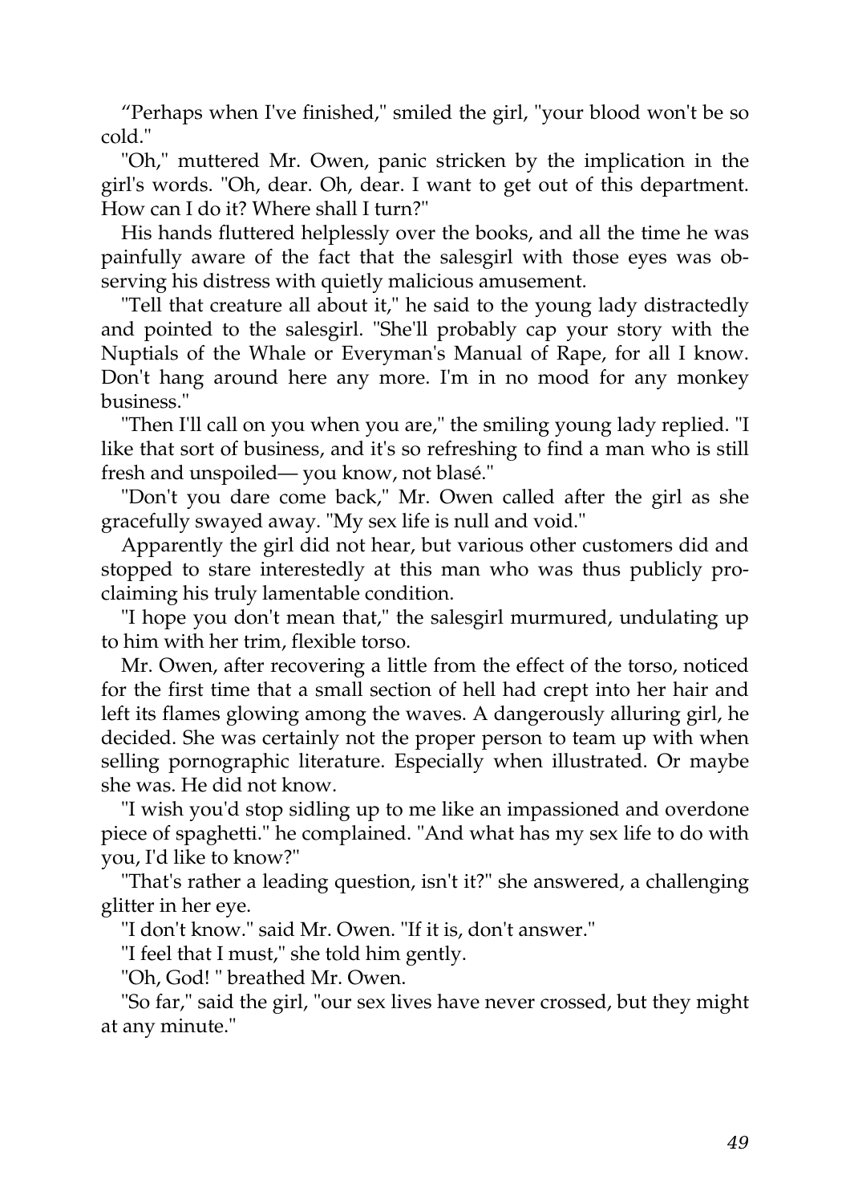“Perhaps when I've finished," smiled the girl, "your blood won't be so cold."

"Oh," muttered Mr. Owen, panic stricken by the implication in the girl's words. "Oh, dear. Oh, dear. I want to get out of this department. How can I do it? Where shall I turn?"

His hands fluttered helplessly over the books, and all the time he was painfully aware of the fact that the salesgirl with those eyes was observing his distress with quietly malicious amusement.

"Tell that creature all about it," he said to the young lady distractedly and pointed to the salesgirl. "She'll probably cap your story with the Nuptials of the Whale or Everyman's Manual of Rape, for all I know. Don't hang around here any more. I'm in no mood for any monkey business."

"Then I'll call on you when you are," the smiling young lady replied. "I like that sort of business, and it's so refreshing to find a man who is still fresh and unspoiled— you know, not blasé."

"Don't you dare come back," Mr. Owen called after the girl as she gracefully swayed away. "My sex life is null and void."

Apparently the girl did not hear, but various other customers did and stopped to stare interestedly at this man who was thus publicly proclaiming his truly lamentable condition.

"I hope you don't mean that," the salesgirl murmured, undulating up to him with her trim, flexible torso.

Mr. Owen, after recovering a little from the effect of the torso, noticed for the first time that a small section of hell had crept into her hair and left its flames glowing among the waves. A dangerously alluring girl, he decided. She was certainly not the proper person to team up with when selling pornographic literature. Especially when illustrated. Or maybe she was. He did not know.

"I wish you'd stop sidling up to me like an impassioned and overdone piece of spaghetti." he complained. "And what has my sex life to do with you, I'd like to know?"

"That's rather a leading question, isn't it?" she answered, a challenging glitter in her eye.

"I don't know." said Mr. Owen. "If it is, don't answer."

"I feel that I must," she told him gently.

"Oh, God! " breathed Mr. Owen.

"So far," said the girl, "our sex lives have never crossed, but they might at any minute."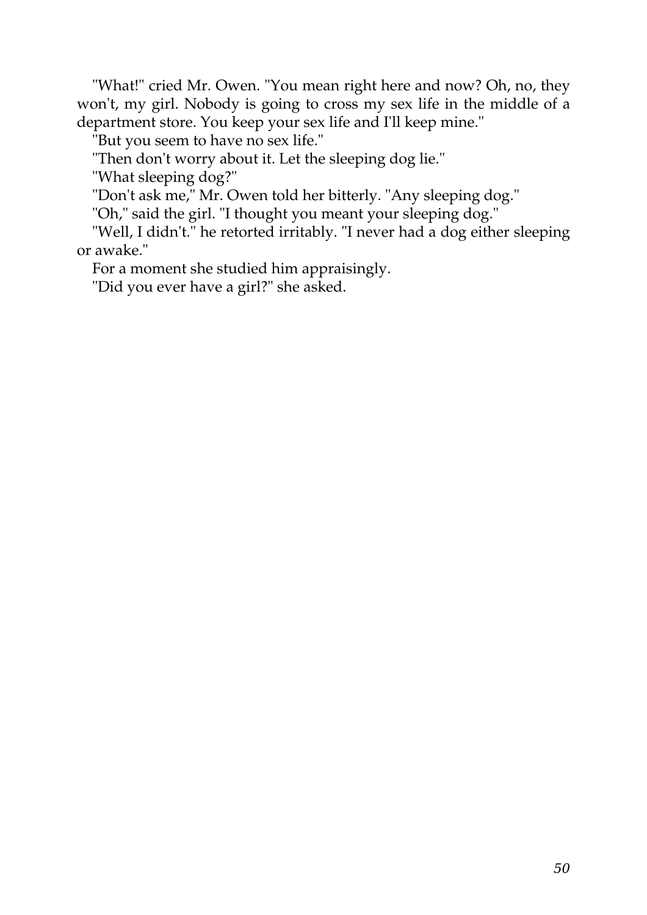"What!" cried Mr. Owen. "You mean right here and now? Oh, no, they won't, my girl. Nobody is going to cross my sex life in the middle of a department store. You keep your sex life and I'll keep mine."

"But you seem to have no sex life."

"Then don't worry about it. Let the sleeping dog lie."

"What sleeping dog?"

"Don't ask me," Mr. Owen told her bitterly. "Any sleeping dog."

"Oh," said the girl. "I thought you meant your sleeping dog."

"Well, I didn't." he retorted irritably. "I never had a dog either sleeping or awake."

For a moment she studied him appraisingly.

"Did you ever have a girl?" she asked.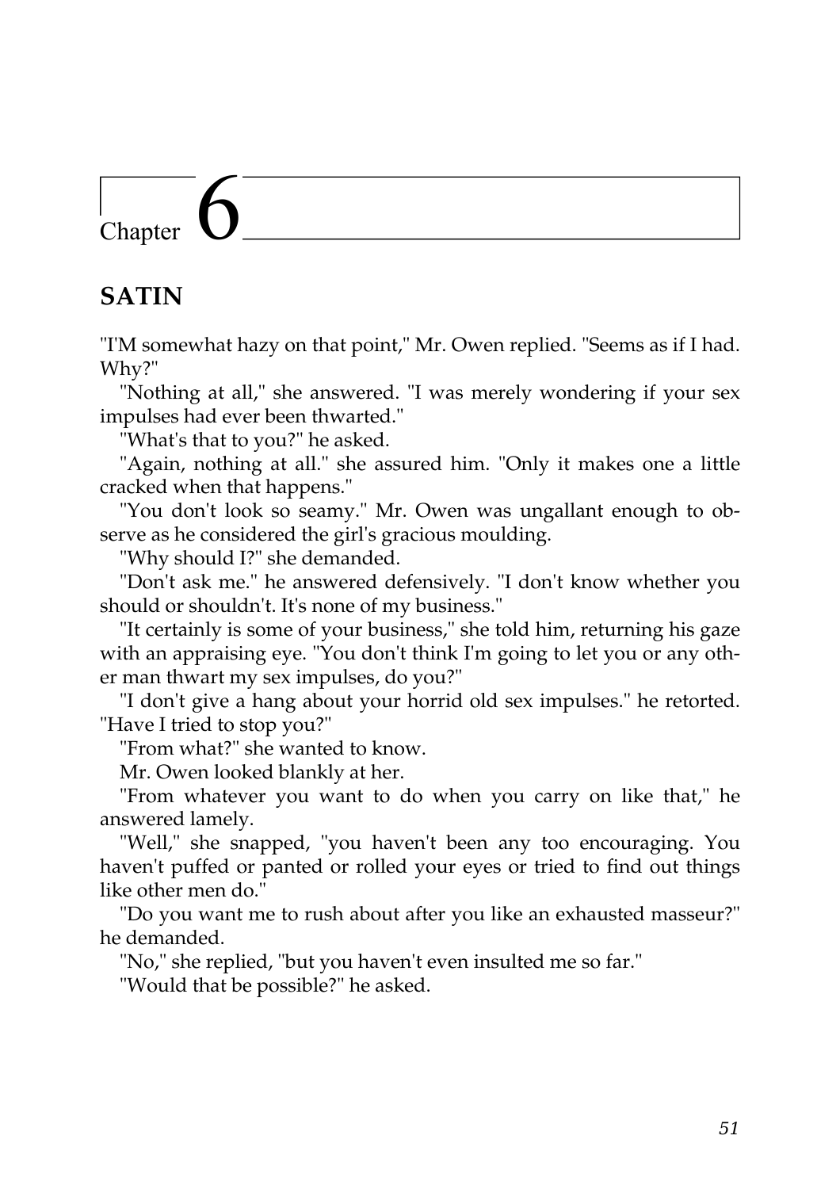# Chapter 6

## SATIN

"I'M somewhat hazy on that point," Mr. Owen replied. "Seems as if I had. Why?"

"Nothing at all," she answered. "I was merely wondering if your sex impulses had ever been thwarted."

"What's that to you?" he asked.

"Again, nothing at all." she assured him. "Only it makes one a little cracked when that happens."

"You don't look so seamy." Mr. Owen was ungallant enough to observe as he considered the girl's gracious moulding.

"Why should I?" she demanded.

"Don't ask me." he answered defensively. "I don't know whether you should or shouldn't. It's none of my business."

"It certainly is some of your business," she told him, returning his gaze with an appraising eye. "You don't think I'm going to let you or any other man thwart my sex impulses, do you?"

"I don't give a hang about your horrid old sex impulses." he retorted. "Have I tried to stop you?"

"From what?" she wanted to know.

Mr. Owen looked blankly at her.

"From whatever you want to do when you carry on like that," he answered lamely.

"Well," she snapped, "you haven't been any too encouraging. You haven't puffed or panted or rolled your eyes or tried to find out things like other men do."

"Do you want me to rush about after you like an exhausted masseur?" he demanded.

"No," she replied, "but you haven't even insulted me so far."

"Would that be possible?" he asked.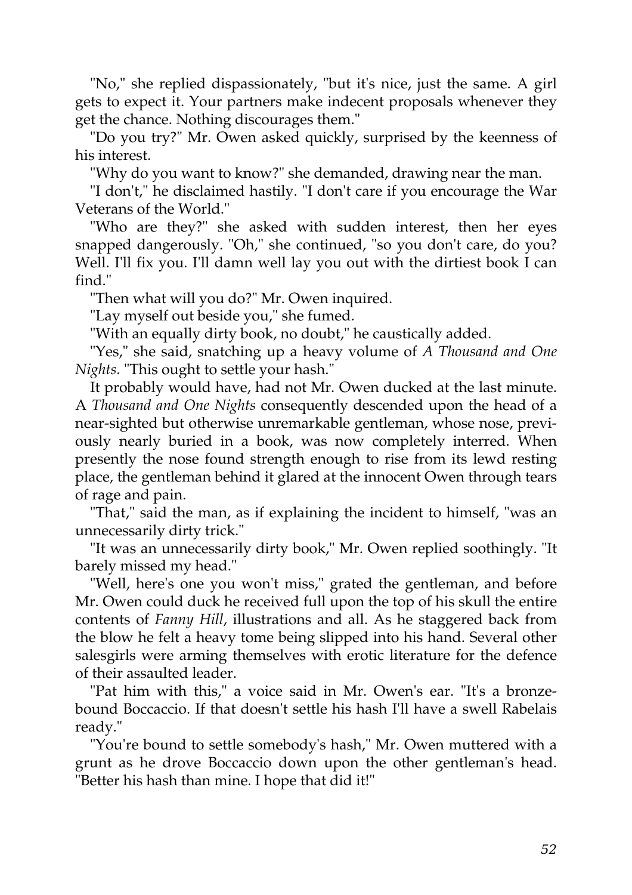"No," she replied dispassionately, "but it's nice, just the same. A girl gets to expect it. Your partners make indecent proposals whenever they get the chance. Nothing discourages them."

"Do you try?" Mr. Owen asked quickly, surprised by the keenness of his interest.

"Why do you want to know?" she demanded, drawing near the man.

"I don't," he disclaimed hastily. "I don't care if you encourage the War Veterans of the World."

"Who are they?" she asked with sudden interest, then her eyes snapped dangerously. "Oh," she continued, "so you don't care, do you? Well. I'll fix you. I'll damn well lay you out with the dirtiest book I can find."

"Then what will you do?" Mr. Owen inquired.

"Lay myself out beside you," she fumed.

"With an equally dirty book, no doubt," he caustically added.

"Yes," she said, snatching up a heavy volume of *A Thousand and One Nights.* "This ought to settle your hash."

It probably would have, had not Mr. Owen ducked at the last minute. A *Thousand and One Nights* consequently descended upon the head of a near-sighted but otherwise unremarkable gentleman, whose nose, previously nearly buried in a book, was now completely interred. When presently the nose found strength enough to rise from its lewd resting place, the gentleman behind it glared at the innocent Owen through tears of rage and pain.

"That," said the man, as if explaining the incident to himself, "was an unnecessarily dirty trick."

"It was an unnecessarily dirty book," Mr. Owen replied soothingly. "It barely missed my head."

"Well, here's one you won't miss," grated the gentleman, and before Mr. Owen could duck he received full upon the top of his skull the entire contents of *Fanny Hill*, illustrations and all. As he staggered back from the blow he felt a heavy tome being slipped into his hand. Several other salesgirls were arming themselves with erotic literature for the defence of their assaulted leader.

"Pat him with this," a voice said in Mr. Owen's ear. "It's a bronze-bound Boccaccio. If that doesn't settle his hash I'll have a swell Rabelais ready."

"You're bound to settle somebody's hash," Mr. Owen muttered with a grunt as he drove Boccaccio down upon the other gentleman's head. "Better his hash than mine. I hope that did it!"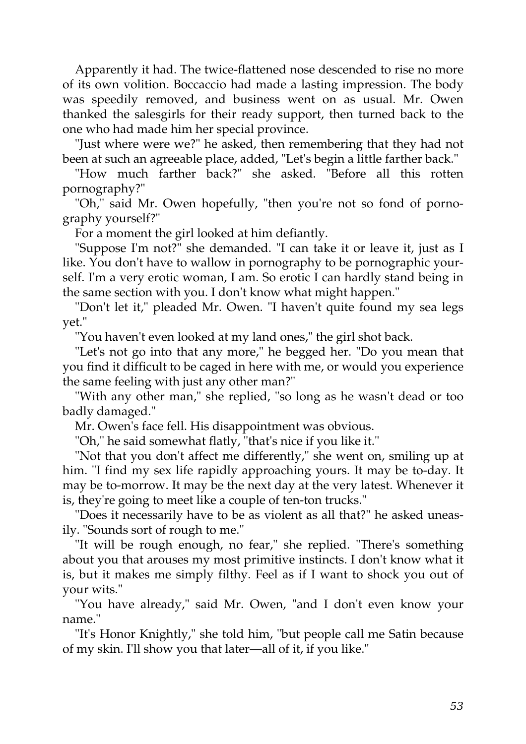Apparently it had. The twice-flattened nose descended to rise no more of its own volition. Boccaccio had made a lasting impression. The body was speedily removed, and business went on as usual. Mr. Owen thanked the salesgirls for their ready support, then turned back to the one who had made him her special province.

"Just where were we?" he asked, then remembering that they had not been at such an agreeable place, added, "Let's begin a little farther back."

"How much farther back?" she asked. "Before all this rotten pornography?"

"Oh," said Mr. Owen hopefully, "then you're not so fond of pornography yourself?"

For a moment the girl looked at him defiantly.

"Suppose I'm not?" she demanded. "I can take it or leave it, just as I like. You don't have to wallow in pornography to be pornographic yourself. I'm a very erotic woman, I am. So erotic I can hardly stand being in the same section with you. I don't know what might happen."

"Don't let it," pleaded Mr. Owen. "I haven't quite found my sea legs yet."

"You haven't even looked at my land ones," the girl shot back.

"Let's not go into that any more," he begged her. "Do you mean that you find it difficult to be caged in here with me, or would you experience the same feeling with just any other man?"

"With any other man," she replied, "so long as he wasn't dead or too badly damaged."

Mr. Owen's face fell. His disappointment was obvious.

"Oh," he said somewhat flatly, "that's nice if you like it."

"Not that you don't affect me differently," she went on, smiling up at him. "I find my sex life rapidly approaching yours. It may be to-day. It may be to-morrow. It may be the next day at the very latest. Whenever it is, they're going to meet like a couple of ten-ton trucks."

"Does it necessarily have to be as violent as all that?" he asked uneasily. "Sounds sort of rough to me."

"It will be rough enough, no fear," she replied. "There's something about you that arouses my most primitive instincts. I don't know what it is, but it makes me simply filthy. Feel as if I want to shock you out of your wits."

"You have already," said Mr. Owen, "and I don't even know your name."

"It's Honor Knightly," she told him, "but people call me Satin because of my skin. I'll show you that later—all of it, if you like."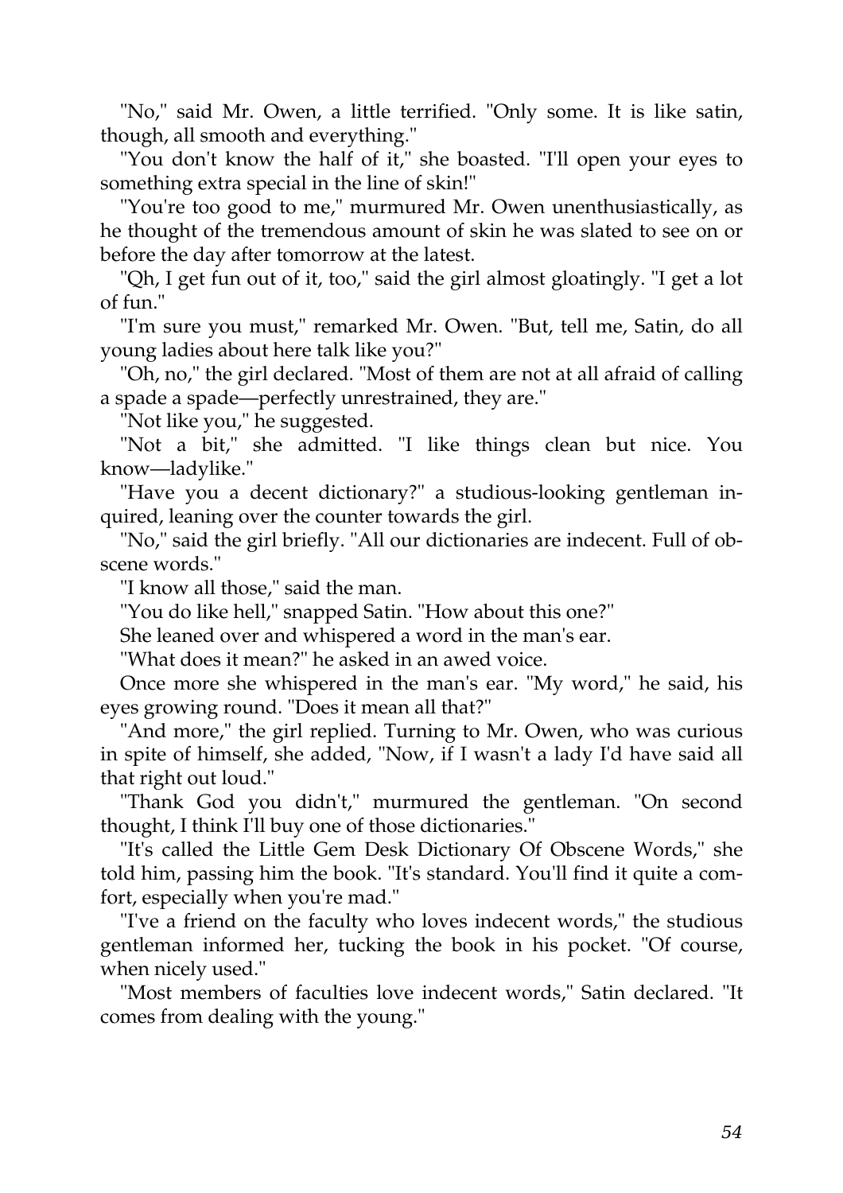"No," said Mr. Owen, a little terrified. "Only some. It is like satin, though, all smooth and everything."

"You don't know the half of it," she boasted. "I'll open your eyes to something extra special in the line of skin!"

"You're too good to me," murmured Mr. Owen unenthusiastically, as he thought of the tremendous amount of skin he was slated to see on or before the day after tomorrow at the latest.

"Qh, I get fun out of it, too," said the girl almost gloatingly. "I get a lot of fun."

"I'm sure you must," remarked Mr. Owen. "But, tell me, Satin, do all young ladies about here talk like you?"

"Oh, no," the girl declared. "Most of them are not at all afraid of calling a spade a spade—perfectly unrestrained, they are."

"Not like you," he suggested.

"Not a bit," she admitted. "I like things clean but nice. You know—ladylike."

"Have you a decent dictionary?" a studious-looking gentleman inquired, leaning over the counter towards the girl.

"No," said the girl briefly. "All our dictionaries are indecent. Full of obscene words."

"I know all those," said the man.

"You do like hell," snapped Satin. "How about this one?"

She leaned over and whispered a word in the man's ear.

"What does it mean?" he asked in an awed voice.

Once more she whispered in the man's ear. "My word," he said, his eyes growing round. "Does it mean all that?"

"And more," the girl replied. Turning to Mr. Owen, who was curious in spite of himself, she added, "Now, if I wasn't a lady I'd have said all that right out loud."

"Thank God you didn't," murmured the gentleman. "On second thought, I think I'll buy one of those dictionaries."

"It's called the Little Gem Desk Dictionary Of Obscene Words," she told him, passing him the book. "It's standard. You'll find it quite a comfort, especially when you're mad."

"I've a friend on the faculty who loves indecent words," the studious gentleman informed her, tucking the book in his pocket. "Of course, when nicely used."

"Most members of faculties love indecent words," Satin declared. "It comes from dealing with the young."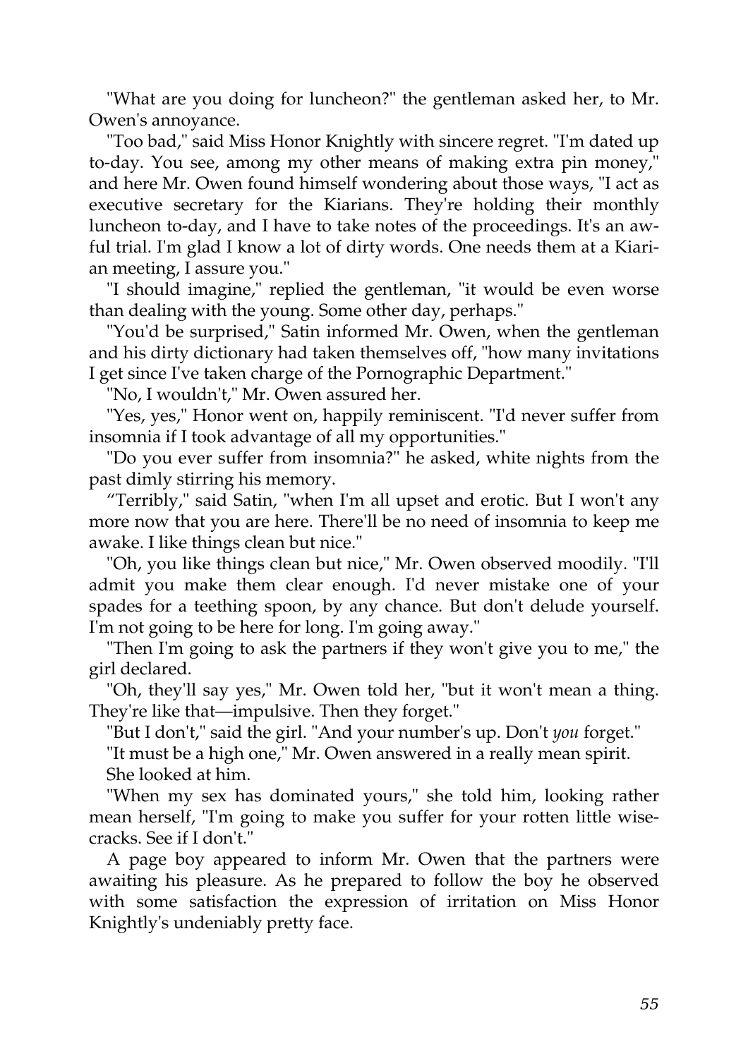"What are you doing for luncheon?" the gentleman asked her, to Mr. Owen's annoyance.

"Too bad," said Miss Honor Knightly with sincere regret. "I'm dated up to-day. You see, among my other means of making extra pin money," and here Mr. Owen found himself wondering about those ways, "I act as executive secretary for the Kiarians. They're holding their monthly luncheon to-day, and I have to take notes of the proceedings. It's an awful trial. I'm glad I know a lot of dirty words. One needs them at a Kiarian meeting, I assure you."

"I should imagine," replied the gentleman, "it would be even worse than dealing with the young. Some other day, perhaps."

"You'd be surprised," Satin informed Mr. Owen, when the gentleman and his dirty dictionary had taken themselves off, "how many invitations I get since I've taken charge of the Pornographic Department."

"No, I wouldn't," Mr. Owen assured her.

"Yes, yes," Honor went on, happily reminiscent. "I'd never suffer from insomnia if I took advantage of all my opportunities."

"Do you ever suffer from insomnia?" he asked, white nights from the past dimly stirring his memory.

"Terribly," said Satin, "when I'm all upset and erotic. But I won't any more now that you are here. There'll be no need of insomnia to keep me awake. I like things clean but nice."

"Oh, you like things clean but nice," Mr. Owen observed moodily. "I'll admit you make them clear enough. I'd never mistake one of your spades for a teething spoon, by any chance. But don't delude yourself. I'm not going to be here for long. I'm going away."

"Then I'm going to ask the partners if they won't give you to me," the girl declared.

"Oh, they'll say yes," Mr. Owen told her, "but it won't mean a thing. They're like that—impulsive. Then they forget."

"But I don't," said the girl. "And your number's up. Don't *you* forget."

"It must be a high one," Mr. Owen answered in a really mean spirit.

She looked at him.

"When my sex has dominated yours," she told him, looking rather mean herself, "I'm going to make you suffer for your rotten little wisecracks. See if I don't."

A page boy appeared to inform Mr. Owen that the partners were awaiting his pleasure. As he prepared to follow the boy he observed with some satisfaction the expression of irritation on Miss Honor Knightly's undeniably pretty face.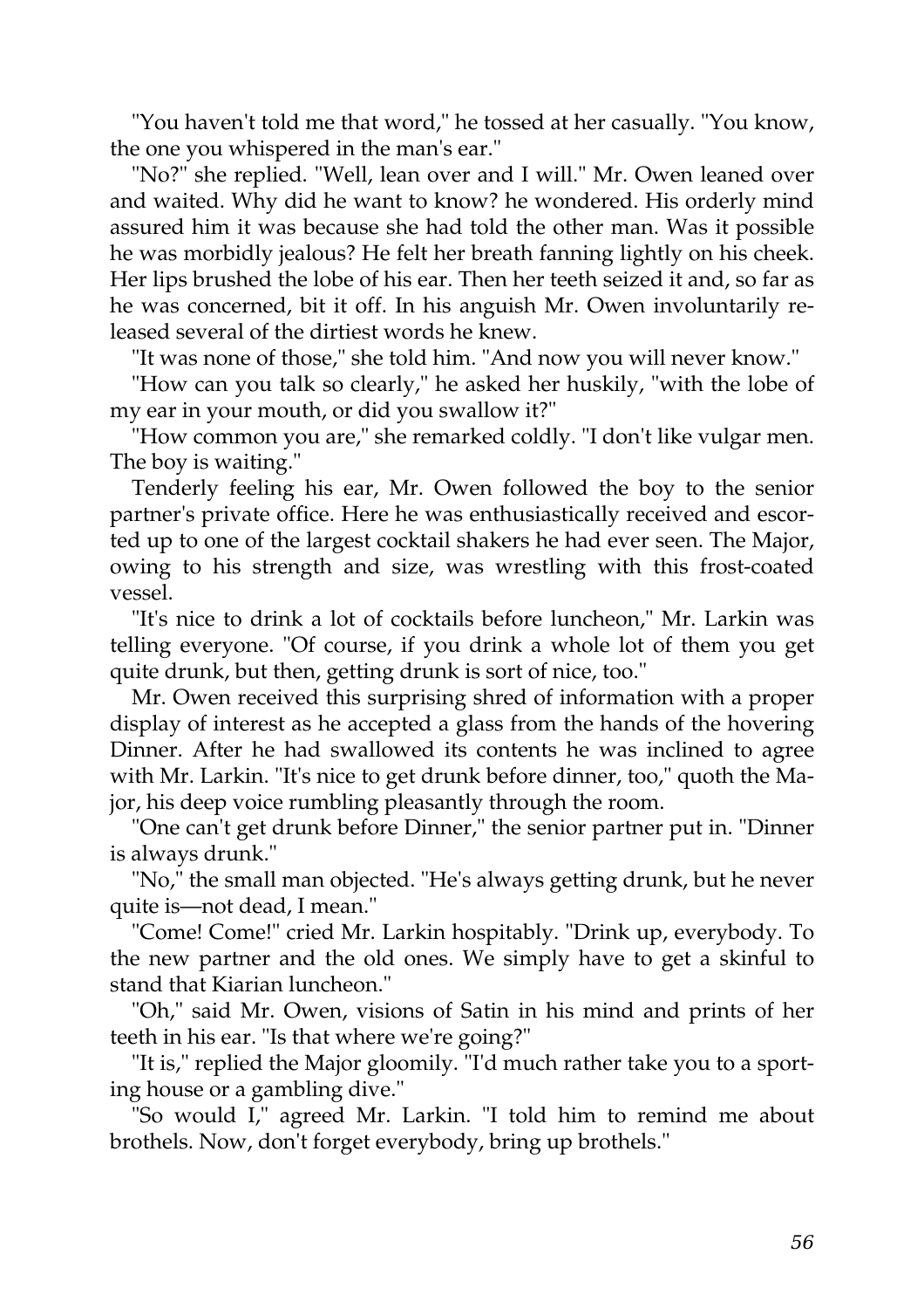"You haven't told me that word," he tossed at her casually. "You know, the one you whispered in the man's ear."

"No?" she replied. "Well, lean over and I will." Mr. Owen leaned over and waited. Why did he want to know? he wondered. His orderly mind assured him it was because she had told the other man. Was it possible he was morbidly jealous? He felt her breath fanning lightly on his cheek. Her lips brushed the lobe of his ear. Then her teeth seized it and, so far as he was concerned, bit it off. In his anguish Mr. Owen involuntarily released several of the dirtiest words he knew.

"It was none of those," she told him. "And now you will never know."

"How can you talk so clearly," he asked her huskily, "with the lobe of my ear in your mouth, or did you swallow it?"

"How common you are," she remarked coldly. "I don't like vulgar men. The boy is waiting."

Tenderly feeling his ear, Mr. Owen followed the boy to the senior partner's private office. Here he was enthusiastically received and escorted up to one of the largest cocktail shakers he had ever seen. The Major, owing to his strength and size, was wrestling with this frost-coated vessel.

"It's nice to drink a lot of cocktails before luncheon," Mr. Larkin was telling everyone. "Of course, if you drink a whole lot of them you get quite drunk, but then, getting drunk is sort of nice, too."

Mr. Owen received this surprising shred of information with a proper display of interest as he accepted a glass from the hands of the hovering Dinner. After he had swallowed its contents he was inclined to agree with Mr. Larkin. "It's nice to get drunk before dinner, too," quoth the Major, his deep voice rumbling pleasantly through the room.

"One can't get drunk before Dinner," the senior partner put in. "Dinner is always drunk."

"No," the small man objected. "He's always getting drunk, but he never quite is—not dead, I mean."

"Come! Come!" cried Mr. Larkin hospitably. "Drink up, everybody. To the new partner and the old ones. We simply have to get a skinful to stand that Kiarian luncheon."

"Oh," said Mr. Owen, visions of Satin in his mind and prints of her teeth in his ear. "Is that where we're going?"

"It is," replied the Major gloomily. "I'd much rather take you to a sporting house or a gambling dive."

"So would I," agreed Mr. Larkin. "I told him to remind me about brothels. Now, don't forget everybody, bring up brothels."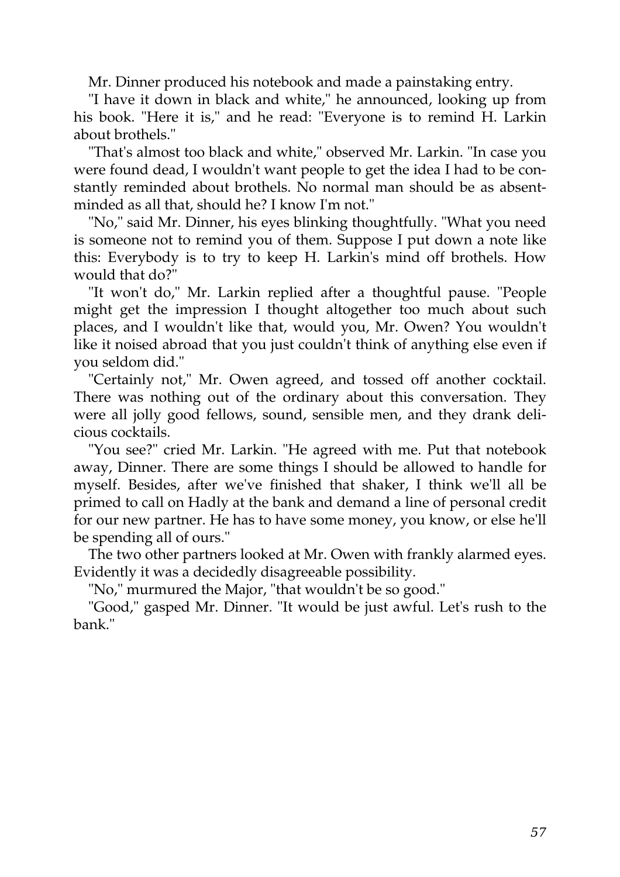Mr. Dinner produced his notebook and made a painstaking entry.

"I have it down in black and white," he announced, looking up from his book. "Here it is," and he read: "Everyone is to remind H. Larkin about brothels."

"That's almost too black and white," observed Mr. Larkin. "In case you were found dead, I wouldn't want people to get the idea I had to be constantly reminded about brothels. No normal man should be as absent-minded as all that, should he? I know I'm not."

"No," said Mr. Dinner, his eyes blinking thoughtfully. "What you need is someone not to remind you of them. Suppose I put down a note like this: Everybody is to try to keep H. Larkin's mind off brothels. How would that do?"

"It won't do," Mr. Larkin replied after a thoughtful pause. "People might get the impression I thought altogether too much about such places, and I wouldn't like that, would you, Mr. Owen? You wouldn't like it noised abroad that you just couldn't think of anything else even if you seldom did."

"Certainly not," Mr. Owen agreed, and tossed off another cocktail. There was nothing out of the ordinary about this conversation. They were all jolly good fellows, sound, sensible men, and they drank delicious cocktails.

"You see?" cried Mr. Larkin. "He agreed with me. Put that notebook away, Dinner. There are some things I should be allowed to handle for myself. Besides, after we've finished that shaker, I think we'll all be primed to call on Hadly at the bank and demand a line of personal credit for our new partner. He has to have some money, you know, or else he'll be spending all of ours."

The two other partners looked at Mr. Owen with frankly alarmed eyes. Evidently it was a decidedly disagreeable possibility.

"No," murmured the Major, "that wouldn't be so good."

"Good," gasped Mr. Dinner. "It would be just awful. Let's rush to the bank."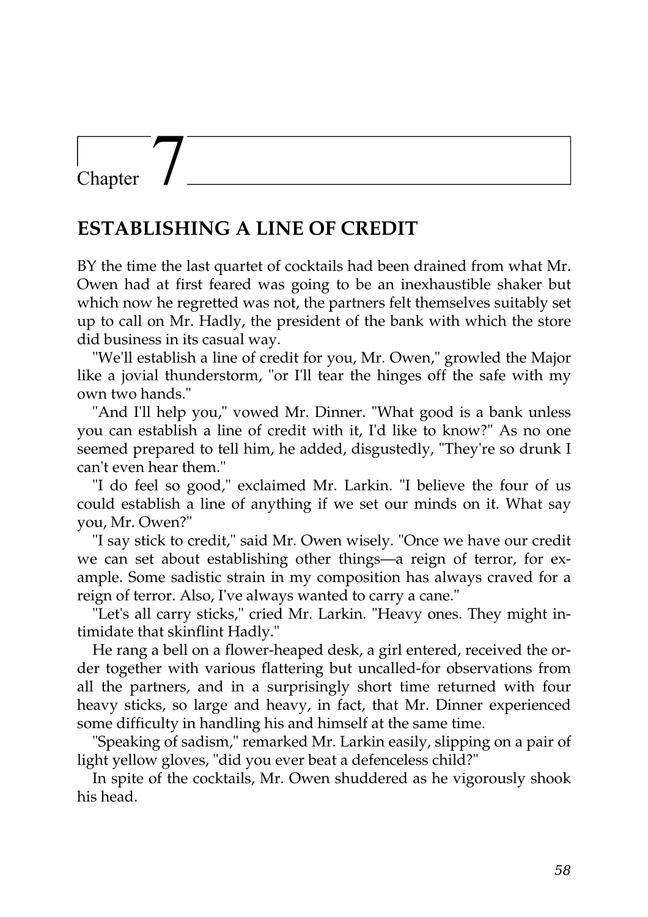# Chapter 7

## ESTABLISHING A LINE OF CREDIT

BY the time the last quartet of cocktails had been drained from what Mr. Owen had at first feared was going to be an inexhaustible shaker but which now he regretted was not, the partners felt themselves suitably set up to call on Mr. Hadly, the president of the bank with which the store did business in its casual way.

"We'll establish a line of credit for you, Mr. Owen," growled the Major like a jovial thunderstorm, "or I'll tear the hinges off the safe with my own two hands."

"And I'll help you," vowed Mr. Dinner. "What good is a bank unless you can establish a line of credit with it, I'd like to know?" As no one seemed prepared to tell him, he added, disgustedly, "They're so drunk I can't even hear them."

"I do feel so good," exclaimed Mr. Larkin. "I believe the four of us could establish a line of anything if we set our minds on it. What say you, Mr. Owen?"

"I say stick to credit," said Mr. Owen wisely. "Once we have our credit we can set about establishing other things—a reign of terror, for example. Some sadistic strain in my composition has always craved for a reign of terror. Also, I've always wanted to carry a cane."

"Let's all carry sticks," cried Mr. Larkin. "Heavy ones. They might intimidate that skinflint Hadly."

He rang a bell on a flower-heaped desk, a girl entered, received the order together with various flattering but uncalled-for observations from all the partners, and in a surprisingly short time returned with four heavy sticks, so large and heavy, in fact, that Mr. Dinner experienced some difficulty in handling his and himself at the same time.

"Speaking of sadism," remarked Mr. Larkin easily, slipping on a pair of light yellow gloves, "did you ever beat a defenceless child?"

In spite of the cocktails, Mr. Owen shuddered as he vigorously shook his head.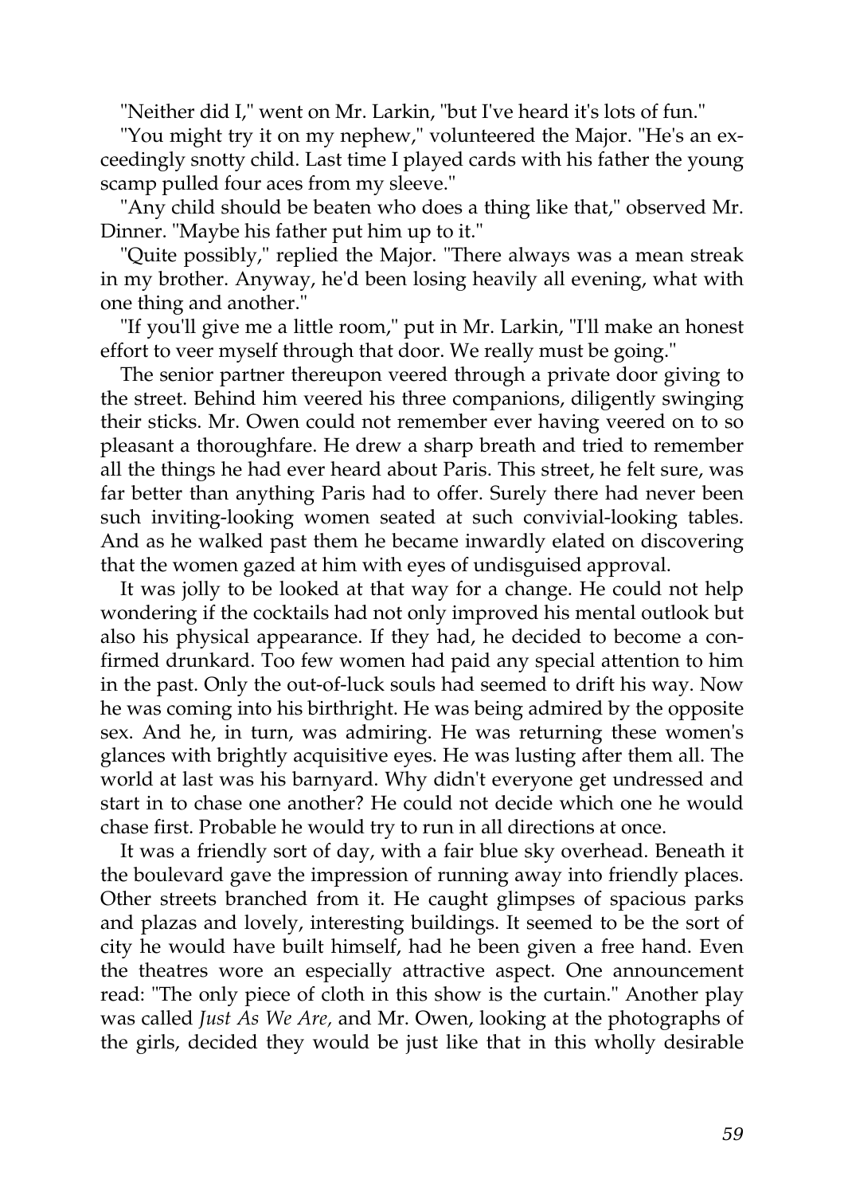"Neither did I," went on Mr. Larkin, "but I've heard it's lots of fun."

"You might try it on my nephew," volunteered the Major. "He's an exceedingly snotty child. Last time I played cards with his father the young scamp pulled four aces from my sleeve."

"Any child should be beaten who does a thing like that," observed Mr. Dinner. "Maybe his father put him up to it."

"Quite possibly," replied the Major. "There always was a mean streak in my brother. Anyway, he'd been losing heavily all evening, what with one thing and another."

"If you'll give me a little room," put in Mr. Larkin, "I'll make an honest effort to veer myself through that door. We really must be going."

The senior partner thereupon veered through a private door giving to the street. Behind him veered his three companions, diligently swinging their sticks. Mr. Owen could not remember ever having veered on to so pleasant a thoroughfare. He drew a sharp breath and tried to remember all the things he had ever heard about Paris. This street, he felt sure, was far better than anything Paris had to offer. Surely there had never been such inviting-looking women seated at such convivial-looking tables. And as he walked past them he became inwardly elated on discovering that the women gazed at him with eyes of undisguised approval.

It was jolly to be looked at that way for a change. He could not help wondering if the cocktails had not only improved his mental outlook but also his physical appearance. If they had, he decided to become a confirmed drunkard. Too few women had paid any special attention to him in the past. Only the out-of-luck souls had seemed to drift his way. Now he was coming into his birthright. He was being admired by the opposite sex. And he, in turn, was admiring. He was returning these women's glances with brightly acquisitive eyes. He was lusting after them all. The world at last was his barnyard. Why didn't everyone get undressed and start in to chase one another? He could not decide which one he would chase first. Probable he would try to run in all directions at once.

It was a friendly sort of day, with a fair blue sky overhead. Beneath it the boulevard gave the impression of running away into friendly places. Other streets branched from it. He caught glimpses of spacious parks and plazas and lovely, interesting buildings. It seemed to be the sort of city he would have built himself, had he been given a free hand. Even the theatres wore an especially attractive aspect. One announcement read: "The only piece of cloth in this show is the curtain." Another play was called *Just As We Are,* and Mr. Owen, looking at the photographs of the girls, decided they would be just like that in this wholly desirable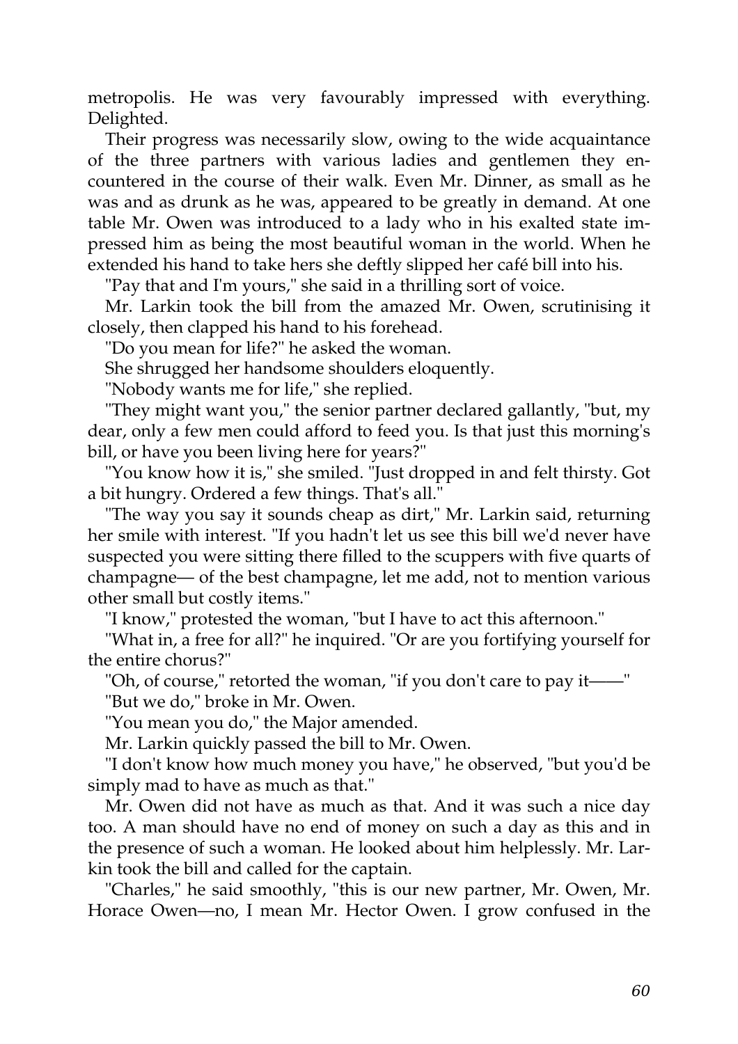metropolis. He was very favourably impressed with everything. Delighted.

Their progress was necessarily slow, owing to the wide acquaintance of the three partners with various ladies and gentlemen they encountered in the course of their walk. Even Mr. Dinner, as small as he was and as drunk as he was, appeared to be greatly in demand. At one table Mr. Owen was introduced to a lady who in his exalted state impressed him as being the most beautiful woman in the world. When he extended his hand to take hers she deftly slipped her café bill into his.

"Pay that and I'm yours," she said in a thrilling sort of voice.

Mr. Larkin took the bill from the amazed Mr. Owen, scrutinising it closely, then clapped his hand to his forehead.

"Do you mean for life?" he asked the woman.

She shrugged her handsome shoulders eloquently.

"Nobody wants me for life," she replied.

"They might want you," the senior partner declared gallantly, "but, my dear, only a few men could afford to feed you. Is that just this morning's bill, or have you been living here for years?"

"You know how it is," she smiled. "Just dropped in and felt thirsty. Got a bit hungry. Ordered a few things. That's all."

"The way you say it sounds cheap as dirt," Mr. Larkin said, returning her smile with interest. "If you hadn't let us see this bill we'd never have suspected you were sitting there filled to the scuppers with five quarts of champagne— of the best champagne, let me add, not to mention various other small but costly items."

"I know," protested the woman, "but I have to act this afternoon."

"What in, a free for all?" he inquired. "Or are you fortifying yourself for the entire chorus?"

"Oh, of course," retorted the woman, "if you don't care to pay it——"

"But we do," broke in Mr. Owen.

"You mean you do," the Major amended.

Mr. Larkin quickly passed the bill to Mr. Owen.

"I don't know how much money you have," he observed, "but you'd be simply mad to have as much as that."

Mr. Owen did not have as much as that. And it was such a nice day too. A man should have no end of money on such a day as this and in the presence of such a woman. He looked about him helplessly. Mr. Larkin took the bill and called for the captain.

"Charles," he said smoothly, "this is our new partner, Mr. Owen, Mr. Horace Owen—no, I mean Mr. Hector Owen. I grow confused in the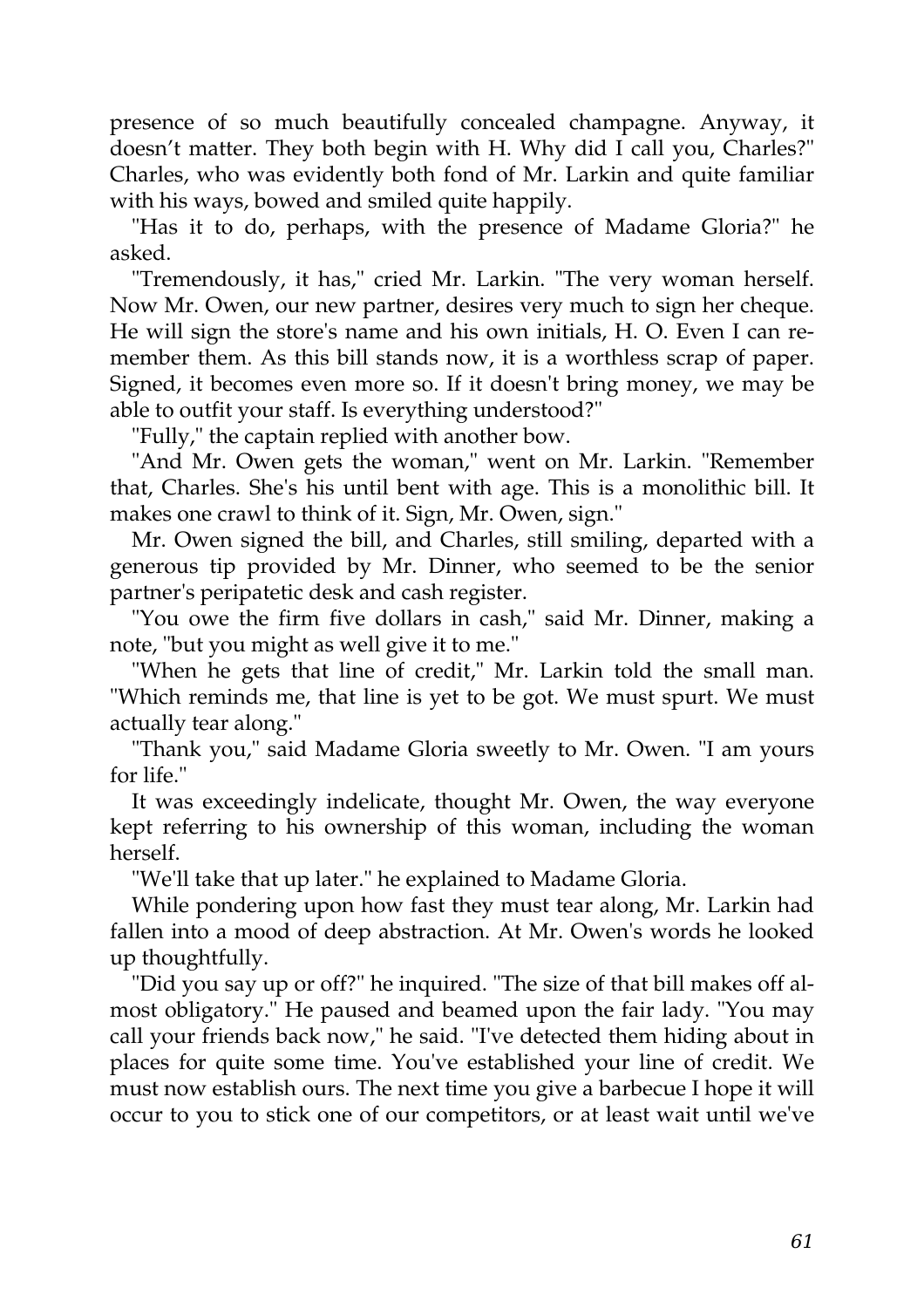presence of so much beautifully concealed champagne. Anyway, it doesn't matter. They both begin with H. Why did I call you, Charles?" Charles, who was evidently both fond of Mr. Larkin and quite familiar with his ways, bowed and smiled quite happily.

"Has it to do, perhaps, with the presence of Madame Gloria?" he asked.

"Tremendously, it has," cried Mr. Larkin. "The very woman herself. Now Mr. Owen, our new partner, desires very much to sign her cheque. He will sign the store's name and his own initials, H. O. Even I can remember them. As this bill stands now, it is a worthless scrap of paper. Signed, it becomes even more so. If it doesn't bring money, we may be able to outfit your staff. Is everything understood?"

"Fully," the captain replied with another bow.

"And Mr. Owen gets the woman," went on Mr. Larkin. "Remember that, Charles. She's his until bent with age. This is a monolithic bill. It makes one crawl to think of it. Sign, Mr. Owen, sign."

Mr. Owen signed the bill, and Charles, still smiling, departed with a generous tip provided by Mr. Dinner, who seemed to be the senior partner's peripatetic desk and cash register.

"You owe the firm five dollars in cash," said Mr. Dinner, making a note, "but you might as well give it to me."

"When he gets that line of credit," Mr. Larkin told the small man. "Which reminds me, that line is yet to be got. We must spurt. We must actually tear along."

"Thank you," said Madame Gloria sweetly to Mr. Owen. "I am yours for life."

It was exceedingly indelicate, thought Mr. Owen, the way everyone kept referring to his ownership of this woman, including the woman herself.

"We'll take that up later." he explained to Madame Gloria.

While pondering upon how fast they must tear along, Mr. Larkin had fallen into a mood of deep abstraction. At Mr. Owen's words he looked up thoughtfully.

"Did you say up or off?" he inquired. "The size of that bill makes off almost obligatory." He paused and beamed upon the fair lady. "You may call your friends back now," he said. "I've detected them hiding about in places for quite some time. You've established your line of credit. We must now establish ours. The next time you give a barbecue I hope it will occur to you to stick one of our competitors, or at least wait until we've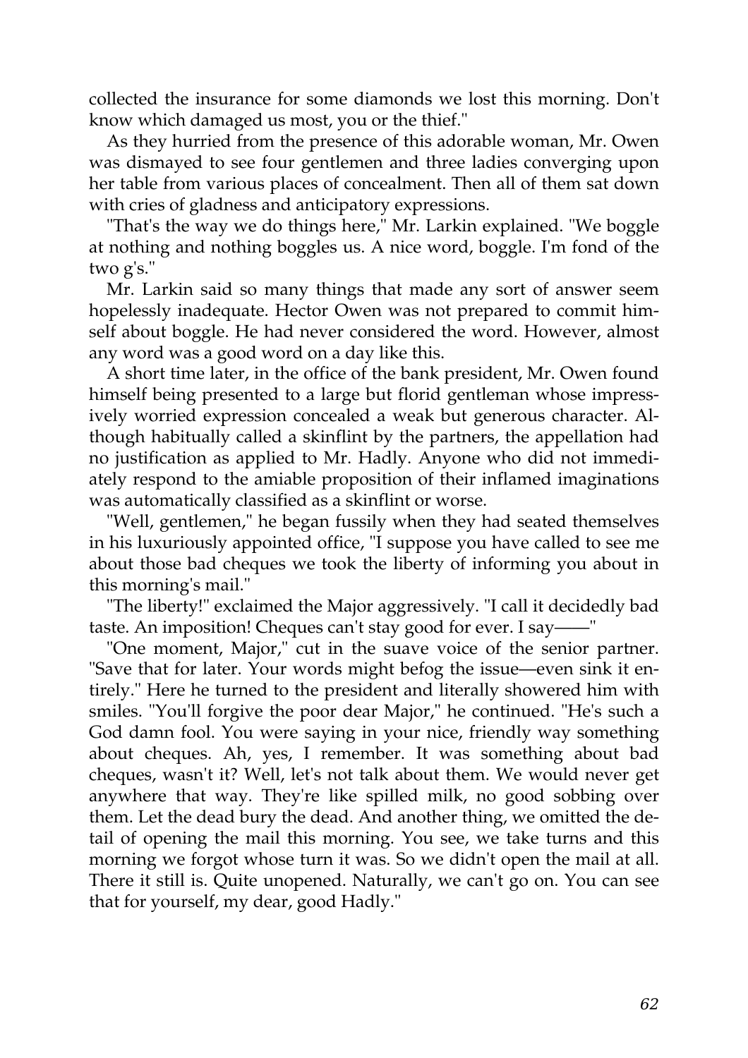collected the insurance for some diamonds we lost this morning. Don't know which damaged us most, you or the thief."

As they hurried from the presence of this adorable woman, Mr. Owen was dismayed to see four gentlemen and three ladies converging upon her table from various places of concealment. Then all of them sat down with cries of gladness and anticipatory expressions.

"That's the way we do things here," Mr. Larkin explained. "We boggle at nothing and nothing boggles us. A nice word, boggle. I'm fond of the two g's."

Mr. Larkin said so many things that made any sort of answer seem hopelessly inadequate. Hector Owen was not prepared to commit himself about boggle. He had never considered the word. However, almost any word was a good word on a day like this.

A short time later, in the office of the bank president, Mr. Owen found himself being presented to a large but florid gentleman whose impressively worried expression concealed a weak but generous character. Although habitually called a skinflint by the partners, the appellation had no justification as applied to Mr. Hadly. Anyone who did not immediately respond to the amiable proposition of their inflamed imaginations was automatically classified as a skinflint or worse.

"Well, gentlemen," he began fussily when they had seated themselves in his luxuriously appointed office, "I suppose you have called to see me about those bad cheques we took the liberty of informing you about in this morning's mail."

"The liberty!" exclaimed the Major aggressively. "I call it decidedly bad taste. An imposition! Cheques can't stay good for ever. I say——"

"One moment, Major," cut in the suave voice of the senior partner. "Save that for later. Your words might befog the issue—even sink it entirely." Here he turned to the president and literally showered him with smiles. "You'll forgive the poor dear Major," he continued. "He's such a God damn fool. You were saying in your nice, friendly way something about cheques. Ah, yes, I remember. It was something about bad cheques, wasn't it? Well, let's not talk about them. We would never get anywhere that way. They're like spilled milk, no good sobbing over them. Let the dead bury the dead. And another thing, we omitted the detail of opening the mail this morning. You see, we take turns and this morning we forgot whose turn it was. So we didn't open the mail at all. There it still is. Quite unopened. Naturally, we can't go on. You can see that for yourself, my dear, good Hadly."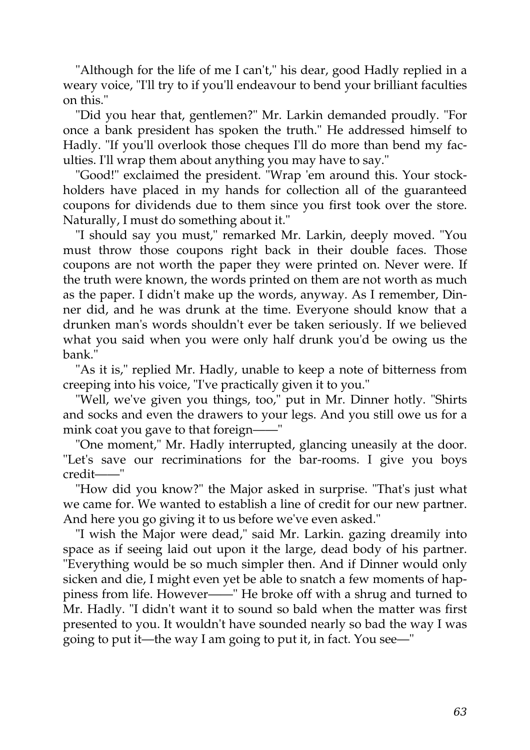"Although for the life of me I can't," his dear, good Hadly replied in a weary voice, "I'll try to if you'll endeavour to bend your brilliant faculties on this."

"Did you hear that, gentlemen?" Mr. Larkin demanded proudly. "For once a bank president has spoken the truth." He addressed himself to Hadly. "If you'll overlook those cheques I'll do more than bend my faculties. I'll wrap them about anything you may have to say."

"Good!" exclaimed the president. "Wrap 'em around this. Your stockholders have placed in my hands for collection all of the guaranteed coupons for dividends due to them since you first took over the store. Naturally, I must do something about it."

"I should say you must," remarked Mr. Larkin, deeply moved. "You must throw those coupons right back in their double faces. Those coupons are not worth the paper they were printed on. Never were. If the truth were known, the words printed on them are not worth as much as the paper. I didn't make up the words, anyway. As I remember, Dinner did, and he was drunk at the time. Everyone should know that a drunken man's words shouldn't ever be taken seriously. If we believed what you said when you were only half drunk you'd be owing us the bank."

"As it is," replied Mr. Hadly, unable to keep a note of bitterness from creeping into his voice, "I've practically given it to you."

"Well, we've given you things, too," put in Mr. Dinner hotly. "Shirts and socks and even the drawers to your legs. And you still owe us for a mink coat you gave to that foreign——"

"One moment," Mr. Hadly interrupted, glancing uneasily at the door. "Let's save our recriminations for the bar-rooms. I give you boys credit——"

"How did you know?" the Major asked in surprise. "That's just what we came for. We wanted to establish a line of credit for our new partner. And here you go giving it to us before we've even asked."

"I wish the Major were dead," said Mr. Larkin. gazing dreamily into space as if seeing laid out upon it the large, dead body of his partner. "Everything would be so much simpler then. And if Dinner would only sicken and die, I might even yet be able to snatch a few moments of happiness from life. However——" He broke off with a shrug and turned to Mr. Hadly. "I didn't want it to sound so bald when the matter was first presented to you. It wouldn't have sounded nearly so bad the way I was going to put it—the way I am going to put it, in fact. You see—"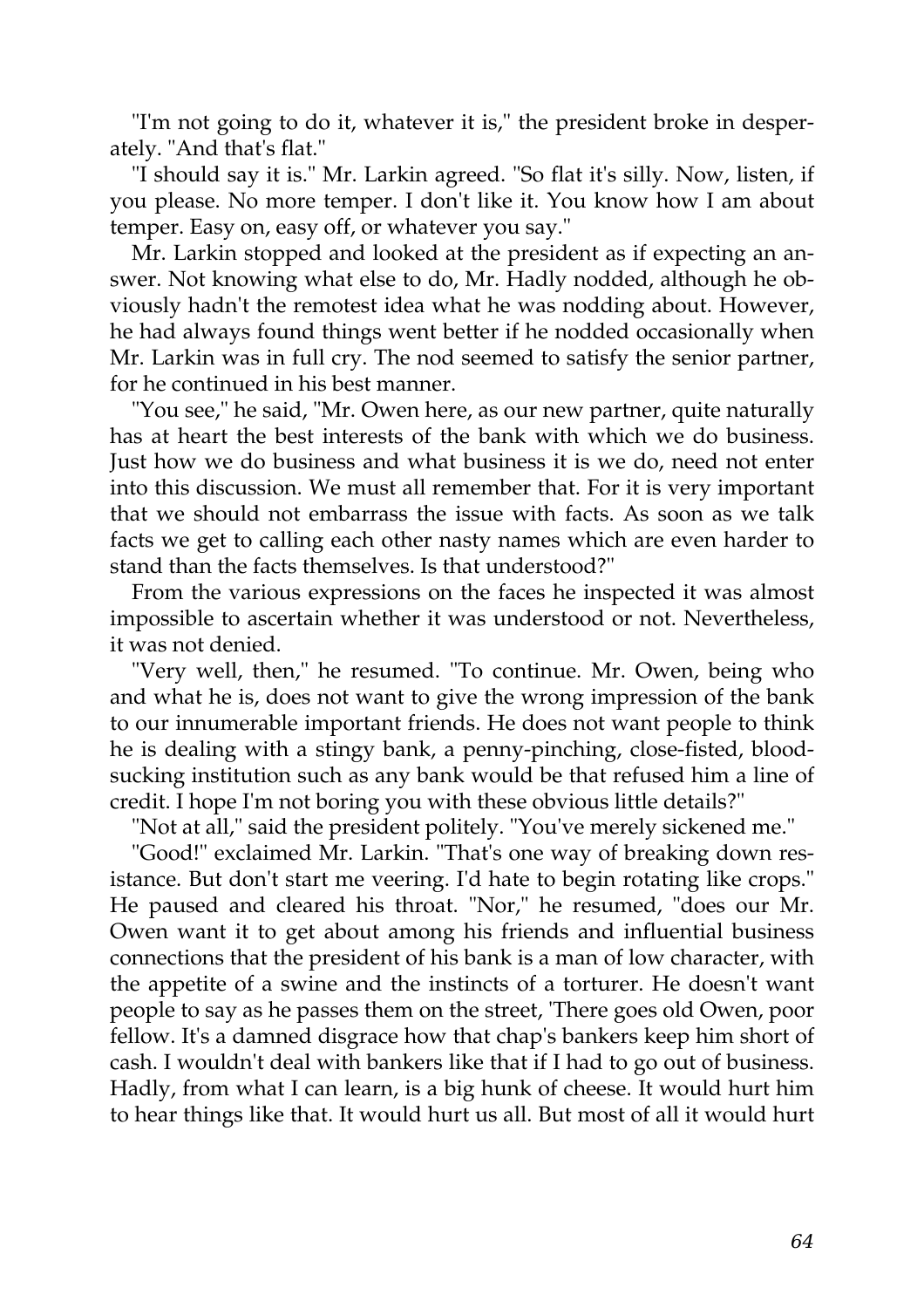"I'm not going to do it, whatever it is," the president broke in desperately. "And that's flat."

"I should say it is." Mr. Larkin agreed. "So flat it's silly. Now, listen, if you please. No more temper. I don't like it. You know how I am about temper. Easy on, easy off, or whatever you say."

Mr. Larkin stopped and looked at the president as if expecting an answer. Not knowing what else to do, Mr. Hadly nodded, although he obviously hadn't the remotest idea what he was nodding about. However, he had always found things went better if he nodded occasionally when Mr. Larkin was in full cry. The nod seemed to satisfy the senior partner, for he continued in his best manner.

"You see," he said, "Mr. Owen here, as our new partner, quite naturally has at heart the best interests of the bank with which we do business. Just how we do business and what business it is we do, need not enter into this discussion. We must all remember that. For it is very important that we should not embarrass the issue with facts. As soon as we talk facts we get to calling each other nasty names which are even harder to stand than the facts themselves. Is that understood?"

From the various expressions on the faces he inspected it was almost impossible to ascertain whether it was understood or not. Nevertheless, it was not denied.

"Very well, then," he resumed. "To continue. Mr. Owen, being who and what he is, does not want to give the wrong impression of the bank to our innumerable important friends. He does not want people to think he is dealing with a stingy bank, a penny-pinching, close-fisted, blood-sucking institution such as any bank would be that refused him a line of credit. I hope I'm not boring you with these obvious little details?"

"Not at all," said the president politely. "You've merely sickened me."

"Good!" exclaimed Mr. Larkin. "That's one way of breaking down resistance. But don't start me veering. I'd hate to begin rotating like crops." He paused and cleared his throat. "Nor," he resumed, "does our Mr. Owen want it to get about among his friends and influential business connections that the president of his bank is a man of low character, with the appetite of a swine and the instincts of a torturer. He doesn't want people to say as he passes them on the street, 'There goes old Owen, poor fellow. It's a damned disgrace how that chap's bankers keep him short of cash. I wouldn't deal with bankers like that if I had to go out of business. Hadly, from what I can learn, is a big hunk of cheese. It would hurt him to hear things like that. It would hurt us all. But most of all it would hurt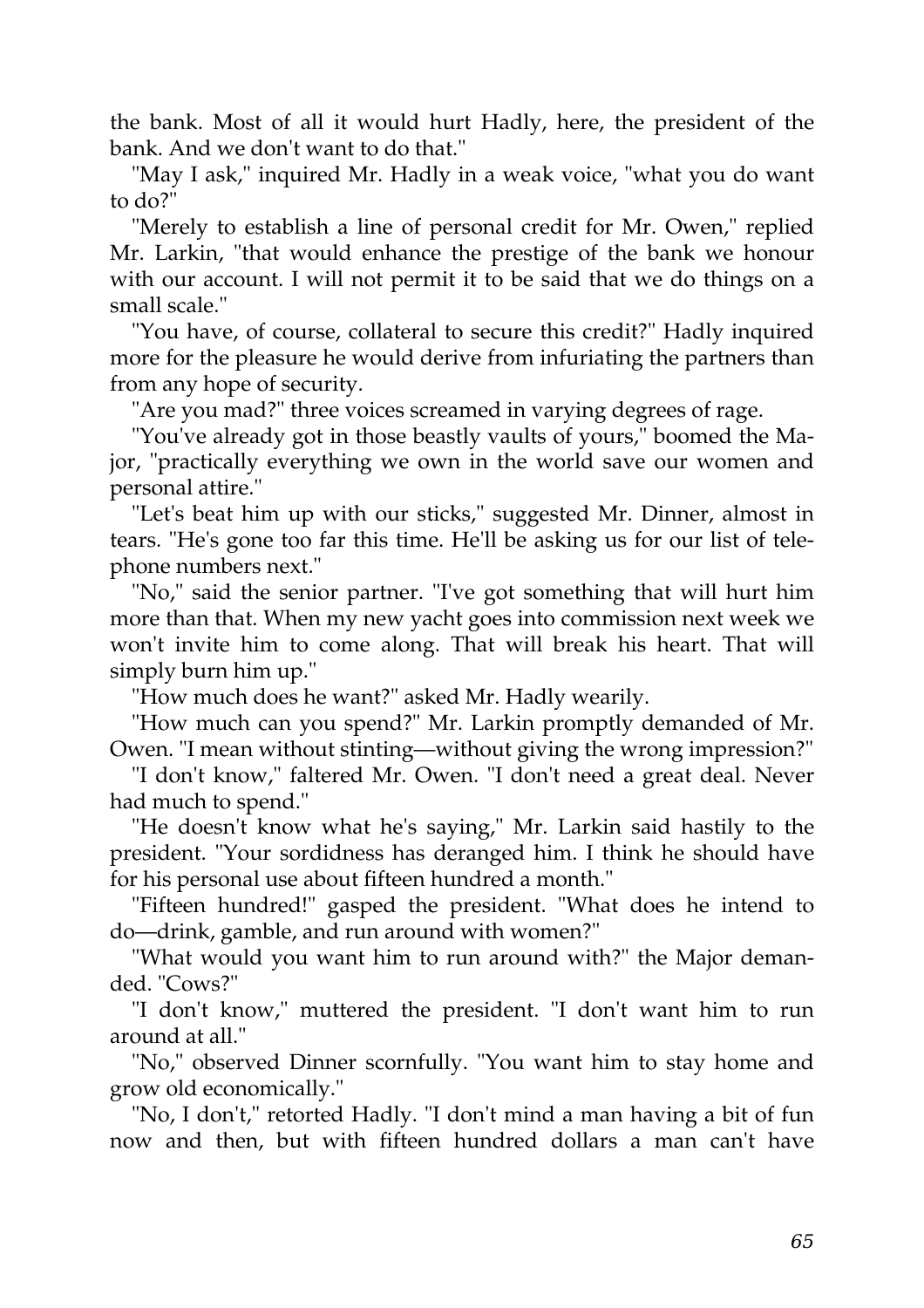the bank. Most of all it would hurt Hadly, here, the president of the bank. And we don't want to do that."

"May I ask," inquired Mr. Hadly in a weak voice, "what you do want to do?"

"Merely to establish a line of personal credit for Mr. Owen," replied Mr. Larkin, "that would enhance the prestige of the bank we honour with our account. I will not permit it to be said that we do things on a small scale."

"You have, of course, collateral to secure this credit?" Hadly inquired more for the pleasure he would derive from infuriating the partners than from any hope of security.

"Are you mad?" three voices screamed in varying degrees of rage.

"You've already got in those beastly vaults of yours," boomed the Major, "practically everything we own in the world save our women and personal attire."

"Let's beat him up with our sticks," suggested Mr. Dinner, almost in tears. "He's gone too far this time. He'll be asking us for our list of telephone numbers next."

"No," said the senior partner. "I've got something that will hurt him more than that. When my new yacht goes into commission next week we won't invite him to come along. That will break his heart. That will simply burn him up."

"How much does he want?" asked Mr. Hadly wearily.

"How much can you spend?" Mr. Larkin promptly demanded of Mr. Owen. "I mean without stinting—without giving the wrong impression?"

"I don't know," faltered Mr. Owen. "I don't need a great deal. Never had much to spend."

"He doesn't know what he's saying," Mr. Larkin said hastily to the president. "Your sordidness has deranged him. I think he should have for his personal use about fifteen hundred a month."

"Fifteen hundred!" gasped the president. "What does he intend to do—drink, gamble, and run around with women?"

"What would you want him to run around with?" the Major demanded. "Cows?"

"I don't know," muttered the president. "I don't want him to run around at all."

"No," observed Dinner scornfully. "You want him to stay home and grow old economically."

"No, I don't," retorted Hadly. "I don't mind a man having a bit of fun now and then, but with fifteen hundred dollars a man can't have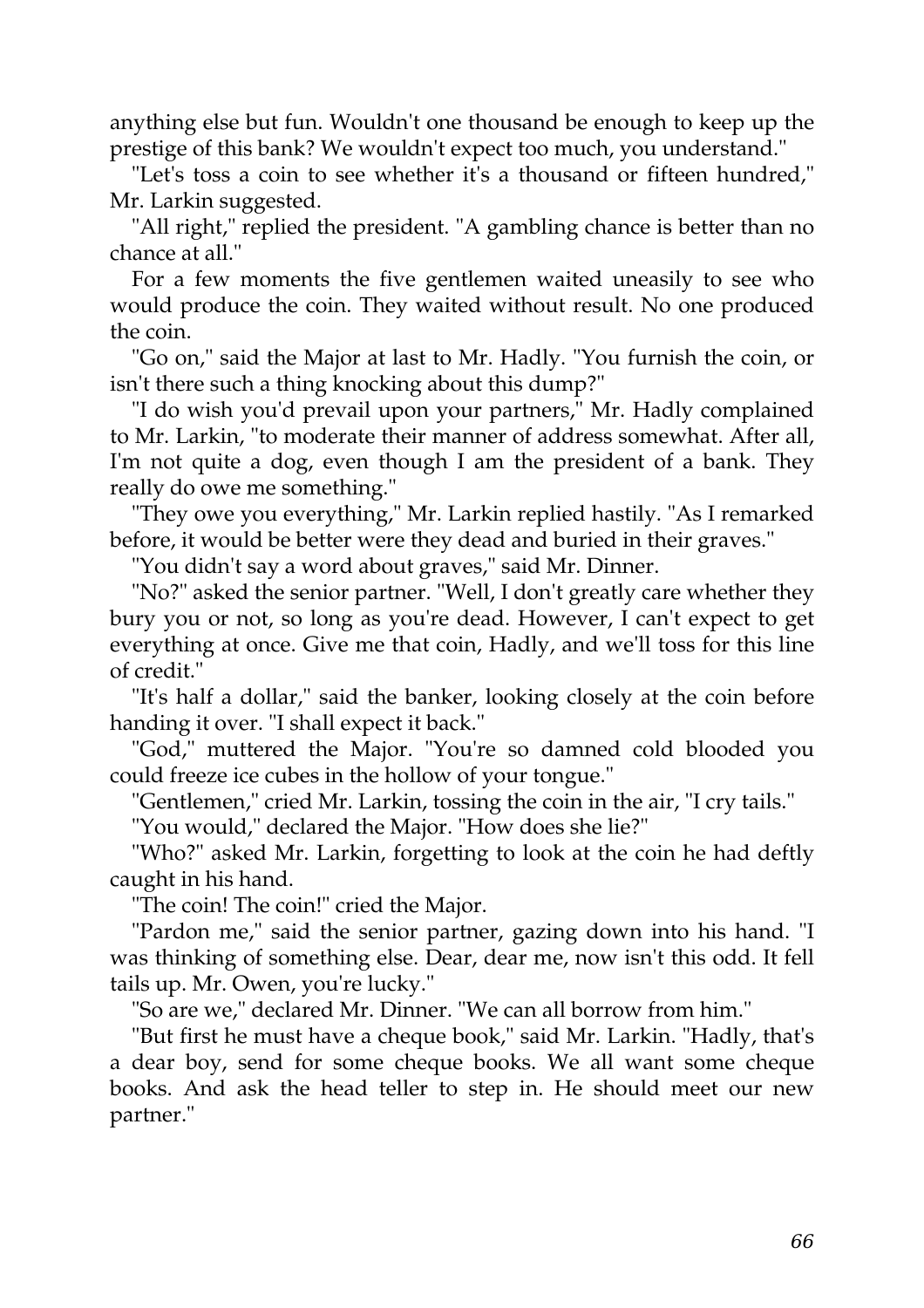anything else but fun. Wouldn't one thousand be enough to keep up the prestige of this bank? We wouldn't expect too much, you understand."

"Let's toss a coin to see whether it's a thousand or fifteen hundred," Mr. Larkin suggested.

"All right," replied the president. "A gambling chance is better than no chance at all."

For a few moments the five gentlemen waited uneasily to see who would produce the coin. They waited without result. No one produced the coin.

"Go on," said the Major at last to Mr. Hadly. "You furnish the coin, or isn't there such a thing knocking about this dump?"

"I do wish you'd prevail upon your partners," Mr. Hadly complained to Mr. Larkin, "to moderate their manner of address somewhat. After all, I'm not quite a dog, even though I am the president of a bank. They really do owe me something."

"They owe you everything," Mr. Larkin replied hastily. "As I remarked before, it would be better were they dead and buried in their graves."

"You didn't say a word about graves," said Mr. Dinner.

"No?" asked the senior partner. "Well, I don't greatly care whether they bury you or not, so long as you're dead. However, I can't expect to get everything at once. Give me that coin, Hadly, and we'll toss for this line of credit."

"It's half a dollar," said the banker, looking closely at the coin before handing it over. "I shall expect it back."

"God," muttered the Major. "You're so damned cold blooded you could freeze ice cubes in the hollow of your tongue."

"Gentlemen," cried Mr. Larkin, tossing the coin in the air, "I cry tails."

"You would," declared the Major. "How does she lie?"

"Who?" asked Mr. Larkin, forgetting to look at the coin he had deftly caught in his hand.

"The coin! The coin!" cried the Major.

"Pardon me," said the senior partner, gazing down into his hand. "I was thinking of something else. Dear, dear me, now isn't this odd. It fell tails up. Mr. Owen, you're lucky."

"So are we," declared Mr. Dinner. "We can all borrow from him."

"But first he must have a cheque book," said Mr. Larkin. "Hadly, that's a dear boy, send for some cheque books. We all want some cheque books. And ask the head teller to step in. He should meet our new partner."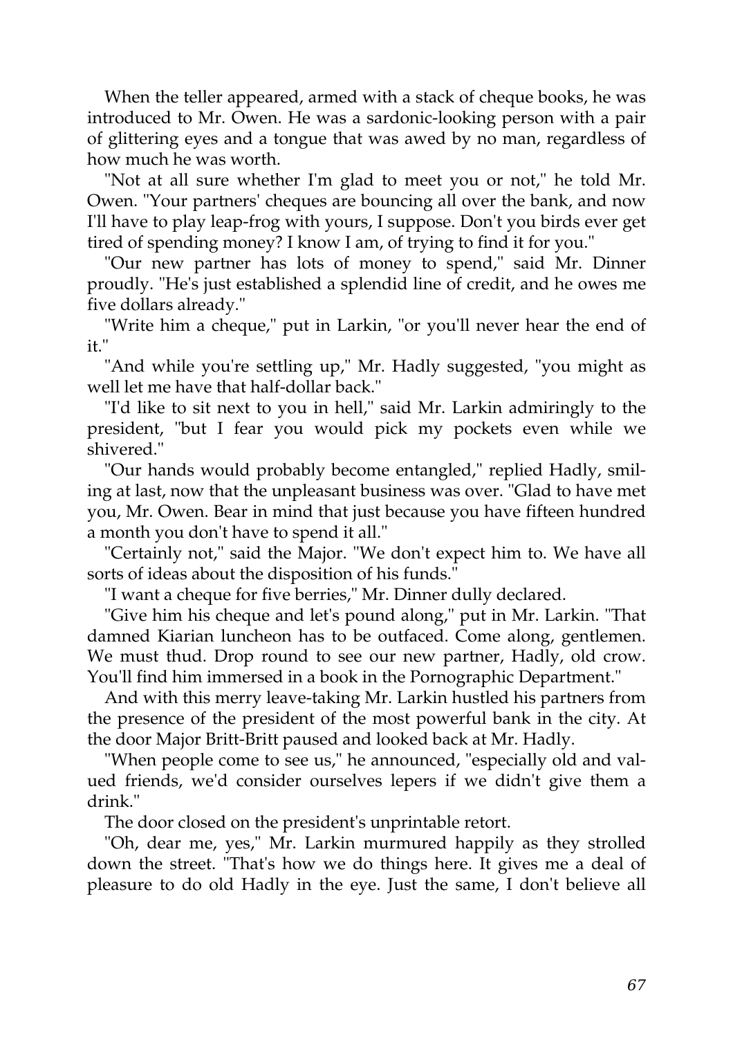When the teller appeared, armed with a stack of cheque books, he was introduced to Mr. Owen. He was a sardonic-looking person with a pair of glittering eyes and a tongue that was awed by no man, regardless of how much he was worth.

"Not at all sure whether I'm glad to meet you or not," he told Mr. Owen. "Your partners' cheques are bouncing all over the bank, and now I'll have to play leap-frog with yours, I suppose. Don't you birds ever get tired of spending money? I know I am, of trying to find it for you."

"Our new partner has lots of money to spend," said Mr. Dinner proudly. "He's just established a splendid line of credit, and he owes me five dollars already."

"Write him a cheque," put in Larkin, "or you'll never hear the end of it."

"And while you're settling up," Mr. Hadly suggested, "you might as well let me have that half-dollar back."

"I'd like to sit next to you in hell," said Mr. Larkin admiringly to the president, "but I fear you would pick my pockets even while we shivered."

"Our hands would probably become entangled," replied Hadly, smiling at last, now that the unpleasant business was over. "Glad to have met you, Mr. Owen. Bear in mind that just because you have fifteen hundred a month you don't have to spend it all."

"Certainly not," said the Major. "We don't expect him to. We have all sorts of ideas about the disposition of his funds."

"I want a cheque for five berries," Mr. Dinner dully declared.

"Give him his cheque and let's pound along," put in Mr. Larkin. "That damned Kiarian luncheon has to be outfaced. Come along, gentlemen. We must thud. Drop round to see our new partner, Hadly, old crow. You'll find him immersed in a book in the Pornographic Department."

And with this merry leave-taking Mr. Larkin hustled his partners from the presence of the president of the most powerful bank in the city. At the door Major Britt-Britt paused and looked back at Mr. Hadly.

"When people come to see us," he announced, "especially old and valued friends, we'd consider ourselves lepers if we didn't give them a drink."

The door closed on the president's unprintable retort.

"Oh, dear me, yes," Mr. Larkin murmured happily as they strolled down the street. "That's how we do things here. It gives me a deal of pleasure to do old Hadly in the eye. Just the same, I don't believe all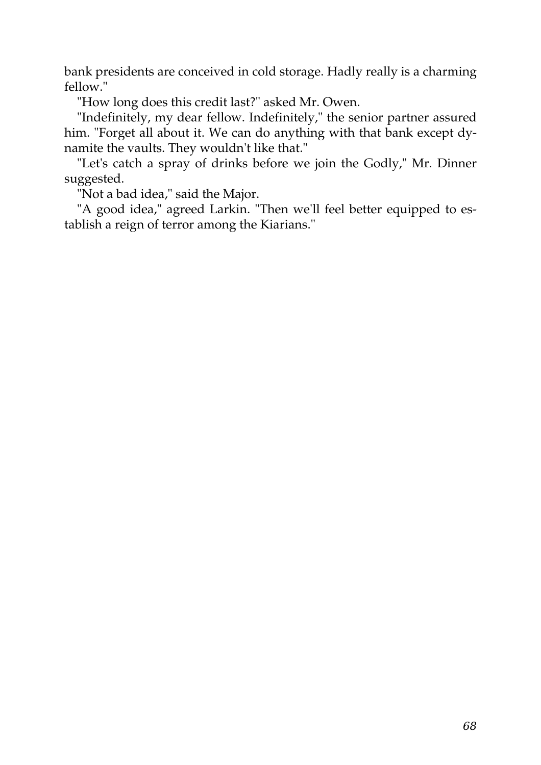bank presidents are conceived in cold storage. Hadly really is a charming fellow."

"How long does this credit last?" asked Mr. Owen.

"Indefinitely, my dear fellow. Indefinitely," the senior partner assured him. "Forget all about it. We can do anything with that bank except dynamite the vaults. They wouldn't like that."

"Let's catch a spray of drinks before we join the Godly," Mr. Dinner suggested.

"Not a bad idea," said the Major.

"A good idea," agreed Larkin. "Then we'll feel better equipped to establish a reign of terror among the Kiarians."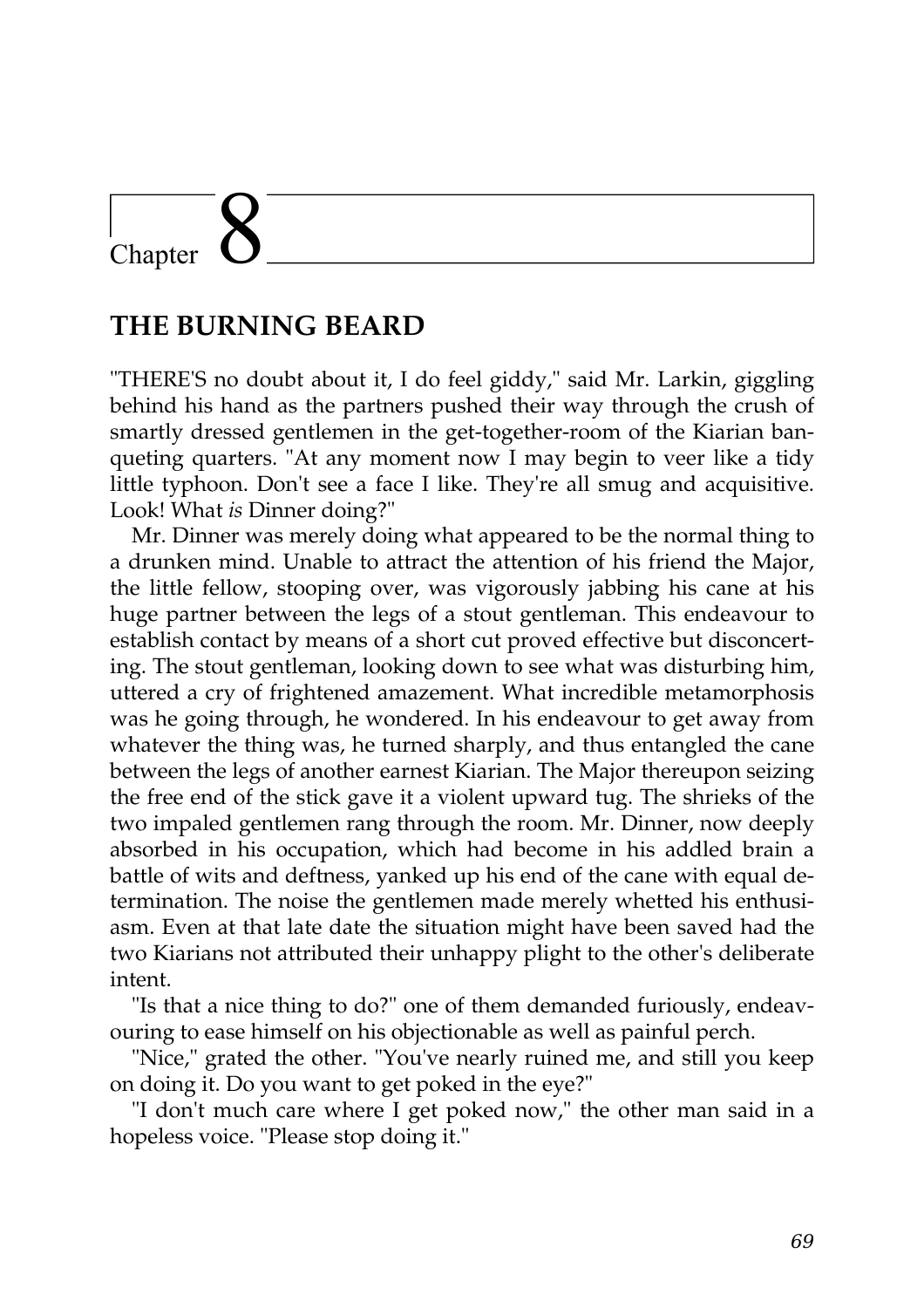# Chapter 8

## THE BURNING BEARD

"THERE'S no doubt about it, I do feel giddy," said Mr. Larkin, giggling behind his hand as the partners pushed their way through the crush of smartly dressed gentlemen in the get-together-room of the Kiarian banqueting quarters. "At any moment now I may begin to veer like a tidy little typhoon. Don't see a face I like. They're all smug and acquisitive. Look! What *is* Dinner doing?"

Mr. Dinner was merely doing what appeared to be the normal thing to a drunken mind. Unable to attract the attention of his friend the Major, the little fellow, stooping over, was vigorously jabbing his cane at his huge partner between the legs of a stout gentleman. This endeavour to establish contact by means of a short cut proved effective but disconcerting. The stout gentleman, looking down to see what was disturbing him, uttered a cry of frightened amazement. What incredible metamorphosis was he going through, he wondered. In his endeavour to get away from whatever the thing was, he turned sharply, and thus entangled the cane between the legs of another earnest Kiarian. The Major thereupon seizing the free end of the stick gave it a violent upward tug. The shrieks of the two impaled gentlemen rang through the room. Mr. Dinner, now deeply absorbed in his occupation, which had become in his addled brain a battle of wits and deftness, yanked up his end of the cane with equal determination. The noise the gentlemen made merely whetted his enthusiasm. Even at that late date the situation might have been saved had the two Kiarians not attributed their unhappy plight to the other's deliberate intent.

"Is that a nice thing to do?" one of them demanded furiously, endeavouring to ease himself on his objectionable as well as painful perch.

"Nice," grated the other. "You've nearly ruined me, and still you keep on doing it. Do you want to get poked in the eye?"

"I don't much care where I get poked now," the other man said in a hopeless voice. "Please stop doing it."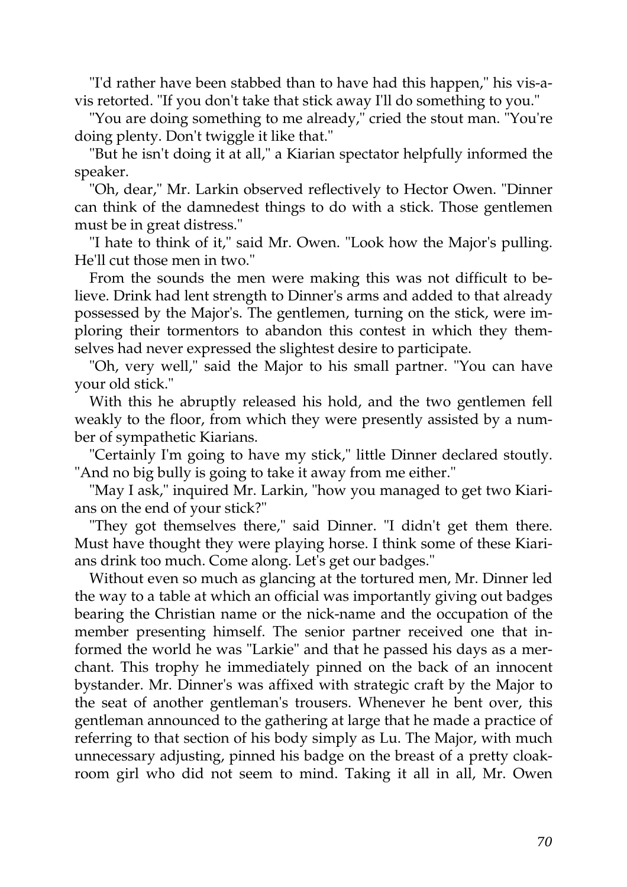"I'd rather have been stabbed than to have had this happen," his vis-a-vis retorted. "If you don't take that stick away I'll do something to you."

"You are doing something to me already," cried the stout man. "You're doing plenty. Don't twiggle it like that."

"But he isn't doing it at all," a Kiarian spectator helpfully informed the speaker.

"Oh, dear," Mr. Larkin observed reflectively to Hector Owen. "Dinner can think of the damnedest things to do with a stick. Those gentlemen must be in great distress."

"I hate to think of it," said Mr. Owen. "Look how the Major's pulling. He'll cut those men in two."

From the sounds the men were making this was not difficult to believe. Drink had lent strength to Dinner's arms and added to that already possessed by the Major's. The gentlemen, turning on the stick, were imploring their tormentors to abandon this contest in which they themselves had never expressed the slightest desire to participate.

"Oh, very well," said the Major to his small partner. "You can have your old stick."

With this he abruptly released his hold, and the two gentlemen fell weakly to the floor, from which they were presently assisted by a number of sympathetic Kiarians.

"Certainly I'm going to have my stick," little Dinner declared stoutly. "And no big bully is going to take it away from me either."

"May I ask," inquired Mr. Larkin, "how you managed to get two Kiarians on the end of your stick?"

"They got themselves there," said Dinner. "I didn't get them there. Must have thought they were playing horse. I think some of these Kiarians drink too much. Come along. Let's get our badges."

Without even so much as glancing at the tortured men, Mr. Dinner led the way to a table at which an official was importantly giving out badges bearing the Christian name or the nick-name and the occupation of the member presenting himself. The senior partner received one that informed the world he was "Larkie" and that he passed his days as a merchant. This trophy he immediately pinned on the back of an innocent bystander. Mr. Dinner's was affixed with strategic craft by the Major to the seat of another gentleman's trousers. Whenever he bent over, this gentleman announced to the gathering at large that he made a practice of referring to that section of his body simply as Lu. The Major, with much unnecessary adjusting, pinned his badge on the breast of a pretty cloakroom girl who did not seem to mind. Taking it all in all, Mr. Owen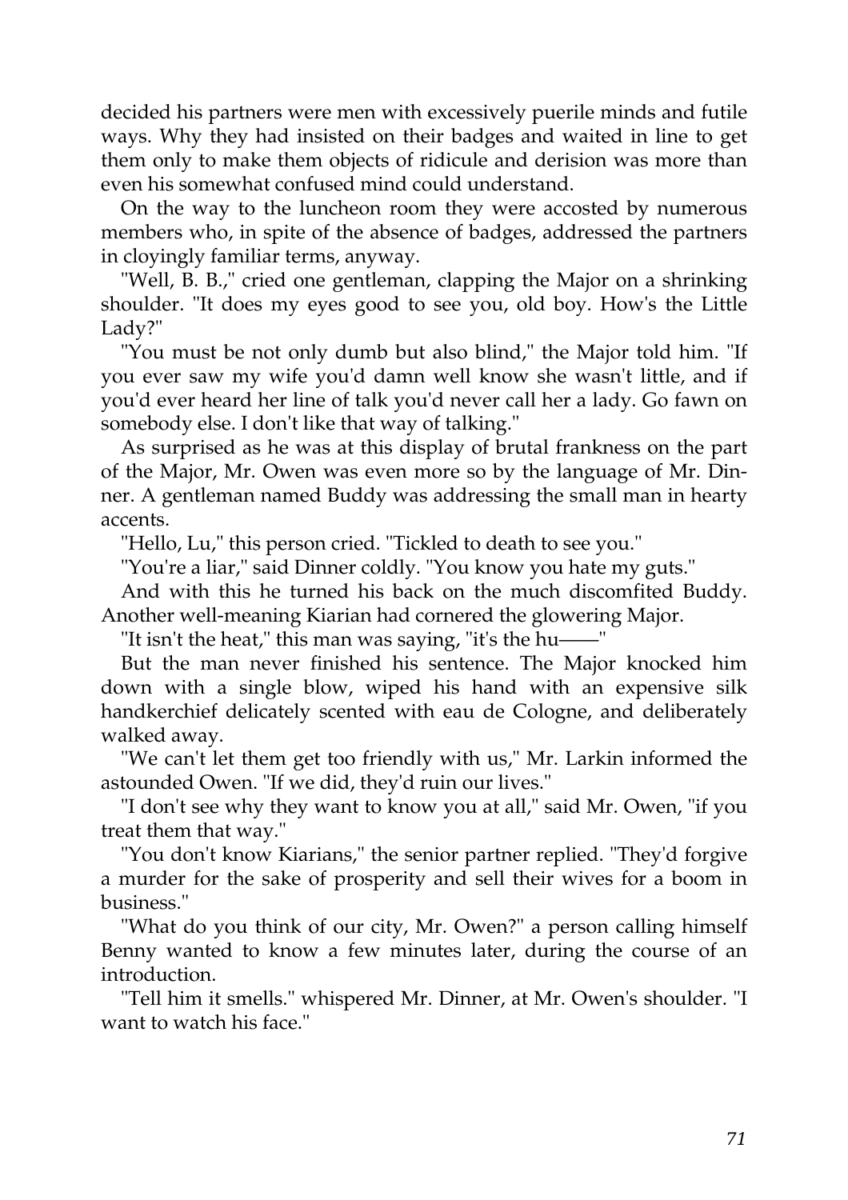decided his partners were men with excessively puerile minds and futile ways. Why they had insisted on their badges and waited in line to get them only to make them objects of ridicule and derision was more than even his somewhat confused mind could understand.

On the way to the luncheon room they were accosted by numerous members who, in spite of the absence of badges, addressed the partners in cloyingly familiar terms, anyway.

"Well, B. B.," cried one gentleman, clapping the Major on a shrinking shoulder. "It does my eyes good to see you, old boy. How's the Little Lady?"

"You must be not only dumb but also blind," the Major told him. "If you ever saw my wife you'd damn well know she wasn't little, and if you'd ever heard her line of talk you'd never call her a lady. Go fawn on somebody else. I don't like that way of talking."

As surprised as he was at this display of brutal frankness on the part of the Major, Mr. Owen was even more so by the language of Mr. Dinner. A gentleman named Buddy was addressing the small man in hearty accents.

"Hello, Lu," this person cried. "Tickled to death to see you."

"You're a liar," said Dinner coldly. "You know you hate my guts."

And with this he turned his back on the much discomfited Buddy. Another well-meaning Kiarian had cornered the glowering Major.

"It isn't the heat," this man was saying, "it's the hu——"

But the man never finished his sentence. The Major knocked him down with a single blow, wiped his hand with an expensive silk handkerchief delicately scented with eau de Cologne, and deliberately walked away.

"We can't let them get too friendly with us," Mr. Larkin informed the astounded Owen. "If we did, they'd ruin our lives."

"I don't see why they want to know you at all," said Mr. Owen, "if you treat them that way."

"You don't know Kiarians," the senior partner replied. "They'd forgive a murder for the sake of prosperity and sell their wives for a boom in business."

"What do you think of our city, Mr. Owen?" a person calling himself Benny wanted to know a few minutes later, during the course of an introduction.

"Tell him it smells." whispered Mr. Dinner, at Mr. Owen's shoulder. "I want to watch his face."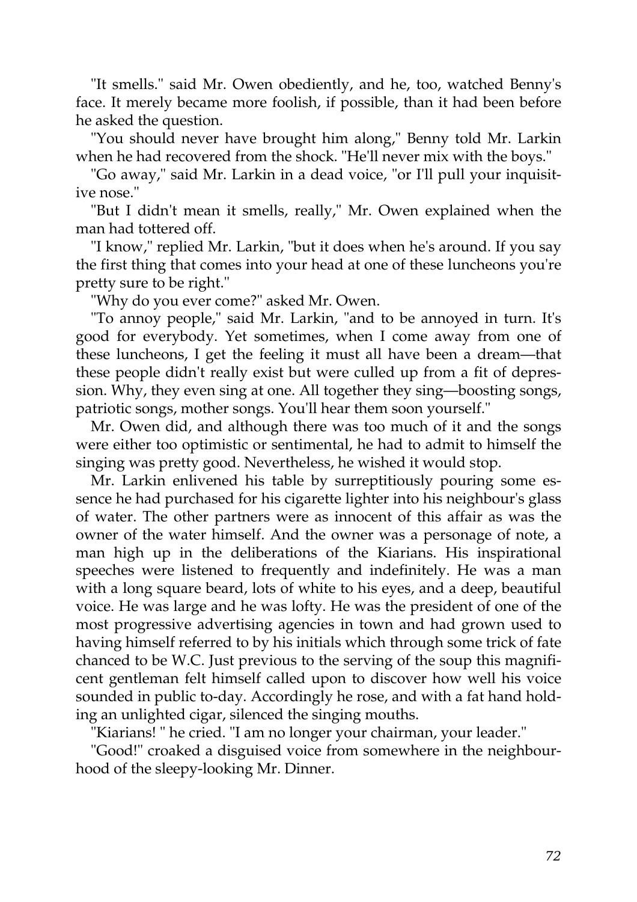"It smells." said Mr. Owen obediently, and he, too, watched Benny's face. It merely became more foolish, if possible, than it had been before he asked the question.

"You should never have brought him along," Benny told Mr. Larkin when he had recovered from the shock. "He'll never mix with the boys."

"Go away," said Mr. Larkin in a dead voice, "or I'll pull your inquisitive nose."

"But I didn't mean it smells, really," Mr. Owen explained when the man had tottered off.

"I know," replied Mr. Larkin, "but it does when he's around. If you say the first thing that comes into your head at one of these luncheons you're pretty sure to be right."

"Why do you ever come?" asked Mr. Owen.

"To annoy people," said Mr. Larkin, "and to be annoyed in turn. It's good for everybody. Yet sometimes, when I come away from one of these luncheons, I get the feeling it must all have been a dream—that these people didn't really exist but were culled up from a fit of depression. Why, they even sing at one. All together they sing—boosting songs, patriotic songs, mother songs. You'll hear them soon yourself."

Mr. Owen did, and although there was too much of it and the songs were either too optimistic or sentimental, he had to admit to himself the singing was pretty good. Nevertheless, he wished it would stop.

Mr. Larkin enlivened his table by surreptitiously pouring some essence he had purchased for his cigarette lighter into his neighbour's glass of water. The other partners were as innocent of this affair as was the owner of the water himself. And the owner was a personage of note, a man high up in the deliberations of the Kiarians. His inspirational speeches were listened to frequently and indefinitely. He was a man with a long square beard, lots of white to his eyes, and a deep, beautiful voice. He was large and he was lofty. He was the president of one of the most progressive advertising agencies in town and had grown used to having himself referred to by his initials which through some trick of fate chanced to be W.C. Just previous to the serving of the soup this magnificent gentleman felt himself called upon to discover how well his voice sounded in public to-day. Accordingly he rose, and with a fat hand holding an unlighted cigar, silenced the singing mouths.

"Kiarians! " he cried. "I am no longer your chairman, your leader."

"Good!" croaked a disguised voice from somewhere in the neighbourhood of the sleepy-looking Mr. Dinner.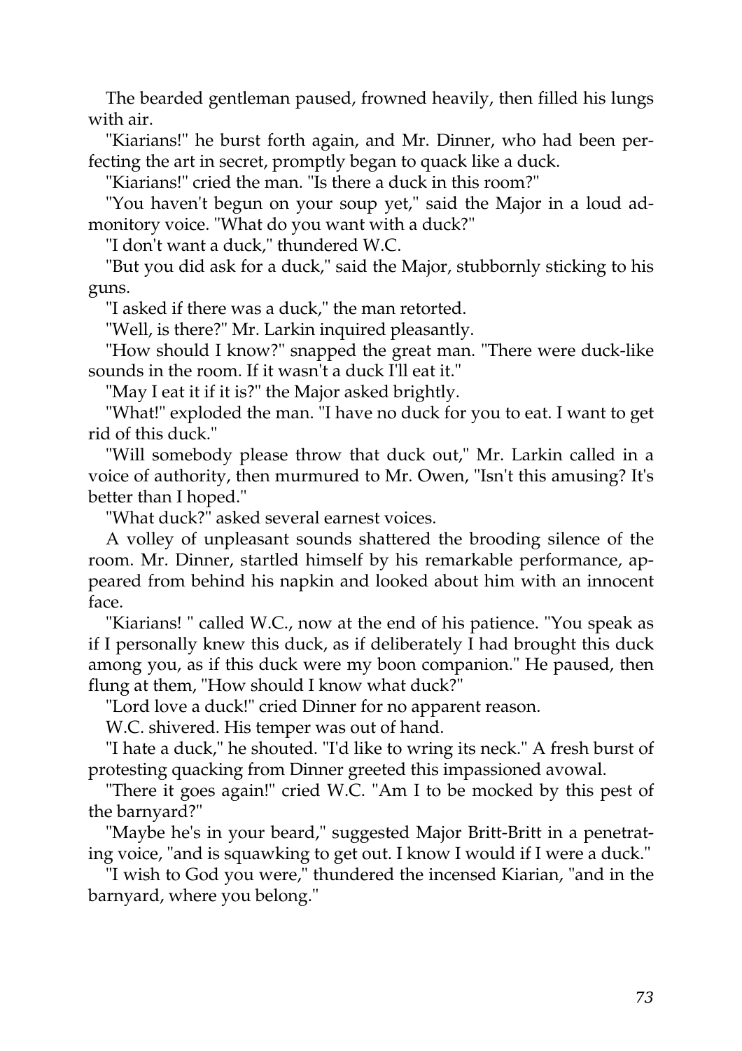The bearded gentleman paused, frowned heavily, then filled his lungs with air.

"Kiarians!" he burst forth again, and Mr. Dinner, who had been perfecting the art in secret, promptly began to quack like a duck.

"Kiarians!" cried the man. "Is there a duck in this room?"

"You haven't begun on your soup yet," said the Major in a loud admonitory voice. "What do you want with a duck?"

"I don't want a duck," thundered W.C.

"But you did ask for a duck," said the Major, stubbornly sticking to his guns.

"I asked if there was a duck," the man retorted.

"Well, is there?" Mr. Larkin inquired pleasantly.

"How should I know?" snapped the great man. "There were duck-like sounds in the room. If it wasn't a duck I'll eat it."

"May I eat it if it is?" the Major asked brightly.

"What!" exploded the man. "I have no duck for you to eat. I want to get rid of this duck."

"Will somebody please throw that duck out," Mr. Larkin called in a voice of authority, then murmured to Mr. Owen, "Isn't this amusing? It's better than I hoped."

"What duck?" asked several earnest voices.

A volley of unpleasant sounds shattered the brooding silence of the room. Mr. Dinner, startled himself by his remarkable performance, appeared from behind his napkin and looked about him with an innocent face.

"Kiarians! " called W.C., now at the end of his patience. "You speak as if I personally knew this duck, as if deliberately I had brought this duck among you, as if this duck were my boon companion." He paused, then flung at them, "How should I know what duck?"

"Lord love a duck!" cried Dinner for no apparent reason.

W.C. shivered. His temper was out of hand.

"I hate a duck," he shouted. "I'd like to wring its neck." A fresh burst of protesting quacking from Dinner greeted this impassioned avowal.

"There it goes again!" cried W.C. "Am I to be mocked by this pest of the barnyard?"

"Maybe he's in your beard," suggested Major Britt-Britt in a penetrating voice, "and is squawking to get out. I know I would if I were a duck."

"I wish to God you were," thundered the incensed Kiarian, "and in the barnyard, where you belong."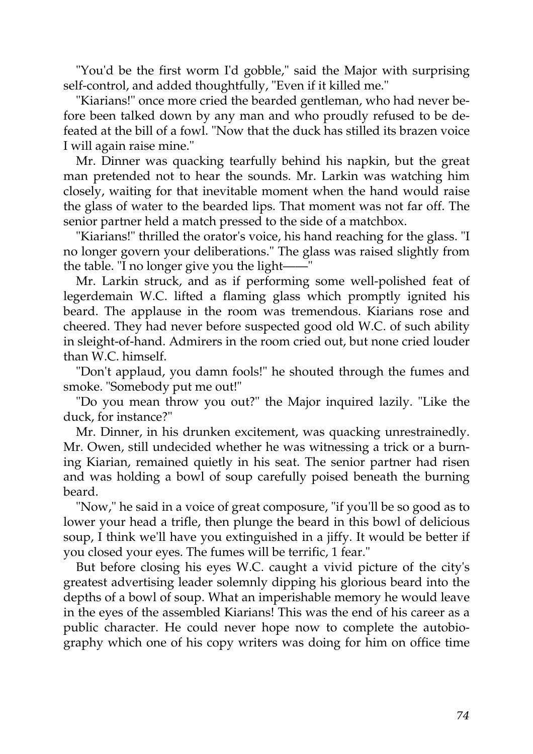"You'd be the first worm I'd gobble," said the Major with surprising self-control, and added thoughtfully, "Even if it killed me."

"Kiarians!" once more cried the bearded gentleman, who had never before been talked down by any man and who proudly refused to be defeated at the bill of a fowl. "Now that the duck has stilled its brazen voice I will again raise mine."

Mr. Dinner was quacking tearfully behind his napkin, but the great man pretended not to hear the sounds. Mr. Larkin was watching him closely, waiting for that inevitable moment when the hand would raise the glass of water to the bearded lips. That moment was not far off. The senior partner held a match pressed to the side of a matchbox.

"Kiarians!" thrilled the orator's voice, his hand reaching for the glass. "I no longer govern your deliberations." The glass was raised slightly from the table. "I no longer give you the light——"

Mr. Larkin struck, and as if performing some well-polished feat of legerdemain W.C. lifted a flaming glass which promptly ignited his beard. The applause in the room was tremendous. Kiarians rose and cheered. They had never before suspected good old W.C. of such ability in sleight-of-hand. Admirers in the room cried out, but none cried louder than W.C. himself.

"Don't applaud, you damn fools!" he shouted through the fumes and smoke. "Somebody put me out!"

"Do you mean throw you out?" the Major inquired lazily. "Like the duck, for instance?"

Mr. Dinner, in his drunken excitement, was quacking unrestrainedly. Mr. Owen, still undecided whether he was witnessing a trick or a burning Kiarian, remained quietly in his seat. The senior partner had risen and was holding a bowl of soup carefully poised beneath the burning beard.

"Now," he said in a voice of great composure, "if you'll be so good as to lower your head a trifle, then plunge the beard in this bowl of delicious soup, I think we'll have you extinguished in a jiffy. It would be better if you closed your eyes. The fumes will be terrific, 1 fear."

But before closing his eyes W.C. caught a vivid picture of the city's greatest advertising leader solemnly dipping his glorious beard into the depths of a bowl of soup. What an imperishable memory he would leave in the eyes of the assembled Kiarians! This was the end of his career as a public character. He could never hope now to complete the autobiography which one of his copy writers was doing for him on office time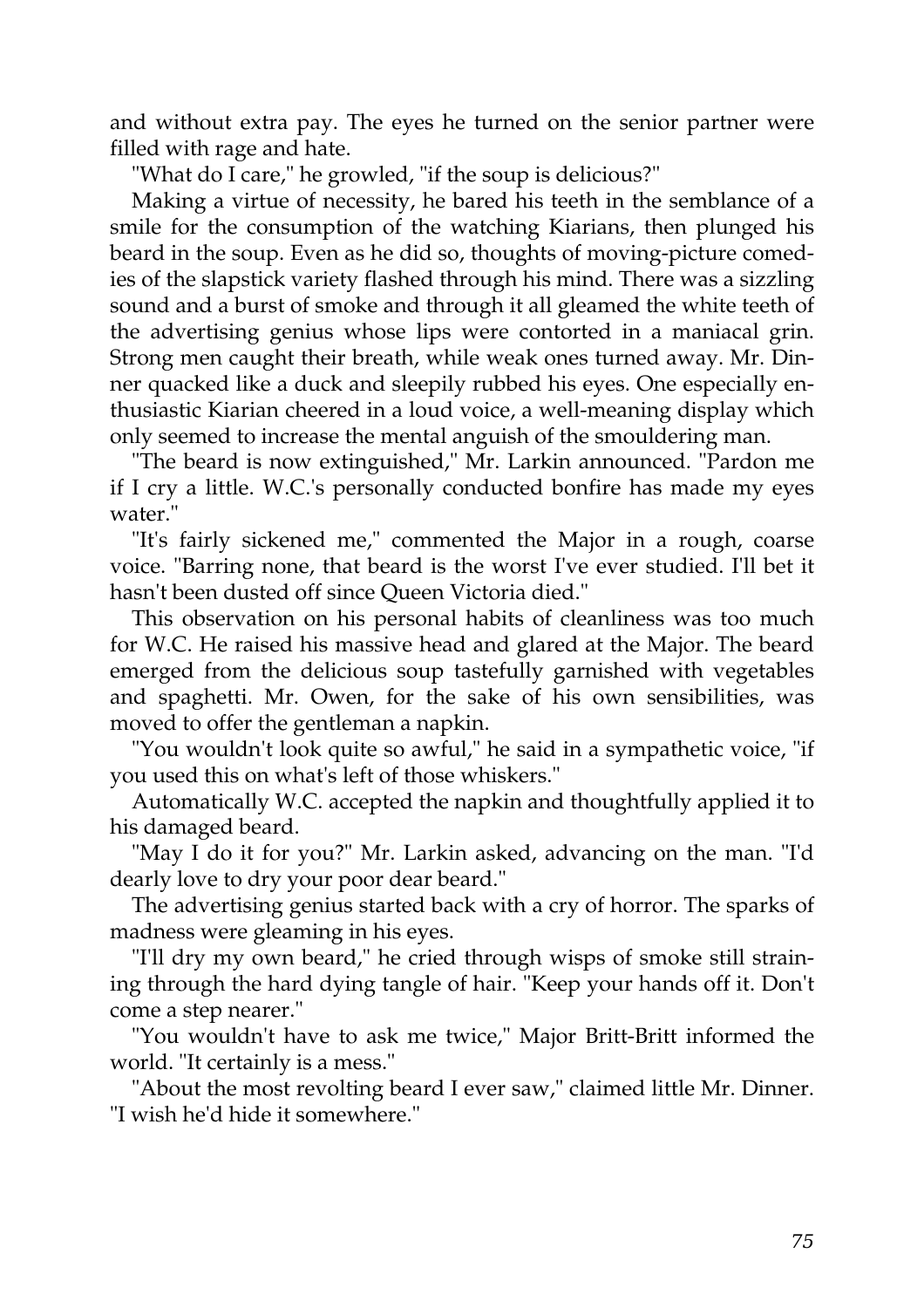and without extra pay. The eyes he turned on the senior partner were filled with rage and hate.

"What do I care," he growled, "if the soup is delicious?"

Making a virtue of necessity, he bared his teeth in the semblance of a smile for the consumption of the watching Kiarians, then plunged his beard in the soup. Even as he did so, thoughts of moving-picture comedies of the slapstick variety flashed through his mind. There was a sizzling sound and a burst of smoke and through it all gleamed the white teeth of the advertising genius whose lips were contorted in a maniacal grin. Strong men caught their breath, while weak ones turned away. Mr. Dinner quacked like a duck and sleepily rubbed his eyes. One especially enthusiastic Kiarian cheered in a loud voice, a well-meaning display which only seemed to increase the mental anguish of the smouldering man.

"The beard is now extinguished," Mr. Larkin announced. "Pardon me if I cry a little. W.C.'s personally conducted bonfire has made my eyes water."

"It's fairly sickened me," commented the Major in a rough, coarse voice. "Barring none, that beard is the worst I've ever studied. I'll bet it hasn't been dusted off since Queen Victoria died."

This observation on his personal habits of cleanliness was too much for W.C. He raised his massive head and glared at the Major. The beard emerged from the delicious soup tastefully garnished with vegetables and spaghetti. Mr. Owen, for the sake of his own sensibilities, was moved to offer the gentleman a napkin.

"You wouldn't look quite so awful," he said in a sympathetic voice, "if you used this on what's left of those whiskers."

Automatically W.C. accepted the napkin and thoughtfully applied it to his damaged beard.

"May I do it for you?" Mr. Larkin asked, advancing on the man. "I'd dearly love to dry your poor dear beard."

The advertising genius started back with a cry of horror. The sparks of madness were gleaming in his eyes.

"I'll dry my own beard," he cried through wisps of smoke still straining through the hard dying tangle of hair. "Keep your hands off it. Don't come a step nearer."

"You wouldn't have to ask me twice," Major Britt-Britt informed the world. "It certainly is a mess."

"About the most revolting beard I ever saw," claimed little Mr. Dinner. "I wish he'd hide it somewhere."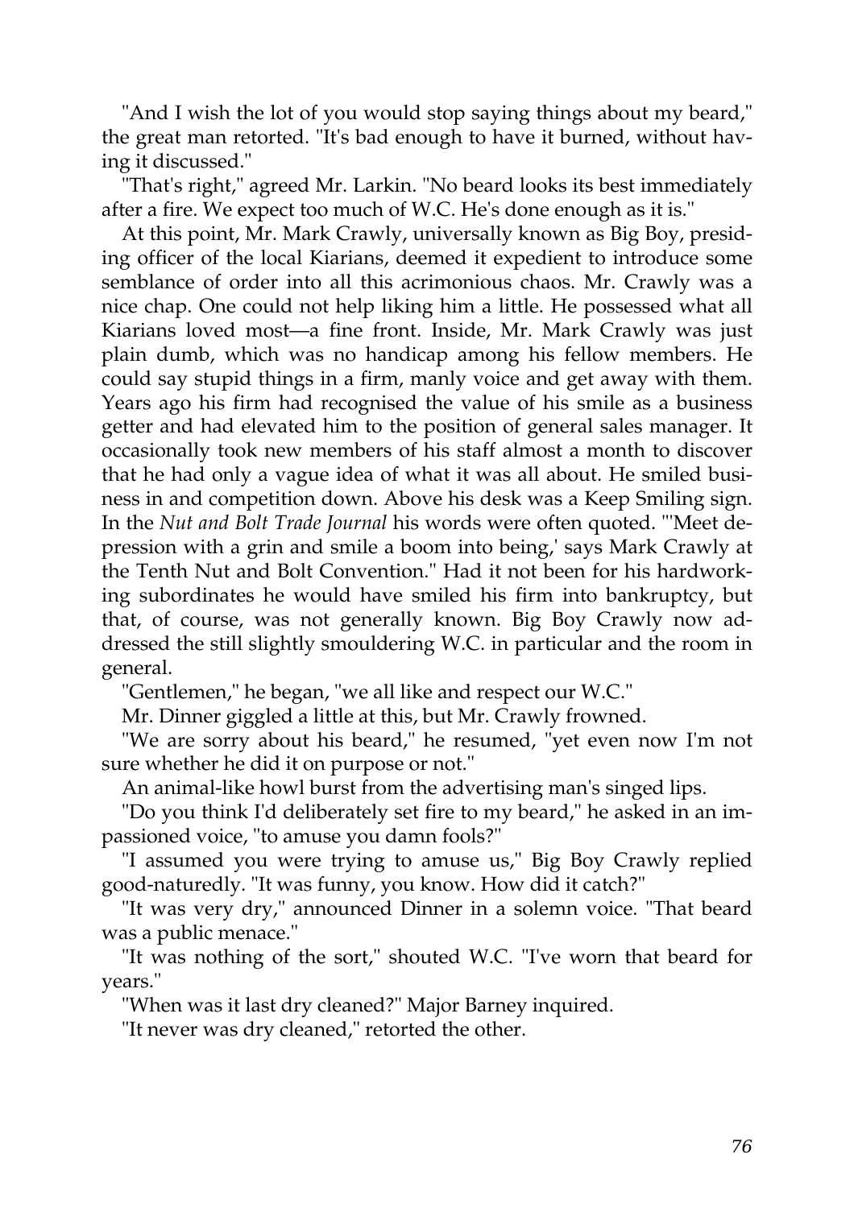"And I wish the lot of you would stop saying things about my beard," the great man retorted. "It's bad enough to have it burned, without having it discussed."

"That's right," agreed Mr. Larkin. "No beard looks its best immediately after a fire. We expect too much of W.C. He's done enough as it is."

At this point, Mr. Mark Crawly, universally known as Big Boy, presiding officer of the local Kiarians, deemed it expedient to introduce some semblance of order into all this acrimonious chaos. Mr. Crawly was a nice chap. One could not help liking him a little. He possessed what all Kiarians loved most—a fine front. Inside, Mr. Mark Crawly was just plain dumb, which was no handicap among his fellow members. He could say stupid things in a firm, manly voice and get away with them. Years ago his firm had recognised the value of his smile as a business getter and had elevated him to the position of general sales manager. It occasionally took new members of his staff almost a month to discover that he had only a vague idea of what it was all about. He smiled business in and competition down. Above his desk was a Keep Smiling sign. In the *Nut and Bolt Trade Journal* his words were often quoted. "'Meet depression with a grin and smile a boom into being,' says Mark Crawly at the Tenth Nut and Bolt Convention." Had it not been for his hardworking subordinates he would have smiled his firm into bankruptcy, but that, of course, was not generally known. Big Boy Crawly now addressed the still slightly smouldering W.C. in particular and the room in general.

"Gentlemen," he began, "we all like and respect our W.C."

Mr. Dinner giggled a little at this, but Mr. Crawly frowned.

"We are sorry about his beard," he resumed, "yet even now I'm not sure whether he did it on purpose or not."

An animal-like howl burst from the advertising man's singed lips.

"Do you think I'd deliberately set fire to my beard," he asked in an impassioned voice, "to amuse you damn fools?"

"I assumed you were trying to amuse us," Big Boy Crawly replied good-naturedly. "It was funny, you know. How did it catch?"

"It was very dry," announced Dinner in a solemn voice. "That beard was a public menace."

"It was nothing of the sort," shouted W.C. "I've worn that beard for years."

"When was it last dry cleaned?" Major Barney inquired.

"It never was dry cleaned," retorted the other.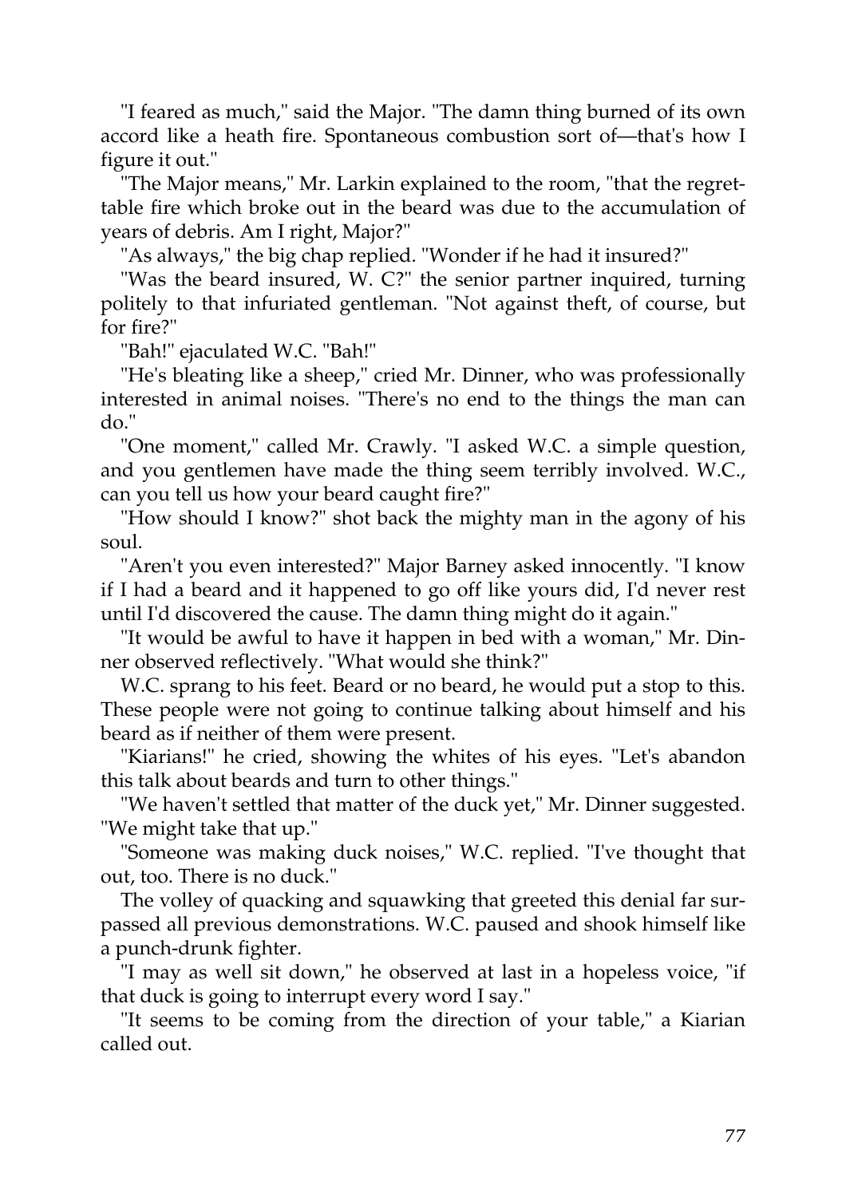"I feared as much," said the Major. "The damn thing burned of its own accord like a heath fire. Spontaneous combustion sort of—that's how I figure it out."

"The Major means," Mr. Larkin explained to the room, "that the regrettable fire which broke out in the beard was due to the accumulation of years of debris. Am I right, Major?"

"As always," the big chap replied. "Wonder if he had it insured?"

"Was the beard insured, W. C?" the senior partner inquired, turning politely to that infuriated gentleman. "Not against theft, of course, but for fire?"

"Bah!" ejaculated W.C. "Bah!"

"He's bleating like a sheep," cried Mr. Dinner, who was professionally interested in animal noises. "There's no end to the things the man can do."

"One moment," called Mr. Crawly. "I asked W.C. a simple question, and you gentlemen have made the thing seem terribly involved. W.C., can you tell us how your beard caught fire?"

"How should I know?" shot back the mighty man in the agony of his soul.

"Aren't you even interested?" Major Barney asked innocently. "I know if I had a beard and it happened to go off like yours did, I'd never rest until I'd discovered the cause. The damn thing might do it again."

"It would be awful to have it happen in bed with a woman," Mr. Dinner observed reflectively. "What would she think?"

W.C. sprang to his feet. Beard or no beard, he would put a stop to this. These people were not going to continue talking about himself and his beard as if neither of them were present.

"Kiarians!" he cried, showing the whites of his eyes. "Let's abandon this talk about beards and turn to other things."

"We haven't settled that matter of the duck yet," Mr. Dinner suggested. "We might take that up."

"Someone was making duck noises," W.C. replied. "I've thought that out, too. There is no duck."

The volley of quacking and squawking that greeted this denial far surpassed all previous demonstrations. W.C. paused and shook himself like a punch-drunk fighter.

"I may as well sit down," he observed at last in a hopeless voice, "if that duck is going to interrupt every word I say."

"It seems to be coming from the direction of your table," a Kiarian called out.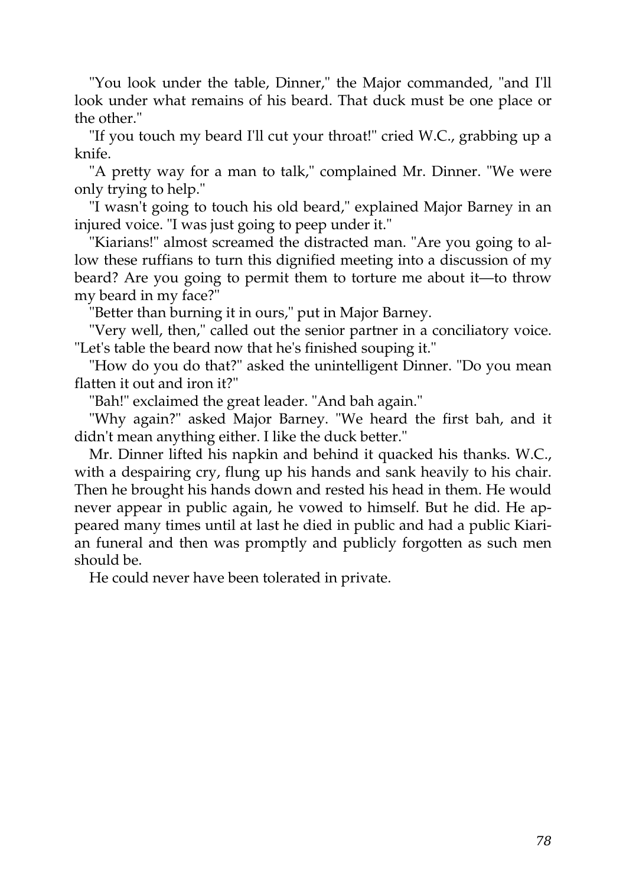"You look under the table, Dinner," the Major commanded, "and I'll look under what remains of his beard. That duck must be one place or the other."

"If you touch my beard I'll cut your throat!" cried W.C., grabbing up a knife.

"A pretty way for a man to talk," complained Mr. Dinner. "We were only trying to help."

"I wasn't going to touch his old beard," explained Major Barney in an injured voice. "I was just going to peep under it."

"Kiarians!" almost screamed the distracted man. "Are you going to allow these ruffians to turn this dignified meeting into a discussion of my beard? Are you going to permit them to torture me about it—to throw my beard in my face?"

"Better than burning it in ours," put in Major Barney.

"Very well, then," called out the senior partner in a conciliatory voice. "Let's table the beard now that he's finished souping it."

"How do you do that?" asked the unintelligent Dinner. "Do you mean flatten it out and iron it?"

"Bah!" exclaimed the great leader. "And bah again."

"Why again?" asked Major Barney. "We heard the first bah, and it didn't mean anything either. I like the duck better."

Mr. Dinner lifted his napkin and behind it quacked his thanks. W.C., with a despairing cry, flung up his hands and sank heavily to his chair. Then he brought his hands down and rested his head in them. He would never appear in public again, he vowed to himself. But he did. He appeared many times until at last he died in public and had a public Kiarian funeral and then was promptly and publicly forgotten as such men should be.

He could never have been tolerated in private.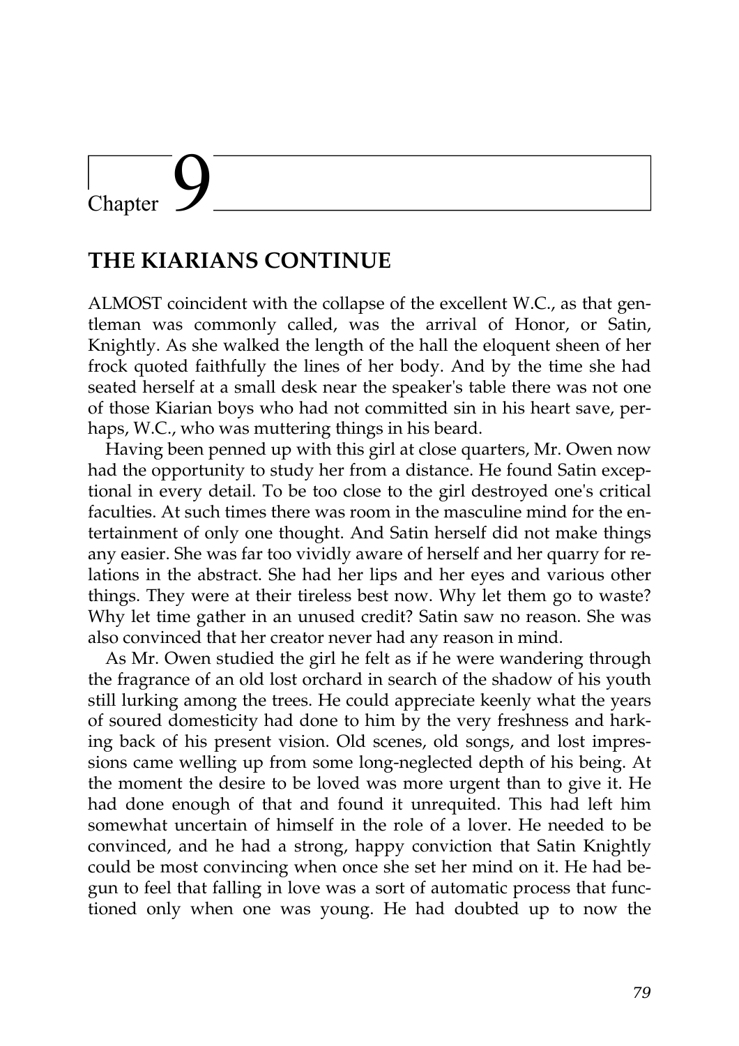# Chapter 9

## THE KIARIANS CONTINUE

ALMOST coincident with the collapse of the excellent W.C., as that gentleman was commonly called, was the arrival of Honor, or Satin, Knightly. As she walked the length of the hall the eloquent sheen of her frock quoted faithfully the lines of her body. And by the time she had seated herself at a small desk near the speaker's table there was not one of those Kiarian boys who had not committed sin in his heart save, perhaps, W.C., who was muttering things in his beard.

Having been penned up with this girl at close quarters, Mr. Owen now had the opportunity to study her from a distance. He found Satin exceptional in every detail. To be too close to the girl destroyed one's critical faculties. At such times there was room in the masculine mind for the entertainment of only one thought. And Satin herself did not make things any easier. She was far too vividly aware of herself and her quarry for relations in the abstract. She had her lips and her eyes and various other things. They were at their tireless best now. Why let them go to waste? Why let time gather in an unused credit? Satin saw no reason. She was also convinced that her creator never had any reason in mind.

As Mr. Owen studied the girl he felt as if he were wandering through the fragrance of an old lost orchard in search of the shadow of his youth still lurking among the trees. He could appreciate keenly what the years of soured domesticity had done to him by the very freshness and harking back of his present vision. Old scenes, old songs, and lost impressions came welling up from some long-neglected depth of his being. At the moment the desire to be loved was more urgent than to give it. He had done enough of that and found it unrequited. This had left him somewhat uncertain of himself in the role of a lover. He needed to be convinced, and he had a strong, happy conviction that Satin Knightly could be most convincing when once she set her mind on it. He had begun to feel that falling in love was a sort of automatic process that functioned only when one was young. He had doubted up to now the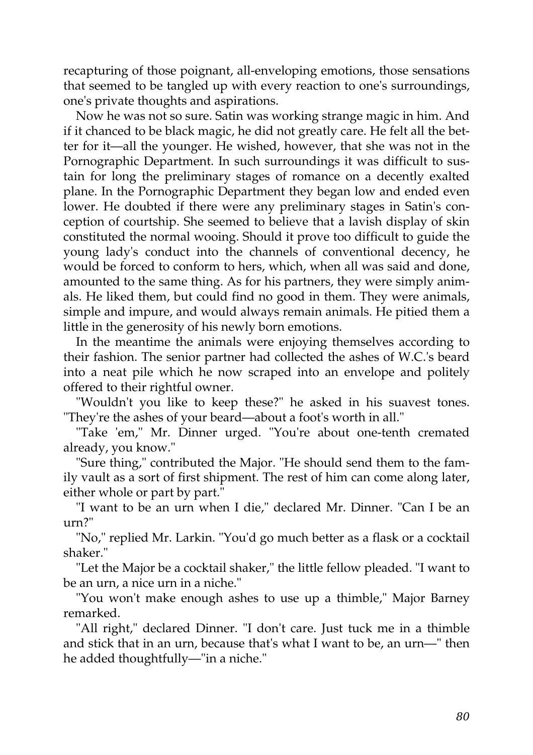recapturing of those poignant, all-enveloping emotions, those sensations that seemed to be tangled up with every reaction to one's surroundings, one's private thoughts and aspirations.

Now he was not so sure. Satin was working strange magic in him. And if it chanced to be black magic, he did not greatly care. He felt all the better for it—all the younger. He wished, however, that she was not in the Pornographic Department. In such surroundings it was difficult to sustain for long the preliminary stages of romance on a decently exalted plane. In the Pornographic Department they began low and ended even lower. He doubted if there were any preliminary stages in Satin's conception of courtship. She seemed to believe that a lavish display of skin constituted the normal wooing. Should it prove too difficult to guide the young lady's conduct into the channels of conventional decency, he would be forced to conform to hers, which, when all was said and done, amounted to the same thing. As for his partners, they were simply animals. He liked them, but could find no good in them. They were animals, simple and impure, and would always remain animals. He pitied them a little in the generosity of his newly born emotions.

In the meantime the animals were enjoying themselves according to their fashion. The senior partner had collected the ashes of W.C.'s beard into a neat pile which he now scraped into an envelope and politely offered to their rightful owner.

"Wouldn't you like to keep these?" he asked in his suavest tones. "They're the ashes of your beard—about a foot's worth in all."

"Take 'em," Mr. Dinner urged. "You're about one-tenth cremated already, you know."

"Sure thing," contributed the Major. "He should send them to the family vault as a sort of first shipment. The rest of him can come along later, either whole or part by part."

"I want to be an urn when I die," declared Mr. Dinner. "Can I be an urn?"

"No," replied Mr. Larkin. "You'd go much better as a flask or a cocktail shaker."

"Let the Major be a cocktail shaker," the little fellow pleaded. "I want to be an urn, a nice urn in a niche."

"You won't make enough ashes to use up a thimble," Major Barney remarked.

"All right," declared Dinner. "I don't care. Just tuck me in a thimble and stick that in an urn, because that's what I want to be, an urn—" then he added thoughtfully—"in a niche."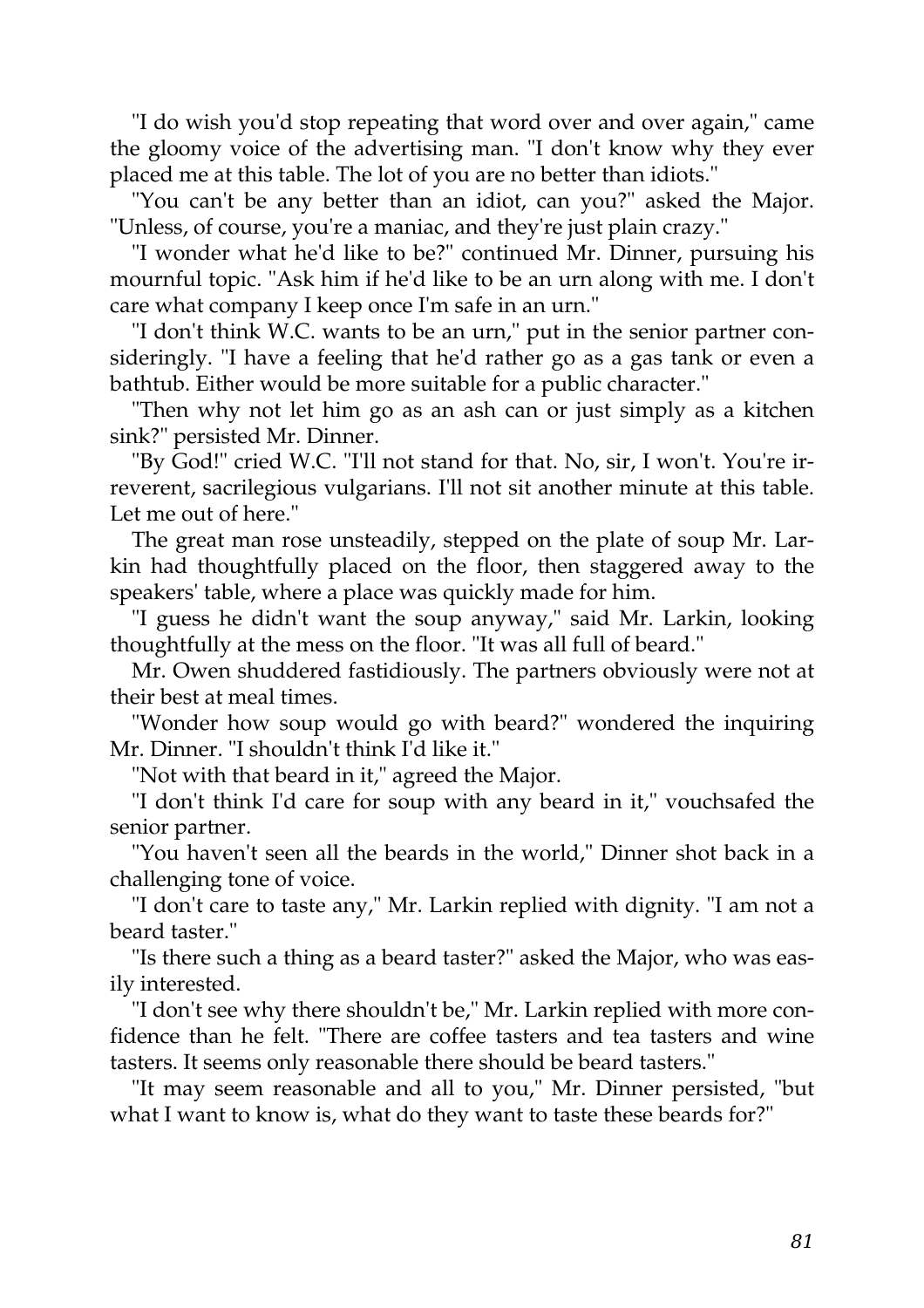"I do wish you'd stop repeating that word over and over again," came the gloomy voice of the advertising man. "I don't know why they ever placed me at this table. The lot of you are no better than idiots."

"You can't be any better than an idiot, can you?" asked the Major. "Unless, of course, you're a maniac, and they're just plain crazy."

"I wonder what he'd like to be?" continued Mr. Dinner, pursuing his mournful topic. "Ask him if he'd like to be an urn along with me. I don't care what company I keep once I'm safe in an urn."

"I don't think W.C. wants to be an urn," put in the senior partner consideringly. "I have a feeling that he'd rather go as a gas tank or even a bathtub. Either would be more suitable for a public character."

"Then why not let him go as an ash can or just simply as a kitchen sink?" persisted Mr. Dinner.

"By God!" cried W.C. "I'll not stand for that. No, sir, I won't. You're irreverent, sacrilegious vulgarians. I'll not sit another minute at this table. Let me out of here."

The great man rose unsteadily, stepped on the plate of soup Mr. Larkin had thoughtfully placed on the floor, then staggered away to the speakers' table, where a place was quickly made for him.

"I guess he didn't want the soup anyway," said Mr. Larkin, looking thoughtfully at the mess on the floor. "It was all full of beard."

Mr. Owen shuddered fastidiously. The partners obviously were not at their best at meal times.

"Wonder how soup would go with beard?" wondered the inquiring Mr. Dinner. "I shouldn't think I'd like it."

"Not with that beard in it," agreed the Major.

"I don't think I'd care for soup with any beard in it," vouchsafed the senior partner.

"You haven't seen all the beards in the world," Dinner shot back in a challenging tone of voice.

"I don't care to taste any," Mr. Larkin replied with dignity. "I am not a beard taster."

"Is there such a thing as a beard taster?" asked the Major, who was easily interested.

"I don't see why there shouldn't be," Mr. Larkin replied with more confidence than he felt. "There are coffee tasters and tea tasters and wine tasters. It seems only reasonable there should be beard tasters."

"It may seem reasonable and all to you," Mr. Dinner persisted, "but what I want to know is, what do they want to taste these beards for?"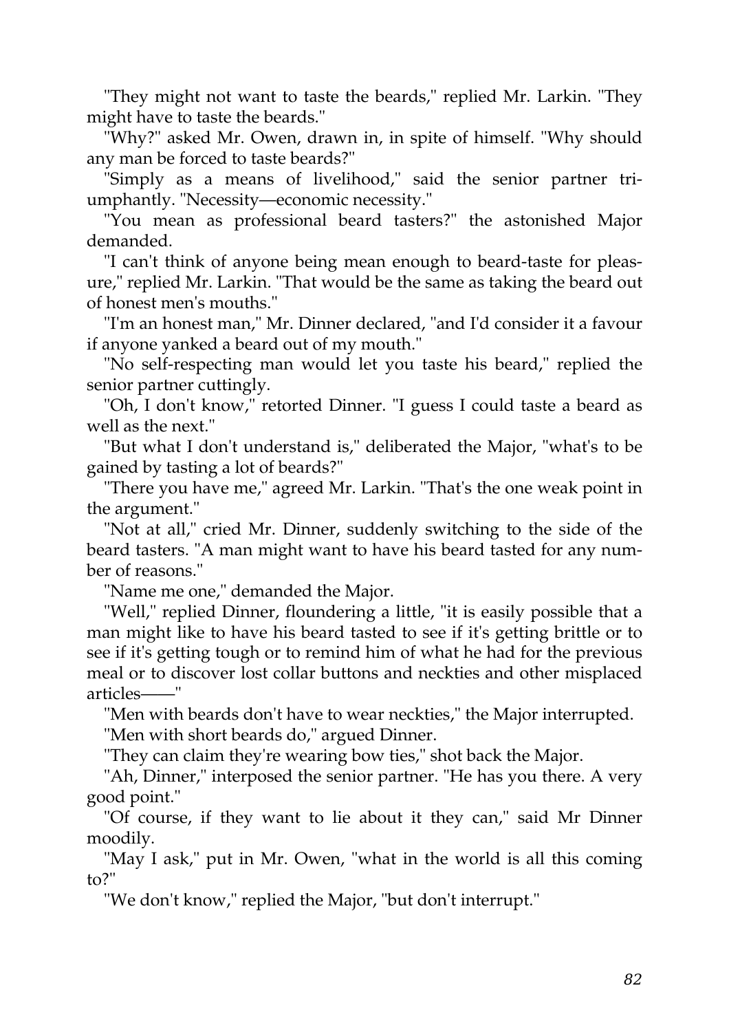"They might not want to taste the beards," replied Mr. Larkin. "They might have to taste the beards."

"Why?" asked Mr. Owen, drawn in, in spite of himself. "Why should any man be forced to taste beards?"

"Simply as a means of livelihood," said the senior partner triumphantly. "Necessity—economic necessity."

"You mean as professional beard tasters?" the astonished Major demanded.

"I can't think of anyone being mean enough to beard-taste for pleasure," replied Mr. Larkin. "That would be the same as taking the beard out of honest men's mouths."

"I'm an honest man," Mr. Dinner declared, "and I'd consider it a favour if anyone yanked a beard out of my mouth."

"No self-respecting man would let you taste his beard," replied the senior partner cuttingly.

"Oh, I don't know," retorted Dinner. "I guess I could taste a beard as well as the next."

"But what I don't understand is," deliberated the Major, "what's to be gained by tasting a lot of beards?"

"There you have me," agreed Mr. Larkin. "That's the one weak point in the argument."

"Not at all," cried Mr. Dinner, suddenly switching to the side of the beard tasters. "A man might want to have his beard tasted for any number of reasons."

"Name me one," demanded the Major.

"Well," replied Dinner, floundering a little, "it is easily possible that a man might like to have his beard tasted to see if it's getting brittle or to see if it's getting tough or to remind him of what he had for the previous meal or to discover lost collar buttons and neckties and other misplaced articles——"

"Men with beards don't have to wear neckties," the Major interrupted.

"Men with short beards do," argued Dinner.

"They can claim they're wearing bow ties," shot back the Major.

"Ah, Dinner," interposed the senior partner. "He has you there. A very good point."

"Of course, if they want to lie about it they can," said Mr Dinner moodily.

"May I ask," put in Mr. Owen, "what in the world is all this coming to?"

"We don't know," replied the Major, "but don't interrupt."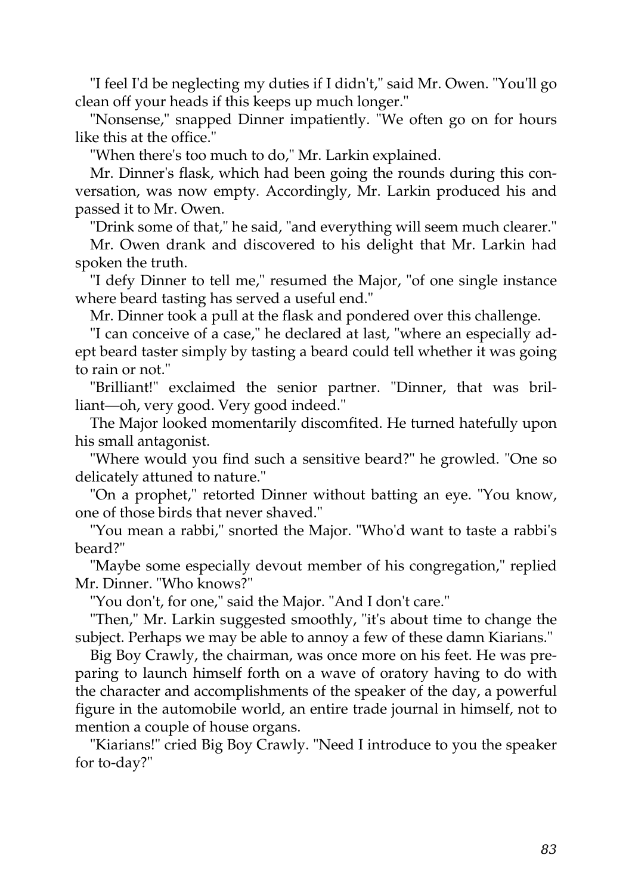"I feel I'd be neglecting my duties if I didn't," said Mr. Owen. "You'll go clean off your heads if this keeps up much longer."

"Nonsense," snapped Dinner impatiently. "We often go on for hours like this at the office."

"When there's too much to do," Mr. Larkin explained.

Mr. Dinner's flask, which had been going the rounds during this conversation, was now empty. Accordingly, Mr. Larkin produced his and passed it to Mr. Owen.

"Drink some of that," he said, "and everything will seem much clearer."

Mr. Owen drank and discovered to his delight that Mr. Larkin had spoken the truth.

"I defy Dinner to tell me," resumed the Major, "of one single instance where beard tasting has served a useful end."

Mr. Dinner took a pull at the flask and pondered over this challenge.

"I can conceive of a case," he declared at last, "where an especially adept beard taster simply by tasting a beard could tell whether it was going to rain or not."

"Brilliant!" exclaimed the senior partner. "Dinner, that was brilliant—oh, very good. Very good indeed."

The Major looked momentarily discomfited. He turned hatefully upon his small antagonist.

"Where would you find such a sensitive beard?" he growled. "One so delicately attuned to nature."

"On a prophet," retorted Dinner without batting an eye. "You know, one of those birds that never shaved."

"You mean a rabbi," snorted the Major. "Who'd want to taste a rabbi's beard?"

"Maybe some especially devout member of his congregation," replied Mr. Dinner. "Who knows?"

"You don't, for one," said the Major. "And I don't care."

"Then," Mr. Larkin suggested smoothly, "it's about time to change the subject. Perhaps we may be able to annoy a few of these damn Kiarians."

Big Boy Crawly, the chairman, was once more on his feet. He was preparing to launch himself forth on a wave of oratory having to do with the character and accomplishments of the speaker of the day, a powerful figure in the automobile world, an entire trade journal in himself, not to mention a couple of house organs.

"Kiarians!" cried Big Boy Crawly. "Need I introduce to you the speaker for to-day?"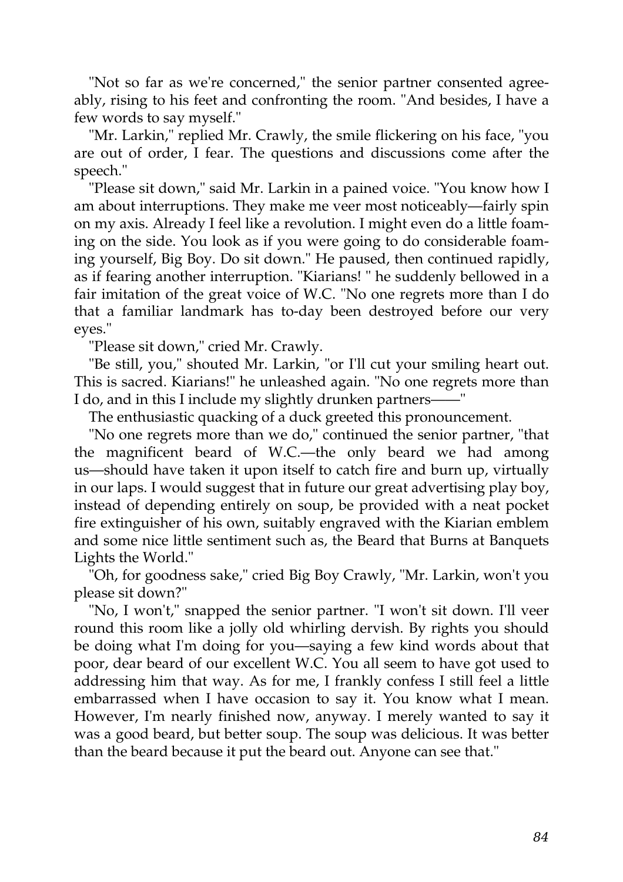"Not so far as we're concerned," the senior partner consented agreeably, rising to his feet and confronting the room. "And besides, I have a few words to say myself."

"Mr. Larkin," replied Mr. Crawly, the smile flickering on his face, "you are out of order, I fear. The questions and discussions come after the speech."

"Please sit down," said Mr. Larkin in a pained voice. "You know how I am about interruptions. They make me veer most noticeably—fairly spin on my axis. Already I feel like a revolution. I might even do a little foaming on the side. You look as if you were going to do considerable foaming yourself, Big Boy. Do sit down." He paused, then continued rapidly, as if fearing another interruption. "Kiarians! " he suddenly bellowed in a fair imitation of the great voice of W.C. "No one regrets more than I do that a familiar landmark has to-day been destroyed before our very eyes."

"Please sit down," cried Mr. Crawly.

"Be still, you," shouted Mr. Larkin, "or I'll cut your smiling heart out. This is sacred. Kiarians!" he unleashed again. "No one regrets more than I do, and in this I include my slightly drunken partners——"

The enthusiastic quacking of a duck greeted this pronouncement.

"No one regrets more than we do," continued the senior partner, "that the magnificent beard of W.C.—the only beard we had among us—should have taken it upon itself to catch fire and burn up, virtually in our laps. I would suggest that in future our great advertising play boy, instead of depending entirely on soup, be provided with a neat pocket fire extinguisher of his own, suitably engraved with the Kiarian emblem and some nice little sentiment such as, the Beard that Burns at Banquets Lights the World."

"Oh, for goodness sake," cried Big Boy Crawly, "Mr. Larkin, won't you please sit down?"

"No, I won't," snapped the senior partner. "I won't sit down. I'll veer round this room like a jolly old whirling dervish. By rights you should be doing what I'm doing for you—saying a few kind words about that poor, dear beard of our excellent W.C. You all seem to have got used to addressing him that way. As for me, I frankly confess I still feel a little embarrassed when I have occasion to say it. You know what I mean. However, I'm nearly finished now, anyway. I merely wanted to say it was a good beard, but better soup. The soup was delicious. It was better than the beard because it put the beard out. Anyone can see that."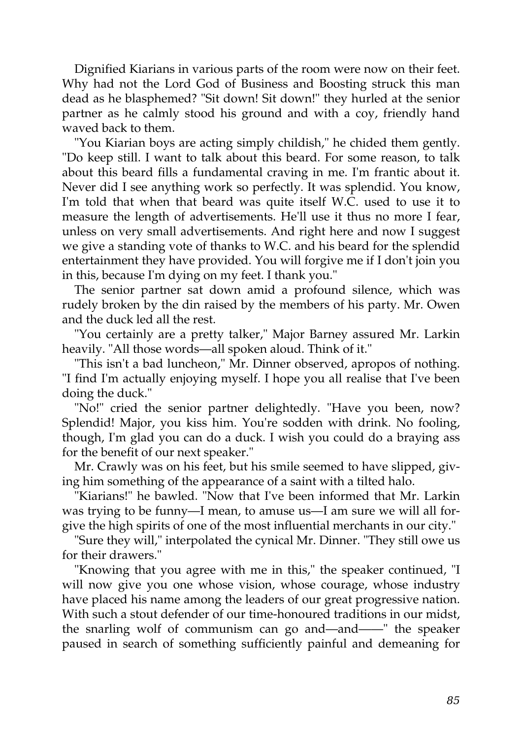Dignified Kiarians in various parts of the room were now on their feet. Why had not the Lord God of Business and Boosting struck this man dead as he blasphemed? "Sit down! Sit down!" they hurled at the senior partner as he calmly stood his ground and with a coy, friendly hand waved back to them.

"You Kiarian boys are acting simply childish," he chided them gently. "Do keep still. I want to talk about this beard. For some reason, to talk about this beard fills a fundamental craving in me. I'm frantic about it. Never did I see anything work so perfectly. It was splendid. You know, I'm told that when that beard was quite itself W.C. used to use it to measure the length of advertisements. He'll use it thus no more I fear, unless on very small advertisements. And right here and now I suggest we give a standing vote of thanks to W.C. and his beard for the splendid entertainment they have provided. You will forgive me if I don't join you in this, because I'm dying on my feet. I thank you."

The senior partner sat down amid a profound silence, which was rudely broken by the din raised by the members of his party. Mr. Owen and the duck led all the rest.

"You certainly are a pretty talker," Major Barney assured Mr. Larkin heavily. "All those words—all spoken aloud. Think of it."

"This isn't a bad luncheon," Mr. Dinner observed, apropos of nothing. "I find I'm actually enjoying myself. I hope you all realise that I've been doing the duck."

"No!" cried the senior partner delightedly. "Have you been, now? Splendid! Major, you kiss him. You're sodden with drink. No fooling, though, I'm glad you can do a duck. I wish you could do a braying ass for the benefit of our next speaker."

Mr. Crawly was on his feet, but his smile seemed to have slipped, giving him something of the appearance of a saint with a tilted halo.

"Kiarians!" he bawled. "Now that I've been informed that Mr. Larkin was trying to be funny—I mean, to amuse us—I am sure we will all forgive the high spirits of one of the most influential merchants in our city."

"Sure they will," interpolated the cynical Mr. Dinner. "They still owe us for their drawers."

"Knowing that you agree with me in this," the speaker continued, "I will now give you one whose vision, whose courage, whose industry have placed his name among the leaders of our great progressive nation. With such a stout defender of our time-honoured traditions in our midst, the snarling wolf of communism can go and—and——" the speaker paused in search of something sufficiently painful and demeaning for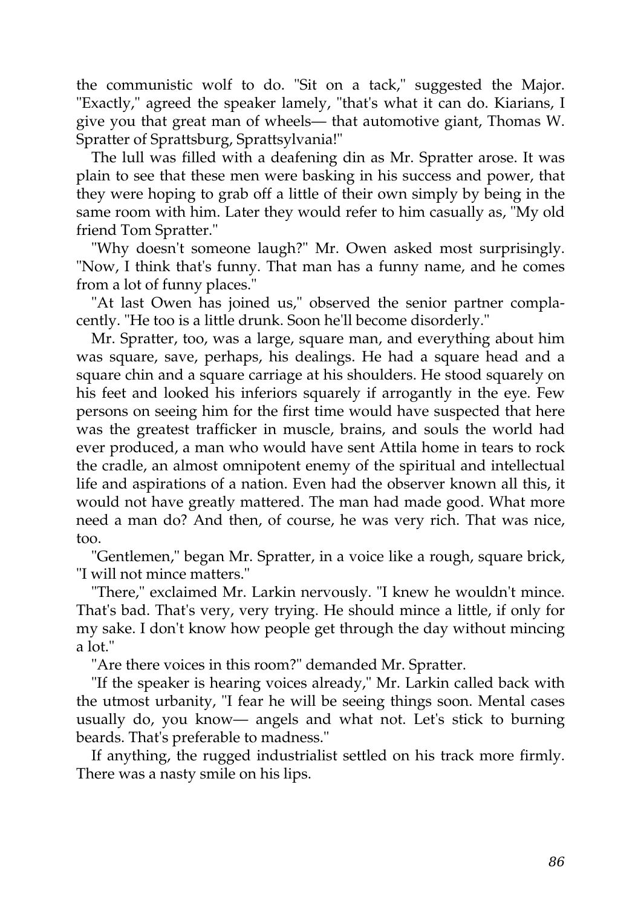the communistic wolf to do. "Sit on a tack," suggested the Major. "Exactly," agreed the speaker lamely, "that's what it can do. Kiarians, I give you that great man of wheels— that automotive giant, Thomas W. Spratter of Sprattsburg, Sprattsylvania!"

The lull was filled with a deafening din as Mr. Spratter arose. It was plain to see that these men were basking in his success and power, that they were hoping to grab off a little of their own simply by being in the same room with him. Later they would refer to him casually as, "My old friend Tom Spratter."

"Why doesn't someone laugh?" Mr. Owen asked most surprisingly. "Now, I think that's funny. That man has a funny name, and he comes from a lot of funny places."

"At last Owen has joined us," observed the senior partner complacently. "He too is a little drunk. Soon he'll become disorderly."

Mr. Spratter, too, was a large, square man, and everything about him was square, save, perhaps, his dealings. He had a square head and a square chin and a square carriage at his shoulders. He stood squarely on his feet and looked his inferiors squarely if arrogantly in the eye. Few persons on seeing him for the first time would have suspected that here was the greatest trafficker in muscle, brains, and souls the world had ever produced, a man who would have sent Attila home in tears to rock the cradle, an almost omnipotent enemy of the spiritual and intellectual life and aspirations of a nation. Even had the observer known all this, it would not have greatly mattered. The man had made good. What more need a man do? And then, of course, he was very rich. That was nice, too.

"Gentlemen," began Mr. Spratter, in a voice like a rough, square brick, "I will not mince matters."

"There," exclaimed Mr. Larkin nervously. "I knew he wouldn't mince. That's bad. That's very, very trying. He should mince a little, if only for my sake. I don't know how people get through the day without mincing a lot."

"Are there voices in this room?" demanded Mr. Spratter.

"If the speaker is hearing voices already," Mr. Larkin called back with the utmost urbanity, "I fear he will be seeing things soon. Mental cases usually do, you know— angels and what not. Let's stick to burning beards. That's preferable to madness."

If anything, the rugged industrialist settled on his track more firmly. There was a nasty smile on his lips.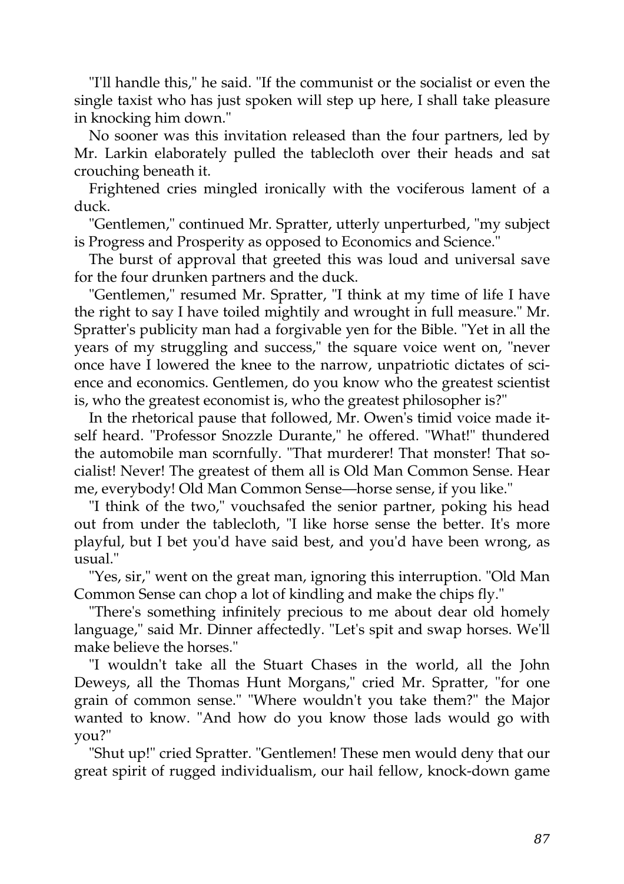"I'll handle this," he said. "If the communist or the socialist or even the single taxist who has just spoken will step up here, I shall take pleasure in knocking him down."

No sooner was this invitation released than the four partners, led by Mr. Larkin elaborately pulled the tablecloth over their heads and sat crouching beneath it.

Frightened cries mingled ironically with the vociferous lament of a duck.

"Gentlemen," continued Mr. Spratter, utterly unperturbed, "my subject is Progress and Prosperity as opposed to Economics and Science."

The burst of approval that greeted this was loud and universal save for the four drunken partners and the duck.

"Gentlemen," resumed Mr. Spratter, "I think at my time of life I have the right to say I have toiled mightily and wrought in full measure." Mr. Spratter's publicity man had a forgivable yen for the Bible. "Yet in all the years of my struggling and success," the square voice went on, "never once have I lowered the knee to the narrow, unpatriotic dictates of science and economics. Gentlemen, do you know who the greatest scientist is, who the greatest economist is, who the greatest philosopher is?"

In the rhetorical pause that followed, Mr. Owen's timid voice made itself heard. "Professor Snozzle Durante," he offered. "What!" thundered the automobile man scornfully. "That murderer! That monster! That socialist! Never! The greatest of them all is Old Man Common Sense. Hear me, everybody! Old Man Common Sense—horse sense, if you like."

"I think of the two," vouchsafed the senior partner, poking his head out from under the tablecloth, "I like horse sense the better. It's more playful, but I bet you'd have said best, and you'd have been wrong, as usual."

"Yes, sir," went on the great man, ignoring this interruption. "Old Man Common Sense can chop a lot of kindling and make the chips fly."

"There's something infinitely precious to me about dear old homely language," said Mr. Dinner affectedly. "Let's spit and swap horses. We'll make believe the horses."

"I wouldn't take all the Stuart Chases in the world, all the John Deweys, all the Thomas Hunt Morgans," cried Mr. Spratter, "for one grain of common sense." "Where wouldn't you take them?" the Major wanted to know. "And how do you know those lads would go with you?"

"Shut up!" cried Spratter. "Gentlemen! These men would deny that our great spirit of rugged individualism, our hail fellow, knock-down game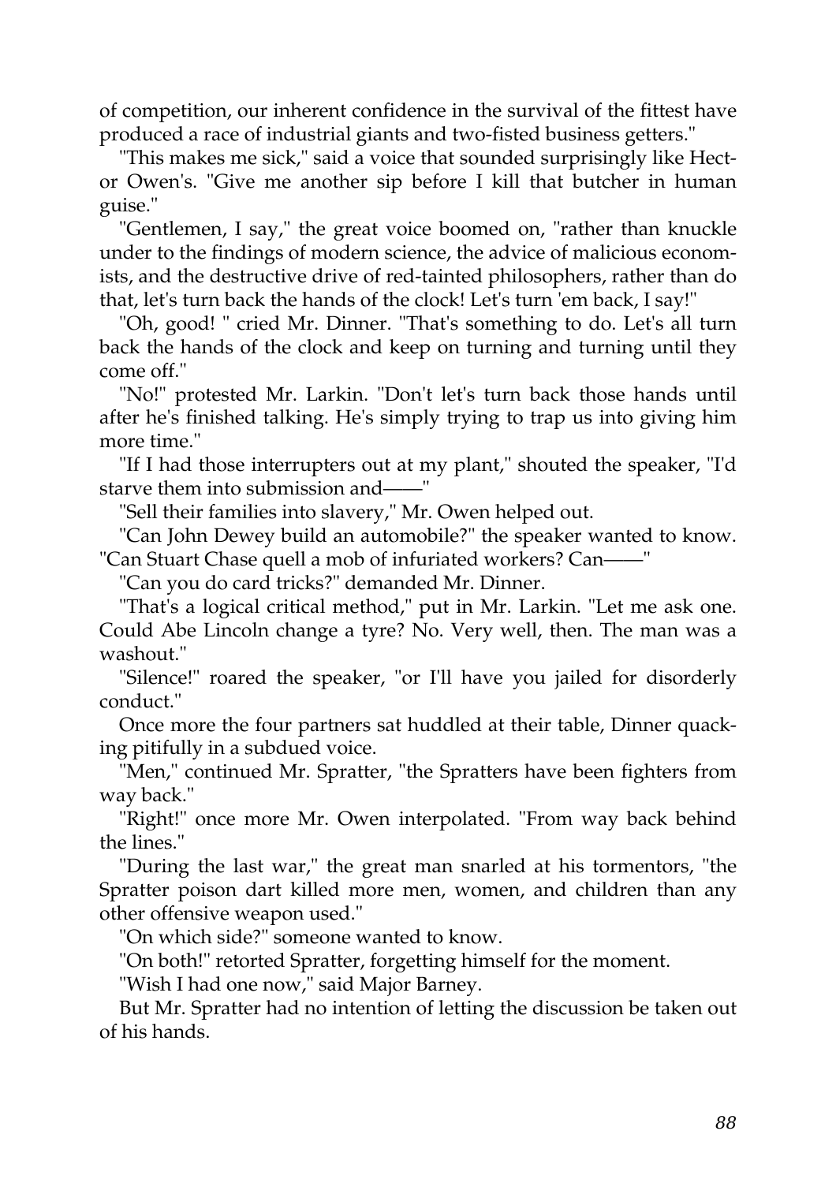of competition, our inherent confidence in the survival of the fittest have produced a race of industrial giants and two-fisted business getters."

"This makes me sick," said a voice that sounded surprisingly like Hector Owen's. "Give me another sip before I kill that butcher in human guise."

"Gentlemen, I say," the great voice boomed on, "rather than knuckle under to the findings of modern science, the advice of malicious economists, and the destructive drive of red-tainted philosophers, rather than do that, let's turn back the hands of the clock! Let's turn 'em back, I say!"

"Oh, good! " cried Mr. Dinner. "That's something to do. Let's all turn back the hands of the clock and keep on turning and turning until they come off."

"No!" protested Mr. Larkin. "Don't let's turn back those hands until after he's finished talking. He's simply trying to trap us into giving him more time."

"If I had those interrupters out at my plant," shouted the speaker, "I'd starve them into submission and——"

"Sell their families into slavery," Mr. Owen helped out.

"Can John Dewey build an automobile?" the speaker wanted to know. "Can Stuart Chase quell a mob of infuriated workers? Can——"

"Can you do card tricks?" demanded Mr. Dinner.

"That's a logical critical method," put in Mr. Larkin. "Let me ask one. Could Abe Lincoln change a tyre? No. Very well, then. The man was a washout."

"Silence!" roared the speaker, "or I'll have you jailed for disorderly conduct."

Once more the four partners sat huddled at their table, Dinner quacking pitifully in a subdued voice.

"Men," continued Mr. Spratter, "the Spratters have been fighters from way back."

"Right!" once more Mr. Owen interpolated. "From way back behind the lines."

"During the last war," the great man snarled at his tormentors, "the Spratter poison dart killed more men, women, and children than any other offensive weapon used."

"On which side?" someone wanted to know.

"On both!" retorted Spratter, forgetting himself for the moment.

"Wish I had one now," said Major Barney.

But Mr. Spratter had no intention of letting the discussion be taken out of his hands.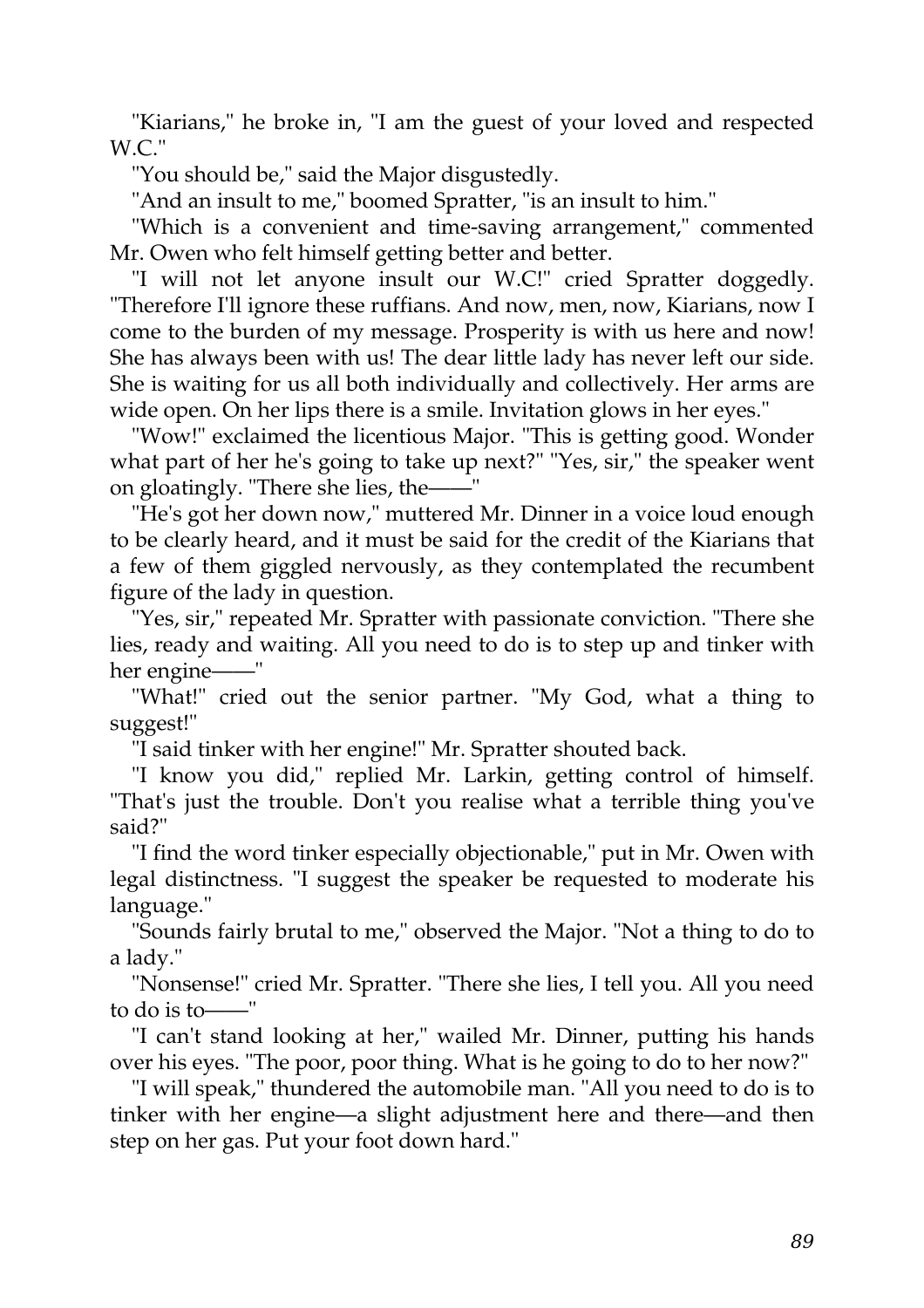"Kiarians," he broke in, "I am the guest of your loved and respected W.C."

"You should be," said the Major disgustedly.

"And an insult to me," boomed Spratter, "is an insult to him."

"Which is a convenient and time-saving arrangement," commented Mr. Owen who felt himself getting better and better.

"I will not let anyone insult our W.C!" cried Spratter doggedly. "Therefore I'll ignore these ruffians. And now, men, now, Kiarians, now I come to the burden of my message. Prosperity is with us here and now! She has always been with us! The dear little lady has never left our side. She is waiting for us all both individually and collectively. Her arms are wide open. On her lips there is a smile. Invitation glows in her eyes."

"Wow!" exclaimed the licentious Major. "This is getting good. Wonder what part of her he's going to take up next?" "Yes, sir," the speaker went on gloatingly. "There she lies, the——"

"He's got her down now," muttered Mr. Dinner in a voice loud enough to be clearly heard, and it must be said for the credit of the Kiarians that a few of them giggled nervously, as they contemplated the recumbent figure of the lady in question.

"Yes, sir," repeated Mr. Spratter with passionate conviction. "There she lies, ready and waiting. All you need to do is to step up and tinker with her engine——"

"What!" cried out the senior partner. "My God, what a thing to suggest!"

"I said tinker with her engine!" Mr. Spratter shouted back.

"I know you did," replied Mr. Larkin, getting control of himself. "That's just the trouble. Don't you realise what a terrible thing you've said?"

"I find the word tinker especially objectionable," put in Mr. Owen with legal distinctness. "I suggest the speaker be requested to moderate his language."

"Sounds fairly brutal to me," observed the Major. "Not a thing to do to a lady."

"Nonsense!" cried Mr. Spratter. "There she lies, I tell you. All you need to do is to——"

"I can't stand looking at her," wailed Mr. Dinner, putting his hands over his eyes. "The poor, poor thing. What is he going to do to her now?"

"I will speak," thundered the automobile man. "All you need to do is to tinker with her engine—a slight adjustment here and there—and then step on her gas. Put your foot down hard."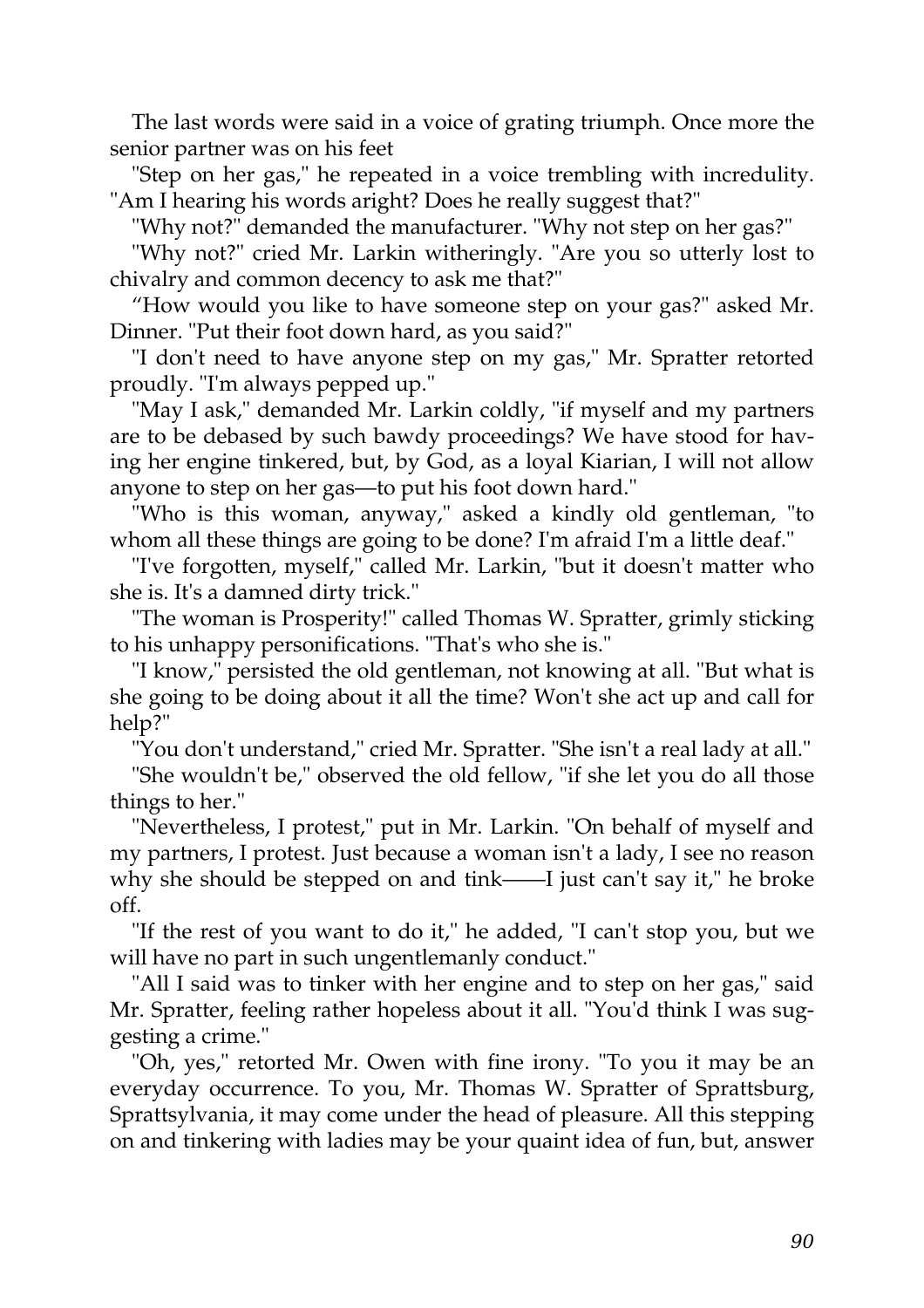The last words were said in a voice of grating triumph. Once more the senior partner was on his feet

"Step on her gas," he repeated in a voice trembling with incredulity. "Am I hearing his words aright? Does he really suggest that?"

"Why not?" demanded the manufacturer. "Why not step on her gas?"

"Why not?" cried Mr. Larkin witheringly. "Are you so utterly lost to chivalry and common decency to ask me that?"

"How would you like to have someone step on your gas?" asked Mr. Dinner. "Put their foot down hard, as you said?"

"I don't need to have anyone step on my gas," Mr. Spratter retorted proudly. "I'm always pepped up."

"May I ask," demanded Mr. Larkin coldly, "if myself and my partners are to be debased by such bawdy proceedings? We have stood for having her engine tinkered, but, by God, as a loyal Kiarian, I will not allow anyone to step on her gas—to put his foot down hard."

"Who is this woman, anyway," asked a kindly old gentleman, "to whom all these things are going to be done? I'm afraid I'm a little deaf."

"I've forgotten, myself," called Mr. Larkin, "but it doesn't matter who she is. It's a damned dirty trick."

"The woman is Prosperity!" called Thomas W. Spratter, grimly sticking to his unhappy personifications. "That's who she is."

"I know," persisted the old gentleman, not knowing at all. "But what is she going to be doing about it all the time? Won't she act up and call for help?"

"You don't understand," cried Mr. Spratter. "She isn't a real lady at all."

"She wouldn't be," observed the old fellow, "if she let you do all those things to her."

"Nevertheless, I protest," put in Mr. Larkin. "On behalf of myself and my partners, I protest. Just because a woman isn't a lady, I see no reason why she should be stepped on and tink——I just can't say it," he broke off.

"If the rest of you want to do it," he added, "I can't stop you, but we will have no part in such ungentlemanly conduct."

"All I said was to tinker with her engine and to step on her gas," said Mr. Spratter, feeling rather hopeless about it all. "You'd think I was suggesting a crime."

"Oh, yes," retorted Mr. Owen with fine irony. "To you it may be an everyday occurrence. To you, Mr. Thomas W. Spratter of Sprattsburg, Sprattsylvania, it may come under the head of pleasure. All this stepping on and tinkering with ladies may be your quaint idea of fun, but, answer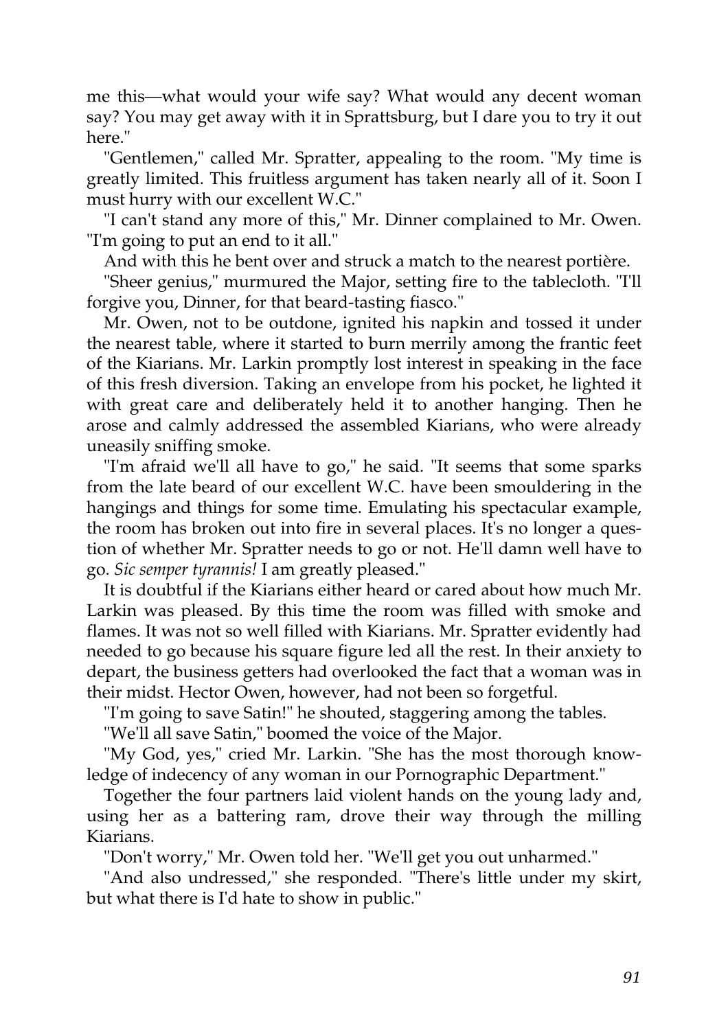me this—what would your wife say? What would any decent woman say? You may get away with it in Sprattsburg, but I dare you to try it out here."

"Gentlemen," called Mr. Spratter, appealing to the room. "My time is greatly limited. This fruitless argument has taken nearly all of it. Soon I must hurry with our excellent W.C."

"I can't stand any more of this," Mr. Dinner complained to Mr. Owen. "I'm going to put an end to it all."

And with this he bent over and struck a match to the nearest portière.

"Sheer genius," murmured the Major, setting fire to the tablecloth. "I'll forgive you, Dinner, for that beard-tasting fiasco."

Mr. Owen, not to be outdone, ignited his napkin and tossed it under the nearest table, where it started to burn merrily among the frantic feet of the Kiarians. Mr. Larkin promptly lost interest in speaking in the face of this fresh diversion. Taking an envelope from his pocket, he lighted it with great care and deliberately held it to another hanging. Then he arose and calmly addressed the assembled Kiarians, who were already uneasily sniffing smoke.

"I'm afraid we'll all have to go," he said. "It seems that some sparks from the late beard of our excellent W.C. have been smouldering in the hangings and things for some time. Emulating his spectacular example, the room has broken out into fire in several places. It's no longer a question of whether Mr. Spratter needs to go or not. He'll damn well have to go. *Sic semper tyrannis!* I am greatly pleased."

It is doubtful if the Kiarians either heard or cared about how much Mr. Larkin was pleased. By this time the room was filled with smoke and flames. It was not so well filled with Kiarians. Mr. Spratter evidently had needed to go because his square figure led all the rest. In their anxiety to depart, the business getters had overlooked the fact that a woman was in their midst. Hector Owen, however, had not been so forgetful.

"I'm going to save Satin!" he shouted, staggering among the tables.

"We'll all save Satin," boomed the voice of the Major.

"My God, yes," cried Mr. Larkin. "She has the most thorough knowledge of indecency of any woman in our Pornographic Department."

Together the four partners laid violent hands on the young lady and, using her as a battering ram, drove their way through the milling Kiarians.

"Don't worry," Mr. Owen told her. "We'll get you out unharmed."

"And also undressed," she responded. "There's little under my skirt, but what there is I'd hate to show in public."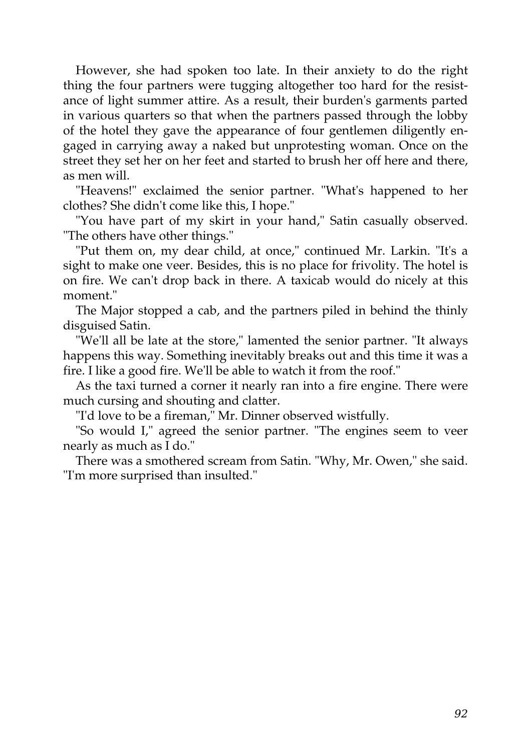However, she had spoken too late. In their anxiety to do the right thing the four partners were tugging altogether too hard for the resistance of light summer attire. As a result, their burden's garments parted in various quarters so that when the partners passed through the lobby of the hotel they gave the appearance of four gentlemen diligently engaged in carrying away a naked but unprotesting woman. Once on the street they set her on her feet and started to brush her off here and there, as men will.

"Heavens!" exclaimed the senior partner. "What's happened to her clothes? She didn't come like this, I hope."

"You have part of my skirt in your hand," Satin casually observed. "The others have other things."

"Put them on, my dear child, at once," continued Mr. Larkin. "It's a sight to make one veer. Besides, this is no place for frivolity. The hotel is on fire. We can't drop back in there. A taxicab would do nicely at this moment."

The Major stopped a cab, and the partners piled in behind the thinly disguised Satin.

"We'll all be late at the store," lamented the senior partner. "It always happens this way. Something inevitably breaks out and this time it was a fire. I like a good fire. We'll be able to watch it from the roof."

As the taxi turned a corner it nearly ran into a fire engine. There were much cursing and shouting and clatter.

"I'd love to be a fireman," Mr. Dinner observed wistfully.

"So would I," agreed the senior partner. "The engines seem to veer nearly as much as I do."

There was a smothered scream from Satin. "Why, Mr. Owen," she said. "I'm more surprised than insulted."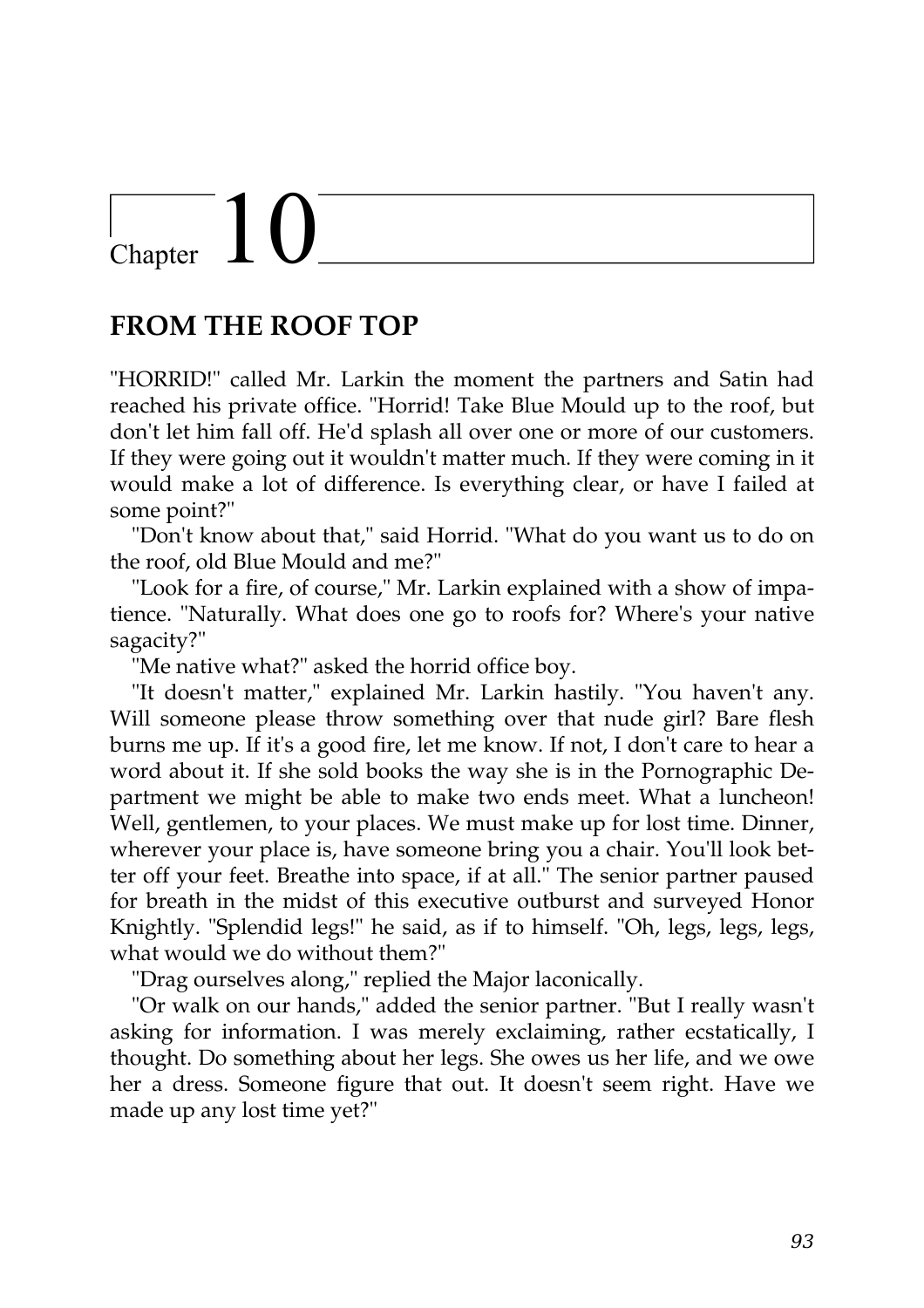# Chapter 10

## FROM THE ROOF TOP

"HORRID!" called Mr. Larkin the moment the partners and Satin had reached his private office. "Horrid! Take Blue Mould up to the roof, but don't let him fall off. He'd splash all over one or more of our customers. If they were going out it wouldn't matter much. If they were coming in it would make a lot of difference. Is everything clear, or have I failed at some point?"

"Don't know about that," said Horrid. "What do you want us to do on the roof, old Blue Mould and me?"

"Look for a fire, of course," Mr. Larkin explained with a show of impatience. "Naturally. What does one go to roofs for? Where's your native sagacity?"

"Me native what?" asked the horrid office boy.

"It doesn't matter," explained Mr. Larkin hastily. "You haven't any. Will someone please throw something over that nude girl? Bare flesh burns me up. If it's a good fire, let me know. If not, I don't care to hear a word about it. If she sold books the way she is in the Pornographic Department we might be able to make two ends meet. What a luncheon! Well, gentlemen, to your places. We must make up for lost time. Dinner, wherever your place is, have someone bring you a chair. You'll look better off your feet. Breathe into space, if at all." The senior partner paused for breath in the midst of this executive outburst and surveyed Honor Knightly. "Splendid legs!" he said, as if to himself. "Oh, legs, legs, legs, what would we do without them?"

"Drag ourselves along," replied the Major laconically.

"Or walk on our hands," added the senior partner. "But I really wasn't asking for information. I was merely exclaiming, rather ecstatically, I thought. Do something about her legs. She owes us her life, and we owe her a dress. Someone figure that out. It doesn't seem right. Have we made up any lost time yet?"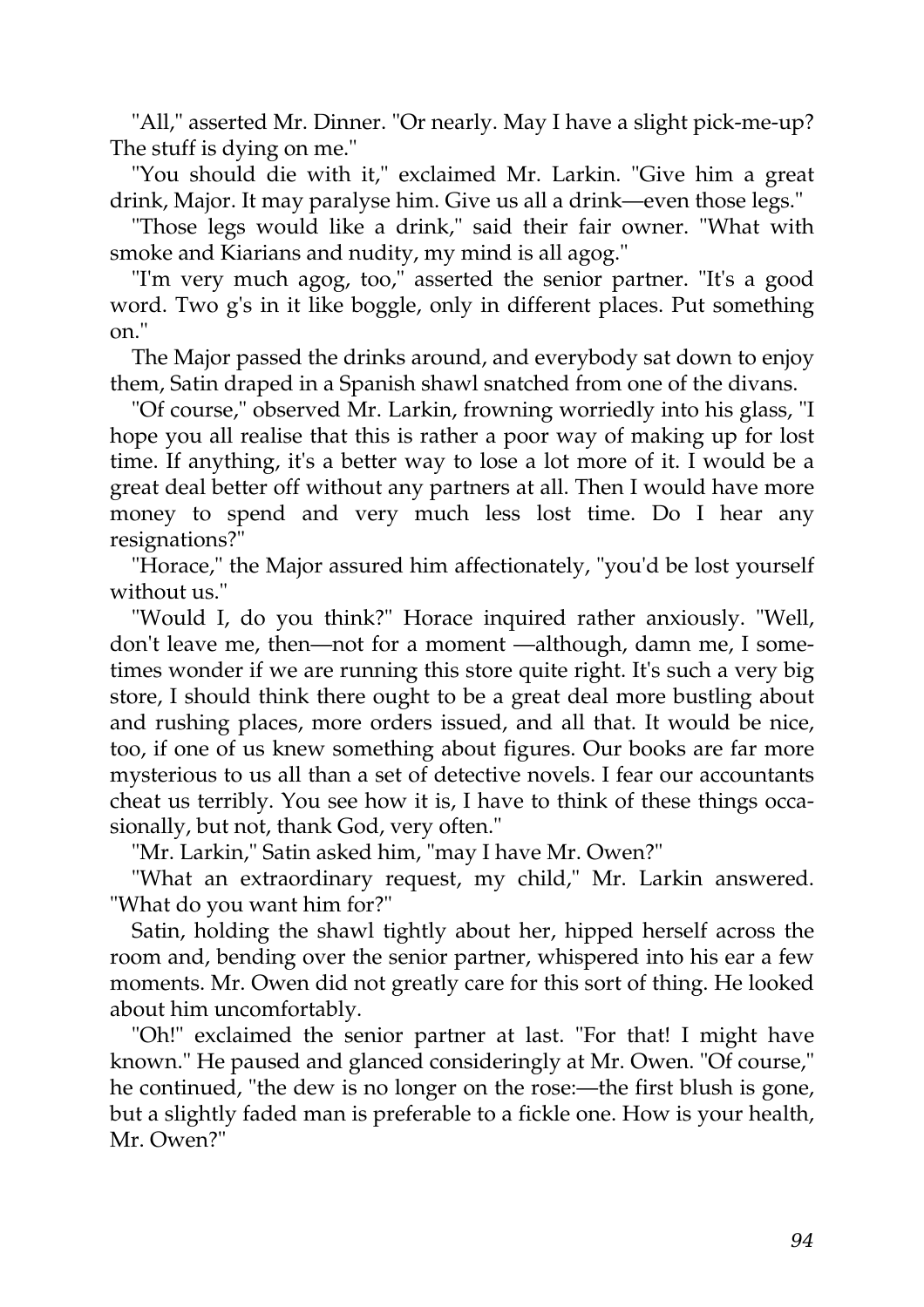"All," asserted Mr. Dinner. "Or nearly. May I have a slight pick-me-up? The stuff is dying on me."

"You should die with it," exclaimed Mr. Larkin. "Give him a great drink, Major. It may paralyse him. Give us all a drink—even those legs."

"Those legs would like a drink," said their fair owner. "What with smoke and Kiarians and nudity, my mind is all agog."

"I'm very much agog, too," asserted the senior partner. "It's a good word. Two g's in it like boggle, only in different places. Put something on."

The Major passed the drinks around, and everybody sat down to enjoy them, Satin draped in a Spanish shawl snatched from one of the divans.

"Of course," observed Mr. Larkin, frowning worriedly into his glass, "I hope you all realise that this is rather a poor way of making up for lost time. If anything, it's a better way to lose a lot more of it. I would be a great deal better off without any partners at all. Then I would have more money to spend and very much less lost time. Do I hear any resignations?"

"Horace," the Major assured him affectionately, "you'd be lost yourself without us."

"Would I, do you think?" Horace inquired rather anxiously. "Well, don't leave me, then—not for a moment —although, damn me, I sometimes wonder if we are running this store quite right. It's such a very big store, I should think there ought to be a great deal more bustling about and rushing places, more orders issued, and all that. It would be nice, too, if one of us knew something about figures. Our books are far more mysterious to us all than a set of detective novels. I fear our accountants cheat us terribly. You see how it is, I have to think of these things occasionally, but not, thank God, very often."

"Mr. Larkin," Satin asked him, "may I have Mr. Owen?"

"What an extraordinary request, my child," Mr. Larkin answered. "What do you want him for?"

Satin, holding the shawl tightly about her, hipped herself across the room and, bending over the senior partner, whispered into his ear a few moments. Mr. Owen did not greatly care for this sort of thing. He looked about him uncomfortably.

"Oh!" exclaimed the senior partner at last. "For that! I might have known." He paused and glanced consideringly at Mr. Owen. "Of course," he continued, "the dew is no longer on the rose:—the first blush is gone, but a slightly faded man is preferable to a fickle one. How is your health, Mr. Owen?"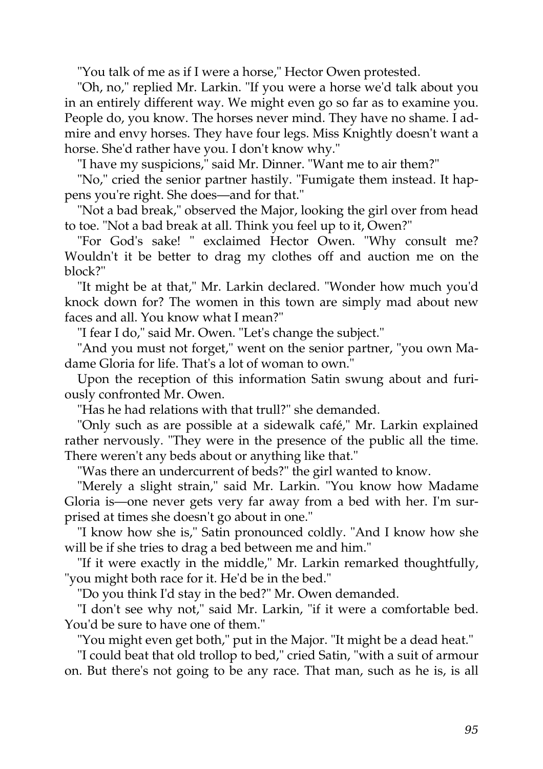"You talk of me as if I were a horse," Hector Owen protested.

"Oh, no," replied Mr. Larkin. "If you were a horse we'd talk about you in an entirely different way. We might even go so far as to examine you. People do, you know. The horses never mind. They have no shame. I admire and envy horses. They have four legs. Miss Knightly doesn't want a horse. She'd rather have you. I don't know why."

"I have my suspicions," said Mr. Dinner. "Want me to air them?"

"No," cried the senior partner hastily. "Fumigate them instead. It happens you're right. She does—and for that."

"Not a bad break," observed the Major, looking the girl over from head to toe. "Not a bad break at all. Think you feel up to it, Owen?"

"For God's sake! " exclaimed Hector Owen. "Why consult me? Wouldn't it be better to drag my clothes off and auction me on the block?"

"It might be at that," Mr. Larkin declared. "Wonder how much you'd knock down for? The women in this town are simply mad about new faces and all. You know what I mean?"

"I fear I do," said Mr. Owen. "Let's change the subject."

"And you must not forget," went on the senior partner, "you own Madame Gloria for life. That's a lot of woman to own."

Upon the reception of this information Satin swung about and furiously confronted Mr. Owen.

"Has he had relations with that trull?" she demanded.

"Only such as are possible at a sidewalk café," Mr. Larkin explained rather nervously. "They were in the presence of the public all the time. There weren't any beds about or anything like that."

"Was there an undercurrent of beds?" the girl wanted to know.

"Merely a slight strain," said Mr. Larkin. "You know how Madame Gloria is—one never gets very far away from a bed with her. I'm surprised at times she doesn't go about in one."

"I know how she is," Satin pronounced coldly. "And I know how she will be if she tries to drag a bed between me and him."

"If it were exactly in the middle," Mr. Larkin remarked thoughtfully, "you might both race for it. He'd be in the bed."

"Do you think I'd stay in the bed?" Mr. Owen demanded.

"I don't see why not," said Mr. Larkin, "if it were a comfortable bed. You'd be sure to have one of them."

"You might even get both," put in the Major. "It might be a dead heat."

"I could beat that old trollop to bed," cried Satin, "with a suit of armour on. But there's not going to be any race. That man, such as he is, is all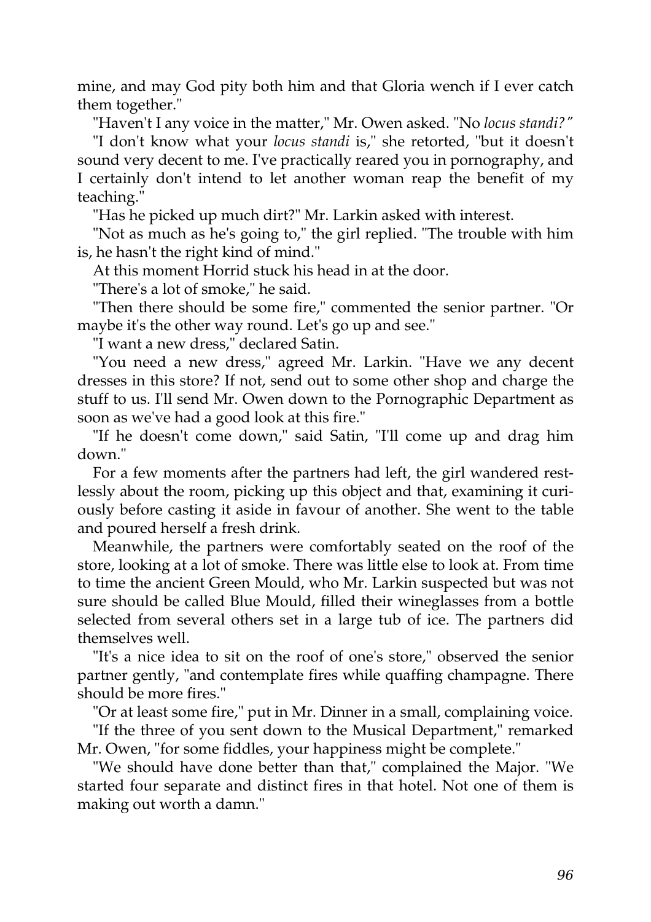mine, and may God pity both him and that Gloria wench if I ever catch them together."

"Haven't I any voice in the matter," Mr. Owen asked. "No *locus standi?"*

"I don't know what your *locus standi* is," she retorted, "but it doesn't sound very decent to me. I've practically reared you in pornography, and I certainly don't intend to let another woman reap the benefit of my teaching."

"Has he picked up much dirt?" Mr. Larkin asked with interest.

"Not as much as he's going to," the girl replied. "The trouble with him is, he hasn't the right kind of mind."

At this moment Horrid stuck his head in at the door.

"There's a lot of smoke," he said.

"Then there should be some fire," commented the senior partner. "Or maybe it's the other way round. Let's go up and see."

"I want a new dress," declared Satin.

"You need a new dress," agreed Mr. Larkin. "Have we any decent dresses in this store? If not, send out to some other shop and charge the stuff to us. I'll send Mr. Owen down to the Pornographic Department as soon as we've had a good look at this fire."

"If he doesn't come down," said Satin, "I'll come up and drag him down."

For a few moments after the partners had left, the girl wandered restlessly about the room, picking up this object and that, examining it curiously before casting it aside in favour of another. She went to the table and poured herself a fresh drink.

Meanwhile, the partners were comfortably seated on the roof of the store, looking at a lot of smoke. There was little else to look at. From time to time the ancient Green Mould, who Mr. Larkin suspected but was not sure should be called Blue Mould, filled their wineglasses from a bottle selected from several others set in a large tub of ice. The partners did themselves well.

"It's a nice idea to sit on the roof of one's store," observed the senior partner gently, "and contemplate fires while quaffing champagne. There should be more fires."

"Or at least some fire," put in Mr. Dinner in a small, complaining voice.

"If the three of you sent down to the Musical Department," remarked Mr. Owen, "for some fiddles, your happiness might be complete."

"We should have done better than that," complained the Major. "We started four separate and distinct fires in that hotel. Not one of them is making out worth a damn."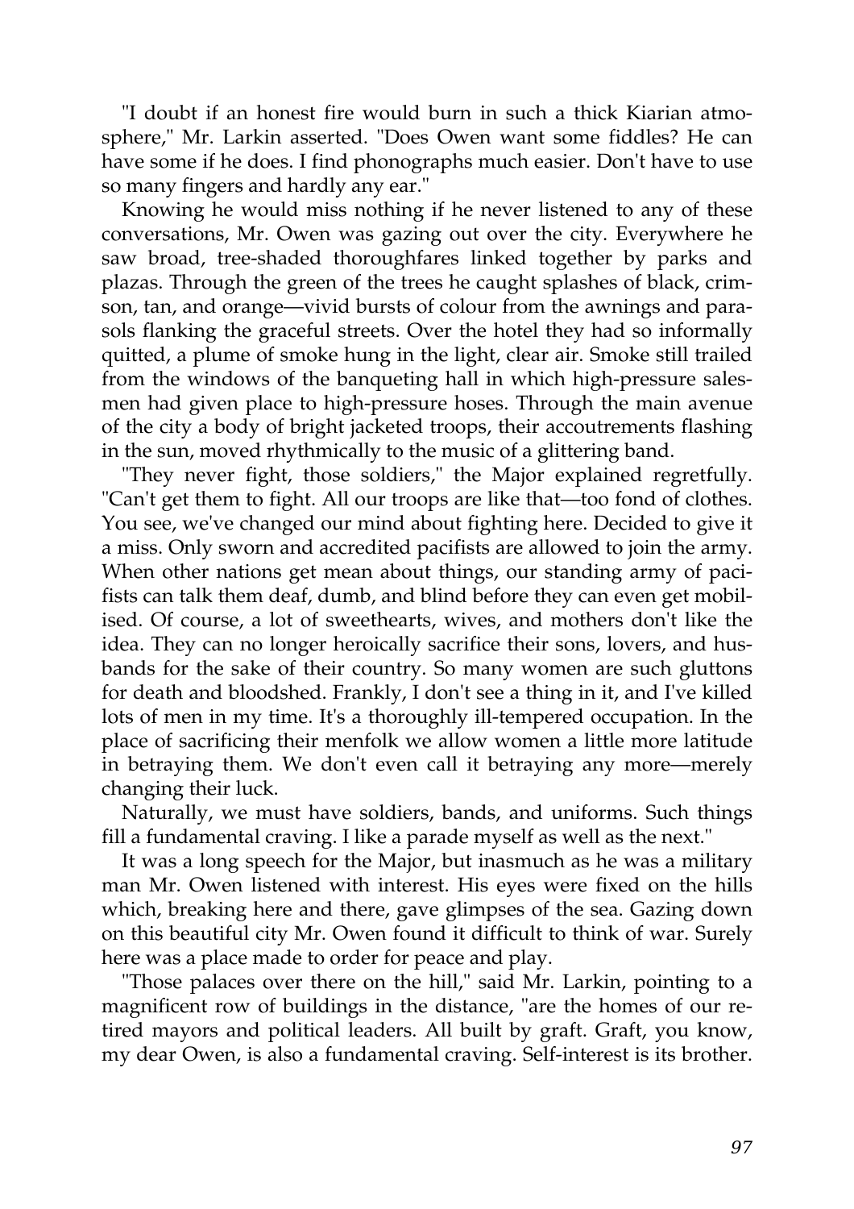"I doubt if an honest fire would burn in such a thick Kiarian atmosphere," Mr. Larkin asserted. "Does Owen want some fiddles? He can have some if he does. I find phonographs much easier. Don't have to use so many fingers and hardly any ear."

Knowing he would miss nothing if he never listened to any of these conversations, Mr. Owen was gazing out over the city. Everywhere he saw broad, tree-shaded thoroughfares linked together by parks and plazas. Through the green of the trees he caught splashes of black, crimson, tan, and orange—vivid bursts of colour from the awnings and parasols flanking the graceful streets. Over the hotel they had so informally quitted, a plume of smoke hung in the light, clear air. Smoke still trailed from the windows of the banqueting hall in which high-pressure salesmen had given place to high-pressure hoses. Through the main avenue of the city a body of bright jacketed troops, their accoutrements flashing in the sun, moved rhythmically to the music of a glittering band.

"They never fight, those soldiers," the Major explained regretfully. "Can't get them to fight. All our troops are like that—too fond of clothes. You see, we've changed our mind about fighting here. Decided to give it a miss. Only sworn and accredited pacifists are allowed to join the army. When other nations get mean about things, our standing army of pacifists can talk them deaf, dumb, and blind before they can even get mobilised. Of course, a lot of sweethearts, wives, and mothers don't like the idea. They can no longer heroically sacrifice their sons, lovers, and husbands for the sake of their country. So many women are such gluttons for death and bloodshed. Frankly, I don't see a thing in it, and I've killed lots of men in my time. It's a thoroughly ill-tempered occupation. In the place of sacrificing their menfolk we allow women a little more latitude in betraying them. We don't even call it betraying any more—merely changing their luck.

Naturally, we must have soldiers, bands, and uniforms. Such things fill a fundamental craving. I like a parade myself as well as the next."

It was a long speech for the Major, but inasmuch as he was a military man Mr. Owen listened with interest. His eyes were fixed on the hills which, breaking here and there, gave glimpses of the sea. Gazing down on this beautiful city Mr. Owen found it difficult to think of war. Surely here was a place made to order for peace and play.

"Those palaces over there on the hill," said Mr. Larkin, pointing to a magnificent row of buildings in the distance, "are the homes of our retired mayors and political leaders. All built by graft. Graft, you know, my dear Owen, is also a fundamental craving. Self-interest is its brother.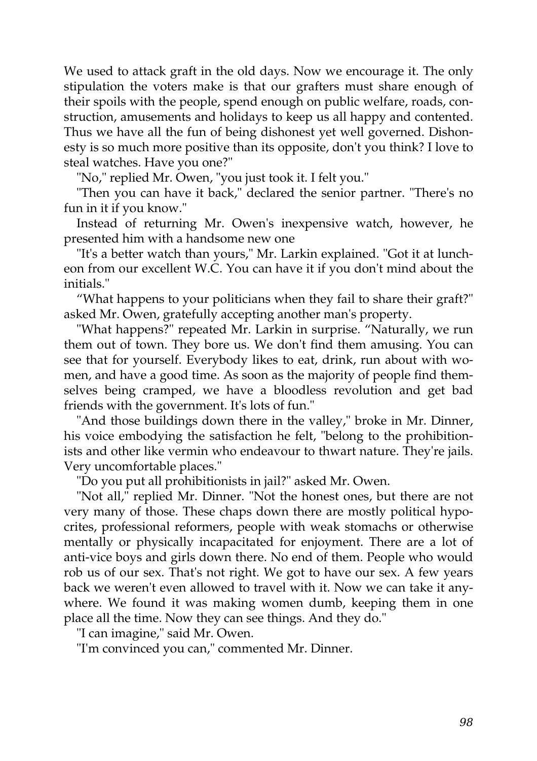We used to attack graft in the old days. Now we encourage it. The only stipulation the voters make is that our grafters must share enough of their spoils with the people, spend enough on public welfare, roads, construction, amusements and holidays to keep us all happy and contented. Thus we have all the fun of being dishonest yet well governed. Dishonesty is so much more positive than its opposite, don't you think? I love to steal watches. Have you one?"

"No," replied Mr. Owen, "you just took it. I felt you."

"Then you can have it back," declared the senior partner. "There's no fun in it if you know."

Instead of returning Mr. Owen's inexpensive watch, however, he presented him with a handsome new one

"It's a better watch than yours," Mr. Larkin explained. "Got it at luncheon from our excellent W.C. You can have it if you don't mind about the initials."

"What happens to your politicians when they fail to share their graft?" asked Mr. Owen, gratefully accepting another man's property.

"What happens?" repeated Mr. Larkin in surprise. "Naturally, we run them out of town. They bore us. We don't find them amusing. You can see that for yourself. Everybody likes to eat, drink, run about with women, and have a good time. As soon as the majority of people find themselves being cramped, we have a bloodless revolution and get bad friends with the government. It's lots of fun."

"And those buildings down there in the valley," broke in Mr. Dinner, his voice embodying the satisfaction he felt, "belong to the prohibitionists and other like vermin who endeavour to thwart nature. They're jails. Very uncomfortable places."

"Do you put all prohibitionists in jail?" asked Mr. Owen.

"Not all," replied Mr. Dinner. "Not the honest ones, but there are not very many of those. These chaps down there are mostly political hypocrites, professional reformers, people with weak stomachs or otherwise mentally or physically incapacitated for enjoyment. There are a lot of anti-vice boys and girls down there. No end of them. People who would rob us of our sex. That's not right. We got to have our sex. A few years back we weren't even allowed to travel with it. Now we can take it anywhere. We found it was making women dumb, keeping them in one place all the time. Now they can see things. And they do."

"I can imagine," said Mr. Owen.

"I'm convinced you can," commented Mr. Dinner.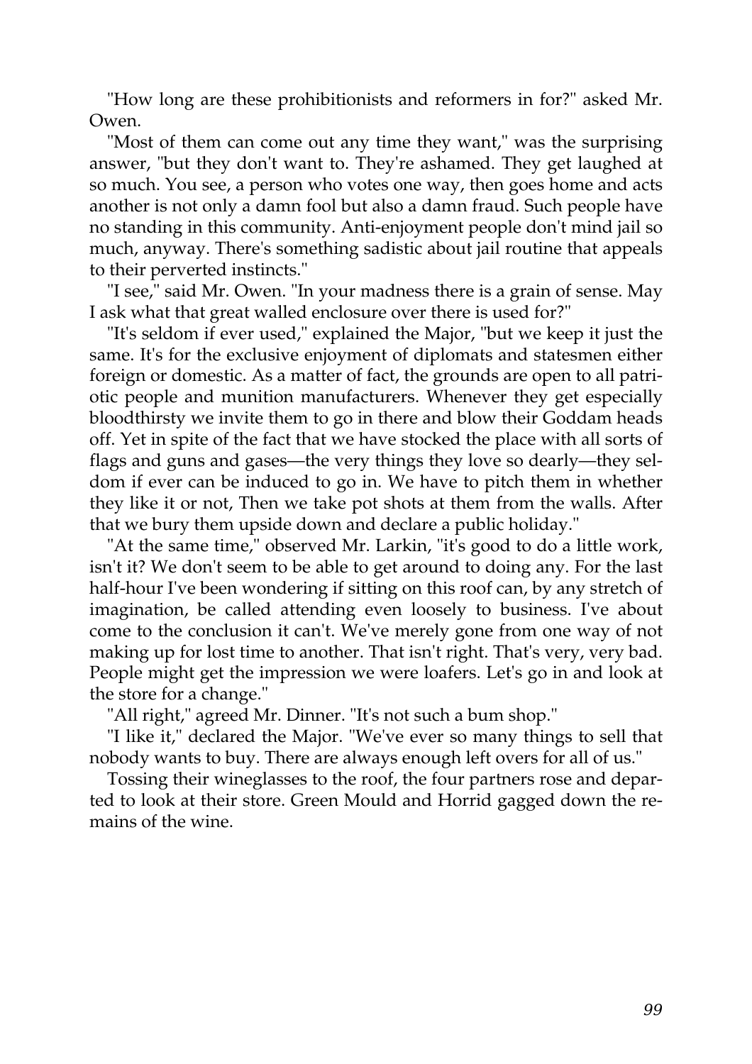"How long are these prohibitionists and reformers in for?" asked Mr. Owen.

"Most of them can come out any time they want," was the surprising answer, "but they don't want to. They're ashamed. They get laughed at so much. You see, a person who votes one way, then goes home and acts another is not only a damn fool but also a damn fraud. Such people have no standing in this community. Anti-enjoyment people don't mind jail so much, anyway. There's something sadistic about jail routine that appeals to their perverted instincts."

"I see," said Mr. Owen. "In your madness there is a grain of sense. May I ask what that great walled enclosure over there is used for?"

"It's seldom if ever used," explained the Major, "but we keep it just the same. It's for the exclusive enjoyment of diplomats and statesmen either foreign or domestic. As a matter of fact, the grounds are open to all patriotic people and munition manufacturers. Whenever they get especially bloodthirsty we invite them to go in there and blow their Goddam heads off. Yet in spite of the fact that we have stocked the place with all sorts of flags and guns and gases—the very things they love so dearly—they seldom if ever can be induced to go in. We have to pitch them in whether they like it or not, Then we take pot shots at them from the walls. After that we bury them upside down and declare a public holiday."

"At the same time," observed Mr. Larkin, "it's good to do a little work, isn't it? We don't seem to be able to get around to doing any. For the last half-hour I've been wondering if sitting on this roof can, by any stretch of imagination, be called attending even loosely to business. I've about come to the conclusion it can't. We've merely gone from one way of not making up for lost time to another. That isn't right. That's very, very bad. People might get the impression we were loafers. Let's go in and look at the store for a change."

"All right," agreed Mr. Dinner. "It's not such a bum shop."

"I like it," declared the Major. "We've ever so many things to sell that nobody wants to buy. There are always enough left overs for all of us."

Tossing their wineglasses to the roof, the four partners rose and departed to look at their store. Green Mould and Horrid gagged down the remains of the wine.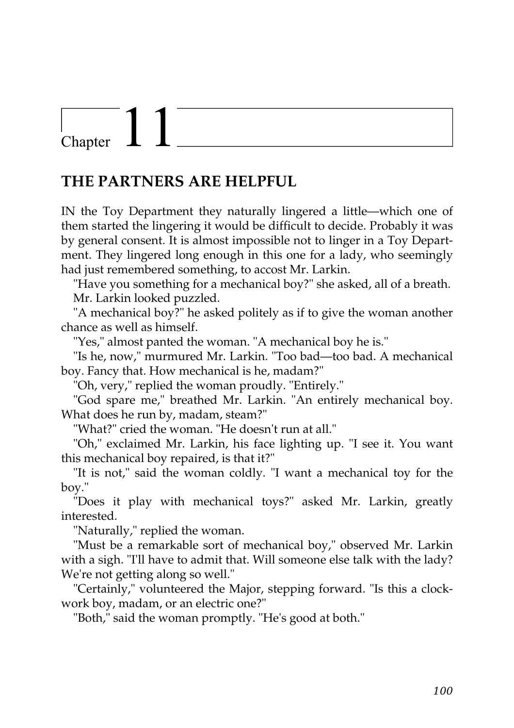# Chapter 11

## THE PARTNERS ARE HELPFUL

IN the Toy Department they naturally lingered a little—which one of them started the lingering it would be difficult to decide. Probably it was by general consent. It is almost impossible not to linger in a Toy Department. They lingered long enough in this one for a lady, who seemingly had just remembered something, to accost Mr. Larkin.

"Have you something for a mechanical boy?" she asked, all of a breath.

Mr. Larkin looked puzzled.

"A mechanical boy?" he asked politely as if to give the woman another chance as well as himself.

"Yes," almost panted the woman. "A mechanical boy he is."

"Is he, now," murmured Mr. Larkin. "Too bad—too bad. A mechanical boy. Fancy that. How mechanical is he, madam?"

"Oh, very," replied the woman proudly. "Entirely."

"God spare me," breathed Mr. Larkin. "An entirely mechanical boy. What does he run by, madam, steam?"

"What?" cried the woman. "He doesn't run at all."

"Oh," exclaimed Mr. Larkin, his face lighting up. "I see it. You want this mechanical boy repaired, is that it?"

"It is not," said the woman coldly. "I want a mechanical toy for the boy."

"Does it play with mechanical toys?" asked Mr. Larkin, greatly interested.

"Naturally," replied the woman.

"Must be a remarkable sort of mechanical boy," observed Mr. Larkin with a sigh. "I'll have to admit that. Will someone else talk with the lady? We're not getting along so well."

"Certainly," volunteered the Major, stepping forward. "Is this a clockwork boy, madam, or an electric one?"

"Both," said the woman promptly. "He's good at both."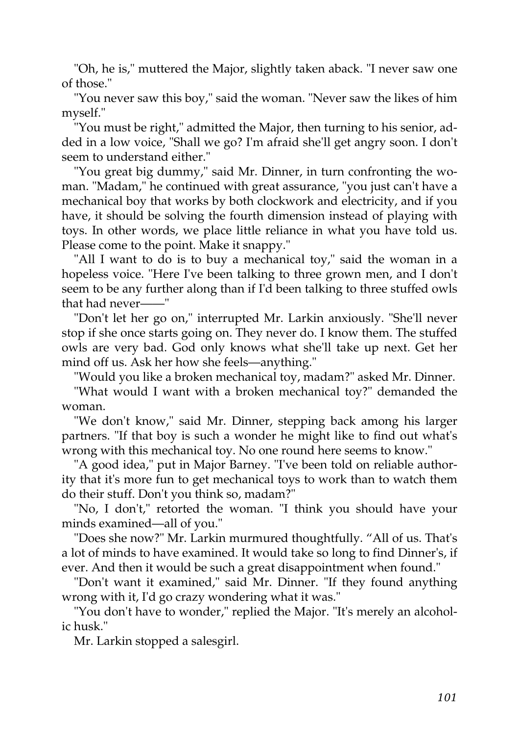"Oh, he is," muttered the Major, slightly taken aback. "I never saw one of those."

"You never saw this boy," said the woman. "Never saw the likes of him myself."

"You must be right," admitted the Major, then turning to his senior, added in a low voice, "Shall we go? I'm afraid she'll get angry soon. I don't seem to understand either."

"You great big dummy," said Mr. Dinner, in turn confronting the woman. "Madam," he continued with great assurance, "you just can't have a mechanical boy that works by both clockwork and electricity, and if you have, it should be solving the fourth dimension instead of playing with toys. In other words, we place little reliance in what you have told us. Please come to the point. Make it snappy."

"All I want to do is to buy a mechanical toy," said the woman in a hopeless voice. "Here I've been talking to three grown men, and I don't seem to be any further along than if I'd been talking to three stuffed owls that had never——"

"Don't let her go on," interrupted Mr. Larkin anxiously. "She'll never stop if she once starts going on. They never do. I know them. The stuffed owls are very bad. God only knows what she'll take up next. Get her mind off us. Ask her how she feels—anything."

"Would you like a broken mechanical toy, madam?" asked Mr. Dinner.

"What would I want with a broken mechanical toy?" demanded the woman.

"We don't know," said Mr. Dinner, stepping back among his larger partners. "If that boy is such a wonder he might like to find out what's wrong with this mechanical toy. No one round here seems to know."

"A good idea," put in Major Barney. "I've been told on reliable authority that it's more fun to get mechanical toys to work than to watch them do their stuff. Don't you think so, madam?"

"No, I don't," retorted the woman. "I think you should have your minds examined—all of you."

"Does she now?" Mr. Larkin murmured thoughtfully. "All of us. That's a lot of minds to have examined. It would take so long to find Dinner's, if ever. And then it would be such a great disappointment when found."

"Don't want it examined," said Mr. Dinner. "If they found anything wrong with it, I'd go crazy wondering what it was."

"You don't have to wonder," replied the Major. "It's merely an alcoholic husk."

Mr. Larkin stopped a salesgirl.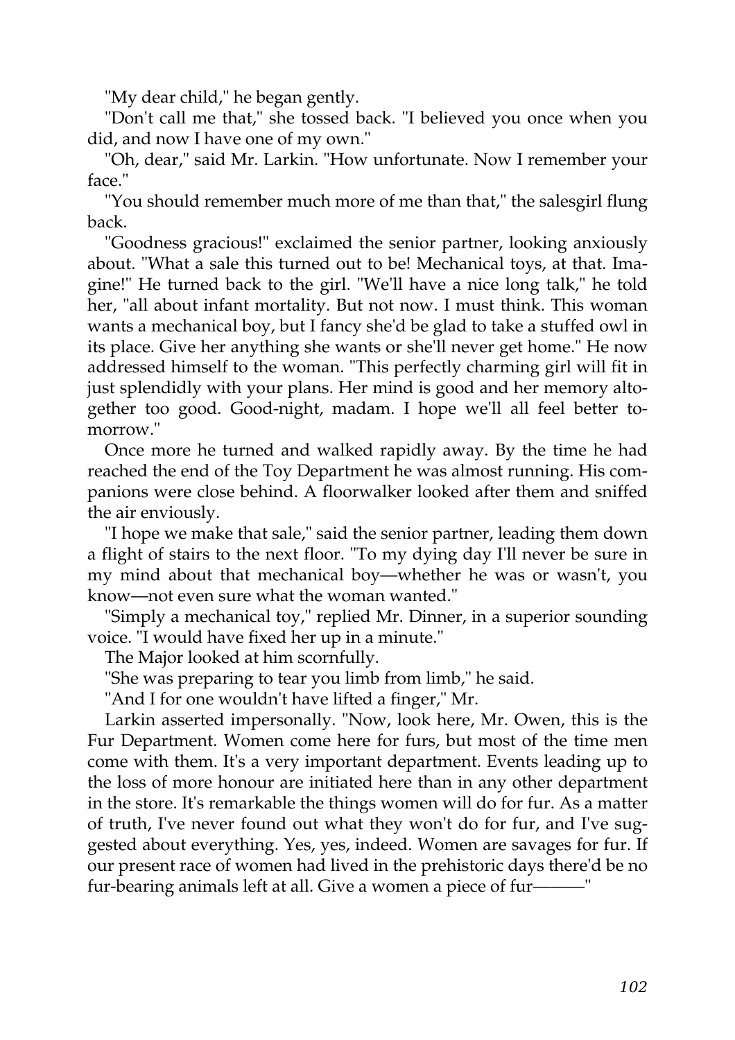"My dear child," he began gently.

"Don't call me that," she tossed back. "I believed you once when you did, and now I have one of my own."

"Oh, dear," said Mr. Larkin. "How unfortunate. Now I remember your face."

"You should remember much more of me than that," the salesgirl flung back.

"Goodness gracious!" exclaimed the senior partner, looking anxiously about. "What a sale this turned out to be! Mechanical toys, at that. Imagine!" He turned back to the girl. "We'll have a nice long talk," he told her, "all about infant mortality. But not now. I must think. This woman wants a mechanical boy, but I fancy she'd be glad to take a stuffed owl in its place. Give her anything she wants or she'll never get home." He now addressed himself to the woman. "This perfectly charming girl will fit in just splendidly with your plans. Her mind is good and her memory altogether too good. Good-night, madam. I hope we'll all feel better to-morrow."

Once more he turned and walked rapidly away. By the time he had reached the end of the Toy Department he was almost running. His companions were close behind. A floorwalker looked after them and sniffed the air enviously.

"I hope we make that sale," said the senior partner, leading them down a flight of stairs to the next floor. "To my dying day I'll never be sure in my mind about that mechanical boy—whether he was or wasn't, you know—not even sure what the woman wanted."

"Simply a mechanical toy," replied Mr. Dinner, in a superior sounding voice. "I would have fixed her up in a minute."

The Major looked at him scornfully.

"She was preparing to tear you limb from limb," he said.

"And I for one wouldn't have lifted a finger," Mr. Larkin asserted impersonally. "Now, look here, Mr. Owen, this is the Fur Department. Women come here for furs, but most of the time men come with them. It's a very important department. Events leading up to the loss of more honour are initiated here than in any other department in the store. It's remarkable the things women will do for fur. As a matter of truth, I've never found out what they won't do for fur, and I've suggested about everything. Yes, yes, indeed. Women are savages for fur. If our present race of women had lived in the prehistoric days there'd be no fur-bearing animals left at all. Give a women a piece of fur———"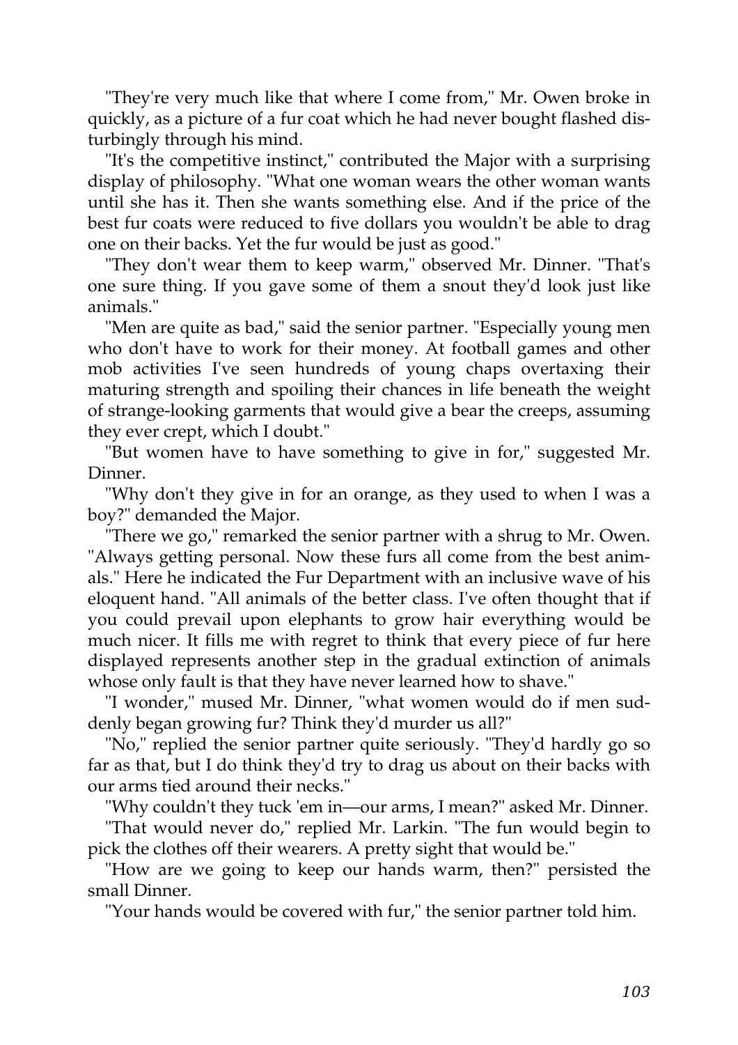"They're very much like that where I come from," Mr. Owen broke in quickly, as a picture of a fur coat which he had never bought flashed disturbingly through his mind.

"It's the competitive instinct," contributed the Major with a surprising display of philosophy. "What one woman wears the other woman wants until she has it. Then she wants something else. And if the price of the best fur coats were reduced to five dollars you wouldn't be able to drag one on their backs. Yet the fur would be just as good."

"They don't wear them to keep warm," observed Mr. Dinner. "That's one sure thing. If you gave some of them a snout they'd look just like animals."

"Men are quite as bad," said the senior partner. "Especially young men who don't have to work for their money. At football games and other mob activities I've seen hundreds of young chaps overtaxing their maturing strength and spoiling their chances in life beneath the weight of strange-looking garments that would give a bear the creeps, assuming they ever crept, which I doubt."

"But women have to have something to give in for," suggested Mr. Dinner.

"Why don't they give in for an orange, as they used to when I was a boy?" demanded the Major.

"There we go," remarked the senior partner with a shrug to Mr. Owen. "Always getting personal. Now these furs all come from the best animals." Here he indicated the Fur Department with an inclusive wave of his eloquent hand. "All animals of the better class. I've often thought that if you could prevail upon elephants to grow hair everything would be much nicer. It fills me with regret to think that every piece of fur here displayed represents another step in the gradual extinction of animals whose only fault is that they have never learned how to shave."

"I wonder," mused Mr. Dinner, "what women would do if men suddenly began growing fur? Think they'd murder us all?"

"No," replied the senior partner quite seriously. "They'd hardly go so far as that, but I do think they'd try to drag us about on their backs with our arms tied around their necks."

"Why couldn't they tuck 'em in—our arms, I mean?" asked Mr. Dinner.

"That would never do," replied Mr. Larkin. "The fun would begin to pick the clothes off their wearers. A pretty sight that would be."

"How are we going to keep our hands warm, then?" persisted the small Dinner.

"Your hands would be covered with fur," the senior partner told him.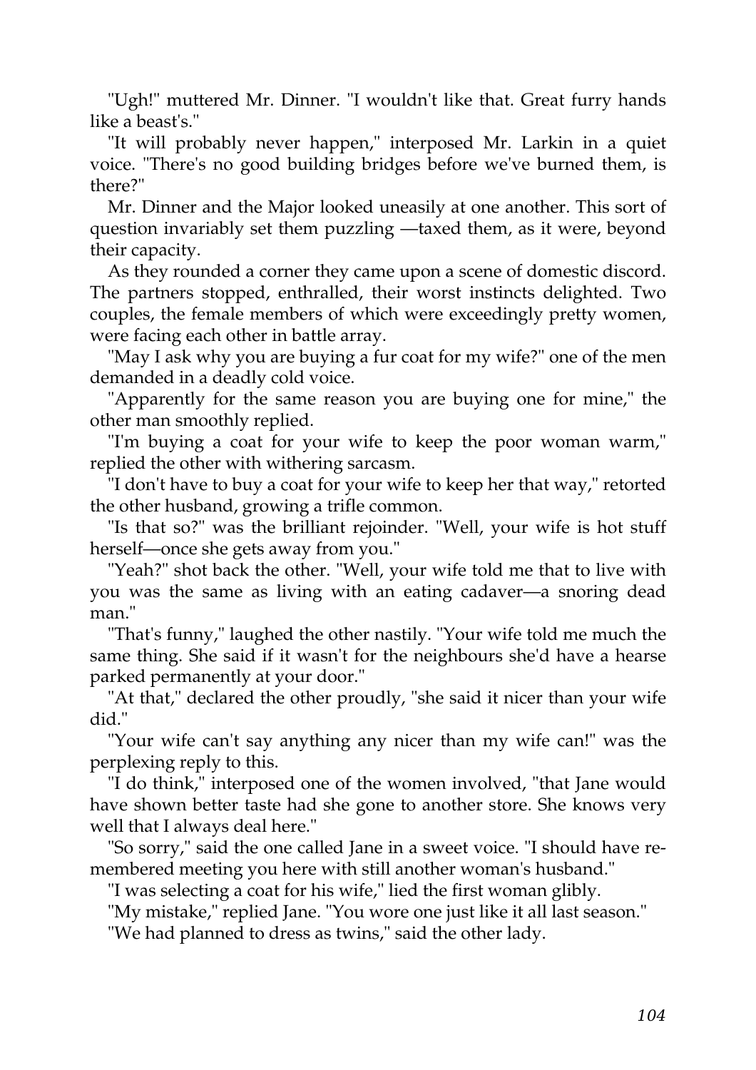"Ugh!" muttered Mr. Dinner. "I wouldn't like that. Great furry hands like a beast's."

"It will probably never happen," interposed Mr. Larkin in a quiet voice. "There's no good building bridges before we've burned them, is there?"

Mr. Dinner and the Major looked uneasily at one another. This sort of question invariably set them puzzling —taxed them, as it were, beyond their capacity.

As they rounded a corner they came upon a scene of domestic discord. The partners stopped, enthralled, their worst instincts delighted. Two couples, the female members of which were exceedingly pretty women, were facing each other in battle array.

"May I ask why you are buying a fur coat for my wife?" one of the men demanded in a deadly cold voice.

"Apparently for the same reason you are buying one for mine," the other man smoothly replied.

"I'm buying a coat for your wife to keep the poor woman warm," replied the other with withering sarcasm.

"I don't have to buy a coat for your wife to keep her that way," retorted the other husband, growing a trifle common.

"Is that so?" was the brilliant rejoinder. "Well, your wife is hot stuff herself—once she gets away from you."

"Yeah?" shot back the other. "Well, your wife told me that to live with you was the same as living with an eating cadaver—a snoring dead man."

"That's funny," laughed the other nastily. "Your wife told me much the same thing. She said if it wasn't for the neighbours she'd have a hearse parked permanently at your door."

"At that," declared the other proudly, "she said it nicer than your wife did."

"Your wife can't say anything any nicer than my wife can!" was the perplexing reply to this.

"I do think," interposed one of the women involved, "that Jane would have shown better taste had she gone to another store. She knows very well that I always deal here."

"So sorry," said the one called Jane in a sweet voice. "I should have remembered meeting you here with still another woman's husband."

"I was selecting a coat for his wife," lied the first woman glibly.

"My mistake," replied Jane. "You wore one just like it all last season."

"We had planned to dress as twins," said the other lady.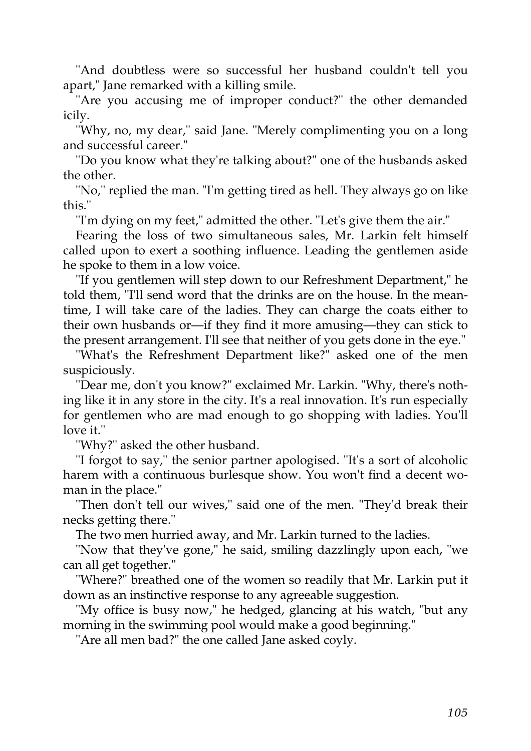"And doubtless were so successful her husband couldn't tell you apart," Jane remarked with a killing smile.

"Are you accusing me of improper conduct?" the other demanded icily.

"Why, no, my dear," said Jane. "Merely complimenting you on a long and successful career."

"Do you know what they're talking about?" one of the husbands asked the other.

"No," replied the man. "I'm getting tired as hell. They always go on like this."

"I'm dying on my feet," admitted the other. "Let's give them the air."

Fearing the loss of two simultaneous sales, Mr. Larkin felt himself called upon to exert a soothing influence. Leading the gentlemen aside he spoke to them in a low voice.

"If you gentlemen will step down to our Refreshment Department," he told them, "I'll send word that the drinks are on the house. In the meantime, I will take care of the ladies. They can charge the coats either to their own husbands or—if they find it more amusing—they can stick to the present arrangement. I'll see that neither of you gets done in the eye."

"What's the Refreshment Department like?" asked one of the men suspiciously.

"Dear me, don't you know?" exclaimed Mr. Larkin. "Why, there's nothing like it in any store in the city. It's a real innovation. It's run especially for gentlemen who are mad enough to go shopping with ladies. You'll love it."

"Why?" asked the other husband.

"I forgot to say," the senior partner apologised. "It's a sort of alcoholic harem with a continuous burlesque show. You won't find a decent woman in the place."

"Then don't tell our wives," said one of the men. "They'd break their necks getting there."

The two men hurried away, and Mr. Larkin turned to the ladies.

"Now that they've gone," he said, smiling dazzlingly upon each, "we can all get together."

"Where?" breathed one of the women so readily that Mr. Larkin put it down as an instinctive response to any agreeable suggestion.

"My office is busy now," he hedged, glancing at his watch, "but any morning in the swimming pool would make a good beginning."

"Are all men bad?" the one called Jane asked coyly.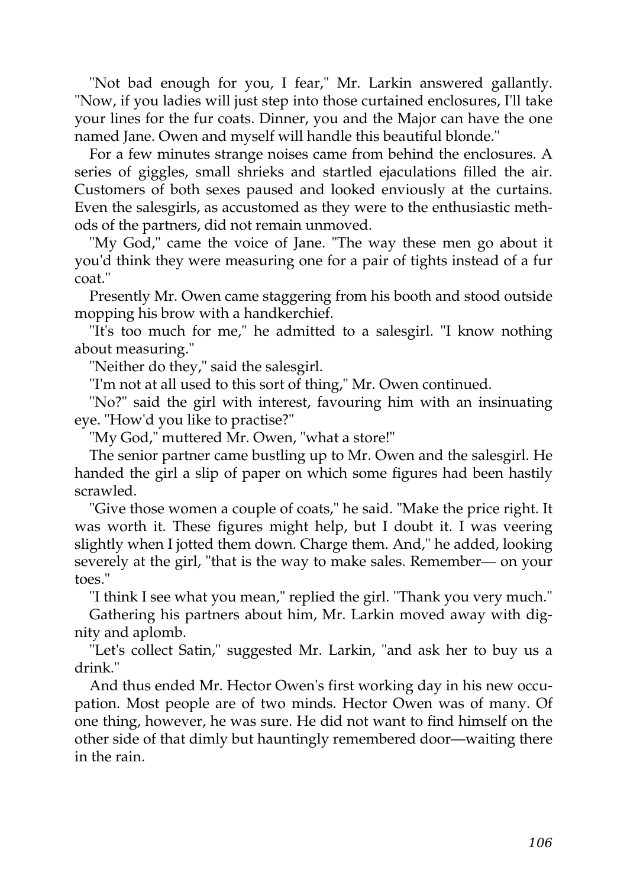"Not bad enough for you, I fear," Mr. Larkin answered gallantly. "Now, if you ladies will just step into those curtained enclosures, I'll take your lines for the fur coats. Dinner, you and the Major can have the one named Jane. Owen and myself will handle this beautiful blonde."

For a few minutes strange noises came from behind the enclosures. A series of giggles, small shrieks and startled ejaculations filled the air. Customers of both sexes paused and looked enviously at the curtains. Even the salesgirls, as accustomed as they were to the enthusiastic methods of the partners, did not remain unmoved.

"My God," came the voice of Jane. "The way these men go about it you'd think they were measuring one for a pair of tights instead of a fur coat."

Presently Mr. Owen came staggering from his booth and stood outside mopping his brow with a handkerchief.

"It's too much for me," he admitted to a salesgirl. "I know nothing about measuring."

"Neither do they," said the salesgirl.

"I'm not at all used to this sort of thing," Mr. Owen continued.

"No?" said the girl with interest, favouring him with an insinuating eye. "How'd you like to practise?"

"My God," muttered Mr. Owen, "what a store!"

The senior partner came bustling up to Mr. Owen and the salesgirl. He handed the girl a slip of paper on which some figures had been hastily scrawled.

"Give those women a couple of coats," he said. "Make the price right. It was worth it. These figures might help, but I doubt it. I was veering slightly when I jotted them down. Charge them. And," he added, looking severely at the girl, "that is the way to make sales. Remember— on your toes."

"I think I see what you mean," replied the girl. "Thank you very much."

Gathering his partners about him, Mr. Larkin moved away with dignity and aplomb.

"Let's collect Satin," suggested Mr. Larkin, "and ask her to buy us a drink."

And thus ended Mr. Hector Owen's first working day in his new occupation. Most people are of two minds. Hector Owen was of many. Of one thing, however, he was sure. He did not want to find himself on the other side of that dimly but hauntingly remembered door—waiting there in the rain.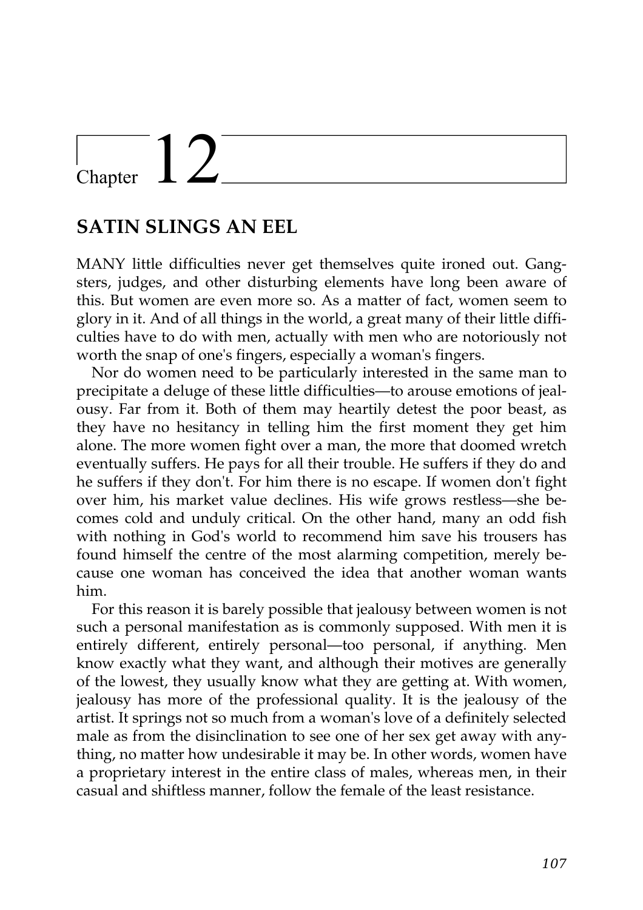# Chapter 12

## SATIN SLINGS AN EEL

MANY little difficulties never get themselves quite ironed out. Gangsters, judges, and other disturbing elements have long been aware of this. But women are even more so. As a matter of fact, women seem to glory in it. And of all things in the world, a great many of their little difficulties have to do with men, actually with men who are notoriously not worth the snap of one's fingers, especially a woman's fingers.

Nor do women need to be particularly interested in the same man to precipitate a deluge of these little difficulties—to arouse emotions of jealousy. Far from it. Both of them may heartily detest the poor beast, as they have no hesitancy in telling him the first moment they get him alone. The more women fight over a man, the more that doomed wretch eventually suffers. He pays for all their trouble. He suffers if they do and he suffers if they don't. For him there is no escape. If women don't fight over him, his market value declines. His wife grows restless—she becomes cold and unduly critical. On the other hand, many an odd fish with nothing in God's world to recommend him save his trousers has found himself the centre of the most alarming competition, merely because one woman has conceived the idea that another woman wants him.

For this reason it is barely possible that jealousy between women is not such a personal manifestation as is commonly supposed. With men it is entirely different, entirely personal—too personal, if anything. Men know exactly what they want, and although their motives are generally of the lowest, they usually know what they are getting at. With women, jealousy has more of the professional quality. It is the jealousy of the artist. It springs not so much from a woman's love of a definitely selected male as from the disinclination to see one of her sex get away with anything, no matter how undesirable it may be. In other words, women have a proprietary interest in the entire class of males, whereas men, in their casual and shiftless manner, follow the female of the least resistance.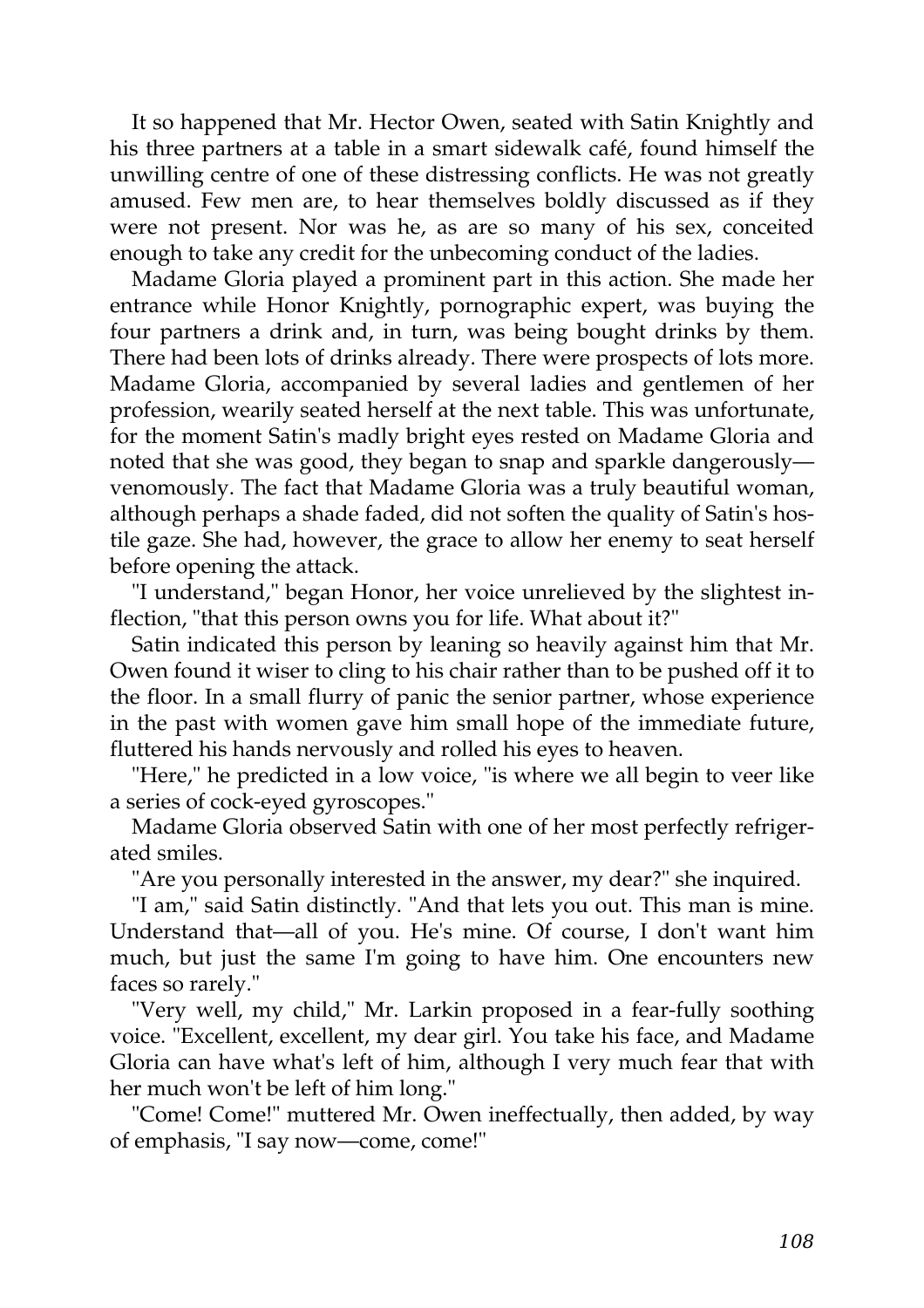It so happened that Mr. Hector Owen, seated with Satin Knightly and his three partners at a table in a smart sidewalk café, found himself the unwilling centre of one of these distressing conflicts. He was not greatly amused. Few men are, to hear themselves boldly discussed as if they were not present. Nor was he, as are so many of his sex, conceited enough to take any credit for the unbecoming conduct of the ladies.

Madame Gloria played a prominent part in this action. She made her entrance while Honor Knightly, pornographic expert, was buying the four partners a drink and, in turn, was being bought drinks by them. There had been lots of drinks already. There were prospects of lots more. Madame Gloria, accompanied by several ladies and gentlemen of her profession, wearily seated herself at the next table. This was unfortunate, for the moment Satin's madly bright eyes rested on Madame Gloria and noted that she was good, they began to snap and sparkle dangerously—venomously. The fact that Madame Gloria was a truly beautiful woman, although perhaps a shade faded, did not soften the quality of Satin's hostile gaze. She had, however, the grace to allow her enemy to seat herself before opening the attack.

"I understand," began Honor, her voice unrelieved by the slightest inflection, "that this person owns you for life. What about it?"

Satin indicated this person by leaning so heavily against him that Mr. Owen found it wiser to cling to his chair rather than to be pushed off it to the floor. In a small flurry of panic the senior partner, whose experience in the past with women gave him small hope of the immediate future, fluttered his hands nervously and rolled his eyes to heaven.

"Here," he predicted in a low voice, "is where we all begin to veer like a series of cock-eyed gyroscopes."

Madame Gloria observed Satin with one of her most perfectly refrigerated smiles.

"Are you personally interested in the answer, my dear?" she inquired.

"I am," said Satin distinctly. "And that lets you out. This man is mine. Understand that—all of you. He's mine. Of course, I don't want him much, but just the same I'm going to have him. One encounters new faces so rarely."

"Very well, my child," Mr. Larkin proposed in a fear-fully soothing voice. "Excellent, excellent, my dear girl. You take his face, and Madame Gloria can have what's left of him, although I very much fear that with her much won't be left of him long."

"Come! Come!" muttered Mr. Owen ineffectually, then added, by way of emphasis, "I say now—come, come!"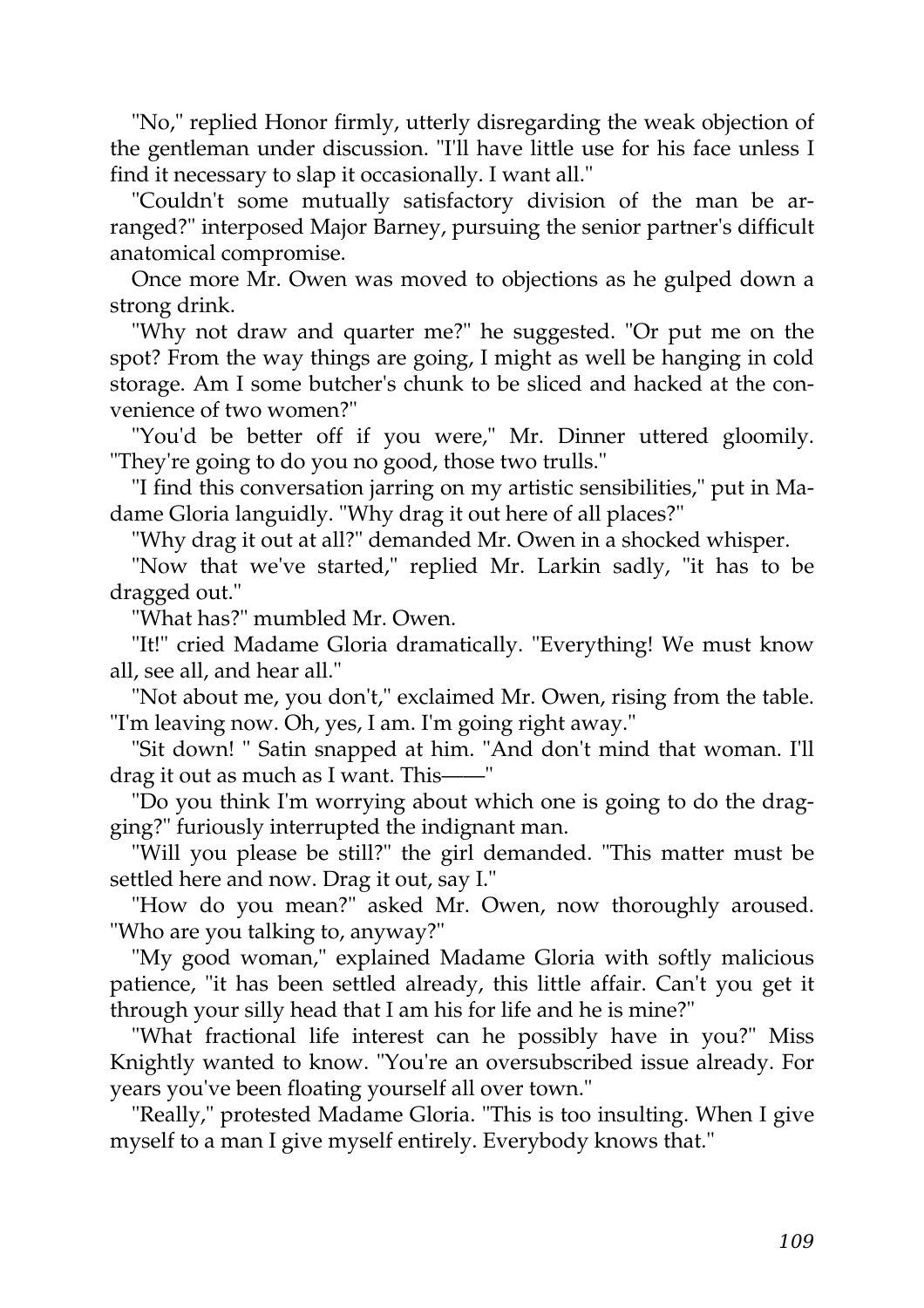"No," replied Honor firmly, utterly disregarding the weak objection of the gentleman under discussion. "I'll have little use for his face unless I find it necessary to slap it occasionally. I want all."

"Couldn't some mutually satisfactory division of the man be arranged?" interposed Major Barney, pursuing the senior partner's difficult anatomical compromise.

Once more Mr. Owen was moved to objections as he gulped down a strong drink.

"Why not draw and quarter me?" he suggested. "Or put me on the spot? From the way things are going, I might as well be hanging in cold storage. Am I some butcher's chunk to be sliced and hacked at the convenience of two women?"

"You'd be better off if you were," Mr. Dinner uttered gloomily. "They're going to do you no good, those two trulls."

"I find this conversation jarring on my artistic sensibilities," put in Madame Gloria languidly. "Why drag it out here of all places?"

"Why drag it out at all?" demanded Mr. Owen in a shocked whisper.

"Now that we've started," replied Mr. Larkin sadly, "it has to be dragged out."

"What has?" mumbled Mr. Owen.

"It!" cried Madame Gloria dramatically. "Everything! We must know all, see all, and hear all."

"Not about me, you don't," exclaimed Mr. Owen, rising from the table. "I'm leaving now. Oh, yes, I am. I'm going right away."

"Sit down! " Satin snapped at him. "And don't mind that woman. I'll drag it out as much as I want. This——"

"Do you think I'm worrying about which one is going to do the dragging?" furiously interrupted the indignant man.

"Will you please be still?" the girl demanded. "This matter must be settled here and now. Drag it out, say I."

"How do you mean?" asked Mr. Owen, now thoroughly aroused. "Who are you talking to, anyway?"

"My good woman," explained Madame Gloria with softly malicious patience, "it has been settled already, this little affair. Can't you get it through your silly head that I am his for life and he is mine?"

"What fractional life interest can he possibly have in you?" Miss Knightly wanted to know. "You're an oversubscribed issue already. For years you've been floating yourself all over town."

"Really," protested Madame Gloria. "This is too insulting. When I give myself to a man I give myself entirely. Everybody knows that."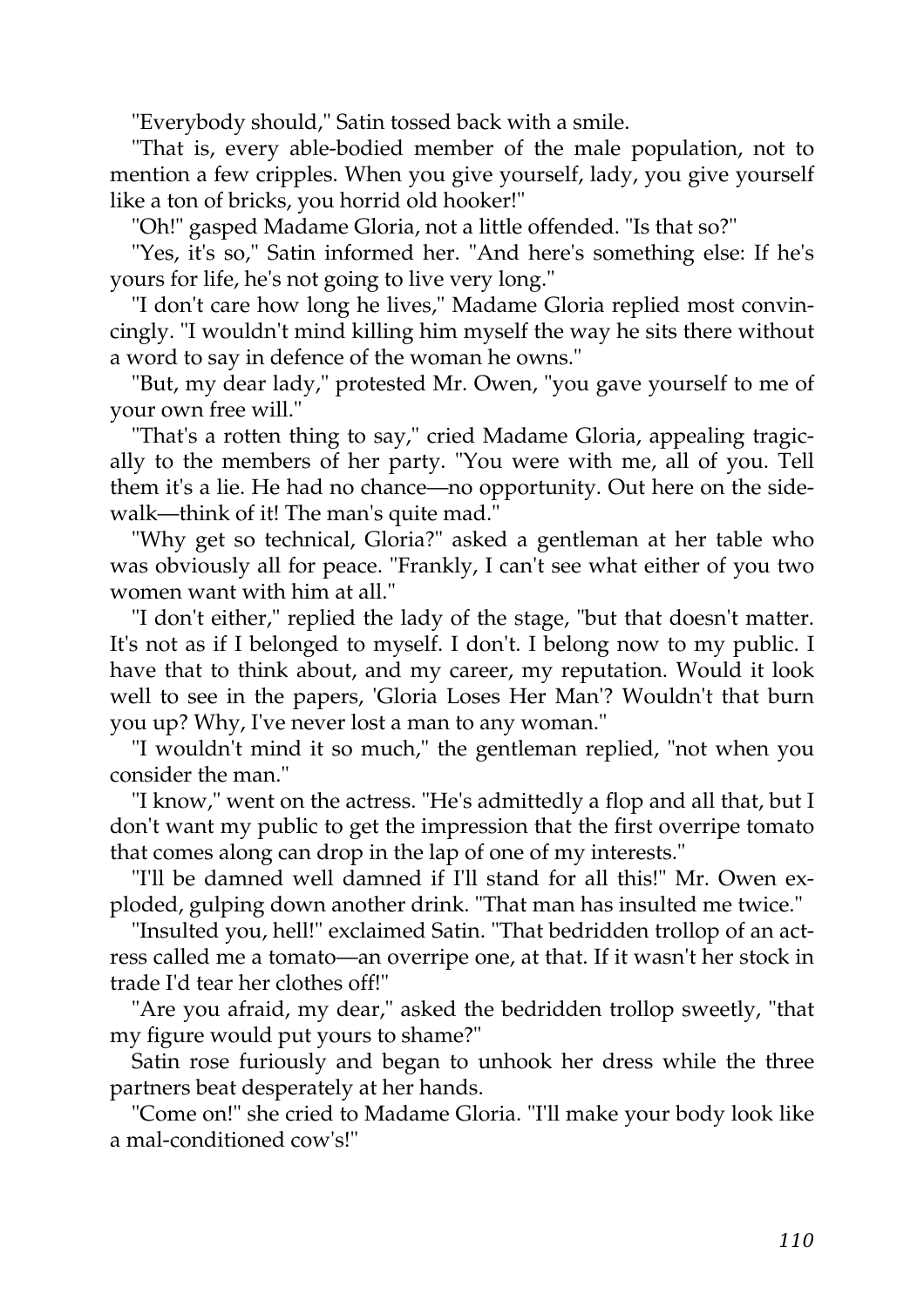"Everybody should," Satin tossed back with a smile.

"That is, every able-bodied member of the male population, not to mention a few cripples. When you give yourself, lady, you give yourself like a ton of bricks, you horrid old hooker!"

"Oh!" gasped Madame Gloria, not a little offended. "Is that so?"

"Yes, it's so," Satin informed her. "And here's something else: If he's yours for life, he's not going to live very long."

"I don't care how long he lives," Madame Gloria replied most convincingly. "I wouldn't mind killing him myself the way he sits there without a word to say in defence of the woman he owns."

"But, my dear lady," protested Mr. Owen, "you gave yourself to me of your own free will."

"That's a rotten thing to say," cried Madame Gloria, appealing tragically to the members of her party. "You were with me, all of you. Tell them it's a lie. He had no chance—no opportunity. Out here on the sidewalk—think of it! The man's quite mad."

"Why get so technical, Gloria?" asked a gentleman at her table who was obviously all for peace. "Frankly, I can't see what either of you two women want with him at all."

"I don't either," replied the lady of the stage, "but that doesn't matter. It's not as if I belonged to myself. I don't. I belong now to my public. I have that to think about, and my career, my reputation. Would it look well to see in the papers, 'Gloria Loses Her Man'? Wouldn't that burn you up? Why, I've never lost a man to any woman."

"I wouldn't mind it so much," the gentleman replied, "not when you consider the man."

"I know," went on the actress. "He's admittedly a flop and all that, but I don't want my public to get the impression that the first overripe tomato that comes along can drop in the lap of one of my interests."

"I'll be damned well damned if I'll stand for all this!" Mr. Owen exploded, gulping down another drink. "That man has insulted me twice."

"Insulted you, hell!" exclaimed Satin. "That bedridden trollop of an actress called me a tomato—an overripe one, at that. If it wasn't her stock in trade I'd tear her clothes off!"

"Are you afraid, my dear," asked the bedridden trollop sweetly, "that my figure would put yours to shame?"

Satin rose furiously and began to unhook her dress while the three partners beat desperately at her hands.

"Come on!" she cried to Madame Gloria. "I'll make your body look like a mal-conditioned cow's!"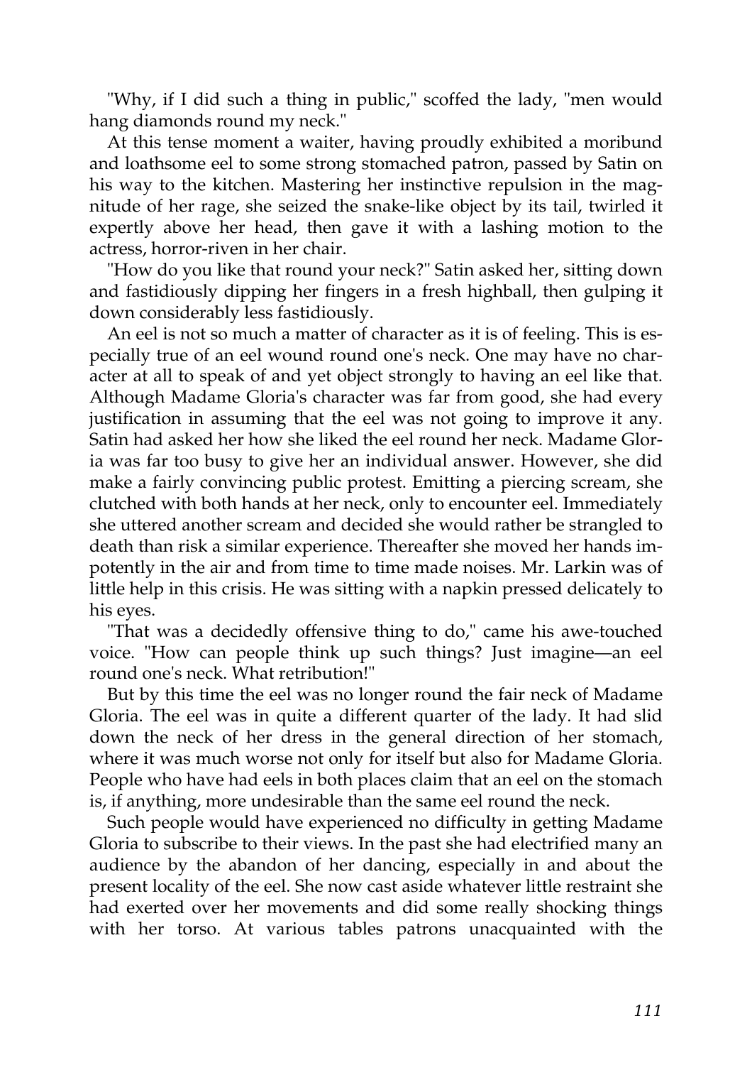"Why, if I did such a thing in public," scoffed the lady, "men would hang diamonds round my neck."

At this tense moment a waiter, having proudly exhibited a moribund and loathsome eel to some strong stomached patron, passed by Satin on his way to the kitchen. Mastering her instinctive repulsion in the magnitude of her rage, she seized the snake-like object by its tail, twirled it expertly above her head, then gave it with a lashing motion to the actress, horror-riven in her chair.

"How do you like that round your neck?" Satin asked her, sitting down and fastidiously dipping her fingers in a fresh highball, then gulping it down considerably less fastidiously.

An eel is not so much a matter of character as it is of feeling. This is especially true of an eel wound round one's neck. One may have no character at all to speak of and yet object strongly to having an eel like that. Although Madame Gloria's character was far from good, she had every justification in assuming that the eel was not going to improve it any. Satin had asked her how she liked the eel round her neck. Madame Gloria was far too busy to give her an individual answer. However, she did make a fairly convincing public protest. Emitting a piercing scream, she clutched with both hands at her neck, only to encounter eel. Immediately she uttered another scream and decided she would rather be strangled to death than risk a similar experience. Thereafter she moved her hands impotently in the air and from time to time made noises. Mr. Larkin was of little help in this crisis. He was sitting with a napkin pressed delicately to his eyes.

"That was a decidedly offensive thing to do," came his awe-touched voice. "How can people think up such things? Just imagine—an eel round one's neck. What retribution!"

But by this time the eel was no longer round the fair neck of Madame Gloria. The eel was in quite a different quarter of the lady. It had slid down the neck of her dress in the general direction of her stomach, where it was much worse not only for itself but also for Madame Gloria. People who have had eels in both places claim that an eel on the stomach is, if anything, more undesirable than the same eel round the neck.

Such people would have experienced no difficulty in getting Madame Gloria to subscribe to their views. In the past she had electrified many an audience by the abandon of her dancing, especially in and about the present locality of the eel. She now cast aside whatever little restraint she had exerted over her movements and did some really shocking things with her torso. At various tables patrons unacquainted with the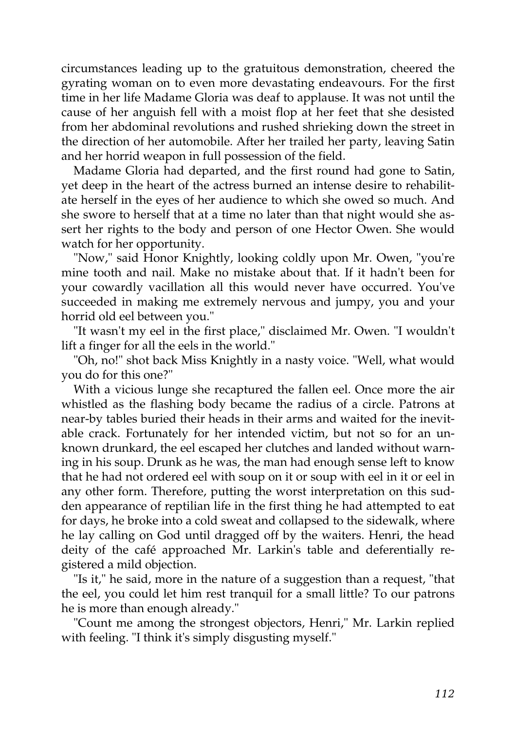circumstances leading up to the gratuitous demonstration, cheered the gyrating woman on to even more devastating endeavours. For the first time in her life Madame Gloria was deaf to applause. It was not until the cause of her anguish fell with a moist flop at her feet that she desisted from her abdominal revolutions and rushed shrieking down the street in the direction of her automobile. After her trailed her party, leaving Satin and her horrid weapon in full possession of the field.

Madame Gloria had departed, and the first round had gone to Satin, yet deep in the heart of the actress burned an intense desire to rehabilitate herself in the eyes of her audience to which she owed so much. And she swore to herself that at a time no later than that night would she assert her rights to the body and person of one Hector Owen. She would watch for her opportunity.

"Now," said Honor Knightly, looking coldly upon Mr. Owen, "you're mine tooth and nail. Make no mistake about that. If it hadn't been for your cowardly vacillation all this would never have occurred. You've succeeded in making me extremely nervous and jumpy, you and your horrid old eel between you."

"It wasn't my eel in the first place," disclaimed Mr. Owen. "I wouldn't lift a finger for all the eels in the world."

"Oh, no!" shot back Miss Knightly in a nasty voice. "Well, what would you do for this one?"

With a vicious lunge she recaptured the fallen eel. Once more the air whistled as the flashing body became the radius of a circle. Patrons at near-by tables buried their heads in their arms and waited for the inevitable crack. Fortunately for her intended victim, but not so for an unknown drunkard, the eel escaped her clutches and landed without warning in his soup. Drunk as he was, the man had enough sense left to know that he had not ordered eel with soup on it or soup with eel in it or eel in any other form. Therefore, putting the worst interpretation on this sudden appearance of reptilian life in the first thing he had attempted to eat for days, he broke into a cold sweat and collapsed to the sidewalk, where he lay calling on God until dragged off by the waiters. Henri, the head deity of the café approached Mr. Larkin's table and deferentially registered a mild objection.

"Is it," he said, more in the nature of a suggestion than a request, "that the eel, you could let him rest tranquil for a small little? To our patrons he is more than enough already."

"Count me among the strongest objectors, Henri," Mr. Larkin replied with feeling. "I think it's simply disgusting myself."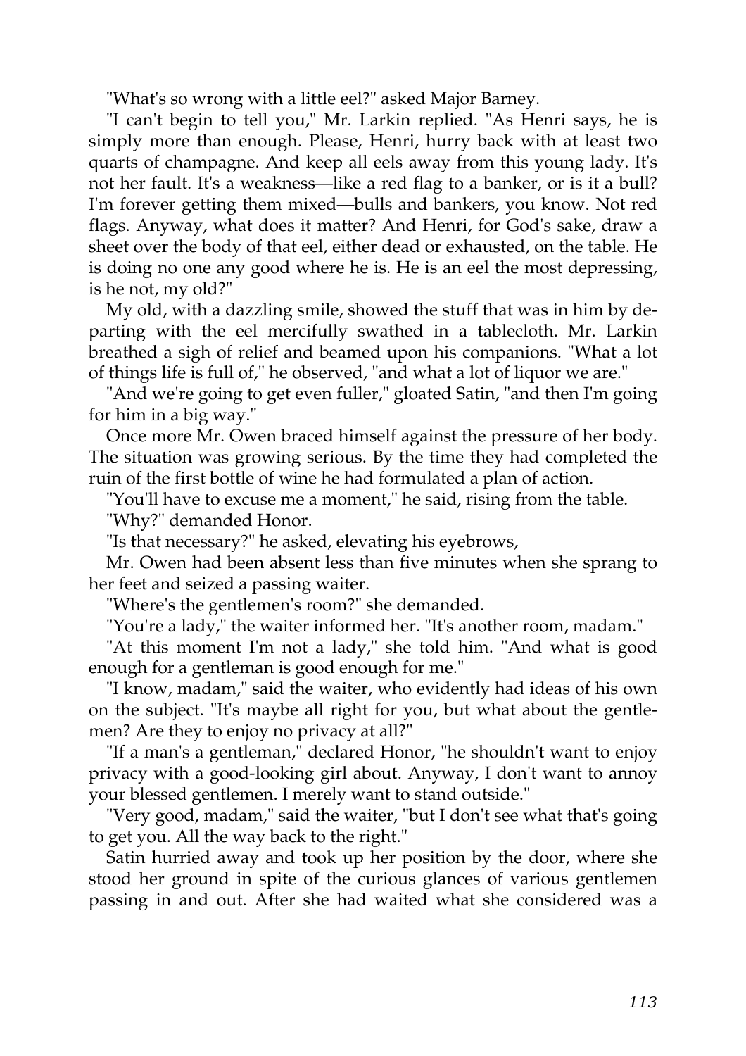"What's so wrong with a little eel?" asked Major Barney.

"I can't begin to tell you," Mr. Larkin replied. "As Henri says, he is simply more than enough. Please, Henri, hurry back with at least two quarts of champagne. And keep all eels away from this young lady. It's not her fault. It's a weakness—like a red flag to a banker, or is it a bull? I'm forever getting them mixed—bulls and bankers, you know. Not red flags. Anyway, what does it matter? And Henri, for God's sake, draw a sheet over the body of that eel, either dead or exhausted, on the table. He is doing no one any good where he is. He is an eel the most depressing, is he not, my old?"

My old, with a dazzling smile, showed the stuff that was in him by departing with the eel mercifully swathed in a tablecloth. Mr. Larkin breathed a sigh of relief and beamed upon his companions. "What a lot of things life is full of," he observed, "and what a lot of liquor we are."

"And we're going to get even fuller," gloated Satin, "and then I'm going for him in a big way."

Once more Mr. Owen braced himself against the pressure of her body. The situation was growing serious. By the time they had completed the ruin of the first bottle of wine he had formulated a plan of action.

"You'll have to excuse me a moment," he said, rising from the table.

"Why?" demanded Honor.

"Is that necessary?" he asked, elevating his eyebrows,

Mr. Owen had been absent less than five minutes when she sprang to her feet and seized a passing waiter.

"Where's the gentlemen's room?" she demanded.

"You're a lady," the waiter informed her. "It's another room, madam."

"At this moment I'm not a lady," she told him. "And what is good enough for a gentleman is good enough for me."

"I know, madam," said the waiter, who evidently had ideas of his own on the subject. "It's maybe all right for you, but what about the gentlemen? Are they to enjoy no privacy at all?"

"If a man's a gentleman," declared Honor, "he shouldn't want to enjoy privacy with a good-looking girl about. Anyway, I don't want to annoy your blessed gentlemen. I merely want to stand outside."

"Very good, madam," said the waiter, "but I don't see what that's going to get you. All the way back to the right."

Satin hurried away and took up her position by the door, where she stood her ground in spite of the curious glances of various gentlemen passing in and out. After she had waited what she considered was a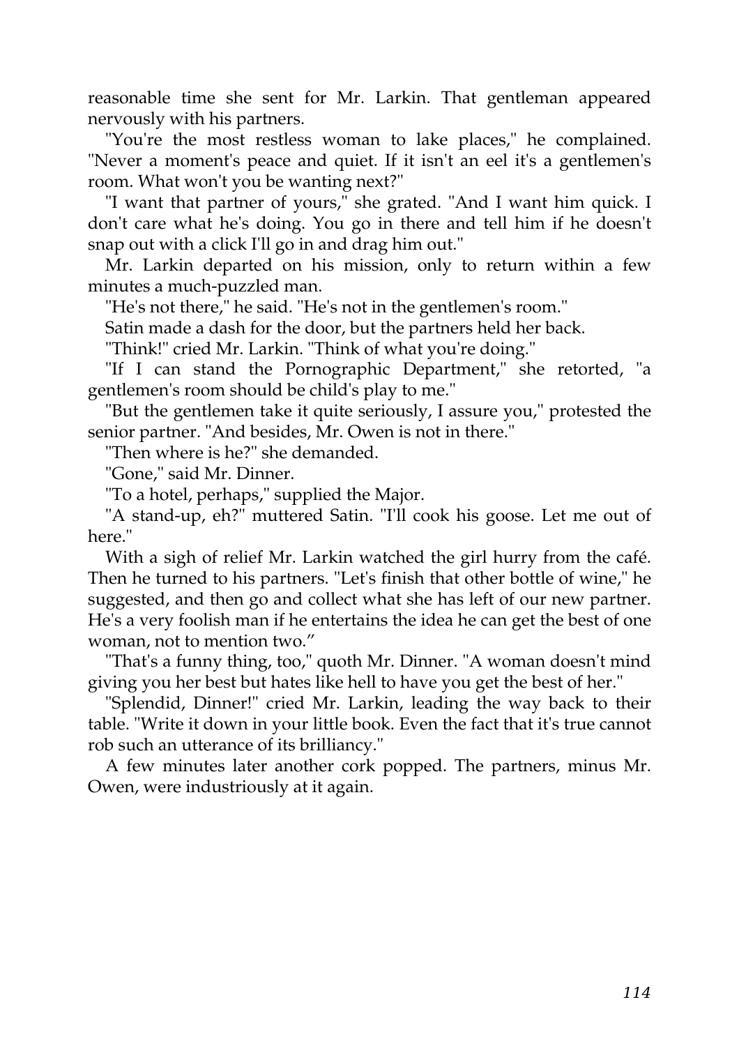reasonable time she sent for Mr. Larkin. That gentleman appeared nervously with his partners.

"You're the most restless woman to lake places," he complained. "Never a moment's peace and quiet. If it isn't an eel it's a gentlemen's room. What won't you be wanting next?"

"I want that partner of yours," she grated. "And I want him quick. I don't care what he's doing. You go in there and tell him if he doesn't snap out with a click I'll go in and drag him out."

Mr. Larkin departed on his mission, only to return within a few minutes a much-puzzled man.

"He's not there," he said. "He's not in the gentlemen's room."

Satin made a dash for the door, but the partners held her back.

"Think!" cried Mr. Larkin. "Think of what you're doing."

"If I can stand the Pornographic Department," she retorted, "a gentlemen's room should be child's play to me."

"But the gentlemen take it quite seriously, I assure you," protested the senior partner. "And besides, Mr. Owen is not in there."

"Then where is he?" she demanded.

"Gone," said Mr. Dinner.

"To a hotel, perhaps," supplied the Major.

"A stand-up, eh?" muttered Satin. "I'll cook his goose. Let me out of here."

With a sigh of relief Mr. Larkin watched the girl hurry from the café. Then he turned to his partners. "Let's finish that other bottle of wine," he suggested, and then go and collect what she has left of our new partner. He's a very foolish man if he entertains the idea he can get the best of one woman, not to mention two."

"That's a funny thing, too," quoth Mr. Dinner. "A woman doesn't mind giving you her best but hates like hell to have you get the best of her."

"Splendid, Dinner!" cried Mr. Larkin, leading the way back to their table. "Write it down in your little book. Even the fact that it's true cannot rob such an utterance of its brilliancy."

A few minutes later another cork popped. The partners, minus Mr. Owen, were industriously at it again.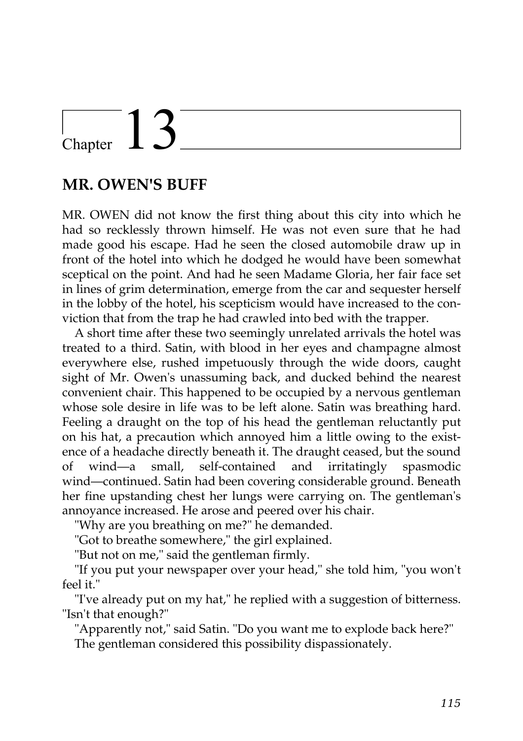# Chapter 13

## MR. OWEN'S BUFF

MR. OWEN did not know the first thing about this city into which he had so recklessly thrown himself. He was not even sure that he had made good his escape. Had he seen the closed automobile draw up in front of the hotel into which he dodged he would have been somewhat sceptical on the point. And had he seen Madame Gloria, her fair face set in lines of grim determination, emerge from the car and sequester herself in the lobby of the hotel, his scepticism would have increased to the conviction that from the trap he had crawled into bed with the trapper.

A short time after these two seemingly unrelated arrivals the hotel was treated to a third. Satin, with blood in her eyes and champagne almost everywhere else, rushed impetuously through the wide doors, caught sight of Mr. Owen's unassuming back, and ducked behind the nearest convenient chair. This happened to be occupied by a nervous gentleman whose sole desire in life was to be left alone. Satin was breathing hard. Feeling a draught on the top of his head the gentleman reluctantly put on his hat, a precaution which annoyed him a little owing to the existence of a headache directly beneath it. The draught ceased, but the sound of wind—a small, self-contained and irritatingly spasmodic wind—continued. Satin had been covering considerable ground. Beneath her fine upstanding chest her lungs were carrying on. The gentleman's annoyance increased. He arose and peered over his chair.

"Why are you breathing on me?" he demanded.

"Got to breathe somewhere," the girl explained.

"But not on me," said the gentleman firmly.

"If you put your newspaper over your head," she told him, "you won't feel it."

"I've already put on my hat," he replied with a suggestion of bitterness. "Isn't that enough?"

"Apparently not," said Satin. "Do you want me to explode back here?"

The gentleman considered this possibility dispassionately.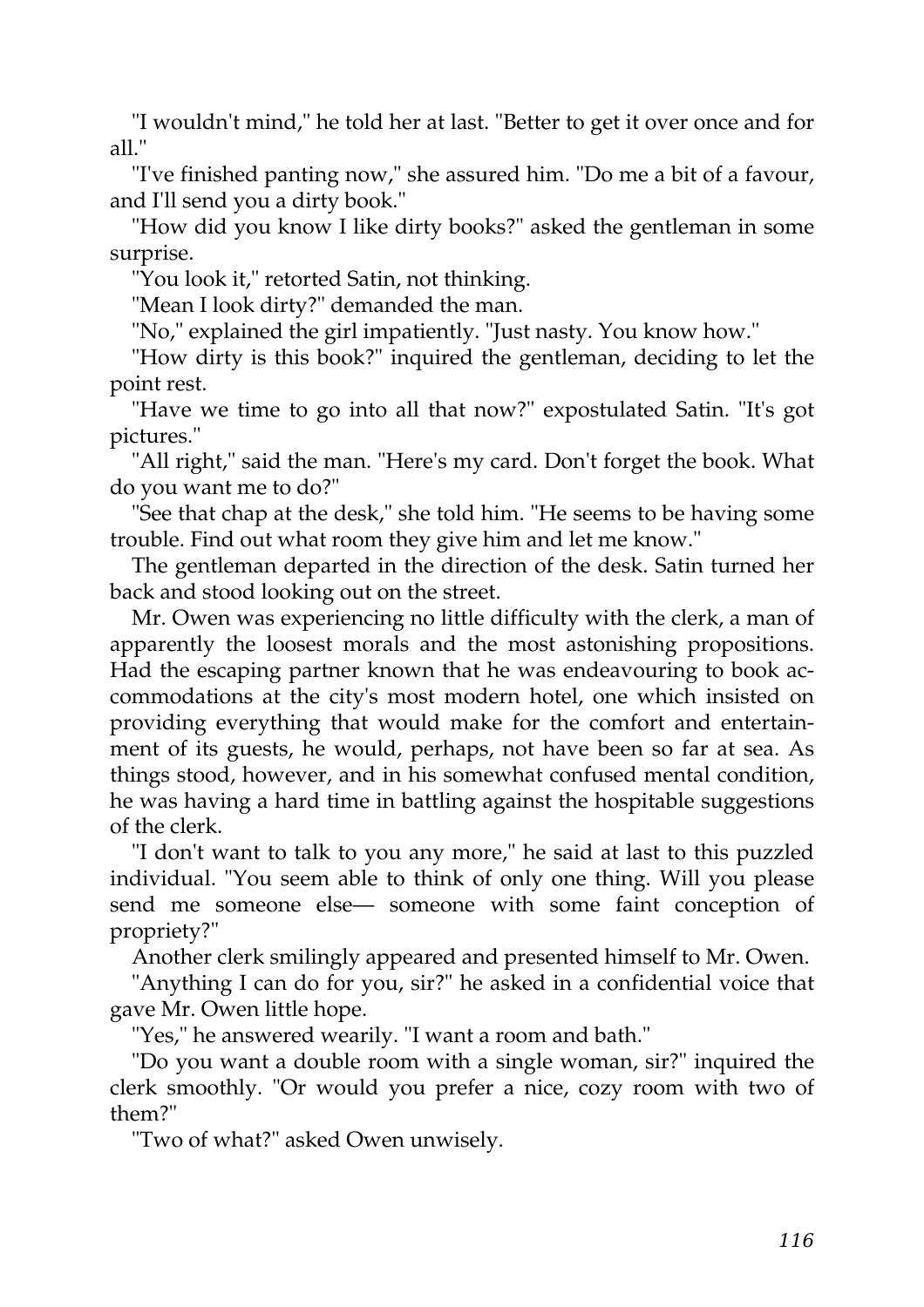"I wouldn't mind," he told her at last. "Better to get it over once and for all."

"I've finished panting now," she assured him. "Do me a bit of a favour, and I'll send you a dirty book."

"How did you know I like dirty books?" asked the gentleman in some surprise.

"You look it," retorted Satin, not thinking.

"Mean I look dirty?" demanded the man.

"No," explained the girl impatiently. "Just nasty. You know how."

"How dirty is this book?" inquired the gentleman, deciding to let the point rest.

"Have we time to go into all that now?" expostulated Satin. "It's got pictures."

"All right," said the man. "Here's my card. Don't forget the book. What do you want me to do?"

"See that chap at the desk," she told him. "He seems to be having some trouble. Find out what room they give him and let me know."

The gentleman departed in the direction of the desk. Satin turned her back and stood looking out on the street.

Mr. Owen was experiencing no little difficulty with the clerk, a man of apparently the loosest morals and the most astonishing propositions. Had the escaping partner known that he was endeavouring to book accommodations at the city's most modern hotel, one which insisted on providing everything that would make for the comfort and entertainment of its guests, he would, perhaps, not have been so far at sea. As things stood, however, and in his somewhat confused mental condition, he was having a hard time in battling against the hospitable suggestions of the clerk.

"I don't want to talk to you any more," he said at last to this puzzled individual. "You seem able to think of only one thing. Will you please send me someone else— someone with some faint conception of propriety?"

Another clerk smilingly appeared and presented himself to Mr. Owen.

"Anything I can do for you, sir?" he asked in a confidential voice that gave Mr. Owen little hope.

"Yes," he answered wearily. "I want a room and bath."

"Do you want a double room with a single woman, sir?" inquired the clerk smoothly. "Or would you prefer a nice, cozy room with two of them?"

"Two of what?" asked Owen unwisely.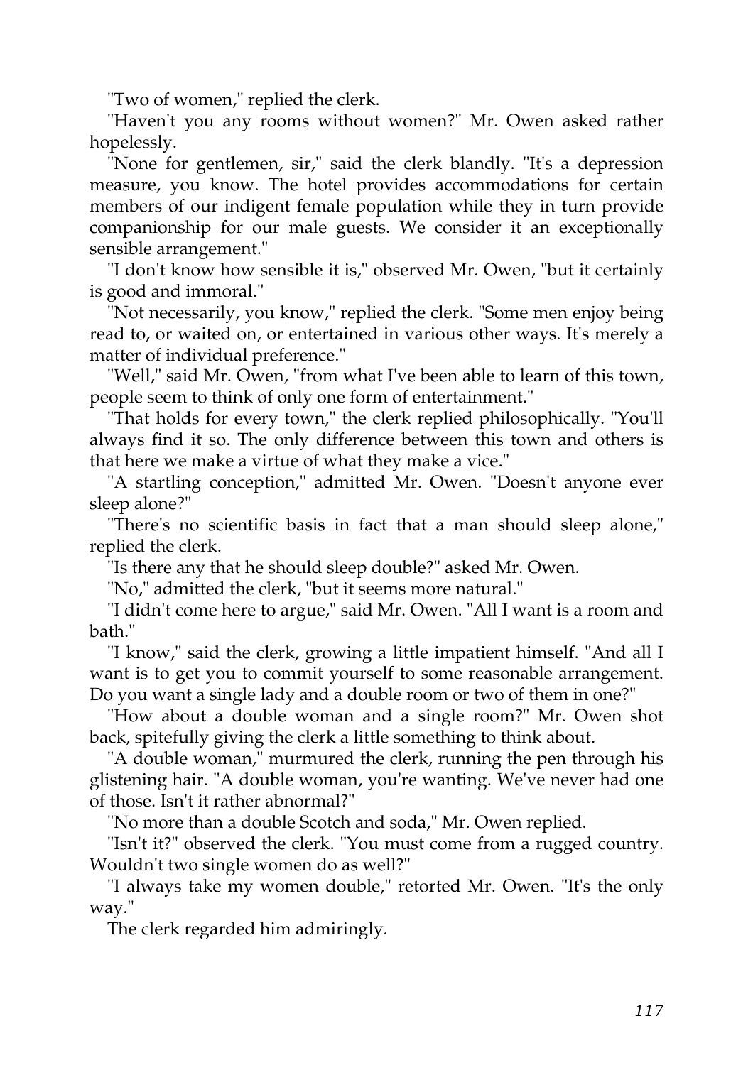"Two of women," replied the clerk.

"Haven't you any rooms without women?" Mr. Owen asked rather hopelessly.

"None for gentlemen, sir," said the clerk blandly. "It's a depression measure, you know. The hotel provides accommodations for certain members of our indigent female population while they in turn provide companionship for our male guests. We consider it an exceptionally sensible arrangement."

"I don't know how sensible it is," observed Mr. Owen, "but it certainly is good and immoral."

"Not necessarily, you know," replied the clerk. "Some men enjoy being read to, or waited on, or entertained in various other ways. It's merely a matter of individual preference."

"Well," said Mr. Owen, "from what I've been able to learn of this town, people seem to think of only one form of entertainment."

"That holds for every town," the clerk replied philosophically. "You'll always find it so. The only difference between this town and others is that here we make a virtue of what they make a vice."

"A startling conception," admitted Mr. Owen. "Doesn't anyone ever sleep alone?"

"There's no scientific basis in fact that a man should sleep alone," replied the clerk.

"Is there any that he should sleep double?" asked Mr. Owen.

"No," admitted the clerk, "but it seems more natural."

"I didn't come here to argue," said Mr. Owen. "All I want is a room and bath."

"I know," said the clerk, growing a little impatient himself. "And all I want is to get you to commit yourself to some reasonable arrangement. Do you want a single lady and a double room or two of them in one?"

"How about a double woman and a single room?" Mr. Owen shot back, spitefully giving the clerk a little something to think about.

"A double woman," murmured the clerk, running the pen through his glistening hair. "A double woman, you're wanting. We've never had one of those. Isn't it rather abnormal?"

"No more than a double Scotch and soda," Mr. Owen replied.

"Isn't it?" observed the clerk. "You must come from a rugged country. Wouldn't two single women do as well?"

"I always take my women double," retorted Mr. Owen. "It's the only way."

The clerk regarded him admiringly.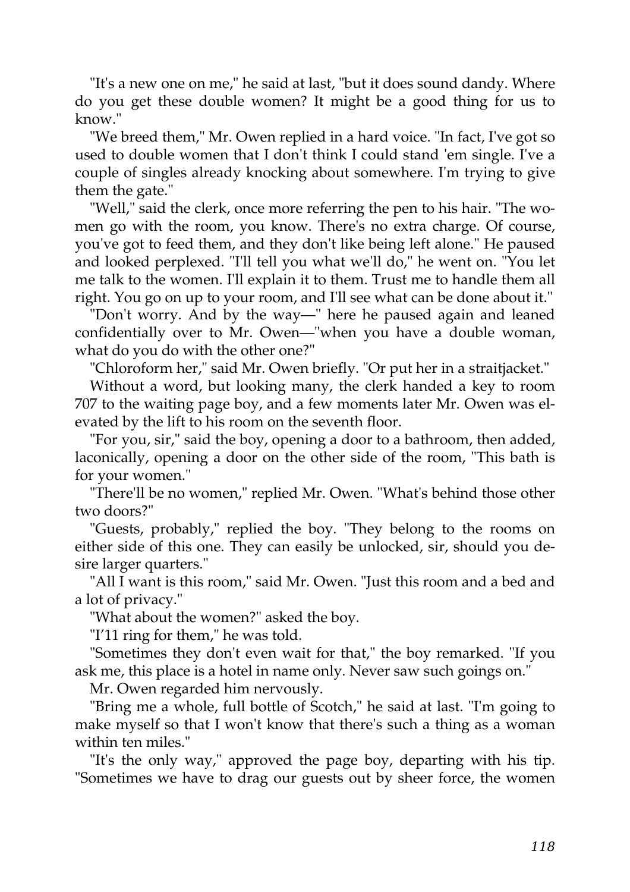"It's a new one on me," he said at last, "but it does sound dandy. Where do you get these double women? It might be a good thing for us to know."

"We breed them," Mr. Owen replied in a hard voice. "In fact, I've got so used to double women that I don't think I could stand 'em single. I've a couple of singles already knocking about somewhere. I'm trying to give them the gate."

"Well," said the clerk, once more referring the pen to his hair. "The women go with the room, you know. There's no extra charge. Of course, you've got to feed them, and they don't like being left alone." He paused and looked perplexed. "I'll tell you what we'll do," he went on. "You let me talk to the women. I'll explain it to them. Trust me to handle them all right. You go on up to your room, and I'll see what can be done about it."

"Don't worry. And by the way—" here he paused again and leaned confidentially over to Mr. Owen—"when you have a double woman, what do you do with the other one?"

"Chloroform her," said Mr. Owen briefly. "Or put her in a straitjacket."

Without a word, but looking many, the clerk handed a key to room 707 to the waiting page boy, and a few moments later Mr. Owen was elevated by the lift to his room on the seventh floor.

"For you, sir," said the boy, opening a door to a bathroom, then added, laconically, opening a door on the other side of the room, "This bath is for your women."

"There'll be no women," replied Mr. Owen. "What's behind those other two doors?"

"Guests, probably," replied the boy. "They belong to the rooms on either side of this one. They can easily be unlocked, sir, should you desire larger quarters."

"All I want is this room," said Mr. Owen. "Just this room and a bed and a lot of privacy."

"What about the women?" asked the boy.

"I'11 ring for them," he was told.

"Sometimes they don't even wait for that," the boy remarked. "If you ask me, this place is a hotel in name only. Never saw such goings on."

Mr. Owen regarded him nervously.

"Bring me a whole, full bottle of Scotch," he said at last. "I'm going to make myself so that I won't know that there's such a thing as a woman within ten miles."

"It's the only way," approved the page boy, departing with his tip. "Sometimes we have to drag our guests out by sheer force, the women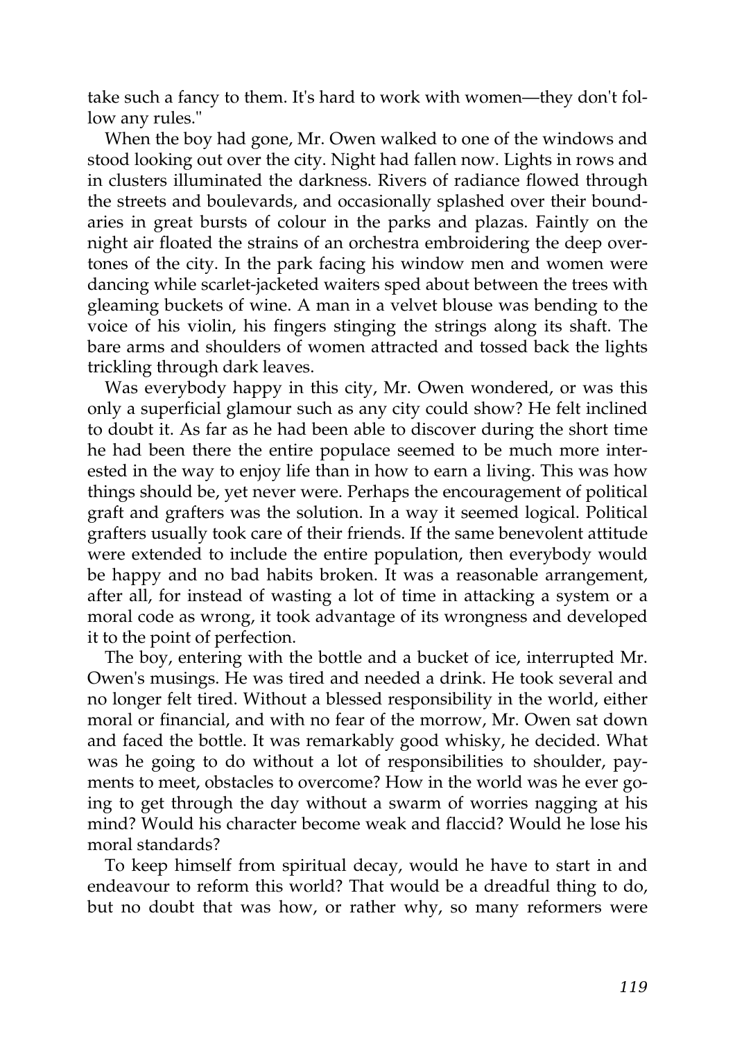take such a fancy to them. It's hard to work with women—they don't follow any rules."

When the boy had gone, Mr. Owen walked to one of the windows and stood looking out over the city. Night had fallen now. Lights in rows and in clusters illuminated the darkness. Rivers of radiance flowed through the streets and boulevards, and occasionally splashed over their boundaries in great bursts of colour in the parks and plazas. Faintly on the night air floated the strains of an orchestra embroidering the deep overtones of the city. In the park facing his window men and women were dancing while scarlet-jacketed waiters sped about between the trees with gleaming buckets of wine. A man in a velvet blouse was bending to the voice of his violin, his fingers stinging the strings along its shaft. The bare arms and shoulders of women attracted and tossed back the lights trickling through dark leaves.

Was everybody happy in this city, Mr. Owen wondered, or was this only a superficial glamour such as any city could show? He felt inclined to doubt it. As far as he had been able to discover during the short time he had been there the entire populace seemed to be much more interested in the way to enjoy life than in how to earn a living. This was how things should be, yet never were. Perhaps the encouragement of political graft and grafters was the solution. In a way it seemed logical. Political grafters usually took care of their friends. If the same benevolent attitude were extended to include the entire population, then everybody would be happy and no bad habits broken. It was a reasonable arrangement, after all, for instead of wasting a lot of time in attacking a system or a moral code as wrong, it took advantage of its wrongness and developed it to the point of perfection.

The boy, entering with the bottle and a bucket of ice, interrupted Mr. Owen's musings. He was tired and needed a drink. He took several and no longer felt tired. Without a blessed responsibility in the world, either moral or financial, and with no fear of the morrow, Mr. Owen sat down and faced the bottle. It was remarkably good whisky, he decided. What was he going to do without a lot of responsibilities to shoulder, payments to meet, obstacles to overcome? How in the world was he ever going to get through the day without a swarm of worries nagging at his mind? Would his character become weak and flaccid? Would he lose his moral standards?

To keep himself from spiritual decay, would he have to start in and endeavour to reform this world? That would be a dreadful thing to do, but no doubt that was how, or rather why, so many reformers were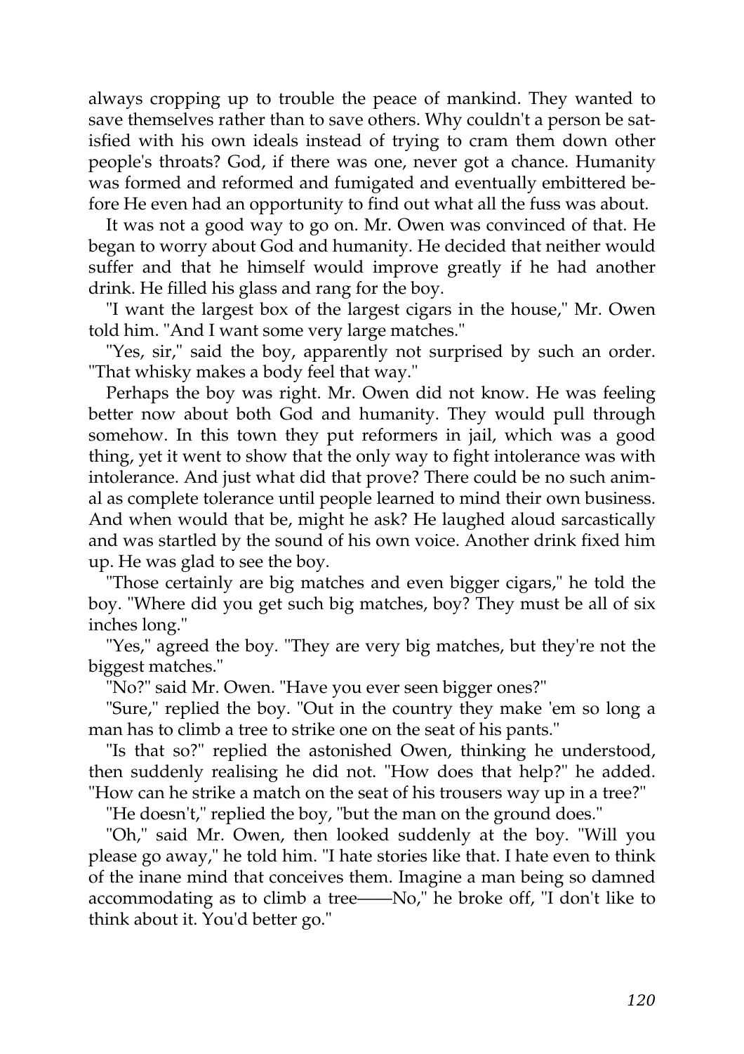always cropping up to trouble the peace of mankind. They wanted to save themselves rather than to save others. Why couldn't a person be satisfied with his own ideals instead of trying to cram them down other people's throats? God, if there was one, never got a chance. Humanity was formed and reformed and fumigated and eventually embittered before He even had an opportunity to find out what all the fuss was about.

It was not a good way to go on. Mr. Owen was convinced of that. He began to worry about God and humanity. He decided that neither would suffer and that he himself would improve greatly if he had another drink. He filled his glass and rang for the boy.

"I want the largest box of the largest cigars in the house," Mr. Owen told him. "And I want some very large matches."

"Yes, sir," said the boy, apparently not surprised by such an order. "That whisky makes a body feel that way."

Perhaps the boy was right. Mr. Owen did not know. He was feeling better now about both God and humanity. They would pull through somehow. In this town they put reformers in jail, which was a good thing, yet it went to show that the only way to fight intolerance was with intolerance. And just what did that prove? There could be no such animal as complete tolerance until people learned to mind their own business. And when would that be, might he ask? He laughed aloud sarcastically and was startled by the sound of his own voice. Another drink fixed him up. He was glad to see the boy.

"Those certainly are big matches and even bigger cigars," he told the boy. "Where did you get such big matches, boy? They must be all of six inches long."

"Yes," agreed the boy. "They are very big matches, but they're not the biggest matches."

"No?" said Mr. Owen. "Have you ever seen bigger ones?"

"Sure," replied the boy. "Out in the country they make 'em so long a man has to climb a tree to strike one on the seat of his pants."

"Is that so?" replied the astonished Owen, thinking he understood, then suddenly realising he did not. "How does that help?" he added. "How can he strike a match on the seat of his trousers way up in a tree?"

"He doesn't," replied the boy, "but the man on the ground does."

"Oh," said Mr. Owen, then looked suddenly at the boy. "Will you please go away," he told him. "I hate stories like that. I hate even to think of the inane mind that conceives them. Imagine a man being so damned accommodating as to climb a tree——No," he broke off, "I don't like to think about it. You'd better go."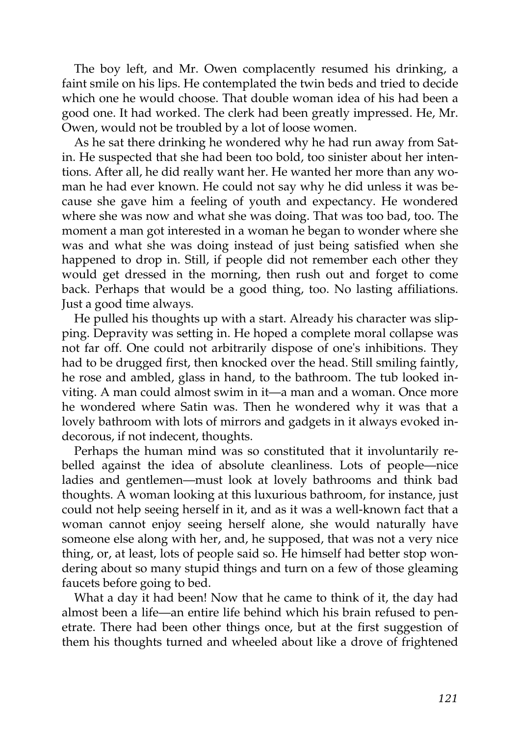The boy left, and Mr. Owen complacently resumed his drinking, a faint smile on his lips. He contemplated the twin beds and tried to decide which one he would choose. That double woman idea of his had been a good one. It had worked. The clerk had been greatly impressed. He, Mr. Owen, would not be troubled by a lot of loose women.

As he sat there drinking he wondered why he had run away from Satin. He suspected that she had been too bold, too sinister about her intentions. After all, he did really want her. He wanted her more than any woman he had ever known. He could not say why he did unless it was because she gave him a feeling of youth and expectancy. He wondered where she was now and what she was doing. That was too bad, too. The moment a man got interested in a woman he began to wonder where she was and what she was doing instead of just being satisfied when she happened to drop in. Still, if people did not remember each other they would get dressed in the morning, then rush out and forget to come back. Perhaps that would be a good thing, too. No lasting affiliations. Just a good time always.

He pulled his thoughts up with a start. Already his character was slipping. Depravity was setting in. He hoped a complete moral collapse was not far off. One could not arbitrarily dispose of one's inhibitions. They had to be drugged first, then knocked over the head. Still smiling faintly, he rose and ambled, glass in hand, to the bathroom. The tub looked inviting. A man could almost swim in it—a man and a woman. Once more he wondered where Satin was. Then he wondered why it was that a lovely bathroom with lots of mirrors and gadgets in it always evoked indecorous, if not indecent, thoughts.

Perhaps the human mind was so constituted that it involuntarily rebelled against the idea of absolute cleanliness. Lots of people—nice ladies and gentlemen—must look at lovely bathrooms and think bad thoughts. A woman looking at this luxurious bathroom, for instance, just could not help seeing herself in it, and as it was a well-known fact that a woman cannot enjoy seeing herself alone, she would naturally have someone else along with her, and, he supposed, that was not a very nice thing, or, at least, lots of people said so. He himself had better stop wondering about so many stupid things and turn on a few of those gleaming faucets before going to bed.

What a day it had been! Now that he came to think of it, the day had almost been a life—an entire life behind which his brain refused to penetrate. There had been other things once, but at the first suggestion of them his thoughts turned and wheeled about like a drove of frightened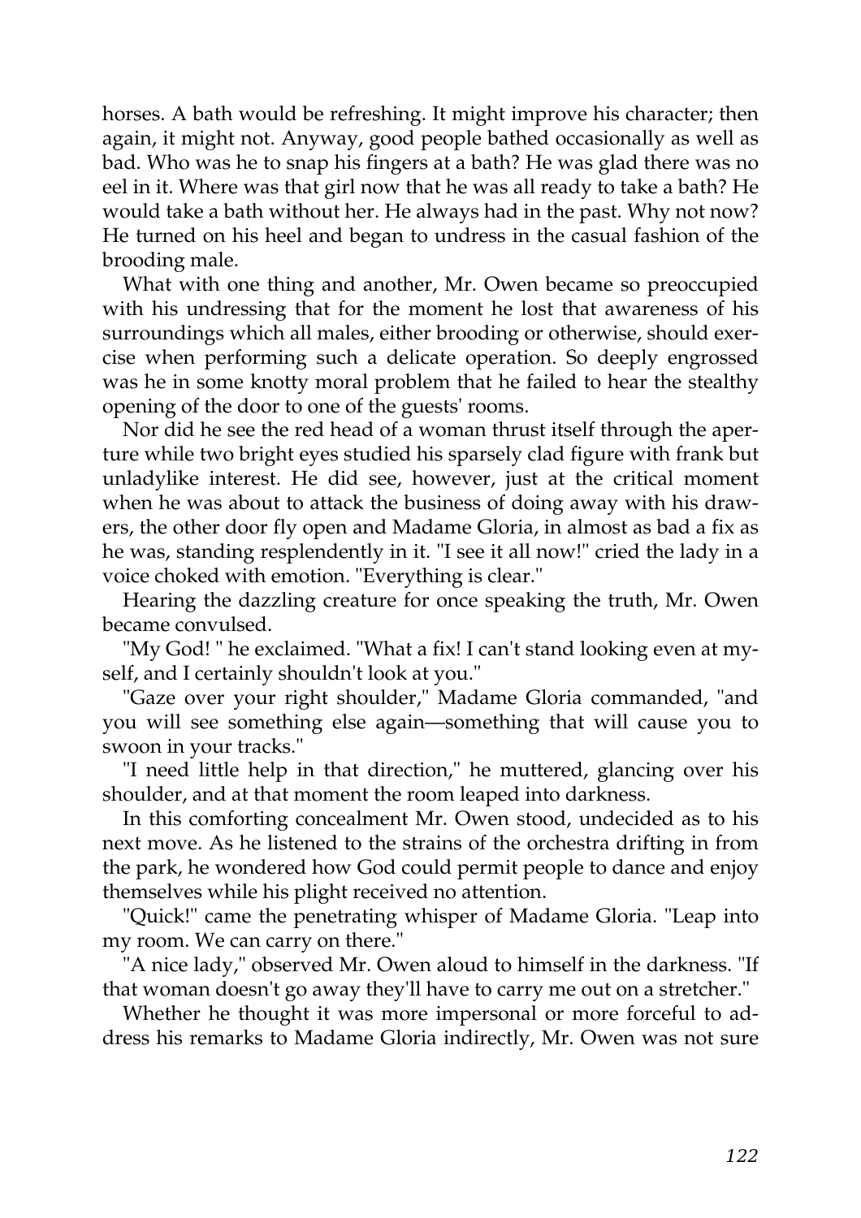horses. A bath would be refreshing. It might improve his character; then again, it might not. Anyway, good people bathed occasionally as well as bad. Who was he to snap his fingers at a bath? He was glad there was no eel in it. Where was that girl now that he was all ready to take a bath? He would take a bath without her. He always had in the past. Why not now? He turned on his heel and began to undress in the casual fashion of the brooding male.

What with one thing and another, Mr. Owen became so preoccupied with his undressing that for the moment he lost that awareness of his surroundings which all males, either brooding or otherwise, should exercise when performing such a delicate operation. So deeply engrossed was he in some knotty moral problem that he failed to hear the stealthy opening of the door to one of the guests' rooms.

Nor did he see the red head of a woman thrust itself through the aperture while two bright eyes studied his sparsely clad figure with frank but unladylike interest. He did see, however, just at the critical moment when he was about to attack the business of doing away with his drawers, the other door fly open and Madame Gloria, in almost as bad a fix as he was, standing resplendently in it. "I see it all now!" cried the lady in a voice choked with emotion. "Everything is clear."

Hearing the dazzling creature for once speaking the truth, Mr. Owen became convulsed.

"My God! " he exclaimed. "What a fix! I can't stand looking even at myself, and I certainly shouldn't look at you."

"Gaze over your right shoulder," Madame Gloria commanded, "and you will see something else again—something that will cause you to swoon in your tracks."

"I need little help in that direction," he muttered, glancing over his shoulder, and at that moment the room leaped into darkness.

In this comforting concealment Mr. Owen stood, undecided as to his next move. As he listened to the strains of the orchestra drifting in from the park, he wondered how God could permit people to dance and enjoy themselves while his plight received no attention.

"Quick!" came the penetrating whisper of Madame Gloria. "Leap into my room. We can carry on there."

"A nice lady," observed Mr. Owen aloud to himself in the darkness. "If that woman doesn't go away they'll have to carry me out on a stretcher."

Whether he thought it was more impersonal or more forceful to address his remarks to Madame Gloria indirectly, Mr. Owen was not sure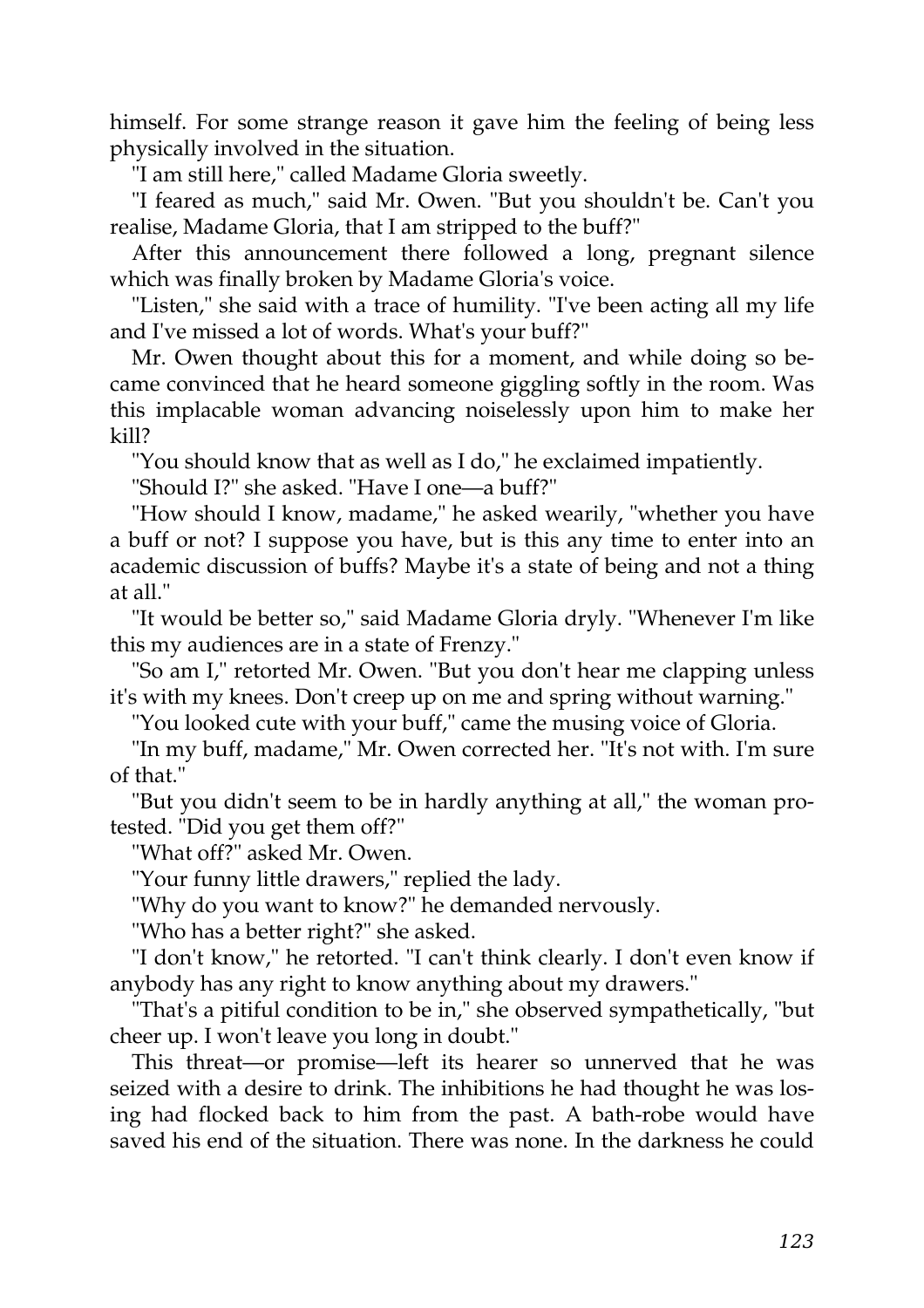himself. For some strange reason it gave him the feeling of being less physically involved in the situation.

"I am still here," called Madame Gloria sweetly.

"I feared as much," said Mr. Owen. "But you shouldn't be. Can't you realise, Madame Gloria, that I am stripped to the buff?"

After this announcement there followed a long, pregnant silence which was finally broken by Madame Gloria's voice.

"Listen," she said with a trace of humility. "I've been acting all my life and I've missed a lot of words. What's your buff?"

Mr. Owen thought about this for a moment, and while doing so became convinced that he heard someone giggling softly in the room. Was this implacable woman advancing noiselessly upon him to make her kill?

"You should know that as well as I do," he exclaimed impatiently.

"Should I?" she asked. "Have I one—a buff?"

"How should I know, madame," he asked wearily, "whether you have a buff or not? I suppose you have, but is this any time to enter into an academic discussion of buffs? Maybe it's a state of being and not a thing at all."

"It would be better so," said Madame Gloria dryly. "Whenever I'm like this my audiences are in a state of Frenzy."

"So am I," retorted Mr. Owen. "But you don't hear me clapping unless it's with my knees. Don't creep up on me and spring without warning."

"You looked cute with your buff," came the musing voice of Gloria.

"In my buff, madame," Mr. Owen corrected her. "It's not with. I'm sure of that."

"But you didn't seem to be in hardly anything at all," the woman protested. "Did you get them off?"

"What off?" asked Mr. Owen.

"Your funny little drawers," replied the lady.

"Why do you want to know?" he demanded nervously.

"Who has a better right?" she asked.

"I don't know," he retorted. "I can't think clearly. I don't even know if anybody has any right to know anything about my drawers."

"That's a pitiful condition to be in," she observed sympathetically, "but cheer up. I won't leave you long in doubt."

This threat—or promise—left its hearer so unnerved that he was seized with a desire to drink. The inhibitions he had thought he was losing had flocked back to him from the past. A bath-robe would have saved his end of the situation. There was none. In the darkness he could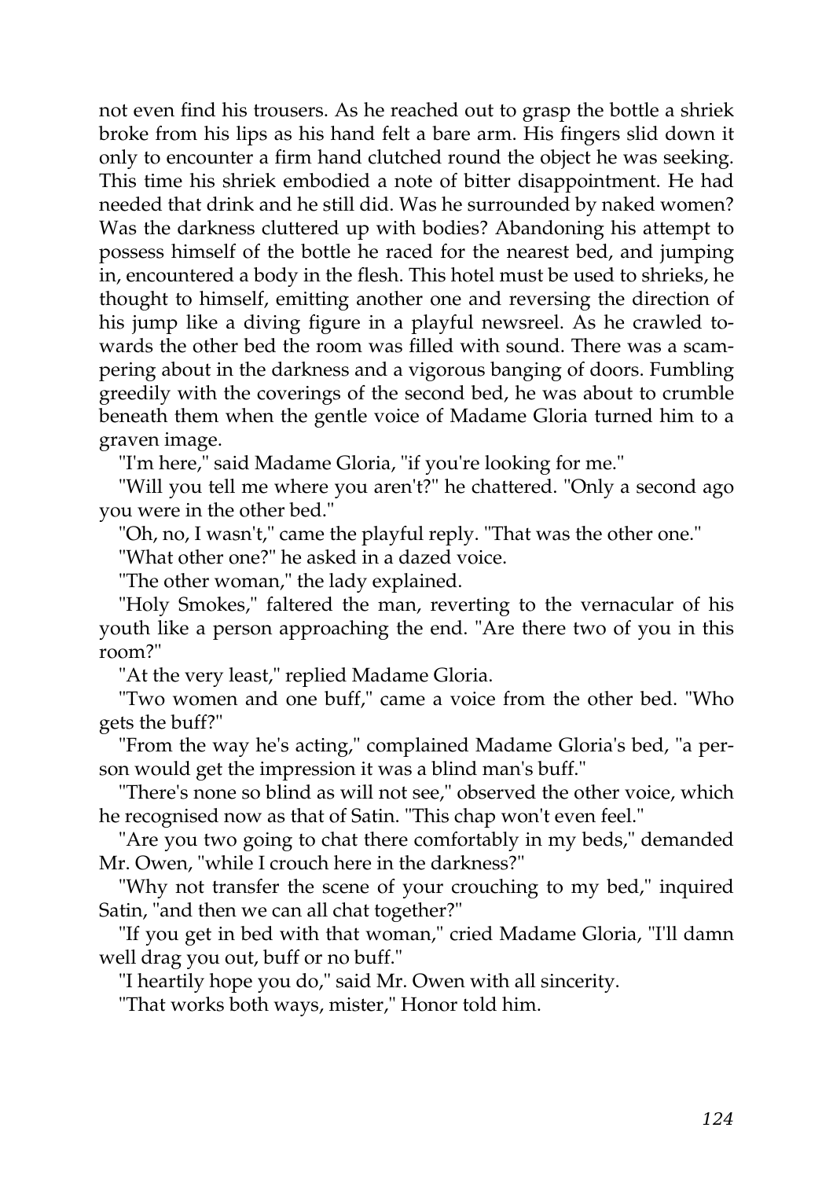not even find his trousers. As he reached out to grasp the bottle a shriek broke from his lips as his hand felt a bare arm. His fingers slid down it only to encounter a firm hand clutched round the object he was seeking. This time his shriek embodied a note of bitter disappointment. He had needed that drink and he still did. Was he surrounded by naked women? Was the darkness cluttered up with bodies? Abandoning his attempt to possess himself of the bottle he raced for the nearest bed, and jumping in, encountered a body in the flesh. This hotel must be used to shrieks, he thought to himself, emitting another one and reversing the direction of his jump like a diving figure in a playful newsreel. As he crawled towards the other bed the room was filled with sound. There was a scampering about in the darkness and a vigorous banging of doors. Fumbling greedily with the coverings of the second bed, he was about to crumble beneath them when the gentle voice of Madame Gloria turned him to a graven image.

"I'm here," said Madame Gloria, "if you're looking for me."

"Will you tell me where you aren't?" he chattered. "Only a second ago you were in the other bed."

"Oh, no, I wasn't," came the playful reply. "That was the other one."

"What other one?" he asked in a dazed voice.

"The other woman," the lady explained.

"Holy Smokes," faltered the man, reverting to the vernacular of his youth like a person approaching the end. "Are there two of you in this room?"

"At the very least," replied Madame Gloria.

"Two women and one buff," came a voice from the other bed. "Who gets the buff?"

"From the way he's acting," complained Madame Gloria's bed, "a person would get the impression it was a blind man's buff."

"There's none so blind as will not see," observed the other voice, which he recognised now as that of Satin. "This chap won't even feel."

"Are you two going to chat there comfortably in my beds," demanded Mr. Owen, "while I crouch here in the darkness?"

"Why not transfer the scene of your crouching to my bed," inquired Satin, "and then we can all chat together?"

"If you get in bed with that woman," cried Madame Gloria, "I'll damn well drag you out, buff or no buff."

"I heartily hope you do," said Mr. Owen with all sincerity.

"That works both ways, mister," Honor told him.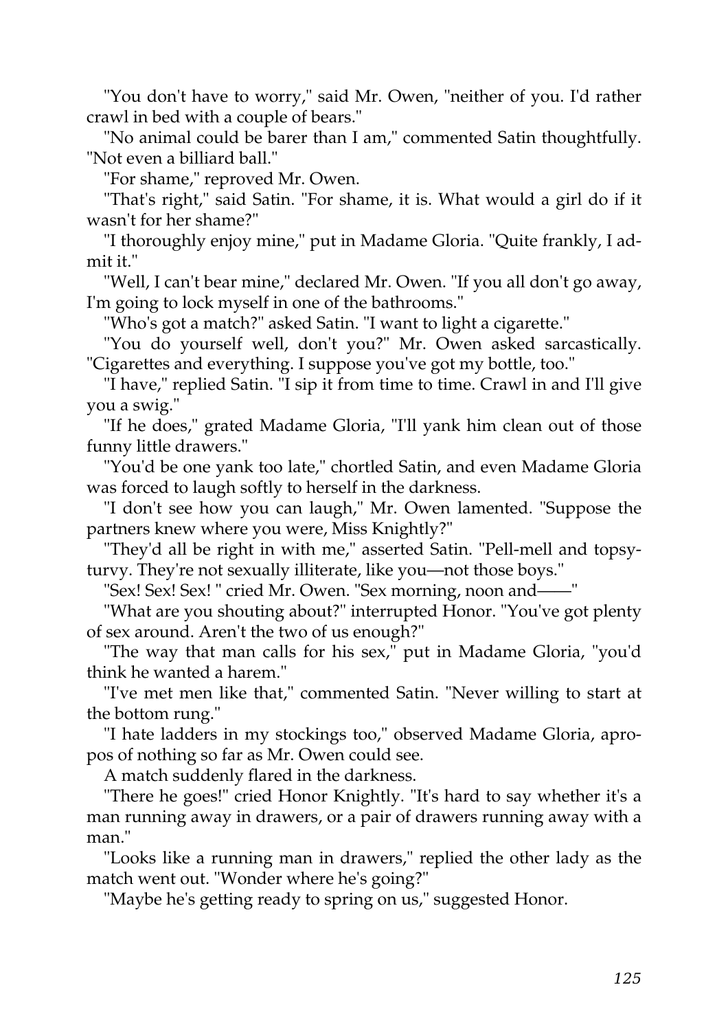"You don't have to worry," said Mr. Owen, "neither of you. I'd rather crawl in bed with a couple of bears."

"No animal could be barer than I am," commented Satin thoughtfully. "Not even a billiard ball."

"For shame," reproved Mr. Owen.

"That's right," said Satin. "For shame, it is. What would a girl do if it wasn't for her shame?"

"I thoroughly enjoy mine," put in Madame Gloria. "Quite frankly, I admit it."

"Well, I can't bear mine," declared Mr. Owen. "If you all don't go away, I'm going to lock myself in one of the bathrooms."

"Who's got a match?" asked Satin. "I want to light a cigarette."

"You do yourself well, don't you?" Mr. Owen asked sarcastically. "Cigarettes and everything. I suppose you've got my bottle, too."

"I have," replied Satin. "I sip it from time to time. Crawl in and I'll give you a swig."

"If he does," grated Madame Gloria, "I'll yank him clean out of those funny little drawers."

"You'd be one yank too late," chortled Satin, and even Madame Gloria was forced to laugh softly to herself in the darkness.

"I don't see how you can laugh," Mr. Owen lamented. "Suppose the partners knew where you were, Miss Knightly?"

"They'd all be right in with me," asserted Satin. "Pell-mell and topsy-turvy. They're not sexually illiterate, like you—not those boys."

"Sex! Sex! Sex! " cried Mr. Owen. "Sex morning, noon and——"

"What are you shouting about?" interrupted Honor. "You've got plenty of sex around. Aren't the two of us enough?"

"The way that man calls for his sex," put in Madame Gloria, "you'd think he wanted a harem."

"I've met men like that," commented Satin. "Never willing to start at the bottom rung."

"I hate ladders in my stockings too," observed Madame Gloria, apropos of nothing so far as Mr. Owen could see.

A match suddenly flared in the darkness.

"There he goes!" cried Honor Knightly. "It's hard to say whether it's a man running away in drawers, or a pair of drawers running away with a man."

"Looks like a running man in drawers," replied the other lady as the match went out. "Wonder where he's going?"

"Maybe he's getting ready to spring on us," suggested Honor.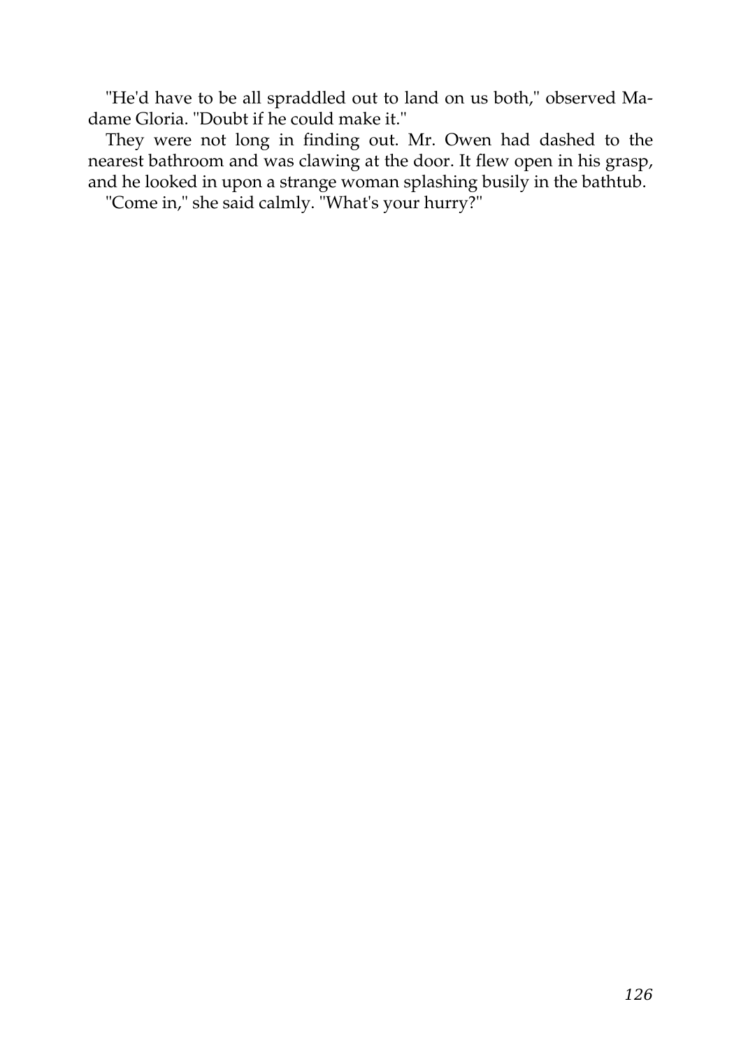"He'd have to be all spraddled out to land on us both," observed Madame Gloria. "Doubt if he could make it."

They were not long in finding out. Mr. Owen had dashed to the nearest bathroom and was clawing at the door. It flew open in his grasp, and he looked in upon a strange woman splashing busily in the bathtub.

"Come in," she said calmly. "What's your hurry?"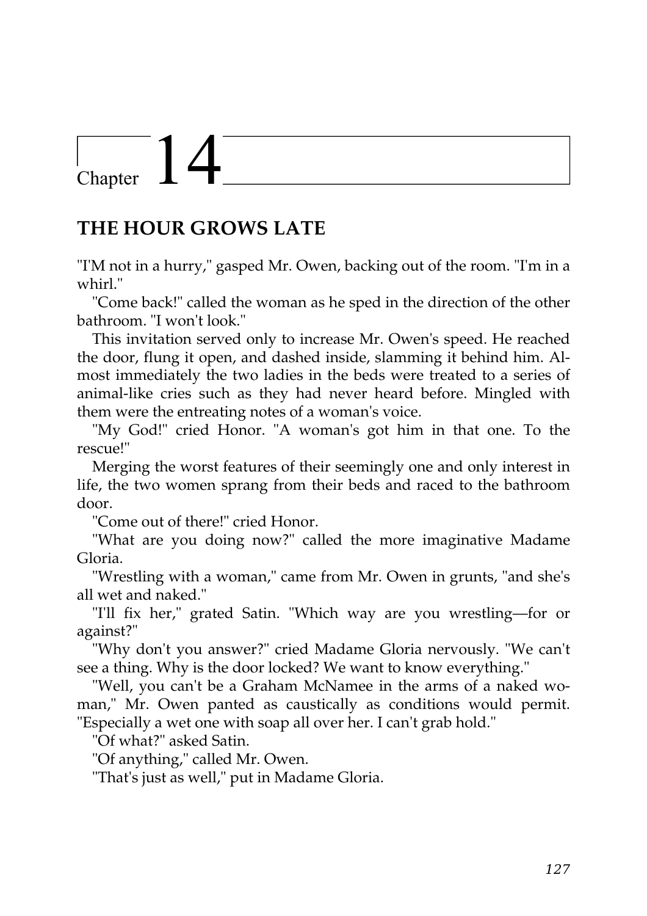# Chapter 14

## THE HOUR GROWS LATE

"I'M not in a hurry," gasped Mr. Owen, backing out of the room. "I'm in a whirl."

"Come back!" called the woman as he sped in the direction of the other bathroom. "I won't look."

This invitation served only to increase Mr. Owen's speed. He reached the door, flung it open, and dashed inside, slamming it behind him. Almost immediately the two ladies in the beds were treated to a series of animal-like cries such as they had never heard before. Mingled with them were the entreating notes of a woman's voice.

"My God!" cried Honor. "A woman's got him in that one. To the rescue!"

Merging the worst features of their seemingly one and only interest in life, the two women sprang from their beds and raced to the bathroom door.

"Come out of there!" cried Honor.

"What are you doing now?" called the more imaginative Madame Gloria.

"Wrestling with a woman," came from Mr. Owen in grunts, "and she's all wet and naked."

"I'll fix her," grated Satin. "Which way are you wrestling—for or against?"

"Why don't you answer?" cried Madame Gloria nervously. "We can't see a thing. Why is the door locked? We want to know everything."

"Well, you can't be a Graham McNamee in the arms of a naked woman," Mr. Owen panted as caustically as conditions would permit. "Especially a wet one with soap all over her. I can't grab hold."

"Of what?" asked Satin.

"Of anything," called Mr. Owen.

"That's just as well," put in Madame Gloria.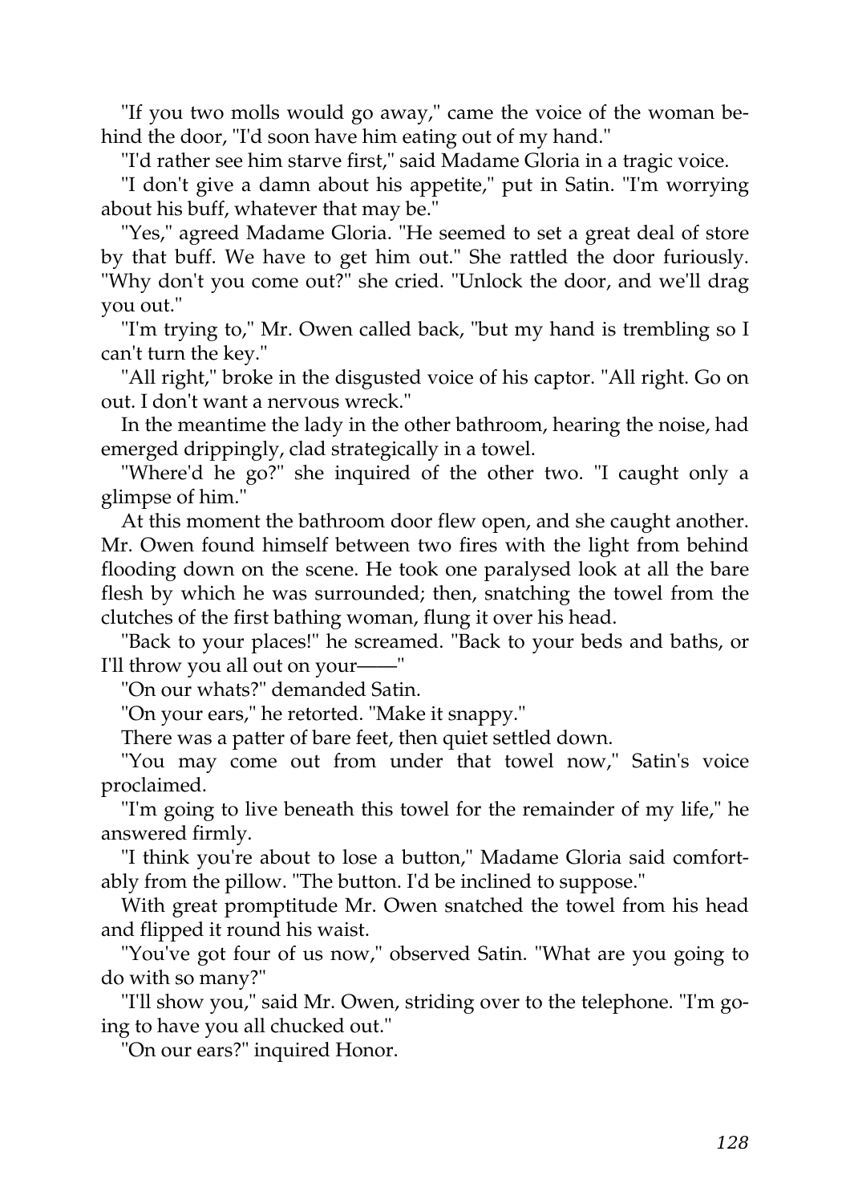"If you two molls would go away," came the voice of the woman behind the door, "I'd soon have him eating out of my hand."

"I'd rather see him starve first," said Madame Gloria in a tragic voice.

"I don't give a damn about his appetite," put in Satin. "I'm worrying about his buff, whatever that may be."

"Yes," agreed Madame Gloria. "He seemed to set a great deal of store by that buff. We have to get him out." She rattled the door furiously. "Why don't you come out?" she cried. "Unlock the door, and we'll drag you out."

"I'm trying to," Mr. Owen called back, "but my hand is trembling so I can't turn the key."

"All right," broke in the disgusted voice of his captor. "All right. Go on out. I don't want a nervous wreck."

In the meantime the lady in the other bathroom, hearing the noise, had emerged drippingly, clad strategically in a towel.

"Where'd he go?" she inquired of the other two. "I caught only a glimpse of him."

At this moment the bathroom door flew open, and she caught another. Mr. Owen found himself between two fires with the light from behind flooding down on the scene. He took one paralysed look at all the bare flesh by which he was surrounded; then, snatching the towel from the clutches of the first bathing woman, flung it over his head.

"Back to your places!" he screamed. "Back to your beds and baths, or I'll throw you all out on your——"

"On our whats?" demanded Satin.

"On your ears," he retorted. "Make it snappy."

There was a patter of bare feet, then quiet settled down.

"You may come out from under that towel now," Satin's voice proclaimed.

"I'm going to live beneath this towel for the remainder of my life," he answered firmly.

"I think you're about to lose a button," Madame Gloria said comfortably from the pillow. "The button. I'd be inclined to suppose."

With great promptitude Mr. Owen snatched the towel from his head and flipped it round his waist.

"You've got four of us now," observed Satin. "What are you going to do with so many?"

"I'll show you," said Mr. Owen, striding over to the telephone. "I'm going to have you all chucked out."

"On our ears?" inquired Honor.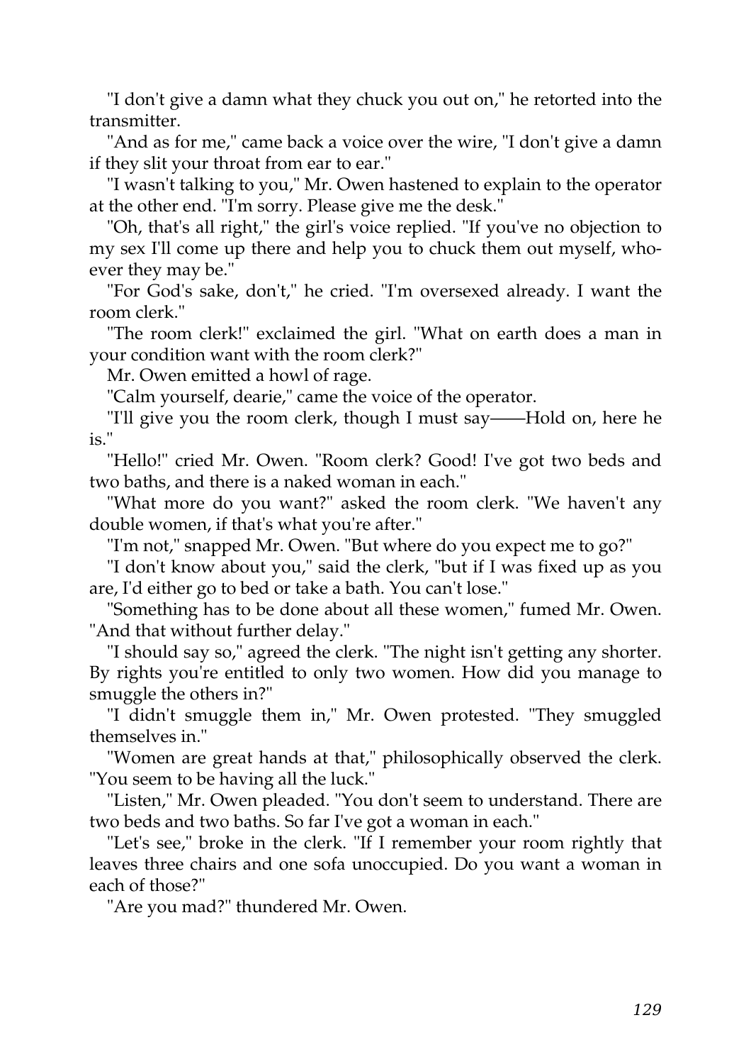"I don't give a damn what they chuck you out on," he retorted into the transmitter.

"And as for me," came back a voice over the wire, "I don't give a damn if they slit your throat from ear to ear."

"I wasn't talking to you," Mr. Owen hastened to explain to the operator at the other end. "I'm sorry. Please give me the desk."

"Oh, that's all right," the girl's voice replied. "If you've no objection to my sex I'll come up there and help you to chuck them out myself, whoever they may be."

"For God's sake, don't," he cried. "I'm oversexed already. I want the room clerk."

"The room clerk!" exclaimed the girl. "What on earth does a man in your condition want with the room clerk?"

Mr. Owen emitted a howl of rage.

"Calm yourself, dearie," came the voice of the operator.

"I'll give you the room clerk, though I must say——Hold on, here he is."

"Hello!" cried Mr. Owen. "Room clerk? Good! I've got two beds and two baths, and there is a naked woman in each."

"What more do you want?" asked the room clerk. "We haven't any double women, if that's what you're after."

"I'm not," snapped Mr. Owen. "But where do you expect me to go?"

"I don't know about you," said the clerk, "but if I was fixed up as you are, I'd either go to bed or take a bath. You can't lose."

"Something has to be done about all these women," fumed Mr. Owen. "And that without further delay."

"I should say so," agreed the clerk. "The night isn't getting any shorter. By rights you're entitled to only two women. How did you manage to smuggle the others in?"

"I didn't smuggle them in," Mr. Owen protested. "They smuggled themselves in."

"Women are great hands at that," philosophically observed the clerk. "You seem to be having all the luck."

"Listen," Mr. Owen pleaded. "You don't seem to understand. There are two beds and two baths. So far I've got a woman in each."

"Let's see," broke in the clerk. "If I remember your room rightly that leaves three chairs and one sofa unoccupied. Do you want a woman in each of those?"

"Are you mad?" thundered Mr. Owen.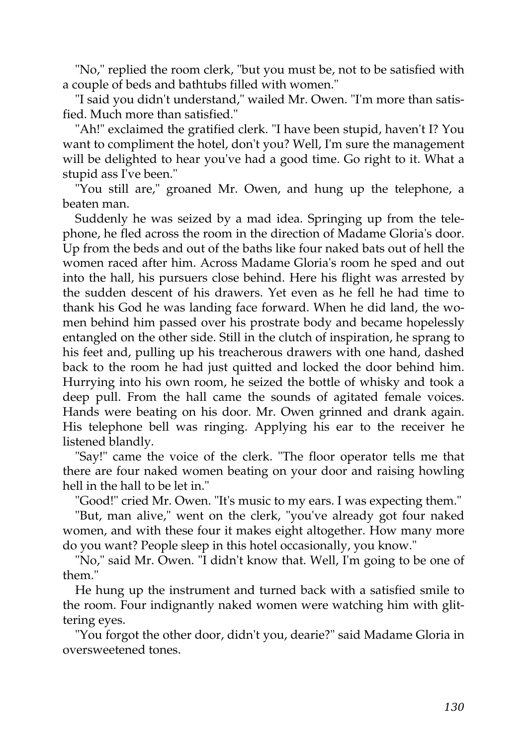"No," replied the room clerk, "but you must be, not to be satisfied with a couple of beds and bathtubs filled with women."

"I said you didn't understand," wailed Mr. Owen. "I'm more than satisfied. Much more than satisfied."

"Ah!" exclaimed the gratified clerk. "I have been stupid, haven't I? You want to compliment the hotel, don't you? Well, I'm sure the management will be delighted to hear you've had a good time. Go right to it. What a stupid ass I've been."

"You still are," groaned Mr. Owen, and hung up the telephone, a beaten man.

Suddenly he was seized by a mad idea. Springing up from the telephone, he fled across the room in the direction of Madame Gloria's door. Up from the beds and out of the baths like four naked bats out of hell the women raced after him. Across Madame Gloria's room he sped and out into the hall, his pursuers close behind. Here his flight was arrested by the sudden descent of his drawers. Yet even as he fell he had time to thank his God he was landing face forward. When he did land, the women behind him passed over his prostrate body and became hopelessly entangled on the other side. Still in the clutch of inspiration, he sprang to his feet and, pulling up his treacherous drawers with one hand, dashed back to the room he had just quitted and locked the door behind him. Hurrying into his own room, he seized the bottle of whisky and took a deep pull. From the hall came the sounds of agitated female voices. Hands were beating on his door. Mr. Owen grinned and drank again. His telephone bell was ringing. Applying his ear to the receiver he listened blandly.

"Say!" came the voice of the clerk. "The floor operator tells me that there are four naked women beating on your door and raising howling hell in the hall to be let in."

"Good!" cried Mr. Owen. "It's music to my ears. I was expecting them."

"But, man alive," went on the clerk, "you've already got four naked women, and with these four it makes eight altogether. How many more do you want? People sleep in this hotel occasionally, you know."

"No," said Mr. Owen. "I didn't know that. Well, I'm going to be one of them."

He hung up the instrument and turned back with a satisfied smile to the room. Four indignantly naked women were watching him with glittering eyes.

"You forgot the other door, didn't you, dearie?" said Madame Gloria in oversweetened tones.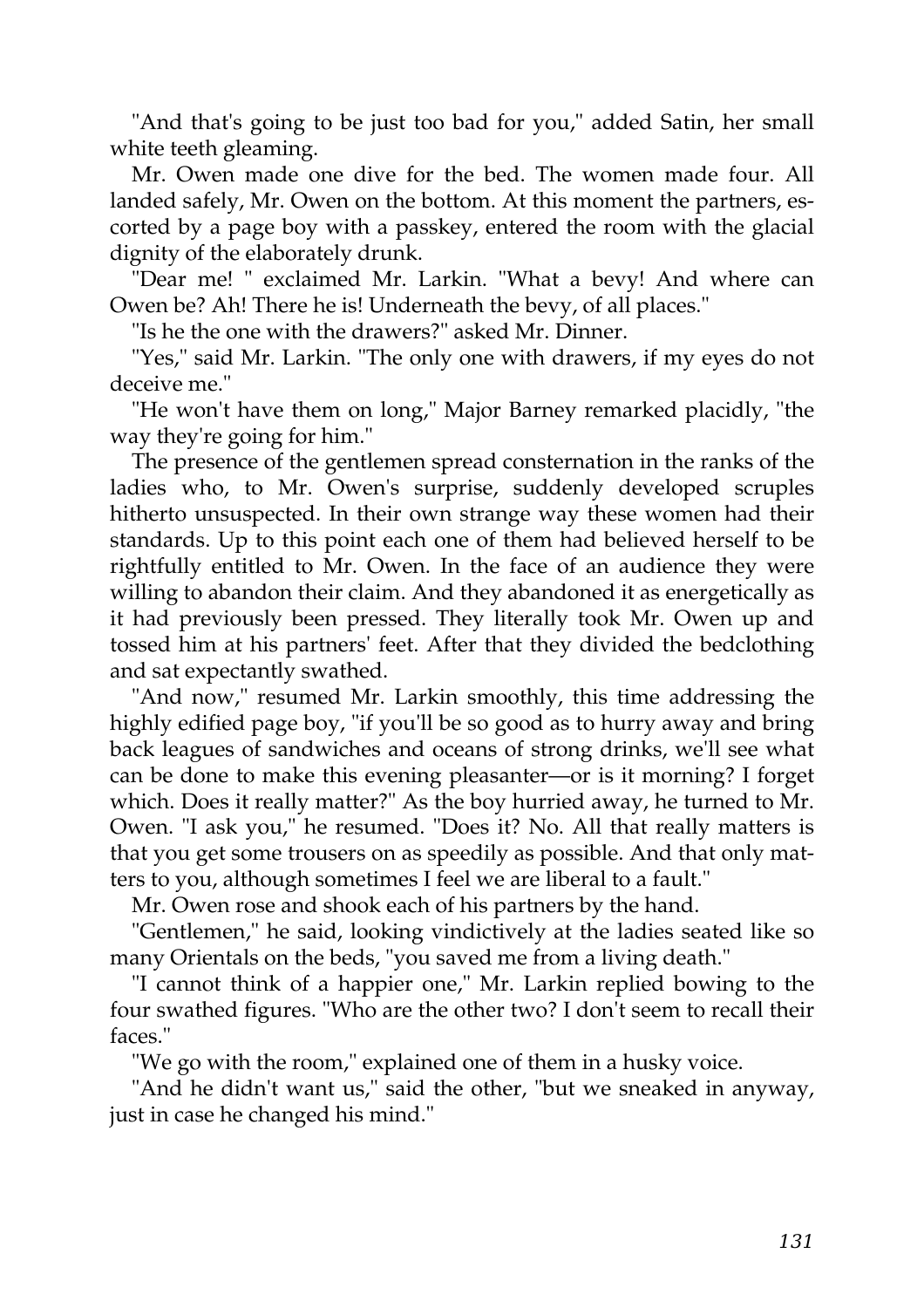"And that's going to be just too bad for you," added Satin, her small white teeth gleaming.

Mr. Owen made one dive for the bed. The women made four. All landed safely, Mr. Owen on the bottom. At this moment the partners, escorted by a page boy with a passkey, entered the room with the glacial dignity of the elaborately drunk.

"Dear me! " exclaimed Mr. Larkin. "What a bevy! And where can Owen be? Ah! There he is! Underneath the bevy, of all places."

"Is he the one with the drawers?" asked Mr. Dinner.

"Yes," said Mr. Larkin. "The only one with drawers, if my eyes do not deceive me."

"He won't have them on long," Major Barney remarked placidly, "the way they're going for him."

The presence of the gentlemen spread consternation in the ranks of the ladies who, to Mr. Owen's surprise, suddenly developed scruples hitherto unsuspected. In their own strange way these women had their standards. Up to this point each one of them had believed herself to be rightfully entitled to Mr. Owen. In the face of an audience they were willing to abandon their claim. And they abandoned it as energetically as it had previously been pressed. They literally took Mr. Owen up and tossed him at his partners' feet. After that they divided the bedclothing and sat expectantly swathed.

"And now," resumed Mr. Larkin smoothly, this time addressing the highly edified page boy, "if you'll be so good as to hurry away and bring back leagues of sandwiches and oceans of strong drinks, we'll see what can be done to make this evening pleasanter—or is it morning? I forget which. Does it really matter?" As the boy hurried away, he turned to Mr. Owen. "I ask you," he resumed. "Does it? No. All that really matters is that you get some trousers on as speedily as possible. And that only matters to you, although sometimes I feel we are liberal to a fault."

Mr. Owen rose and shook each of his partners by the hand.

"Gentlemen," he said, looking vindictively at the ladies seated like so many Orientals on the beds, "you saved me from a living death."

"I cannot think of a happier one," Mr. Larkin replied bowing to the four swathed figures. "Who are the other two? I don't seem to recall their faces."

"We go with the room," explained one of them in a husky voice.

"And he didn't want us," said the other, "but we sneaked in anyway, just in case he changed his mind."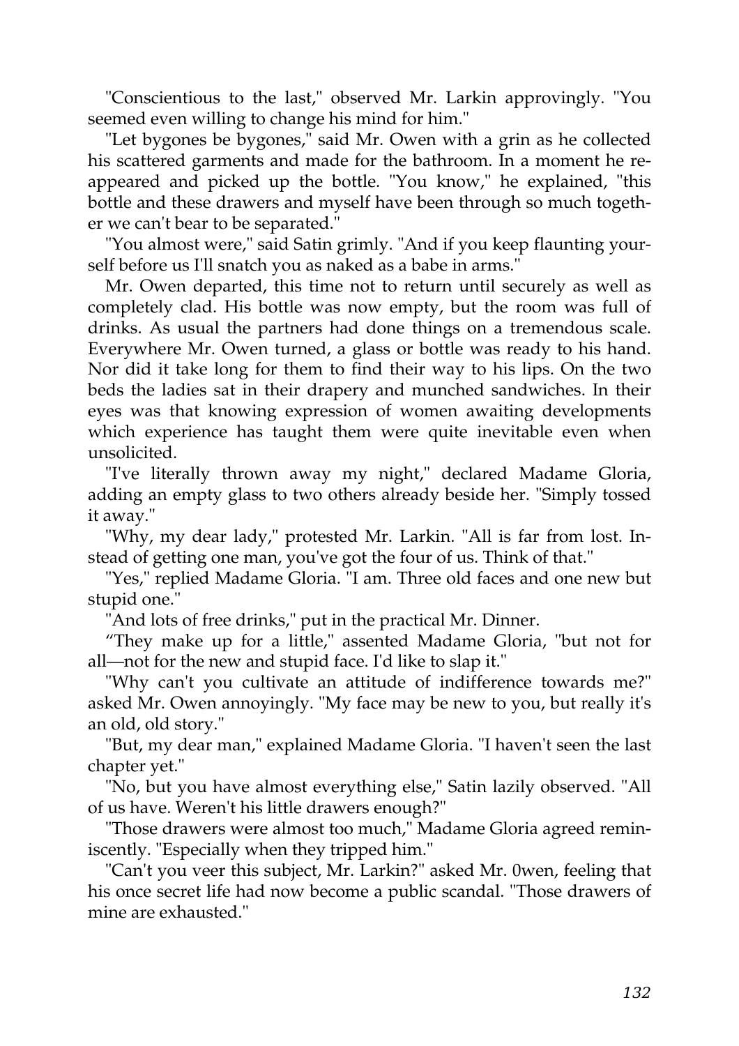"Conscientious to the last," observed Mr. Larkin approvingly. "You seemed even willing to change his mind for him."

"Let bygones be bygones," said Mr. Owen with a grin as he collected his scattered garments and made for the bathroom. In a moment he reappeared and picked up the bottle. "You know," he explained, "this bottle and these drawers and myself have been through so much together we can't bear to be separated."

"You almost were," said Satin grimly. "And if you keep flaunting yourself before us I'll snatch you as naked as a babe in arms."

Mr. Owen departed, this time not to return until securely as well as completely clad. His bottle was now empty, but the room was full of drinks. As usual the partners had done things on a tremendous scale. Everywhere Mr. Owen turned, a glass or bottle was ready to his hand. Nor did it take long for them to find their way to his lips. On the two beds the ladies sat in their drapery and munched sandwiches. In their eyes was that knowing expression of women awaiting developments which experience has taught them were quite inevitable even when unsolicited.

"I've literally thrown away my night," declared Madame Gloria, adding an empty glass to two others already beside her. "Simply tossed it away."

"Why, my dear lady," protested Mr. Larkin. "All is far from lost. Instead of getting one man, you've got the four of us. Think of that."

"Yes," replied Madame Gloria. "I am. Three old faces and one new but stupid one."

"And lots of free drinks," put in the practical Mr. Dinner.

"They make up for a little," assented Madame Gloria, "but not for all—not for the new and stupid face. I'd like to slap it."

"Why can't you cultivate an attitude of indifference towards me?" asked Mr. Owen annoyingly. "My face may be new to you, but really it's an old, old story."

"But, my dear man," explained Madame Gloria. "I haven't seen the last chapter yet."

"No, but you have almost everything else," Satin lazily observed. "All of us have. Weren't his little drawers enough?"

"Those drawers were almost too much," Madame Gloria agreed reminiscently. "Especially when they tripped him."

"Can't you veer this subject, Mr. Larkin?" asked Mr. 0wen, feeling that his once secret life had now become a public scandal. "Those drawers of mine are exhausted."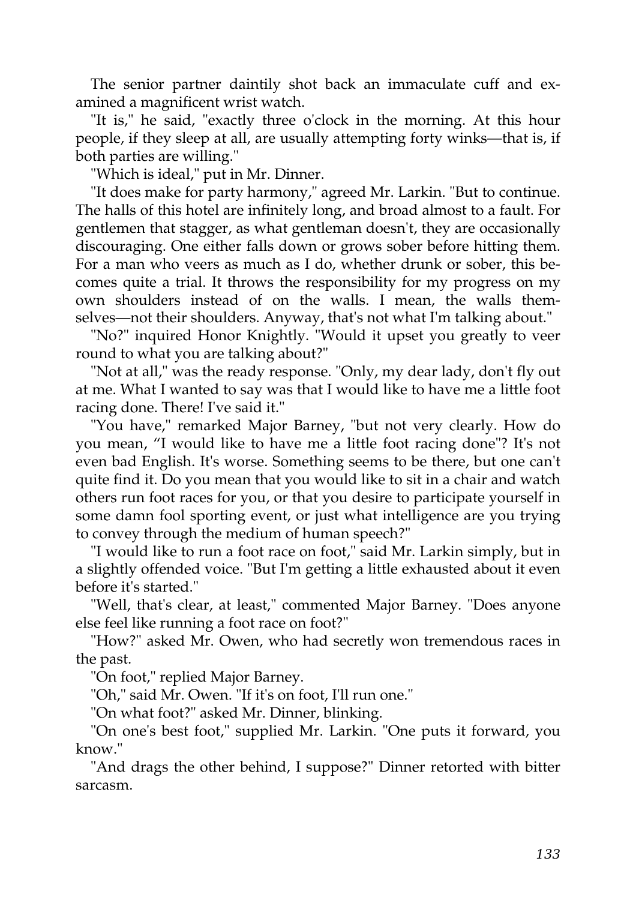The senior partner daintily shot back an immaculate cuff and examined a magnificent wrist watch.

"It is," he said, "exactly three o'clock in the morning. At this hour people, if they sleep at all, are usually attempting forty winks—that is, if both parties are willing."

"Which is ideal," put in Mr. Dinner.

"It does make for party harmony," agreed Mr. Larkin. "But to continue. The halls of this hotel are infinitely long, and broad almost to a fault. For gentlemen that stagger, as what gentleman doesn't, they are occasionally discouraging. One either falls down or grows sober before hitting them. For a man who veers as much as I do, whether drunk or sober, this becomes quite a trial. It throws the responsibility for my progress on my own shoulders instead of on the walls. I mean, the walls themselves—not their shoulders. Anyway, that's not what I'm talking about."

"No?" inquired Honor Knightly. "Would it upset you greatly to veer round to what you are talking about?"

"Not at all," was the ready response. "Only, my dear lady, don't fly out at me. What I wanted to say was that I would like to have me a little foot racing done. There! I've said it."

"You have," remarked Major Barney, "but not very clearly. How do you mean, “I would like to have me a little foot racing done"? It's not even bad English. It's worse. Something seems to be there, but one can't quite find it. Do you mean that you would like to sit in a chair and watch others run foot races for you, or that you desire to participate yourself in some damn fool sporting event, or just what intelligence are you trying to convey through the medium of human speech?"

"I would like to run a foot race on foot," said Mr. Larkin simply, but in a slightly offended voice. "But I'm getting a little exhausted about it even before it's started."

"Well, that's clear, at least," commented Major Barney. "Does anyone else feel like running a foot race on foot?"

"How?" asked Mr. Owen, who had secretly won tremendous races in the past.

"On foot," replied Major Barney.

"Oh," said Mr. Owen. "If it's on foot, I'll run one."

"On what foot?" asked Mr. Dinner, blinking.

"On one's best foot," supplied Mr. Larkin. "One puts it forward, you know."

"And drags the other behind, I suppose?" Dinner retorted with bitter sarcasm.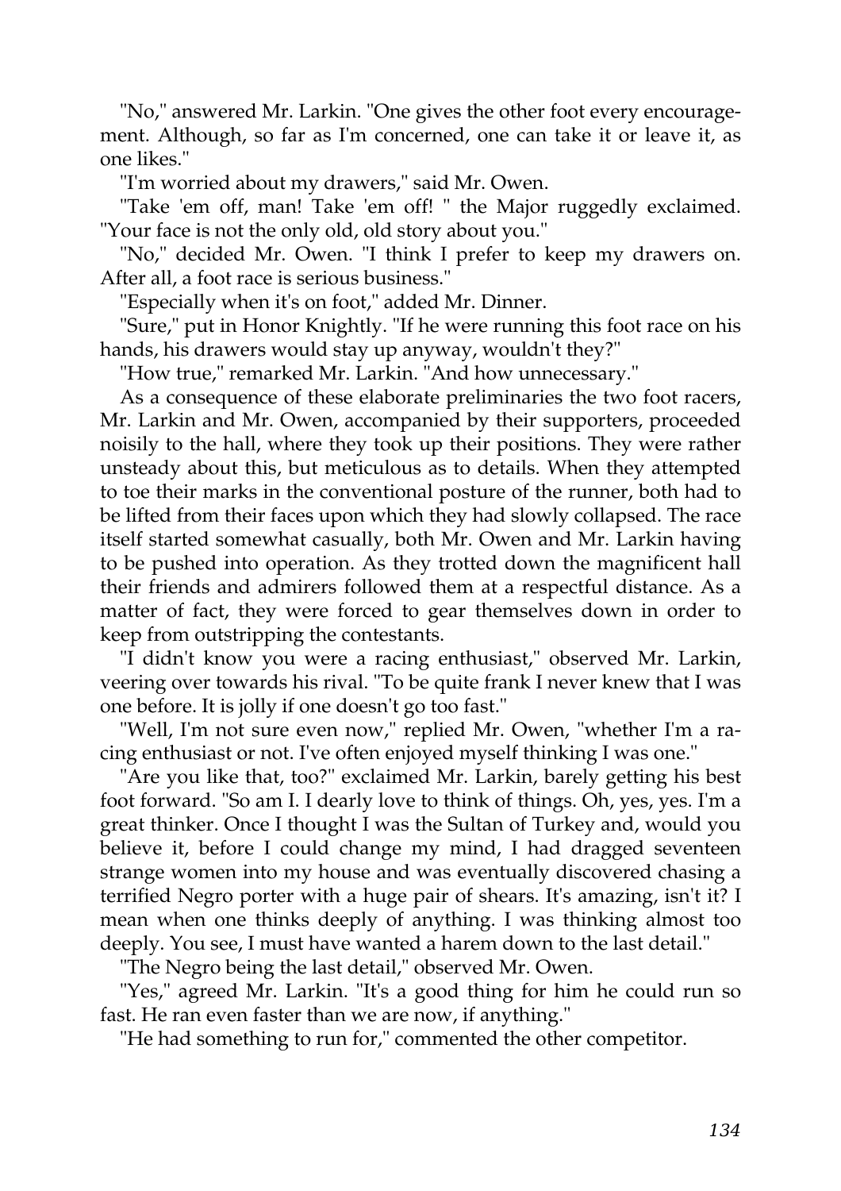"No," answered Mr. Larkin. "One gives the other foot every encouragement. Although, so far as I'm concerned, one can take it or leave it, as one likes."

"I'm worried about my drawers," said Mr. Owen.

"Take 'em off, man! Take 'em off! " the Major ruggedly exclaimed. "Your face is not the only old, old story about you."

"No," decided Mr. Owen. "I think I prefer to keep my drawers on. After all, a foot race is serious business."

"Especially when it's on foot," added Mr. Dinner.

"Sure," put in Honor Knightly. "If he were running this foot race on his hands, his drawers would stay up anyway, wouldn't they?"

"How true," remarked Mr. Larkin. "And how unnecessary."

As a consequence of these elaborate preliminaries the two foot racers, Mr. Larkin and Mr. Owen, accompanied by their supporters, proceeded noisily to the hall, where they took up their positions. They were rather unsteady about this, but meticulous as to details. When they attempted to toe their marks in the conventional posture of the runner, both had to be lifted from their faces upon which they had slowly collapsed. The race itself started somewhat casually, both Mr. Owen and Mr. Larkin having to be pushed into operation. As they trotted down the magnificent hall their friends and admirers followed them at a respectful distance. As a matter of fact, they were forced to gear themselves down in order to keep from outstripping the contestants.

"I didn't know you were a racing enthusiast," observed Mr. Larkin, veering over towards his rival. "To be quite frank I never knew that I was one before. It is jolly if one doesn't go too fast."

"Well, I'm not sure even now," replied Mr. Owen, "whether I'm a racing enthusiast or not. I've often enjoyed myself thinking I was one."

"Are you like that, too?" exclaimed Mr. Larkin, barely getting his best foot forward. "So am I. I dearly love to think of things. Oh, yes, yes. I'm a great thinker. Once I thought I was the Sultan of Turkey and, would you believe it, before I could change my mind, I had dragged seventeen strange women into my house and was eventually discovered chasing a terrified Negro porter with a huge pair of shears. It's amazing, isn't it? I mean when one thinks deeply of anything. I was thinking almost too deeply. You see, I must have wanted a harem down to the last detail."

"The Negro being the last detail," observed Mr. Owen.

"Yes," agreed Mr. Larkin. "It's a good thing for him he could run so fast. He ran even faster than we are now, if anything."

"He had something to run for," commented the other competitor.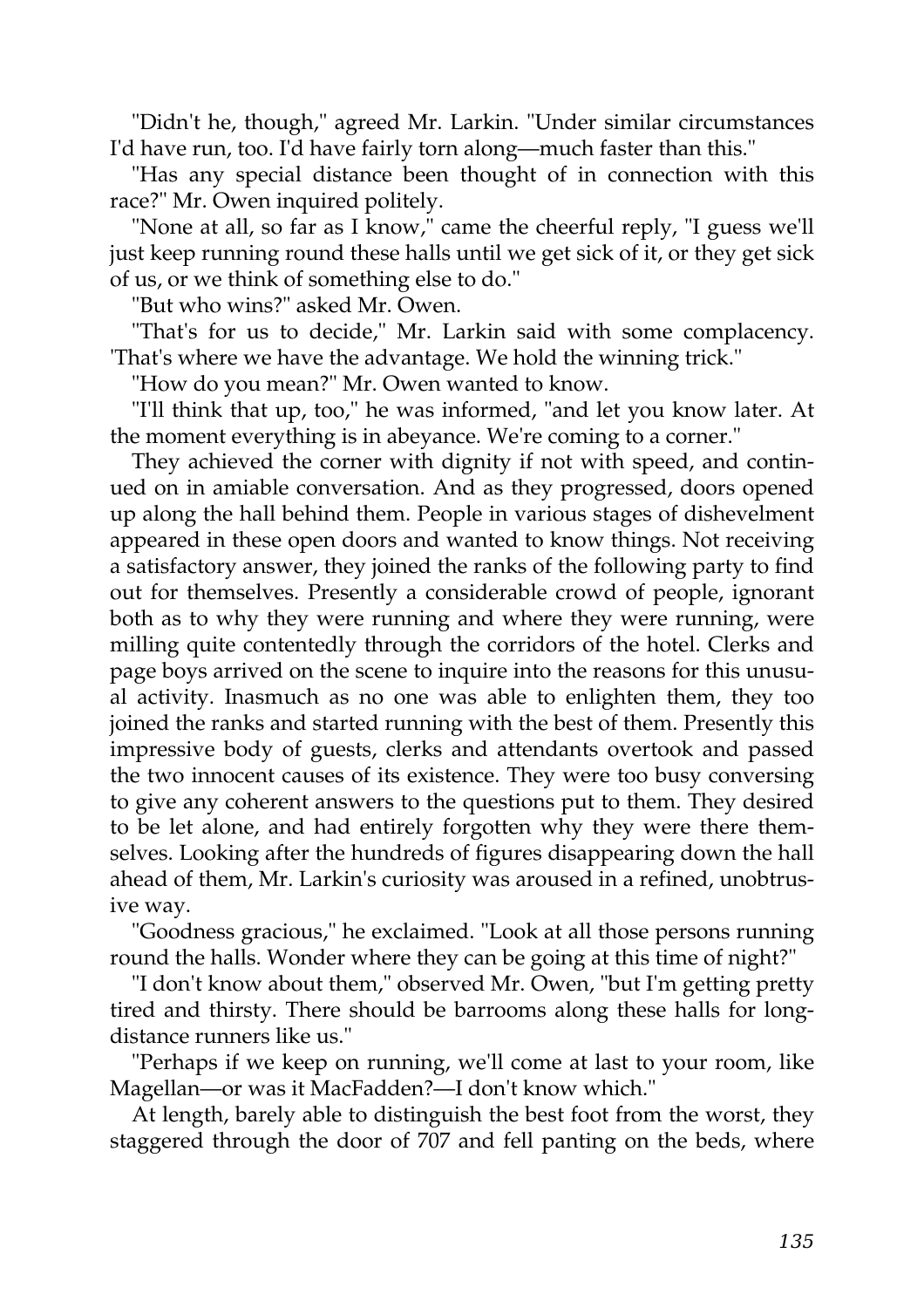"Didn't he, though," agreed Mr. Larkin. "Under similar circumstances I'd have run, too. I'd have fairly torn along—much faster than this."

"Has any special distance been thought of in connection with this race?" Mr. Owen inquired politely.

"None at all, so far as I know," came the cheerful reply, "I guess we'll just keep running round these halls until we get sick of it, or they get sick of us, or we think of something else to do."

"But who wins?" asked Mr. Owen.

"That's for us to decide," Mr. Larkin said with some complacency. 'That's where we have the advantage. We hold the winning trick."

"How do you mean?" Mr. Owen wanted to know.

"I'll think that up, too," he was informed, "and let you know later. At the moment everything is in abeyance. We're coming to a corner."

They achieved the corner with dignity if not with speed, and continued on in amiable conversation. And as they progressed, doors opened up along the hall behind them. People in various stages of dishevelment appeared in these open doors and wanted to know things. Not receiving a satisfactory answer, they joined the ranks of the following party to find out for themselves. Presently a considerable crowd of people, ignorant both as to why they were running and where they were running, were milling quite contentedly through the corridors of the hotel. Clerks and page boys arrived on the scene to inquire into the reasons for this unusual activity. Inasmuch as no one was able to enlighten them, they too joined the ranks and started running with the best of them. Presently this impressive body of guests, clerks and attendants overtook and passed the two innocent causes of its existence. They were too busy conversing to give any coherent answers to the questions put to them. They desired to be let alone, and had entirely forgotten why they were there themselves. Looking after the hundreds of figures disappearing down the hall ahead of them, Mr. Larkin's curiosity was aroused in a refined, unobtrusive way.

"Goodness gracious," he exclaimed. "Look at all those persons running round the halls. Wonder where they can be going at this time of night?"

"I don't know about them," observed Mr. Owen, "but I'm getting pretty tired and thirsty. There should be barrooms along these halls for long-distance runners like us."

"Perhaps if we keep on running, we'll come at last to your room, like Magellan—or was it MacFadden?—I don't know which."

At length, barely able to distinguish the best foot from the worst, they staggered through the door of 707 and fell panting on the beds, where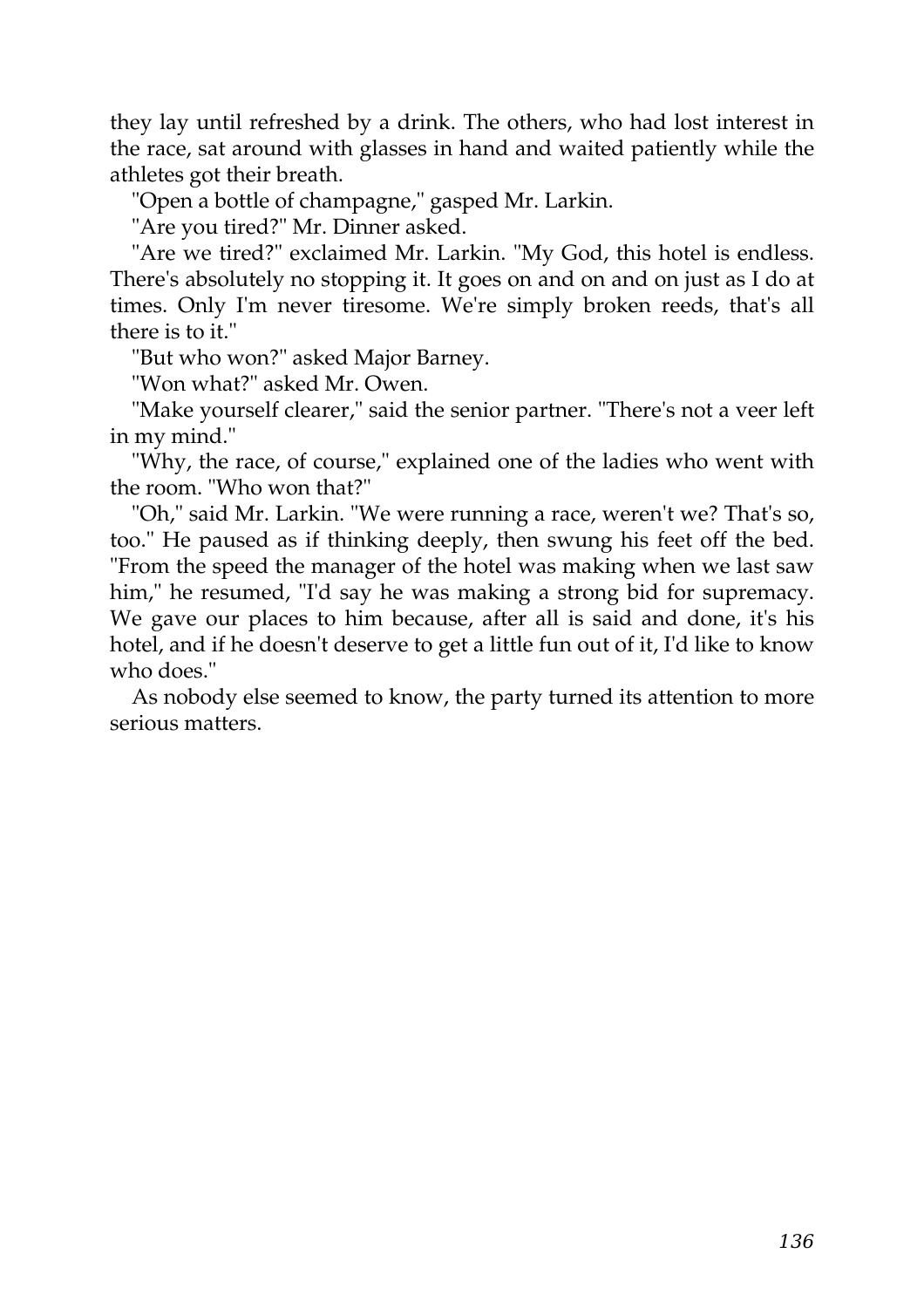they lay until refreshed by a drink. The others, who had lost interest in the race, sat around with glasses in hand and waited patiently while the athletes got their breath.

"Open a bottle of champagne," gasped Mr. Larkin.

"Are you tired?" Mr. Dinner asked.

"Are we tired?" exclaimed Mr. Larkin. "My God, this hotel is endless. There's absolutely no stopping it. It goes on and on and on just as I do at times. Only I'm never tiresome. We're simply broken reeds, that's all there is to it."

"But who won?" asked Major Barney.

"Won what?" asked Mr. Owen.

"Make yourself clearer," said the senior partner. "There's not a veer left in my mind."

"Why, the race, of course," explained one of the ladies who went with the room. "Who won that?"

"Oh," said Mr. Larkin. "We were running a race, weren't we? That's so, too." He paused as if thinking deeply, then swung his feet off the bed. "From the speed the manager of the hotel was making when we last saw him," he resumed, "I'd say he was making a strong bid for supremacy. We gave our places to him because, after all is said and done, it's his hotel, and if he doesn't deserve to get a little fun out of it, I'd like to know who does."

As nobody else seemed to know, the party turned its attention to more serious matters.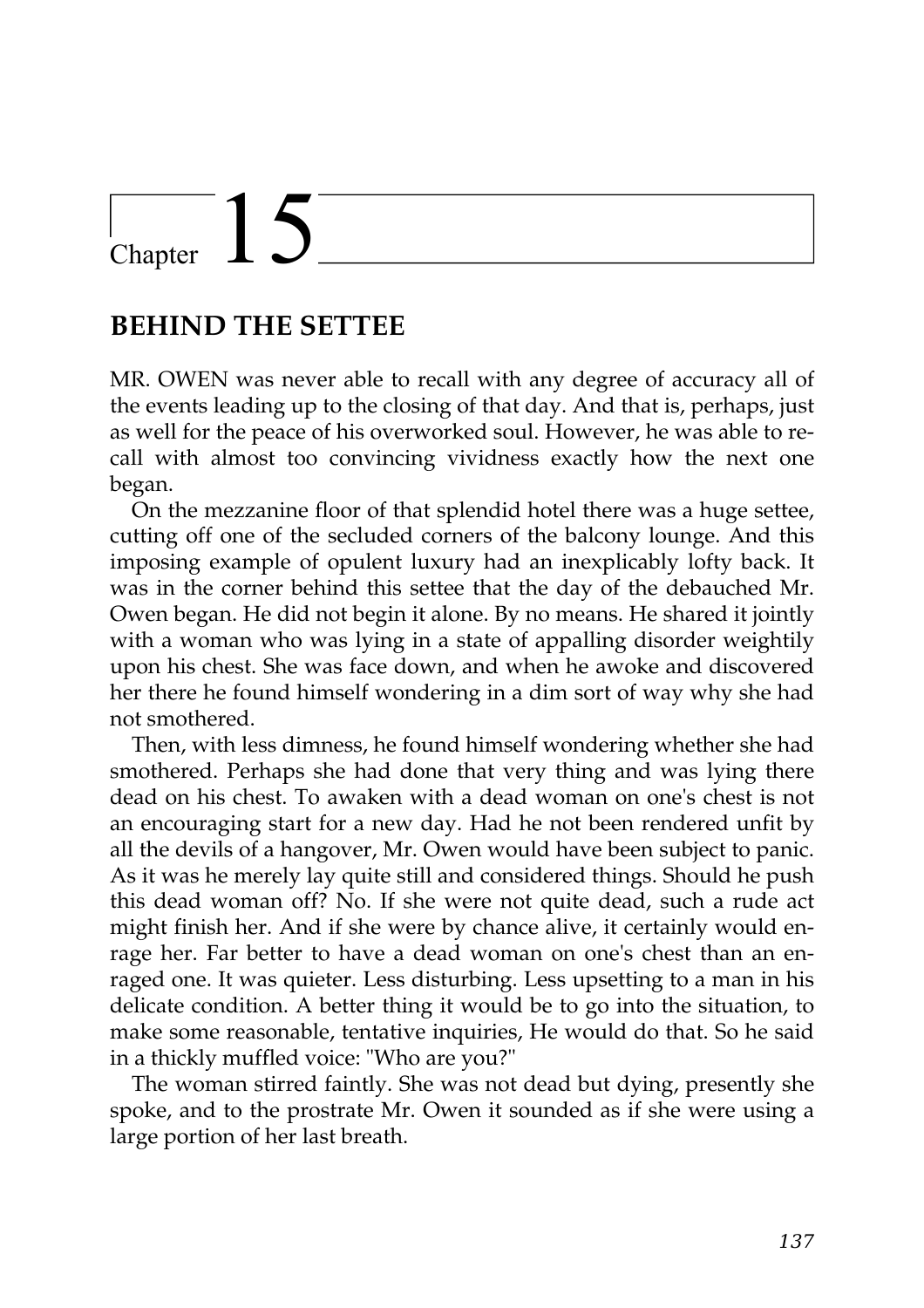# Chapter 15

## BEHIND THE SETTEE

MR. OWEN was never able to recall with any degree of accuracy all of the events leading up to the closing of that day. And that is, perhaps, just as well for the peace of his overworked soul. However, he was able to recall with almost too convincing vividness exactly how the next one began.

On the mezzanine floor of that splendid hotel there was a huge settee, cutting off one of the secluded corners of the balcony lounge. And this imposing example of opulent luxury had an inexplicably lofty back. It was in the corner behind this settee that the day of the debauched Mr. Owen began. He did not begin it alone. By no means. He shared it jointly with a woman who was lying in a state of appalling disorder weightily upon his chest. She was face down, and when he awoke and discovered her there he found himself wondering in a dim sort of way why she had not smothered.

Then, with less dimness, he found himself wondering whether she had smothered. Perhaps she had done that very thing and was lying there dead on his chest. To awaken with a dead woman on one's chest is not an encouraging start for a new day. Had he not been rendered unfit by all the devils of a hangover, Mr. Owen would have been subject to panic. As it was he merely lay quite still and considered things. Should he push this dead woman off? No. If she were not quite dead, such a rude act might finish her. And if she were by chance alive, it certainly would enrage her. Far better to have a dead woman on one's chest than an enraged one. It was quieter. Less disturbing. Less upsetting to a man in his delicate condition. A better thing it would be to go into the situation, to make some reasonable, tentative inquiries, He would do that. So he said in a thickly muffled voice: "Who are you?"

The woman stirred faintly. She was not dead but dying, presently she spoke, and to the prostrate Mr. Owen it sounded as if she were using a large portion of her last breath.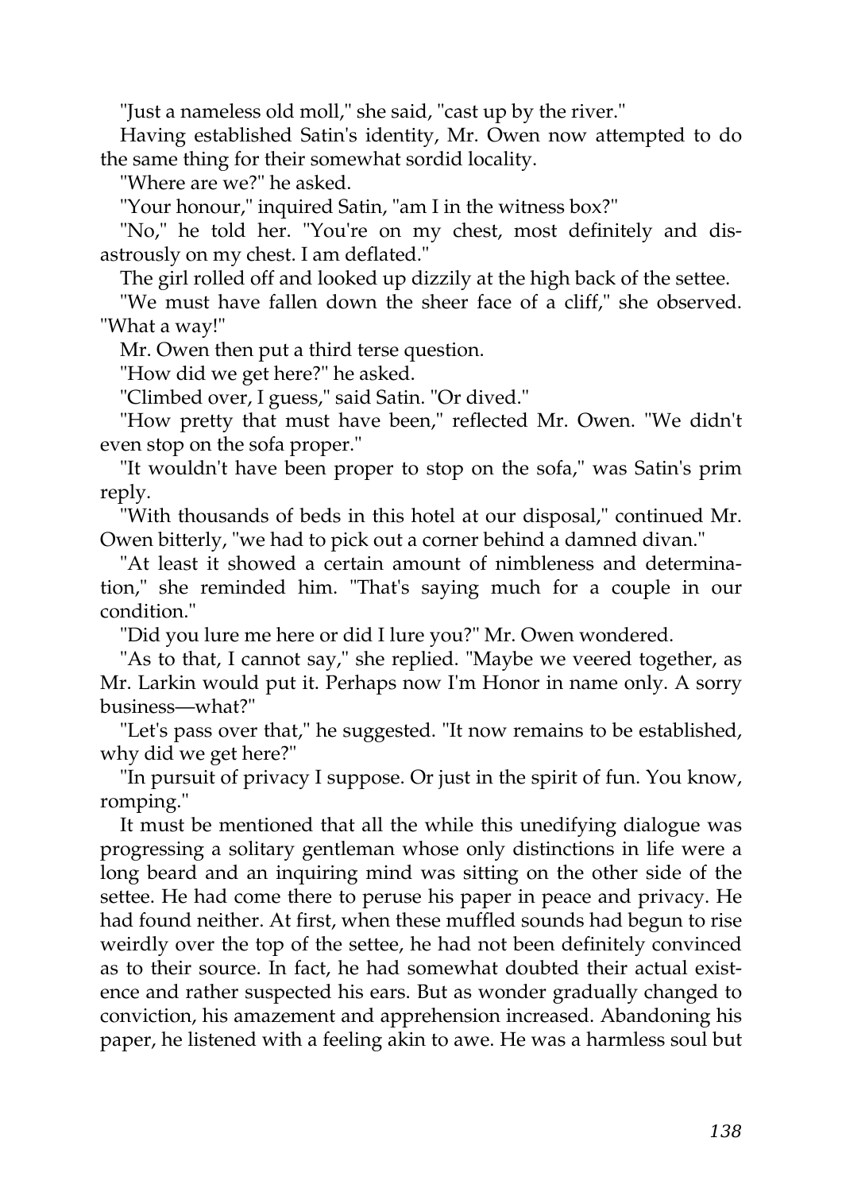"Just a nameless old moll," she said, "cast up by the river."

Having established Satin's identity, Mr. Owen now attempted to do the same thing for their somewhat sordid locality.

"Where are we?" he asked.

"Your honour," inquired Satin, "am I in the witness box?"

"No," he told her. "You're on my chest, most definitely and disastrously on my chest. I am deflated."

The girl rolled off and looked up dizzily at the high back of the settee.

"We must have fallen down the sheer face of a cliff," she observed. "What a way!"

Mr. Owen then put a third terse question.

"How did we get here?" he asked.

"Climbed over, I guess," said Satin. "Or dived."

"How pretty that must have been," reflected Mr. Owen. "We didn't even stop on the sofa proper."

"It wouldn't have been proper to stop on the sofa," was Satin's prim reply.

"With thousands of beds in this hotel at our disposal," continued Mr. Owen bitterly, "we had to pick out a corner behind a damned divan."

"At least it showed a certain amount of nimbleness and determination," she reminded him. "That's saying much for a couple in our condition."

"Did you lure me here or did I lure you?" Mr. Owen wondered.

"As to that, I cannot say," she replied. "Maybe we veered together, as Mr. Larkin would put it. Perhaps now I'm Honor in name only. A sorry business—what?"

"Let's pass over that," he suggested. "It now remains to be established, why did we get here?"

"In pursuit of privacy I suppose. Or just in the spirit of fun. You know, romping."

It must be mentioned that all the while this unedifying dialogue was progressing a solitary gentleman whose only distinctions in life were a long beard and an inquiring mind was sitting on the other side of the settee. He had come there to peruse his paper in peace and privacy. He had found neither. At first, when these muffled sounds had begun to rise weirdly over the top of the settee, he had not been definitely convinced as to their source. In fact, he had somewhat doubted their actual existence and rather suspected his ears. But as wonder gradually changed to conviction, his amazement and apprehension increased. Abandoning his paper, he listened with a feeling akin to awe. He was a harmless soul but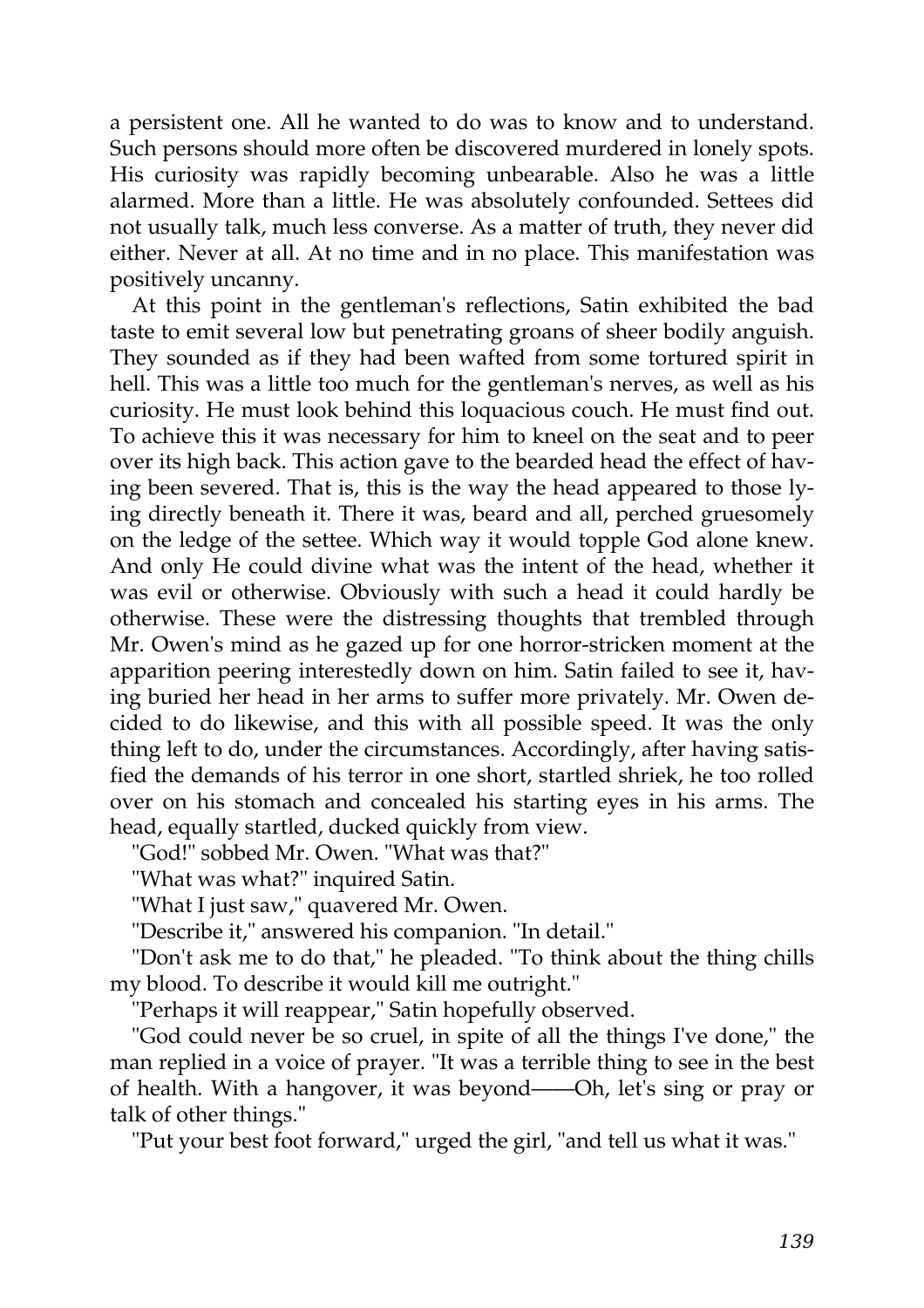a persistent one. All he wanted to do was to know and to understand. Such persons should more often be discovered murdered in lonely spots. His curiosity was rapidly becoming unbearable. Also he was a little alarmed. More than a little. He was absolutely confounded. Settees did not usually talk, much less converse. As a matter of truth, they never did either. Never at all. At no time and in no place. This manifestation was positively uncanny.

At this point in the gentleman's reflections, Satin exhibited the bad taste to emit several low but penetrating groans of sheer bodily anguish. They sounded as if they had been wafted from some tortured spirit in hell. This was a little too much for the gentleman's nerves, as well as his curiosity. He must look behind this loquacious couch. He must find out. To achieve this it was necessary for him to kneel on the seat and to peer over its high back. This action gave to the bearded head the effect of having been severed. That is, this is the way the head appeared to those lying directly beneath it. There it was, beard and all, perched gruesomely on the ledge of the settee. Which way it would topple God alone knew. And only He could divine what was the intent of the head, whether it was evil or otherwise. Obviously with such a head it could hardly be otherwise. These were the distressing thoughts that trembled through Mr. Owen's mind as he gazed up for one horror-stricken moment at the apparition peering interestedly down on him. Satin failed to see it, having buried her head in her arms to suffer more privately. Mr. Owen decided to do likewise, and this with all possible speed. It was the only thing left to do, under the circumstances. Accordingly, after having satisfied the demands of his terror in one short, startled shriek, he too rolled over on his stomach and concealed his starting eyes in his arms. The head, equally startled, ducked quickly from view.

"God!" sobbed Mr. Owen. "What was that?"

"What was what?" inquired Satin.

"What I just saw," quavered Mr. Owen.

"Describe it," answered his companion. "In detail."

"Don't ask me to do that," he pleaded. "To think about the thing chills my blood. To describe it would kill me outright."

"Perhaps it will reappear," Satin hopefully observed.

"God could never be so cruel, in spite of all the things I've done," the man replied in a voice of prayer. "It was a terrible thing to see in the best of health. With a hangover, it was beyond——Oh, let's sing or pray or talk of other things."

"Put your best foot forward," urged the girl, "and tell us what it was."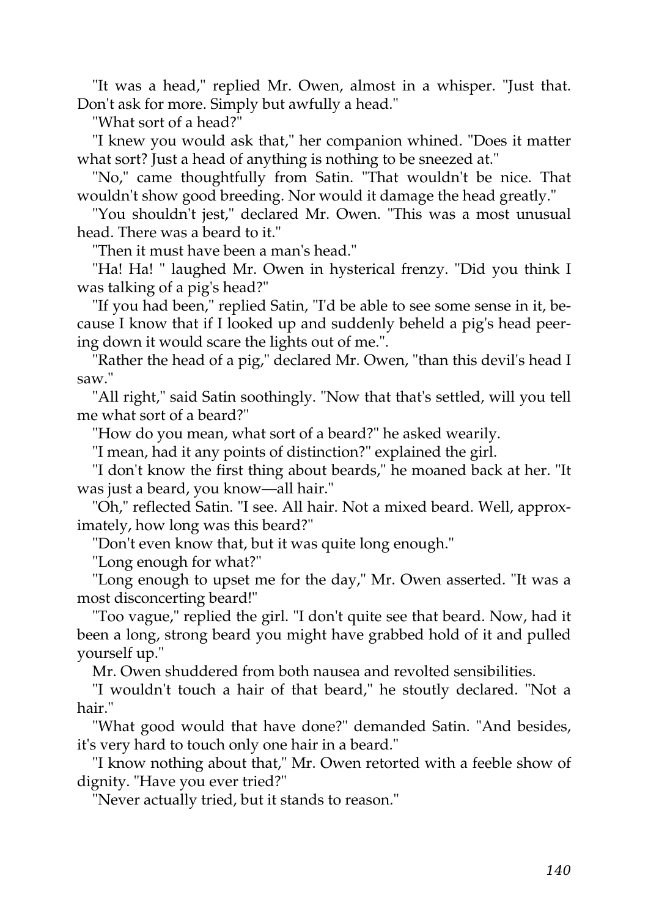"It was a head," replied Mr. Owen, almost in a whisper. "Just that. Don't ask for more. Simply but awfully a head."

"What sort of a head?"

"I knew you would ask that," her companion whined. "Does it matter what sort? Just a head of anything is nothing to be sneezed at."

"No," came thoughtfully from Satin. "That wouldn't be nice. That wouldn't show good breeding. Nor would it damage the head greatly."

"You shouldn't jest," declared Mr. Owen. "This was a most unusual head. There was a beard to it."

"Then it must have been a man's head."

"Ha! Ha! " laughed Mr. Owen in hysterical frenzy. "Did you think I was talking of a pig's head?"

"If you had been," replied Satin, "I'd be able to see some sense in it, because I know that if I looked up and suddenly beheld a pig's head peering down it would scare the lights out of me.".

"Rather the head of a pig," declared Mr. Owen, "than this devil's head I saw."

"All right," said Satin soothingly. "Now that that's settled, will you tell me what sort of a beard?"

"How do you mean, what sort of a beard?" he asked wearily.

"I mean, had it any points of distinction?" explained the girl.

"I don't know the first thing about beards," he moaned back at her. "It was just a beard, you know—all hair."

"Oh," reflected Satin. "I see. All hair. Not a mixed beard. Well, approximately, how long was this beard?"

"Don't even know that, but it was quite long enough."

"Long enough for what?"

"Long enough to upset me for the day," Mr. Owen asserted. "It was a most disconcerting beard!"

"Too vague," replied the girl. "I don't quite see that beard. Now, had it been a long, strong beard you might have grabbed hold of it and pulled yourself up."

Mr. Owen shuddered from both nausea and revolted sensibilities.

"I wouldn't touch a hair of that beard," he stoutly declared. "Not a hair."

"What good would that have done?" demanded Satin. "And besides, it's very hard to touch only one hair in a beard."

"I know nothing about that," Mr. Owen retorted with a feeble show of dignity. "Have you ever tried?"

"Never actually tried, but it stands to reason."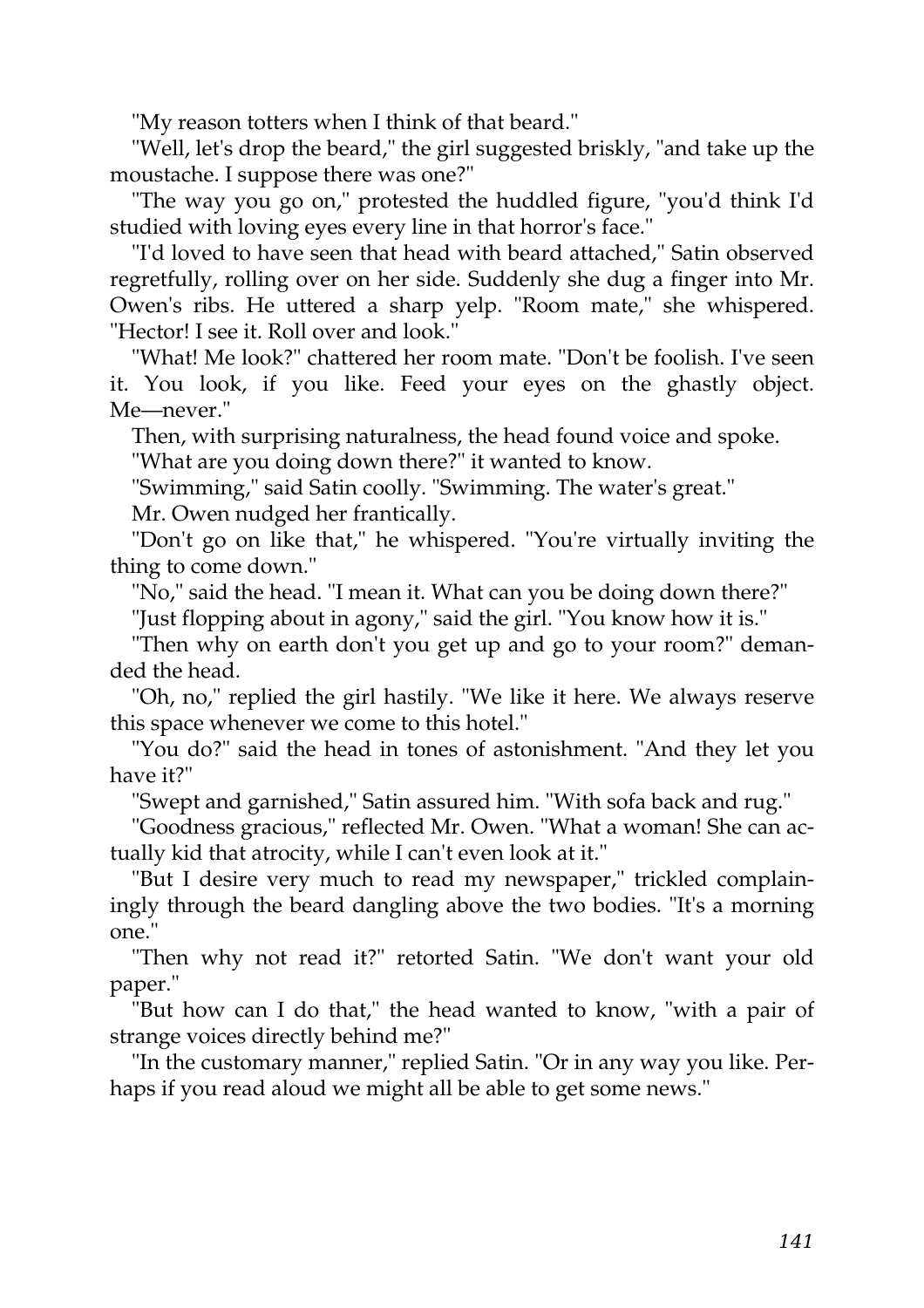"My reason totters when I think of that beard."

"Well, let's drop the beard," the girl suggested briskly, "and take up the moustache. I suppose there was one?"

"The way you go on," protested the huddled figure, "you'd think I'd studied with loving eyes every line in that horror's face."

"I'd loved to have seen that head with beard attached," Satin observed regretfully, rolling over on her side. Suddenly she dug a finger into Mr. Owen's ribs. He uttered a sharp yelp. "Room mate," she whispered. "Hector! I see it. Roll over and look."

"What! Me look?" chattered her room mate. "Don't be foolish. I've seen it. You look, if you like. Feed your eyes on the ghastly object. Me—never."

Then, with surprising naturalness, the head found voice and spoke.

"What are you doing down there?" it wanted to know.

"Swimming," said Satin coolly. "Swimming. The water's great."

Mr. Owen nudged her frantically.

"Don't go on like that," he whispered. "You're virtually inviting the thing to come down."

"No," said the head. "I mean it. What can you be doing down there?"

"Just flopping about in agony," said the girl. "You know how it is."

"Then why on earth don't you get up and go to your room?" demanded the head.

"Oh, no," replied the girl hastily. "We like it here. We always reserve this space whenever we come to this hotel."

"You do?" said the head in tones of astonishment. "And they let you have it?"

"Swept and garnished," Satin assured him. "With sofa back and rug."

"Goodness gracious," reflected Mr. Owen. "What a woman! She can actually kid that atrocity, while I can't even look at it."

"But I desire very much to read my newspaper," trickled complainingly through the beard dangling above the two bodies. "It's a morning one."

"Then why not read it?" retorted Satin. "We don't want your old paper."

"But how can I do that," the head wanted to know, "with a pair of strange voices directly behind me?"

"In the customary manner," replied Satin. "Or in any way you like. Perhaps if you read aloud we might all be able to get some news."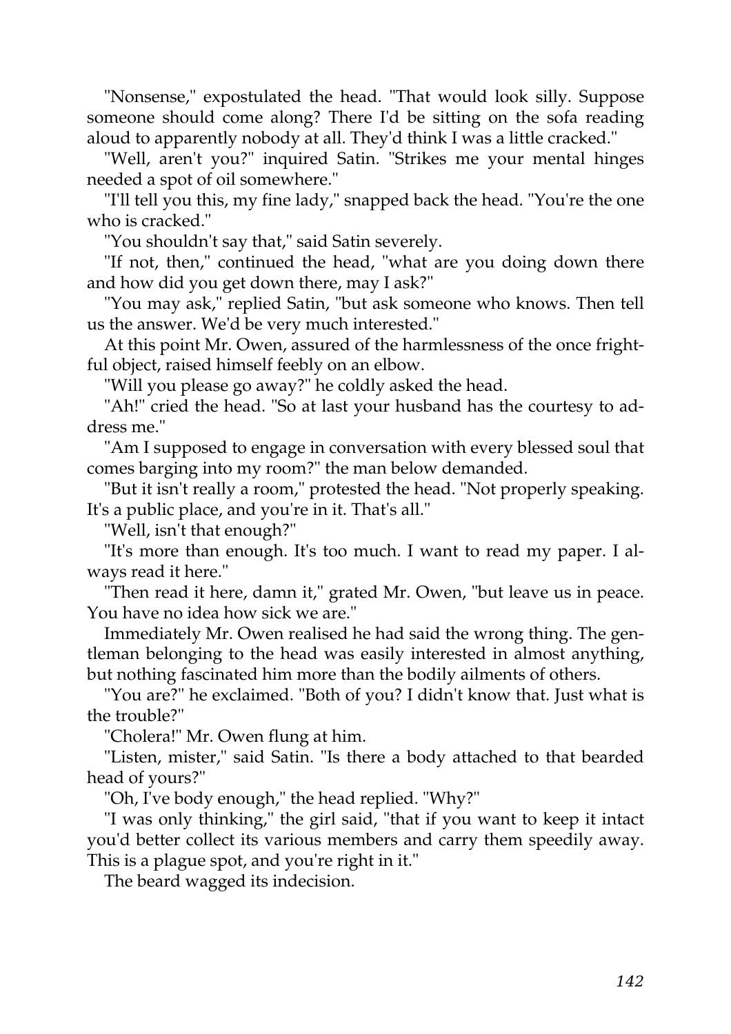"Nonsense," expostulated the head. "That would look silly. Suppose someone should come along? There I'd be sitting on the sofa reading aloud to apparently nobody at all. They'd think I was a little cracked."

"Well, aren't you?" inquired Satin. "Strikes me your mental hinges needed a spot of oil somewhere."

"I'll tell you this, my fine lady," snapped back the head. "You're the one who is cracked."

"You shouldn't say that," said Satin severely.

"If not, then," continued the head, "what are you doing down there and how did you get down there, may I ask?"

"You may ask," replied Satin, "but ask someone who knows. Then tell us the answer. We'd be very much interested."

At this point Mr. Owen, assured of the harmlessness of the once frightful object, raised himself feebly on an elbow.

"Will you please go away?" he coldly asked the head.

"Ah!" cried the head. "So at last your husband has the courtesy to address me."

"Am I supposed to engage in conversation with every blessed soul that comes barging into my room?" the man below demanded.

"But it isn't really a room," protested the head. "Not properly speaking. It's a public place, and you're in it. That's all."

"Well, isn't that enough?"

"It's more than enough. It's too much. I want to read my paper. I always read it here."

"Then read it here, damn it," grated Mr. Owen, "but leave us in peace. You have no idea how sick we are."

Immediately Mr. Owen realised he had said the wrong thing. The gentleman belonging to the head was easily interested in almost anything, but nothing fascinated him more than the bodily ailments of others.

"You are?" he exclaimed. "Both of you? I didn't know that. Just what is the trouble?"

"Cholera!" Mr. Owen flung at him.

"Listen, mister," said Satin. "Is there a body attached to that bearded head of yours?"

"Oh, I've body enough," the head replied. "Why?"

"I was only thinking," the girl said, "that if you want to keep it intact you'd better collect its various members and carry them speedily away. This is a plague spot, and you're right in it."

The beard wagged its indecision.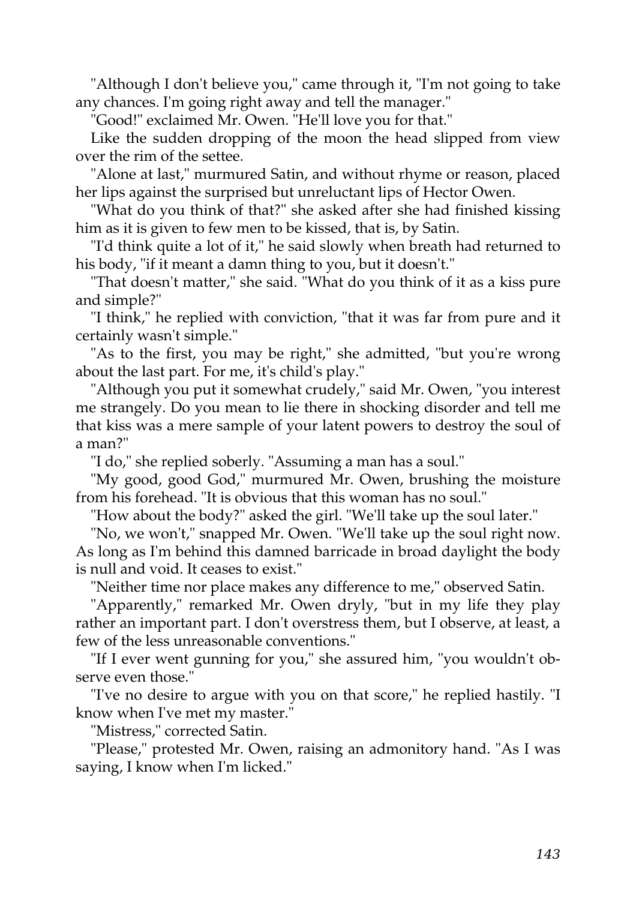"Although I don't believe you," came through it, "I'm not going to take any chances. I'm going right away and tell the manager."

"Good!" exclaimed Mr. Owen. "He'll love you for that."

Like the sudden dropping of the moon the head slipped from view over the rim of the settee.

"Alone at last," murmured Satin, and without rhyme or reason, placed her lips against the surprised but unreluctant lips of Hector Owen.

"What do you think of that?" she asked after she had finished kissing him as it is given to few men to be kissed, that is, by Satin.

"I'd think quite a lot of it," he said slowly when breath had returned to his body, "if it meant a damn thing to you, but it doesn't."

"That doesn't matter," she said. "What do you think of it as a kiss pure and simple?"

"I think," he replied with conviction, "that it was far from pure and it certainly wasn't simple."

"As to the first, you may be right," she admitted, "but you're wrong about the last part. For me, it's child's play."

"Although you put it somewhat crudely," said Mr. Owen, "you interest me strangely. Do you mean to lie there in shocking disorder and tell me that kiss was a mere sample of your latent powers to destroy the soul of a man?"

"I do," she replied soberly. "Assuming a man has a soul."

"My good, good God," murmured Mr. Owen, brushing the moisture from his forehead. "It is obvious that this woman has no soul."

"How about the body?" asked the girl. "We'll take up the soul later."

"No, we won't," snapped Mr. Owen. "We'll take up the soul right now. As long as I'm behind this damned barricade in broad daylight the body is null and void. It ceases to exist."

"Neither time nor place makes any difference to me," observed Satin.

"Apparently," remarked Mr. Owen dryly, "but in my life they play rather an important part. I don't overstress them, but I observe, at least, a few of the less unreasonable conventions."

"If I ever went gunning for you," she assured him, "you wouldn't observe even those."

"I've no desire to argue with you on that score," he replied hastily. "I know when I've met my master."

"Mistress," corrected Satin.

"Please," protested Mr. Owen, raising an admonitory hand. "As I was saying, I know when I'm licked."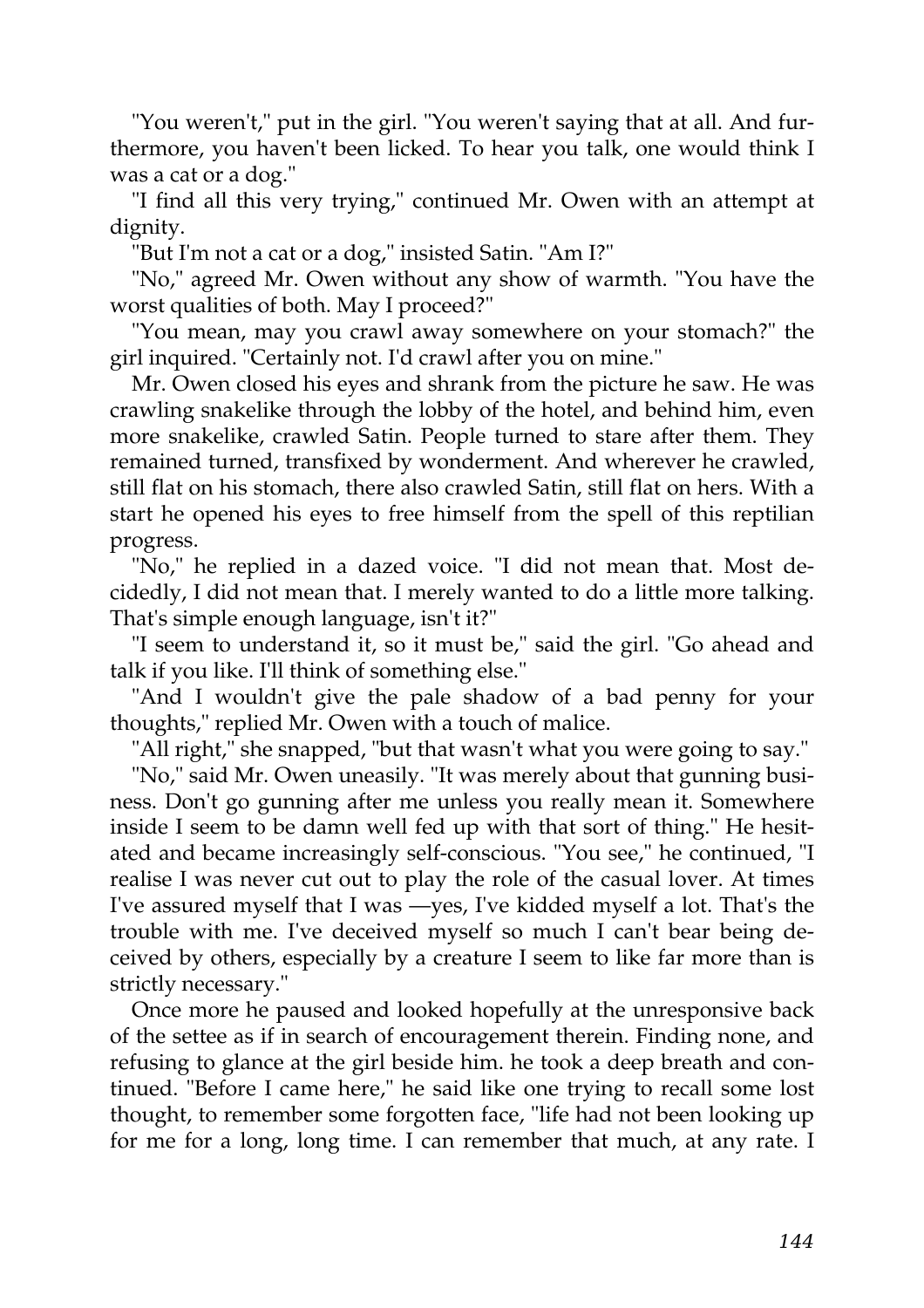"You weren't," put in the girl. "You weren't saying that at all. And furthermore, you haven't been licked. To hear you talk, one would think I was a cat or a dog."

"I find all this very trying," continued Mr. Owen with an attempt at dignity.

"But I'm not a cat or a dog," insisted Satin. "Am I?"

"No," agreed Mr. Owen without any show of warmth. "You have the worst qualities of both. May I proceed?"

"You mean, may you crawl away somewhere on your stomach?" the girl inquired. "Certainly not. I'd crawl after you on mine."

Mr. Owen closed his eyes and shrank from the picture he saw. He was crawling snakelike through the lobby of the hotel, and behind him, even more snakelike, crawled Satin. People turned to stare after them. They remained turned, transfixed by wonderment. And wherever he crawled, still flat on his stomach, there also crawled Satin, still flat on hers. With a start he opened his eyes to free himself from the spell of this reptilian progress.

"No," he replied in a dazed voice. "I did not mean that. Most decidedly, I did not mean that. I merely wanted to do a little more talking. That's simple enough language, isn't it?"

"I seem to understand it, so it must be," said the girl. "Go ahead and talk if you like. I'll think of something else."

"And I wouldn't give the pale shadow of a bad penny for your thoughts," replied Mr. Owen with a touch of malice.

"All right," she snapped, "but that wasn't what you were going to say."

"No," said Mr. Owen uneasily. "It was merely about that gunning business. Don't go gunning after me unless you really mean it. Somewhere inside I seem to be damn well fed up with that sort of thing." He hesitated and became increasingly self-conscious. "You see," he continued, "I realise I was never cut out to play the role of the casual lover. At times I've assured myself that I was —yes, I've kidded myself a lot. That's the trouble with me. I've deceived myself so much I can't bear being deceived by others, especially by a creature I seem to like far more than is strictly necessary."

Once more he paused and looked hopefully at the unresponsive back of the settee as if in search of encouragement therein. Finding none, and refusing to glance at the girl beside him. he took a deep breath and continued. "Before I came here," he said like one trying to recall some lost thought, to remember some forgotten face, "life had not been looking up for me for a long, long time. I can remember that much, at any rate. I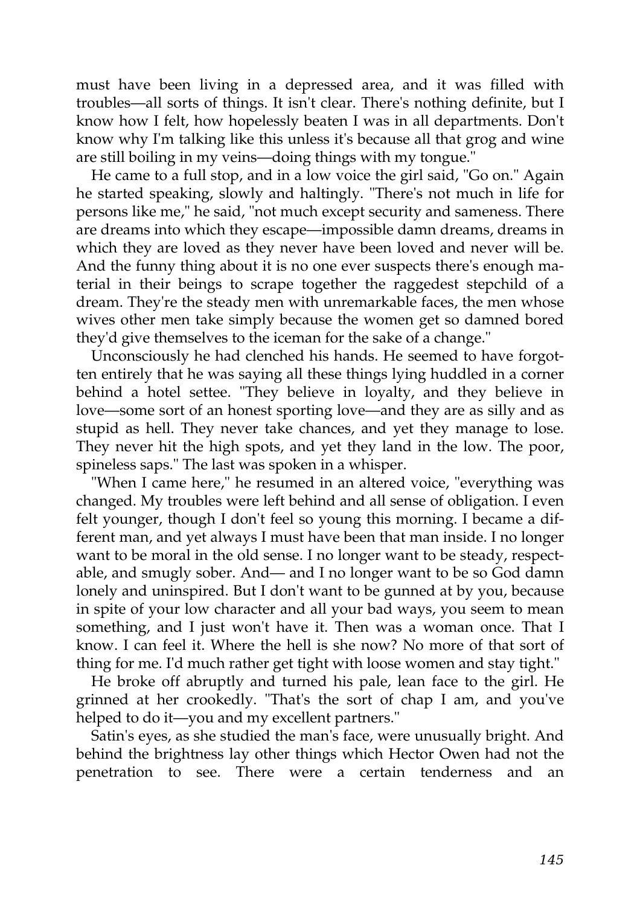must have been living in a depressed area, and it was filled with troubles—all sorts of things. It isn't clear. There's nothing definite, but I know how I felt, how hopelessly beaten I was in all departments. Don't know why I'm talking like this unless it's because all that grog and wine are still boiling in my veins—doing things with my tongue."

He came to a full stop, and in a low voice the girl said, "Go on." Again he started speaking, slowly and haltingly. "There's not much in life for persons like me," he said, "not much except security and sameness. There are dreams into which they escape—impossible damn dreams, dreams in which they are loved as they never have been loved and never will be. And the funny thing about it is no one ever suspects there's enough material in their beings to scrape together the raggedest stepchild of a dream. They're the steady men with unremarkable faces, the men whose wives other men take simply because the women get so damned bored they'd give themselves to the iceman for the sake of a change."

Unconsciously he had clenched his hands. He seemed to have forgotten entirely that he was saying all these things lying huddled in a corner behind a hotel settee. "They believe in loyalty, and they believe in love—some sort of an honest sporting love—and they are as silly and as stupid as hell. They never take chances, and yet they manage to lose. They never hit the high spots, and yet they land in the low. The poor, spineless saps." The last was spoken in a whisper.

"When I came here," he resumed in an altered voice, "everything was changed. My troubles were left behind and all sense of obligation. I even felt younger, though I don't feel so young this morning. I became a different man, and yet always I must have been that man inside. I no longer want to be moral in the old sense. I no longer want to be steady, respectable, and smugly sober. And— and I no longer want to be so God damn lonely and uninspired. But I don't want to be gunned at by you, because in spite of your low character and all your bad ways, you seem to mean something, and I just won't have it. Then was a woman once. That I know. I can feel it. Where the hell is she now? No more of that sort of thing for me. I'd much rather get tight with loose women and stay tight."

He broke off abruptly and turned his pale, lean face to the girl. He grinned at her crookedly. "That's the sort of chap I am, and you've helped to do it—you and my excellent partners."

Satin's eyes, as she studied the man's face, were unusually bright. And behind the brightness lay other things which Hector Owen had not the penetration to see. There were a certain tenderness and an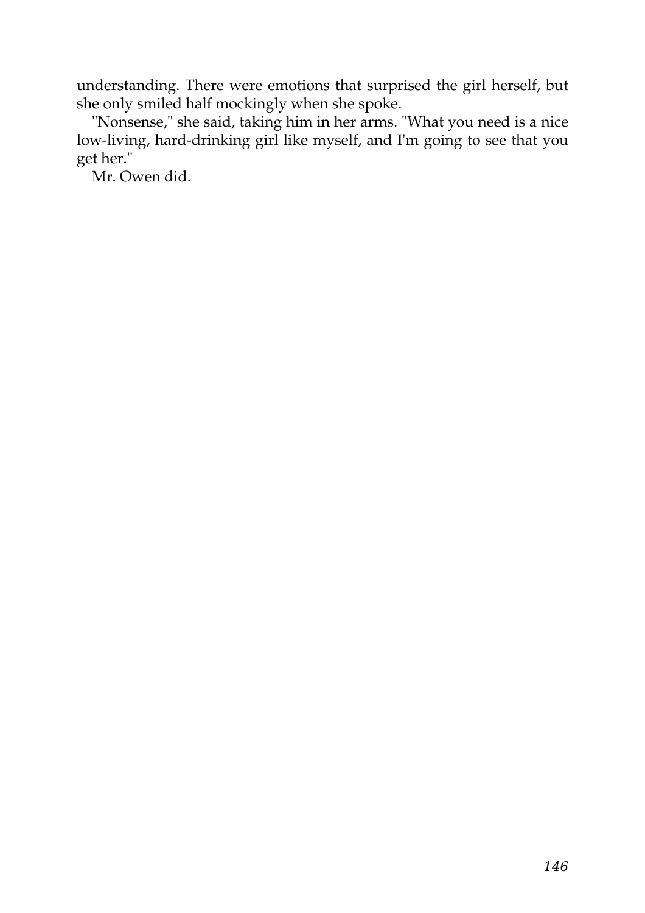understanding. There were emotions that surprised the girl herself, but she only smiled half mockingly when she spoke.

"Nonsense," she said, taking him in her arms. "What you need is a nice low-living, hard-drinking girl like myself, and I'm going to see that you get her."

Mr. Owen did.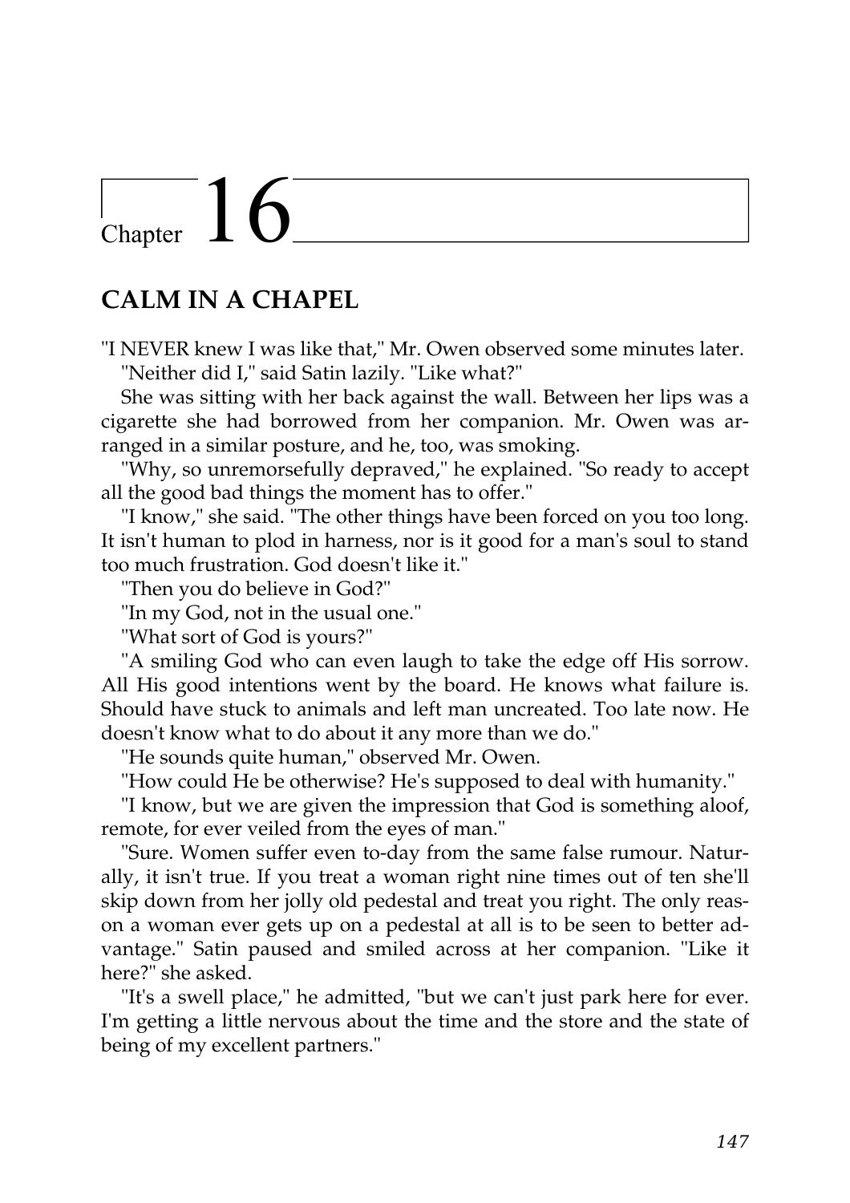# Chapter 16

## CALM IN A CHAPEL

"I NEVER knew I was like that," Mr. Owen observed some minutes later.

"Neither did I," said Satin lazily. "Like what?"

She was sitting with her back against the wall. Between her lips was a cigarette she had borrowed from her companion. Mr. Owen was arranged in a similar posture, and he, too, was smoking.

"Why, so unremorsefully depraved," he explained. "So ready to accept all the good bad things the moment has to offer."

"I know," she said. "The other things have been forced on you too long. It isn't human to plod in harness, nor is it good for a man's soul to stand too much frustration. God doesn't like it."

"Then you do believe in God?"

"In my God, not in the usual one."

"What sort of God is yours?"

"A smiling God who can even laugh to take the edge off His sorrow. All His good intentions went by the board. He knows what failure is. Should have stuck to animals and left man uncreated. Too late now. He doesn't know what to do about it any more than we do."

"He sounds quite human," observed Mr. Owen.

"How could He be otherwise? He's supposed to deal with humanity."

"I know, but we are given the impression that God is something aloof, remote, for ever veiled from the eyes of man."

"Sure. Women suffer even to-day from the same false rumour. Naturally, it isn't true. If you treat a woman right nine times out of ten she'll skip down from her jolly old pedestal and treat you right. The only reason a woman ever gets up on a pedestal at all is to be seen to better advantage." Satin paused and smiled across at her companion. "Like it here?" she asked.

"It's a swell place," he admitted, "but we can't just park here for ever. I'm getting a little nervous about the time and the store and the state of being of my excellent partners."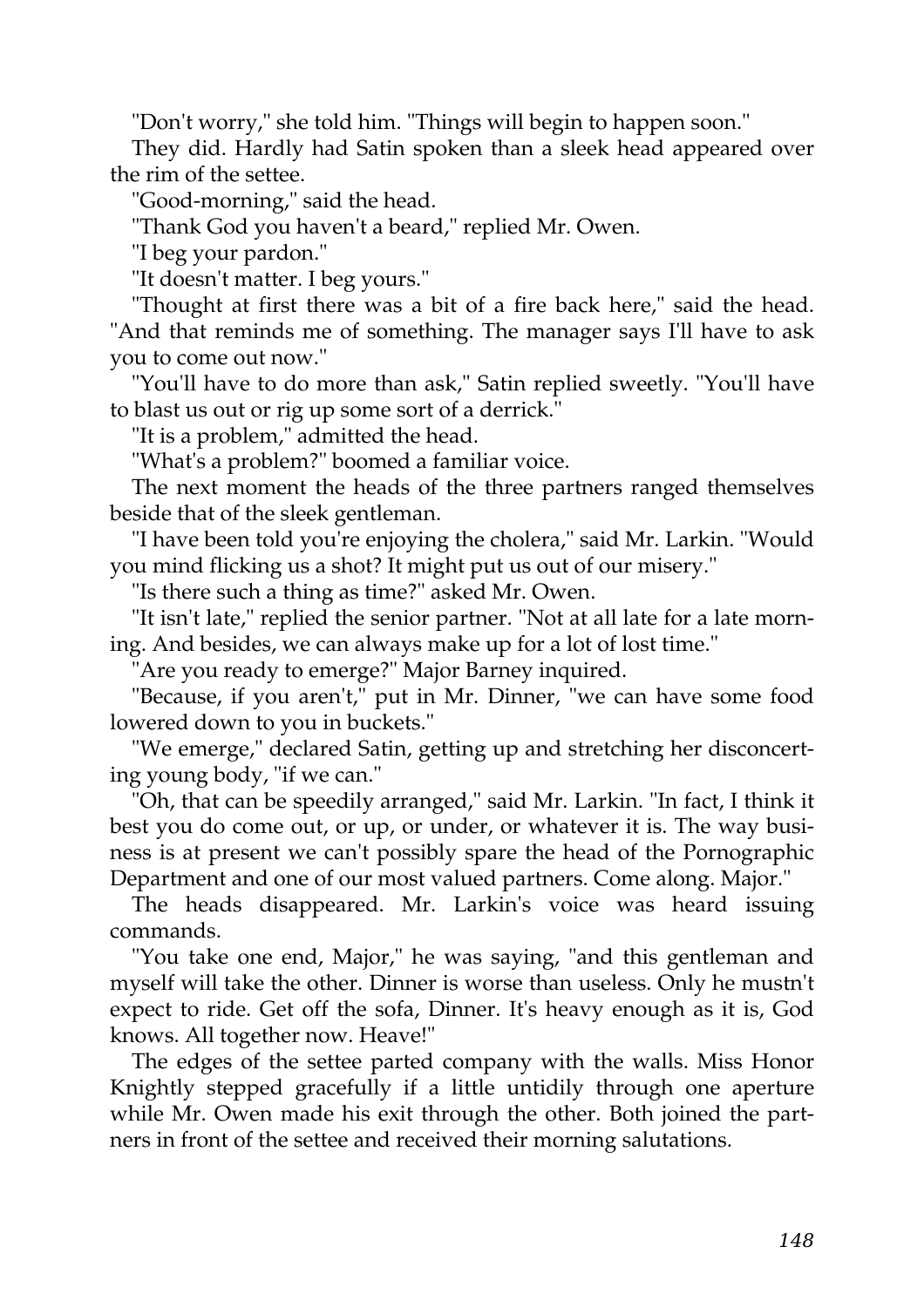"Don't worry," she told him. "Things will begin to happen soon."

They did. Hardly had Satin spoken than a sleek head appeared over the rim of the settee.

"Good-morning," said the head.

"Thank God you haven't a beard," replied Mr. Owen.

"I beg your pardon."

"It doesn't matter. I beg yours."

"Thought at first there was a bit of a fire back here," said the head. "And that reminds me of something. The manager says I'll have to ask you to come out now."

"You'll have to do more than ask," Satin replied sweetly. "You'll have to blast us out or rig up some sort of a derrick."

"It is a problem," admitted the head.

"What's a problem?" boomed a familiar voice.

The next moment the heads of the three partners ranged themselves beside that of the sleek gentleman.

"I have been told you're enjoying the cholera," said Mr. Larkin. "Would you mind flicking us a shot? It might put us out of our misery."

"Is there such a thing as time?" asked Mr. Owen.

"It isn't late," replied the senior partner. "Not at all late for a late morning. And besides, we can always make up for a lot of lost time."

"Are you ready to emerge?" Major Barney inquired.

"Because, if you aren't," put in Mr. Dinner, "we can have some food lowered down to you in buckets."

"We emerge," declared Satin, getting up and stretching her disconcerting young body, "if we can."

"Oh, that can be speedily arranged," said Mr. Larkin. "In fact, I think it best you do come out, or up, or under, or whatever it is. The way business is at present we can't possibly spare the head of the Pornographic Department and one of our most valued partners. Come along. Major."

The heads disappeared. Mr. Larkin's voice was heard issuing commands.

"You take one end, Major," he was saying, "and this gentleman and myself will take the other. Dinner is worse than useless. Only he mustn't expect to ride. Get off the sofa, Dinner. It's heavy enough as it is, God knows. All together now. Heave!"

The edges of the settee parted company with the walls. Miss Honor Knightly stepped gracefully if a little untidily through one aperture while Mr. Owen made his exit through the other. Both joined the partners in front of the settee and received their morning salutations.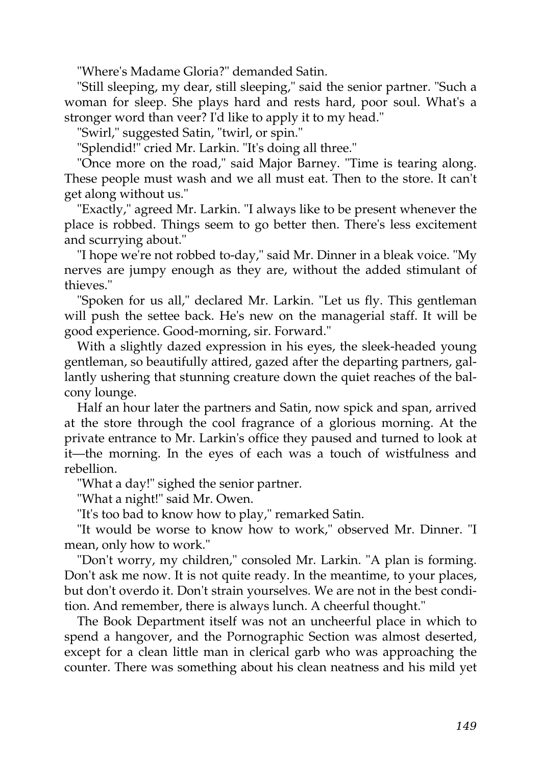"Where's Madame Gloria?" demanded Satin.

"Still sleeping, my dear, still sleeping," said the senior partner. "Such a woman for sleep. She plays hard and rests hard, poor soul. What's a stronger word than veer? I'd like to apply it to my head."

"Swirl," suggested Satin, "twirl, or spin."

"Splendid!" cried Mr. Larkin. "It's doing all three."

"Once more on the road," said Major Barney. "Time is tearing along. These people must wash and we all must eat. Then to the store. It can't get along without us."

"Exactly," agreed Mr. Larkin. "I always like to be present whenever the place is robbed. Things seem to go better then. There's less excitement and scurrying about."

"I hope we're not robbed to-day," said Mr. Dinner in a bleak voice. "My nerves are jumpy enough as they are, without the added stimulant of thieves."

"Spoken for us all," declared Mr. Larkin. "Let us fly. This gentleman will push the settee back. He's new on the managerial staff. It will be good experience. Good-morning, sir. Forward."

With a slightly dazed expression in his eyes, the sleek-headed young gentleman, so beautifully attired, gazed after the departing partners, gallantly ushering that stunning creature down the quiet reaches of the balcony lounge.

Half an hour later the partners and Satin, now spick and span, arrived at the store through the cool fragrance of a glorious morning. At the private entrance to Mr. Larkin's office they paused and turned to look at it—the morning. In the eyes of each was a touch of wistfulness and rebellion.

"What a day!" sighed the senior partner.

"What a night!" said Mr. Owen.

"It's too bad to know how to play," remarked Satin.

"It would be worse to know how to work," observed Mr. Dinner. "I mean, only how to work."

"Don't worry, my children," consoled Mr. Larkin. "A plan is forming. Don't ask me now. It is not quite ready. In the meantime, to your places, but don't overdo it. Don't strain yourselves. We are not in the best condition. And remember, there is always lunch. A cheerful thought."

The Book Department itself was not an uncheerful place in which to spend a hangover, and the Pornographic Section was almost deserted, except for a clean little man in clerical garb who was approaching the counter. There was something about his clean neatness and his mild yet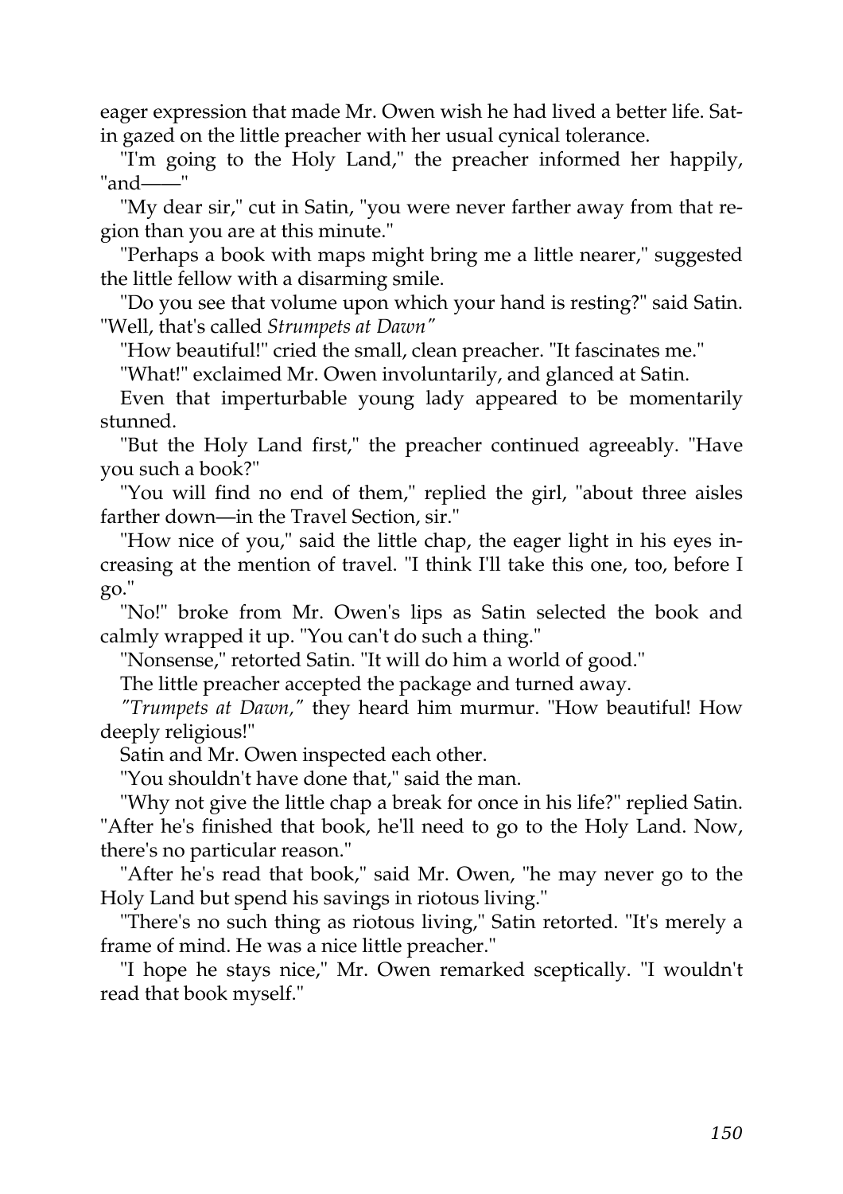eager expression that made Mr. Owen wish he had lived a better life. Satin gazed on the little preacher with her usual cynical tolerance.

"I'm going to the Holy Land," the preacher informed her happily, "and——"

"My dear sir," cut in Satin, "you were never farther away from that region than you are at this minute."

"Perhaps a book with maps might bring me a little nearer," suggested the little fellow with a disarming smile.

"Do you see that volume upon which your hand is resting?" said Satin. "Well, that's called *Strumpets at Dawn"*

"How beautiful!" cried the small, clean preacher. "It fascinates me."

"What!" exclaimed Mr. Owen involuntarily, and glanced at Satin.

Even that imperturbable young lady appeared to be momentarily stunned.

"But the Holy Land first," the preacher continued agreeably. "Have you such a book?"

"You will find no end of them," replied the girl, "about three aisles farther down—in the Travel Section, sir."

"How nice of you," said the little chap, the eager light in his eyes increasing at the mention of travel. "I think I'll take this one, too, before I go."

"No!" broke from Mr. Owen's lips as Satin selected the book and calmly wrapped it up. "You can't do such a thing."

"Nonsense," retorted Satin. "It will do him a world of good."

The little preacher accepted the package and turned away.

*"Trumpets at Dawn,"* they heard him murmur. "How beautiful! How deeply religious!"

Satin and Mr. Owen inspected each other.

"You shouldn't have done that," said the man.

"Why not give the little chap a break for once in his life?" replied Satin. "After he's finished that book, he'll need to go to the Holy Land. Now, there's no particular reason."

"After he's read that book," said Mr. Owen, "he may never go to the Holy Land but spend his savings in riotous living."

"There's no such thing as riotous living," Satin retorted. "It's merely a frame of mind. He was a nice little preacher."

"I hope he stays nice," Mr. Owen remarked sceptically. "I wouldn't read that book myself."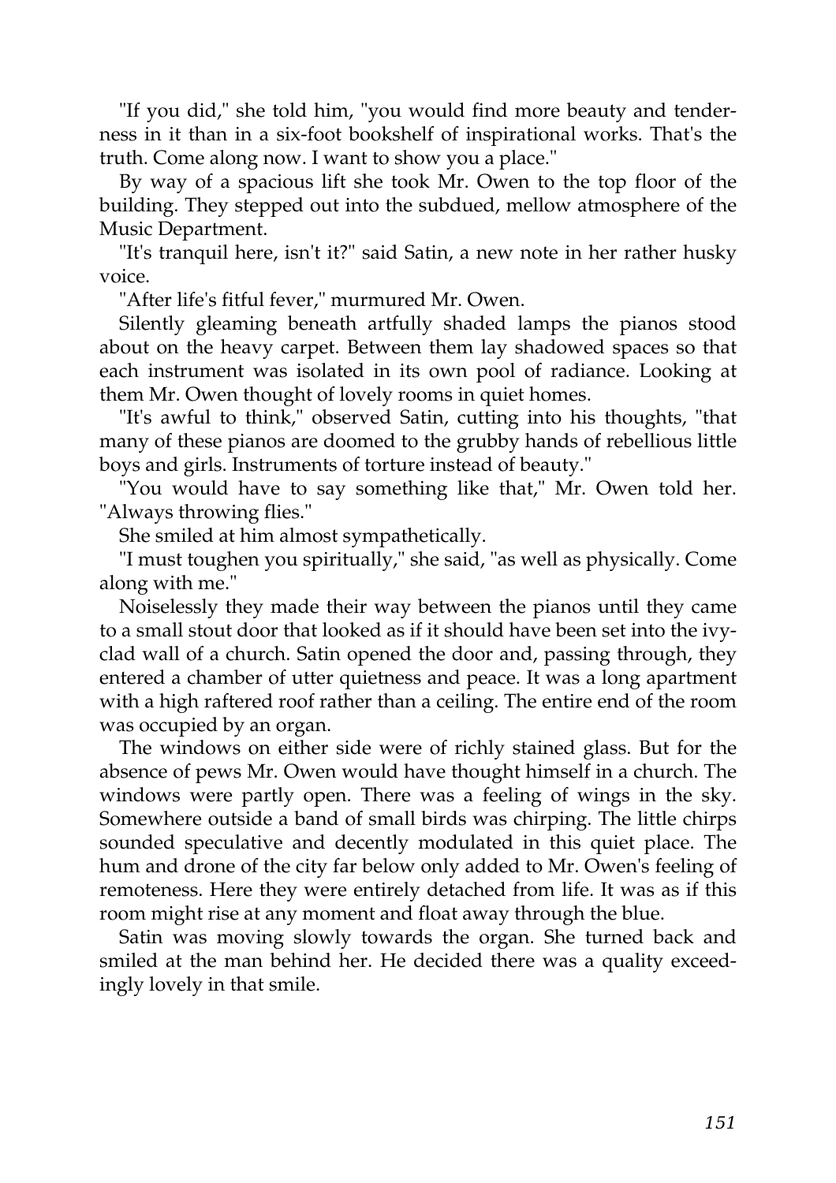"If you did," she told him, "you would find more beauty and tenderness in it than in a six-foot bookshelf of inspirational works. That's the truth. Come along now. I want to show you a place."

By way of a spacious lift she took Mr. Owen to the top floor of the building. They stepped out into the subdued, mellow atmosphere of the Music Department.

"It's tranquil here, isn't it?" said Satin, a new note in her rather husky voice.

"After life's fitful fever," murmured Mr. Owen.

Silently gleaming beneath artfully shaded lamps the pianos stood about on the heavy carpet. Between them lay shadowed spaces so that each instrument was isolated in its own pool of radiance. Looking at them Mr. Owen thought of lovely rooms in quiet homes.

"It's awful to think," observed Satin, cutting into his thoughts, "that many of these pianos are doomed to the grubby hands of rebellious little boys and girls. Instruments of torture instead of beauty."

"You would have to say something like that," Mr. Owen told her. "Always throwing flies."

She smiled at him almost sympathetically.

"I must toughen you spiritually," she said, "as well as physically. Come along with me."

Noiselessly they made their way between the pianos until they came to a small stout door that looked as if it should have been set into the ivy-clad wall of a church. Satin opened the door and, passing through, they entered a chamber of utter quietness and peace. It was a long apartment with a high raftered roof rather than a ceiling. The entire end of the room was occupied by an organ.

The windows on either side were of richly stained glass. But for the absence of pews Mr. Owen would have thought himself in a church. The windows were partly open. There was a feeling of wings in the sky. Somewhere outside a band of small birds was chirping. The little chirps sounded speculative and decently modulated in this quiet place. The hum and drone of the city far below only added to Mr. Owen's feeling of remoteness. Here they were entirely detached from life. It was as if this room might rise at any moment and float away through the blue.

Satin was moving slowly towards the organ. She turned back and smiled at the man behind her. He decided there was a quality exceedingly lovely in that smile.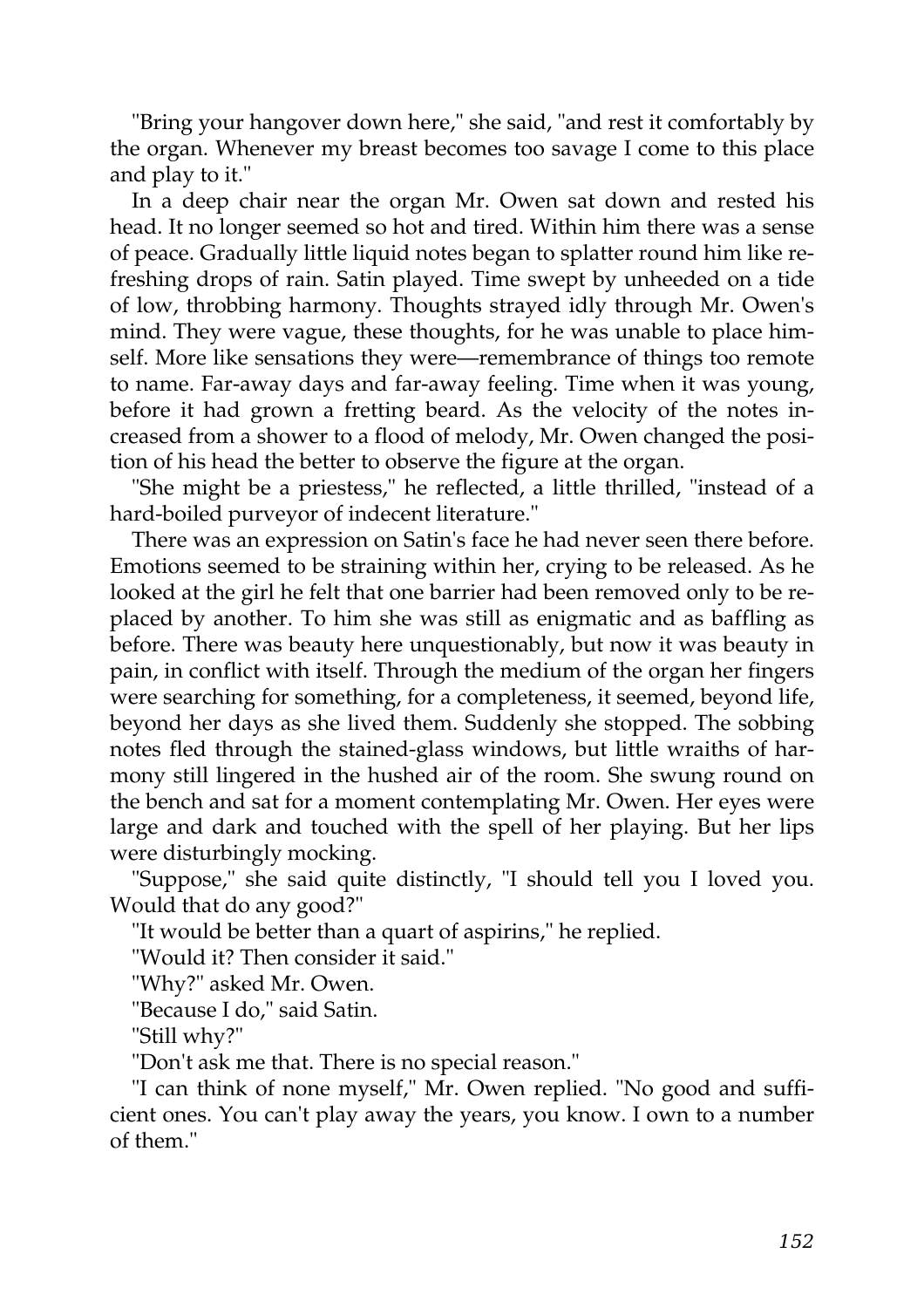"Bring your hangover down here," she said, "and rest it comfortably by the organ. Whenever my breast becomes too savage I come to this place and play to it."

In a deep chair near the organ Mr. Owen sat down and rested his head. It no longer seemed so hot and tired. Within him there was a sense of peace. Gradually little liquid notes began to splatter round him like refreshing drops of rain. Satin played. Time swept by unheeded on a tide of low, throbbing harmony. Thoughts strayed idly through Mr. Owen's mind. They were vague, these thoughts, for he was unable to place himself. More like sensations they were—remembrance of things too remote to name. Far-away days and far-away feeling. Time when it was young, before it had grown a fretting beard. As the velocity of the notes increased from a shower to a flood of melody, Mr. Owen changed the position of his head the better to observe the figure at the organ.

"She might be a priestess," he reflected, a little thrilled, "instead of a hard-boiled purveyor of indecent literature."

There was an expression on Satin's face he had never seen there before. Emotions seemed to be straining within her, crying to be released. As he looked at the girl he felt that one barrier had been removed only to be replaced by another. To him she was still as enigmatic and as baffling as before. There was beauty here unquestionably, but now it was beauty in pain, in conflict with itself. Through the medium of the organ her fingers were searching for something, for a completeness, it seemed, beyond life, beyond her days as she lived them. Suddenly she stopped. The sobbing notes fled through the stained-glass windows, but little wraiths of harmony still lingered in the hushed air of the room. She swung round on the bench and sat for a moment contemplating Mr. Owen. Her eyes were large and dark and touched with the spell of her playing. But her lips were disturbingly mocking.

"Suppose," she said quite distinctly, "I should tell you I loved you. Would that do any good?"

"It would be better than a quart of aspirins," he replied.

"Would it? Then consider it said."

"Why?" asked Mr. Owen.

"Because I do," said Satin.

"Still why?"

"Don't ask me that. There is no special reason."

"I can think of none myself," Mr. Owen replied. "No good and sufficient ones. You can't play away the years, you know. I own to a number of them."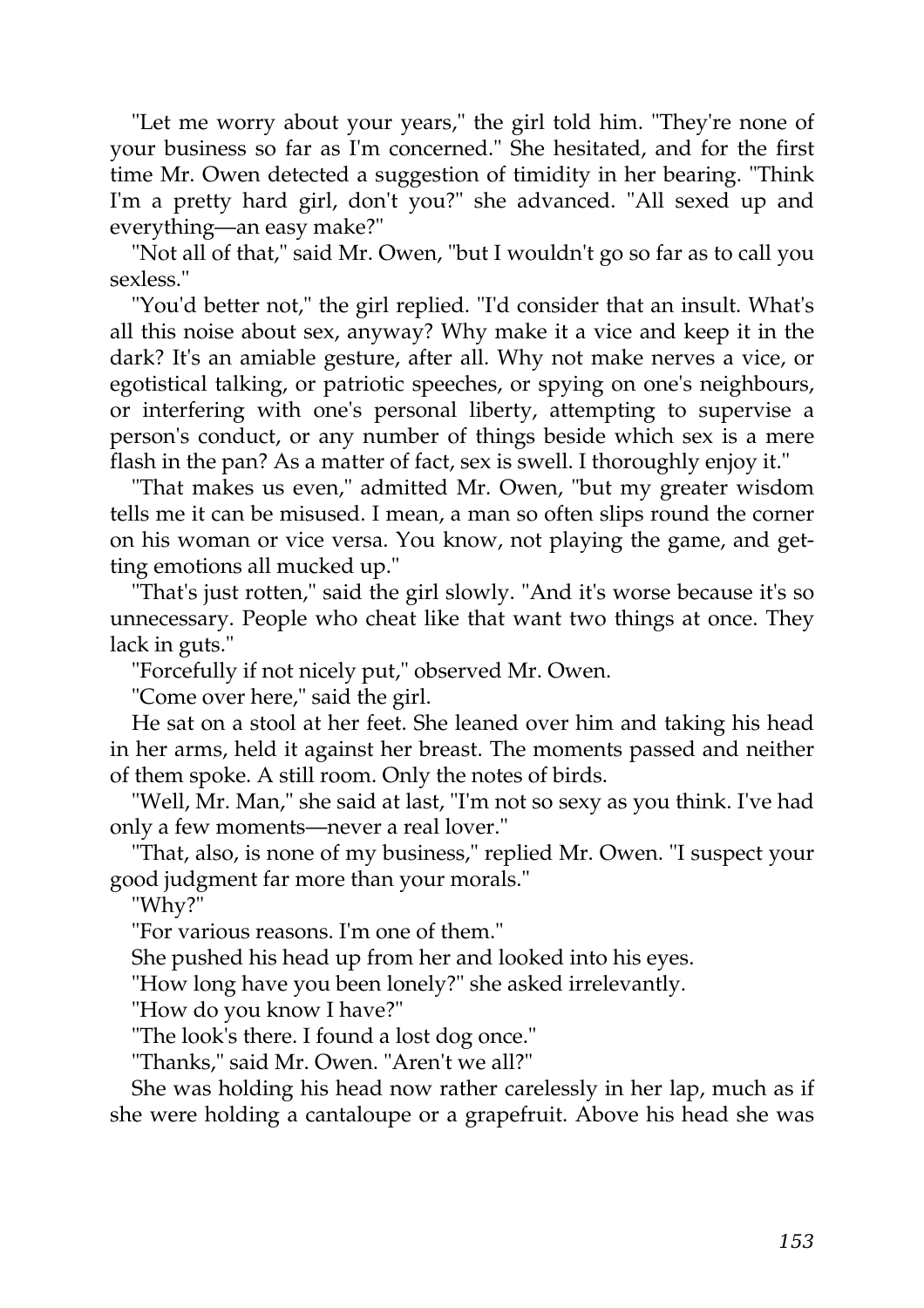"Let me worry about your years," the girl told him. "They're none of your business so far as I'm concerned." She hesitated, and for the first time Mr. Owen detected a suggestion of timidity in her bearing. "Think I'm a pretty hard girl, don't you?" she advanced. "All sexed up and everything—an easy make?"

"Not all of that," said Mr. Owen, "but I wouldn't go so far as to call you sexless."

"You'd better not," the girl replied. "I'd consider that an insult. What's all this noise about sex, anyway? Why make it a vice and keep it in the dark? It's an amiable gesture, after all. Why not make nerves a vice, or egotistical talking, or patriotic speeches, or spying on one's neighbours, or interfering with one's personal liberty, attempting to supervise a person's conduct, or any number of things beside which sex is a mere flash in the pan? As a matter of fact, sex is swell. I thoroughly enjoy it."

"That makes us even," admitted Mr. Owen, "but my greater wisdom tells me it can be misused. I mean, a man so often slips round the corner on his woman or vice versa. You know, not playing the game, and getting emotions all mucked up."

"That's just rotten," said the girl slowly. "And it's worse because it's so unnecessary. People who cheat like that want two things at once. They lack in guts."

"Forcefully if not nicely put," observed Mr. Owen.

"Come over here," said the girl.

He sat on a stool at her feet. She leaned over him and taking his head in her arms, held it against her breast. The moments passed and neither of them spoke. A still room. Only the notes of birds.

"Well, Mr. Man," she said at last, "I'm not so sexy as you think. I've had only a few moments—never a real lover."

"That, also, is none of my business," replied Mr. Owen. "I suspect your good judgment far more than your morals."

"Why?"

"For various reasons. I'm one of them."

She pushed his head up from her and looked into his eyes.

"How long have you been lonely?" she asked irrelevantly.

"How do you know I have?"

"The look's there. I found a lost dog once."

"Thanks," said Mr. Owen. "Aren't we all?"

She was holding his head now rather carelessly in her lap, much as if she were holding a cantaloupe or a grapefruit. Above his head she was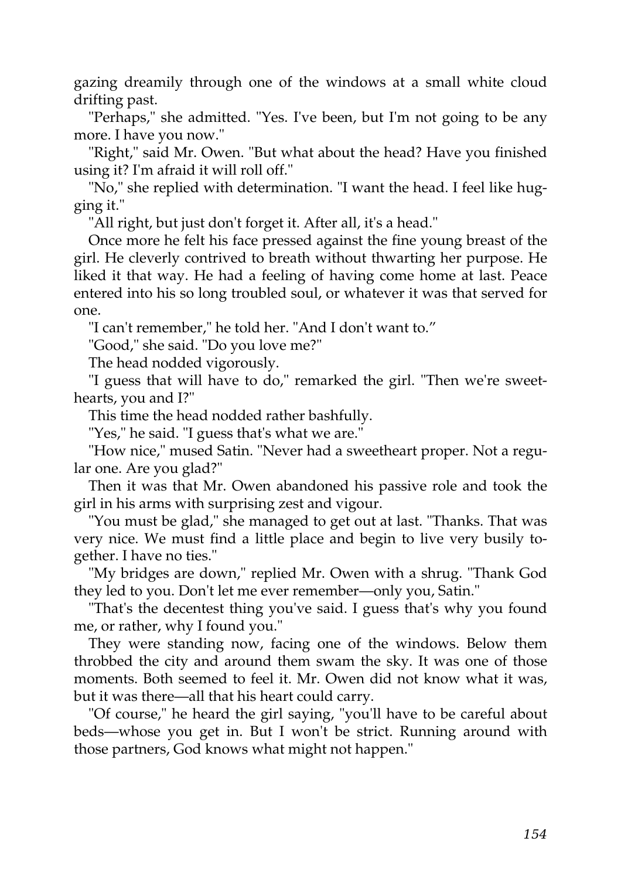gazing dreamily through one of the windows at a small white cloud drifting past.

"Perhaps," she admitted. "Yes. I've been, but I'm not going to be any more. I have you now."

"Right," said Mr. Owen. "But what about the head? Have you finished using it? I'm afraid it will roll off."

"No," she replied with determination. "I want the head. I feel like hugging it."

"All right, but just don't forget it. After all, it's a head."

Once more he felt his face pressed against the fine young breast of the girl. He cleverly contrived to breath without thwarting her purpose. He liked it that way. He had a feeling of having come home at last. Peace entered into his so long troubled soul, or whatever it was that served for one.

"I can't remember," he told her. "And I don't want to."

"Good," she said. "Do you love me?"

The head nodded vigorously.

"I guess that will have to do," remarked the girl. "Then we're sweethearts, you and I?"

This time the head nodded rather bashfully.

"Yes," he said. "I guess that's what we are."

"How nice," mused Satin. "Never had a sweetheart proper. Not a regular one. Are you glad?"

Then it was that Mr. Owen abandoned his passive role and took the girl in his arms with surprising zest and vigour.

"You must be glad," she managed to get out at last. "Thanks. That was very nice. We must find a little place and begin to live very busily together. I have no ties."

"My bridges are down," replied Mr. Owen with a shrug. "Thank God they led to you. Don't let me ever remember—only you, Satin."

"That's the decentest thing you've said. I guess that's why you found me, or rather, why I found you."

They were standing now, facing one of the windows. Below them throbbed the city and around them swam the sky. It was one of those moments. Both seemed to feel it. Mr. Owen did not know what it was, but it was there—all that his heart could carry.

"Of course," he heard the girl saying, "you'll have to be careful about beds—whose you get in. But I won't be strict. Running around with those partners, God knows what might not happen."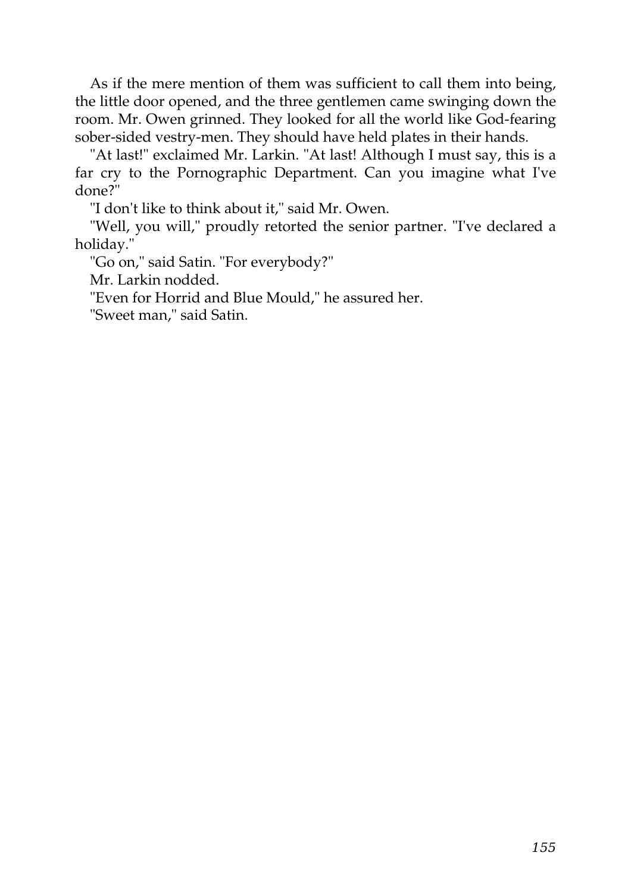As if the mere mention of them was sufficient to call them into being, the little door opened, and the three gentlemen came swinging down the room. Mr. Owen grinned. They looked for all the world like God-fearing sober-sided vestry-men. They should have held plates in their hands.

"At last!" exclaimed Mr. Larkin. "At last! Although I must say, this is a far cry to the Pornographic Department. Can you imagine what I've done?"

"I don't like to think about it," said Mr. Owen.

"Well, you will," proudly retorted the senior partner. "I've declared a holiday."

"Go on," said Satin. "For everybody?"

Mr. Larkin nodded.

"Even for Horrid and Blue Mould," he assured her.

"Sweet man," said Satin.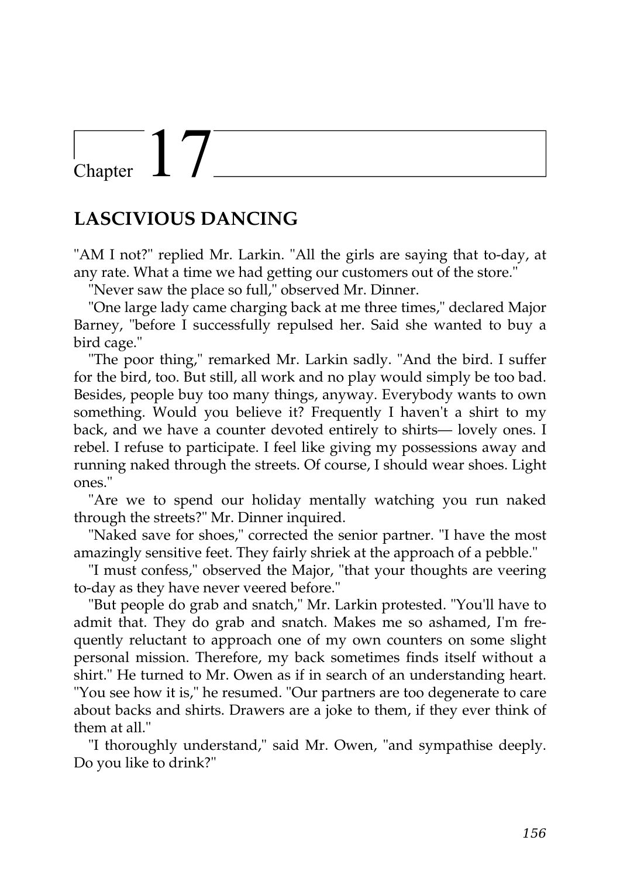# Chapter 17

## LASCIVIOUS DANCING

"AM I not?" replied Mr. Larkin. "All the girls are saying that to-day, at any rate. What a time we had getting our customers out of the store."

"Never saw the place so full," observed Mr. Dinner.

"One large lady came charging back at me three times," declared Major Barney, "before I successfully repulsed her. Said she wanted to buy a bird cage."

"The poor thing," remarked Mr. Larkin sadly. "And the bird. I suffer for the bird, too. But still, all work and no play would simply be too bad. Besides, people buy too many things, anyway. Everybody wants to own something. Would you believe it? Frequently I haven't a shirt to my back, and we have a counter devoted entirely to shirts— lovely ones. I rebel. I refuse to participate. I feel like giving my possessions away and running naked through the streets. Of course, I should wear shoes. Light ones."

"Are we to spend our holiday mentally watching you run naked through the streets?" Mr. Dinner inquired.

"Naked save for shoes," corrected the senior partner. "I have the most amazingly sensitive feet. They fairly shriek at the approach of a pebble."

"I must confess," observed the Major, "that your thoughts are veering to-day as they have never veered before."

"But people do grab and snatch," Mr. Larkin protested. "You'll have to admit that. They do grab and snatch. Makes me so ashamed, I'm frequently reluctant to approach one of my own counters on some slight personal mission. Therefore, my back sometimes finds itself without a shirt." He turned to Mr. Owen as if in search of an understanding heart. "You see how it is," he resumed. "Our partners are too degenerate to care about backs and shirts. Drawers are a joke to them, if they ever think of them at all."

"I thoroughly understand," said Mr. Owen, "and sympathise deeply. Do you like to drink?"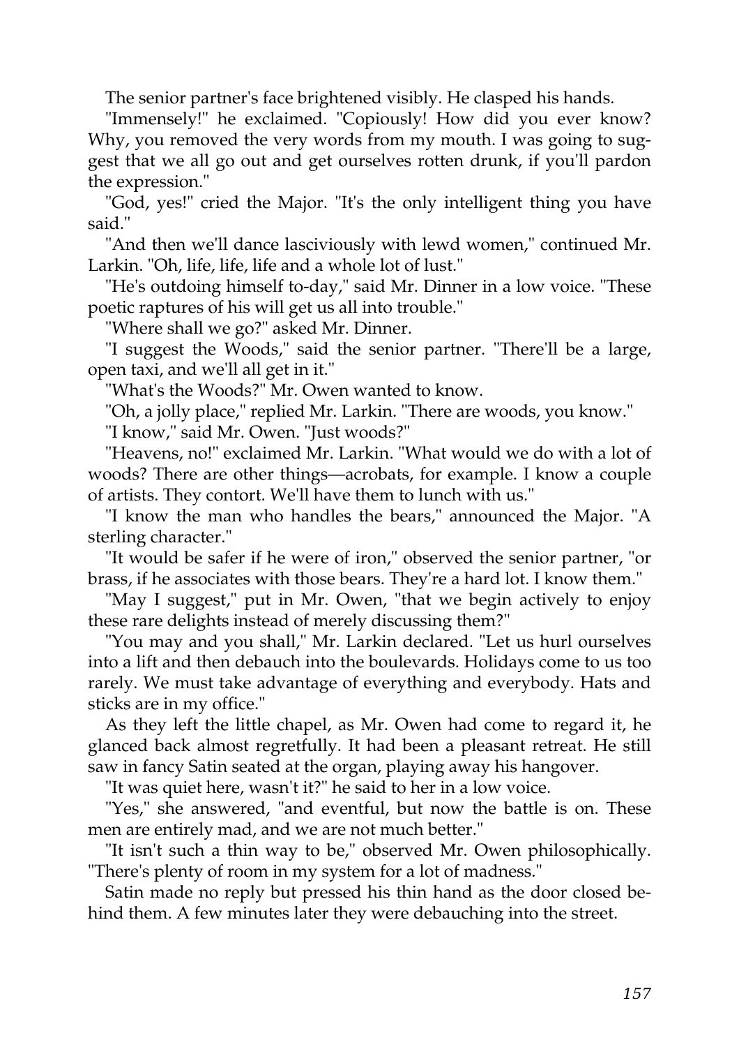The senior partner's face brightened visibly. He clasped his hands.

"Immensely!" he exclaimed. "Copiously! How did you ever know? Why, you removed the very words from my mouth. I was going to suggest that we all go out and get ourselves rotten drunk, if you'll pardon the expression."

"God, yes!" cried the Major. "It's the only intelligent thing you have said."

"And then we'll dance lasciviously with lewd women," continued Mr. Larkin. "Oh, life, life, life and a whole lot of lust."

"He's outdoing himself to-day," said Mr. Dinner in a low voice. "These poetic raptures of his will get us all into trouble."

"Where shall we go?" asked Mr. Dinner.

"I suggest the Woods," said the senior partner. "There'll be a large, open taxi, and we'll all get in it."

"What's the Woods?" Mr. Owen wanted to know.

"Oh, a jolly place," replied Mr. Larkin. "There are woods, you know."

"I know," said Mr. Owen. "Just woods?"

"Heavens, no!" exclaimed Mr. Larkin. "What would we do with a lot of woods? There are other things—acrobats, for example. I know a couple of artists. They contort. We'll have them to lunch with us."

"I know the man who handles the bears," announced the Major. "A sterling character."

"It would be safer if he were of iron," observed the senior partner, "or brass, if he associates with those bears. They're a hard lot. I know them."

"May I suggest," put in Mr. Owen, "that we begin actively to enjoy these rare delights instead of merely discussing them?"

"You may and you shall," Mr. Larkin declared. "Let us hurl ourselves into a lift and then debauch into the boulevards. Holidays come to us too rarely. We must take advantage of everything and everybody. Hats and sticks are in my office."

As they left the little chapel, as Mr. Owen had come to regard it, he glanced back almost regretfully. It had been a pleasant retreat. He still saw in fancy Satin seated at the organ, playing away his hangover.

"It was quiet here, wasn't it?" he said to her in a low voice.

"Yes," she answered, "and eventful, but now the battle is on. These men are entirely mad, and we are not much better."

"It isn't such a thin way to be," observed Mr. Owen philosophically. "There's plenty of room in my system for a lot of madness."

Satin made no reply but pressed his thin hand as the door closed behind them. A few minutes later they were debauching into the street.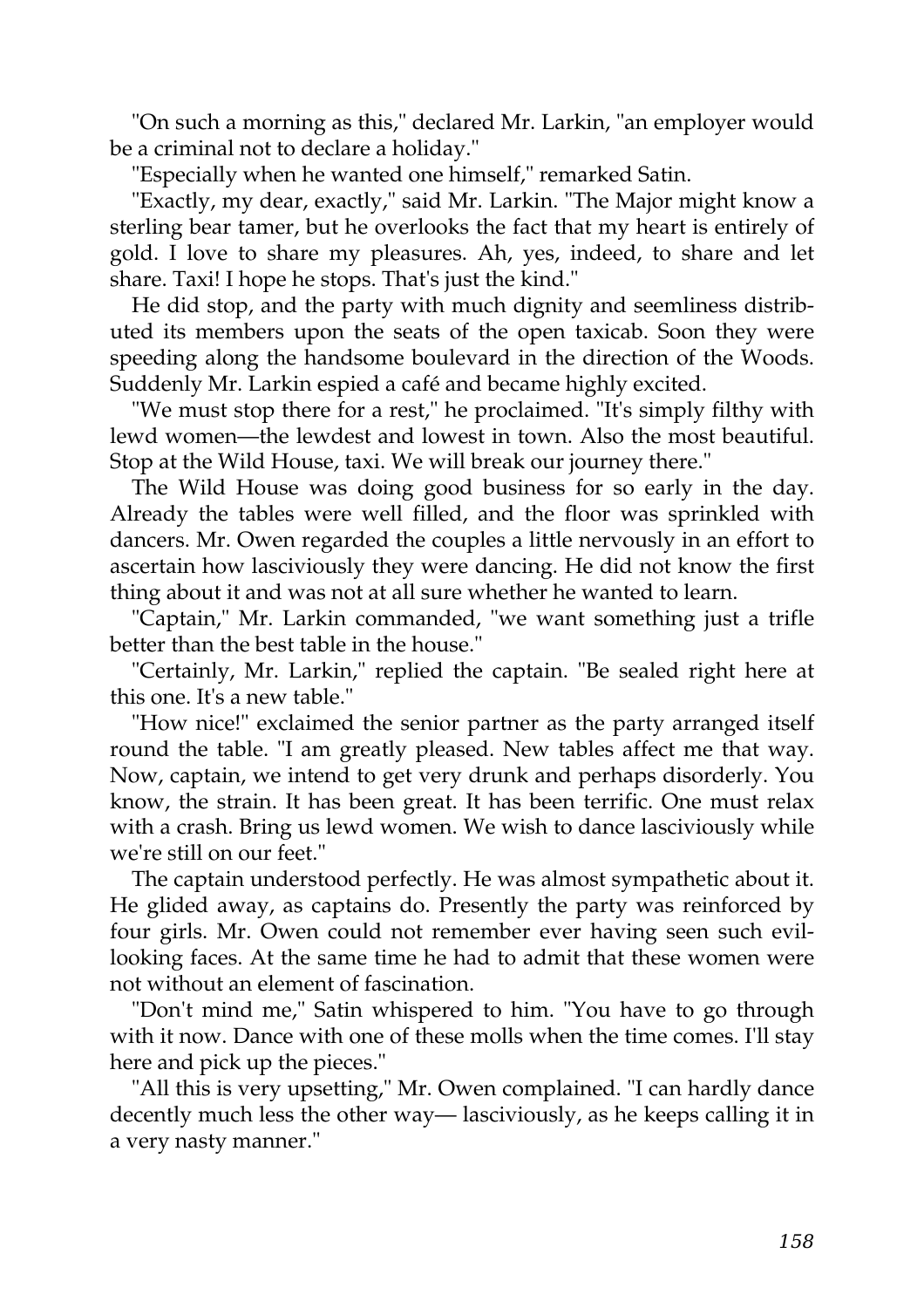"On such a morning as this," declared Mr. Larkin, "an employer would be a criminal not to declare a holiday."

"Especially when he wanted one himself," remarked Satin.

"Exactly, my dear, exactly," said Mr. Larkin. "The Major might know a sterling bear tamer, but he overlooks the fact that my heart is entirely of gold. I love to share my pleasures. Ah, yes, indeed, to share and let share. Taxi! I hope he stops. That's just the kind."

He did stop, and the party with much dignity and seemliness distributed its members upon the seats of the open taxicab. Soon they were speeding along the handsome boulevard in the direction of the Woods. Suddenly Mr. Larkin espied a café and became highly excited.

"We must stop there for a rest," he proclaimed. "It's simply filthy with lewd women—the lewdest and lowest in town. Also the most beautiful. Stop at the Wild House, taxi. We will break our journey there."

The Wild House was doing good business for so early in the day. Already the tables were well filled, and the floor was sprinkled with dancers. Mr. Owen regarded the couples a little nervously in an effort to ascertain how lasciviously they were dancing. He did not know the first thing about it and was not at all sure whether he wanted to learn.

"Captain," Mr. Larkin commanded, "we want something just a trifle better than the best table in the house."

"Certainly, Mr. Larkin," replied the captain. "Be sealed right here at this one. It's a new table."

"How nice!" exclaimed the senior partner as the party arranged itself round the table. "I am greatly pleased. New tables affect me that way. Now, captain, we intend to get very drunk and perhaps disorderly. You know, the strain. It has been great. It has been terrific. One must relax with a crash. Bring us lewd women. We wish to dance lasciviously while we're still on our feet."

The captain understood perfectly. He was almost sympathetic about it. He glided away, as captains do. Presently the party was reinforced by four girls. Mr. Owen could not remember ever having seen such evil-looking faces. At the same time he had to admit that these women were not without an element of fascination.

"Don't mind me," Satin whispered to him. "You have to go through with it now. Dance with one of these molls when the time comes. I'll stay here and pick up the pieces."

"All this is very upsetting," Mr. Owen complained. "I can hardly dance decently much less the other way— lasciviously, as he keeps calling it in a very nasty manner."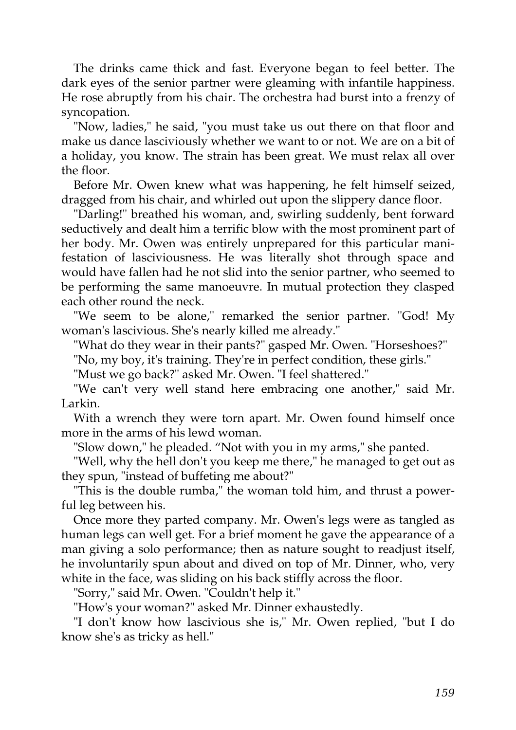The drinks came thick and fast. Everyone began to feel better. The dark eyes of the senior partner were gleaming with infantile happiness. He rose abruptly from his chair. The orchestra had burst into a frenzy of syncopation.

"Now, ladies," he said, "you must take us out there on that floor and make us dance lasciviously whether we want to or not. We are on a bit of a holiday, you know. The strain has been great. We must relax all over the floor.

Before Mr. Owen knew what was happening, he felt himself seized, dragged from his chair, and whirled out upon the slippery dance floor.

"Darling!" breathed his woman, and, swirling suddenly, bent forward seductively and dealt him a terrific blow with the most prominent part of her body. Mr. Owen was entirely unprepared for this particular manifestation of lasciviousness. He was literally shot through space and would have fallen had he not slid into the senior partner, who seemed to be performing the same manoeuvre. In mutual protection they clasped each other round the neck.

"We seem to be alone," remarked the senior partner. "God! My woman's lascivious. She's nearly killed me already."

"What do they wear in their pants?" gasped Mr. Owen. "Horseshoes?"

"No, my boy, it's training. They're in perfect condition, these girls."

"Must we go back?" asked Mr. Owen. "I feel shattered."

"We can't very well stand here embracing one another," said Mr. Larkin.

With a wrench they were torn apart. Mr. Owen found himself once more in the arms of his lewd woman.

"Slow down," he pleaded. "Not with you in my arms," she panted.

"Well, why the hell don't you keep me there," he managed to get out as they spun, "instead of buffeting me about?"

"This is the double rumba," the woman told him, and thrust a powerful leg between his.

Once more they parted company. Mr. Owen's legs were as tangled as human legs can well get. For a brief moment he gave the appearance of a man giving a solo performance; then as nature sought to readjust itself, he involuntarily spun about and dived on top of Mr. Dinner, who, very white in the face, was sliding on his back stiffly across the floor.

"Sorry," said Mr. Owen. "Couldn't help it."

"How's your woman?" asked Mr. Dinner exhaustedly.

"I don't know how lascivious she is," Mr. Owen replied, "but I do know she's as tricky as hell."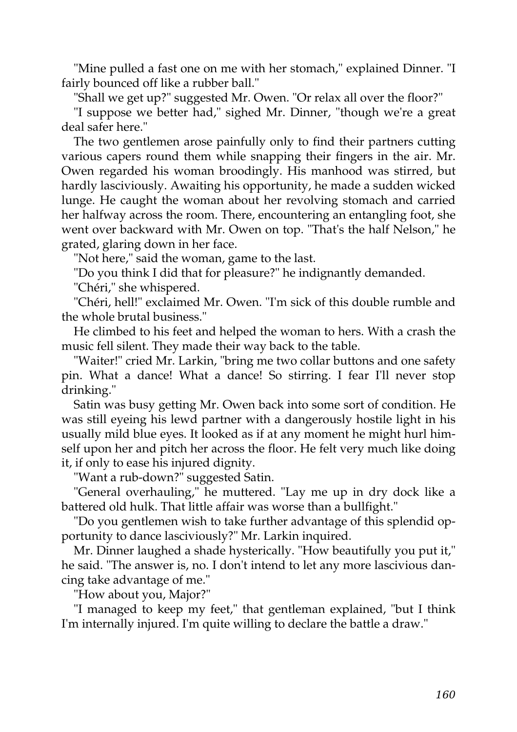"Mine pulled a fast one on me with her stomach," explained Dinner. "I fairly bounced off like a rubber ball."

"Shall we get up?" suggested Mr. Owen. "Or relax all over the floor?"

"I suppose we better had," sighed Mr. Dinner, "though we're a great deal safer here."

The two gentlemen arose painfully only to find their partners cutting various capers round them while snapping their fingers in the air. Mr. Owen regarded his woman broodingly. His manhood was stirred, but hardly lasciviously. Awaiting his opportunity, he made a sudden wicked lunge. He caught the woman about her revolving stomach and carried her halfway across the room. There, encountering an entangling foot, she went over backward with Mr. Owen on top. "That's the half Nelson," he grated, glaring down in her face.

"Not here," said the woman, game to the last.

"Do you think I did that for pleasure?" he indignantly demanded.

"Chéri," she whispered.

"Chéri, hell!" exclaimed Mr. Owen. "I'm sick of this double rumble and the whole brutal business."

He climbed to his feet and helped the woman to hers. With a crash the music fell silent. They made their way back to the table.

"Waiter!" cried Mr. Larkin, "bring me two collar buttons and one safety pin. What a dance! What a dance! So stirring. I fear I'll never stop drinking."

Satin was busy getting Mr. Owen back into some sort of condition. He was still eyeing his lewd partner with a dangerously hostile light in his usually mild blue eyes. It looked as if at any moment he might hurl himself upon her and pitch her across the floor. He felt very much like doing it, if only to ease his injured dignity.

"Want a rub-down?" suggested Satin.

"General overhauling," he muttered. "Lay me up in dry dock like a battered old hulk. That little affair was worse than a bullfight."

"Do you gentlemen wish to take further advantage of this splendid opportunity to dance lasciviously?" Mr. Larkin inquired.

Mr. Dinner laughed a shade hysterically. "How beautifully you put it," he said. "The answer is, no. I don't intend to let any more lascivious dancing take advantage of me."

"How about you, Major?"

"I managed to keep my feet," that gentleman explained, "but I think I'm internally injured. I'm quite willing to declare the battle a draw."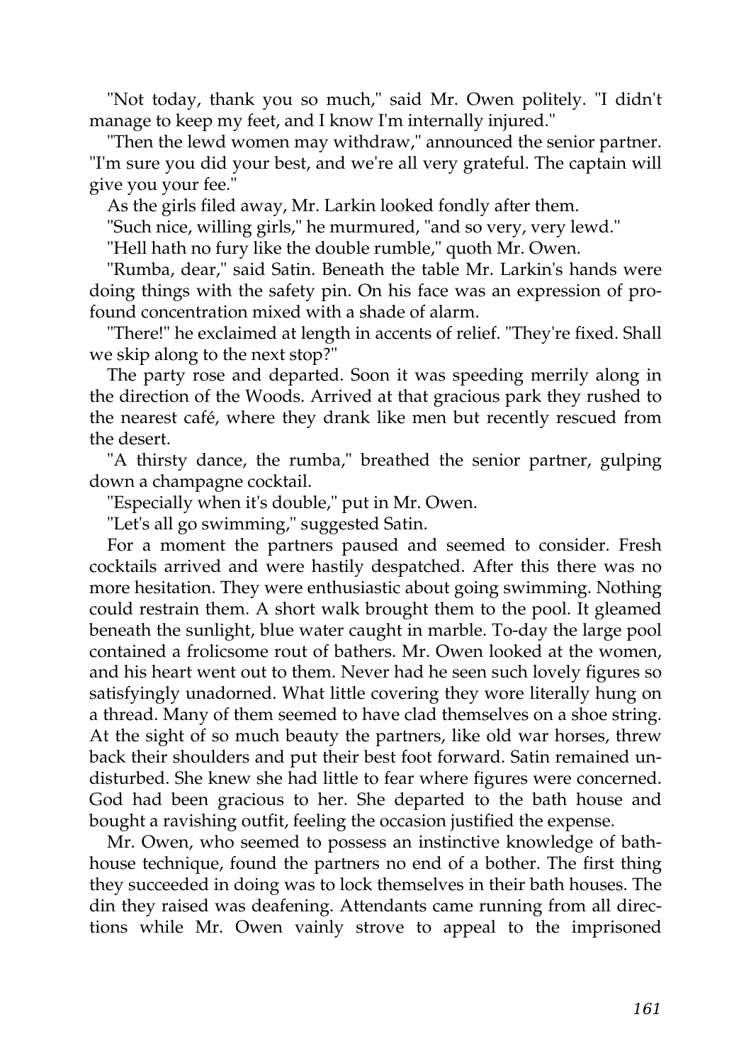"Not today, thank you so much," said Mr. Owen politely. "I didn't manage to keep my feet, and I know I'm internally injured."

"Then the lewd women may withdraw," announced the senior partner. "I'm sure you did your best, and we're all very grateful. The captain will give you your fee."

As the girls filed away, Mr. Larkin looked fondly after them.

"Such nice, willing girls," he murmured, "and so very, very lewd."

"Hell hath no fury like the double rumble," quoth Mr. Owen.

"Rumba, dear," said Satin. Beneath the table Mr. Larkin's hands were doing things with the safety pin. On his face was an expression of profound concentration mixed with a shade of alarm.

"There!" he exclaimed at length in accents of relief. "They're fixed. Shall we skip along to the next stop?"

The party rose and departed. Soon it was speeding merrily along in the direction of the Woods. Arrived at that gracious park they rushed to the nearest café, where they drank like men but recently rescued from the desert.

"A thirsty dance, the rumba," breathed the senior partner, gulping down a champagne cocktail.

"Especially when it's double," put in Mr. Owen.

"Let's all go swimming," suggested Satin.

For a moment the partners paused and seemed to consider. Fresh cocktails arrived and were hastily despatched. After this there was no more hesitation. They were enthusiastic about going swimming. Nothing could restrain them. A short walk brought them to the pool. It gleamed beneath the sunlight, blue water caught in marble. To-day the large pool contained a frolicsome rout of bathers. Mr. Owen looked at the women, and his heart went out to them. Never had he seen such lovely figures so satisfyingly unadorned. What little covering they wore literally hung on a thread. Many of them seemed to have clad themselves on a shoe string. At the sight of so much beauty the partners, like old war horses, threw back their shoulders and put their best foot forward. Satin remained undisturbed. She knew she had little to fear where figures were concerned. God had been gracious to her. She departed to the bath house and bought a ravishing outfit, feeling the occasion justified the expense.

Mr. Owen, who seemed to possess an instinctive knowledge of bath-house technique, found the partners no end of a bother. The first thing they succeeded in doing was to lock themselves in their bath houses. The din they raised was deafening. Attendants came running from all directions while Mr. Owen vainly strove to appeal to the imprisoned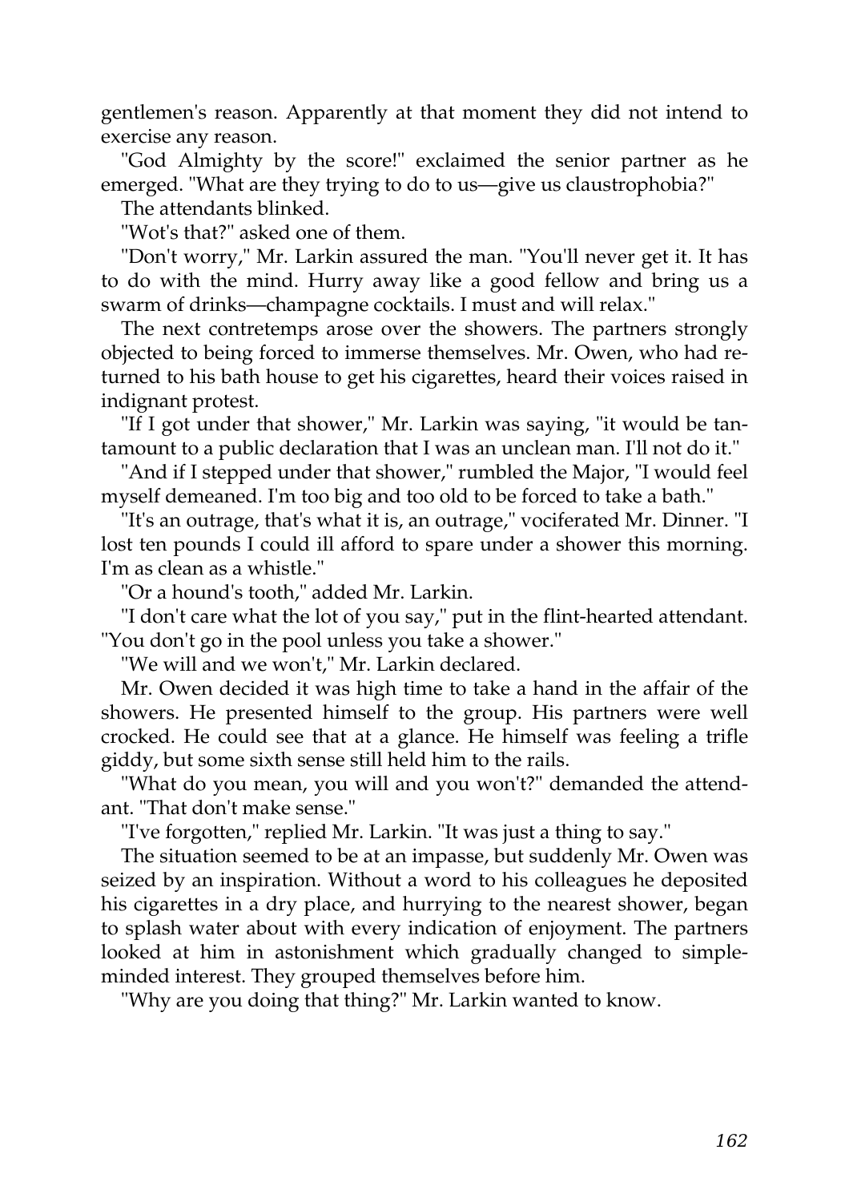gentlemen's reason. Apparently at that moment they did not intend to exercise any reason.

"God Almighty by the score!" exclaimed the senior partner as he emerged. "What are they trying to do to us—give us claustrophobia?"

The attendants blinked.

"Wot's that?" asked one of them.

"Don't worry," Mr. Larkin assured the man. "You'll never get it. It has to do with the mind. Hurry away like a good fellow and bring us a swarm of drinks—champagne cocktails. I must and will relax."

The next contretemps arose over the showers. The partners strongly objected to being forced to immerse themselves. Mr. Owen, who had returned to his bath house to get his cigarettes, heard their voices raised in indignant protest.

"If I got under that shower," Mr. Larkin was saying, "it would be tantamount to a public declaration that I was an unclean man. I'll not do it."

"And if I stepped under that shower," rumbled the Major, "I would feel myself demeaned. I'm too big and too old to be forced to take a bath."

"It's an outrage, that's what it is, an outrage," vociferated Mr. Dinner. "I lost ten pounds I could ill afford to spare under a shower this morning. I'm as clean as a whistle."

"Or a hound's tooth," added Mr. Larkin.

"I don't care what the lot of you say," put in the flint-hearted attendant. "You don't go in the pool unless you take a shower."

"We will and we won't," Mr. Larkin declared.

Mr. Owen decided it was high time to take a hand in the affair of the showers. He presented himself to the group. His partners were well crocked. He could see that at a glance. He himself was feeling a trifle giddy, but some sixth sense still held him to the rails.

"What do you mean, you will and you won't?" demanded the attendant. "That don't make sense."

"I've forgotten," replied Mr. Larkin. "It was just a thing to say."

The situation seemed to be at an impasse, but suddenly Mr. Owen was seized by an inspiration. Without a word to his colleagues he deposited his cigarettes in a dry place, and hurrying to the nearest shower, began to splash water about with every indication of enjoyment. The partners looked at him in astonishment which gradually changed to simple-minded interest. They grouped themselves before him.

"Why are you doing that thing?" Mr. Larkin wanted to know.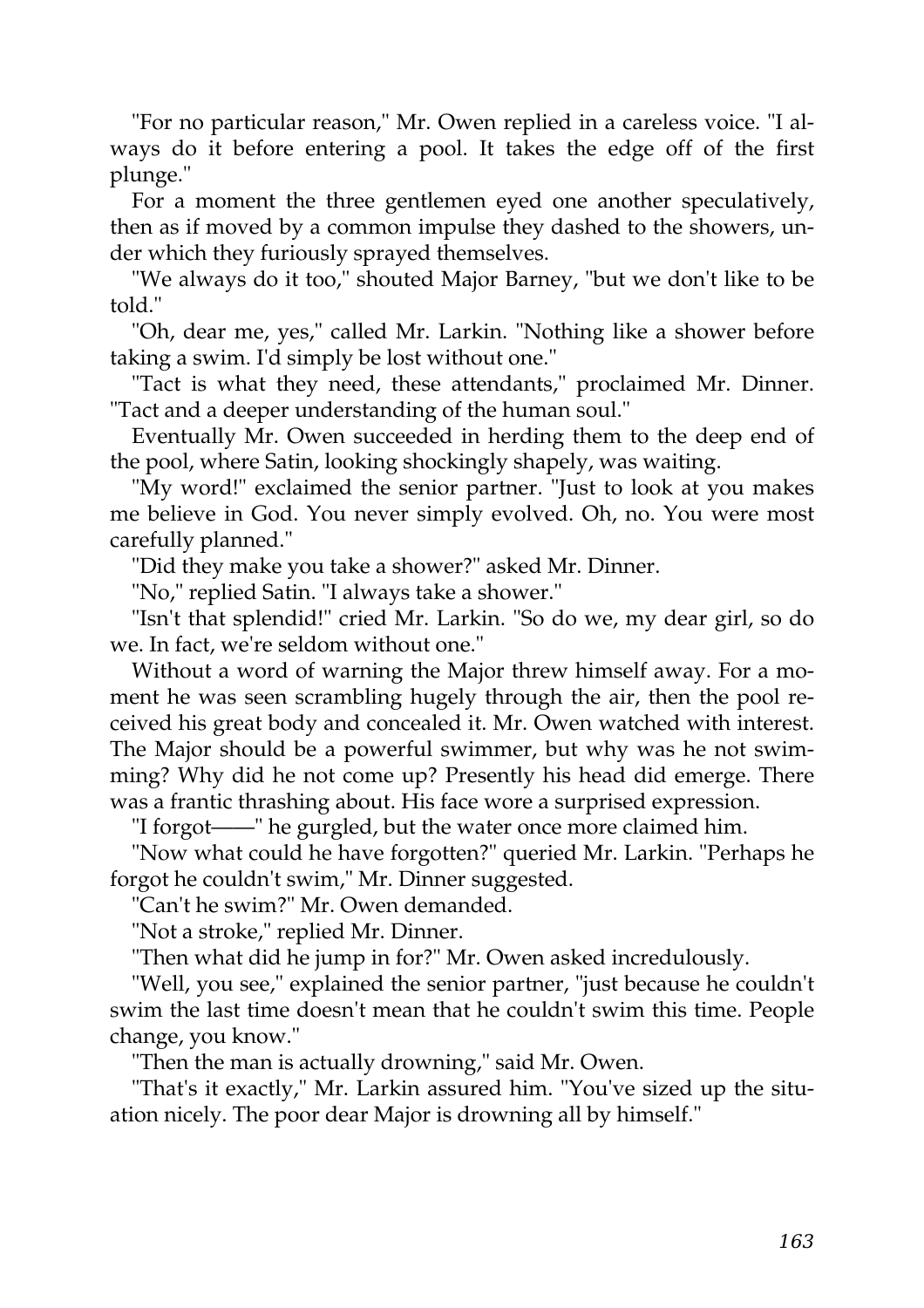"For no particular reason," Mr. Owen replied in a careless voice. "I always do it before entering a pool. It takes the edge off of the first plunge."

For a moment the three gentlemen eyed one another speculatively, then as if moved by a common impulse they dashed to the showers, under which they furiously sprayed themselves.

"We always do it too," shouted Major Barney, "but we don't like to be told."

"Oh, dear me, yes," called Mr. Larkin. "Nothing like a shower before taking a swim. I'd simply be lost without one."

"Tact is what they need, these attendants," proclaimed Mr. Dinner. "Tact and a deeper understanding of the human soul."

Eventually Mr. Owen succeeded in herding them to the deep end of the pool, where Satin, looking shockingly shapely, was waiting.

"My word!" exclaimed the senior partner. "Just to look at you makes me believe in God. You never simply evolved. Oh, no. You were most carefully planned."

"Did they make you take a shower?" asked Mr. Dinner.

"No," replied Satin. "I always take a shower."

"Isn't that splendid!" cried Mr. Larkin. "So do we, my dear girl, so do we. In fact, we're seldom without one."

Without a word of warning the Major threw himself away. For a moment he was seen scrambling hugely through the air, then the pool received his great body and concealed it. Mr. Owen watched with interest. The Major should be a powerful swimmer, but why was he not swimming? Why did he not come up? Presently his head did emerge. There was a frantic thrashing about. His face wore a surprised expression.

"I forgot——" he gurgled, but the water once more claimed him.

"Now what could he have forgotten?" queried Mr. Larkin. "Perhaps he forgot he couldn't swim," Mr. Dinner suggested.

"Can't he swim?" Mr. Owen demanded.

"Not a stroke," replied Mr. Dinner.

"Then what did he jump in for?" Mr. Owen asked incredulously.

"Well, you see," explained the senior partner, "just because he couldn't swim the last time doesn't mean that he couldn't swim this time. People change, you know."

"Then the man is actually drowning," said Mr. Owen.

"That's it exactly," Mr. Larkin assured him. "You've sized up the situation nicely. The poor dear Major is drowning all by himself."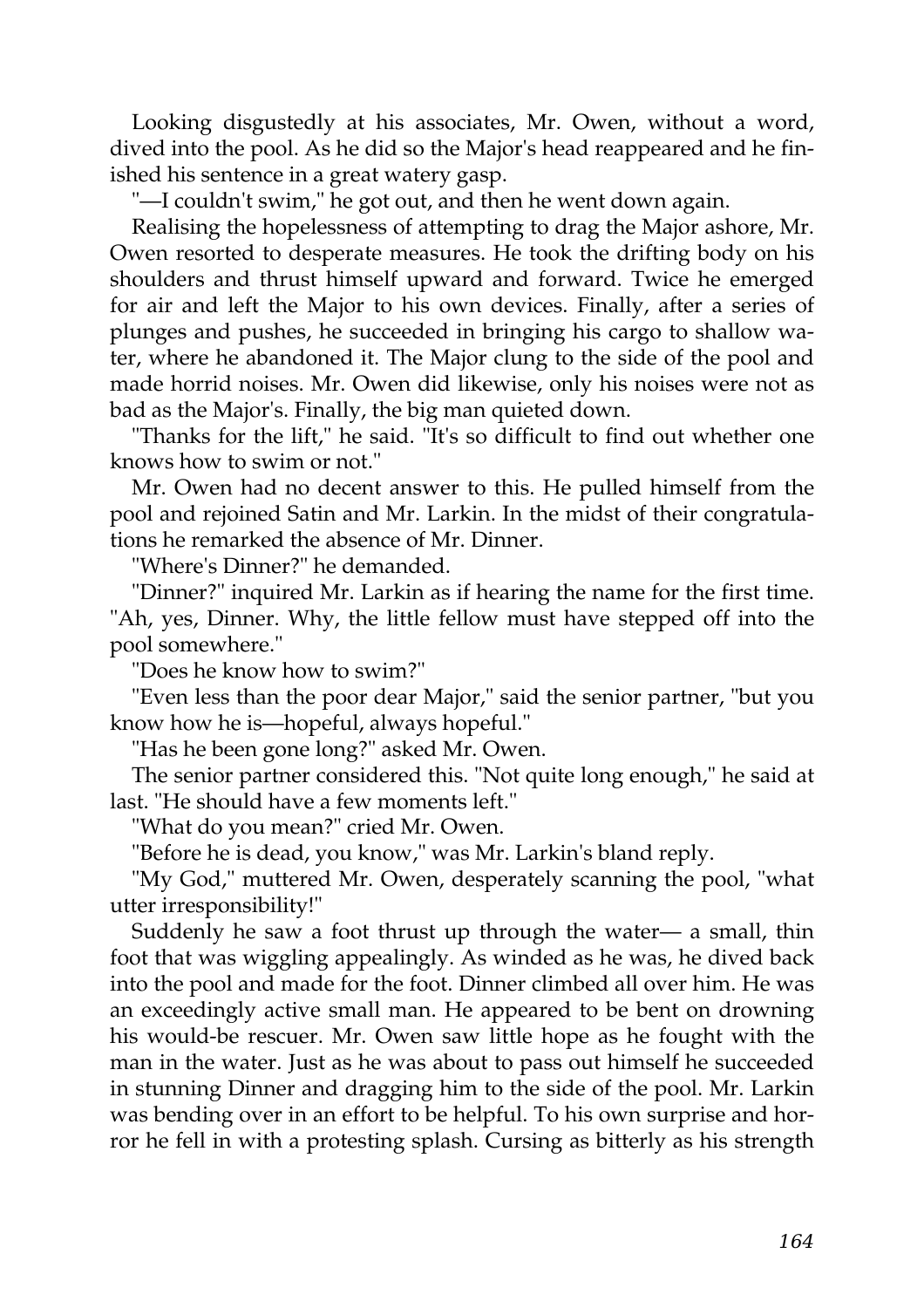Looking disgustedly at his associates, Mr. Owen, without a word, dived into the pool. As he did so the Major's head reappeared and he finished his sentence in a great watery gasp.

"—I couldn't swim," he got out, and then he went down again.

Realising the hopelessness of attempting to drag the Major ashore, Mr. Owen resorted to desperate measures. He took the drifting body on his shoulders and thrust himself upward and forward. Twice he emerged for air and left the Major to his own devices. Finally, after a series of plunges and pushes, he succeeded in bringing his cargo to shallow water, where he abandoned it. The Major clung to the side of the pool and made horrid noises. Mr. Owen did likewise, only his noises were not as bad as the Major's. Finally, the big man quieted down.

"Thanks for the lift," he said. "It's so difficult to find out whether one knows how to swim or not."

Mr. Owen had no decent answer to this. He pulled himself from the pool and rejoined Satin and Mr. Larkin. In the midst of their congratulations he remarked the absence of Mr. Dinner.

"Where's Dinner?" he demanded.

"Dinner?" inquired Mr. Larkin as if hearing the name for the first time. "Ah, yes, Dinner. Why, the little fellow must have stepped off into the pool somewhere."

"Does he know how to swim?"

"Even less than the poor dear Major," said the senior partner, "but you know how he is—hopeful, always hopeful."

"Has he been gone long?" asked Mr. Owen.

The senior partner considered this. "Not quite long enough," he said at last. "He should have a few moments left."

"What do you mean?" cried Mr. Owen.

"Before he is dead, you know," was Mr. Larkin's bland reply.

"My God," muttered Mr. Owen, desperately scanning the pool, "what utter irresponsibility!"

Suddenly he saw a foot thrust up through the water— a small, thin foot that was wiggling appealingly. As winded as he was, he dived back into the pool and made for the foot. Dinner climbed all over him. He was an exceedingly active small man. He appeared to be bent on drowning his would-be rescuer. Mr. Owen saw little hope as he fought with the man in the water. Just as he was about to pass out himself he succeeded in stunning Dinner and dragging him to the side of the pool. Mr. Larkin was bending over in an effort to be helpful. To his own surprise and horror he fell in with a protesting splash. Cursing as bitterly as his strength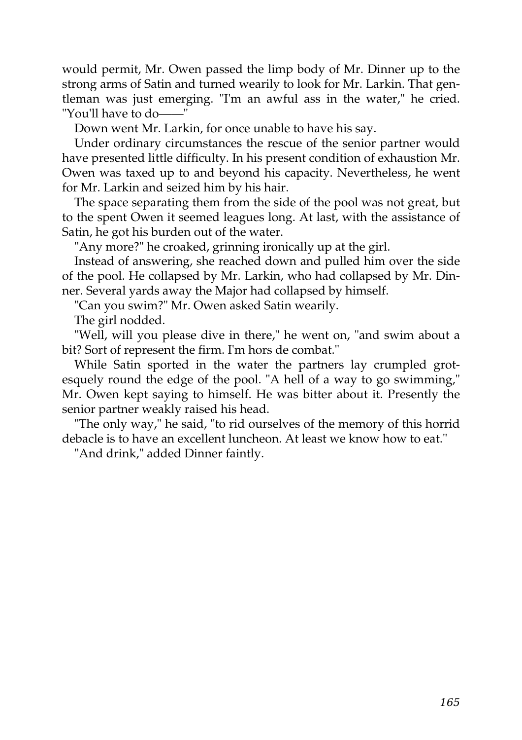would permit, Mr. Owen passed the limp body of Mr. Dinner up to the strong arms of Satin and turned wearily to look for Mr. Larkin. That gentleman was just emerging. "I'm an awful ass in the water," he cried. "You'll have to do——"

Down went Mr. Larkin, for once unable to have his say.

Under ordinary circumstances the rescue of the senior partner would have presented little difficulty. In his present condition of exhaustion Mr. Owen was taxed up to and beyond his capacity. Nevertheless, he went for Mr. Larkin and seized him by his hair.

The space separating them from the side of the pool was not great, but to the spent Owen it seemed leagues long. At last, with the assistance of Satin, he got his burden out of the water.

"Any more?" he croaked, grinning ironically up at the girl.

Instead of answering, she reached down and pulled him over the side of the pool. He collapsed by Mr. Larkin, who had collapsed by Mr. Dinner. Several yards away the Major had collapsed by himself.

"Can you swim?" Mr. Owen asked Satin wearily.

The girl nodded.

"Well, will you please dive in there," he went on, "and swim about a bit? Sort of represent the firm. I'm hors de combat."

While Satin sported in the water the partners lay crumpled grotesquely round the edge of the pool. "A hell of a way to go swimming," Mr. Owen kept saying to himself. He was bitter about it. Presently the senior partner weakly raised his head.

"The only way," he said, "to rid ourselves of the memory of this horrid debacle is to have an excellent luncheon. At least we know how to eat."

"And drink," added Dinner faintly.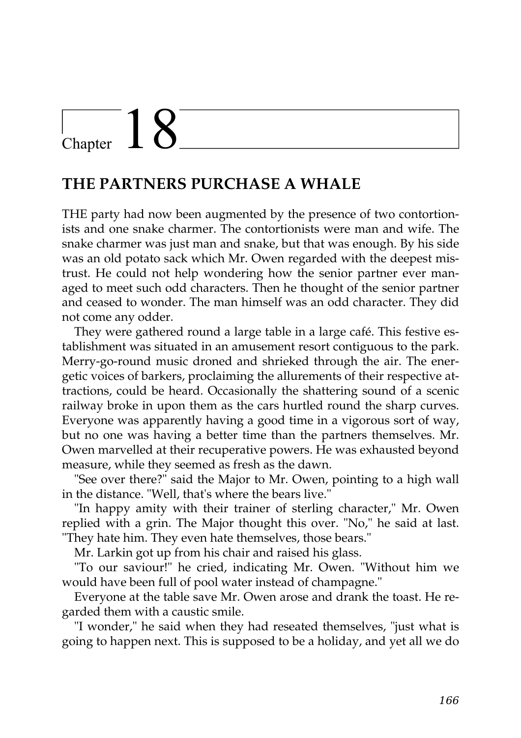# Chapter 18

## THE PARTNERS PURCHASE A WHALE

THE party had now been augmented by the presence of two contortionists and one snake charmer. The contortionists were man and wife. The snake charmer was just man and snake, but that was enough. By his side was an old potato sack which Mr. Owen regarded with the deepest mistrust. He could not help wondering how the senior partner ever managed to meet such odd characters. Then he thought of the senior partner and ceased to wonder. The man himself was an odd character. They did not come any odder.

They were gathered round a large table in a large café. This festive establishment was situated in an amusement resort contiguous to the park. Merry-go-round music droned and shrieked through the air. The energetic voices of barkers, proclaiming the allurements of their respective attractions, could be heard. Occasionally the shattering sound of a scenic railway broke in upon them as the cars hurtled round the sharp curves. Everyone was apparently having a good time in a vigorous sort of way, but no one was having a better time than the partners themselves. Mr. Owen marvelled at their recuperative powers. He was exhausted beyond measure, while they seemed as fresh as the dawn.

"See over there?" said the Major to Mr. Owen, pointing to a high wall in the distance. "Well, that's where the bears live."

"In happy amity with their trainer of sterling character," Mr. Owen replied with a grin. The Major thought this over. "No," he said at last. "They hate him. They even hate themselves, those bears."

Mr. Larkin got up from his chair and raised his glass.

"To our saviour!" he cried, indicating Mr. Owen. "Without him we would have been full of pool water instead of champagne."

Everyone at the table save Mr. Owen arose and drank the toast. He regarded them with a caustic smile.

"I wonder," he said when they had reseated themselves, "just what is going to happen next. This is supposed to be a holiday, and yet all we do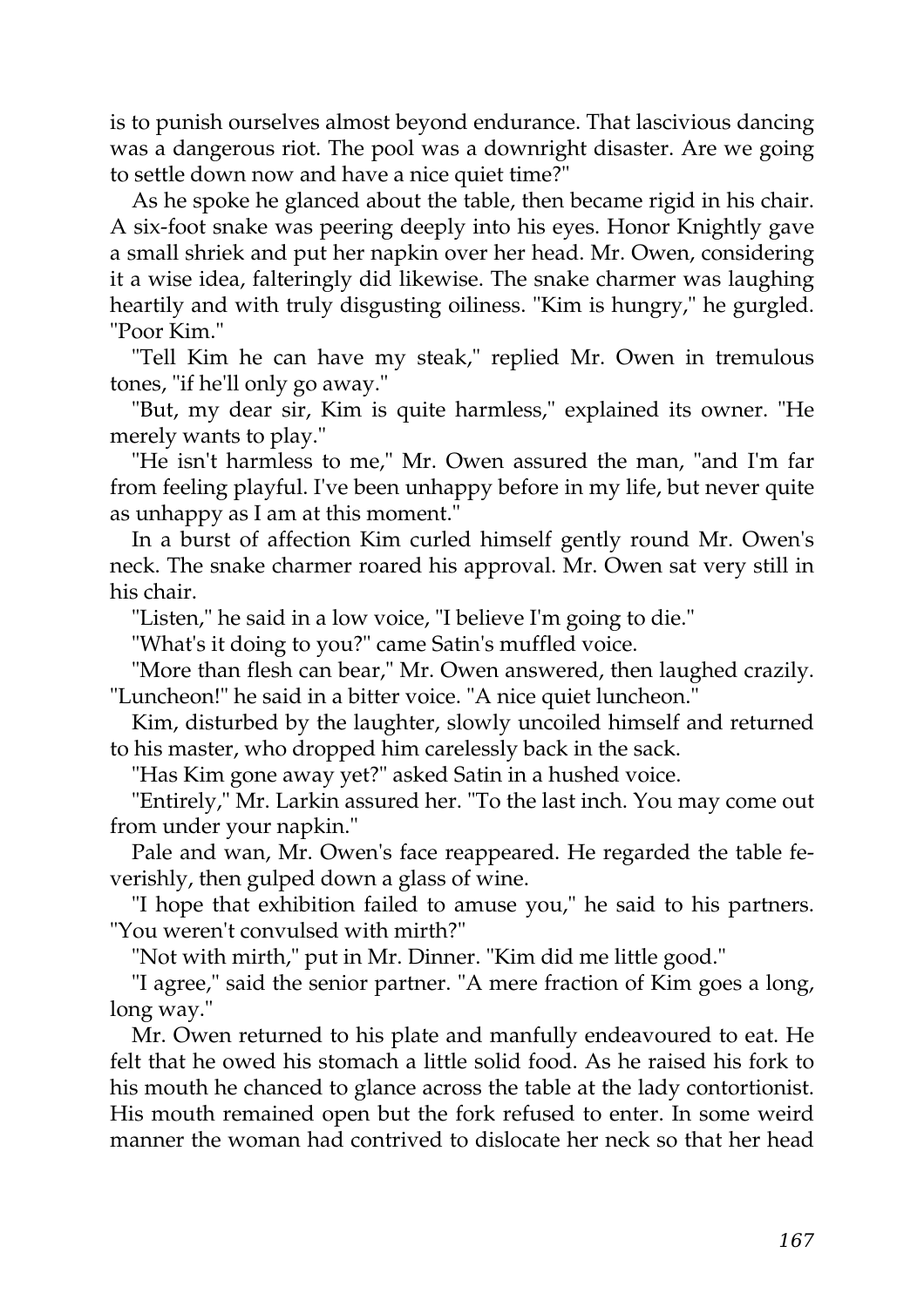is to punish ourselves almost beyond endurance. That lascivious dancing was a dangerous riot. The pool was a downright disaster. Are we going to settle down now and have a nice quiet time?"

As he spoke he glanced about the table, then became rigid in his chair. A six-foot snake was peering deeply into his eyes. Honor Knightly gave a small shriek and put her napkin over her head. Mr. Owen, considering it a wise idea, falteringly did likewise. The snake charmer was laughing heartily and with truly disgusting oiliness. "Kim is hungry," he gurgled. "Poor Kim."

"Tell Kim he can have my steak," replied Mr. Owen in tremulous tones, "if he'll only go away."

"But, my dear sir, Kim is quite harmless," explained its owner. "He merely wants to play."

"He isn't harmless to me," Mr. Owen assured the man, "and I'm far from feeling playful. I've been unhappy before in my life, but never quite as unhappy as I am at this moment."

In a burst of affection Kim curled himself gently round Mr. Owen's neck. The snake charmer roared his approval. Mr. Owen sat very still in his chair.

"Listen," he said in a low voice, "I believe I'm going to die."

"What's it doing to you?" came Satin's muffled voice.

"More than flesh can bear," Mr. Owen answered, then laughed crazily. "Luncheon!" he said in a bitter voice. "A nice quiet luncheon."

Kim, disturbed by the laughter, slowly uncoiled himself and returned to his master, who dropped him carelessly back in the sack.

"Has Kim gone away yet?" asked Satin in a hushed voice.

"Entirely," Mr. Larkin assured her. "To the last inch. You may come out from under your napkin."

Pale and wan, Mr. Owen's face reappeared. He regarded the table feverishly, then gulped down a glass of wine.

"I hope that exhibition failed to amuse you," he said to his partners. "You weren't convulsed with mirth?"

"Not with mirth," put in Mr. Dinner. "Kim did me little good."

"I agree," said the senior partner. "A mere fraction of Kim goes a long, long way."

Mr. Owen returned to his plate and manfully endeavoured to eat. He felt that he owed his stomach a little solid food. As he raised his fork to his mouth he chanced to glance across the table at the lady contortionist. His mouth remained open but the fork refused to enter. In some weird manner the woman had contrived to dislocate her neck so that her head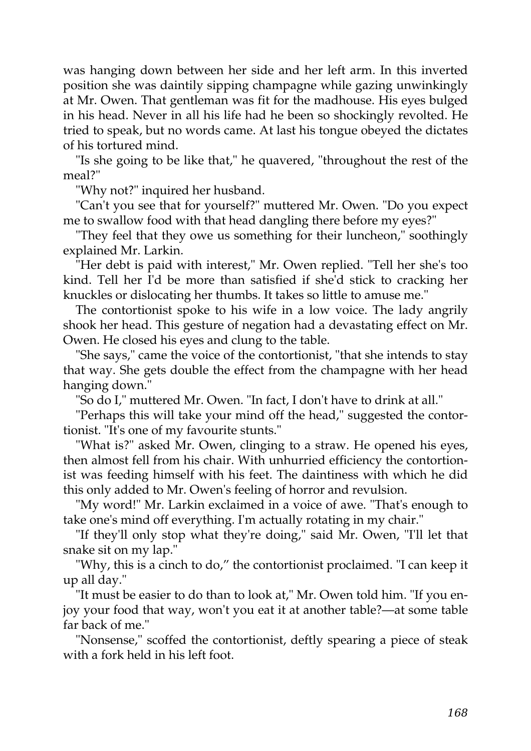was hanging down between her side and her left arm. In this inverted position she was daintily sipping champagne while gazing unwinkingly at Mr. Owen. That gentleman was fit for the madhouse. His eyes bulged in his head. Never in all his life had he been so shockingly revolted. He tried to speak, but no words came. At last his tongue obeyed the dictates of his tortured mind.

"Is she going to be like that," he quavered, "throughout the rest of the meal?"

"Why not?" inquired her husband.

"Can't you see that for yourself?" muttered Mr. Owen. "Do you expect me to swallow food with that head dangling there before my eyes?"

"They feel that they owe us something for their luncheon," soothingly explained Mr. Larkin.

"Her debt is paid with interest," Mr. Owen replied. "Tell her she's too kind. Tell her I'd be more than satisfied if she'd stick to cracking her knuckles or dislocating her thumbs. It takes so little to amuse me."

The contortionist spoke to his wife in a low voice. The lady angrily shook her head. This gesture of negation had a devastating effect on Mr. Owen. He closed his eyes and clung to the table.

"She says," came the voice of the contortionist, "that she intends to stay that way. She gets double the effect from the champagne with her head hanging down."

"So do I," muttered Mr. Owen. "In fact, I don't have to drink at all."

"Perhaps this will take your mind off the head," suggested the contortionist. "It's one of my favourite stunts."

"What is?" asked Mr. Owen, clinging to a straw. He opened his eyes, then almost fell from his chair. With unhurried efficiency the contortionist was feeding himself with his feet. The daintiness with which he did this only added to Mr. Owen's feeling of horror and revulsion.

"My word!" Mr. Larkin exclaimed in a voice of awe. "That's enough to take one's mind off everything. I'm actually rotating in my chair."

"If they'll only stop what they're doing," said Mr. Owen, "I'll let that snake sit on my lap."

"Why, this is a cinch to do," the contortionist proclaimed. "I can keep it up all day."

"It must be easier to do than to look at," Mr. Owen told him. "If you enjoy your food that way, won't you eat it at another table?—at some table far back of me."

"Nonsense," scoffed the contortionist, deftly spearing a piece of steak with a fork held in his left foot.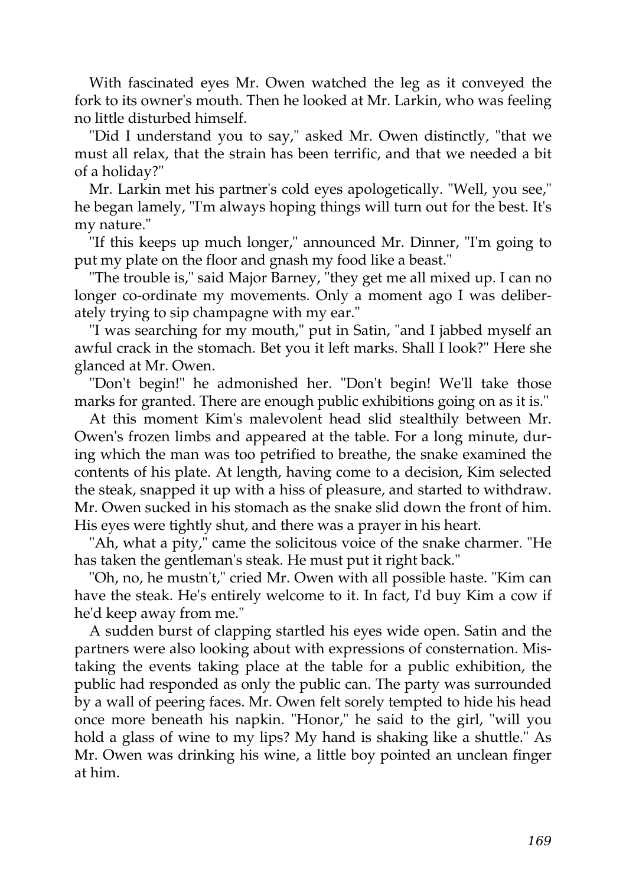With fascinated eyes Mr. Owen watched the leg as it conveyed the fork to its owner's mouth. Then he looked at Mr. Larkin, who was feeling no little disturbed himself.

"Did I understand you to say," asked Mr. Owen distinctly, "that we must all relax, that the strain has been terrific, and that we needed a bit of a holiday?"

Mr. Larkin met his partner's cold eyes apologetically. "Well, you see," he began lamely, "I'm always hoping things will turn out for the best. It's my nature."

"If this keeps up much longer," announced Mr. Dinner, "I'm going to put my plate on the floor and gnash my food like a beast."

"The trouble is," said Major Barney, "they get me all mixed up. I can no longer co-ordinate my movements. Only a moment ago I was deliberately trying to sip champagne with my ear."

"I was searching for my mouth," put in Satin, "and I jabbed myself an awful crack in the stomach. Bet you it left marks. Shall I look?" Here she glanced at Mr. Owen.

"Don't begin!" he admonished her. "Don't begin! We'll take those marks for granted. There are enough public exhibitions going on as it is."

At this moment Kim's malevolent head slid stealthily between Mr. Owen's frozen limbs and appeared at the table. For a long minute, during which the man was too petrified to breathe, the snake examined the contents of his plate. At length, having come to a decision, Kim selected the steak, snapped it up with a hiss of pleasure, and started to withdraw. Mr. Owen sucked in his stomach as the snake slid down the front of him. His eyes were tightly shut, and there was a prayer in his heart.

"Ah, what a pity," came the solicitous voice of the snake charmer. "He has taken the gentleman's steak. He must put it right back."

"Oh, no, he mustn't," cried Mr. Owen with all possible haste. "Kim can have the steak. He's entirely welcome to it. In fact, I'd buy Kim a cow if he'd keep away from me."

A sudden burst of clapping startled his eyes wide open. Satin and the partners were also looking about with expressions of consternation. Mistaking the events taking place at the table for a public exhibition, the public had responded as only the public can. The party was surrounded by a wall of peering faces. Mr. Owen felt sorely tempted to hide his head once more beneath his napkin. "Honor," he said to the girl, "will you hold a glass of wine to my lips? My hand is shaking like a shuttle." As Mr. Owen was drinking his wine, a little boy pointed an unclean finger at him.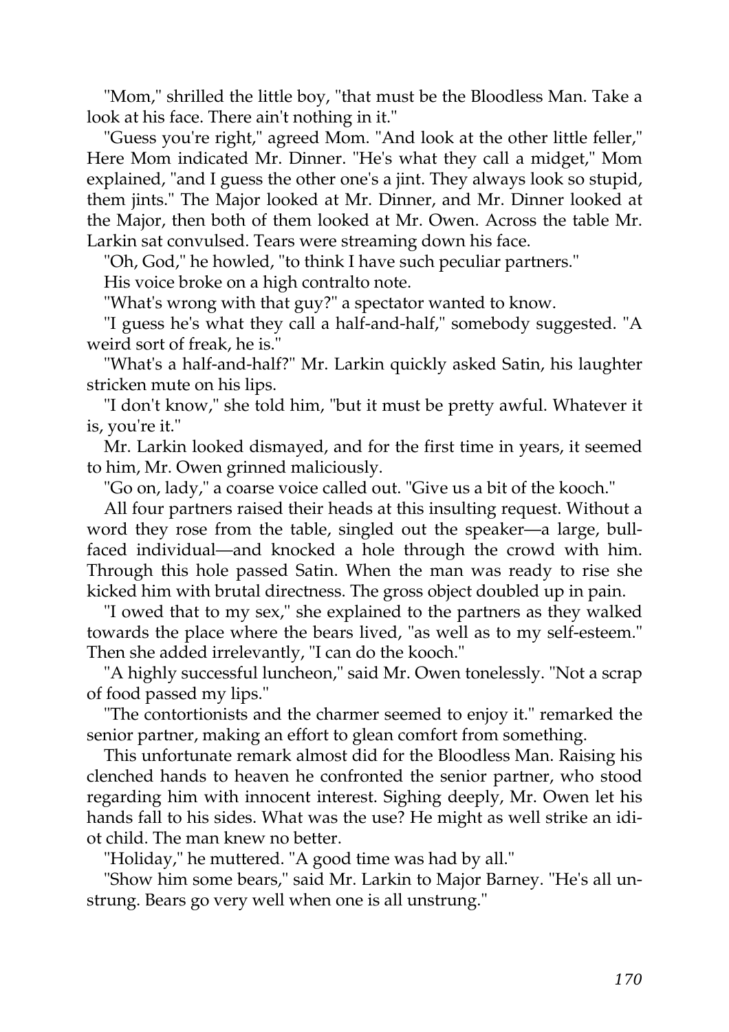"Mom," shrilled the little boy, "that must be the Bloodless Man. Take a look at his face. There ain't nothing in it."

"Guess you're right," agreed Mom. "And look at the other little feller," Here Mom indicated Mr. Dinner. "He's what they call a midget," Mom explained, "and I guess the other one's a jint. They always look so stupid, them jints." The Major looked at Mr. Dinner, and Mr. Dinner looked at the Major, then both of them looked at Mr. Owen. Across the table Mr. Larkin sat convulsed. Tears were streaming down his face.

"Oh, God," he howled, "to think I have such peculiar partners."

His voice broke on a high contralto note.

"What's wrong with that guy?" a spectator wanted to know.

"I guess he's what they call a half-and-half," somebody suggested. "A weird sort of freak, he is."

"What's a half-and-half?" Mr. Larkin quickly asked Satin, his laughter stricken mute on his lips.

"I don't know," she told him, "but it must be pretty awful. Whatever it is, you're it."

Mr. Larkin looked dismayed, and for the first time in years, it seemed to him, Mr. Owen grinned maliciously.

"Go on, lady," a coarse voice called out. "Give us a bit of the kooch."

All four partners raised their heads at this insulting request. Without a word they rose from the table, singled out the speaker—a large, bull-faced individual—and knocked a hole through the crowd with him. Through this hole passed Satin. When the man was ready to rise she kicked him with brutal directness. The gross object doubled up in pain.

"I owed that to my sex," she explained to the partners as they walked towards the place where the bears lived, "as well as to my self-esteem." Then she added irrelevantly, "I can do the kooch."

"A highly successful luncheon," said Mr. Owen tonelessly. "Not a scrap of food passed my lips."

"The contortionists and the charmer seemed to enjoy it." remarked the senior partner, making an effort to glean comfort from something.

This unfortunate remark almost did for the Bloodless Man. Raising his clenched hands to heaven he confronted the senior partner, who stood regarding him with innocent interest. Sighing deeply, Mr. Owen let his hands fall to his sides. What was the use? He might as well strike an idiot child. The man knew no better.

"Holiday," he muttered. "A good time was had by all."

"Show him some bears," said Mr. Larkin to Major Barney. "He's all unstrung. Bears go very well when one is all unstrung."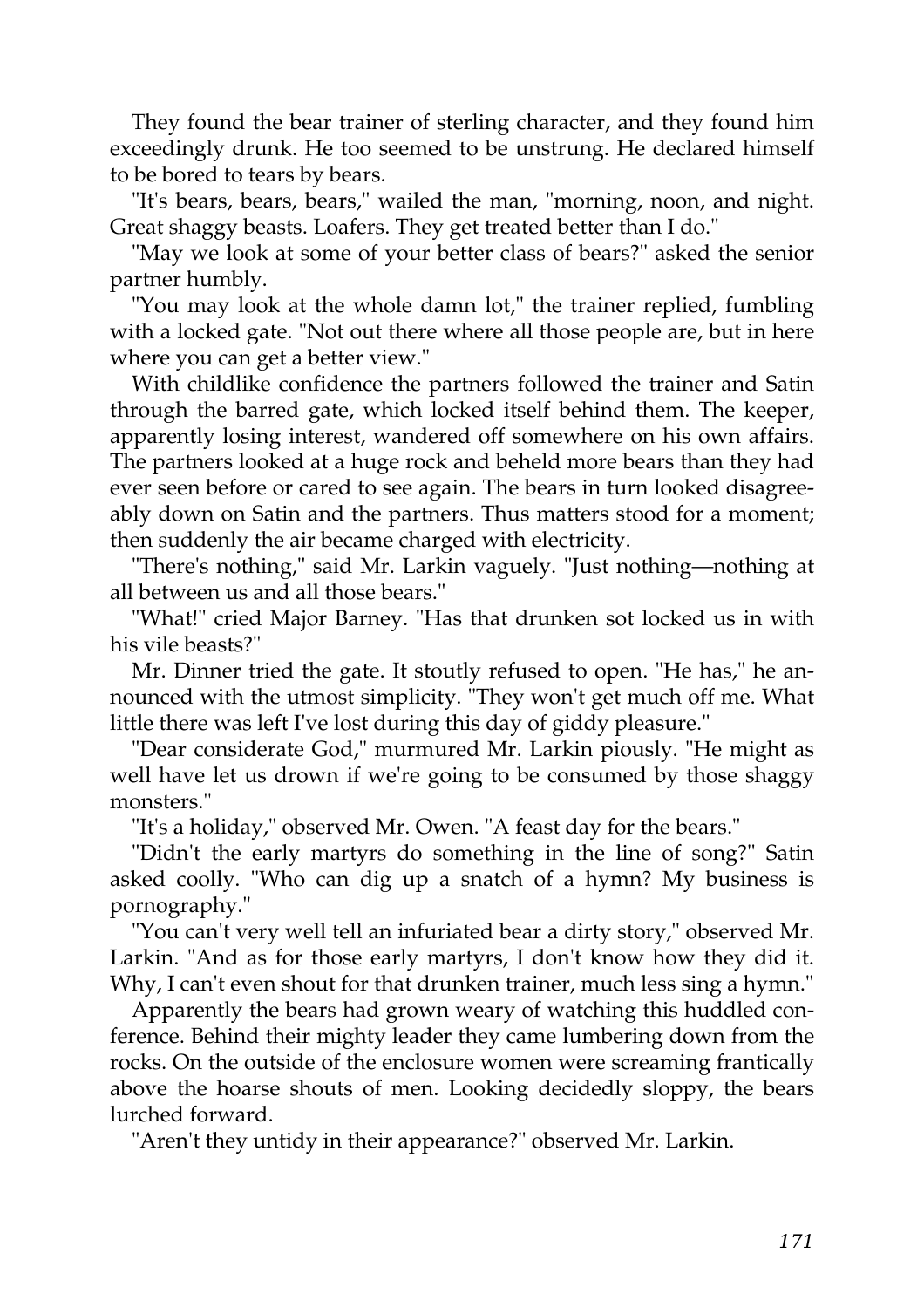They found the bear trainer of sterling character, and they found him exceedingly drunk. He too seemed to be unstrung. He declared himself to be bored to tears by bears.

"It's bears, bears, bears," wailed the man, "morning, noon, and night. Great shaggy beasts. Loafers. They get treated better than I do."

"May we look at some of your better class of bears?" asked the senior partner humbly.

"You may look at the whole damn lot," the trainer replied, fumbling with a locked gate. "Not out there where all those people are, but in here where you can get a better view."

With childlike confidence the partners followed the trainer and Satin through the barred gate, which locked itself behind them. The keeper, apparently losing interest, wandered off somewhere on his own affairs. The partners looked at a huge rock and beheld more bears than they had ever seen before or cared to see again. The bears in turn looked disagreeably down on Satin and the partners. Thus matters stood for a moment; then suddenly the air became charged with electricity.

"There's nothing," said Mr. Larkin vaguely. "Just nothing—nothing at all between us and all those bears."

"What!" cried Major Barney. "Has that drunken sot locked us in with his vile beasts?"

Mr. Dinner tried the gate. It stoutly refused to open. "He has," he announced with the utmost simplicity. "They won't get much off me. What little there was left I've lost during this day of giddy pleasure."

"Dear considerate God," murmured Mr. Larkin piously. "He might as well have let us drown if we're going to be consumed by those shaggy monsters."

"It's a holiday," observed Mr. Owen. "A feast day for the bears."

"Didn't the early martyrs do something in the line of song?" Satin asked coolly. "Who can dig up a snatch of a hymn? My business is pornography."

"You can't very well tell an infuriated bear a dirty story," observed Mr. Larkin. "And as for those early martyrs, I don't know how they did it. Why, I can't even shout for that drunken trainer, much less sing a hymn."

Apparently the bears had grown weary of watching this huddled conference. Behind their mighty leader they came lumbering down from the rocks. On the outside of the enclosure women were screaming frantically above the hoarse shouts of men. Looking decidedly sloppy, the bears lurched forward.

"Aren't they untidy in their appearance?" observed Mr. Larkin.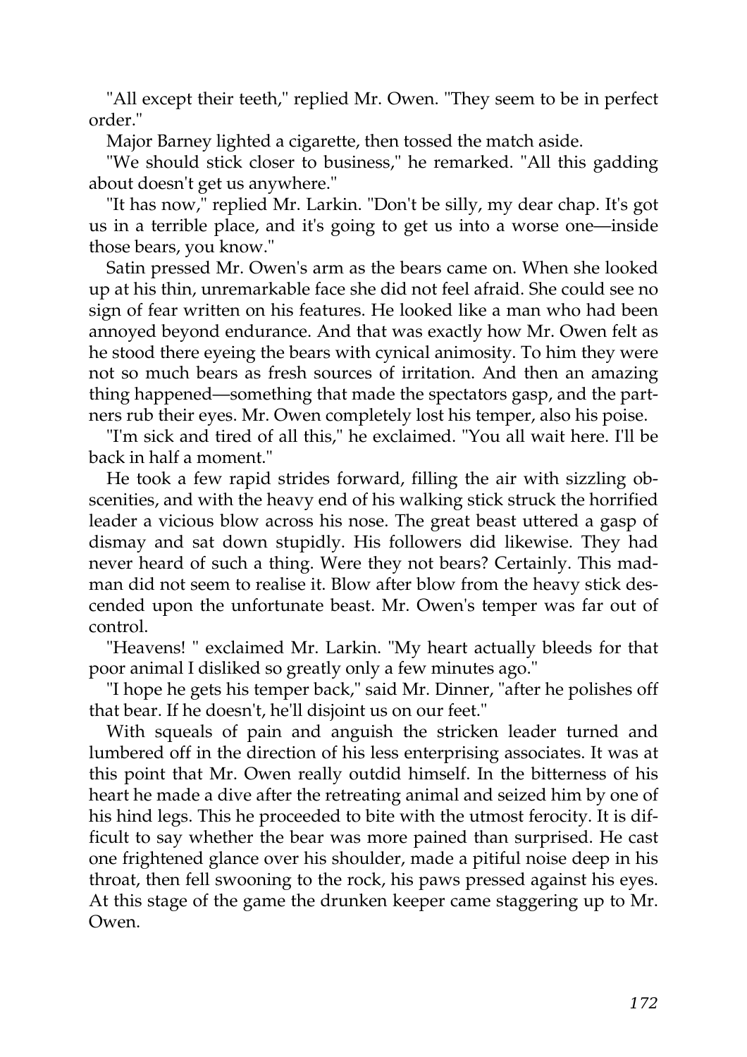"All except their teeth," replied Mr. Owen. "They seem to be in perfect order."

Major Barney lighted a cigarette, then tossed the match aside.

"We should stick closer to business," he remarked. "All this gadding about doesn't get us anywhere."

"It has now," replied Mr. Larkin. "Don't be silly, my dear chap. It's got us in a terrible place, and it's going to get us into a worse one—inside those bears, you know."

Satin pressed Mr. Owen's arm as the bears came on. When she looked up at his thin, unremarkable face she did not feel afraid. She could see no sign of fear written on his features. He looked like a man who had been annoyed beyond endurance. And that was exactly how Mr. Owen felt as he stood there eyeing the bears with cynical animosity. To him they were not so much bears as fresh sources of irritation. And then an amazing thing happened—something that made the spectators gasp, and the partners rub their eyes. Mr. Owen completely lost his temper, also his poise.

"I'm sick and tired of all this," he exclaimed. "You all wait here. I'll be back in half a moment."

He took a few rapid strides forward, filling the air with sizzling obscenities, and with the heavy end of his walking stick struck the horrified leader a vicious blow across his nose. The great beast uttered a gasp of dismay and sat down stupidly. His followers did likewise. They had never heard of such a thing. Were they not bears? Certainly. This madman did not seem to realise it. Blow after blow from the heavy stick descended upon the unfortunate beast. Mr. Owen's temper was far out of control.

"Heavens! " exclaimed Mr. Larkin. "My heart actually bleeds for that poor animal I disliked so greatly only a few minutes ago."

"I hope he gets his temper back," said Mr. Dinner, "after he polishes off that bear. If he doesn't, he'll disjoint us on our feet."

With squeals of pain and anguish the stricken leader turned and lumbered off in the direction of his less enterprising associates. It was at this point that Mr. Owen really outdid himself. In the bitterness of his heart he made a dive after the retreating animal and seized him by one of his hind legs. This he proceeded to bite with the utmost ferocity. It is difficult to say whether the bear was more pained than surprised. He cast one frightened glance over his shoulder, made a pitiful noise deep in his throat, then fell swooning to the rock, his paws pressed against his eyes. At this stage of the game the drunken keeper came staggering up to Mr. Owen.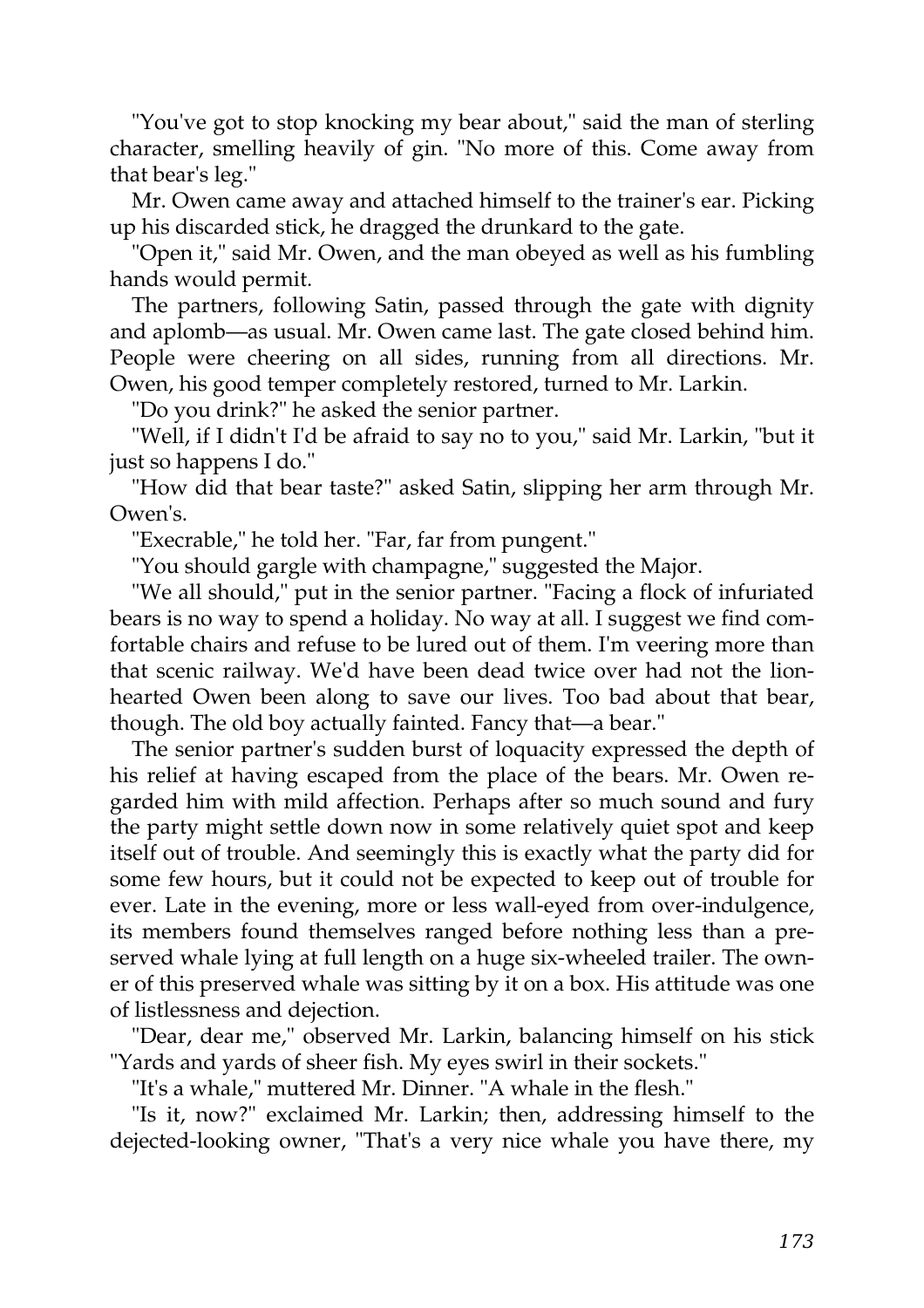"You've got to stop knocking my bear about," said the man of sterling character, smelling heavily of gin. "No more of this. Come away from that bear's leg."

Mr. Owen came away and attached himself to the trainer's ear. Picking up his discarded stick, he dragged the drunkard to the gate.

"Open it," said Mr. Owen, and the man obeyed as well as his fumbling hands would permit.

The partners, following Satin, passed through the gate with dignity and aplomb—as usual. Mr. Owen came last. The gate closed behind him. People were cheering on all sides, running from all directions. Mr. Owen, his good temper completely restored, turned to Mr. Larkin.

"Do you drink?" he asked the senior partner.

"Well, if I didn't I'd be afraid to say no to you," said Mr. Larkin, "but it just so happens I do."

"How did that bear taste?" asked Satin, slipping her arm through Mr. Owen's.

"Execrable," he told her. "Far, far from pungent."

"You should gargle with champagne," suggested the Major.

"We all should," put in the senior partner. "Facing a flock of infuriated bears is no way to spend a holiday. No way at all. I suggest we find comfortable chairs and refuse to be lured out of them. I'm veering more than that scenic railway. We'd have been dead twice over had not the lion-hearted Owen been along to save our lives. Too bad about that bear, though. The old boy actually fainted. Fancy that—a bear."

The senior partner's sudden burst of loquacity expressed the depth of his relief at having escaped from the place of the bears. Mr. Owen regarded him with mild affection. Perhaps after so much sound and fury the party might settle down now in some relatively quiet spot and keep itself out of trouble. And seemingly this is exactly what the party did for some few hours, but it could not be expected to keep out of trouble for ever. Late in the evening, more or less wall-eyed from over-indulgence, its members found themselves ranged before nothing less than a preserved whale lying at full length on a huge six-wheeled trailer. The owner of this preserved whale was sitting by it on a box. His attitude was one of listlessness and dejection.

"Dear, dear me," observed Mr. Larkin, balancing himself on his stick "Yards and yards of sheer fish. My eyes swirl in their sockets."

"It's a whale," muttered Mr. Dinner. "A whale in the flesh."

"Is it, now?" exclaimed Mr. Larkin; then, addressing himself to the dejected-looking owner, "That's a very nice whale you have there, my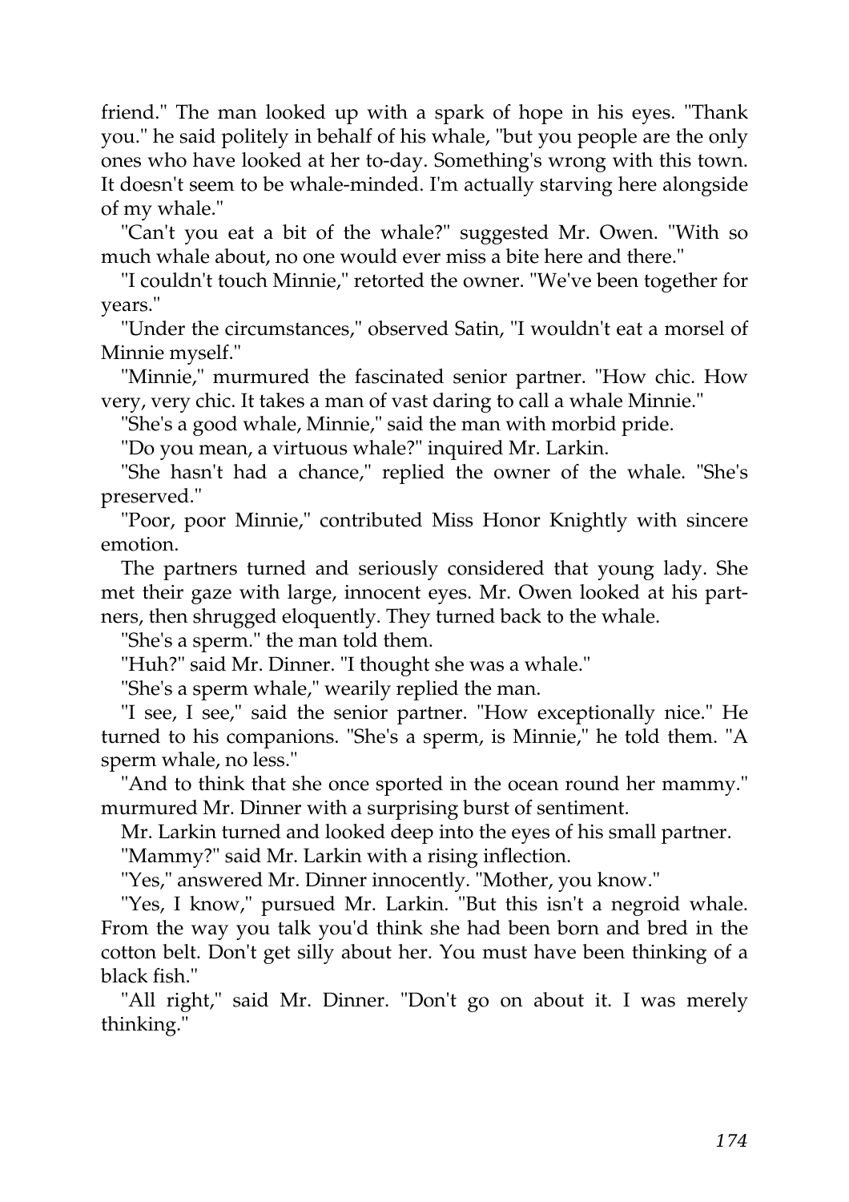friend." The man looked up with a spark of hope in his eyes. "Thank you." he said politely in behalf of his whale, "but you people are the only ones who have looked at her to-day. Something's wrong with this town. It doesn't seem to be whale-minded. I'm actually starving here alongside of my whale."

"Can't you eat a bit of the whale?" suggested Mr. Owen. "With so much whale about, no one would ever miss a bite here and there."

"I couldn't touch Minnie," retorted the owner. "We've been together for years."

"Under the circumstances," observed Satin, "I wouldn't eat a morsel of Minnie myself."

"Minnie," murmured the fascinated senior partner. "How chic. How very, very chic. It takes a man of vast daring to call a whale Minnie."

"She's a good whale, Minnie," said the man with morbid pride.

"Do you mean, a virtuous whale?" inquired Mr. Larkin.

"She hasn't had a chance," replied the owner of the whale. "She's preserved."

"Poor, poor Minnie," contributed Miss Honor Knightly with sincere emotion.

The partners turned and seriously considered that young lady. She met their gaze with large, innocent eyes. Mr. Owen looked at his partners, then shrugged eloquently. They turned back to the whale.

"She's a sperm." the man told them.

"Huh?" said Mr. Dinner. "I thought she was a whale."

"She's a sperm whale," wearily replied the man.

"I see, I see," said the senior partner. "How exceptionally nice." He turned to his companions. "She's a sperm, is Minnie," he told them. "A sperm whale, no less."

"And to think that she once sported in the ocean round her mammy." murmured Mr. Dinner with a surprising burst of sentiment.

Mr. Larkin turned and looked deep into the eyes of his small partner.

"Mammy?" said Mr. Larkin with a rising inflection.

"Yes," answered Mr. Dinner innocently. "Mother, you know."

"Yes, I know," pursued Mr. Larkin. "But this isn't a negroid whale. From the way you talk you'd think she had been born and bred in the cotton belt. Don't get silly about her. You must have been thinking of a black fish."

"All right," said Mr. Dinner. "Don't go on about it. I was merely thinking."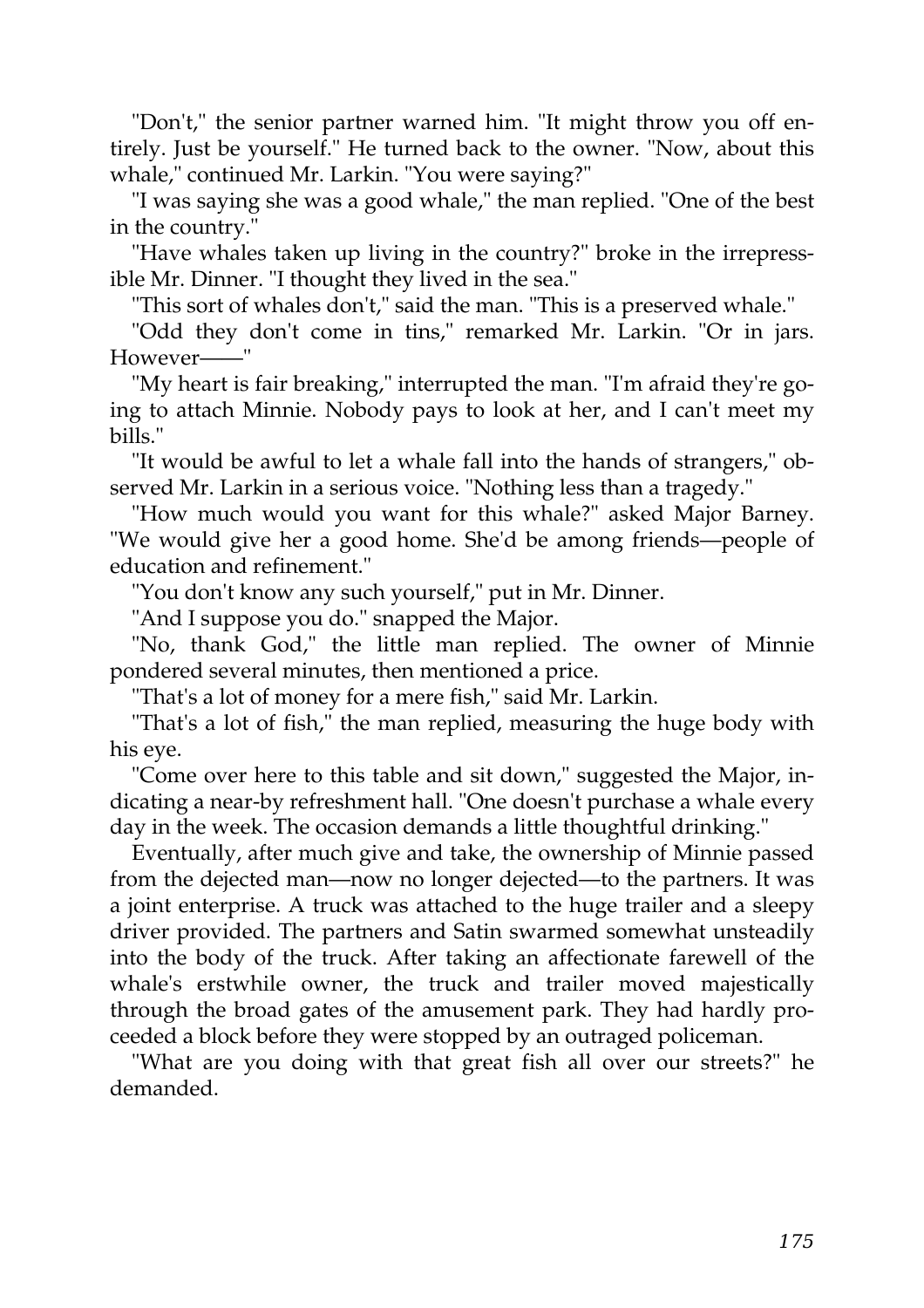"Don't," the senior partner warned him. "It might throw you off entirely. Just be yourself." He turned back to the owner. "Now, about this whale," continued Mr. Larkin. "You were saying?"

"I was saying she was a good whale," the man replied. "One of the best in the country."

"Have whales taken up living in the country?" broke in the irrepressible Mr. Dinner. "I thought they lived in the sea."

"This sort of whales don't," said the man. "This is a preserved whale."

"Odd they don't come in tins," remarked Mr. Larkin. "Or in jars. However——"

"My heart is fair breaking," interrupted the man. "I'm afraid they're going to attach Minnie. Nobody pays to look at her, and I can't meet my bills."

"It would be awful to let a whale fall into the hands of strangers," observed Mr. Larkin in a serious voice. "Nothing less than a tragedy."

"How much would you want for this whale?" asked Major Barney. "We would give her a good home. She'd be among friends—people of education and refinement."

"You don't know any such yourself," put in Mr. Dinner.

"And I suppose you do." snapped the Major.

"No, thank God," the little man replied. The owner of Minnie pondered several minutes, then mentioned a price.

"That's a lot of money for a mere fish," said Mr. Larkin.

"That's a lot of fish," the man replied, measuring the huge body with his eye.

"Come over here to this table and sit down," suggested the Major, indicating a near-by refreshment hall. "One doesn't purchase a whale every day in the week. The occasion demands a little thoughtful drinking."

Eventually, after much give and take, the ownership of Minnie passed from the dejected man—now no longer dejected—to the partners. It was a joint enterprise. A truck was attached to the huge trailer and a sleepy driver provided. The partners and Satin swarmed somewhat unsteadily into the body of the truck. After taking an affectionate farewell of the whale's erstwhile owner, the truck and trailer moved majestically through the broad gates of the amusement park. They had hardly proceeded a block before they were stopped by an outraged policeman.

"What are you doing with that great fish all over our streets?" he demanded.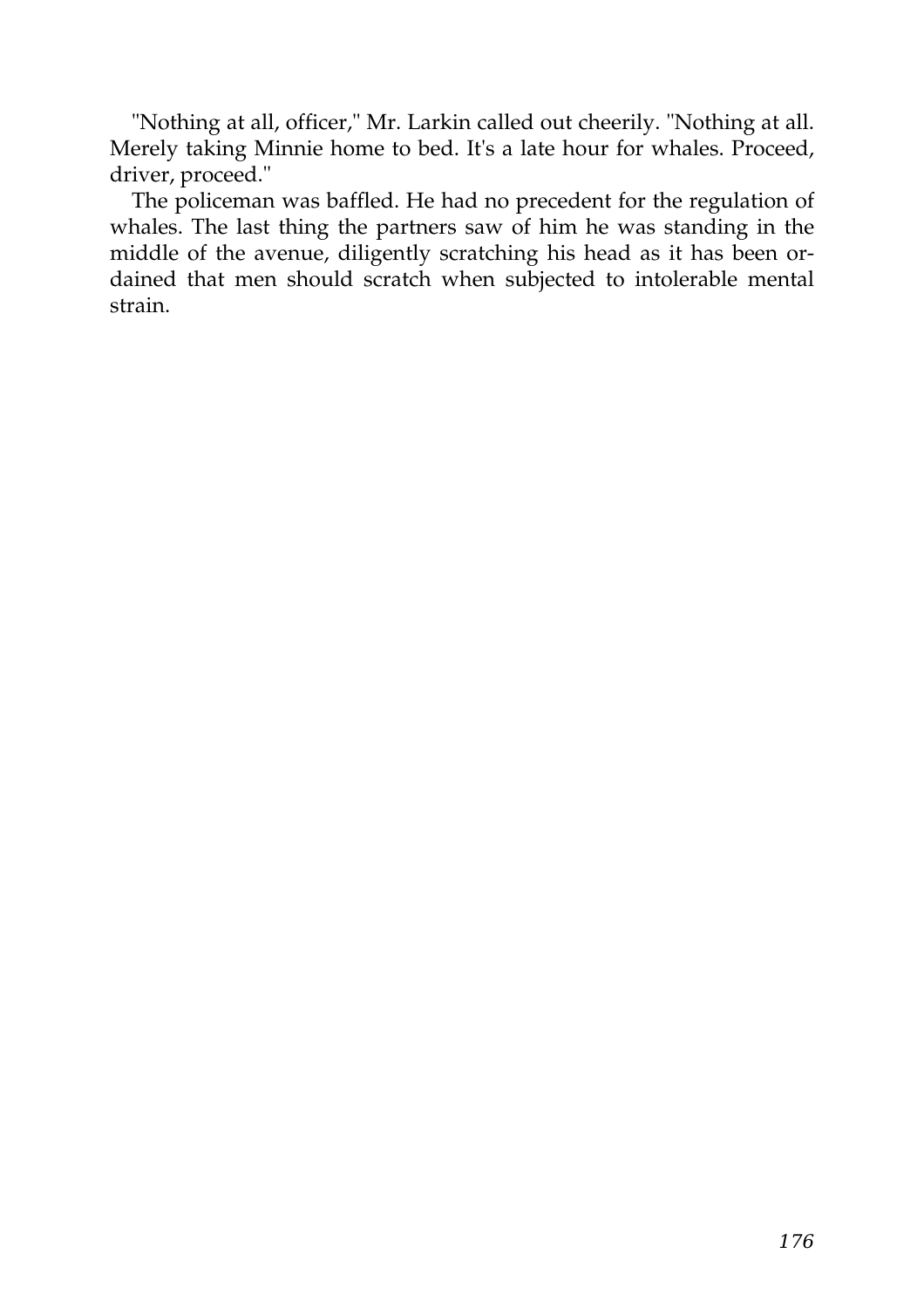"Nothing at all, officer," Mr. Larkin called out cheerily. "Nothing at all. Merely taking Minnie home to bed. It's a late hour for whales. Proceed, driver, proceed."

The policeman was baffled. He had no precedent for the regulation of whales. The last thing the partners saw of him he was standing in the middle of the avenue, diligently scratching his head as it has been ordained that men should scratch when subjected to intolerable mental strain.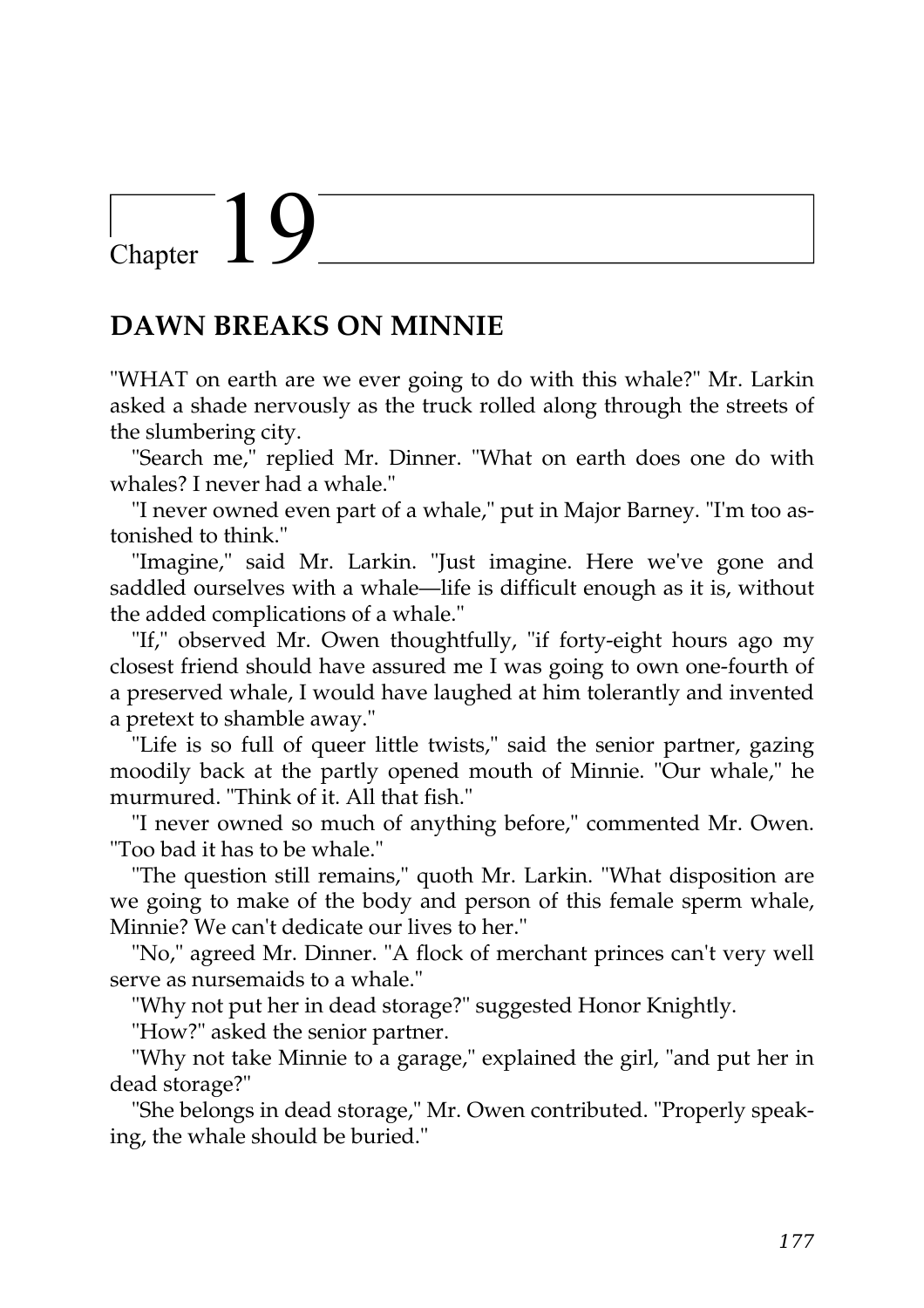# Chapter 19

## DAWN BREAKS ON MINNIE

"WHAT on earth are we ever going to do with this whale?" Mr. Larkin asked a shade nervously as the truck rolled along through the streets of the slumbering city.

"Search me," replied Mr. Dinner. "What on earth does one do with whales? I never had a whale."

"I never owned even part of a whale," put in Major Barney. "I'm too astonished to think."

"Imagine," said Mr. Larkin. "Just imagine. Here we've gone and saddled ourselves with a whale—life is difficult enough as it is, without the added complications of a whale."

"If," observed Mr. Owen thoughtfully, "if forty-eight hours ago my closest friend should have assured me I was going to own one-fourth of a preserved whale, I would have laughed at him tolerantly and invented a pretext to shamble away."

"Life is so full of queer little twists," said the senior partner, gazing moodily back at the partly opened mouth of Minnie. "Our whale," he murmured. "Think of it. All that fish."

"I never owned so much of anything before," commented Mr. Owen. "Too bad it has to be whale."

"The question still remains," quoth Mr. Larkin. "What disposition are we going to make of the body and person of this female sperm whale, Minnie? We can't dedicate our lives to her."

"No," agreed Mr. Dinner. "A flock of merchant princes can't very well serve as nursemaids to a whale."

"Why not put her in dead storage?" suggested Honor Knightly.

"How?" asked the senior partner.

"Why not take Minnie to a garage," explained the girl, "and put her in dead storage?"

"She belongs in dead storage," Mr. Owen contributed. "Properly speaking, the whale should be buried."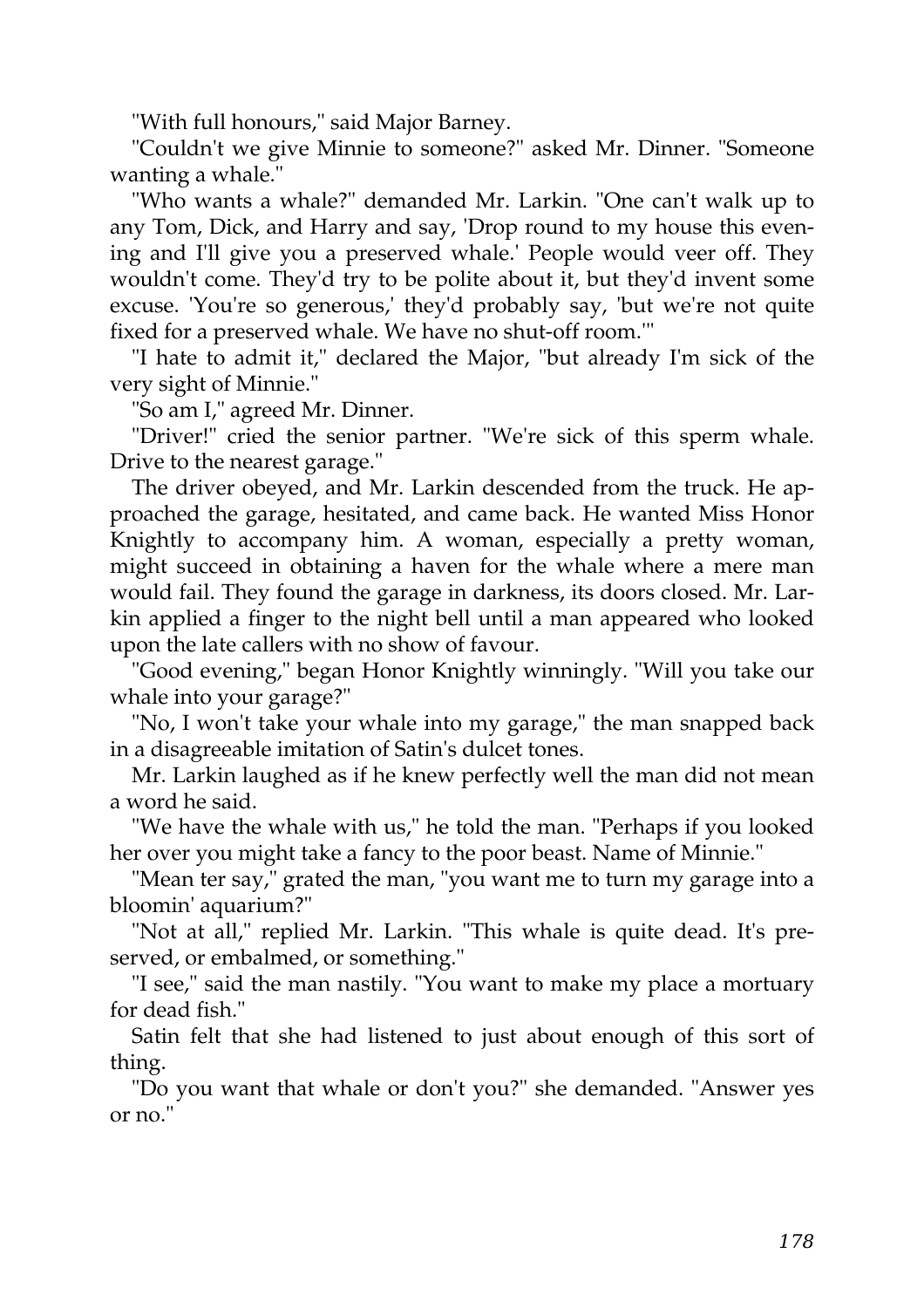"With full honours," said Major Barney.

"Couldn't we give Minnie to someone?" asked Mr. Dinner. "Someone wanting a whale."

"Who wants a whale?" demanded Mr. Larkin. "One can't walk up to any Tom, Dick, and Harry and say, 'Drop round to my house this evening and I'll give you a preserved whale.' People would veer off. They wouldn't come. They'd try to be polite about it, but they'd invent some excuse. 'You're so generous,' they'd probably say, 'but we're not quite fixed for a preserved whale. We have no shut-off room.'"

"I hate to admit it," declared the Major, "but already I'm sick of the very sight of Minnie."

"So am I," agreed Mr. Dinner.

"Driver!" cried the senior partner. "We're sick of this sperm whale. Drive to the nearest garage."

The driver obeyed, and Mr. Larkin descended from the truck. He approached the garage, hesitated, and came back. He wanted Miss Honor Knightly to accompany him. A woman, especially a pretty woman, might succeed in obtaining a haven for the whale where a mere man would fail. They found the garage in darkness, its doors closed. Mr. Larkin applied a finger to the night bell until a man appeared who looked upon the late callers with no show of favour.

"Good evening," began Honor Knightly winningly. "Will you take our whale into your garage?"

"No, I won't take your whale into my garage," the man snapped back in a disagreeable imitation of Satin's dulcet tones.

Mr. Larkin laughed as if he knew perfectly well the man did not mean a word he said.

"We have the whale with us," he told the man. "Perhaps if you looked her over you might take a fancy to the poor beast. Name of Minnie."

"Mean ter say," grated the man, "you want me to turn my garage into a bloomin' aquarium?"

"Not at all," replied Mr. Larkin. "This whale is quite dead. It's preserved, or embalmed, or something."

"I see," said the man nastily. "You want to make my place a mortuary for dead fish."

Satin felt that she had listened to just about enough of this sort of thing.

"Do you want that whale or don't you?" she demanded. "Answer yes or no."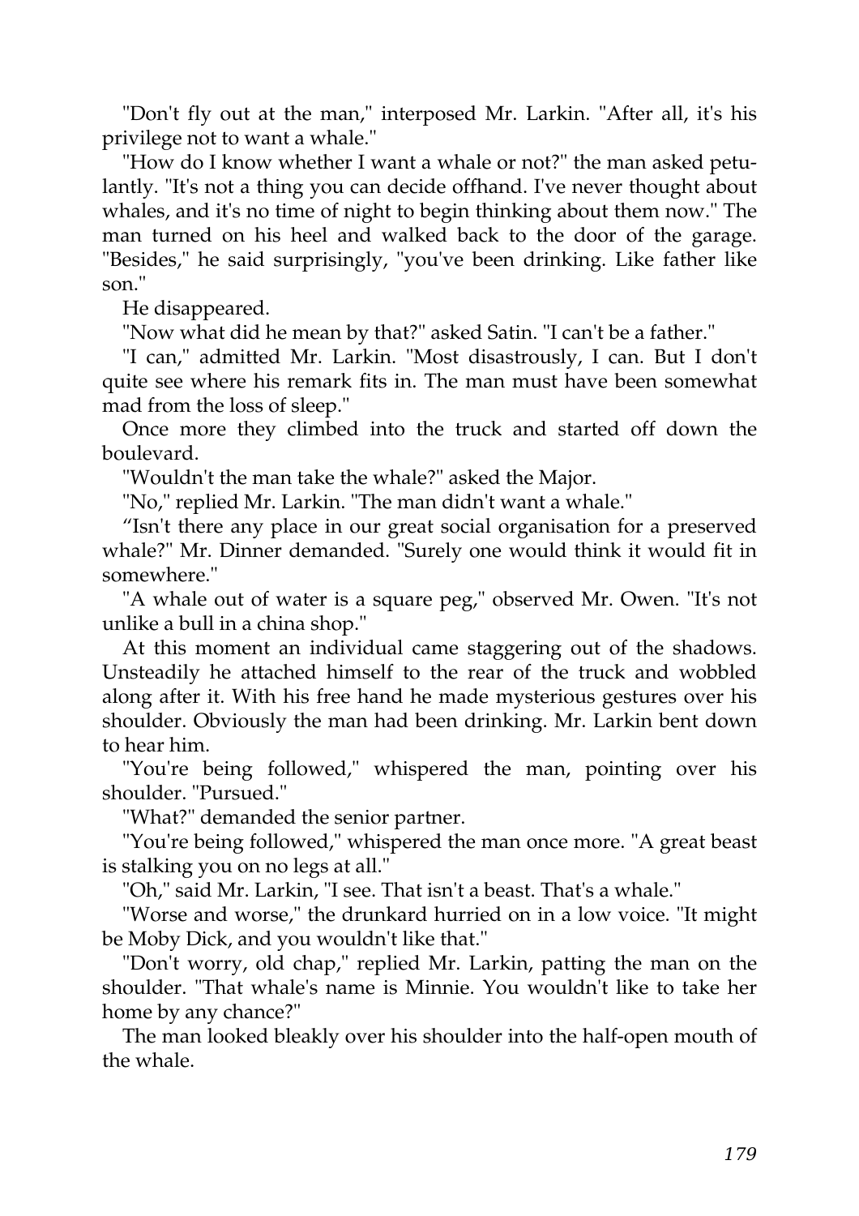"Don't fly out at the man," interposed Mr. Larkin. "After all, it's his privilege not to want a whale."

"How do I know whether I want a whale or not?" the man asked petulantly. "It's not a thing you can decide offhand. I've never thought about whales, and it's no time of night to begin thinking about them now." The man turned on his heel and walked back to the door of the garage. "Besides," he said surprisingly, "you've been drinking. Like father like son."

He disappeared.

"Now what did he mean by that?" asked Satin. "I can't be a father."

"I can," admitted Mr. Larkin. "Most disastrously, I can. But I don't quite see where his remark fits in. The man must have been somewhat mad from the loss of sleep."

Once more they climbed into the truck and started off down the boulevard.

"Wouldn't the man take the whale?" asked the Major.

"No," replied Mr. Larkin. "The man didn't want a whale."

"Isn't there any place in our great social organisation for a preserved whale?" Mr. Dinner demanded. "Surely one would think it would fit in somewhere."

"A whale out of water is a square peg," observed Mr. Owen. "It's not unlike a bull in a china shop."

At this moment an individual came staggering out of the shadows. Unsteadily he attached himself to the rear of the truck and wobbled along after it. With his free hand he made mysterious gestures over his shoulder. Obviously the man had been drinking. Mr. Larkin bent down to hear him.

"You're being followed," whispered the man, pointing over his shoulder. "Pursued."

"What?" demanded the senior partner.

"You're being followed," whispered the man once more. "A great beast is stalking you on no legs at all."

"Oh," said Mr. Larkin, "I see. That isn't a beast. That's a whale."

"Worse and worse," the drunkard hurried on in a low voice. "It might be Moby Dick, and you wouldn't like that."

"Don't worry, old chap," replied Mr. Larkin, patting the man on the shoulder. "That whale's name is Minnie. You wouldn't like to take her home by any chance?"

The man looked bleakly over his shoulder into the half-open mouth of the whale.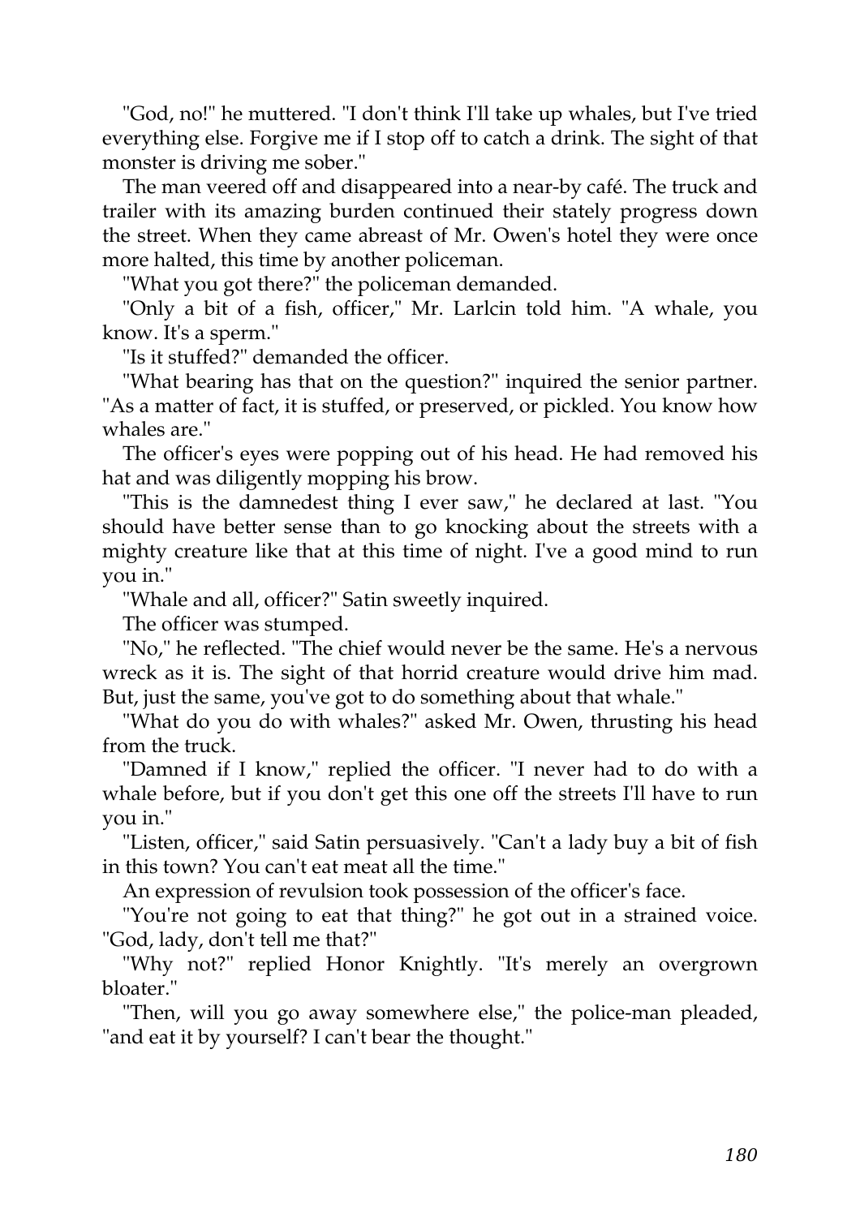"God, no!" he muttered. "I don't think I'll take up whales, but I've tried everything else. Forgive me if I stop off to catch a drink. The sight of that monster is driving me sober."

The man veered off and disappeared into a near-by café. The truck and trailer with its amazing burden continued their stately progress down the street. When they came abreast of Mr. Owen's hotel they were once more halted, this time by another policeman.

"What you got there?" the policeman demanded.

"Only a bit of a fish, officer," Mr. Larlcin told him. "A whale, you know. It's a sperm."

"Is it stuffed?" demanded the officer.

"What bearing has that on the question?" inquired the senior partner. "As a matter of fact, it is stuffed, or preserved, or pickled. You know how whales are."

The officer's eyes were popping out of his head. He had removed his hat and was diligently mopping his brow.

"This is the damnedest thing I ever saw," he declared at last. "You should have better sense than to go knocking about the streets with a mighty creature like that at this time of night. I've a good mind to run you in."

"Whale and all, officer?" Satin sweetly inquired.

The officer was stumped.

"No," he reflected. "The chief would never be the same. He's a nervous wreck as it is. The sight of that horrid creature would drive him mad. But, just the same, you've got to do something about that whale."

"What do you do with whales?" asked Mr. Owen, thrusting his head from the truck.

"Damned if I know," replied the officer. "I never had to do with a whale before, but if you don't get this one off the streets I'll have to run you in."

"Listen, officer," said Satin persuasively. "Can't a lady buy a bit of fish in this town? You can't eat meat all the time."

An expression of revulsion took possession of the officer's face.

"You're not going to eat that thing?" he got out in a strained voice. "God, lady, don't tell me that?"

"Why not?" replied Honor Knightly. "It's merely an overgrown bloater."

"Then, will you go away somewhere else," the police-man pleaded, "and eat it by yourself? I can't bear the thought."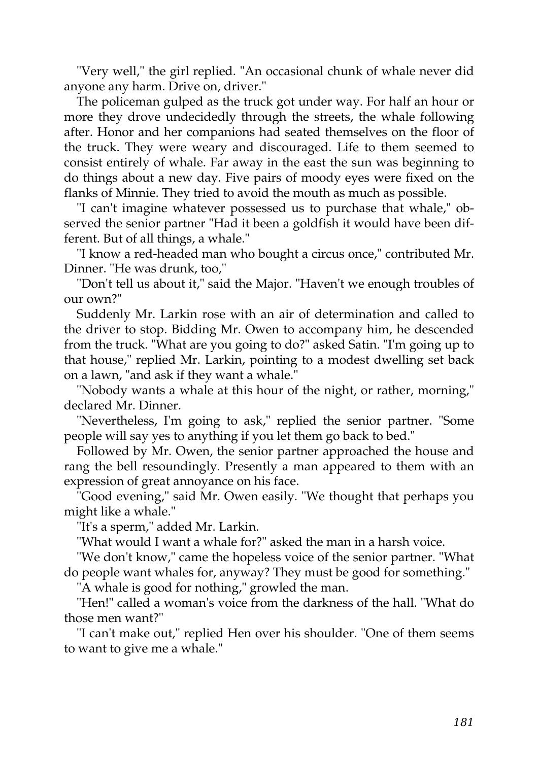"Very well," the girl replied. "An occasional chunk of whale never did anyone any harm. Drive on, driver."

The policeman gulped as the truck got under way. For half an hour or more they drove undecidedly through the streets, the whale following after. Honor and her companions had seated themselves on the floor of the truck. They were weary and discouraged. Life to them seemed to consist entirely of whale. Far away in the east the sun was beginning to do things about a new day. Five pairs of moody eyes were fixed on the flanks of Minnie. They tried to avoid the mouth as much as possible.

"I can't imagine whatever possessed us to purchase that whale," observed the senior partner "Had it been a goldfish it would have been different. But of all things, a whale."

"I know a red-headed man who bought a circus once," contributed Mr. Dinner. "He was drunk, too,"

"Don't tell us about it," said the Major. "Haven't we enough troubles of our own?"

Suddenly Mr. Larkin rose with an air of determination and called to the driver to stop. Bidding Mr. Owen to accompany him, he descended from the truck. "What are you going to do?" asked Satin. "I'm going up to that house," replied Mr. Larkin, pointing to a modest dwelling set back on a lawn, "and ask if they want a whale."

"Nobody wants a whale at this hour of the night, or rather, morning," declared Mr. Dinner.

"Nevertheless, I'm going to ask," replied the senior partner. "Some people will say yes to anything if you let them go back to bed."

Followed by Mr. Owen, the senior partner approached the house and rang the bell resoundingly. Presently a man appeared to them with an expression of great annoyance on his face.

"Good evening," said Mr. Owen easily. "We thought that perhaps you might like a whale."

"It's a sperm," added Mr. Larkin.

"What would I want a whale for?" asked the man in a harsh voice.

"We don't know," came the hopeless voice of the senior partner. "What do people want whales for, anyway? They must be good for something."

"A whale is good for nothing," growled the man.

"Hen!" called a woman's voice from the darkness of the hall. "What do those men want?"

"I can't make out," replied Hen over his shoulder. "One of them seems to want to give me a whale."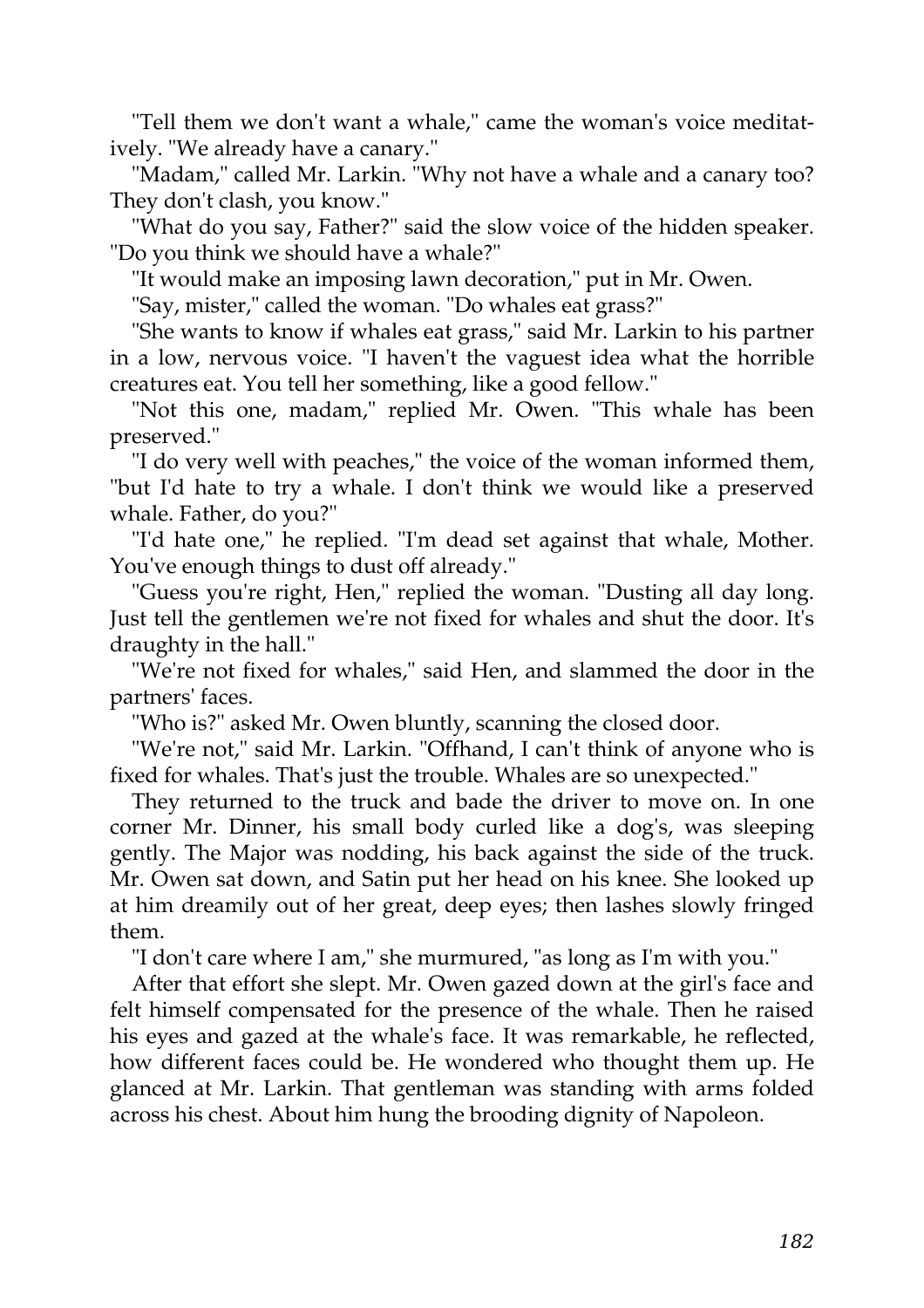"Tell them we don't want a whale," came the woman's voice meditatively. "We already have a canary."

"Madam," called Mr. Larkin. "Why not have a whale and a canary too? They don't clash, you know."

"What do you say, Father?" said the slow voice of the hidden speaker. "Do you think we should have a whale?"

"It would make an imposing lawn decoration," put in Mr. Owen.

"Say, mister," called the woman. "Do whales eat grass?"

"She wants to know if whales eat grass," said Mr. Larkin to his partner in a low, nervous voice. "I haven't the vaguest idea what the horrible creatures eat. You tell her something, like a good fellow."

"Not this one, madam," replied Mr. Owen. "This whale has been preserved."

"I do very well with peaches," the voice of the woman informed them, "but I'd hate to try a whale. I don't think we would like a preserved whale. Father, do you?"

"I'd hate one," he replied. "I'm dead set against that whale, Mother. You've enough things to dust off already."

"Guess you're right, Hen," replied the woman. "Dusting all day long. Just tell the gentlemen we're not fixed for whales and shut the door. It's draughty in the hall."

"We're not fixed for whales," said Hen, and slammed the door in the partners' faces.

"Who is?" asked Mr. Owen bluntly, scanning the closed door.

"We're not," said Mr. Larkin. "Offhand, I can't think of anyone who is fixed for whales. That's just the trouble. Whales are so unexpected."

They returned to the truck and bade the driver to move on. In one corner Mr. Dinner, his small body curled like a dog's, was sleeping gently. The Major was nodding, his back against the side of the truck. Mr. Owen sat down, and Satin put her head on his knee. She looked up at him dreamily out of her great, deep eyes; then lashes slowly fringed them.

"I don't care where I am," she murmured, "as long as I'm with you."

After that effort she slept. Mr. Owen gazed down at the girl's face and felt himself compensated for the presence of the whale. Then he raised his eyes and gazed at the whale's face. It was remarkable, he reflected, how different faces could be. He wondered who thought them up. He glanced at Mr. Larkin. That gentleman was standing with arms folded across his chest. About him hung the brooding dignity of Napoleon.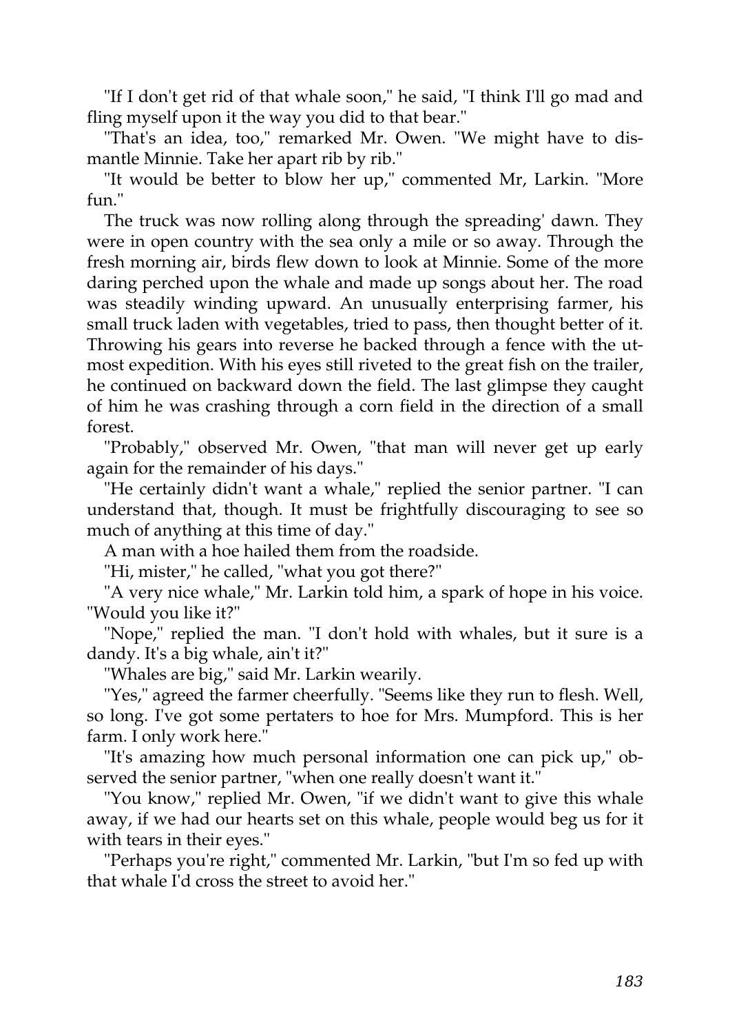"If I don't get rid of that whale soon," he said, "I think I'll go mad and fling myself upon it the way you did to that bear."

"That's an idea, too," remarked Mr. Owen. "We might have to dismantle Minnie. Take her apart rib by rib."

"It would be better to blow her up," commented Mr, Larkin. "More fun."

The truck was now rolling along through the spreading' dawn. They were in open country with the sea only a mile or so away. Through the fresh morning air, birds flew down to look at Minnie. Some of the more daring perched upon the whale and made up songs about her. The road was steadily winding upward. An unusually enterprising farmer, his small truck laden with vegetables, tried to pass, then thought better of it. Throwing his gears into reverse he backed through a fence with the utmost expedition. With his eyes still riveted to the great fish on the trailer, he continued on backward down the field. The last glimpse they caught of him he was crashing through a corn field in the direction of a small forest.

"Probably," observed Mr. Owen, "that man will never get up early again for the remainder of his days."

"He certainly didn't want a whale," replied the senior partner. "I can understand that, though. It must be frightfully discouraging to see so much of anything at this time of day."

A man with a hoe hailed them from the roadside.

"Hi, mister," he called, "what you got there?"

"A very nice whale," Mr. Larkin told him, a spark of hope in his voice. "Would you like it?"

"Nope," replied the man. "I don't hold with whales, but it sure is a dandy. It's a big whale, ain't it?"

"Whales are big," said Mr. Larkin wearily.

"Yes," agreed the farmer cheerfully. "Seems like they run to flesh. Well, so long. I've got some pertaters to hoe for Mrs. Mumpford. This is her farm. I only work here."

"It's amazing how much personal information one can pick up," observed the senior partner, "when one really doesn't want it."

"You know," replied Mr. Owen, "if we didn't want to give this whale away, if we had our hearts set on this whale, people would beg us for it with tears in their eyes."

"Perhaps you're right," commented Mr. Larkin, "but I'm so fed up with that whale I'd cross the street to avoid her."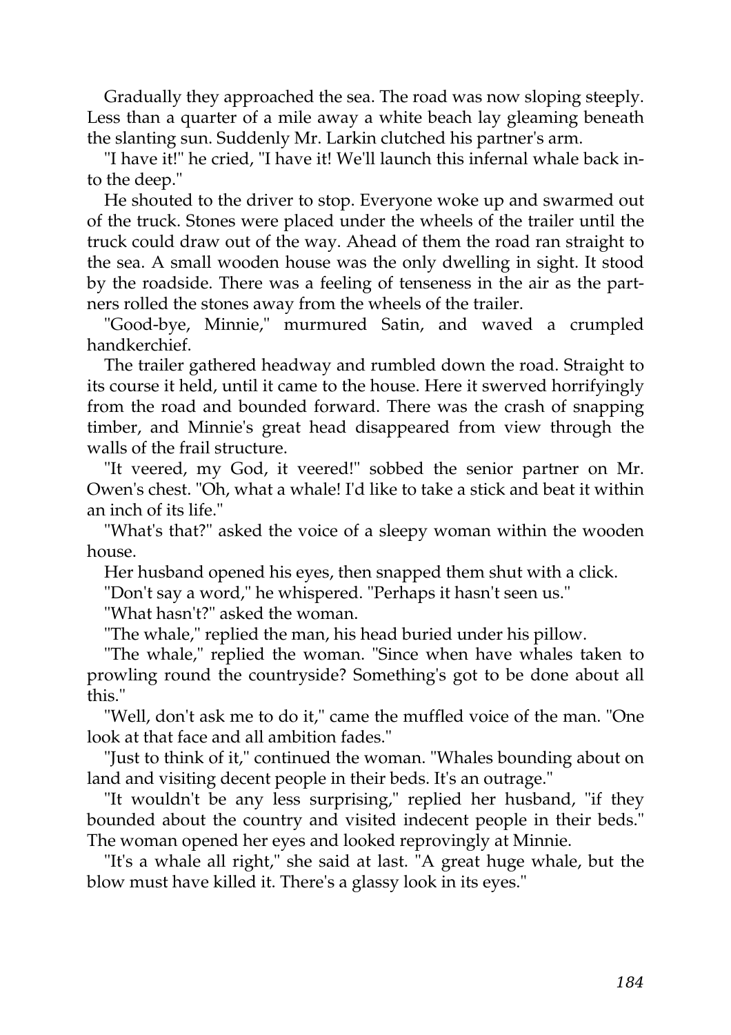Gradually they approached the sea. The road was now sloping steeply. Less than a quarter of a mile away a white beach lay gleaming beneath the slanting sun. Suddenly Mr. Larkin clutched his partner's arm.

"I have it!" he cried, "I have it! We'll launch this infernal whale back into the deep."

He shouted to the driver to stop. Everyone woke up and swarmed out of the truck. Stones were placed under the wheels of the trailer until the truck could draw out of the way. Ahead of them the road ran straight to the sea. A small wooden house was the only dwelling in sight. It stood by the roadside. There was a feeling of tenseness in the air as the partners rolled the stones away from the wheels of the trailer.

"Good-bye, Minnie," murmured Satin, and waved a crumpled handkerchief.

The trailer gathered headway and rumbled down the road. Straight to its course it held, until it came to the house. Here it swerved horrifyingly from the road and bounded forward. There was the crash of snapping timber, and Minnie's great head disappeared from view through the walls of the frail structure.

"It veered, my God, it veered!" sobbed the senior partner on Mr. Owen's chest. "Oh, what a whale! I'd like to take a stick and beat it within an inch of its life."

"What's that?" asked the voice of a sleepy woman within the wooden house.

Her husband opened his eyes, then snapped them shut with a click.

"Don't say a word," he whispered. "Perhaps it hasn't seen us."

"What hasn't?" asked the woman.

"The whale," replied the man, his head buried under his pillow.

"The whale," replied the woman. "Since when have whales taken to prowling round the countryside? Something's got to be done about all this."

"Well, don't ask me to do it," came the muffled voice of the man. "One look at that face and all ambition fades."

"Just to think of it," continued the woman. "Whales bounding about on land and visiting decent people in their beds. It's an outrage."

"It wouldn't be any less surprising," replied her husband, "if they bounded about the country and visited indecent people in their beds." The woman opened her eyes and looked reprovingly at Minnie.

"It's a whale all right," she said at last. "A great huge whale, but the blow must have killed it. There's a glassy look in its eyes."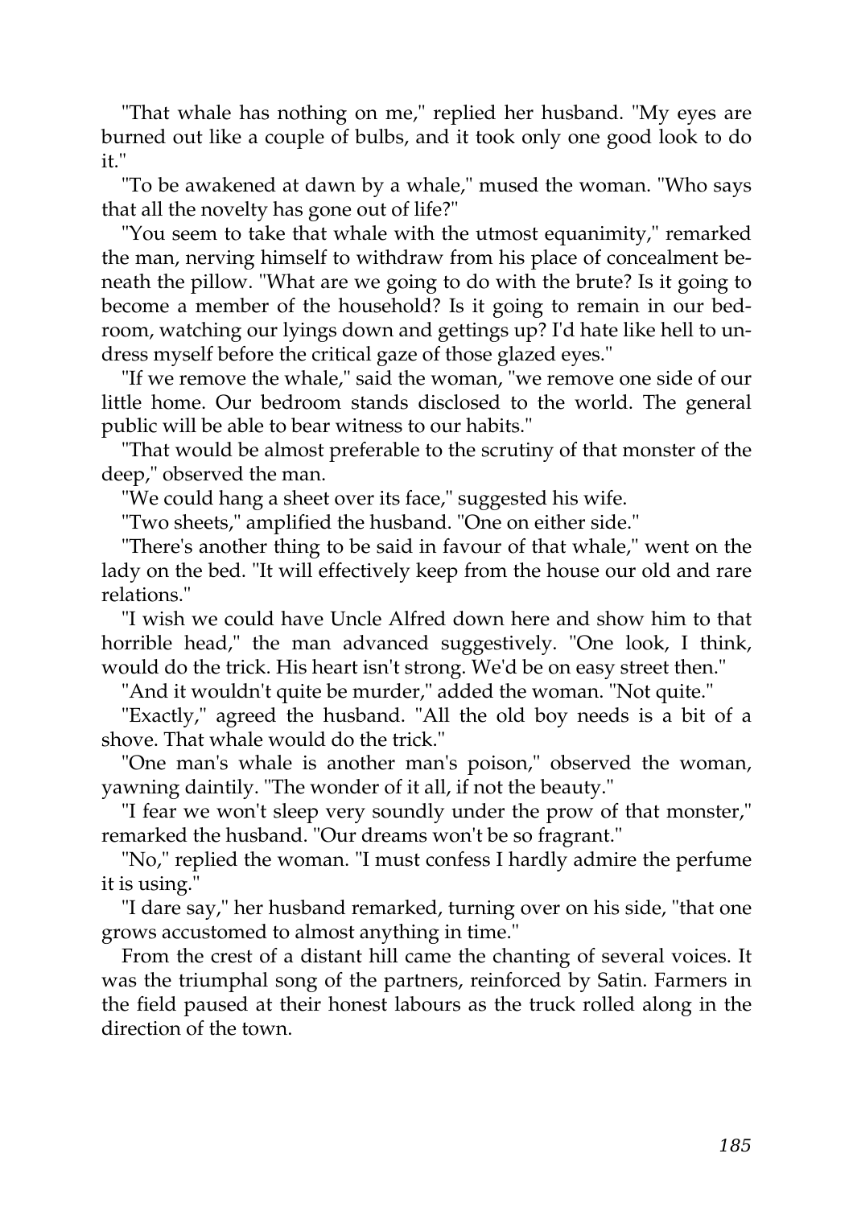"That whale has nothing on me," replied her husband. "My eyes are burned out like a couple of bulbs, and it took only one good look to do it."

"To be awakened at dawn by a whale," mused the woman. "Who says that all the novelty has gone out of life?"

"You seem to take that whale with the utmost equanimity," remarked the man, nerving himself to withdraw from his place of concealment beneath the pillow. "What are we going to do with the brute? Is it going to become a member of the household? Is it going to remain in our bedroom, watching our lyings down and gettings up? I'd hate like hell to undress myself before the critical gaze of those glazed eyes."

"If we remove the whale," said the woman, "we remove one side of our little home. Our bedroom stands disclosed to the world. The general public will be able to bear witness to our habits."

"That would be almost preferable to the scrutiny of that monster of the deep," observed the man.

"We could hang a sheet over its face," suggested his wife.

"Two sheets," amplified the husband. "One on either side."

"There's another thing to be said in favour of that whale," went on the lady on the bed. "It will effectively keep from the house our old and rare relations."

"I wish we could have Uncle Alfred down here and show him to that horrible head," the man advanced suggestively. "One look, I think, would do the trick. His heart isn't strong. We'd be on easy street then."

"And it wouldn't quite be murder," added the woman. "Not quite."

"Exactly," agreed the husband. "All the old boy needs is a bit of a shove. That whale would do the trick."

"One man's whale is another man's poison," observed the woman, yawning daintily. "The wonder of it all, if not the beauty."

"I fear we won't sleep very soundly under the prow of that monster," remarked the husband. "Our dreams won't be so fragrant."

"No," replied the woman. "I must confess I hardly admire the perfume it is using."

"I dare say," her husband remarked, turning over on his side, "that one grows accustomed to almost anything in time."

From the crest of a distant hill came the chanting of several voices. It was the triumphal song of the partners, reinforced by Satin. Farmers in the field paused at their honest labours as the truck rolled along in the direction of the town.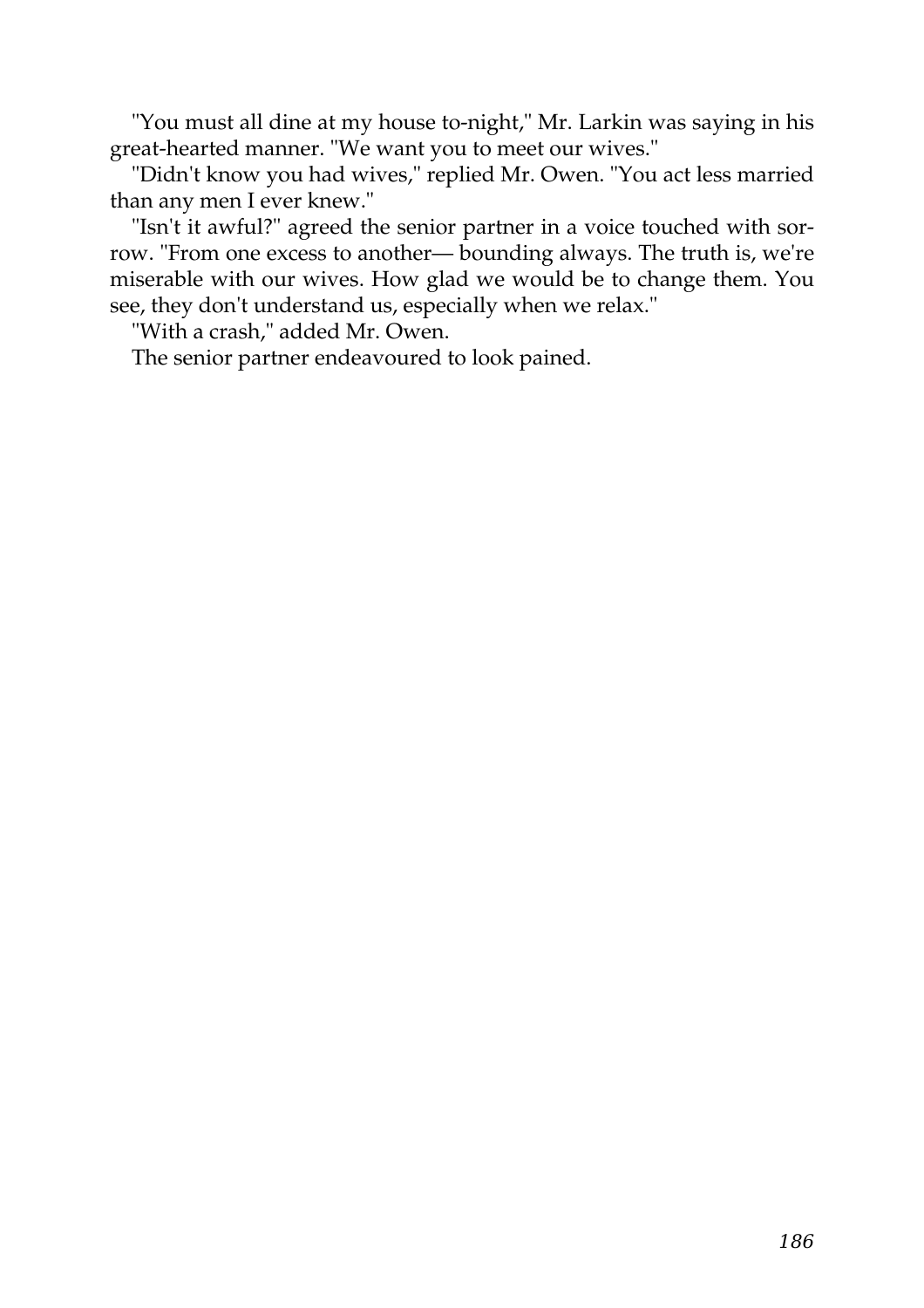"You must all dine at my house to-night," Mr. Larkin was saying in his great-hearted manner. "We want you to meet our wives."

"Didn't know you had wives," replied Mr. Owen. "You act less married than any men I ever knew."

"Isn't it awful?" agreed the senior partner in a voice touched with sorrow. "From one excess to another— bounding always. The truth is, we're miserable with our wives. How glad we would be to change them. You see, they don't understand us, especially when we relax."

"With a crash," added Mr. Owen.

The senior partner endeavoured to look pained.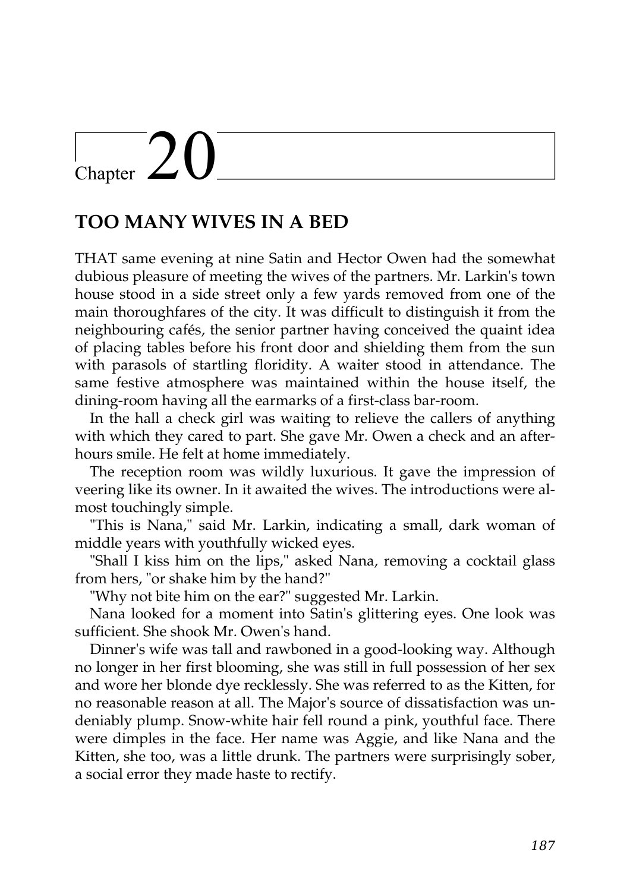# Chapter 20

## TOO MANY WIVES IN A BED

THAT same evening at nine Satin and Hector Owen had the somewhat dubious pleasure of meeting the wives of the partners. Mr. Larkin's town house stood in a side street only a few yards removed from one of the main thoroughfares of the city. It was difficult to distinguish it from the neighbouring cafés, the senior partner having conceived the quaint idea of placing tables before his front door and shielding them from the sun with parasols of startling floridity. A waiter stood in attendance. The same festive atmosphere was maintained within the house itself, the dining-room having all the earmarks of a first-class bar-room.

In the hall a check girl was waiting to relieve the callers of anything with which they cared to part. She gave Mr. Owen a check and an after-hours smile. He felt at home immediately.

The reception room was wildly luxurious. It gave the impression of veering like its owner. In it awaited the wives. The introductions were almost touchingly simple.

"This is Nana," said Mr. Larkin, indicating a small, dark woman of middle years with youthfully wicked eyes.

"Shall I kiss him on the lips," asked Nana, removing a cocktail glass from hers, "or shake him by the hand?"

"Why not bite him on the ear?" suggested Mr. Larkin.

Nana looked for a moment into Satin's glittering eyes. One look was sufficient. She shook Mr. Owen's hand.

Dinner's wife was tall and rawboned in a good-looking way. Although no longer in her first blooming, she was still in full possession of her sex and wore her blonde dye recklessly. She was referred to as the Kitten, for no reasonable reason at all. The Major's source of dissatisfaction was undeniably plump. Snow-white hair fell round a pink, youthful face. There were dimples in the face. Her name was Aggie, and like Nana and the Kitten, she too, was a little drunk. The partners were surprisingly sober, a social error they made haste to rectify.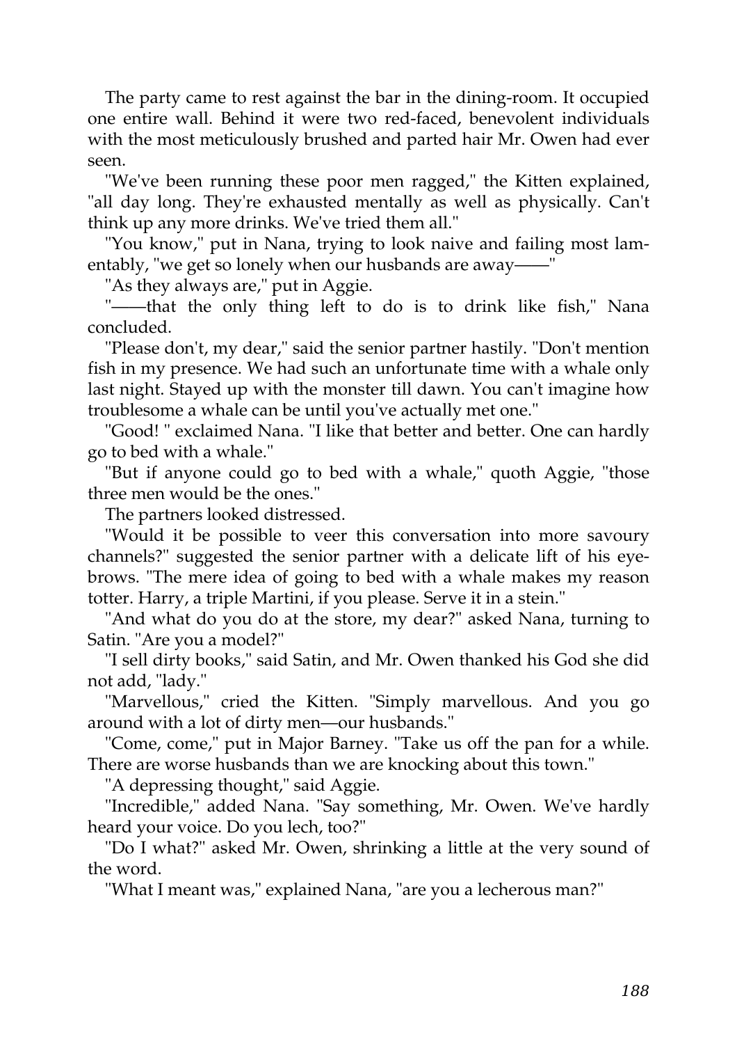The party came to rest against the bar in the dining-room. It occupied one entire wall. Behind it were two red-faced, benevolent individuals with the most meticulously brushed and parted hair Mr. Owen had ever seen.

"We've been running these poor men ragged," the Kitten explained, "all day long. They're exhausted mentally as well as physically. Can't think up any more drinks. We've tried them all."

"You know," put in Nana, trying to look naive and failing most lamentably, "we get so lonely when our husbands are away——"

"As they always are," put in Aggie.

"——that the only thing left to do is to drink like fish," Nana concluded.

"Please don't, my dear," said the senior partner hastily. "Don't mention fish in my presence. We had such an unfortunate time with a whale only last night. Stayed up with the monster till dawn. You can't imagine how troublesome a whale can be until you've actually met one."

"Good! " exclaimed Nana. "I like that better and better. One can hardly go to bed with a whale."

"But if anyone could go to bed with a whale," quoth Aggie, "those three men would be the ones."

The partners looked distressed.

"Would it be possible to veer this conversation into more savoury channels?" suggested the senior partner with a delicate lift of his eyebrows. "The mere idea of going to bed with a whale makes my reason totter. Harry, a triple Martini, if you please. Serve it in a stein."

"And what do you do at the store, my dear?" asked Nana, turning to Satin. "Are you a model?"

"I sell dirty books," said Satin, and Mr. Owen thanked his God she did not add, "lady."

"Marvellous," cried the Kitten. "Simply marvellous. And you go around with a lot of dirty men—our husbands."

"Come, come," put in Major Barney. "Take us off the pan for a while. There are worse husbands than we are knocking about this town."

"A depressing thought," said Aggie.

"Incredible," added Nana. "Say something, Mr. Owen. We've hardly heard your voice. Do you lech, too?"

"Do I what?" asked Mr. Owen, shrinking a little at the very sound of the word.

"What I meant was," explained Nana, "are you a lecherous man?"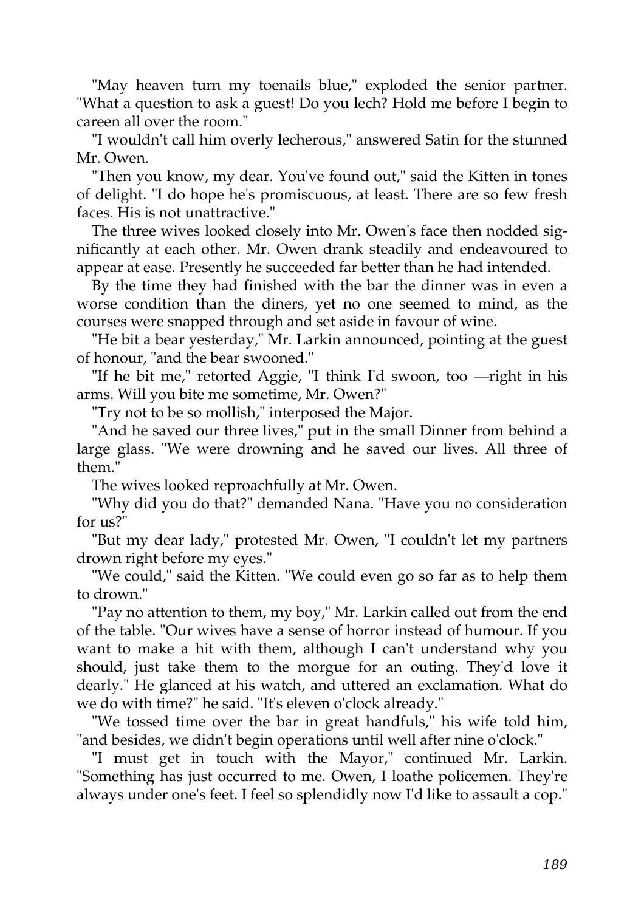"May heaven turn my toenails blue," exploded the senior partner. "What a question to ask a guest! Do you lech? Hold me before I begin to careen all over the room."

"I wouldn't call him overly lecherous," answered Satin for the stunned Mr. Owen.

"Then you know, my dear. You've found out," said the Kitten in tones of delight. "I do hope he's promiscuous, at least. There are so few fresh faces. His is not unattractive."

The three wives looked closely into Mr. Owen's face then nodded significantly at each other. Mr. Owen drank steadily and endeavoured to appear at ease. Presently he succeeded far better than he had intended.

By the time they had finished with the bar the dinner was in even a worse condition than the diners, yet no one seemed to mind, as the courses were snapped through and set aside in favour of wine.

"He bit a bear yesterday," Mr. Larkin announced, pointing at the guest of honour, "and the bear swooned."

"If he bit me," retorted Aggie, "I think I'd swoon, too —right in his arms. Will you bite me sometime, Mr. Owen?"

"Try not to be so mollish," interposed the Major.

"And he saved our three lives," put in the small Dinner from behind a large glass. "We were drowning and he saved our lives. All three of them."

The wives looked reproachfully at Mr. Owen.

"Why did you do that?" demanded Nana. "Have you no consideration for us?"

"But my dear lady," protested Mr. Owen, "I couldn't let my partners drown right before my eyes."

"We could," said the Kitten. "We could even go so far as to help them to drown."

"Pay no attention to them, my boy," Mr. Larkin called out from the end of the table. "Our wives have a sense of horror instead of humour. If you want to make a hit with them, although I can't understand why you should, just take them to the morgue for an outing. They'd love it dearly." He glanced at his watch, and uttered an exclamation. What do we do with time?" he said. "It's eleven o'clock already."

"We tossed time over the bar in great handfuls," his wife told him, "and besides, we didn't begin operations until well after nine o'clock."

"I must get in touch with the Mayor," continued Mr. Larkin. "Something has just occurred to me. Owen, I loathe policemen. They're always under one's feet. I feel so splendidly now I'd like to assault a cop."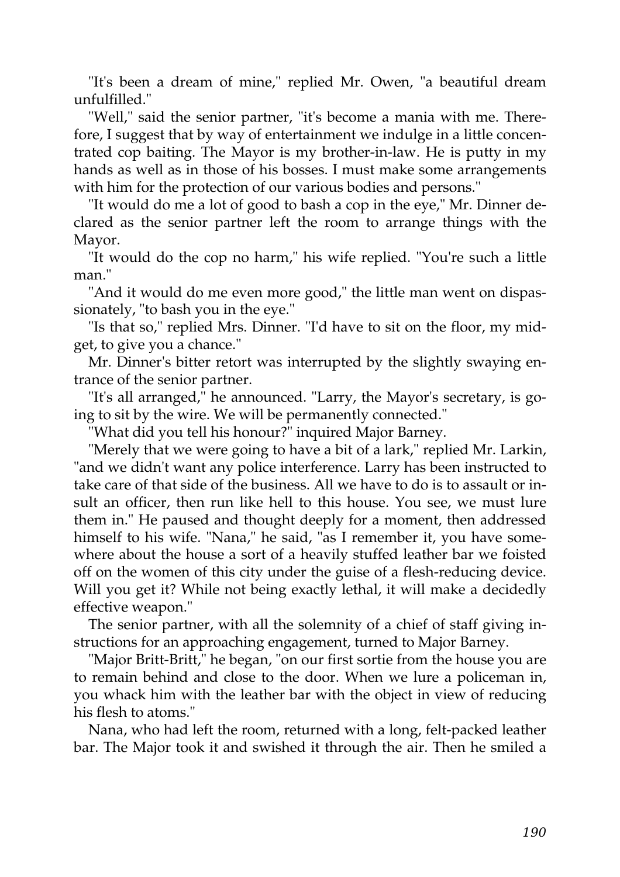"It's been a dream of mine," replied Mr. Owen, "a beautiful dream unfulfilled."

"Well," said the senior partner, "it's become a mania with me. Therefore, I suggest that by way of entertainment we indulge in a little concentrated cop baiting. The Mayor is my brother-in-law. He is putty in my hands as well as in those of his bosses. I must make some arrangements with him for the protection of our various bodies and persons."

"It would do me a lot of good to bash a cop in the eye," Mr. Dinner declared as the senior partner left the room to arrange things with the Mayor.

"It would do the cop no harm," his wife replied. "You're such a little man."

"And it would do me even more good," the little man went on dispassionately, "to bash you in the eye."

"Is that so," replied Mrs. Dinner. "I'd have to sit on the floor, my midget, to give you a chance."

Mr. Dinner's bitter retort was interrupted by the slightly swaying entrance of the senior partner.

"It's all arranged," he announced. "Larry, the Mayor's secretary, is going to sit by the wire. We will be permanently connected."

"What did you tell his honour?" inquired Major Barney.

"Merely that we were going to have a bit of a lark," replied Mr. Larkin, "and we didn't want any police interference. Larry has been instructed to take care of that side of the business. All we have to do is to assault or insult an officer, then run like hell to this house. You see, we must lure them in." He paused and thought deeply for a moment, then addressed himself to his wife. "Nana," he said, "as I remember it, you have somewhere about the house a sort of a heavily stuffed leather bar we foisted off on the women of this city under the guise of a flesh-reducing device. Will you get it? While not being exactly lethal, it will make a decidedly effective weapon."

The senior partner, with all the solemnity of a chief of staff giving instructions for an approaching engagement, turned to Major Barney.

"Major Britt-Britt," he began, "on our first sortie from the house you are to remain behind and close to the door. When we lure a policeman in, you whack him with the leather bar with the object in view of reducing his flesh to atoms."

Nana, who had left the room, returned with a long, felt-packed leather bar. The Major took it and swished it through the air. Then he smiled a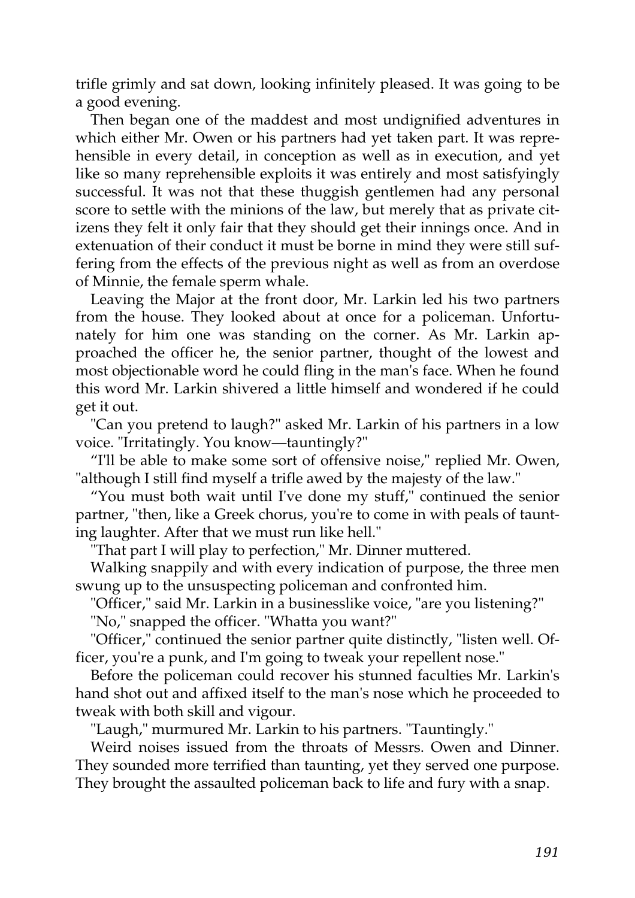trifle grimly and sat down, looking infinitely pleased. It was going to be a good evening.

Then began one of the maddest and most undignified adventures in which either Mr. Owen or his partners had yet taken part. It was reprehensible in every detail, in conception as well as in execution, and yet like so many reprehensible exploits it was entirely and most satisfyingly successful. It was not that these thuggish gentlemen had any personal score to settle with the minions of the law, but merely that as private citizens they felt it only fair that they should get their innings once. And in extenuation of their conduct it must be borne in mind they were still suffering from the effects of the previous night as well as from an overdose of Minnie, the female sperm whale.

Leaving the Major at the front door, Mr. Larkin led his two partners from the house. They looked about at once for a policeman. Unfortunately for him one was standing on the corner. As Mr. Larkin approached the officer he, the senior partner, thought of the lowest and most objectionable word he could fling in the man's face. When he found this word Mr. Larkin shivered a little himself and wondered if he could get it out.

"Can you pretend to laugh?" asked Mr. Larkin of his partners in a low voice. "Irritatingly. You know—tauntingly?"

"I'll be able to make some sort of offensive noise," replied Mr. Owen, "although I still find myself a trifle awed by the majesty of the law."

"You must both wait until I've done my stuff," continued the senior partner, "then, like a Greek chorus, you're to come in with peals of taunting laughter. After that we must run like hell."

"That part I will play to perfection," Mr. Dinner muttered.

Walking snappily and with every indication of purpose, the three men swung up to the unsuspecting policeman and confronted him.

"Officer," said Mr. Larkin in a businesslike voice, "are you listening?"

"No," snapped the officer. "Whatta you want?"

"Officer," continued the senior partner quite distinctly, "listen well. Officer, you're a punk, and I'm going to tweak your repellent nose."

Before the policeman could recover his stunned faculties Mr. Larkin's hand shot out and affixed itself to the man's nose which he proceeded to tweak with both skill and vigour.

"Laugh," murmured Mr. Larkin to his partners. "Tauntingly."

Weird noises issued from the throats of Messrs. Owen and Dinner. They sounded more terrified than taunting, yet they served one purpose. They brought the assaulted policeman back to life and fury with a snap.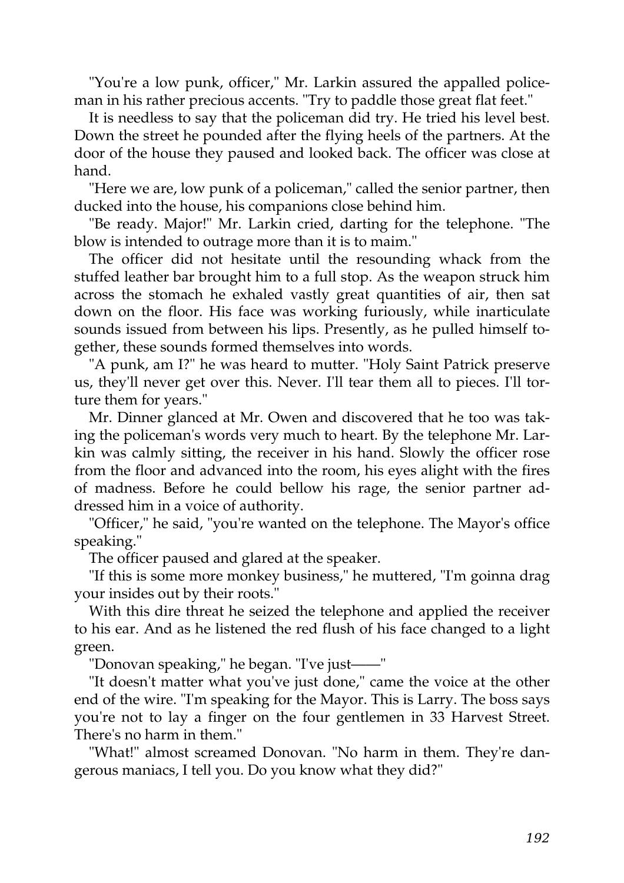"You're a low punk, officer," Mr. Larkin assured the appalled policeman in his rather precious accents. "Try to paddle those great flat feet."

It is needless to say that the policeman did try. He tried his level best. Down the street he pounded after the flying heels of the partners. At the door of the house they paused and looked back. The officer was close at hand.

"Here we are, low punk of a policeman," called the senior partner, then ducked into the house, his companions close behind him.

"Be ready. Major!" Mr. Larkin cried, darting for the telephone. "The blow is intended to outrage more than it is to maim."

The officer did not hesitate until the resounding whack from the stuffed leather bar brought him to a full stop. As the weapon struck him across the stomach he exhaled vastly great quantities of air, then sat down on the floor. His face was working furiously, while inarticulate sounds issued from between his lips. Presently, as he pulled himself together, these sounds formed themselves into words.

"A punk, am I?" he was heard to mutter. "Holy Saint Patrick preserve us, they'll never get over this. Never. I'll tear them all to pieces. I'll torture them for years."

Mr. Dinner glanced at Mr. Owen and discovered that he too was taking the policeman's words very much to heart. By the telephone Mr. Larkin was calmly sitting, the receiver in his hand. Slowly the officer rose from the floor and advanced into the room, his eyes alight with the fires of madness. Before he could bellow his rage, the senior partner addressed him in a voice of authority.

"Officer," he said, "you're wanted on the telephone. The Mayor's office speaking."

The officer paused and glared at the speaker.

"If this is some more monkey business," he muttered, "I'm goinna drag your insides out by their roots."

With this dire threat he seized the telephone and applied the receiver to his ear. And as he listened the red flush of his face changed to a light green.

"Donovan speaking," he began. "I've just——"

"It doesn't matter what you've just done," came the voice at the other end of the wire. "I'm speaking for the Mayor. This is Larry. The boss says you're not to lay a finger on the four gentlemen in 33 Harvest Street. There's no harm in them."

"What!" almost screamed Donovan. "No harm in them. They're dangerous maniacs, I tell you. Do you know what they did?"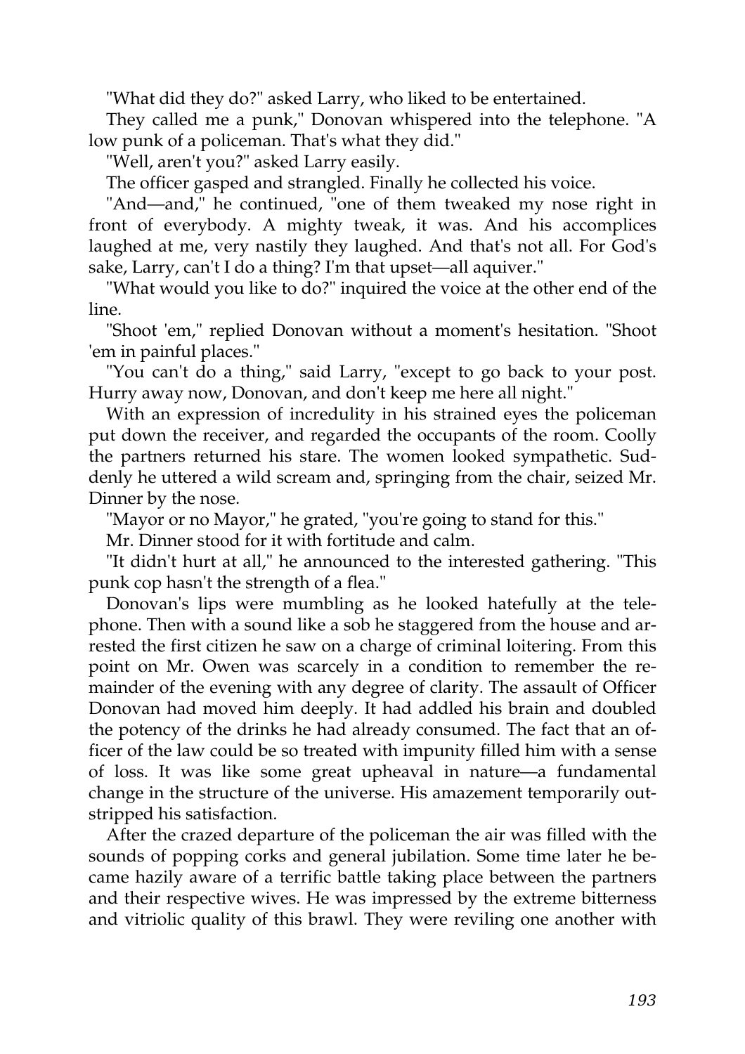"What did they do?" asked Larry, who liked to be entertained.

They called me a punk," Donovan whispered into the telephone. "A low punk of a policeman. That's what they did."

"Well, aren't you?" asked Larry easily.

The officer gasped and strangled. Finally he collected his voice.

"And—and," he continued, "one of them tweaked my nose right in front of everybody. A mighty tweak, it was. And his accomplices laughed at me, very nastily they laughed. And that's not all. For God's sake, Larry, can't I do a thing? I'm that upset—all aquiver."

"What would you like to do?" inquired the voice at the other end of the line.

"Shoot 'em," replied Donovan without a moment's hesitation. "Shoot 'em in painful places."

"You can't do a thing," said Larry, "except to go back to your post. Hurry away now, Donovan, and don't keep me here all night."

With an expression of incredulity in his strained eyes the policeman put down the receiver, and regarded the occupants of the room. Coolly the partners returned his stare. The women looked sympathetic. Suddenly he uttered a wild scream and, springing from the chair, seized Mr. Dinner by the nose.

"Mayor or no Mayor," he grated, "you're going to stand for this."

Mr. Dinner stood for it with fortitude and calm.

"It didn't hurt at all," he announced to the interested gathering. "This punk cop hasn't the strength of a flea."

Donovan's lips were mumbling as he looked hatefully at the telephone. Then with a sound like a sob he staggered from the house and arrested the first citizen he saw on a charge of criminal loitering. From this point on Mr. Owen was scarcely in a condition to remember the remainder of the evening with any degree of clarity. The assault of Officer Donovan had moved him deeply. It had addled his brain and doubled the potency of the drinks he had already consumed. The fact that an officer of the law could be so treated with impunity filled him with a sense of loss. It was like some great upheaval in nature—a fundamental change in the structure of the universe. His amazement temporarily outstripped his satisfaction.

After the crazed departure of the policeman the air was filled with the sounds of popping corks and general jubilation. Some time later he became hazily aware of a terrific battle taking place between the partners and their respective wives. He was impressed by the extreme bitterness and vitriolic quality of this brawl. They were reviling one another with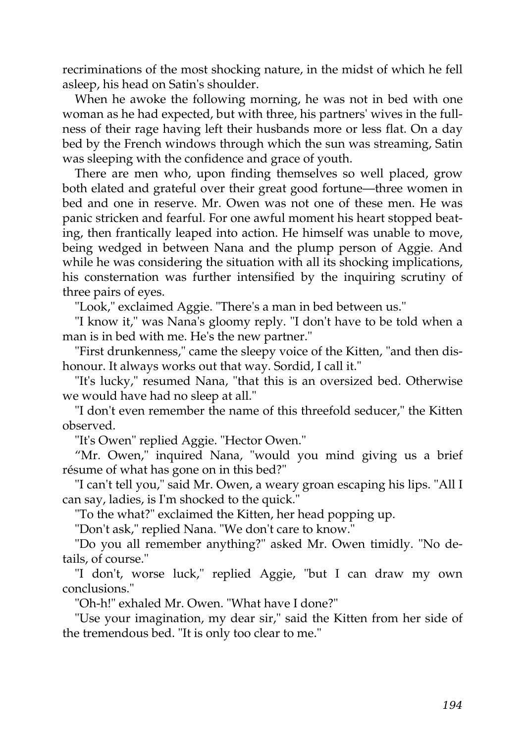recriminations of the most shocking nature, in the midst of which he fell asleep, his head on Satin's shoulder.

When he awoke the following morning, he was not in bed with one woman as he had expected, but with three, his partners' wives in the fullness of their rage having left their husbands more or less flat. On a day bed by the French windows through which the sun was streaming, Satin was sleeping with the confidence and grace of youth.

There are men who, upon finding themselves so well placed, grow both elated and grateful over their great good fortune—three women in bed and one in reserve. Mr. Owen was not one of these men. He was panic stricken and fearful. For one awful moment his heart stopped beating, then frantically leaped into action. He himself was unable to move, being wedged in between Nana and the plump person of Aggie. And while he was considering the situation with all its shocking implications, his consternation was further intensified by the inquiring scrutiny of three pairs of eyes.

"Look," exclaimed Aggie. "There's a man in bed between us."

"I know it," was Nana's gloomy reply. "I don't have to be told when a man is in bed with me. He's the new partner."

"First drunkenness," came the sleepy voice of the Kitten, "and then dishonour. It always works out that way. Sordid, I call it."

"It's lucky," resumed Nana, "that this is an oversized bed. Otherwise we would have had no sleep at all."

"I don't even remember the name of this threefold seducer," the Kitten observed.

"It's Owen" replied Aggie. "Hector Owen."

"Mr. Owen," inquired Nana, "would you mind giving us a brief résume of what has gone on in this bed?"

"I can't tell you," said Mr. Owen, a weary groan escaping his lips. "All I can say, ladies, is I'm shocked to the quick."

"To the what?" exclaimed the Kitten, her head popping up.

"Don't ask," replied Nana. "We don't care to know."

"Do you all remember anything?" asked Mr. Owen timidly. "No details, of course."

"I don't, worse luck," replied Aggie, "but I can draw my own conclusions."

"Oh-h!" exhaled Mr. Owen. "What have I done?"

"Use your imagination, my dear sir," said the Kitten from her side of the tremendous bed. "It is only too clear to me."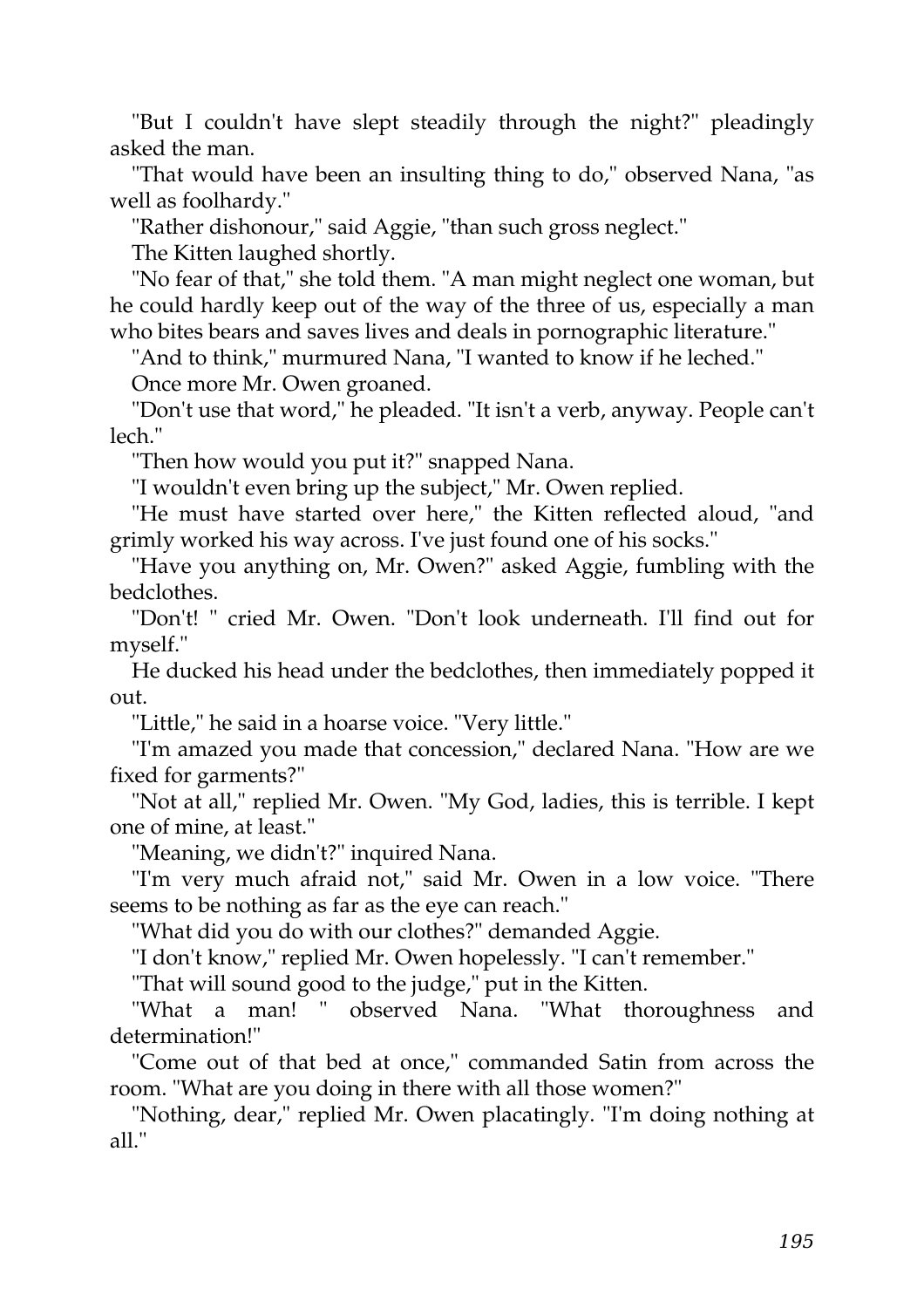"But I couldn't have slept steadily through the night?" pleadingly asked the man.

"That would have been an insulting thing to do," observed Nana, "as well as foolhardy."

"Rather dishonour," said Aggie, "than such gross neglect."

The Kitten laughed shortly.

"No fear of that," she told them. "A man might neglect one woman, but he could hardly keep out of the way of the three of us, especially a man who bites bears and saves lives and deals in pornographic literature."

"And to think," murmured Nana, "I wanted to know if he leched."

Once more Mr. Owen groaned.

"Don't use that word," he pleaded. "It isn't a verb, anyway. People can't lech."

"Then how would you put it?" snapped Nana.

"I wouldn't even bring up the subject," Mr. Owen replied.

"He must have started over here," the Kitten reflected aloud, "and grimly worked his way across. I've just found one of his socks."

"Have you anything on, Mr. Owen?" asked Aggie, fumbling with the bedclothes.

"Don't! " cried Mr. Owen. "Don't look underneath. I'll find out for myself."

He ducked his head under the bedclothes, then immediately popped it out.

"Little," he said in a hoarse voice. "Very little."

"I'm amazed you made that concession," declared Nana. "How are we fixed for garments?"

"Not at all," replied Mr. Owen. "My God, ladies, this is terrible. I kept one of mine, at least."

"Meaning, we didn't?" inquired Nana.

"I'm very much afraid not," said Mr. Owen in a low voice. "There seems to be nothing as far as the eye can reach."

"What did you do with our clothes?" demanded Aggie.

"I don't know," replied Mr. Owen hopelessly. "I can't remember."

"That will sound good to the judge," put in the Kitten.

"What a man! " observed Nana. "What thoroughness and determination!"

"Come out of that bed at once," commanded Satin from across the room. "What are you doing in there with all those women?"

"Nothing, dear," replied Mr. Owen placatingly. "I'm doing nothing at all."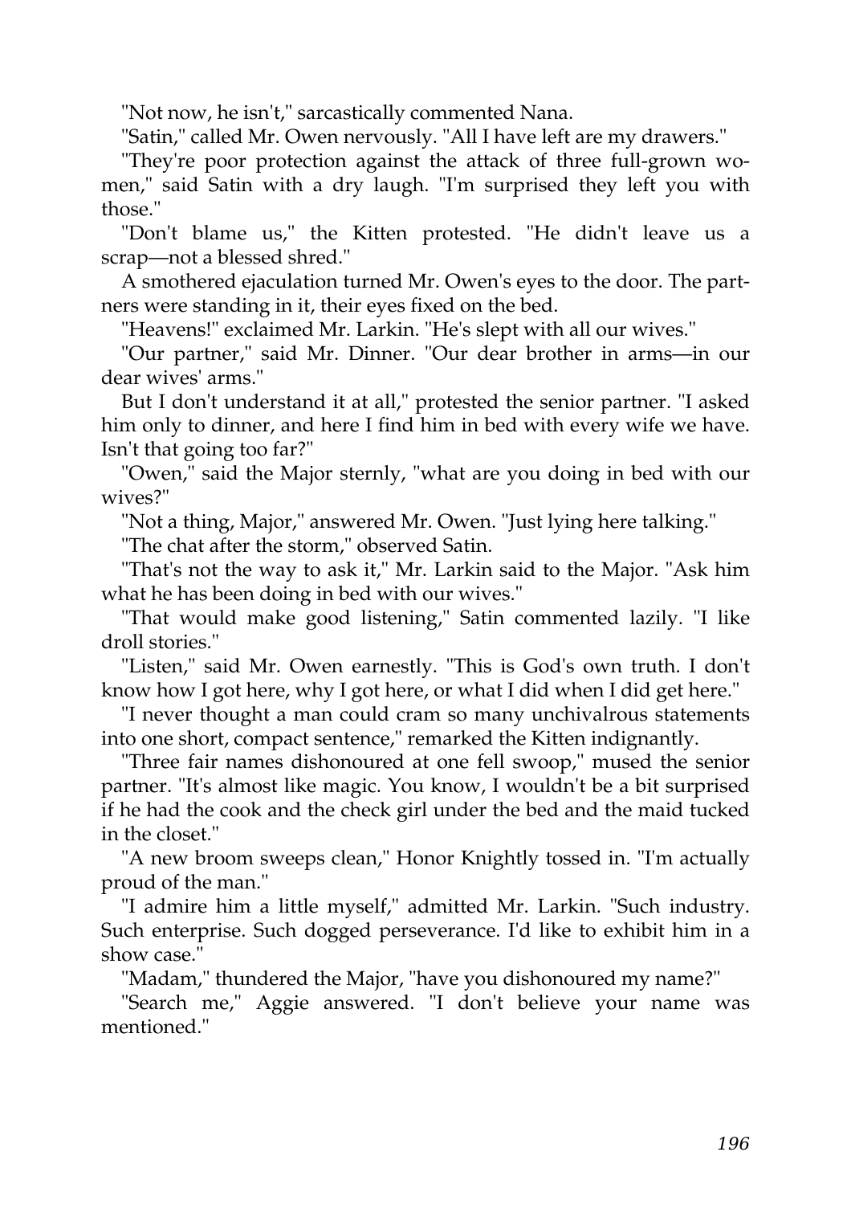"Not now, he isn't," sarcastically commented Nana.

"Satin," called Mr. Owen nervously. "All I have left are my drawers."

"They're poor protection against the attack of three full-grown women," said Satin with a dry laugh. "I'm surprised they left you with those."

"Don't blame us," the Kitten protested. "He didn't leave us a scrap—not a blessed shred."

A smothered ejaculation turned Mr. Owen's eyes to the door. The partners were standing in it, their eyes fixed on the bed.

"Heavens!" exclaimed Mr. Larkin. "He's slept with all our wives."

"Our partner," said Mr. Dinner. "Our dear brother in arms—in our dear wives' arms."

But I don't understand it at all," protested the senior partner. "I asked him only to dinner, and here I find him in bed with every wife we have. Isn't that going too far?"

"Owen," said the Major sternly, "what are you doing in bed with our wives?"

"Not a thing, Major," answered Mr. Owen. "Just lying here talking."

"The chat after the storm," observed Satin.

"That's not the way to ask it," Mr. Larkin said to the Major. "Ask him what he has been doing in bed with our wives."

"That would make good listening," Satin commented lazily. "I like droll stories."

"Listen," said Mr. Owen earnestly. "This is God's own truth. I don't know how I got here, why I got here, or what I did when I did get here."

"I never thought a man could cram so many unchivalrous statements into one short, compact sentence," remarked the Kitten indignantly.

"Three fair names dishonoured at one fell swoop," mused the senior partner. "It's almost like magic. You know, I wouldn't be a bit surprised if he had the cook and the check girl under the bed and the maid tucked in the closet."

"A new broom sweeps clean," Honor Knightly tossed in. "I'm actually proud of the man."

"I admire him a little myself," admitted Mr. Larkin. "Such industry. Such enterprise. Such dogged perseverance. I'd like to exhibit him in a show case."

"Madam," thundered the Major, "have you dishonoured my name?"

"Search me," Aggie answered. "I don't believe your name was mentioned."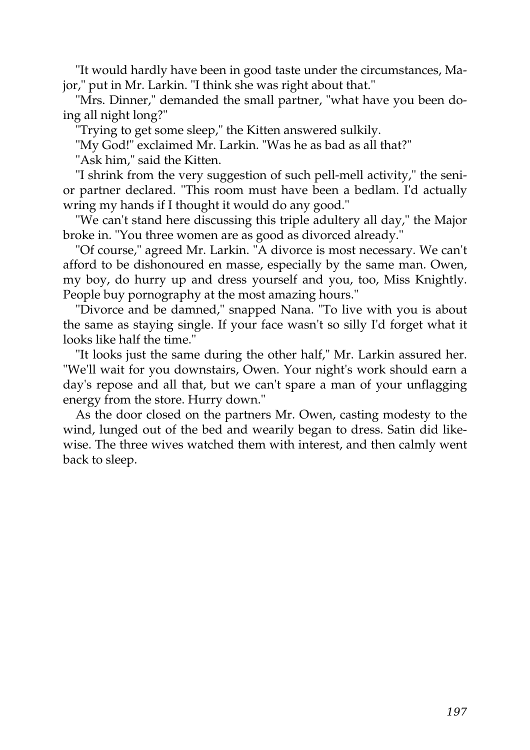"It would hardly have been in good taste under the circumstances, Major," put in Mr. Larkin. "I think she was right about that."

"Mrs. Dinner," demanded the small partner, "what have you been doing all night long?"

"Trying to get some sleep," the Kitten answered sulkily.

"My God!" exclaimed Mr. Larkin. "Was he as bad as all that?"

"Ask him," said the Kitten.

"I shrink from the very suggestion of such pell-mell activity," the senior partner declared. "This room must have been a bedlam. I'd actually wring my hands if I thought it would do any good."

"We can't stand here discussing this triple adultery all day," the Major broke in. "You three women are as good as divorced already."

"Of course," agreed Mr. Larkin. "A divorce is most necessary. We can't afford to be dishonoured en masse, especially by the same man. Owen, my boy, do hurry up and dress yourself and you, too, Miss Knightly. People buy pornography at the most amazing hours."

"Divorce and be damned," snapped Nana. "To live with you is about the same as staying single. If your face wasn't so silly I'd forget what it looks like half the time."

"It looks just the same during the other half," Mr. Larkin assured her. "We'll wait for you downstairs, Owen. Your night's work should earn a day's repose and all that, but we can't spare a man of your unflagging energy from the store. Hurry down."

As the door closed on the partners Mr. Owen, casting modesty to the wind, lunged out of the bed and wearily began to dress. Satin did likewise. The three wives watched them with interest, and then calmly went back to sleep.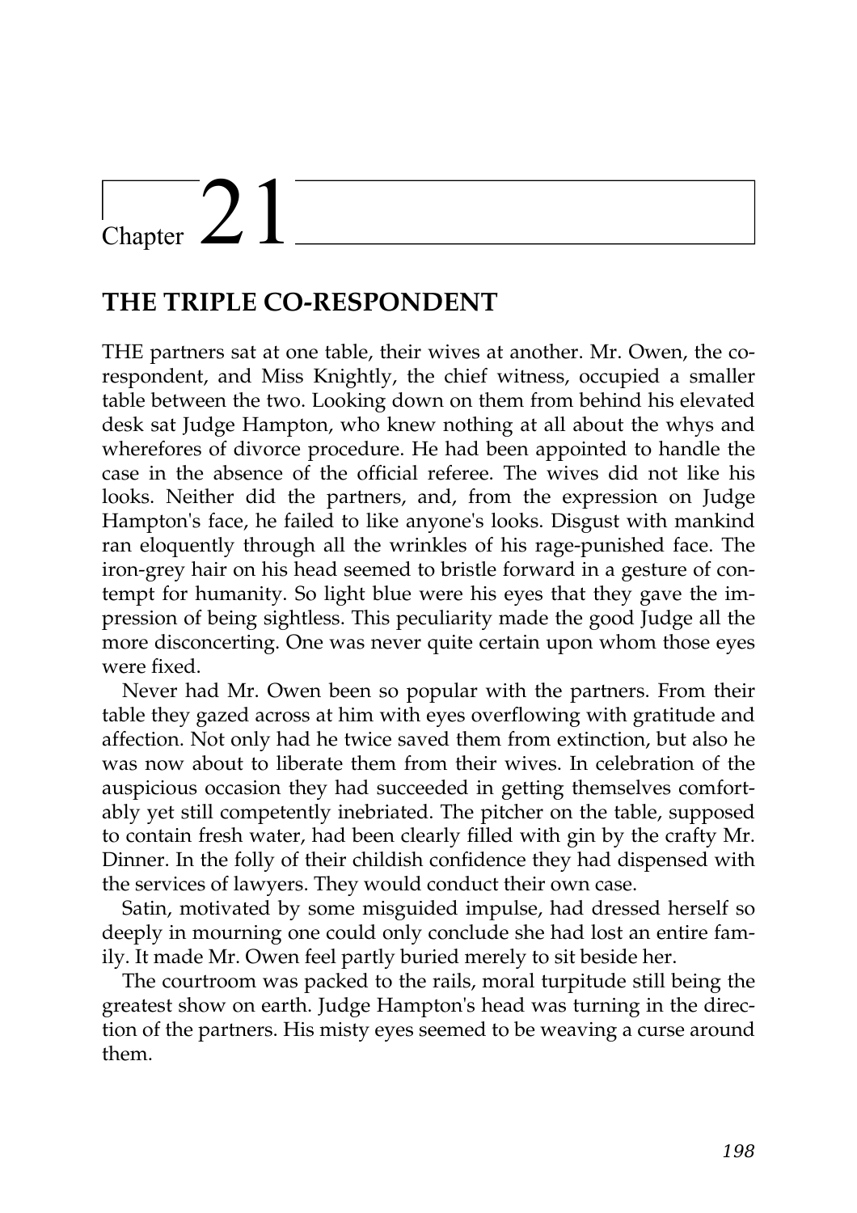# Chapter 21

## THE TRIPLE CO-RESPONDENT

THE partners sat at one table, their wives at another. Mr. Owen, the co-respondent, and Miss Knightly, the chief witness, occupied a smaller table between the two. Looking down on them from behind his elevated desk sat Judge Hampton, who knew nothing at all about the whys and wherefores of divorce procedure. He had been appointed to handle the case in the absence of the official referee. The wives did not like his looks. Neither did the partners, and, from the expression on Judge Hampton's face, he failed to like anyone's looks. Disgust with mankind ran eloquently through all the wrinkles of his rage-punished face. The iron-grey hair on his head seemed to bristle forward in a gesture of contempt for humanity. So light blue were his eyes that they gave the impression of being sightless. This peculiarity made the good Judge all the more disconcerting. One was never quite certain upon whom those eyes were fixed.

Never had Mr. Owen been so popular with the partners. From their table they gazed across at him with eyes overflowing with gratitude and affection. Not only had he twice saved them from extinction, but also he was now about to liberate them from their wives. In celebration of the auspicious occasion they had succeeded in getting themselves comfortably yet still competently inebriated. The pitcher on the table, supposed to contain fresh water, had been clearly filled with gin by the crafty Mr. Dinner. In the folly of their childish confidence they had dispensed with the services of lawyers. They would conduct their own case.

Satin, motivated by some misguided impulse, had dressed herself so deeply in mourning one could only conclude she had lost an entire family. It made Mr. Owen feel partly buried merely to sit beside her.

The courtroom was packed to the rails, moral turpitude still being the greatest show on earth. Judge Hampton's head was turning in the direction of the partners. His misty eyes seemed to be weaving a curse around them.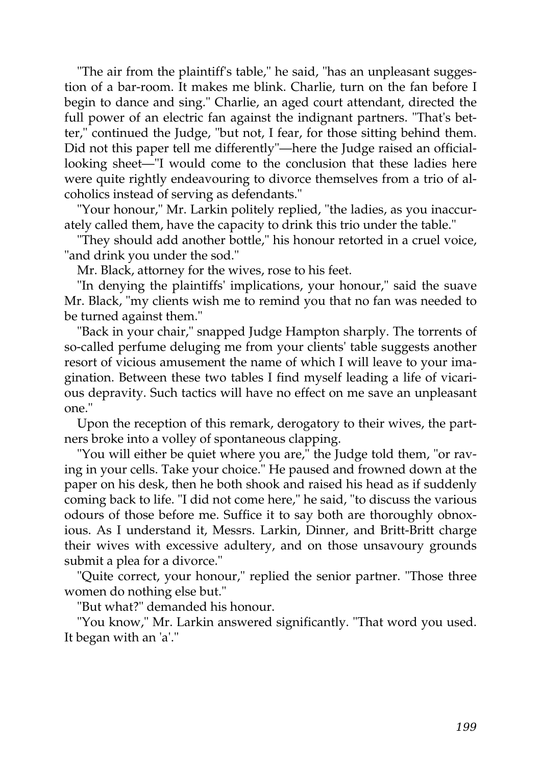"The air from the plaintiff's table," he said, "has an unpleasant suggestion of a bar-room. It makes me blink. Charlie, turn on the fan before I begin to dance and sing." Charlie, an aged court attendant, directed the full power of an electric fan against the indignant partners. "That's better," continued the Judge, "but not, I fear, for those sitting behind them. Did not this paper tell me differently"—here the Judge raised an official-looking sheet—"I would come to the conclusion that these ladies here were quite rightly endeavouring to divorce themselves from a trio of alcoholics instead of serving as defendants."

"Your honour," Mr. Larkin politely replied, "the ladies, as you inaccurately called them, have the capacity to drink this trio under the table."

"They should add another bottle," his honour retorted in a cruel voice, "and drink you under the sod."

Mr. Black, attorney for the wives, rose to his feet.

"In denying the plaintiffs' implications, your honour," said the suave Mr. Black, "my clients wish me to remind you that no fan was needed to be turned against them."

"Back in your chair," snapped Judge Hampton sharply. The torrents of so-called perfume deluging me from your clients' table suggests another resort of vicious amusement the name of which I will leave to your imagination. Between these two tables I find myself leading a life of vicarious depravity. Such tactics will have no effect on me save an unpleasant one."

Upon the reception of this remark, derogatory to their wives, the partners broke into a volley of spontaneous clapping.

"You will either be quiet where you are," the Judge told them, "or raving in your cells. Take your choice." He paused and frowned down at the paper on his desk, then he both shook and raised his head as if suddenly coming back to life. "I did not come here," he said, "to discuss the various odours of those before me. Suffice it to say both are thoroughly obnoxious. As I understand it, Messrs. Larkin, Dinner, and Britt-Britt charge their wives with excessive adultery, and on those unsavoury grounds submit a plea for a divorce."

"Quite correct, your honour," replied the senior partner. "Those three women do nothing else but."

"But what?" demanded his honour.

"You know," Mr. Larkin answered significantly. "That word you used. It began with an 'a'."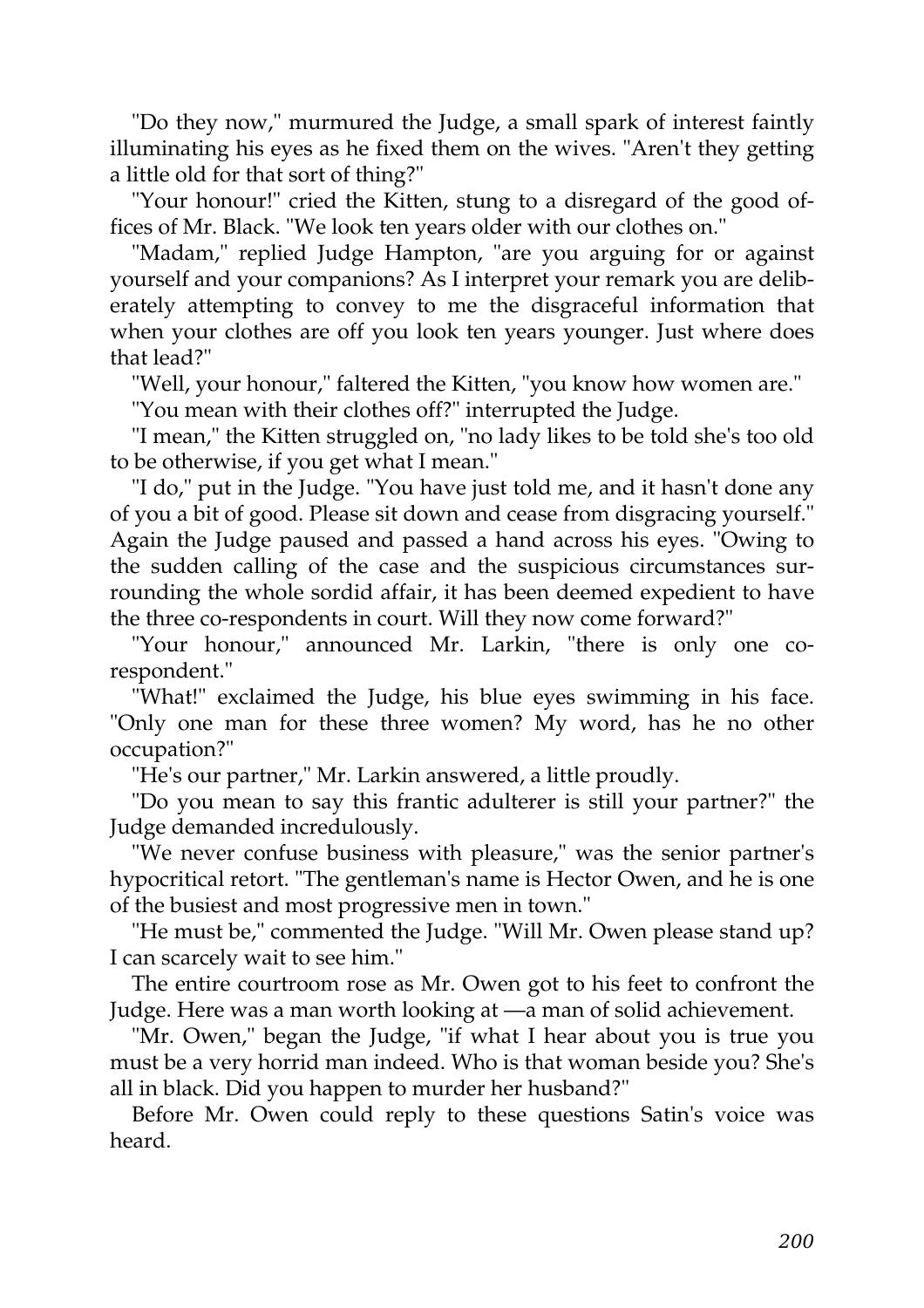"Do they now," murmured the Judge, a small spark of interest faintly illuminating his eyes as he fixed them on the wives. "Aren't they getting a little old for that sort of thing?"

"Your honour!" cried the Kitten, stung to a disregard of the good offices of Mr. Black. "We look ten years older with our clothes on."

"Madam," replied Judge Hampton, "are you arguing for or against yourself and your companions? As I interpret your remark you are deliberately attempting to convey to me the disgraceful information that when your clothes are off you look ten years younger. Just where does that lead?"

"Well, your honour," faltered the Kitten, "you know how women are."

"You mean with their clothes off?" interrupted the Judge.

"I mean," the Kitten struggled on, "no lady likes to be told she's too old to be otherwise, if you get what I mean."

"I do," put in the Judge. "You have just told me, and it hasn't done any of you a bit of good. Please sit down and cease from disgracing yourself." Again the Judge paused and passed a hand across his eyes. "Owing to the sudden calling of the case and the suspicious circumstances surrounding the whole sordid affair, it has been deemed expedient to have the three co-respondents in court. Will they now come forward?"

"Your honour," announced Mr. Larkin, "there is only one co-respondent."

"What!" exclaimed the Judge, his blue eyes swimming in his face. "Only one man for these three women? My word, has he no other occupation?"

"He's our partner," Mr. Larkin answered, a little proudly.

"Do you mean to say this frantic adulterer is still your partner?" the Judge demanded incredulously.

"We never confuse business with pleasure," was the senior partner's hypocritical retort. "The gentleman's name is Hector Owen, and he is one of the busiest and most progressive men in town."

"He must be," commented the Judge. "Will Mr. Owen please stand up? I can scarcely wait to see him."

The entire courtroom rose as Mr. Owen got to his feet to confront the Judge. Here was a man worth looking at —a man of solid achievement.

"Mr. Owen," began the Judge, "if what I hear about you is true you must be a very horrid man indeed. Who is that woman beside you? She's all in black. Did you happen to murder her husband?"

Before Mr. Owen could reply to these questions Satin's voice was heard.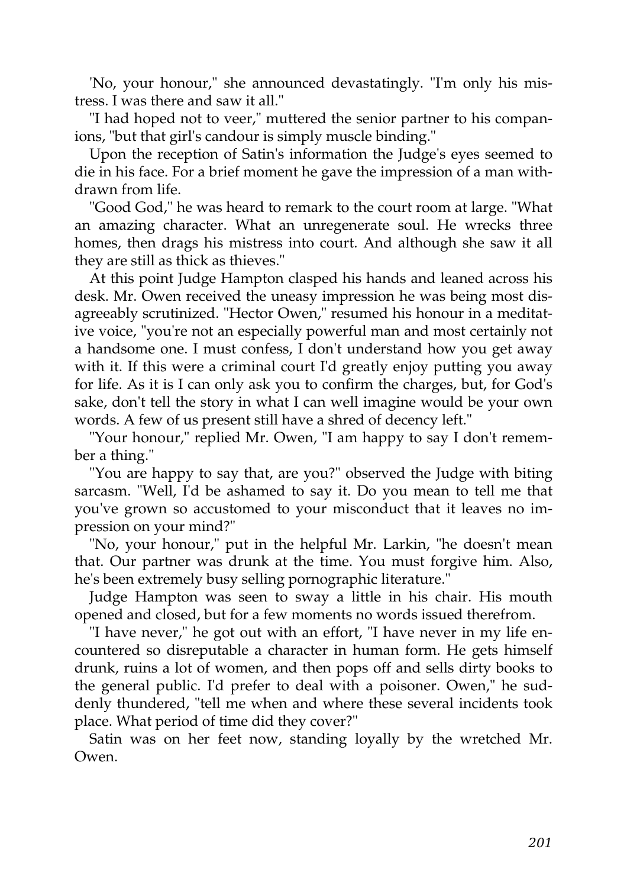'No, your honour," she announced devastatingly. "I'm only his mistress. I was there and saw it all."

"I had hoped not to veer," muttered the senior partner to his companions, "but that girl's candour is simply muscle binding."

Upon the reception of Satin's information the Judge's eyes seemed to die in his face. For a brief moment he gave the impression of a man withdrawn from life.

"Good God," he was heard to remark to the court room at large. "What an amazing character. What an unregenerate soul. He wrecks three homes, then drags his mistress into court. And although she saw it all they are still as thick as thieves."

At this point Judge Hampton clasped his hands and leaned across his desk. Mr. Owen received the uneasy impression he was being most disagreeably scrutinized. "Hector Owen," resumed his honour in a meditative voice, "you're not an especially powerful man and most certainly not a handsome one. I must confess, I don't understand how you get away with it. If this were a criminal court I'd greatly enjoy putting you away for life. As it is I can only ask you to confirm the charges, but, for God's sake, don't tell the story in what I can well imagine would be your own words. A few of us present still have a shred of decency left."

"Your honour," replied Mr. Owen, "I am happy to say I don't remember a thing."

"You are happy to say that, are you?" observed the Judge with biting sarcasm. "Well, I'd be ashamed to say it. Do you mean to tell me that you've grown so accustomed to your misconduct that it leaves no impression on your mind?"

"No, your honour," put in the helpful Mr. Larkin, "he doesn't mean that. Our partner was drunk at the time. You must forgive him. Also, he's been extremely busy selling pornographic literature."

Judge Hampton was seen to sway a little in his chair. His mouth opened and closed, but for a few moments no words issued therefrom.

"I have never," he got out with an effort, "I have never in my life encountered so disreputable a character in human form. He gets himself drunk, ruins a lot of women, and then pops off and sells dirty books to the general public. I'd prefer to deal with a poisoner. Owen," he suddenly thundered, "tell me when and where these several incidents took place. What period of time did they cover?"

Satin was on her feet now, standing loyally by the wretched Mr. Owen.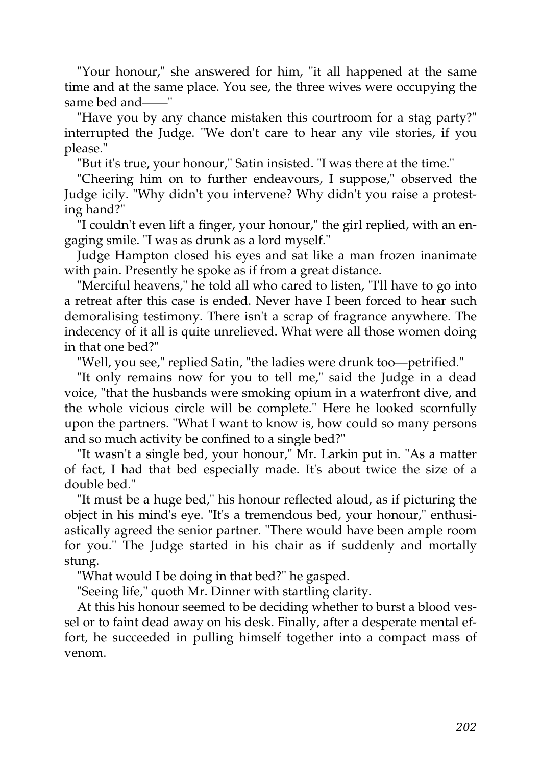"Your honour," she answered for him, "it all happened at the same time and at the same place. You see, the three wives were occupying the same bed and——"

"Have you by any chance mistaken this courtroom for a stag party?" interrupted the Judge. "We don't care to hear any vile stories, if you please."

"But it's true, your honour," Satin insisted. "I was there at the time."

"Cheering him on to further endeavours, I suppose," observed the Judge icily. "Why didn't you intervene? Why didn't you raise a protesting hand?"

"I couldn't even lift a finger, your honour," the girl replied, with an engaging smile. "I was as drunk as a lord myself."

Judge Hampton closed his eyes and sat like a man frozen inanimate with pain. Presently he spoke as if from a great distance.

"Merciful heavens," he told all who cared to listen, "I'll have to go into a retreat after this case is ended. Never have I been forced to hear such demoralising testimony. There isn't a scrap of fragrance anywhere. The indecency of it all is quite unrelieved. What were all those women doing in that one bed?"

"Well, you see," replied Satin, "the ladies were drunk too—petrified."

"It only remains now for you to tell me," said the Judge in a dead voice, "that the husbands were smoking opium in a waterfront dive, and the whole vicious circle will be complete." Here he looked scornfully upon the partners. "What I want to know is, how could so many persons and so much activity be confined to a single bed?"

"It wasn't a single bed, your honour," Mr. Larkin put in. "As a matter of fact, I had that bed especially made. It's about twice the size of a double bed."

"It must be a huge bed," his honour reflected aloud, as if picturing the object in his mind's eye. "It's a tremendous bed, your honour," enthusiastically agreed the senior partner. "There would have been ample room for you." The Judge started in his chair as if suddenly and mortally stung.

"What would I be doing in that bed?" he gasped.

"Seeing life," quoth Mr. Dinner with startling clarity.

At this his honour seemed to be deciding whether to burst a blood vessel or to faint dead away on his desk. Finally, after a desperate mental effort, he succeeded in pulling himself together into a compact mass of venom.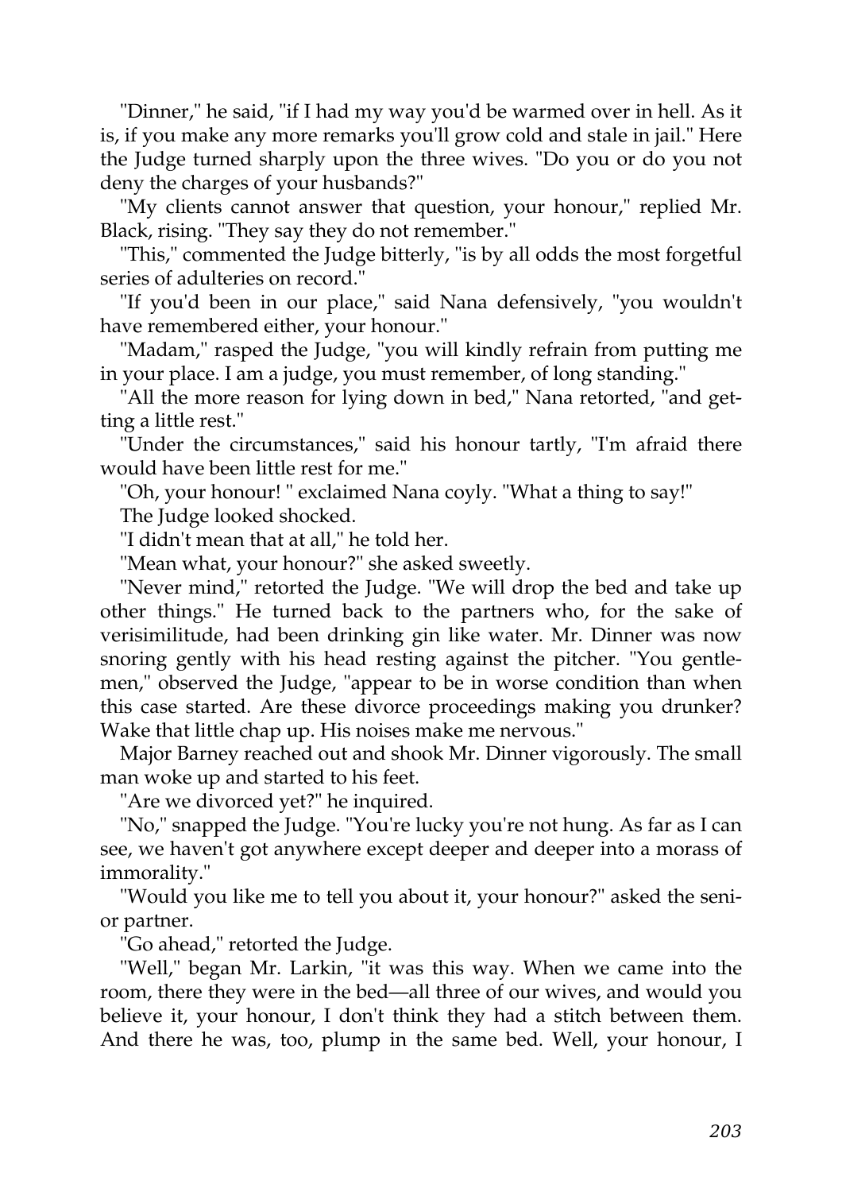"Dinner," he said, "if I had my way you'd be warmed over in hell. As it is, if you make any more remarks you'll grow cold and stale in jail." Here the Judge turned sharply upon the three wives. "Do you or do you not deny the charges of your husbands?"

"My clients cannot answer that question, your honour," replied Mr. Black, rising. "They say they do not remember."

"This," commented the Judge bitterly, "is by all odds the most forgetful series of adulteries on record."

"If you'd been in our place," said Nana defensively, "you wouldn't have remembered either, your honour."

"Madam," rasped the Judge, "you will kindly refrain from putting me in your place. I am a judge, you must remember, of long standing."

"All the more reason for lying down in bed," Nana retorted, "and getting a little rest."

"Under the circumstances," said his honour tartly, "I'm afraid there would have been little rest for me."

"Oh, your honour! " exclaimed Nana coyly. "What a thing to say!"

The Judge looked shocked.

"I didn't mean that at all," he told her.

"Mean what, your honour?" she asked sweetly.

"Never mind," retorted the Judge. "We will drop the bed and take up other things." He turned back to the partners who, for the sake of verisimilitude, had been drinking gin like water. Mr. Dinner was now snoring gently with his head resting against the pitcher. "You gentlemen," observed the Judge, "appear to be in worse condition than when this case started. Are these divorce proceedings making you drunker? Wake that little chap up. His noises make me nervous."

Major Barney reached out and shook Mr. Dinner vigorously. The small man woke up and started to his feet.

"Are we divorced yet?" he inquired.

"No," snapped the Judge. "You're lucky you're not hung. As far as I can see, we haven't got anywhere except deeper and deeper into a morass of immorality."

"Would you like me to tell you about it, your honour?" asked the senior partner.

"Go ahead," retorted the Judge.

"Well," began Mr. Larkin, "it was this way. When we came into the room, there they were in the bed—all three of our wives, and would you believe it, your honour, I don't think they had a stitch between them. And there he was, too, plump in the same bed. Well, your honour, I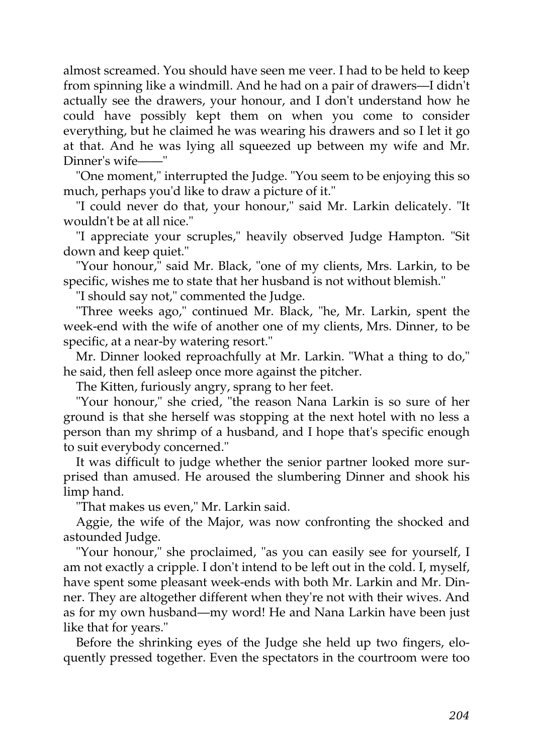almost screamed. You should have seen me veer. I had to be held to keep from spinning like a windmill. And he had on a pair of drawers—I didn't actually see the drawers, your honour, and I don't understand how he could have possibly kept them on when you come to consider everything, but he claimed he was wearing his drawers and so I let it go at that. And he was lying all squeezed up between my wife and Mr. Dinner's wife——"

"One moment," interrupted the Judge. "You seem to be enjoying this so much, perhaps you'd like to draw a picture of it."

"I could never do that, your honour," said Mr. Larkin delicately. "It wouldn't be at all nice."

"I appreciate your scruples," heavily observed Judge Hampton. "Sit down and keep quiet."

"Your honour," said Mr. Black, "one of my clients, Mrs. Larkin, to be specific, wishes me to state that her husband is not without blemish."

"I should say not," commented the Judge.

"Three weeks ago," continued Mr. Black, "he, Mr. Larkin, spent the week-end with the wife of another one of my clients, Mrs. Dinner, to be specific, at a near-by watering resort."

Mr. Dinner looked reproachfully at Mr. Larkin. "What a thing to do," he said, then fell asleep once more against the pitcher.

The Kitten, furiously angry, sprang to her feet.

"Your honour," she cried, "the reason Nana Larkin is so sure of her ground is that she herself was stopping at the next hotel with no less a person than my shrimp of a husband, and I hope that's specific enough to suit everybody concerned."

It was difficult to judge whether the senior partner looked more surprised than amused. He aroused the slumbering Dinner and shook his limp hand.

"That makes us even," Mr. Larkin said.

Aggie, the wife of the Major, was now confronting the shocked and astounded Judge.

"Your honour," she proclaimed, "as you can easily see for yourself, I am not exactly a cripple. I don't intend to be left out in the cold. I, myself, have spent some pleasant week-ends with both Mr. Larkin and Mr. Dinner. They are altogether different when they're not with their wives. And as for my own husband—my word! He and Nana Larkin have been just like that for years."

Before the shrinking eyes of the Judge she held up two fingers, eloquently pressed together. Even the spectators in the courtroom were too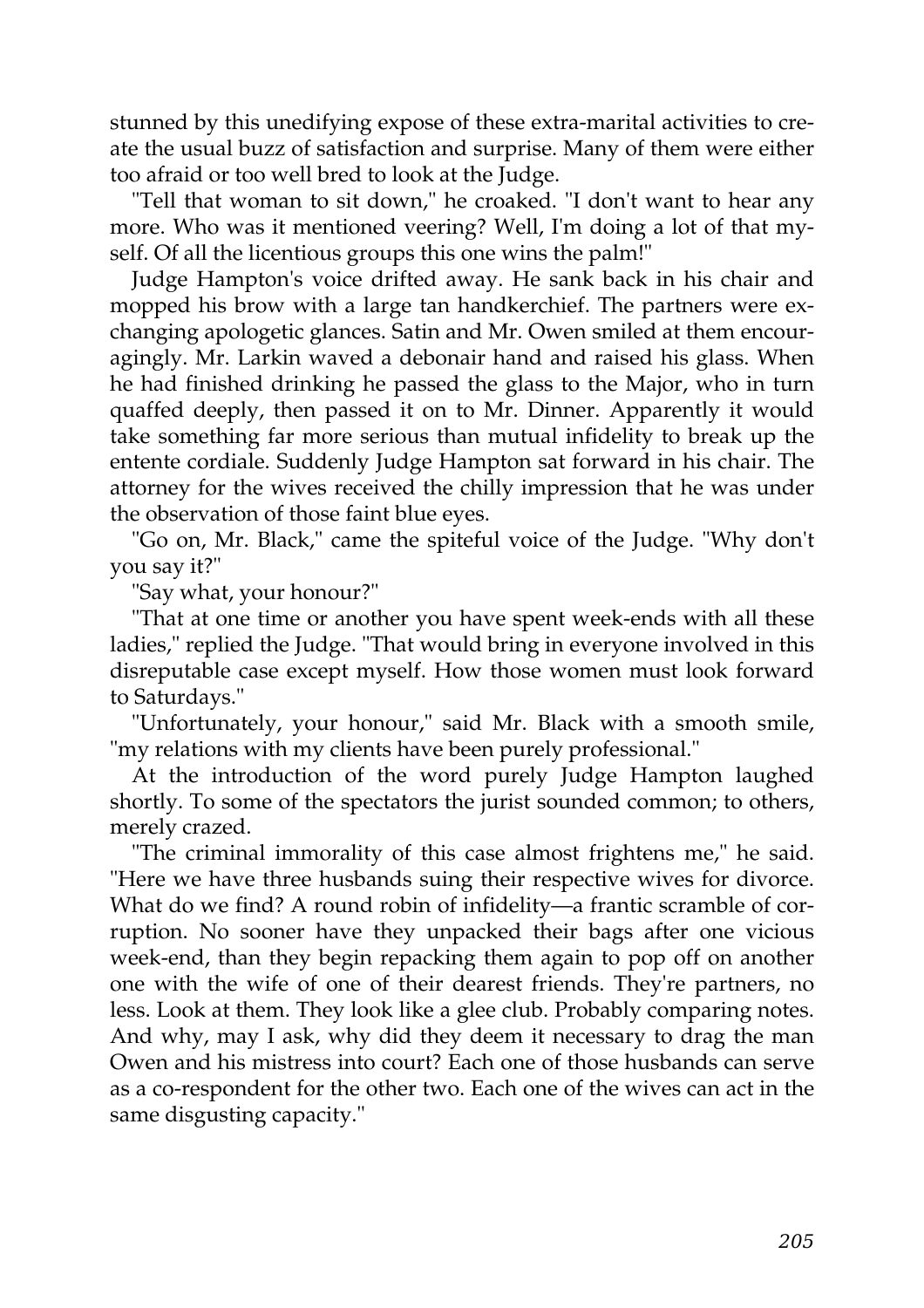stunned by this unedifying expose of these extra-marital activities to create the usual buzz of satisfaction and surprise. Many of them were either too afraid or too well bred to look at the Judge.

"Tell that woman to sit down," he croaked. "I don't want to hear any more. Who was it mentioned veering? Well, I'm doing a lot of that myself. Of all the licentious groups this one wins the palm!"

Judge Hampton's voice drifted away. He sank back in his chair and mopped his brow with a large tan handkerchief. The partners were exchanging apologetic glances. Satin and Mr. Owen smiled at them encouragingly. Mr. Larkin waved a debonair hand and raised his glass. When he had finished drinking he passed the glass to the Major, who in turn quaffed deeply, then passed it on to Mr. Dinner. Apparently it would take something far more serious than mutual infidelity to break up the entente cordiale. Suddenly Judge Hampton sat forward in his chair. The attorney for the wives received the chilly impression that he was under the observation of those faint blue eyes.

"Go on, Mr. Black," came the spiteful voice of the Judge. "Why don't you say it?"

"Say what, your honour?"

"That at one time or another you have spent week-ends with all these ladies," replied the Judge. "That would bring in everyone involved in this disreputable case except myself. How those women must look forward to Saturdays."

"Unfortunately, your honour," said Mr. Black with a smooth smile, "my relations with my clients have been purely professional."

At the introduction of the word purely Judge Hampton laughed shortly. To some of the spectators the jurist sounded common; to others, merely crazed.

"The criminal immorality of this case almost frightens me," he said. "Here we have three husbands suing their respective wives for divorce. What do we find? A round robin of infidelity—a frantic scramble of corruption. No sooner have they unpacked their bags after one vicious week-end, than they begin repacking them again to pop off on another one with the wife of one of their dearest friends. They're partners, no less. Look at them. They look like a glee club. Probably comparing notes. And why, may I ask, why did they deem it necessary to drag the man Owen and his mistress into court? Each one of those husbands can serve as a co-respondent for the other two. Each one of the wives can act in the same disgusting capacity."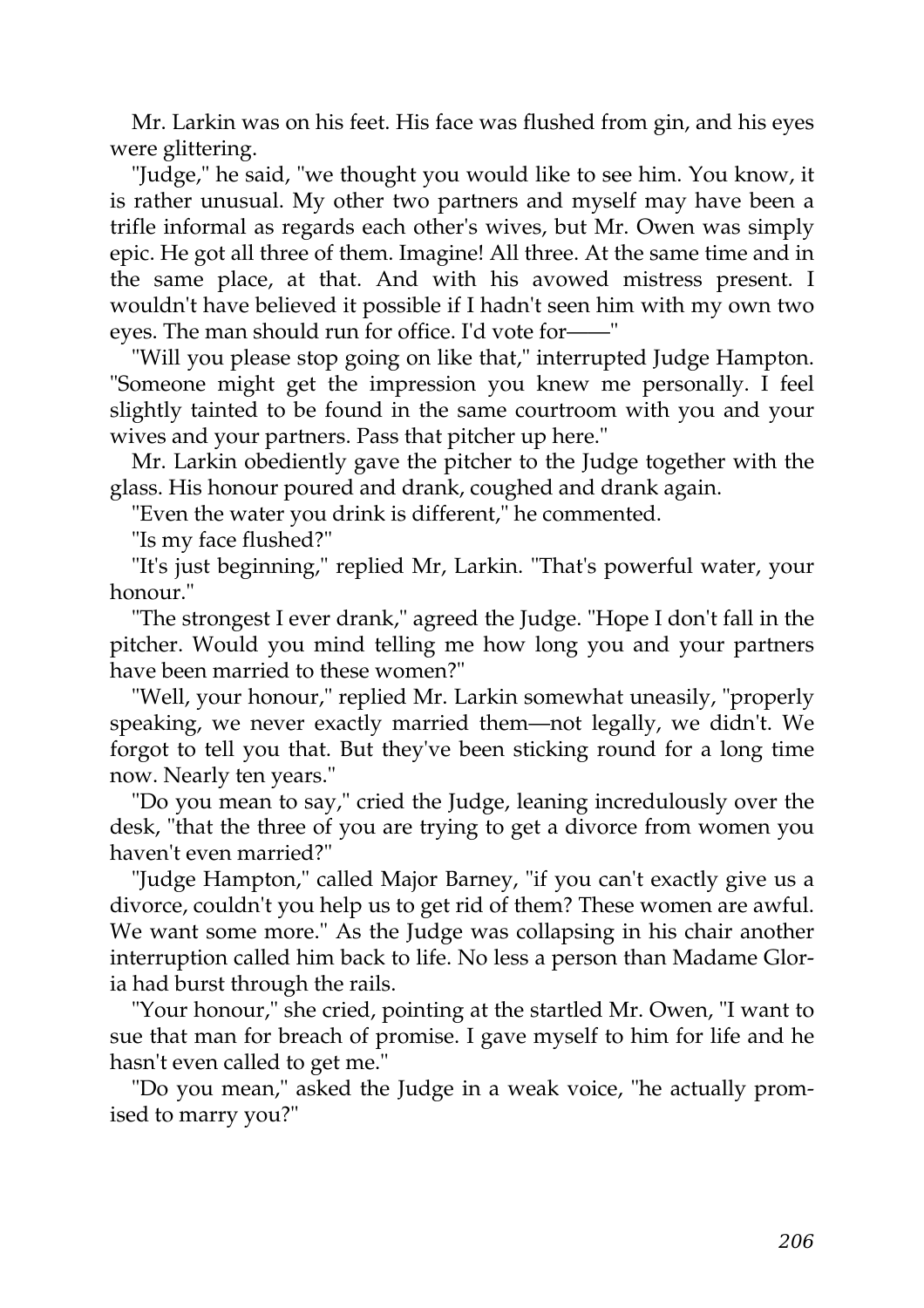Mr. Larkin was on his feet. His face was flushed from gin, and his eyes were glittering.

"Judge," he said, "we thought you would like to see him. You know, it is rather unusual. My other two partners and myself may have been a trifle informal as regards each other's wives, but Mr. Owen was simply epic. He got all three of them. Imagine! All three. At the same time and in the same place, at that. And with his avowed mistress present. I wouldn't have believed it possible if I hadn't seen him with my own two eyes. The man should run for office. I'd vote for——"

"Will you please stop going on like that," interrupted Judge Hampton. "Someone might get the impression you knew me personally. I feel slightly tainted to be found in the same courtroom with you and your wives and your partners. Pass that pitcher up here."

Mr. Larkin obediently gave the pitcher to the Judge together with the glass. His honour poured and drank, coughed and drank again.

"Even the water you drink is different," he commented.

"Is my face flushed?"

"It's just beginning," replied Mr, Larkin. "That's powerful water, your honour."

"The strongest I ever drank," agreed the Judge. "Hope I don't fall in the pitcher. Would you mind telling me how long you and your partners have been married to these women?"

"Well, your honour," replied Mr. Larkin somewhat uneasily, "properly speaking, we never exactly married them—not legally, we didn't. We forgot to tell you that. But they've been sticking round for a long time now. Nearly ten years."

"Do you mean to say," cried the Judge, leaning incredulously over the desk, "that the three of you are trying to get a divorce from women you haven't even married?"

"Judge Hampton," called Major Barney, "if you can't exactly give us a divorce, couldn't you help us to get rid of them? These women are awful. We want some more." As the Judge was collapsing in his chair another interruption called him back to life. No less a person than Madame Gloria had burst through the rails.

"Your honour," she cried, pointing at the startled Mr. Owen, "I want to sue that man for breach of promise. I gave myself to him for life and he hasn't even called to get me."

"Do you mean," asked the Judge in a weak voice, "he actually promised to marry you?"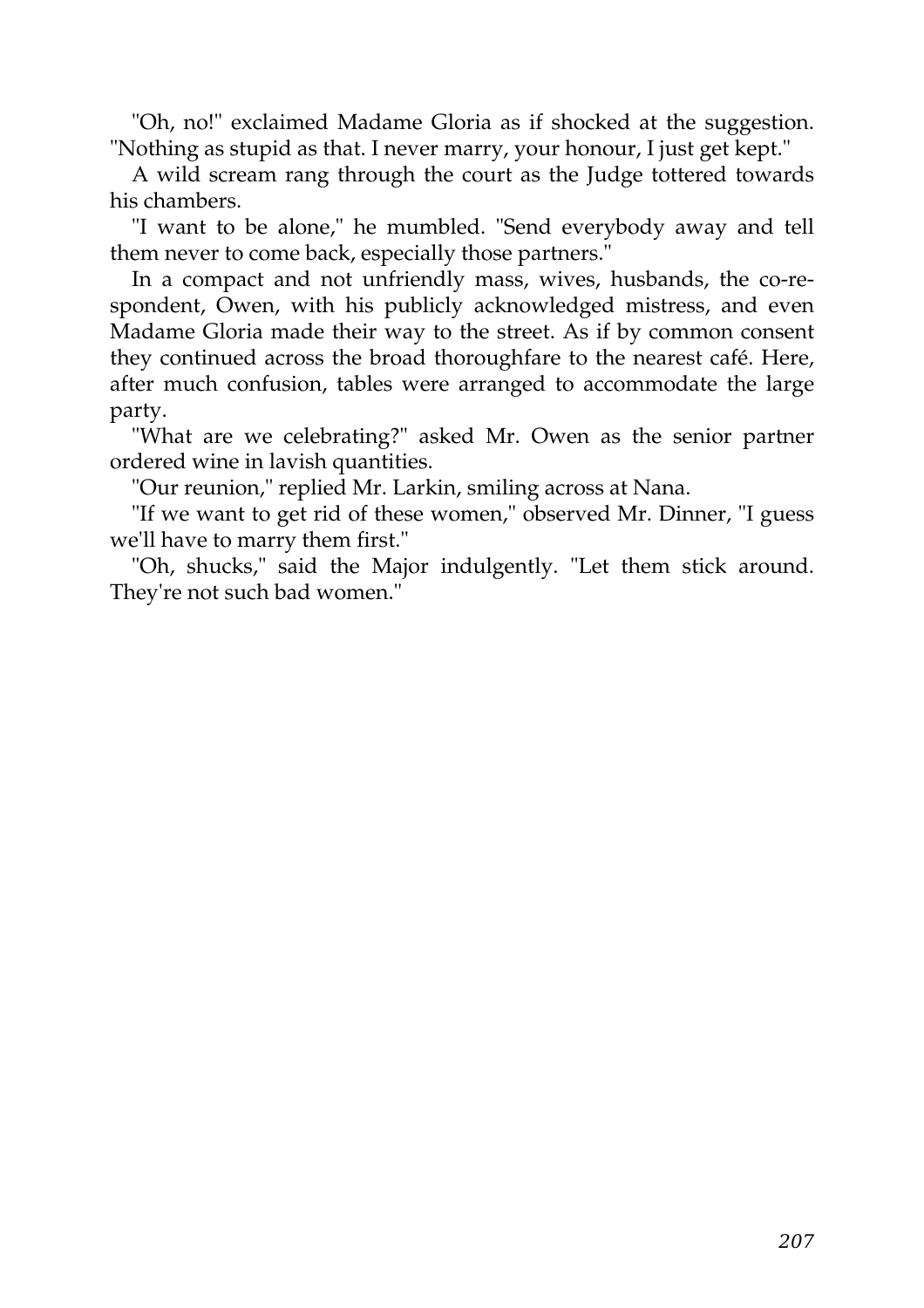"Oh, no!" exclaimed Madame Gloria as if shocked at the suggestion. "Nothing as stupid as that. I never marry, your honour, I just get kept."

A wild scream rang through the court as the Judge tottered towards his chambers.

"I want to be alone," he mumbled. "Send everybody away and tell them never to come back, especially those partners."

In a compact and not unfriendly mass, wives, husbands, the co-respondent, Owen, with his publicly acknowledged mistress, and even Madame Gloria made their way to the street. As if by common consent they continued across the broad thoroughfare to the nearest café. Here, after much confusion, tables were arranged to accommodate the large party.

"What are we celebrating?" asked Mr. Owen as the senior partner ordered wine in lavish quantities.

"Our reunion," replied Mr. Larkin, smiling across at Nana.

"If we want to get rid of these women," observed Mr. Dinner, "I guess we'll have to marry them first."

"Oh, shucks," said the Major indulgently. "Let them stick around. They're not such bad women."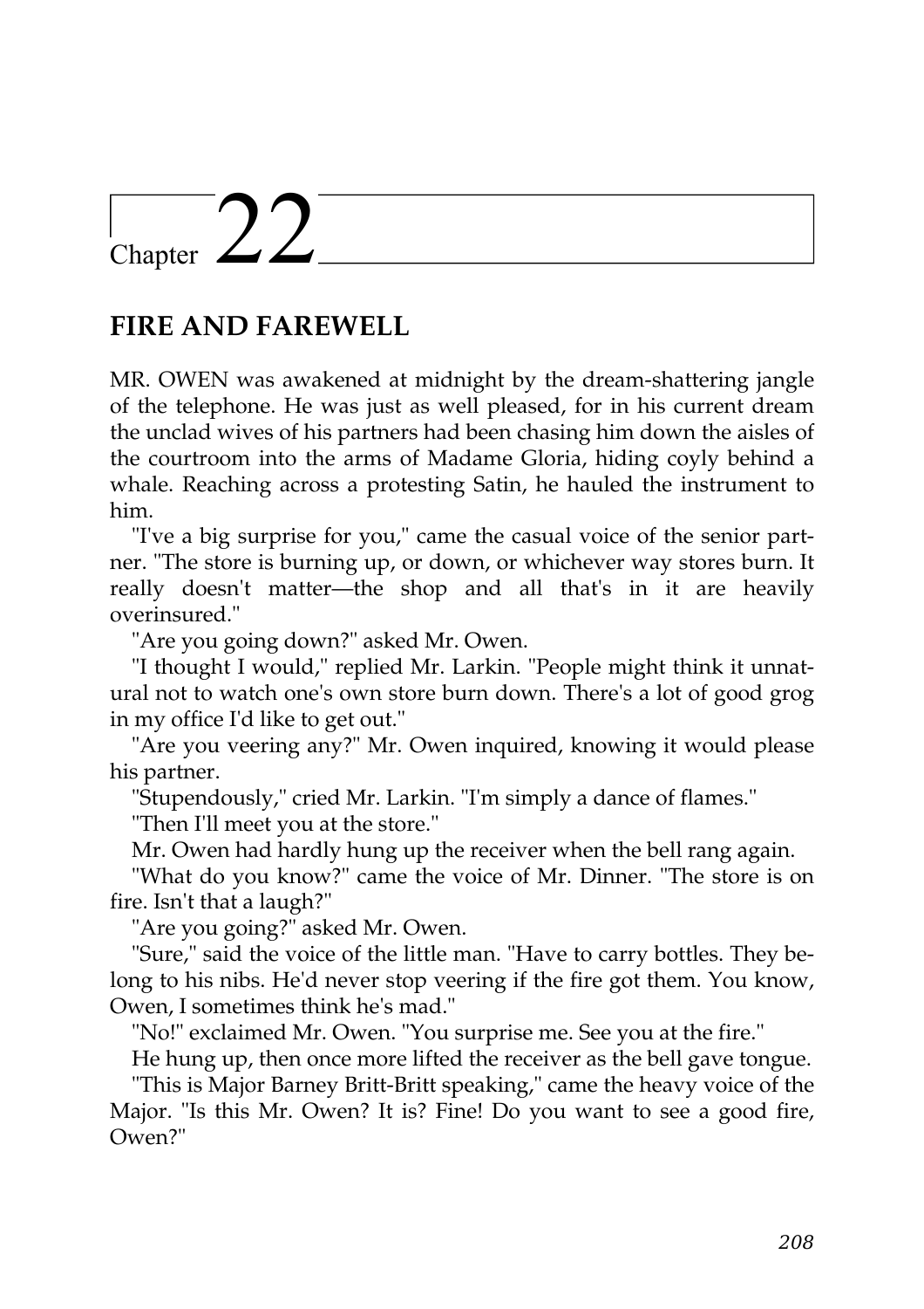# Chapter 22

## FIRE AND FAREWELL

MR. OWEN was awakened at midnight by the dream-shattering jangle of the telephone. He was just as well pleased, for in his current dream the unclad wives of his partners had been chasing him down the aisles of the courtroom into the arms of Madame Gloria, hiding coyly behind a whale. Reaching across a protesting Satin, he hauled the instrument to him.

"I've a big surprise for you," came the casual voice of the senior partner. "The store is burning up, or down, or whichever way stores burn. It really doesn't matter—the shop and all that's in it are heavily overinsured."

"Are you going down?" asked Mr. Owen.

"I thought I would," replied Mr. Larkin. "People might think it unnatural not to watch one's own store burn down. There's a lot of good grog in my office I'd like to get out."

"Are you veering any?" Mr. Owen inquired, knowing it would please his partner.

"Stupendously," cried Mr. Larkin. "I'm simply a dance of flames."

"Then I'll meet you at the store."

Mr. Owen had hardly hung up the receiver when the bell rang again.

"What do you know?" came the voice of Mr. Dinner. "The store is on fire. Isn't that a laugh?"

"Are you going?" asked Mr. Owen.

"Sure," said the voice of the little man. "Have to carry bottles. They belong to his nibs. He'd never stop veering if the fire got them. You know, Owen, I sometimes think he's mad."

"No!" exclaimed Mr. Owen. "You surprise me. See you at the fire."

He hung up, then once more lifted the receiver as the bell gave tongue.

"This is Major Barney Britt-Britt speaking," came the heavy voice of the Major. "Is this Mr. Owen? It is? Fine! Do you want to see a good fire, Owen?"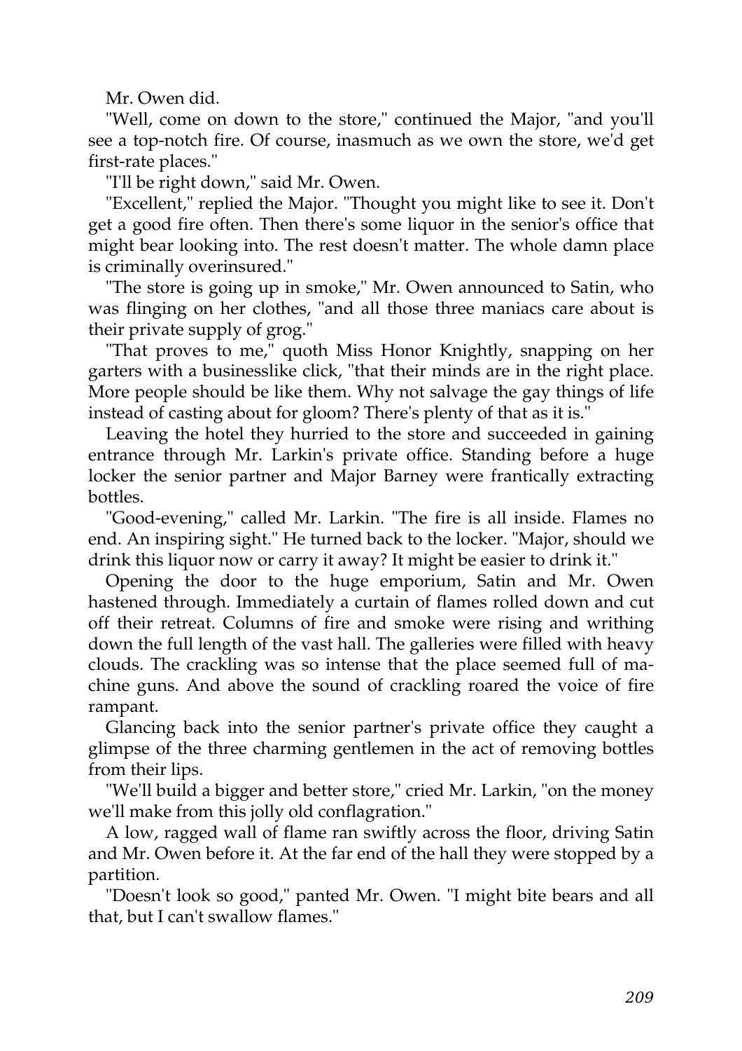Mr. Owen did.

"Well, come on down to the store," continued the Major, "and you'll see a top-notch fire. Of course, inasmuch as we own the store, we'd get first-rate places."

"I'll be right down," said Mr. Owen.

"Excellent," replied the Major. "Thought you might like to see it. Don't get a good fire often. Then there's some liquor in the senior's office that might bear looking into. The rest doesn't matter. The whole damn place is criminally overinsured."

"The store is going up in smoke," Mr. Owen announced to Satin, who was flinging on her clothes, "and all those three maniacs care about is their private supply of grog."

"That proves to me," quoth Miss Honor Knightly, snapping on her garters with a businesslike click, "that their minds are in the right place. More people should be like them. Why not salvage the gay things of life instead of casting about for gloom? There's plenty of that as it is."

Leaving the hotel they hurried to the store and succeeded in gaining entrance through Mr. Larkin's private office. Standing before a huge locker the senior partner and Major Barney were frantically extracting bottles.

"Good-evening," called Mr. Larkin. "The fire is all inside. Flames no end. An inspiring sight." He turned back to the locker. "Major, should we drink this liquor now or carry it away? It might be easier to drink it."

Opening the door to the huge emporium, Satin and Mr. Owen hastened through. Immediately a curtain of flames rolled down and cut off their retreat. Columns of fire and smoke were rising and writhing down the full length of the vast hall. The galleries were filled with heavy clouds. The crackling was so intense that the place seemed full of machine guns. And above the sound of crackling roared the voice of fire rampant.

Glancing back into the senior partner's private office they caught a glimpse of the three charming gentlemen in the act of removing bottles from their lips.

"We'll build a bigger and better store," cried Mr. Larkin, "on the money we'll make from this jolly old conflagration."

A low, ragged wall of flame ran swiftly across the floor, driving Satin and Mr. Owen before it. At the far end of the hall they were stopped by a partition.

"Doesn't look so good," panted Mr. Owen. "I might bite bears and all that, but I can't swallow flames."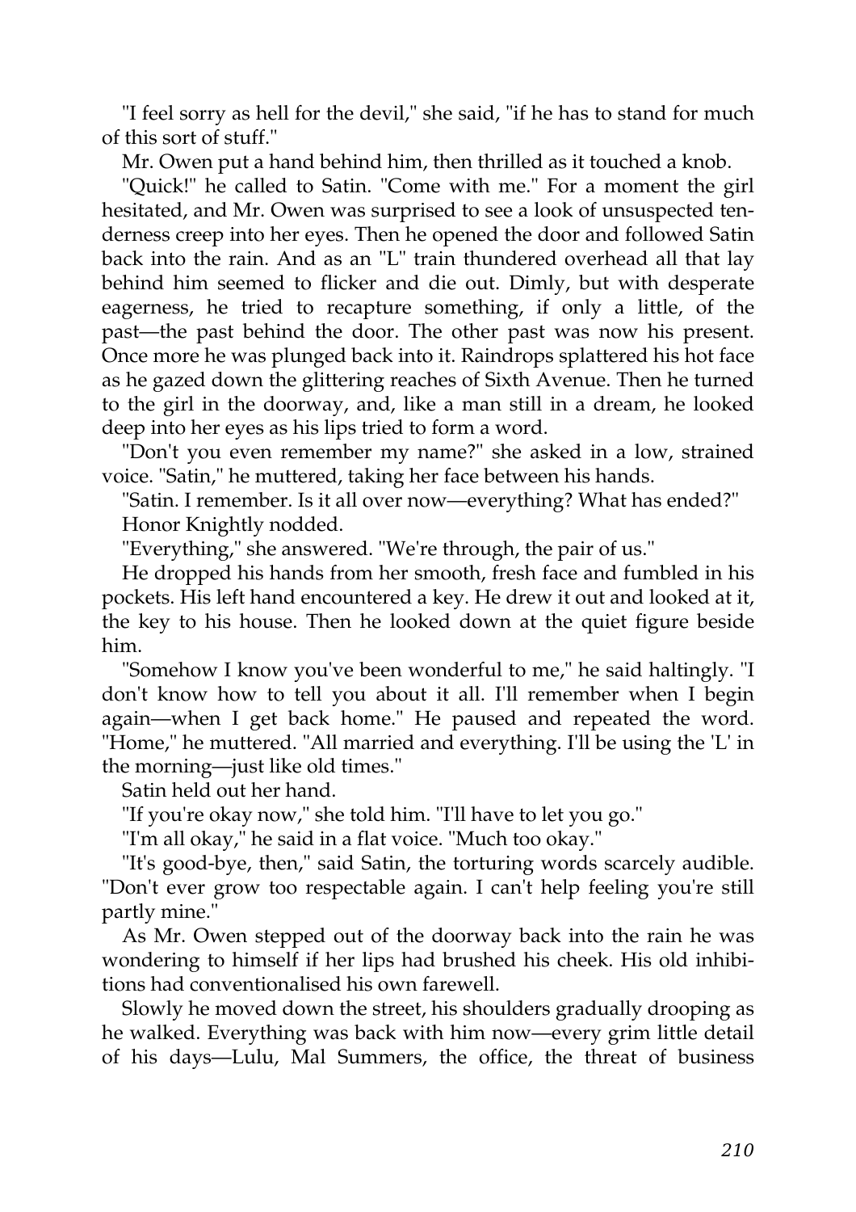"I feel sorry as hell for the devil," she said, "if he has to stand for much of this sort of stuff."

Mr. Owen put a hand behind him, then thrilled as it touched a knob.

"Quick!" he called to Satin. "Come with me." For a moment the girl hesitated, and Mr. Owen was surprised to see a look of unsuspected tenderness creep into her eyes. Then he opened the door and followed Satin back into the rain. And as an "L" train thundered overhead all that lay behind him seemed to flicker and die out. Dimly, but with desperate eagerness, he tried to recapture something, if only a little, of the past—the past behind the door. The other past was now his present. Once more he was plunged back into it. Raindrops splattered his hot face as he gazed down the glittering reaches of Sixth Avenue. Then he turned to the girl in the doorway, and, like a man still in a dream, he looked deep into her eyes as his lips tried to form a word.

"Don't you even remember my name?" she asked in a low, strained voice. "Satin," he muttered, taking her face between his hands.

"Satin. I remember. Is it all over now—everything? What has ended?"

Honor Knightly nodded.

"Everything," she answered. "We're through, the pair of us."

He dropped his hands from her smooth, fresh face and fumbled in his pockets. His left hand encountered a key. He drew it out and looked at it, the key to his house. Then he looked down at the quiet figure beside him.

"Somehow I know you've been wonderful to me," he said haltingly. "I don't know how to tell you about it all. I'll remember when I begin again—when I get back home." He paused and repeated the word. "Home," he muttered. "All married and everything. I'll be using the 'L' in the morning—just like old times."

Satin held out her hand.

"If you're okay now," she told him. "I'll have to let you go."

"I'm all okay," he said in a flat voice. "Much too okay."

"It's good-bye, then," said Satin, the torturing words scarcely audible. "Don't ever grow too respectable again. I can't help feeling you're still partly mine."

As Mr. Owen stepped out of the doorway back into the rain he was wondering to himself if her lips had brushed his cheek. His old inhibitions had conventionalised his own farewell.

Slowly he moved down the street, his shoulders gradually drooping as he walked. Everything was back with him now—every grim little detail of his days—Lulu, Mal Summers, the office, the threat of business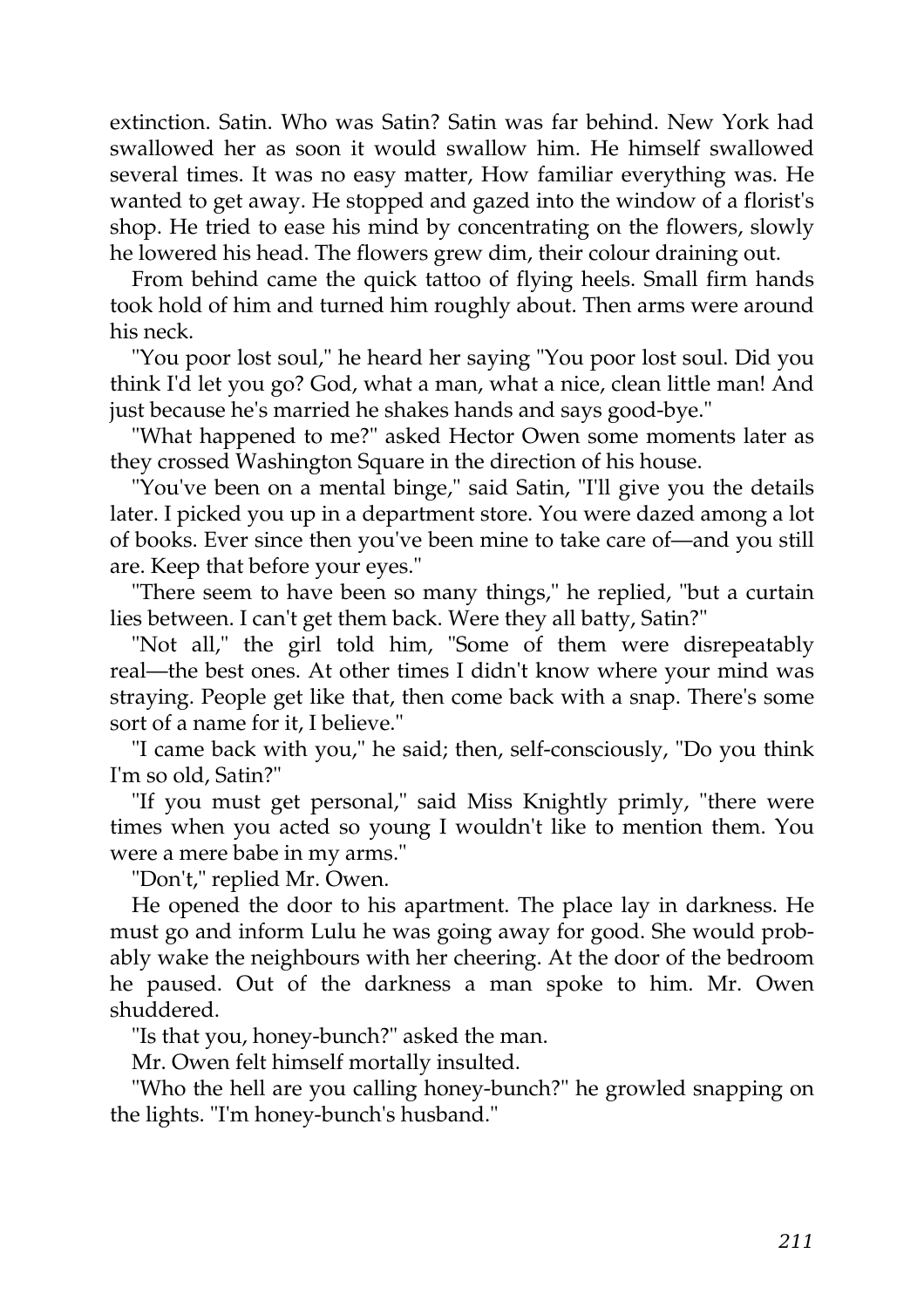extinction. Satin. Who was Satin? Satin was far behind. New York had swallowed her as soon it would swallow him. He himself swallowed several times. It was no easy matter, How familiar everything was. He wanted to get away. He stopped and gazed into the window of a florist's shop. He tried to ease his mind by concentrating on the flowers, slowly he lowered his head. The flowers grew dim, their colour draining out.

From behind came the quick tattoo of flying heels. Small firm hands took hold of him and turned him roughly about. Then arms were around his neck.

"You poor lost soul," he heard her saying "You poor lost soul. Did you think I'd let you go? God, what a man, what a nice, clean little man! And just because he's married he shakes hands and says good-bye."

"What happened to me?" asked Hector Owen some moments later as they crossed Washington Square in the direction of his house.

"You've been on a mental binge," said Satin, "I'll give you the details later. I picked you up in a department store. You were dazed among a lot of books. Ever since then you've been mine to take care of—and you still are. Keep that before your eyes."

"There seem to have been so many things," he replied, "but a curtain lies between. I can't get them back. Were they all batty, Satin?"

"Not all," the girl told him, "Some of them were disrepeatably real—the best ones. At other times I didn't know where your mind was straying. People get like that, then come back with a snap. There's some sort of a name for it, I believe."

"I came back with you," he said; then, self-consciously, "Do you think I'm so old, Satin?"

"If you must get personal," said Miss Knightly primly, "there were times when you acted so young I wouldn't like to mention them. You were a mere babe in my arms."

"Don't," replied Mr. Owen.

He opened the door to his apartment. The place lay in darkness. He must go and inform Lulu he was going away for good. She would probably wake the neighbours with her cheering. At the door of the bedroom he paused. Out of the darkness a man spoke to him. Mr. Owen shuddered.

"Is that you, honey-bunch?" asked the man.

Mr. Owen felt himself mortally insulted.

"Who the hell are you calling honey-bunch?" he growled snapping on the lights. "I'm honey-bunch's husband."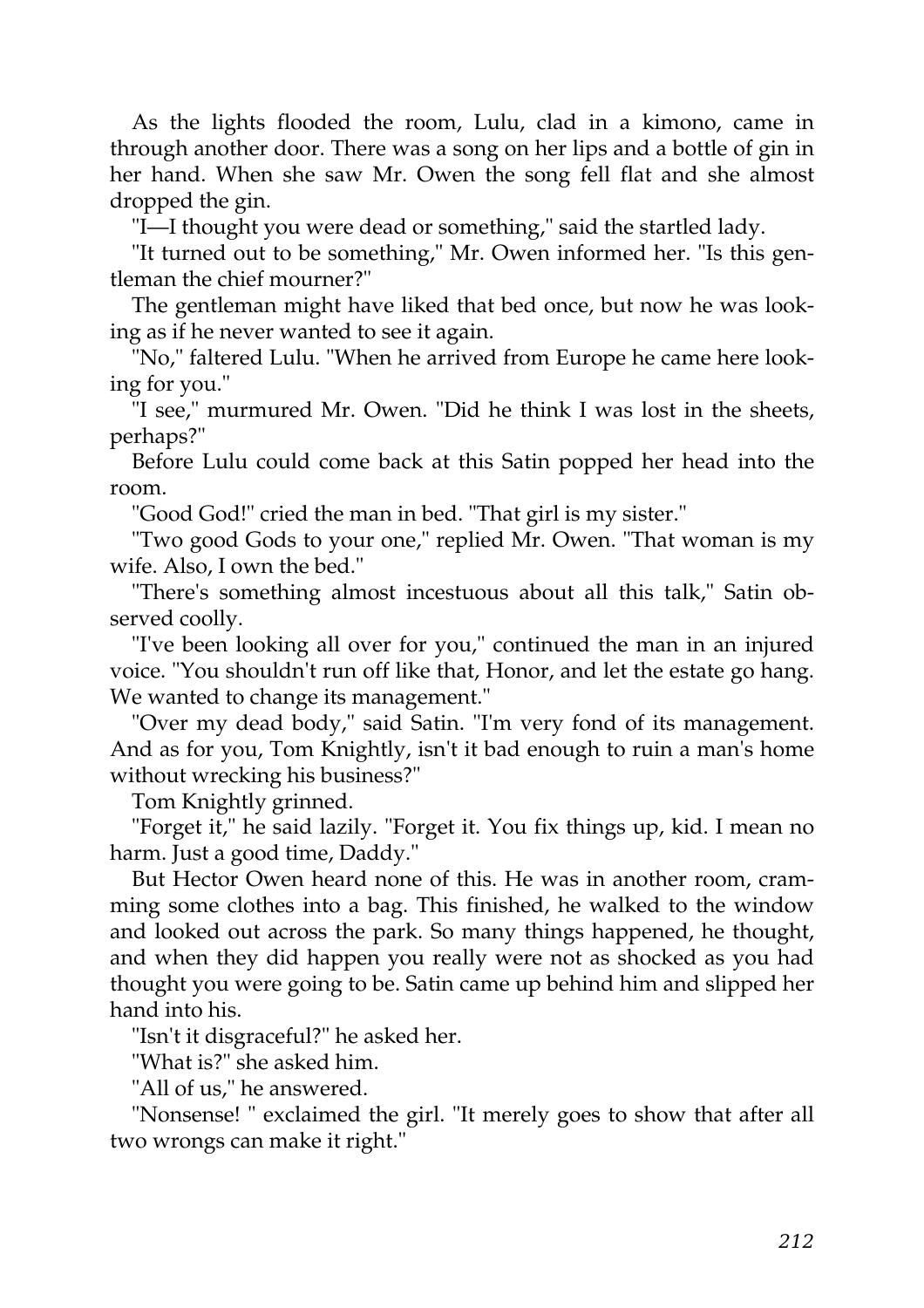As the lights flooded the room, Lulu, clad in a kimono, came in through another door. There was a song on her lips and a bottle of gin in her hand. When she saw Mr. Owen the song fell flat and she almost dropped the gin.

"I—I thought you were dead or something," said the startled lady.

"It turned out to be something," Mr. Owen informed her. "Is this gentleman the chief mourner?"

The gentleman might have liked that bed once, but now he was looking as if he never wanted to see it again.

"No," faltered Lulu. "When he arrived from Europe he came here looking for you."

"I see," murmured Mr. Owen. "Did he think I was lost in the sheets, perhaps?"

Before Lulu could come back at this Satin popped her head into the room.

"Good God!" cried the man in bed. "That girl is my sister."

"Two good Gods to your one," replied Mr. Owen. "That woman is my wife. Also, I own the bed."

"There's something almost incestuous about all this talk," Satin observed coolly.

"I've been looking all over for you," continued the man in an injured voice. "You shouldn't run off like that, Honor, and let the estate go hang. We wanted to change its management."

"Over my dead body," said Satin. "I'm very fond of its management. And as for you, Tom Knightly, isn't it bad enough to ruin a man's home without wrecking his business?"

Tom Knightly grinned.

"Forget it," he said lazily. "Forget it. You fix things up, kid. I mean no harm. Just a good time, Daddy."

But Hector Owen heard none of this. He was in another room, cramming some clothes into a bag. This finished, he walked to the window and looked out across the park. So many things happened, he thought, and when they did happen you really were not as shocked as you had thought you were going to be. Satin came up behind him and slipped her hand into his.

"Isn't it disgraceful?" he asked her.

"What is?" she asked him.

"All of us," he answered.

"Nonsense! " exclaimed the girl. "It merely goes to show that after all two wrongs can make it right."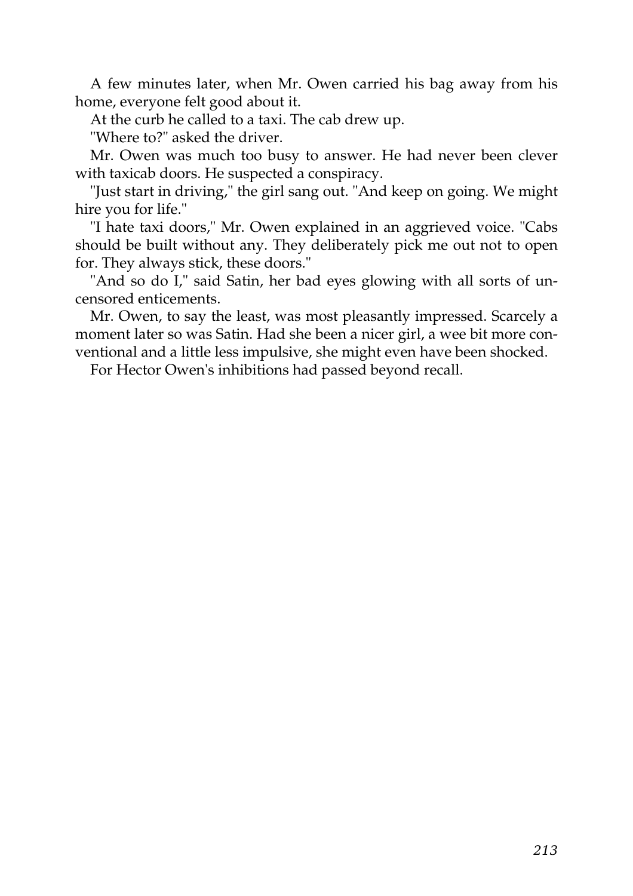A few minutes later, when Mr. Owen carried his bag away from his home, everyone felt good about it.

At the curb he called to a taxi. The cab drew up.

"Where to?" asked the driver.

Mr. Owen was much too busy to answer. He had never been clever with taxicab doors. He suspected a conspiracy.

"Just start in driving," the girl sang out. "And keep on going. We might hire you for life."

"I hate taxi doors," Mr. Owen explained in an aggrieved voice. "Cabs should be built without any. They deliberately pick me out not to open for. They always stick, these doors."

"And so do I," said Satin, her bad eyes glowing with all sorts of uncensored enticements.

Mr. Owen, to say the least, was most pleasantly impressed. Scarcely a moment later so was Satin. Had she been a nicer girl, a wee bit more conventional and a little less impulsive, she might even have been shocked.

For Hector Owen's inhibitions had passed beyond recall.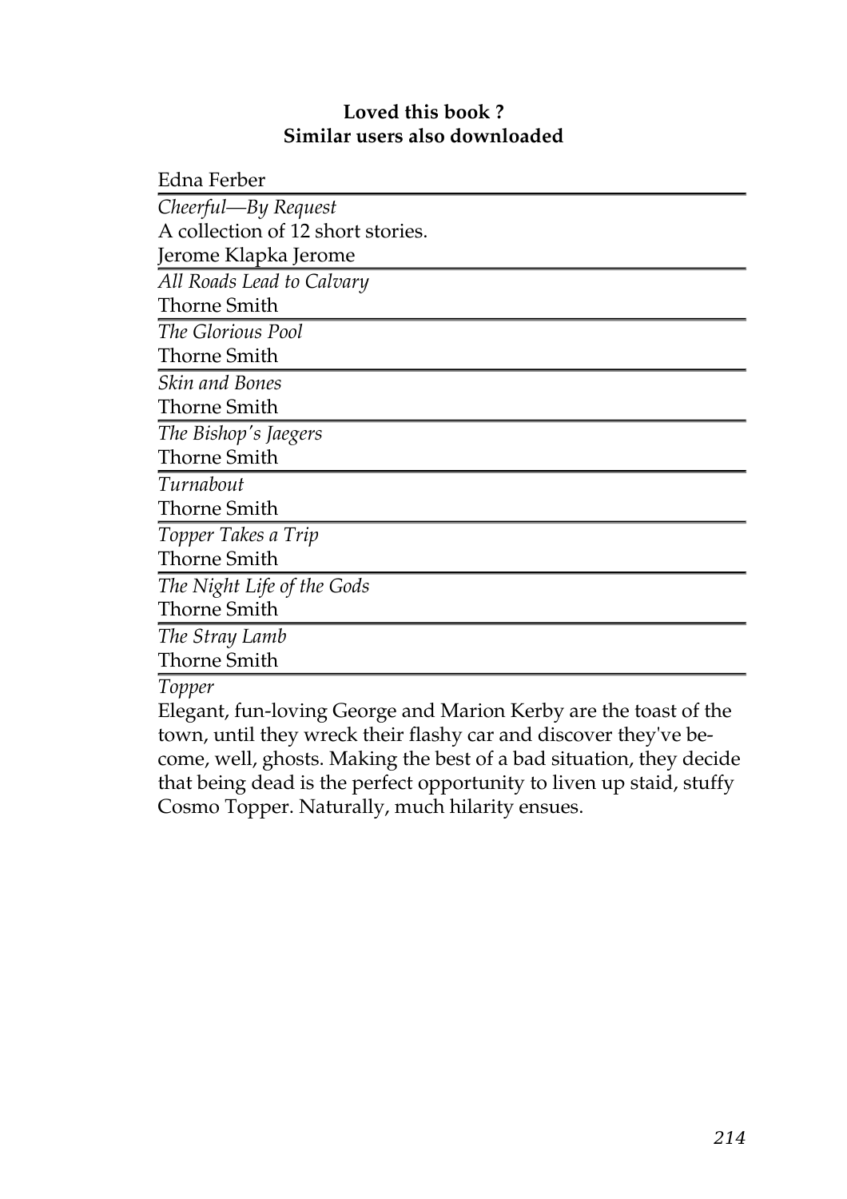**Loved this book ?**
**Similar users also downloaded**

Edna Ferber

*Cheerful—By Request*

A collection of 12 short stories.

Jerome Klapka Jerome

*All Roads Lead to Calvary*

Thorne Smith

*The Glorious Pool*

Thorne Smith

*Skin and Bones*

Thorne Smith

*The Bishop's Jaegers*

Thorne Smith

*Turnabout*

Thorne Smith

*Topper Takes a Trip*

Thorne Smith

*The Night Life of the Gods*

Thorne Smith

*The Stray Lamb*

Thorne Smith

*Topper*

Elegant, fun-loving George and Marion Kerby are the toast of the town, until they wreck their flashy car and discover they've become, well, ghosts. Making the best of a bad situation, they decide that being dead is the perfect opportunity to liven up staid, stuffy Cosmo Topper. Naturally, much hilarity ensues.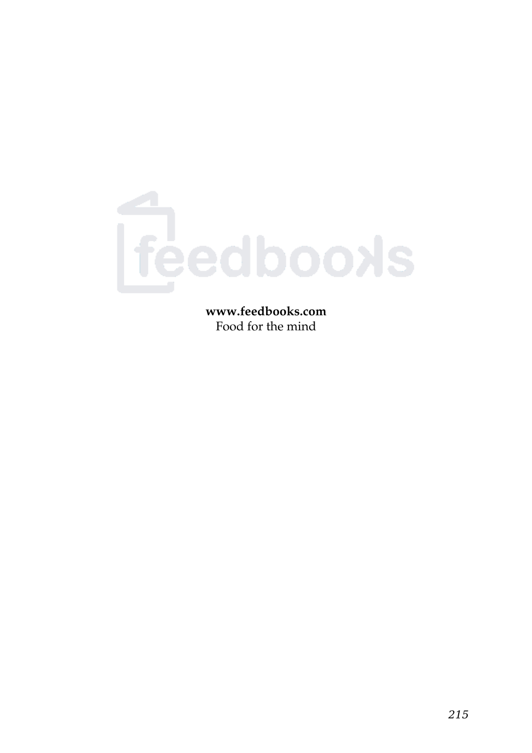**www.feedbooks.com**
Food for the mind